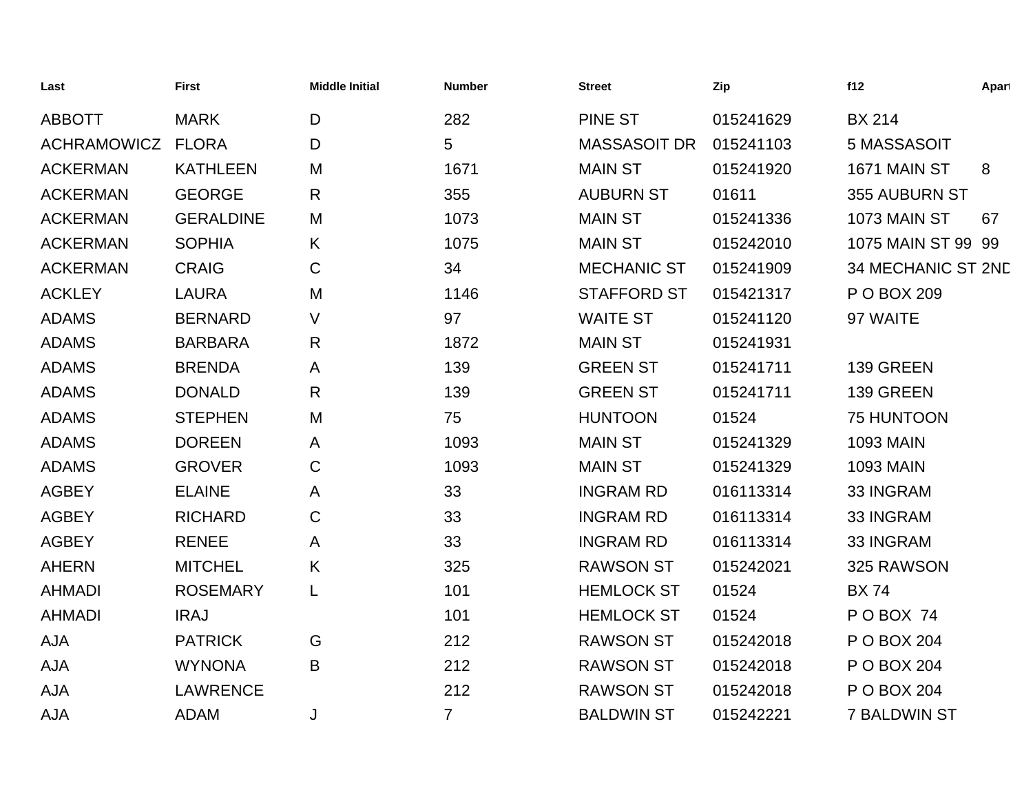| Last | First | Middle Initial | Number | Street | Zip | f12 | Apart |
|---|---|---|---|---|---|---|---|
| ABBOTT | MARK | D | 282 | PINE ST | 015241629 | BX 214 | |
| ACHRAMOWICZ | FLORA | D | 5 | MASSASOIT DR | 015241103 | 5 MASSASOIT | |
| ACKERMAN | KATHLEEN | M | 1671 | MAIN ST | 015241920 | 1671 MAIN ST | 8 |
| ACKERMAN | GEORGE | R | 355 | AUBURN ST | 01611 | 355 AUBURN ST | |
| ACKERMAN | GERALDINE | M | 1073 | MAIN ST | 015241336 | 1073 MAIN ST | 67 |
| ACKERMAN | SOPHIA | K | 1075 | MAIN ST | 015242010 | 1075 MAIN ST 99 | 99 |
| ACKERMAN | CRAIG | C | 34 | MECHANIC ST | 015241909 | 34 MECHANIC ST | 2ND |
| ACKLEY | LAURA | M | 1146 | STAFFORD ST | 015421317 | P O BOX 209 | |
| ADAMS | BERNARD | V | 97 | WAITE ST | 015241120 | 97 WAITE | |
| ADAMS | BARBARA | R | 1872 | MAIN ST | 015241931 | | |
| ADAMS | BRENDA | A | 139 | GREEN ST | 015241711 | 139 GREEN | |
| ADAMS | DONALD | R | 139 | GREEN ST | 015241711 | 139 GREEN | |
| ADAMS | STEPHEN | M | 75 | HUNTOON | 01524 | 75 HUNTOON | |
| ADAMS | DOREEN | A | 1093 | MAIN ST | 015241329 | 1093 MAIN | |
| ADAMS | GROVER | C | 1093 | MAIN ST | 015241329 | 1093 MAIN | |
| AGBEY | ELAINE | A | 33 | INGRAM RD | 016113314 | 33 INGRAM | |
| AGBEY | RICHARD | C | 33 | INGRAM RD | 016113314 | 33 INGRAM | |
| AGBEY | RENEE | A | 33 | INGRAM RD | 016113314 | 33 INGRAM | |
| AHERN | MITCHEL | K | 325 | RAWSON ST | 015242021 | 325 RAWSON | |
| AHMADI | ROSEMARY | L | 101 | HEMLOCK ST | 01524 | BX 74 | |
| AHMADI | IRAJ | | 101 | HEMLOCK ST | 01524 | P O BOX 74 | |
| AJA | PATRICK | G | 212 | RAWSON ST | 015242018 | P O BOX 204 | |
| AJA | WYNONA | B | 212 | RAWSON ST | 015242018 | P O BOX 204 | |
| AJA | LAWRENCE | | 212 | RAWSON ST | 015242018 | P O BOX 204 | |
| AJA | ADAM | J | 7 | BALDWIN ST | 015242221 | 7 BALDWIN ST | |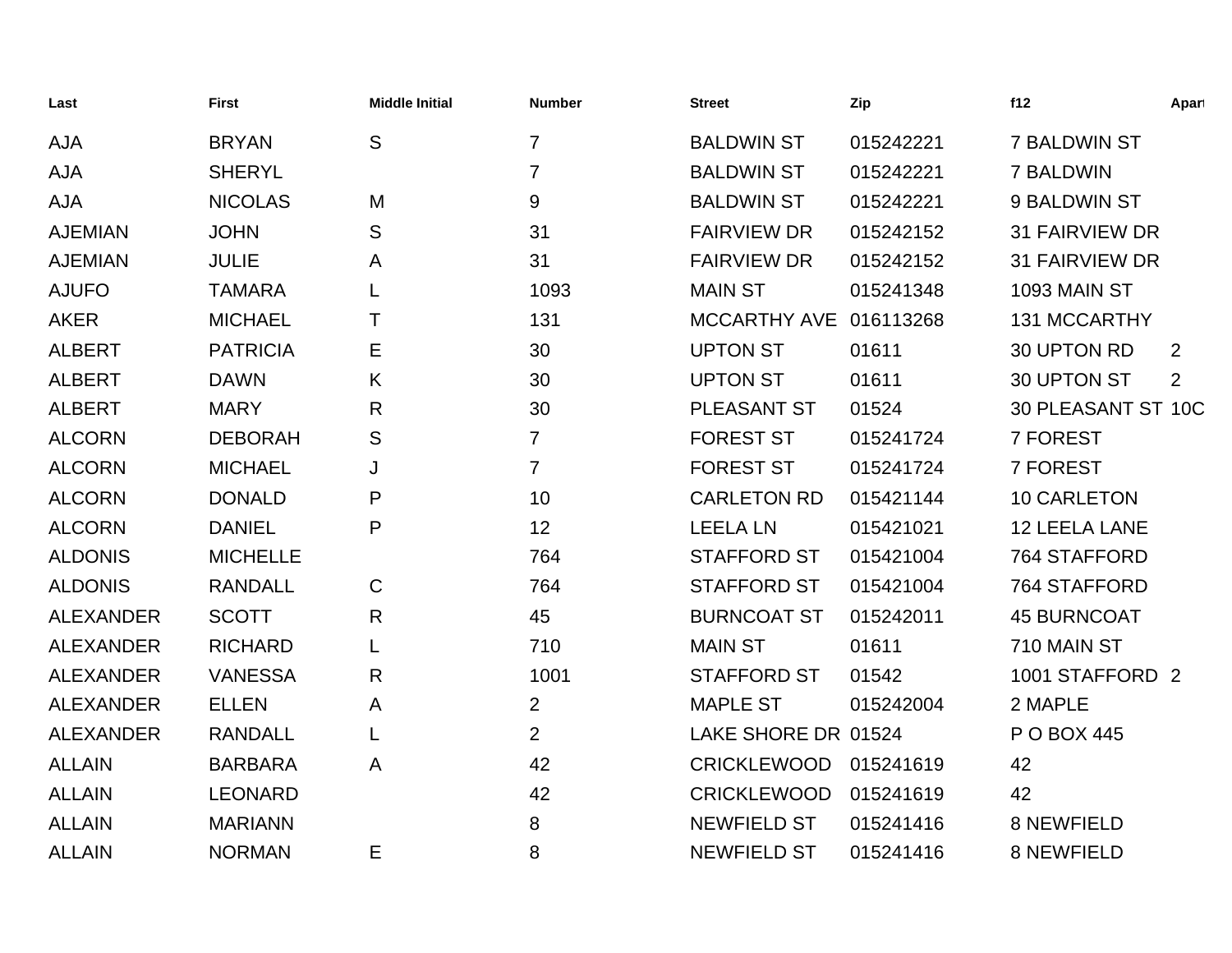| Last | First | Middle Initial | Number | Street | Zip | f12 | Apart |
|---|---|---|---|---|---|---|---|
| AJA | BRYAN | S | 7 | BALDWIN ST | 015242221 | 7 BALDWIN ST | |
| AJA | SHERYL | | 7 | BALDWIN ST | 015242221 | 7 BALDWIN | |
| AJA | NICOLAS | M | 9 | BALDWIN ST | 015242221 | 9 BALDWIN ST | |
| AJEMIAN | JOHN | S | 31 | FAIRVIEW DR | 015242152 | 31 FAIRVIEW DR | |
| AJEMIAN | JULIE | A | 31 | FAIRVIEW DR | 015242152 | 31 FAIRVIEW DR | |
| AJUFO | TAMARA | L | 1093 | MAIN ST | 015241348 | 1093 MAIN ST | |
| AKER | MICHAEL | T | 131 | MCCARTHY AVE | 016113268 | 131 MCCARTHY | |
| ALBERT | PATRICIA | E | 30 | UPTON ST | 01611 | 30 UPTON RD | 2 |
| ALBERT | DAWN | K | 30 | UPTON ST | 01611 | 30 UPTON ST | 2 |
| ALBERT | MARY | R | 30 | PLEASANT ST | 01524 | 30 PLEASANT ST | 10C |
| ALCORN | DEBORAH | S | 7 | FOREST ST | 015241724 | 7 FOREST | |
| ALCORN | MICHAEL | J | 7 | FOREST ST | 015241724 | 7 FOREST | |
| ALCORN | DONALD | P | 10 | CARLETON RD | 015421144 | 10 CARLETON | |
| ALCORN | DANIEL | P | 12 | LEELA LN | 015421021 | 12 LEELA LANE | |
| ALDONIS | MICHELLE | | 764 | STAFFORD ST | 015421004 | 764 STAFFORD | |
| ALDONIS | RANDALL | C | 764 | STAFFORD ST | 015421004 | 764 STAFFORD | |
| ALEXANDER | SCOTT | R | 45 | BURNCOAT ST | 015242011 | 45 BURNCOAT | |
| ALEXANDER | RICHARD | L | 710 | MAIN ST | 01611 | 710 MAIN ST | |
| ALEXANDER | VANESSA | R | 1001 | STAFFORD ST | 01542 | 1001 STAFFORD | 2 |
| ALEXANDER | ELLEN | A | 2 | MAPLE ST | 015242004 | 2 MAPLE | |
| ALEXANDER | RANDALL | L | 2 | LAKE SHORE DR | 01524 | P O BOX 445 | |
| ALLAIN | BARBARA | A | 42 | CRICKLEWOOD | 015241619 | 42 | |
| ALLAIN | LEONARD | | 42 | CRICKLEWOOD | 015241619 | 42 | |
| ALLAIN | MARIANN | | 8 | NEWFIELD ST | 015241416 | 8 NEWFIELD | |
| ALLAIN | NORMAN | E | 8 | NEWFIELD ST | 015241416 | 8 NEWFIELD | |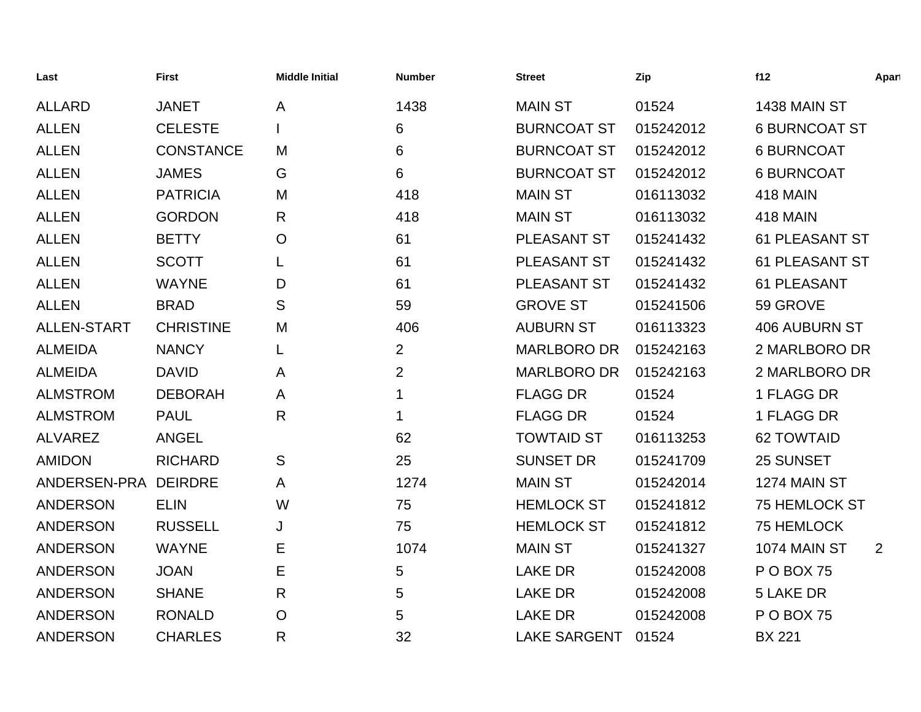| Last | First | Middle Initial | Number | Street | Zip | f12 | Apart |
|---|---|---|---|---|---|---|---|
| ALLARD | JANET | A | 1438 | MAIN ST | 01524 | 1438 MAIN ST | |
| ALLEN | CELESTE | I | 6 | BURNCOAT ST | 015242012 | 6 BURNCOAT ST | |
| ALLEN | CONSTANCE | M | 6 | BURNCOAT ST | 015242012 | 6 BURNCOAT | |
| ALLEN | JAMES | G | 6 | BURNCOAT ST | 015242012 | 6 BURNCOAT | |
| ALLEN | PATRICIA | M | 418 | MAIN ST | 016113032 | 418 MAIN | |
| ALLEN | GORDON | R | 418 | MAIN ST | 016113032 | 418 MAIN | |
| ALLEN | BETTY | O | 61 | PLEASANT ST | 015241432 | 61 PLEASANT ST | |
| ALLEN | SCOTT | L | 61 | PLEASANT ST | 015241432 | 61 PLEASANT ST | |
| ALLEN | WAYNE | D | 61 | PLEASANT ST | 015241432 | 61 PLEASANT | |
| ALLEN | BRAD | S | 59 | GROVE ST | 015241506 | 59 GROVE | |
| ALLEN-START | CHRISTINE | M | 406 | AUBURN ST | 016113323 | 406 AUBURN ST | |
| ALMEIDA | NANCY | L | 2 | MARLBORO DR | 015242163 | 2 MARLBORO DR | |
| ALMEIDA | DAVID | A | 2 | MARLBORO DR | 015242163 | 2 MARLBORO DR | |
| ALMSTROM | DEBORAH | A | 1 | FLAGG DR | 01524 | 1 FLAGG DR | |
| ALMSTROM | PAUL | R | 1 | FLAGG DR | 01524 | 1 FLAGG DR | |
| ALVAREZ | ANGEL | | 62 | TOWTAID ST | 016113253 | 62 TOWTAID | |
| AMIDON | RICHARD | S | 25 | SUNSET DR | 015241709 | 25 SUNSET | |
| ANDERSEN-PRA | DEIRDRE | A | 1274 | MAIN ST | 015242014 | 1274 MAIN ST | |
| ANDERSON | ELIN | W | 75 | HEMLOCK ST | 015241812 | 75 HEMLOCK ST | |
| ANDERSON | RUSSELL | J | 75 | HEMLOCK ST | 015241812 | 75 HEMLOCK | |
| ANDERSON | WAYNE | E | 1074 | MAIN ST | 015241327 | 1074 MAIN ST | 2 |
| ANDERSON | JOAN | E | 5 | LAKE DR | 015242008 | P O BOX 75 | |
| ANDERSON | SHANE | R | 5 | LAKE DR | 015242008 | 5 LAKE DR | |
| ANDERSON | RONALD | O | 5 | LAKE DR | 015242008 | P O BOX 75 | |
| ANDERSON | CHARLES | R | 32 | LAKE SARGENT | 01524 | BX 221 | |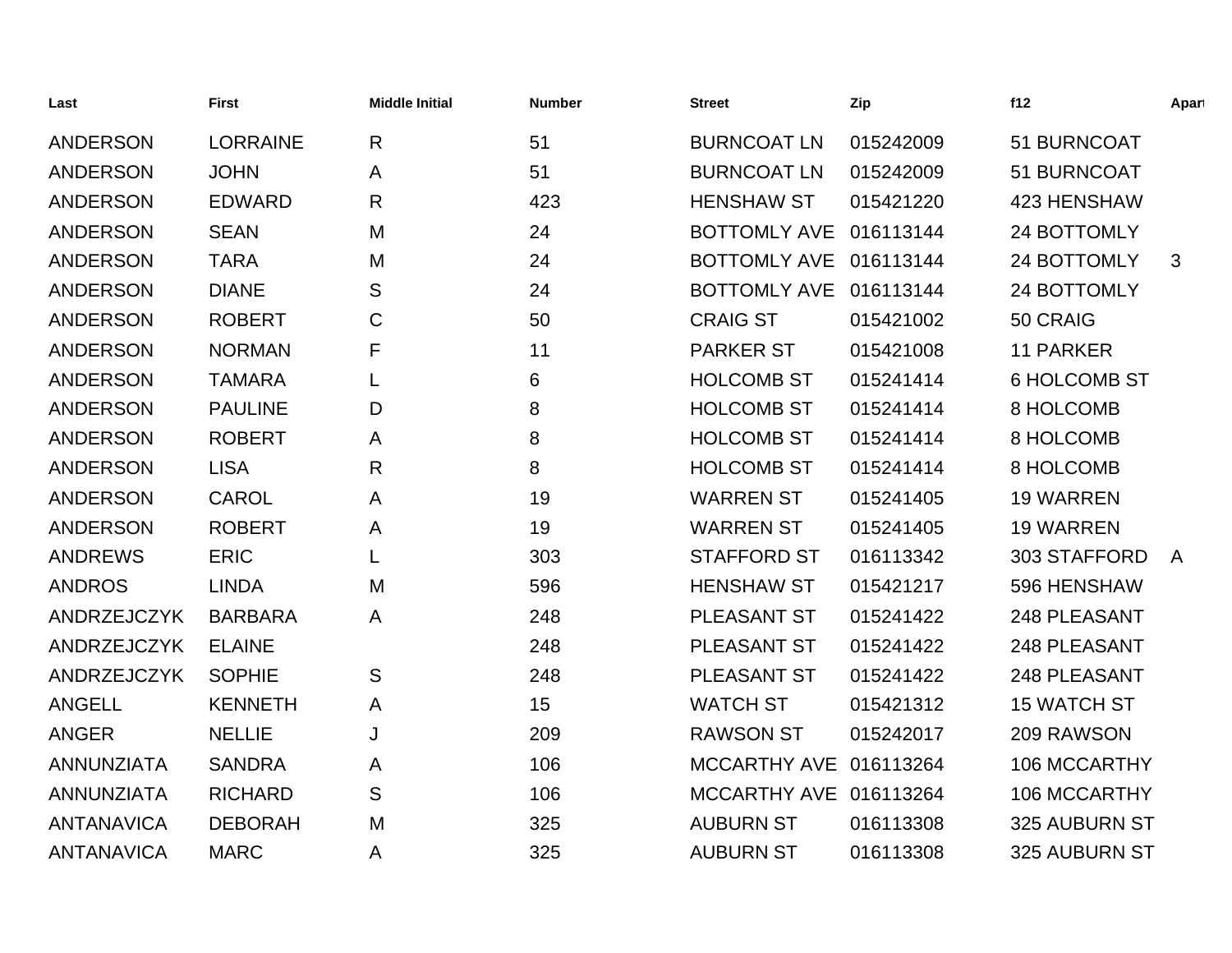| Last | First | Middle Initial | Number | Street | Zip | f12 | Apart |
| --- | --- | --- | --- | --- | --- | --- | --- |
| ANDERSON | LORRAINE | R | 51 | BURNCOAT LN | 015242009 | 51 BURNCOAT | |
| ANDERSON | JOHN | A | 51 | BURNCOAT LN | 015242009 | 51 BURNCOAT | |
| ANDERSON | EDWARD | R | 423 | HENSHAW ST | 015421220 | 423 HENSHAW | |
| ANDERSON | SEAN | M | 24 | BOTTOMLY AVE | 016113144 | 24 BOTTOMLY | |
| ANDERSON | TARA | M | 24 | BOTTOMLY AVE | 016113144 | 24 BOTTOMLY | 3 |
| ANDERSON | DIANE | S | 24 | BOTTOMLY AVE | 016113144 | 24 BOTTOMLY | |
| ANDERSON | ROBERT | C | 50 | CRAIG ST | 015421002 | 50 CRAIG | |
| ANDERSON | NORMAN | F | 11 | PARKER ST | 015421008 | 11 PARKER | |
| ANDERSON | TAMARA | L | 6 | HOLCOMB ST | 015241414 | 6 HOLCOMB ST | |
| ANDERSON | PAULINE | D | 8 | HOLCOMB ST | 015241414 | 8 HOLCOMB | |
| ANDERSON | ROBERT | A | 8 | HOLCOMB ST | 015241414 | 8 HOLCOMB | |
| ANDERSON | LISA | R | 8 | HOLCOMB ST | 015241414 | 8 HOLCOMB | |
| ANDERSON | CAROL | A | 19 | WARREN ST | 015241405 | 19 WARREN | |
| ANDERSON | ROBERT | A | 19 | WARREN ST | 015241405 | 19 WARREN | |
| ANDREWS | ERIC | L | 303 | STAFFORD ST | 016113342 | 303 STAFFORD | A |
| ANDROS | LINDA | M | 596 | HENSHAW ST | 015421217 | 596 HENSHAW | |
| ANDRZEJCZYK | BARBARA | A | 248 | PLEASANT ST | 015241422 | 248 PLEASANT | |
| ANDRZEJCZYK | ELAINE | | 248 | PLEASANT ST | 015241422 | 248 PLEASANT | |
| ANDRZEJCZYK | SOPHIE | S | 248 | PLEASANT ST | 015241422 | 248 PLEASANT | |
| ANGELL | KENNETH | A | 15 | WATCH ST | 015421312 | 15 WATCH ST | |
| ANGER | NELLIE | J | 209 | RAWSON ST | 015242017 | 209 RAWSON | |
| ANNUNZIATA | SANDRA | A | 106 | MCCARTHY AVE | 016113264 | 106 MCCARTHY | |
| ANNUNZIATA | RICHARD | S | 106 | MCCARTHY AVE | 016113264 | 106 MCCARTHY | |
| ANTANAVICA | DEBORAH | M | 325 | AUBURN ST | 016113308 | 325 AUBURN ST | |
| ANTANAVICA | MARC | A | 325 | AUBURN ST | 016113308 | 325 AUBURN ST | |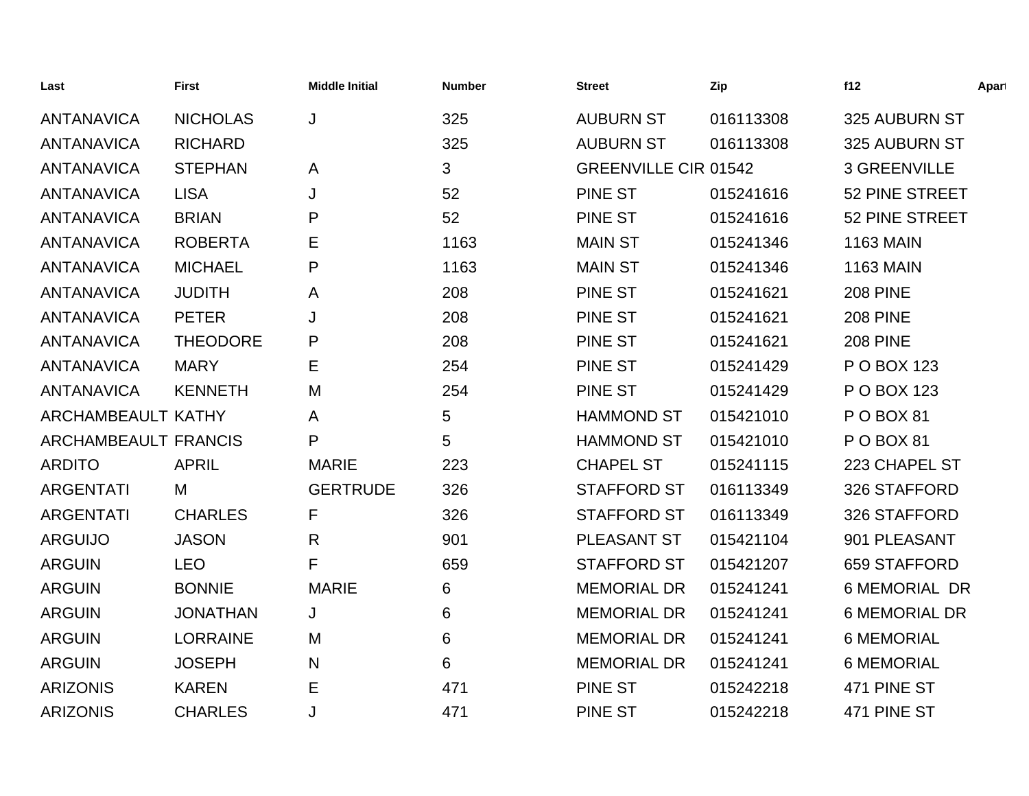| Last | First | Middle Initial | Number | Street | Zip | f12 | Apart |
|---|---|---|---|---|---|---|---|
| ANTANAVICA | NICHOLAS | J | 325 | AUBURN ST | 016113308 | 325 AUBURN ST | |
| ANTANAVICA | RICHARD | | 325 | AUBURN ST | 016113308 | 325 AUBURN ST | |
| ANTANAVICA | STEPHAN | A | 3 | GREENVILLE CIR | 01542 | 3 GREENVILLE | |
| ANTANAVICA | LISA | J | 52 | PINE ST | 015241616 | 52 PINE STREET | |
| ANTANAVICA | BRIAN | P | 52 | PINE ST | 015241616 | 52 PINE STREET | |
| ANTANAVICA | ROBERTA | E | 1163 | MAIN ST | 015241346 | 1163 MAIN | |
| ANTANAVICA | MICHAEL | P | 1163 | MAIN ST | 015241346 | 1163 MAIN | |
| ANTANAVICA | JUDITH | A | 208 | PINE ST | 015241621 | 208 PINE | |
| ANTANAVICA | PETER | J | 208 | PINE ST | 015241621 | 208 PINE | |
| ANTANAVICA | THEODORE | P | 208 | PINE ST | 015241621 | 208 PINE | |
| ANTANAVICA | MARY | E | 254 | PINE ST | 015241429 | P O BOX 123 | |
| ANTANAVICA | KENNETH | M | 254 | PINE ST | 015241429 | P O BOX 123 | |
| ARCHAMBEAULT | KATHY | A | 5 | HAMMOND ST | 015421010 | P O BOX 81 | |
| ARCHAMBEAULT | FRANCIS | P | 5 | HAMMOND ST | 015421010 | P O BOX 81 | |
| ARDITO | APRIL | MARIE | 223 | CHAPEL ST | 015241115 | 223 CHAPEL ST | |
| ARGENTATI | M | GERTRUDE | 326 | STAFFORD ST | 016113349 | 326 STAFFORD | |
| ARGENTATI | CHARLES | F | 326 | STAFFORD ST | 016113349 | 326 STAFFORD | |
| ARGUIJO | JASON | R | 901 | PLEASANT ST | 015421104 | 901 PLEASANT | |
| ARGUIN | LEO | F | 659 | STAFFORD ST | 015421207 | 659 STAFFORD | |
| ARGUIN | BONNIE | MARIE | 6 | MEMORIAL DR | 015241241 | 6 MEMORIAL DR | |
| ARGUIN | JONATHAN | J | 6 | MEMORIAL DR | 015241241 | 6 MEMORIAL DR | |
| ARGUIN | LORRAINE | M | 6 | MEMORIAL DR | 015241241 | 6 MEMORIAL | |
| ARGUIN | JOSEPH | N | 6 | MEMORIAL DR | 015241241 | 6 MEMORIAL | |
| ARIZONIS | KAREN | E | 471 | PINE ST | 015242218 | 471 PINE ST | |
| ARIZONIS | CHARLES | J | 471 | PINE ST | 015242218 | 471 PINE ST | |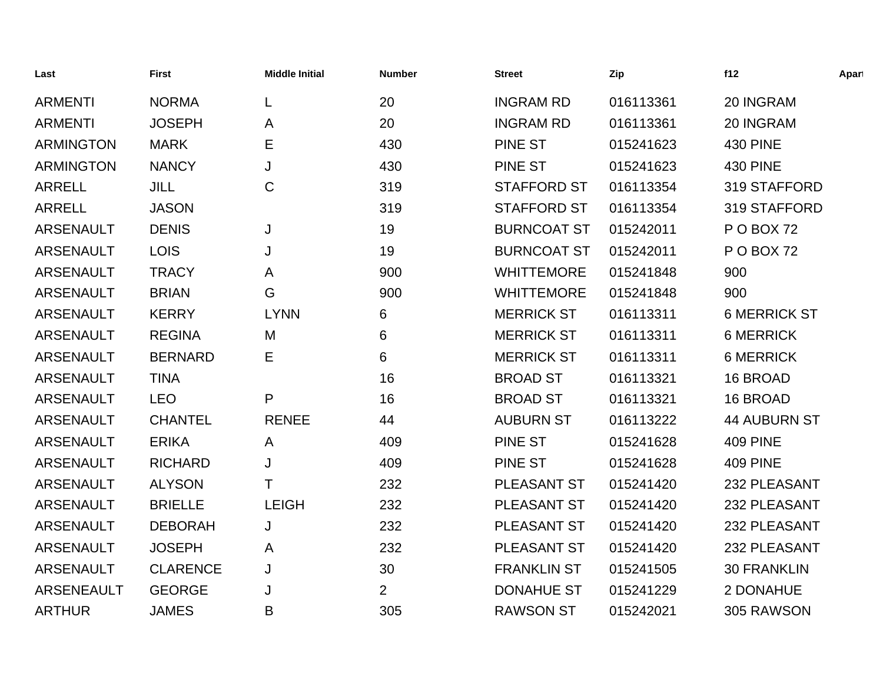| Last | First | Middle Initial | Number | Street | Zip | f12 | Apart |
|---|---|---|---|---|---|---|---|
| ARMENTI | NORMA | L | 20 | INGRAM RD | 016113361 | 20 INGRAM | |
| ARMENTI | JOSEPH | A | 20 | INGRAM RD | 016113361 | 20 INGRAM | |
| ARMINGTON | MARK | E | 430 | PINE ST | 015241623 | 430 PINE | |
| ARMINGTON | NANCY | J | 430 | PINE ST | 015241623 | 430 PINE | |
| ARRELL | JILL | C | 319 | STAFFORD ST | 016113354 | 319 STAFFORD | |
| ARRELL | JASON | | 319 | STAFFORD ST | 016113354 | 319 STAFFORD | |
| ARSENAULT | DENIS | J | 19 | BURNCOAT ST | 015242011 | P O BOX 72 | |
| ARSENAULT | LOIS | J | 19 | BURNCOAT ST | 015242011 | P O BOX 72 | |
| ARSENAULT | TRACY | A | 900 | WHITTEMORE | 015241848 | 900 | |
| ARSENAULT | BRIAN | G | 900 | WHITTEMORE | 015241848 | 900 | |
| ARSENAULT | KERRY | LYNN | 6 | MERRICK ST | 016113311 | 6 MERRICK ST | |
| ARSENAULT | REGINA | M | 6 | MERRICK ST | 016113311 | 6 MERRICK | |
| ARSENAULT | BERNARD | E | 6 | MERRICK ST | 016113311 | 6 MERRICK | |
| ARSENAULT | TINA | | 16 | BROAD ST | 016113321 | 16 BROAD | |
| ARSENAULT | LEO | P | 16 | BROAD ST | 016113321 | 16 BROAD | |
| ARSENAULT | CHANTEL | RENEE | 44 | AUBURN ST | 016113222 | 44 AUBURN ST | |
| ARSENAULT | ERIKA | A | 409 | PINE ST | 015241628 | 409 PINE | |
| ARSENAULT | RICHARD | J | 409 | PINE ST | 015241628 | 409 PINE | |
| ARSENAULT | ALYSON | T | 232 | PLEASANT ST | 015241420 | 232 PLEASANT | |
| ARSENAULT | BRIELLE | LEIGH | 232 | PLEASANT ST | 015241420 | 232 PLEASANT | |
| ARSENAULT | DEBORAH | J | 232 | PLEASANT ST | 015241420 | 232 PLEASANT | |
| ARSENAULT | JOSEPH | A | 232 | PLEASANT ST | 015241420 | 232 PLEASANT | |
| ARSENAULT | CLARENCE | J | 30 | FRANKLIN ST | 015241505 | 30 FRANKLIN | |
| ARSENEAULT | GEORGE | J | 2 | DONAHUE ST | 015241229 | 2 DONAHUE | |
| ARTHUR | JAMES | B | 305 | RAWSON ST | 015242021 | 305 RAWSON | |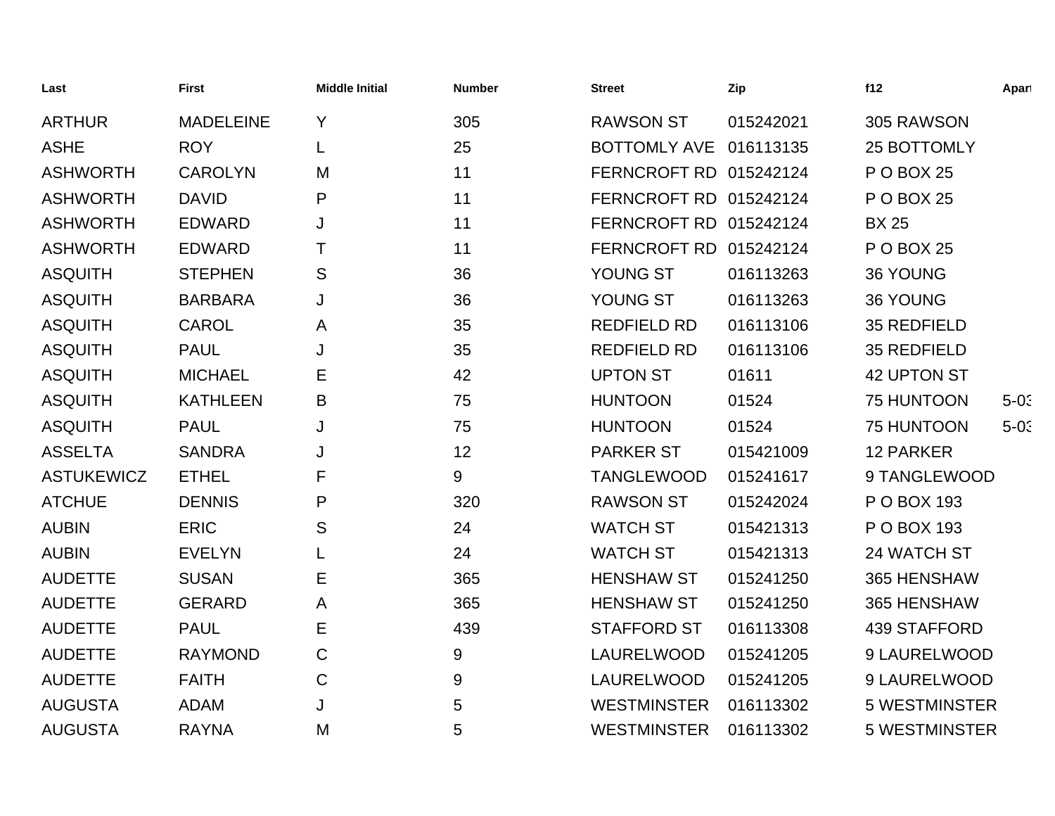| Last | First | Middle Initial | Number | Street | Zip | f12 | Apart |
|---|---|---|---|---|---|---|---|
| ARTHUR | MADELEINE | Y | 305 | RAWSON ST | 015242021 | 305 RAWSON | |
| ASHE | ROY | L | 25 | BOTTOMLY AVE | 016113135 | 25 BOTTOMLY | |
| ASHWORTH | CAROLYN | M | 11 | FERNCROFT RD | 015242124 | P O BOX 25 | |
| ASHWORTH | DAVID | P | 11 | FERNCROFT RD | 015242124 | P O BOX 25 | |
| ASHWORTH | EDWARD | J | 11 | FERNCROFT RD | 015242124 | BX 25 | |
| ASHWORTH | EDWARD | T | 11 | FERNCROFT RD | 015242124 | P O BOX 25 | |
| ASQUITH | STEPHEN | S | 36 | YOUNG ST | 016113263 | 36 YOUNG | |
| ASQUITH | BARBARA | J | 36 | YOUNG ST | 016113263 | 36 YOUNG | |
| ASQUITH | CAROL | A | 35 | REDFIELD RD | 016113106 | 35 REDFIELD | |
| ASQUITH | PAUL | J | 35 | REDFIELD RD | 016113106 | 35 REDFIELD | |
| ASQUITH | MICHAEL | E | 42 | UPTON ST | 01611 | 42 UPTON ST | |
| ASQUITH | KATHLEEN | B | 75 | HUNTOON | 01524 | 75 HUNTOON | 5-03 |
| ASQUITH | PAUL | J | 75 | HUNTOON | 01524 | 75 HUNTOON | 5-03 |
| ASSELTA | SANDRA | J | 12 | PARKER ST | 015421009 | 12 PARKER | |
| ASTUKEWICZ | ETHEL | F | 9 | TANGLEWOOD | 015241617 | 9 TANGLEWOOD | |
| ATCHUE | DENNIS | P | 320 | RAWSON ST | 015242024 | P O BOX 193 | |
| AUBIN | ERIC | S | 24 | WATCH ST | 015421313 | P O BOX 193 | |
| AUBIN | EVELYN | L | 24 | WATCH ST | 015421313 | 24 WATCH ST | |
| AUDETTE | SUSAN | E | 365 | HENSHAW ST | 015241250 | 365 HENSHAW | |
| AUDETTE | GERARD | A | 365 | HENSHAW ST | 015241250 | 365 HENSHAW | |
| AUDETTE | PAUL | E | 439 | STAFFORD ST | 016113308 | 439 STAFFORD | |
| AUDETTE | RAYMOND | C | 9 | LAURELWOOD | 015241205 | 9 LAURELWOOD | |
| AUDETTE | FAITH | C | 9 | LAURELWOOD | 015241205 | 9 LAURELWOOD | |
| AUGUSTA | ADAM | J | 5 | WESTMINSTER | 016113302 | 5 WESTMINSTER | |
| AUGUSTA | RAYNA | M | 5 | WESTMINSTER | 016113302 | 5 WESTMINSTER | |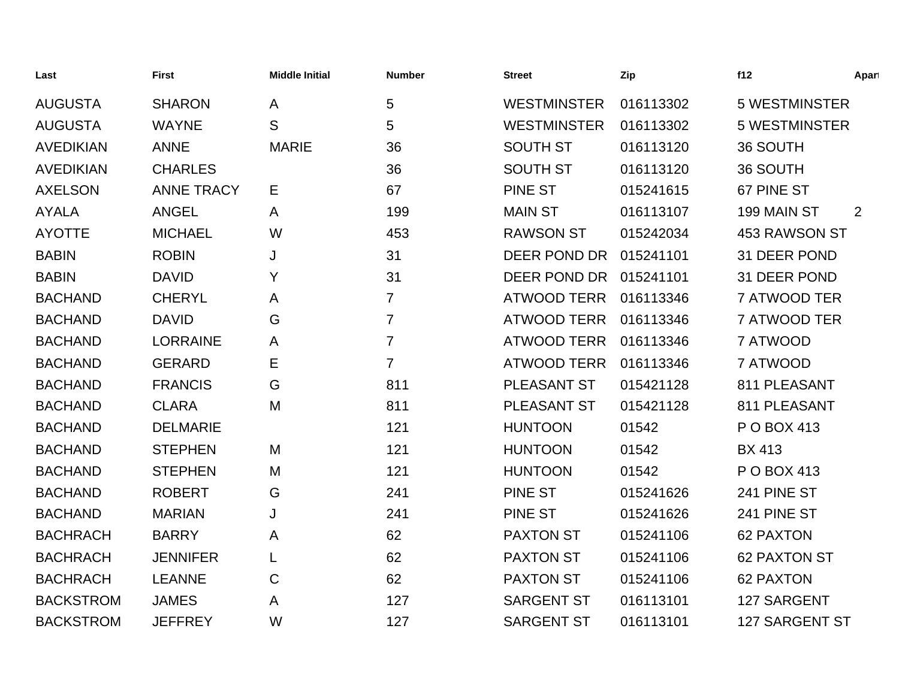| Last | First | Middle Initial | Number | Street | Zip | f12 | Apart |
|---|---|---|---|---|---|---|---|
| AUGUSTA | SHARON | A | 5 | WESTMINSTER | 016113302 | 5 WESTMINSTER | |
| AUGUSTA | WAYNE | S | 5 | WESTMINSTER | 016113302 | 5 WESTMINSTER | |
| AVEDIKIAN | ANNE | MARIE | 36 | SOUTH ST | 016113120 | 36 SOUTH | |
| AVEDIKIAN | CHARLES | | 36 | SOUTH ST | 016113120 | 36 SOUTH | |
| AXELSON | ANNE TRACY | E | 67 | PINE ST | 015241615 | 67 PINE ST | |
| AYALA | ANGEL | A | 199 | MAIN ST | 016113107 | 199 MAIN ST | 2 |
| AYOTTE | MICHAEL | W | 453 | RAWSON ST | 015242034 | 453 RAWSON ST | |
| BABIN | ROBIN | J | 31 | DEER POND DR | 015241101 | 31 DEER POND | |
| BABIN | DAVID | Y | 31 | DEER POND DR | 015241101 | 31 DEER POND | |
| BACHAND | CHERYL | A | 7 | ATWOOD TERR | 016113346 | 7 ATWOOD TER | |
| BACHAND | DAVID | G | 7 | ATWOOD TERR | 016113346 | 7 ATWOOD TER | |
| BACHAND | LORRAINE | A | 7 | ATWOOD TERR | 016113346 | 7 ATWOOD | |
| BACHAND | GERARD | E | 7 | ATWOOD TERR | 016113346 | 7 ATWOOD | |
| BACHAND | FRANCIS | G | 811 | PLEASANT ST | 015421128 | 811 PLEASANT | |
| BACHAND | CLARA | M | 811 | PLEASANT ST | 015421128 | 811 PLEASANT | |
| BACHAND | DELMARIE | | 121 | HUNTOON | 01542 | P O BOX 413 | |
| BACHAND | STEPHEN | M | 121 | HUNTOON | 01542 | BX 413 | |
| BACHAND | STEPHEN | M | 121 | HUNTOON | 01542 | P O BOX 413 | |
| BACHAND | ROBERT | G | 241 | PINE ST | 015241626 | 241 PINE ST | |
| BACHAND | MARIAN | J | 241 | PINE ST | 015241626 | 241 PINE ST | |
| BACHRACH | BARRY | A | 62 | PAXTON ST | 015241106 | 62 PAXTON | |
| BACHRACH | JENNIFER | L | 62 | PAXTON ST | 015241106 | 62 PAXTON ST | |
| BACHRACH | LEANNE | C | 62 | PAXTON ST | 015241106 | 62 PAXTON | |
| BACKSTROM | JAMES | A | 127 | SARGENT ST | 016113101 | 127 SARGENT | |
| BACKSTROM | JEFFREY | W | 127 | SARGENT ST | 016113101 | 127 SARGENT ST | |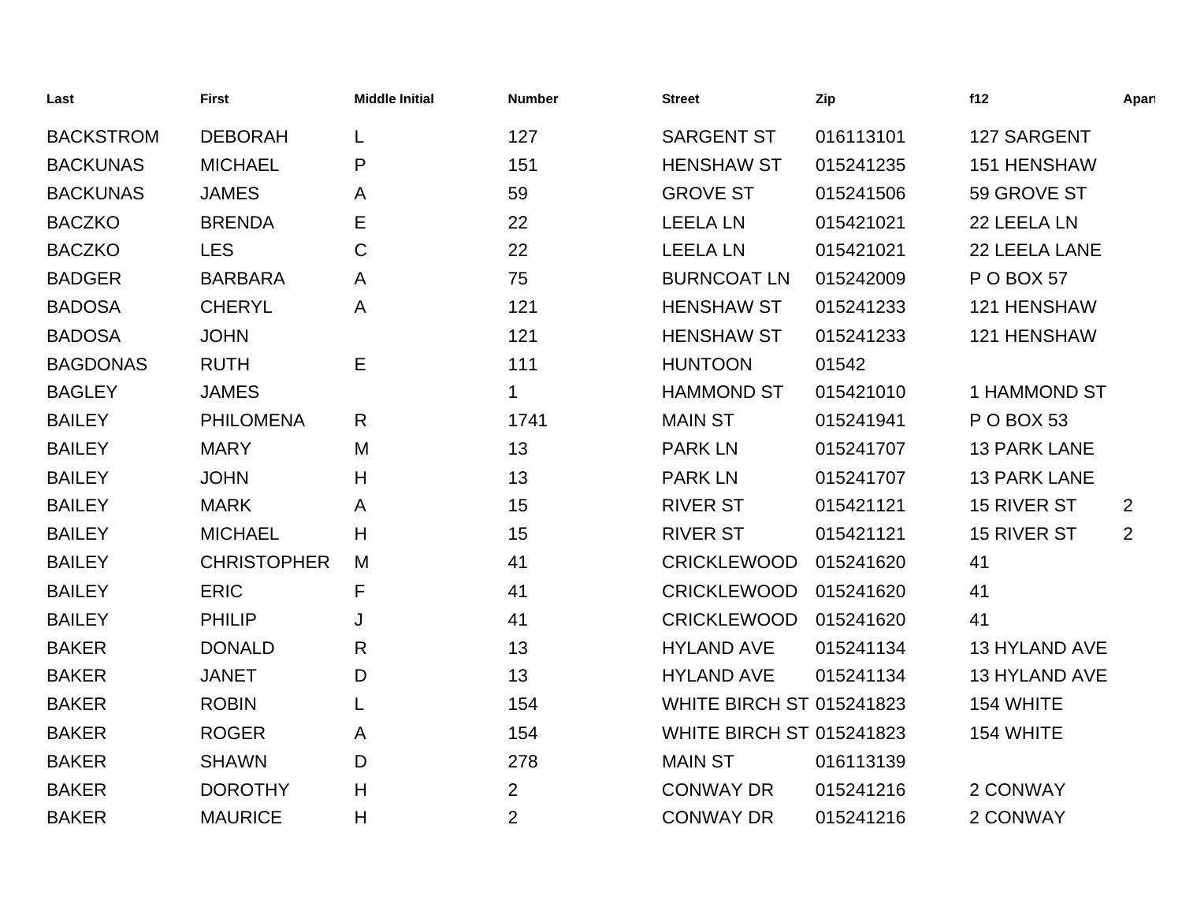| Last | First | Middle Initial | Number | Street | Zip | f12 | Apart |
|---|---|---|---|---|---|---|---|
| BACKSTROM | DEBORAH | L | 127 | SARGENT ST | 016113101 | 127 SARGENT | |
| BACKUNAS | MICHAEL | P | 151 | HENSHAW ST | 015241235 | 151 HENSHAW | |
| BACKUNAS | JAMES | A | 59 | GROVE ST | 015241506 | 59 GROVE ST | |
| BACZKO | BRENDA | E | 22 | LEELA LN | 015421021 | 22 LEELA LN | |
| BACZKO | LES | C | 22 | LEELA LN | 015421021 | 22 LEELA LANE | |
| BADGER | BARBARA | A | 75 | BURNCOAT LN | 015242009 | P O BOX 57 | |
| BADOSA | CHERYL | A | 121 | HENSHAW ST | 015241233 | 121 HENSHAW | |
| BADOSA | JOHN | | 121 | HENSHAW ST | 015241233 | 121 HENSHAW | |
| BAGDONAS | RUTH | E | 111 | HUNTOON | 01542 | | |
| BAGLEY | JAMES | | 1 | HAMMOND ST | 015421010 | 1 HAMMOND ST | |
| BAILEY | PHILOMENA | R | 1741 | MAIN ST | 015241941 | P O BOX 53 | |
| BAILEY | MARY | M | 13 | PARK LN | 015241707 | 13 PARK LANE | |
| BAILEY | JOHN | H | 13 | PARK LN | 015241707 | 13 PARK LANE | |
| BAILEY | MARK | A | 15 | RIVER ST | 015421121 | 15 RIVER ST | 2 |
| BAILEY | MICHAEL | H | 15 | RIVER ST | 015421121 | 15 RIVER ST | 2 |
| BAILEY | CHRISTOPHER | M | 41 | CRICKLEWOOD | 015241620 | 41 | |
| BAILEY | ERIC | F | 41 | CRICKLEWOOD | 015241620 | 41 | |
| BAILEY | PHILIP | J | 41 | CRICKLEWOOD | 015241620 | 41 | |
| BAKER | DONALD | R | 13 | HYLAND AVE | 015241134 | 13 HYLAND AVE | |
| BAKER | JANET | D | 13 | HYLAND AVE | 015241134 | 13 HYLAND AVE | |
| BAKER | ROBIN | L | 154 | WHITE BIRCH ST | 015241823 | 154 WHITE | |
| BAKER | ROGER | A | 154 | WHITE BIRCH ST | 015241823 | 154 WHITE | |
| BAKER | SHAWN | D | 278 | MAIN ST | 016113139 | | |
| BAKER | DOROTHY | H | 2 | CONWAY DR | 015241216 | 2 CONWAY | |
| BAKER | MAURICE | H | 2 | CONWAY DR | 015241216 | 2 CONWAY | |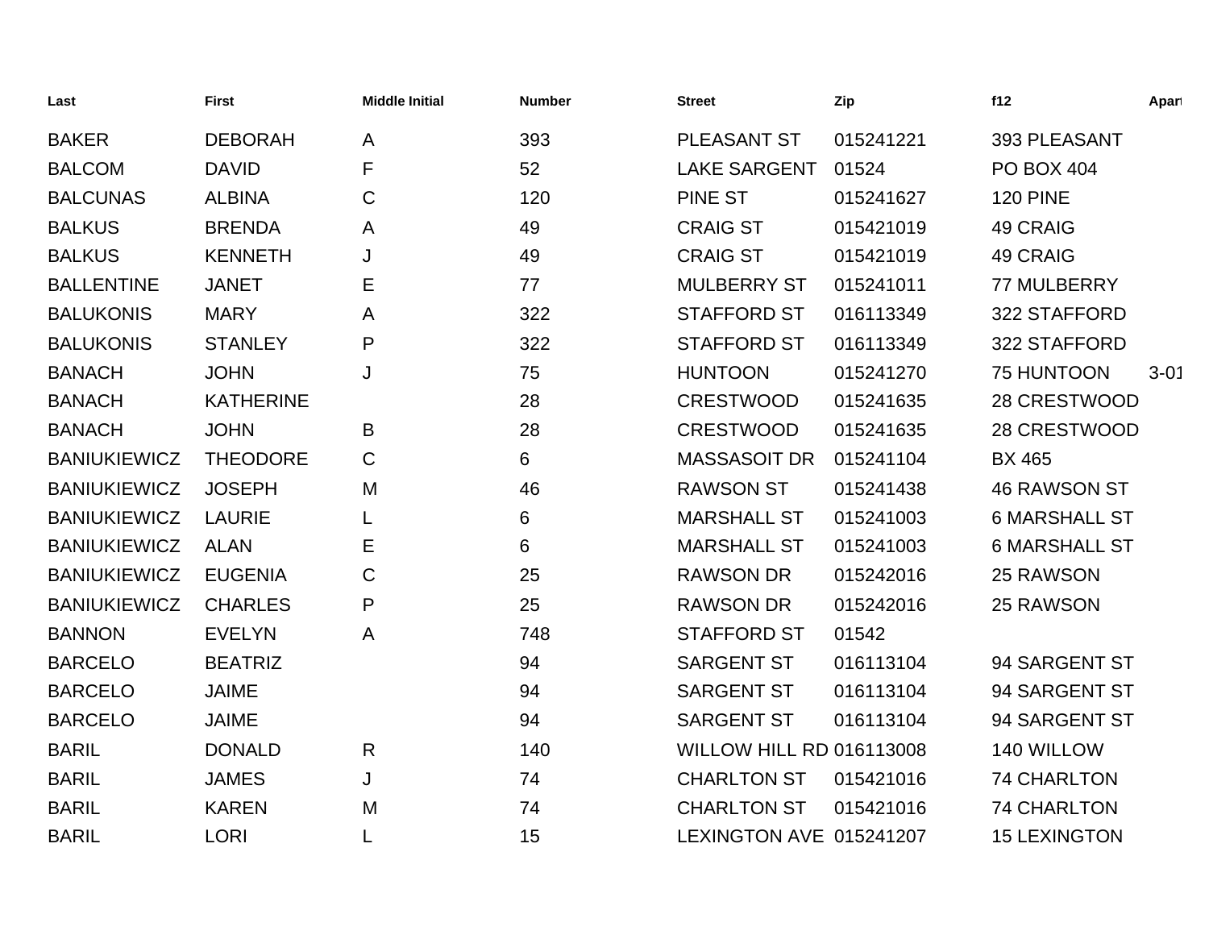| Last | First | Middle Initial | Number | Street | Zip | f12 | Apart |
|---|---|---|---|---|---|---|---|
| BAKER | DEBORAH | A | 393 | PLEASANT ST | 015241221 | 393 PLEASANT | |
| BALCOM | DAVID | F | 52 | LAKE SARGENT | 01524 | PO BOX 404 | |
| BALCUNAS | ALBINA | C | 120 | PINE ST | 015241627 | 120 PINE | |
| BALKUS | BRENDA | A | 49 | CRAIG ST | 015421019 | 49 CRAIG | |
| BALKUS | KENNETH | J | 49 | CRAIG ST | 015421019 | 49 CRAIG | |
| BALLENTINE | JANET | E | 77 | MULBERRY ST | 015241011 | 77 MULBERRY | |
| BALUKONIS | MARY | A | 322 | STAFFORD ST | 016113349 | 322 STAFFORD | |
| BALUKONIS | STANLEY | P | 322 | STAFFORD ST | 016113349 | 322 STAFFORD | |
| BANACH | JOHN | J | 75 | HUNTOON | 015241270 | 75 HUNTOON | 3-01 |
| BANACH | KATHERINE | | 28 | CRESTWOOD | 015241635 | 28 CRESTWOOD | |
| BANACH | JOHN | B | 28 | CRESTWOOD | 015241635 | 28 CRESTWOOD | |
| BANIUKIEWICZ | THEODORE | C | 6 | MASSASOIT DR | 015241104 | BX 465 | |
| BANIUKIEWICZ | JOSEPH | M | 46 | RAWSON ST | 015241438 | 46 RAWSON ST | |
| BANIUKIEWICZ | LAURIE | L | 6 | MARSHALL ST | 015241003 | 6 MARSHALL ST | |
| BANIUKIEWICZ | ALAN | E | 6 | MARSHALL ST | 015241003 | 6 MARSHALL ST | |
| BANIUKIEWICZ | EUGENIA | C | 25 | RAWSON DR | 015242016 | 25 RAWSON | |
| BANIUKIEWICZ | CHARLES | P | 25 | RAWSON DR | 015242016 | 25 RAWSON | |
| BANNON | EVELYN | A | 748 | STAFFORD ST | 01542 | | |
| BARCELO | BEATRIZ | | 94 | SARGENT ST | 016113104 | 94 SARGENT ST | |
| BARCELO | JAIME | | 94 | SARGENT ST | 016113104 | 94 SARGENT ST | |
| BARCELO | JAIME | | 94 | SARGENT ST | 016113104 | 94 SARGENT ST | |
| BARIL | DONALD | R | 140 | WILLOW HILL RD | 016113008 | 140 WILLOW | |
| BARIL | JAMES | J | 74 | CHARLTON ST | 015421016 | 74 CHARLTON | |
| BARIL | KAREN | M | 74 | CHARLTON ST | 015421016 | 74 CHARLTON | |
| BARIL | LORI | L | 15 | LEXINGTON AVE | 015241207 | 15 LEXINGTON | |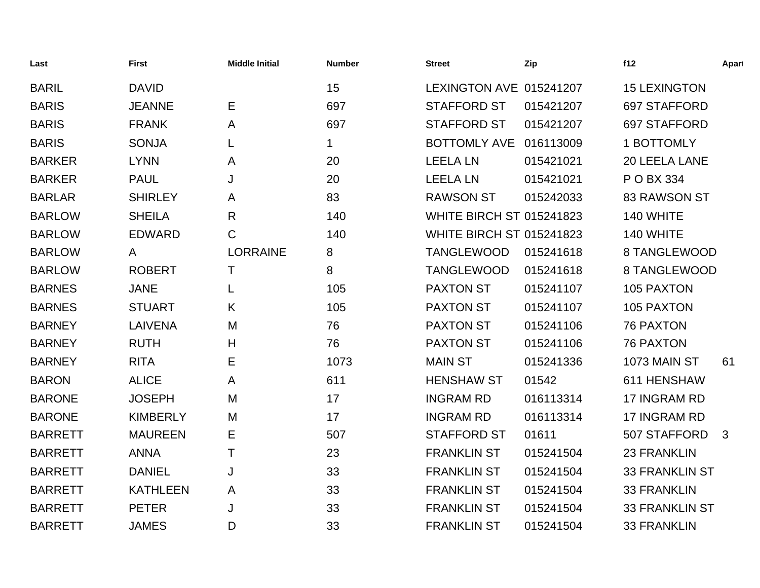| Last | First | Middle Initial | Number | Street | Zip | f12 | Apart |
|---|---|---|---|---|---|---|---|
| BARIL | DAVID | | 15 | LEXINGTON AVE | 015241207 | 15 LEXINGTON | |
| BARIS | JEANNE | E | 697 | STAFFORD ST | 015421207 | 697 STAFFORD | |
| BARIS | FRANK | A | 697 | STAFFORD ST | 015421207 | 697 STAFFORD | |
| BARIS | SONJA | L | 1 | BOTTOMLY AVE | 016113009 | 1 BOTTOMLY | |
| BARKER | LYNN | A | 20 | LEELA LN | 015421021 | 20 LEELA LANE | |
| BARKER | PAUL | J | 20 | LEELA LN | 015421021 | P O BX 334 | |
| BARLAR | SHIRLEY | A | 83 | RAWSON ST | 015242033 | 83 RAWSON ST | |
| BARLOW | SHEILA | R | 140 | WHITE BIRCH ST | 015241823 | 140 WHITE | |
| BARLOW | EDWARD | C | 140 | WHITE BIRCH ST | 015241823 | 140 WHITE | |
| BARLOW | A | LORRAINE | 8 | TANGLEWOOD | 015241618 | 8 TANGLEWOOD | |
| BARLOW | ROBERT | T | 8 | TANGLEWOOD | 015241618 | 8 TANGLEWOOD | |
| BARNES | JANE | L | 105 | PAXTON ST | 015241107 | 105 PAXTON | |
| BARNES | STUART | K | 105 | PAXTON ST | 015241107 | 105 PAXTON | |
| BARNEY | LAIVENA | M | 76 | PAXTON ST | 015241106 | 76 PAXTON | |
| BARNEY | RUTH | H | 76 | PAXTON ST | 015241106 | 76 PAXTON | |
| BARNEY | RITA | E | 1073 | MAIN ST | 015241336 | 1073 MAIN ST | 61 |
| BARON | ALICE | A | 611 | HENSHAW ST | 01542 | 611 HENSHAW | |
| BARONE | JOSEPH | M | 17 | INGRAM RD | 016113314 | 17 INGRAM RD | |
| BARONE | KIMBERLY | M | 17 | INGRAM RD | 016113314 | 17 INGRAM RD | |
| BARRETT | MAUREEN | E | 507 | STAFFORD ST | 01611 | 507 STAFFORD | 3 |
| BARRETT | ANNA | T | 23 | FRANKLIN ST | 015241504 | 23 FRANKLIN | |
| BARRETT | DANIEL | J | 33 | FRANKLIN ST | 015241504 | 33 FRANKLIN ST | |
| BARRETT | KATHLEEN | A | 33 | FRANKLIN ST | 015241504 | 33 FRANKLIN | |
| BARRETT | PETER | J | 33 | FRANKLIN ST | 015241504 | 33 FRANKLIN ST | |
| BARRETT | JAMES | D | 33 | FRANKLIN ST | 015241504 | 33 FRANKLIN | |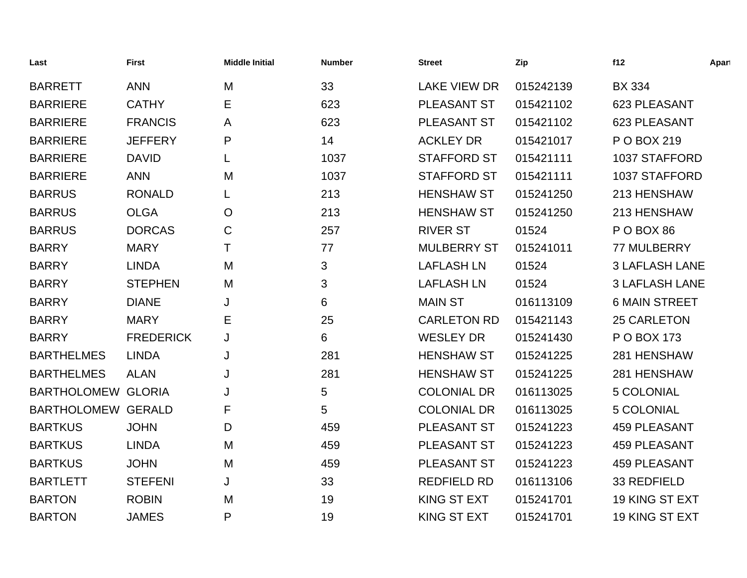| Last | First | Middle Initial | Number | Street | Zip | f12 | Apart |
|---|---|---|---|---|---|---|---|
| BARRETT | ANN | M | 33 | LAKE VIEW DR | 015242139 | BX 334 | |
| BARRIERE | CATHY | E | 623 | PLEASANT ST | 015421102 | 623 PLEASANT | |
| BARRIERE | FRANCIS | A | 623 | PLEASANT ST | 015421102 | 623 PLEASANT | |
| BARRIERE | JEFFERY | P | 14 | ACKLEY DR | 015421017 | P O BOX 219 | |
| BARRIERE | DAVID | L | 1037 | STAFFORD ST | 015421111 | 1037 STAFFORD | |
| BARRIERE | ANN | M | 1037 | STAFFORD ST | 015421111 | 1037 STAFFORD | |
| BARRUS | RONALD | L | 213 | HENSHAW ST | 015241250 | 213 HENSHAW | |
| BARRUS | OLGA | O | 213 | HENSHAW ST | 015241250 | 213 HENSHAW | |
| BARRUS | DORCAS | C | 257 | RIVER ST | 01524 | P O BOX 86 | |
| BARRY | MARY | T | 77 | MULBERRY ST | 015241011 | 77 MULBERRY | |
| BARRY | LINDA | M | 3 | LAFLASH LN | 01524 | 3 LAFLASH LANE | |
| BARRY | STEPHEN | M | 3 | LAFLASH LN | 01524 | 3 LAFLASH LANE | |
| BARRY | DIANE | J | 6 | MAIN ST | 016113109 | 6 MAIN STREET | |
| BARRY | MARY | E | 25 | CARLETON RD | 015421143 | 25 CARLETON | |
| BARRY | FREDERICK | J | 6 | WESLEY DR | 015241430 | P O BOX 173 | |
| BARTHELMES | LINDA | J | 281 | HENSHAW ST | 015241225 | 281 HENSHAW | |
| BARTHELMES | ALAN | J | 281 | HENSHAW ST | 015241225 | 281 HENSHAW | |
| BARTHOLOMEW | GLORIA | J | 5 | COLONIAL DR | 016113025 | 5 COLONIAL | |
| BARTHOLOMEW | GERALD | F | 5 | COLONIAL DR | 016113025 | 5 COLONIAL | |
| BARTKUS | JOHN | D | 459 | PLEASANT ST | 015241223 | 459 PLEASANT | |
| BARTKUS | LINDA | M | 459 | PLEASANT ST | 015241223 | 459 PLEASANT | |
| BARTKUS | JOHN | M | 459 | PLEASANT ST | 015241223 | 459 PLEASANT | |
| BARTLETT | STEFENI | J | 33 | REDFIELD RD | 016113106 | 33 REDFIELD | |
| BARTON | ROBIN | M | 19 | KING ST EXT | 015241701 | 19 KING ST EXT | |
| BARTON | JAMES | P | 19 | KING ST EXT | 015241701 | 19 KING ST EXT | |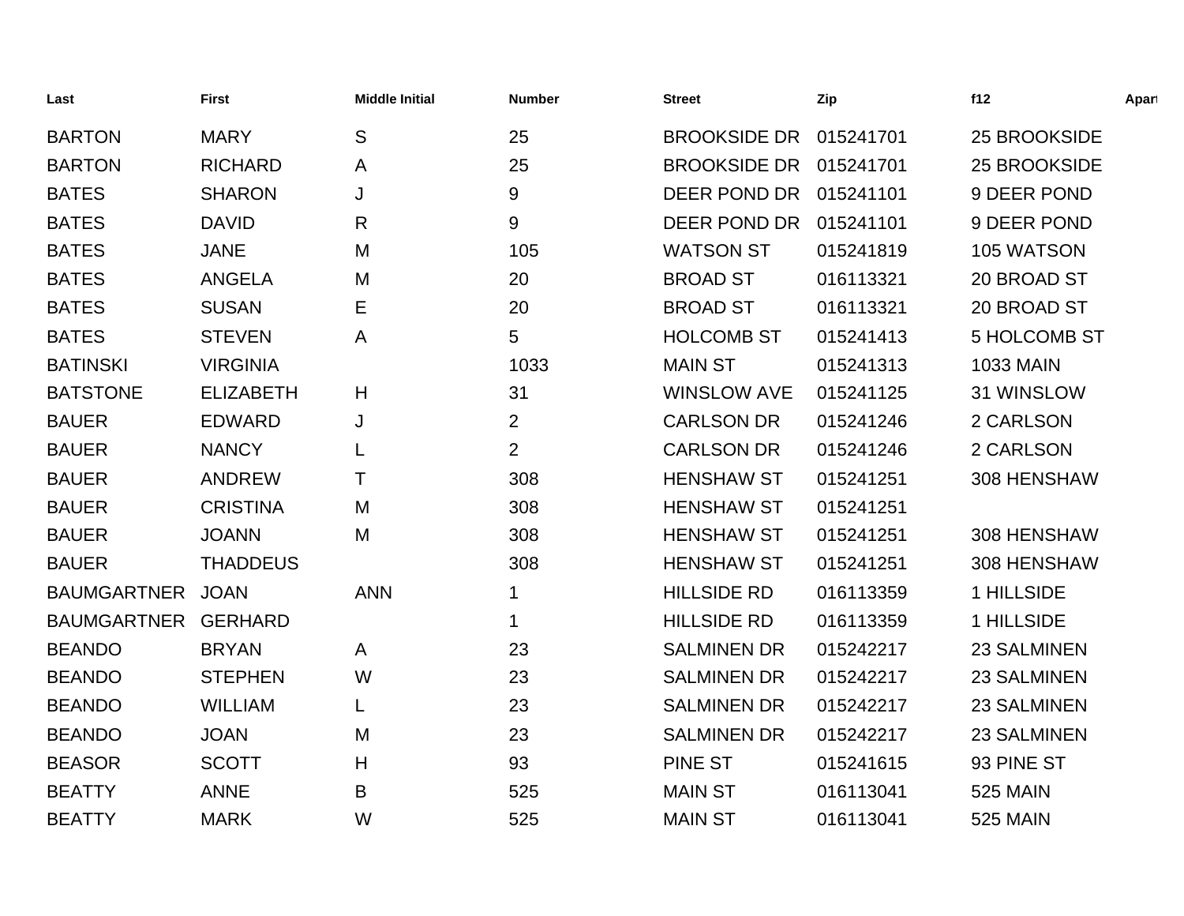| Last | First | Middle Initial | Number | Street | Zip | f12 | Apart |
|---|---|---|---|---|---|---|---|
| BARTON | MARY | S | 25 | BROOKSIDE DR | 015241701 | 25 BROOKSIDE | |
| BARTON | RICHARD | A | 25 | BROOKSIDE DR | 015241701 | 25 BROOKSIDE | |
| BATES | SHARON | J | 9 | DEER POND DR | 015241101 | 9 DEER POND | |
| BATES | DAVID | R | 9 | DEER POND DR | 015241101 | 9 DEER POND | |
| BATES | JANE | M | 105 | WATSON ST | 015241819 | 105 WATSON | |
| BATES | ANGELA | M | 20 | BROAD ST | 016113321 | 20 BROAD ST | |
| BATES | SUSAN | E | 20 | BROAD ST | 016113321 | 20 BROAD ST | |
| BATES | STEVEN | A | 5 | HOLCOMB ST | 015241413 | 5 HOLCOMB ST | |
| BATINSKI | VIRGINIA | | 1033 | MAIN ST | 015241313 | 1033 MAIN | |
| BATSTONE | ELIZABETH | H | 31 | WINSLOW AVE | 015241125 | 31 WINSLOW | |
| BAUER | EDWARD | J | 2 | CARLSON DR | 015241246 | 2 CARLSON | |
| BAUER | NANCY | L | 2 | CARLSON DR | 015241246 | 2 CARLSON | |
| BAUER | ANDREW | T | 308 | HENSHAW ST | 015241251 | 308 HENSHAW | |
| BAUER | CRISTINA | M | 308 | HENSHAW ST | 015241251 | | |
| BAUER | JOANN | M | 308 | HENSHAW ST | 015241251 | 308 HENSHAW | |
| BAUER | THADDEUS | | 308 | HENSHAW ST | 015241251 | 308 HENSHAW | |
| BAUMGARTNER | JOAN | ANN | 1 | HILLSIDE RD | 016113359 | 1 HILLSIDE | |
| BAUMGARTNER | GERHARD | | 1 | HILLSIDE RD | 016113359 | 1 HILLSIDE | |
| BEANDO | BRYAN | A | 23 | SALMINEN DR | 015242217 | 23 SALMINEN | |
| BEANDO | STEPHEN | W | 23 | SALMINEN DR | 015242217 | 23 SALMINEN | |
| BEANDO | WILLIAM | L | 23 | SALMINEN DR | 015242217 | 23 SALMINEN | |
| BEANDO | JOAN | M | 23 | SALMINEN DR | 015242217 | 23 SALMINEN | |
| BEASOR | SCOTT | H | 93 | PINE ST | 015241615 | 93 PINE ST | |
| BEATTY | ANNE | B | 525 | MAIN ST | 016113041 | 525 MAIN | |
| BEATTY | MARK | W | 525 | MAIN ST | 016113041 | 525 MAIN | |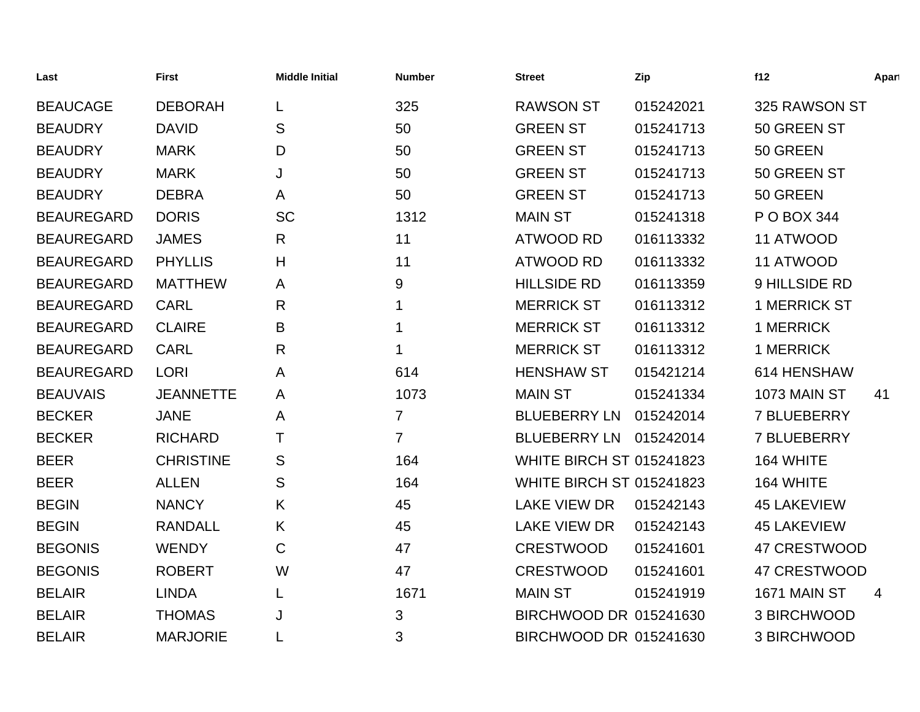| Last | First | Middle Initial | Number | Street | Zip | f12 | Apart |
|---|---|---|---|---|---|---|---|
| BEAUCAGE | DEBORAH | L | 325 | RAWSON ST | 015242021 | 325 RAWSON ST | |
| BEAUDRY | DAVID | S | 50 | GREEN ST | 015241713 | 50 GREEN ST | |
| BEAUDRY | MARK | D | 50 | GREEN ST | 015241713 | 50 GREEN | |
| BEAUDRY | MARK | J | 50 | GREEN ST | 015241713 | 50 GREEN ST | |
| BEAUDRY | DEBRA | A | 50 | GREEN ST | 015241713 | 50 GREEN | |
| BEAUREGARD | DORIS | SC | 1312 | MAIN ST | 015241318 | P O BOX 344 | |
| BEAUREGARD | JAMES | R | 11 | ATWOOD RD | 016113332 | 11 ATWOOD | |
| BEAUREGARD | PHYLLIS | H | 11 | ATWOOD RD | 016113332 | 11 ATWOOD | |
| BEAUREGARD | MATTHEW | A | 9 | HILLSIDE RD | 016113359 | 9 HILLSIDE RD | |
| BEAUREGARD | CARL | R | 1 | MERRICK ST | 016113312 | 1 MERRICK ST | |
| BEAUREGARD | CLAIRE | B | 1 | MERRICK ST | 016113312 | 1 MERRICK | |
| BEAUREGARD | CARL | R | 1 | MERRICK ST | 016113312 | 1 MERRICK | |
| BEAUREGARD | LORI | A | 614 | HENSHAW ST | 015421214 | 614 HENSHAW | |
| BEAUVAIS | JEANNETTE | A | 1073 | MAIN ST | 015241334 | 1073 MAIN ST | 41 |
| BECKER | JANE | A | 7 | BLUEBERRY LN | 015242014 | 7 BLUEBERRY | |
| BECKER | RICHARD | T | 7 | BLUEBERRY LN | 015242014 | 7 BLUEBERRY | |
| BEER | CHRISTINE | S | 164 | WHITE BIRCH ST | 015241823 | 164 WHITE | |
| BEER | ALLEN | S | 164 | WHITE BIRCH ST | 015241823 | 164 WHITE | |
| BEGIN | NANCY | K | 45 | LAKE VIEW DR | 015242143 | 45 LAKEVIEW | |
| BEGIN | RANDALL | K | 45 | LAKE VIEW DR | 015242143 | 45 LAKEVIEW | |
| BEGONIS | WENDY | C | 47 | CRESTWOOD | 015241601 | 47 CRESTWOOD | |
| BEGONIS | ROBERT | W | 47 | CRESTWOOD | 015241601 | 47 CRESTWOOD | |
| BELAIR | LINDA | L | 1671 | MAIN ST | 015241919 | 1671 MAIN ST | 4 |
| BELAIR | THOMAS | J | 3 | BIRCHWOOD DR | 015241630 | 3 BIRCHWOOD | |
| BELAIR | MARJORIE | L | 3 | BIRCHWOOD DR | 015241630 | 3 BIRCHWOOD | |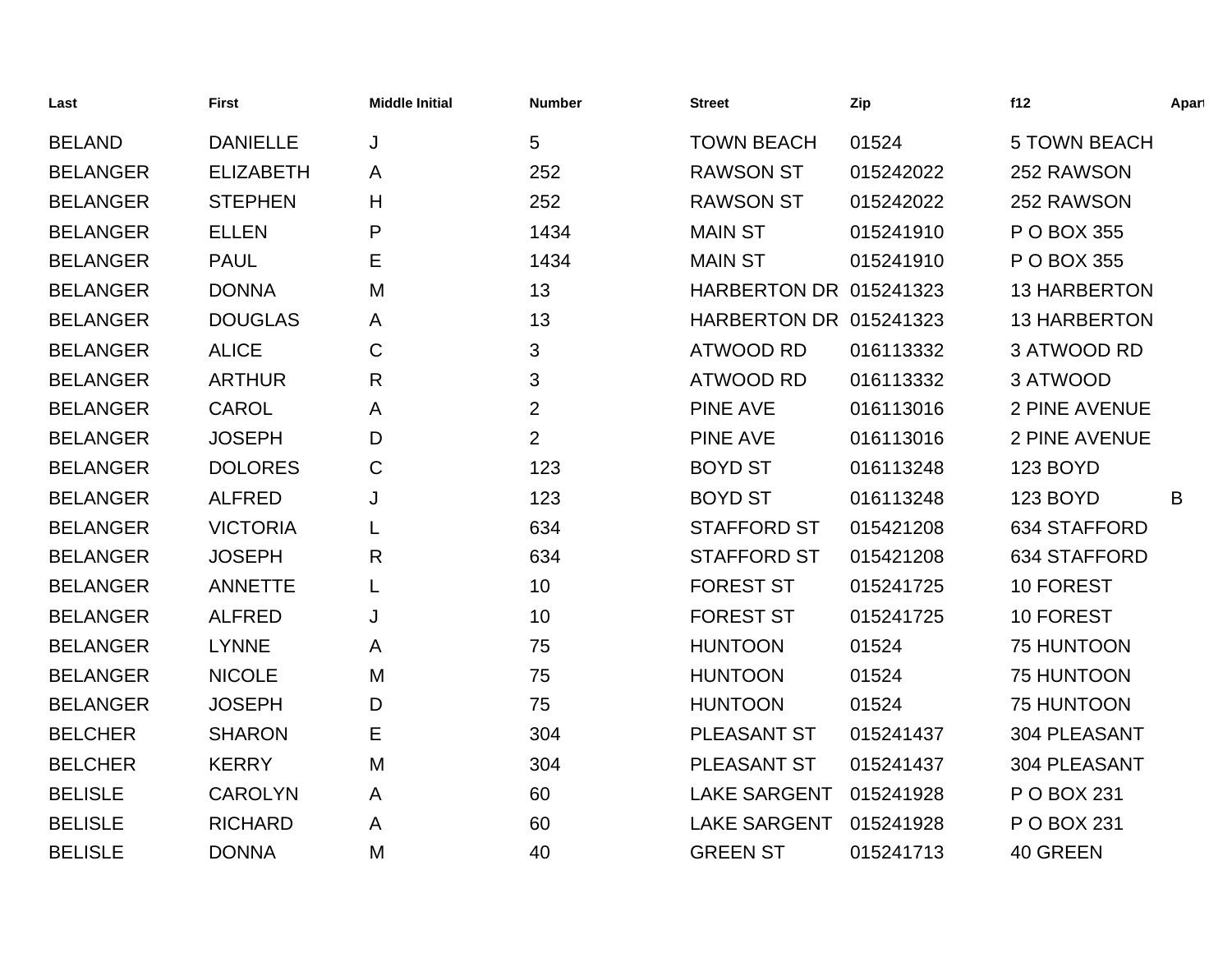| Last | First | Middle Initial | Number | Street | Zip | f12 | Apart |
|---|---|---|---|---|---|---|---|
| BELAND | DANIELLE | J | 5 | TOWN BEACH | 01524 | 5 TOWN BEACH | |
| BELANGER | ELIZABETH | A | 252 | RAWSON ST | 015242022 | 252 RAWSON | |
| BELANGER | STEPHEN | H | 252 | RAWSON ST | 015242022 | 252 RAWSON | |
| BELANGER | ELLEN | P | 1434 | MAIN ST | 015241910 | P O BOX 355 | |
| BELANGER | PAUL | E | 1434 | MAIN ST | 015241910 | P O BOX 355 | |
| BELANGER | DONNA | M | 13 | HARBERTON DR | 015241323 | 13 HARBERTON | |
| BELANGER | DOUGLAS | A | 13 | HARBERTON DR | 015241323 | 13 HARBERTON | |
| BELANGER | ALICE | C | 3 | ATWOOD RD | 016113332 | 3 ATWOOD RD | |
| BELANGER | ARTHUR | R | 3 | ATWOOD RD | 016113332 | 3 ATWOOD | |
| BELANGER | CAROL | A | 2 | PINE AVE | 016113016 | 2 PINE AVENUE | |
| BELANGER | JOSEPH | D | 2 | PINE AVE | 016113016 | 2 PINE AVENUE | |
| BELANGER | DOLORES | C | 123 | BOYD ST | 016113248 | 123 BOYD | |
| BELANGER | ALFRED | J | 123 | BOYD ST | 016113248 | 123 BOYD | B |
| BELANGER | VICTORIA | L | 634 | STAFFORD ST | 015421208 | 634 STAFFORD | |
| BELANGER | JOSEPH | R | 634 | STAFFORD ST | 015421208 | 634 STAFFORD | |
| BELANGER | ANNETTE | L | 10 | FOREST ST | 015241725 | 10 FOREST | |
| BELANGER | ALFRED | J | 10 | FOREST ST | 015241725 | 10 FOREST | |
| BELANGER | LYNNE | A | 75 | HUNTOON | 01524 | 75 HUNTOON | |
| BELANGER | NICOLE | M | 75 | HUNTOON | 01524 | 75 HUNTOON | |
| BELANGER | JOSEPH | D | 75 | HUNTOON | 01524 | 75 HUNTOON | |
| BELCHER | SHARON | E | 304 | PLEASANT ST | 015241437 | 304 PLEASANT | |
| BELCHER | KERRY | M | 304 | PLEASANT ST | 015241437 | 304 PLEASANT | |
| BELISLE | CAROLYN | A | 60 | LAKE SARGENT | 015241928 | P O BOX 231 | |
| BELISLE | RICHARD | A | 60 | LAKE SARGENT | 015241928 | P O BOX 231 | |
| BELISLE | DONNA | M | 40 | GREEN ST | 015241713 | 40 GREEN | |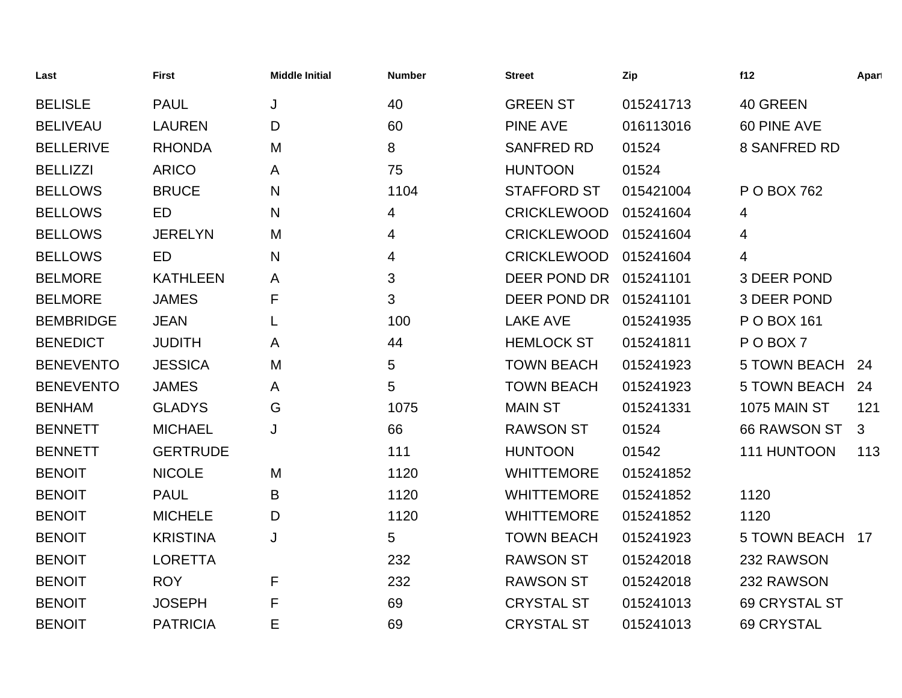| Last | First | Middle Initial | Number | Street | Zip | f12 | Apart |
|---|---|---|---|---|---|---|---|
| BELISLE | PAUL | J | 40 | GREEN ST | 015241713 | 40 GREEN | |
| BELIVEAU | LAUREN | D | 60 | PINE AVE | 016113016 | 60 PINE AVE | |
| BELLERIVE | RHONDA | M | 8 | SANFRED RD | 01524 | 8 SANFRED RD | |
| BELLIZZI | ARICO | A | 75 | HUNTOON | 01524 | | |
| BELLOWS | BRUCE | N | 1104 | STAFFORD ST | 015421004 | P O BOX 762 | |
| BELLOWS | ED | N | 4 | CRICKLEWOOD | 015241604 | 4 | |
| BELLOWS | JERELYN | M | 4 | CRICKLEWOOD | 015241604 | 4 | |
| BELLOWS | ED | N | 4 | CRICKLEWOOD | 015241604 | 4 | |
| BELMORE | KATHLEEN | A | 3 | DEER POND DR | 015241101 | 3 DEER POND | |
| BELMORE | JAMES | F | 3 | DEER POND DR | 015241101 | 3 DEER POND | |
| BEMBRIDGE | JEAN | L | 100 | LAKE AVE | 015241935 | P O BOX 161 | |
| BENEDICT | JUDITH | A | 44 | HEMLOCK ST | 015241811 | P O BOX 7 | |
| BENEVENTO | JESSICA | M | 5 | TOWN BEACH | 015241923 | 5 TOWN BEACH | 24 |
| BENEVENTO | JAMES | A | 5 | TOWN BEACH | 015241923 | 5 TOWN BEACH | 24 |
| BENHAM | GLADYS | G | 1075 | MAIN ST | 015241331 | 1075 MAIN ST | 121 |
| BENNETT | MICHAEL | J | 66 | RAWSON ST | 01524 | 66 RAWSON ST | 3 |
| BENNETT | GERTRUDE | | 111 | HUNTOON | 01542 | 111 HUNTOON | 113 |
| BENOIT | NICOLE | M | 1120 | WHITTEMORE | 015241852 | | |
| BENOIT | PAUL | B | 1120 | WHITTEMORE | 015241852 | 1120 | |
| BENOIT | MICHELE | D | 1120 | WHITTEMORE | 015241852 | 1120 | |
| BENOIT | KRISTINA | J | 5 | TOWN BEACH | 015241923 | 5 TOWN BEACH | 17 |
| BENOIT | LORETTA | | 232 | RAWSON ST | 015242018 | 232 RAWSON | |
| BENOIT | ROY | F | 232 | RAWSON ST | 015242018 | 232 RAWSON | |
| BENOIT | JOSEPH | F | 69 | CRYSTAL ST | 015241013 | 69 CRYSTAL ST | |
| BENOIT | PATRICIA | E | 69 | CRYSTAL ST | 015241013 | 69 CRYSTAL | |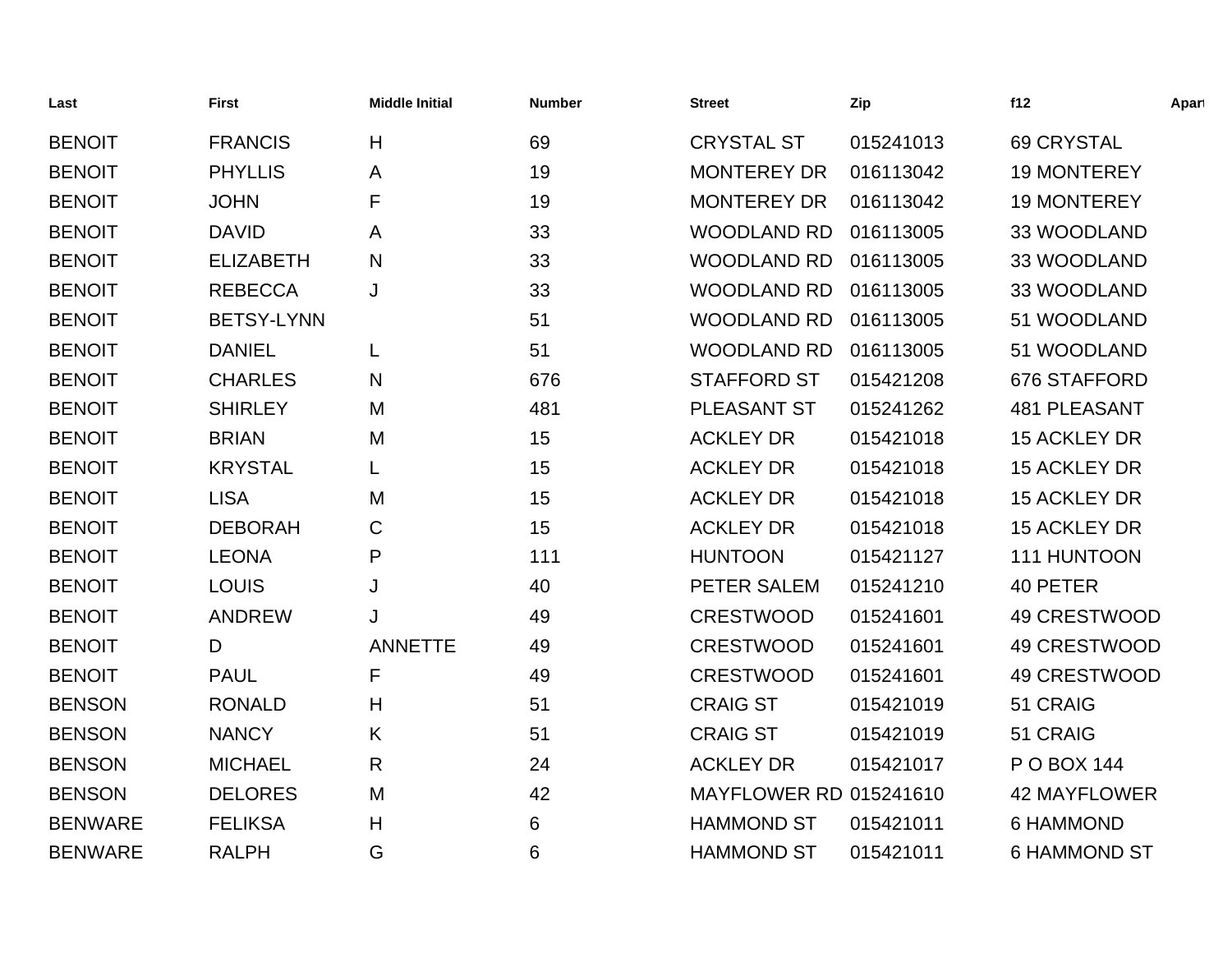| Last | First | Middle Initial | Number | Street | Zip | f12 | Apart |
|---|---|---|---|---|---|---|---|
| BENOIT | FRANCIS | H | 69 | CRYSTAL ST | 015241013 | 69 CRYSTAL | |
| BENOIT | PHYLLIS | A | 19 | MONTEREY DR | 016113042 | 19 MONTEREY | |
| BENOIT | JOHN | F | 19 | MONTEREY DR | 016113042 | 19 MONTEREY | |
| BENOIT | DAVID | A | 33 | WOODLAND RD | 016113005 | 33 WOODLAND | |
| BENOIT | ELIZABETH | N | 33 | WOODLAND RD | 016113005 | 33 WOODLAND | |
| BENOIT | REBECCA | J | 33 | WOODLAND RD | 016113005 | 33 WOODLAND | |
| BENOIT | BETSY-LYNN | | 51 | WOODLAND RD | 016113005 | 51 WOODLAND | |
| BENOIT | DANIEL | L | 51 | WOODLAND RD | 016113005 | 51 WOODLAND | |
| BENOIT | CHARLES | N | 676 | STAFFORD ST | 015421208 | 676 STAFFORD | |
| BENOIT | SHIRLEY | M | 481 | PLEASANT ST | 015241262 | 481 PLEASANT | |
| BENOIT | BRIAN | M | 15 | ACKLEY DR | 015421018 | 15 ACKLEY DR | |
| BENOIT | KRYSTAL | L | 15 | ACKLEY DR | 015421018 | 15 ACKLEY DR | |
| BENOIT | LISA | M | 15 | ACKLEY DR | 015421018 | 15 ACKLEY DR | |
| BENOIT | DEBORAH | C | 15 | ACKLEY DR | 015421018 | 15 ACKLEY DR | |
| BENOIT | LEONA | P | 111 | HUNTOON | 015421127 | 111 HUNTOON | |
| BENOIT | LOUIS | J | 40 | PETER SALEM | 015241210 | 40 PETER | |
| BENOIT | ANDREW | J | 49 | CRESTWOOD | 015241601 | 49 CRESTWOOD | |
| BENOIT | D | ANNETTE | 49 | CRESTWOOD | 015241601 | 49 CRESTWOOD | |
| BENOIT | PAUL | F | 49 | CRESTWOOD | 015241601 | 49 CRESTWOOD | |
| BENSON | RONALD | H | 51 | CRAIG ST | 015421019 | 51 CRAIG | |
| BENSON | NANCY | K | 51 | CRAIG ST | 015421019 | 51 CRAIG | |
| BENSON | MICHAEL | R | 24 | ACKLEY DR | 015421017 | P O BOX 144 | |
| BENSON | DELORES | M | 42 | MAYFLOWER RD | 015241610 | 42 MAYFLOWER | |
| BENWARE | FELIKSA | H | 6 | HAMMOND ST | 015421011 | 6 HAMMOND | |
| BENWARE | RALPH | G | 6 | HAMMOND ST | 015421011 | 6 HAMMOND ST | |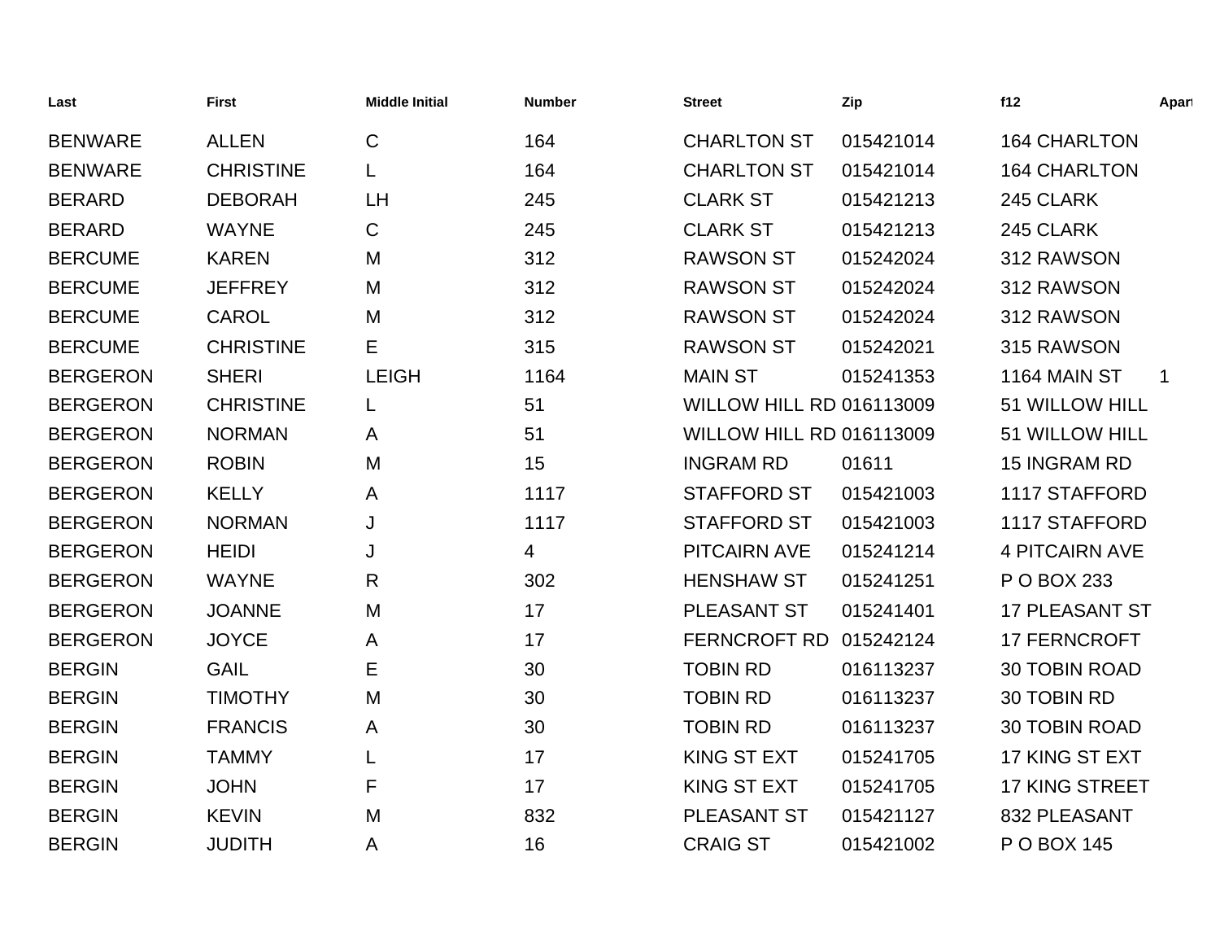| Last | First | Middle Initial | Number | Street | Zip | f12 | Apart |
|---|---|---|---|---|---|---|---|
| BENWARE | ALLEN | C | 164 | CHARLTON ST | 015421014 | 164 CHARLTON | |
| BENWARE | CHRISTINE | L | 164 | CHARLTON ST | 015421014 | 164 CHARLTON | |
| BERARD | DEBORAH | LH | 245 | CLARK ST | 015421213 | 245 CLARK | |
| BERARD | WAYNE | C | 245 | CLARK ST | 015421213 | 245 CLARK | |
| BERCUME | KAREN | M | 312 | RAWSON ST | 015242024 | 312 RAWSON | |
| BERCUME | JEFFREY | M | 312 | RAWSON ST | 015242024 | 312 RAWSON | |
| BERCUME | CAROL | M | 312 | RAWSON ST | 015242024 | 312 RAWSON | |
| BERCUME | CHRISTINE | E | 315 | RAWSON ST | 015242021 | 315 RAWSON | |
| BERGERON | SHERI | LEIGH | 1164 | MAIN ST | 015241353 | 1164 MAIN ST | 1 |
| BERGERON | CHRISTINE | L | 51 | WILLOW HILL RD | 016113009 | 51 WILLOW HILL | |
| BERGERON | NORMAN | A | 51 | WILLOW HILL RD | 016113009 | 51 WILLOW HILL | |
| BERGERON | ROBIN | M | 15 | INGRAM RD | 01611 | 15 INGRAM RD | |
| BERGERON | KELLY | A | 1117 | STAFFORD ST | 015421003 | 1117 STAFFORD | |
| BERGERON | NORMAN | J | 1117 | STAFFORD ST | 015421003 | 1117 STAFFORD | |
| BERGERON | HEIDI | J | 4 | PITCAIRN AVE | 015241214 | 4 PITCAIRN AVE | |
| BERGERON | WAYNE | R | 302 | HENSHAW ST | 015241251 | P O BOX 233 | |
| BERGERON | JOANNE | M | 17 | PLEASANT ST | 015241401 | 17 PLEASANT ST | |
| BERGERON | JOYCE | A | 17 | FERNCROFT RD | 015242124 | 17 FERNCROFT | |
| BERGIN | GAIL | E | 30 | TOBIN RD | 016113237 | 30 TOBIN ROAD | |
| BERGIN | TIMOTHY | M | 30 | TOBIN RD | 016113237 | 30 TOBIN RD | |
| BERGIN | FRANCIS | A | 30 | TOBIN RD | 016113237 | 30 TOBIN ROAD | |
| BERGIN | TAMMY | L | 17 | KING ST EXT | 015241705 | 17 KING ST EXT | |
| BERGIN | JOHN | F | 17 | KING ST EXT | 015241705 | 17 KING STREET | |
| BERGIN | KEVIN | M | 832 | PLEASANT ST | 015421127 | 832 PLEASANT | |
| BERGIN | JUDITH | A | 16 | CRAIG ST | 015421002 | P O BOX 145 | |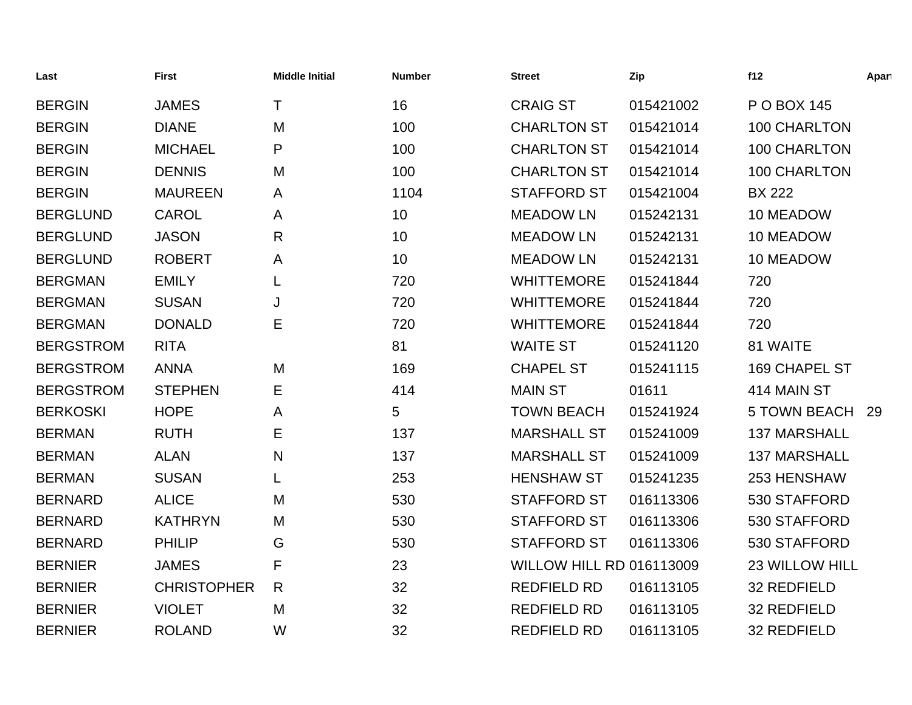| Last | First | Middle Initial | Number | Street | Zip | f12 | Apart |
|---|---|---|---|---|---|---|---|
| BERGIN | JAMES | T | 16 | CRAIG ST | 015421002 | P O BOX 145 | |
| BERGIN | DIANE | M | 100 | CHARLTON ST | 015421014 | 100 CHARLTON | |
| BERGIN | MICHAEL | P | 100 | CHARLTON ST | 015421014 | 100 CHARLTON | |
| BERGIN | DENNIS | M | 100 | CHARLTON ST | 015421014 | 100 CHARLTON | |
| BERGIN | MAUREEN | A | 1104 | STAFFORD ST | 015421004 | BX 222 | |
| BERGLUND | CAROL | A | 10 | MEADOW LN | 015242131 | 10 MEADOW | |
| BERGLUND | JASON | R | 10 | MEADOW LN | 015242131 | 10 MEADOW | |
| BERGLUND | ROBERT | A | 10 | MEADOW LN | 015242131 | 10 MEADOW | |
| BERGMAN | EMILY | L | 720 | WHITTEMORE | 015241844 | 720 | |
| BERGMAN | SUSAN | J | 720 | WHITTEMORE | 015241844 | 720 | |
| BERGMAN | DONALD | E | 720 | WHITTEMORE | 015241844 | 720 | |
| BERGSTROM | RITA | | 81 | WAITE ST | 015241120 | 81 WAITE | |
| BERGSTROM | ANNA | M | 169 | CHAPEL ST | 015241115 | 169 CHAPEL ST | |
| BERGSTROM | STEPHEN | E | 414 | MAIN ST | 01611 | 414 MAIN ST | |
| BERKOSKI | HOPE | A | 5 | TOWN BEACH | 015241924 | 5 TOWN BEACH | 29 |
| BERMAN | RUTH | E | 137 | MARSHALL ST | 015241009 | 137 MARSHALL | |
| BERMAN | ALAN | N | 137 | MARSHALL ST | 015241009 | 137 MARSHALL | |
| BERMAN | SUSAN | L | 253 | HENSHAW ST | 015241235 | 253 HENSHAW | |
| BERNARD | ALICE | M | 530 | STAFFORD ST | 016113306 | 530 STAFFORD | |
| BERNARD | KATHRYN | M | 530 | STAFFORD ST | 016113306 | 530 STAFFORD | |
| BERNARD | PHILIP | G | 530 | STAFFORD ST | 016113306 | 530 STAFFORD | |
| BERNIER | JAMES | F | 23 | WILLOW HILL RD | 016113009 | 23 WILLOW HILL | |
| BERNIER | CHRISTOPHER | R | 32 | REDFIELD RD | 016113105 | 32 REDFIELD | |
| BERNIER | VIOLET | M | 32 | REDFIELD RD | 016113105 | 32 REDFIELD | |
| BERNIER | ROLAND | W | 32 | REDFIELD RD | 016113105 | 32 REDFIELD | |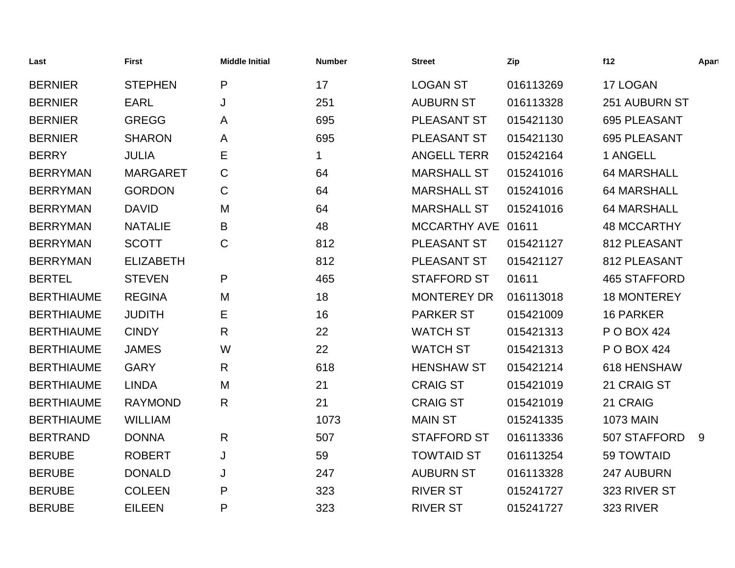| Last | First | Middle Initial | Number | Street | Zip | f12 | Apart |
|---|---|---|---|---|---|---|---|
| BERNIER | STEPHEN | P | 17 | LOGAN ST | 016113269 | 17 LOGAN | |
| BERNIER | EARL | J | 251 | AUBURN ST | 016113328 | 251 AUBURN ST | |
| BERNIER | GREGG | A | 695 | PLEASANT ST | 015421130 | 695 PLEASANT | |
| BERNIER | SHARON | A | 695 | PLEASANT ST | 015421130 | 695 PLEASANT | |
| BERRY | JULIA | E | 1 | ANGELL TERR | 015242164 | 1 ANGELL | |
| BERRYMAN | MARGARET | C | 64 | MARSHALL ST | 015241016 | 64 MARSHALL | |
| BERRYMAN | GORDON | C | 64 | MARSHALL ST | 015241016 | 64 MARSHALL | |
| BERRYMAN | DAVID | M | 64 | MARSHALL ST | 015241016 | 64 MARSHALL | |
| BERRYMAN | NATALIE | B | 48 | MCCARTHY AVE | 01611 | 48 MCCARTHY | |
| BERRYMAN | SCOTT | C | 812 | PLEASANT ST | 015421127 | 812 PLEASANT | |
| BERRYMAN | ELIZABETH | | 812 | PLEASANT ST | 015421127 | 812 PLEASANT | |
| BERTEL | STEVEN | P | 465 | STAFFORD ST | 01611 | 465 STAFFORD | |
| BERTHIAUME | REGINA | M | 18 | MONTEREY DR | 016113018 | 18 MONTEREY | |
| BERTHIAUME | JUDITH | E | 16 | PARKER ST | 015421009 | 16 PARKER | |
| BERTHIAUME | CINDY | R | 22 | WATCH ST | 015421313 | P O BOX 424 | |
| BERTHIAUME | JAMES | W | 22 | WATCH ST | 015421313 | P O BOX 424 | |
| BERTHIAUME | GARY | R | 618 | HENSHAW ST | 015421214 | 618 HENSHAW | |
| BERTHIAUME | LINDA | M | 21 | CRAIG ST | 015421019 | 21 CRAIG ST | |
| BERTHIAUME | RAYMOND | R | 21 | CRAIG ST | 015421019 | 21 CRAIG | |
| BERTHIAUME | WILLIAM | | 1073 | MAIN ST | 015241335 | 1073 MAIN | |
| BERTRAND | DONNA | R | 507 | STAFFORD ST | 016113336 | 507 STAFFORD | 9 |
| BERUBE | ROBERT | J | 59 | TOWTAID ST | 016113254 | 59 TOWTAID | |
| BERUBE | DONALD | J | 247 | AUBURN ST | 016113328 | 247 AUBURN | |
| BERUBE | COLEEN | P | 323 | RIVER ST | 015241727 | 323 RIVER ST | |
| BERUBE | EILEEN | P | 323 | RIVER ST | 015241727 | 323 RIVER | |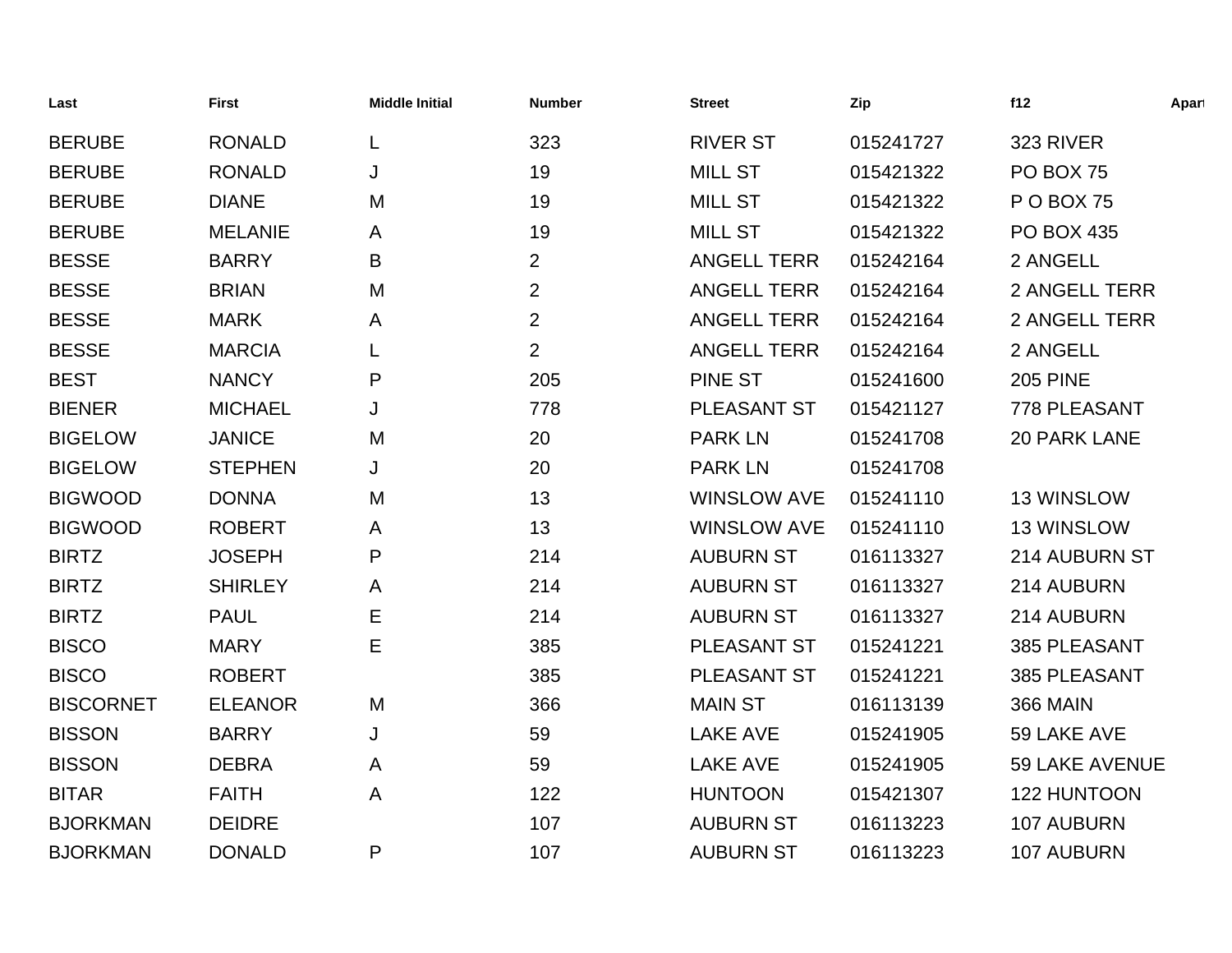| Last | First | Middle Initial | Number | Street | Zip | f12 | Apart |
|---|---|---|---|---|---|---|---|
| BERUBE | RONALD | L | 323 | RIVER ST | 015241727 | 323 RIVER | |
| BERUBE | RONALD | J | 19 | MILL ST | 015421322 | PO BOX 75 | |
| BERUBE | DIANE | M | 19 | MILL ST | 015421322 | P O BOX 75 | |
| BERUBE | MELANIE | A | 19 | MILL ST | 015421322 | PO BOX 435 | |
| BESSE | BARRY | B | 2 | ANGELL TERR | 015242164 | 2 ANGELL | |
| BESSE | BRIAN | M | 2 | ANGELL TERR | 015242164 | 2 ANGELL TERR | |
| BESSE | MARK | A | 2 | ANGELL TERR | 015242164 | 2 ANGELL TERR | |
| BESSE | MARCIA | L | 2 | ANGELL TERR | 015242164 | 2 ANGELL | |
| BEST | NANCY | P | 205 | PINE ST | 015241600 | 205 PINE | |
| BIENER | MICHAEL | J | 778 | PLEASANT ST | 015421127 | 778 PLEASANT | |
| BIGELOW | JANICE | M | 20 | PARK LN | 015241708 | 20 PARK LANE | |
| BIGELOW | STEPHEN | J | 20 | PARK LN | 015241708 | | |
| BIGWOOD | DONNA | M | 13 | WINSLOW AVE | 015241110 | 13 WINSLOW | |
| BIGWOOD | ROBERT | A | 13 | WINSLOW AVE | 015241110 | 13 WINSLOW | |
| BIRTZ | JOSEPH | P | 214 | AUBURN ST | 016113327 | 214 AUBURN ST | |
| BIRTZ | SHIRLEY | A | 214 | AUBURN ST | 016113327 | 214 AUBURN | |
| BIRTZ | PAUL | E | 214 | AUBURN ST | 016113327 | 214 AUBURN | |
| BISCO | MARY | E | 385 | PLEASANT ST | 015241221 | 385 PLEASANT | |
| BISCO | ROBERT | | 385 | PLEASANT ST | 015241221 | 385 PLEASANT | |
| BISCORNET | ELEANOR | M | 366 | MAIN ST | 016113139 | 366 MAIN | |
| BISSON | BARRY | J | 59 | LAKE AVE | 015241905 | 59 LAKE AVE | |
| BISSON | DEBRA | A | 59 | LAKE AVE | 015241905 | 59 LAKE AVENUE | |
| BITAR | FAITH | A | 122 | HUNTOON | 015421307 | 122 HUNTOON | |
| BJORKMAN | DEIDRE | | 107 | AUBURN ST | 016113223 | 107 AUBURN | |
| BJORKMAN | DONALD | P | 107 | AUBURN ST | 016113223 | 107 AUBURN | |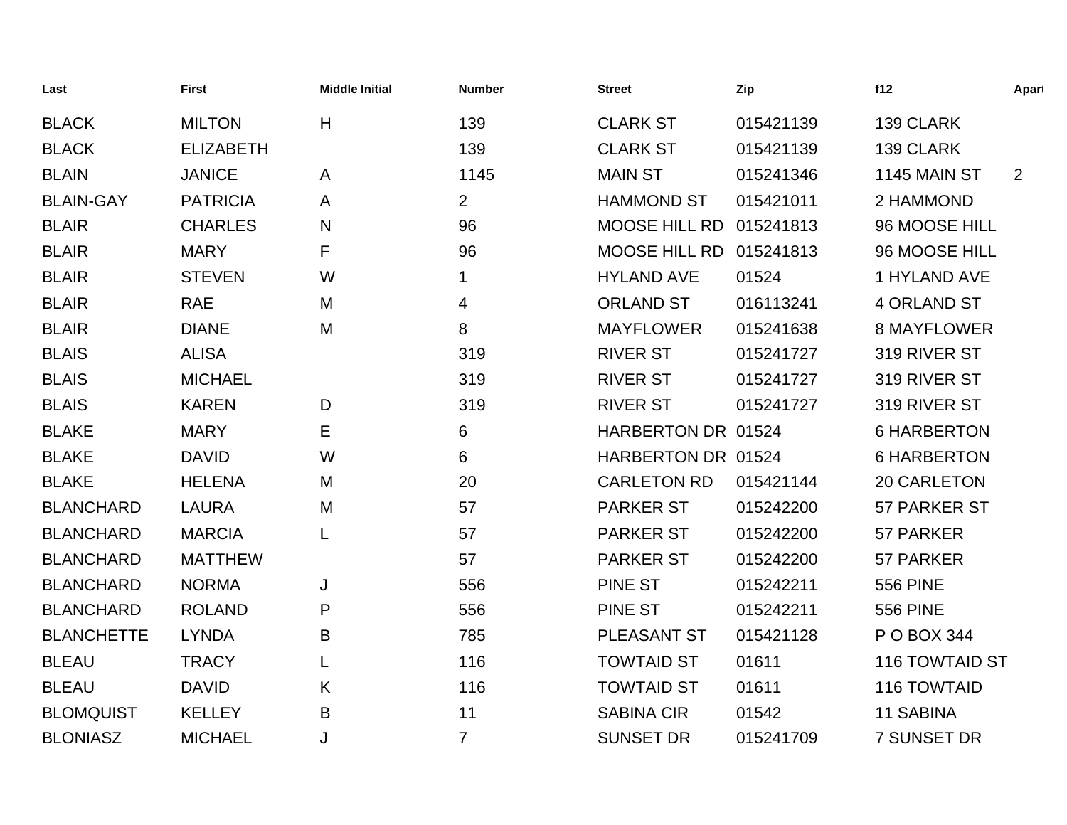| Last | First | Middle Initial | Number | Street | Zip | f12 | Apart |
|---|---|---|---|---|---|---|---|
| BLACK | MILTON | H | 139 | CLARK ST | 015421139 | 139 CLARK | |
| BLACK | ELIZABETH | | 139 | CLARK ST | 015421139 | 139 CLARK | |
| BLAIN | JANICE | A | 1145 | MAIN ST | 015241346 | 1145 MAIN ST | 2 |
| BLAIN-GAY | PATRICIA | A | 2 | HAMMOND ST | 015421011 | 2 HAMMOND | |
| BLAIR | CHARLES | N | 96 | MOOSE HILL RD | 015241813 | 96 MOOSE HILL | |
| BLAIR | MARY | F | 96 | MOOSE HILL RD | 015241813 | 96 MOOSE HILL | |
| BLAIR | STEVEN | W | 1 | HYLAND AVE | 01524 | 1 HYLAND AVE | |
| BLAIR | RAE | M | 4 | ORLAND ST | 016113241 | 4 ORLAND ST | |
| BLAIR | DIANE | M | 8 | MAYFLOWER | 015241638 | 8 MAYFLOWER | |
| BLAIS | ALISA | | 319 | RIVER ST | 015241727 | 319 RIVER ST | |
| BLAIS | MICHAEL | | 319 | RIVER ST | 015241727 | 319 RIVER ST | |
| BLAIS | KAREN | D | 319 | RIVER ST | 015241727 | 319 RIVER ST | |
| BLAKE | MARY | E | 6 | HARBERTON DR | 01524 | 6 HARBERTON | |
| BLAKE | DAVID | W | 6 | HARBERTON DR | 01524 | 6 HARBERTON | |
| BLAKE | HELENA | M | 20 | CARLETON RD | 015421144 | 20 CARLETON | |
| BLANCHARD | LAURA | M | 57 | PARKER ST | 015242200 | 57 PARKER ST | |
| BLANCHARD | MARCIA | L | 57 | PARKER ST | 015242200 | 57 PARKER | |
| BLANCHARD | MATTHEW | | 57 | PARKER ST | 015242200 | 57 PARKER | |
| BLANCHARD | NORMA | J | 556 | PINE ST | 015242211 | 556 PINE | |
| BLANCHARD | ROLAND | P | 556 | PINE ST | 015242211 | 556 PINE | |
| BLANCHETTE | LYNDA | B | 785 | PLEASANT ST | 015421128 | P O BOX 344 | |
| BLEAU | TRACY | L | 116 | TOWTAID ST | 01611 | 116 TOWTAID ST | |
| BLEAU | DAVID | K | 116 | TOWTAID ST | 01611 | 116 TOWTAID | |
| BLOMQUIST | KELLEY | B | 11 | SABINA CIR | 01542 | 11 SABINA | |
| BLONIASZ | MICHAEL | J | 7 | SUNSET DR | 015241709 | 7 SUNSET DR | |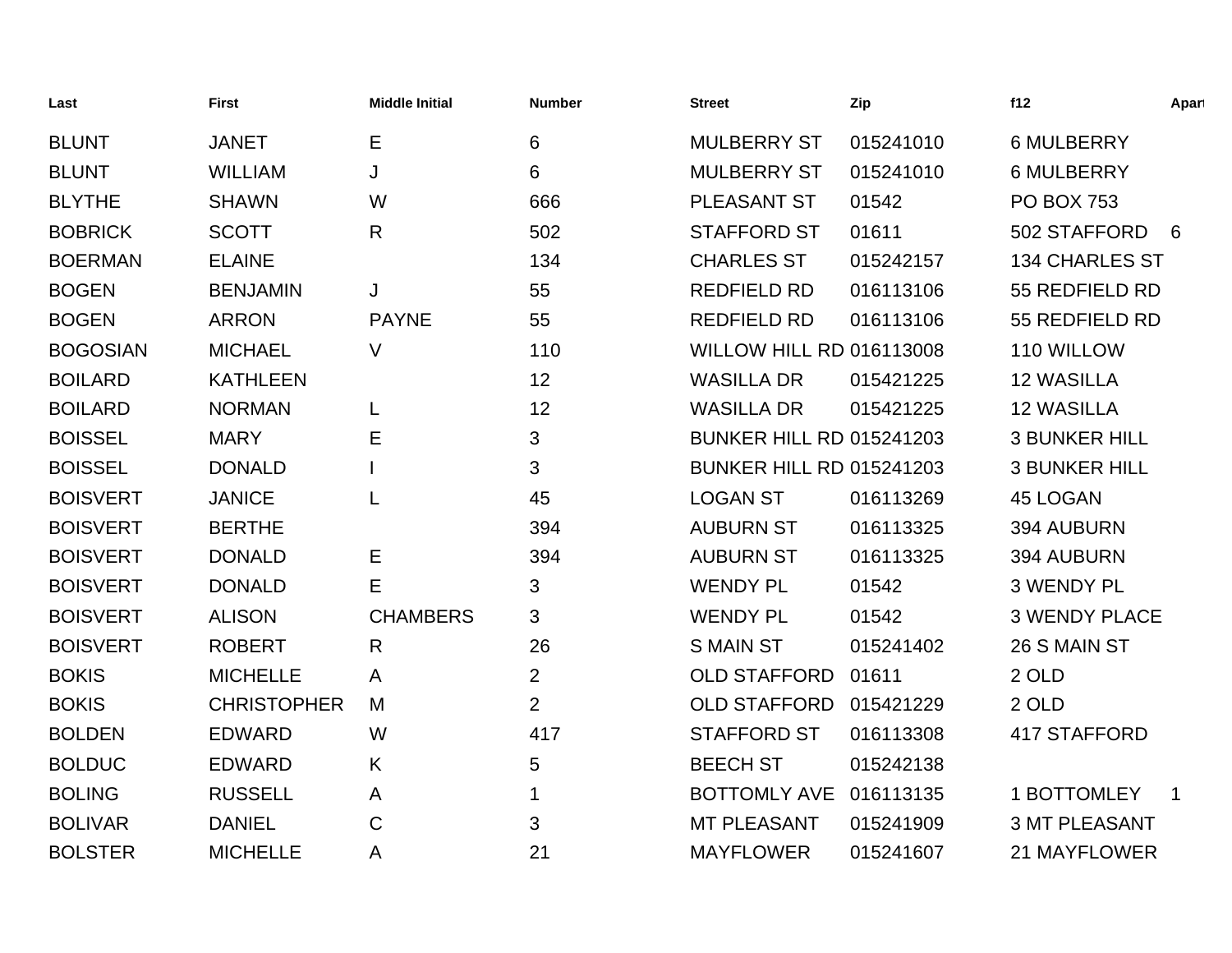| Last | First | Middle Initial | Number | Street | Zip | f12 | Apart |
|---|---|---|---|---|---|---|---|
| BLUNT | JANET | E | 6 | MULBERRY ST | 015241010 | 6 MULBERRY | |
| BLUNT | WILLIAM | J | 6 | MULBERRY ST | 015241010 | 6 MULBERRY | |
| BLYTHE | SHAWN | W | 666 | PLEASANT ST | 01542 | PO BOX 753 | |
| BOBRICK | SCOTT | R | 502 | STAFFORD ST | 01611 | 502 STAFFORD | 6 |
| BOERMAN | ELAINE | | 134 | CHARLES ST | 015242157 | 134 CHARLES ST | |
| BOGEN | BENJAMIN | J | 55 | REDFIELD RD | 016113106 | 55 REDFIELD RD | |
| BOGEN | ARRON | PAYNE | 55 | REDFIELD RD | 016113106 | 55 REDFIELD RD | |
| BOGOSIAN | MICHAEL | V | 110 | WILLOW HILL RD | 016113008 | 110 WILLOW | |
| BOILARD | KATHLEEN | | 12 | WASILLA DR | 015421225 | 12 WASILLA | |
| BOILARD | NORMAN | L | 12 | WASILLA DR | 015421225 | 12 WASILLA | |
| BOISSEL | MARY | E | 3 | BUNKER HILL RD | 015241203 | 3 BUNKER HILL | |
| BOISSEL | DONALD | I | 3 | BUNKER HILL RD | 015241203 | 3 BUNKER HILL | |
| BOISVERT | JANICE | L | 45 | LOGAN ST | 016113269 | 45 LOGAN | |
| BOISVERT | BERTHE | | 394 | AUBURN ST | 016113325 | 394 AUBURN | |
| BOISVERT | DONALD | E | 394 | AUBURN ST | 016113325 | 394 AUBURN | |
| BOISVERT | DONALD | E | 3 | WENDY PL | 01542 | 3 WENDY PL | |
| BOISVERT | ALISON | CHAMBERS | 3 | WENDY PL | 01542 | 3 WENDY PLACE | |
| BOISVERT | ROBERT | R | 26 | S MAIN ST | 015241402 | 26 S MAIN ST | |
| BOKIS | MICHELLE | A | 2 | OLD STAFFORD | 01611 | 2 OLD | |
| BOKIS | CHRISTOPHER | M | 2 | OLD STAFFORD | 015421229 | 2 OLD | |
| BOLDEN | EDWARD | W | 417 | STAFFORD ST | 016113308 | 417 STAFFORD | |
| BOLDUC | EDWARD | K | 5 | BEECH ST | 015242138 | | |
| BOLING | RUSSELL | A | 1 | BOTTOMLY AVE | 016113135 | 1 BOTTOMLEY | 1 |
| BOLIVAR | DANIEL | C | 3 | MT PLEASANT | 015241909 | 3 MT PLEASANT | |
| BOLSTER | MICHELLE | A | 21 | MAYFLOWER | 015241607 | 21 MAYFLOWER | |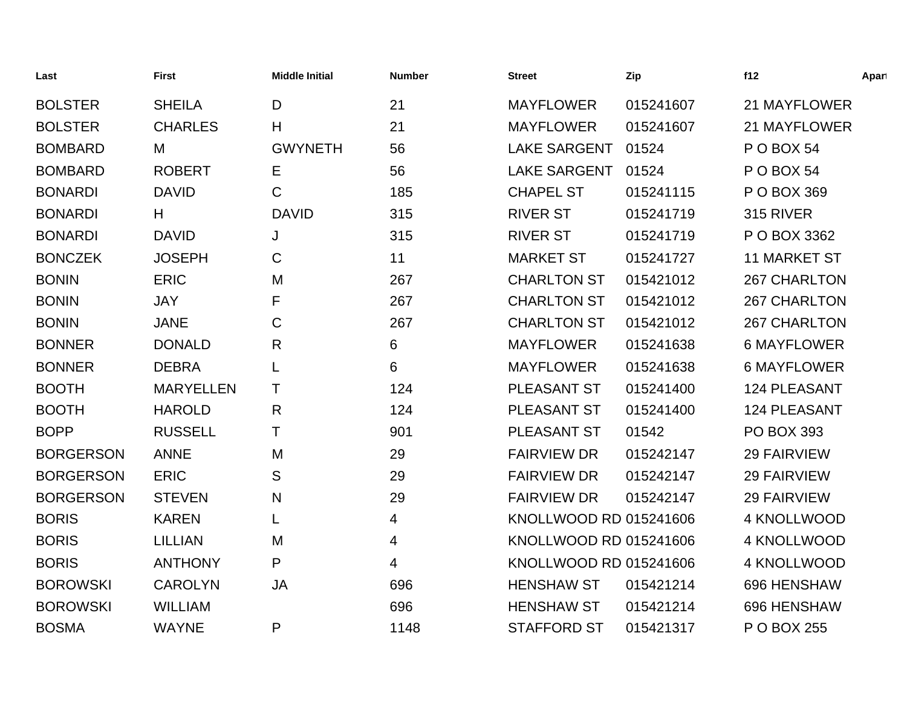| Last | First | Middle Initial | Number | Street | Zip | f12 | Apart |
|---|---|---|---|---|---|---|---|
| BOLSTER | SHEILA | D | 21 | MAYFLOWER | 015241607 | 21 MAYFLOWER | |
| BOLSTER | CHARLES | H | 21 | MAYFLOWER | 015241607 | 21 MAYFLOWER | |
| BOMBARD | M | GWYNETH | 56 | LAKE SARGENT | 01524 | P O BOX 54 | |
| BOMBARD | ROBERT | E | 56 | LAKE SARGENT | 01524 | P O BOX 54 | |
| BONARDI | DAVID | C | 185 | CHAPEL ST | 015241115 | P O BOX 369 | |
| BONARDI | H | DAVID | 315 | RIVER ST | 015241719 | 315 RIVER | |
| BONARDI | DAVID | J | 315 | RIVER ST | 015241719 | P O BOX 3362 | |
| BONCZEK | JOSEPH | C | 11 | MARKET ST | 015241727 | 11 MARKET ST | |
| BONIN | ERIC | M | 267 | CHARLTON ST | 015421012 | 267 CHARLTON | |
| BONIN | JAY | F | 267 | CHARLTON ST | 015421012 | 267 CHARLTON | |
| BONIN | JANE | C | 267 | CHARLTON ST | 015421012 | 267 CHARLTON | |
| BONNER | DONALD | R | 6 | MAYFLOWER | 015241638 | 6 MAYFLOWER | |
| BONNER | DEBRA | L | 6 | MAYFLOWER | 015241638 | 6 MAYFLOWER | |
| BOOTH | MARYELLEN | T | 124 | PLEASANT ST | 015241400 | 124 PLEASANT | |
| BOOTH | HAROLD | R | 124 | PLEASANT ST | 015241400 | 124 PLEASANT | |
| BOPP | RUSSELL | T | 901 | PLEASANT ST | 01542 | PO BOX 393 | |
| BORGERSON | ANNE | M | 29 | FAIRVIEW DR | 015242147 | 29 FAIRVIEW | |
| BORGERSON | ERIC | S | 29 | FAIRVIEW DR | 015242147 | 29 FAIRVIEW | |
| BORGERSON | STEVEN | N | 29 | FAIRVIEW DR | 015242147 | 29 FAIRVIEW | |
| BORIS | KAREN | L | 4 | KNOLLWOOD RD | 015241606 | 4 KNOLLWOOD | |
| BORIS | LILLIAN | M | 4 | KNOLLWOOD RD | 015241606 | 4 KNOLLWOOD | |
| BORIS | ANTHONY | P | 4 | KNOLLWOOD RD | 015241606 | 4 KNOLLWOOD | |
| BOROWSKI | CAROLYN | JA | 696 | HENSHAW ST | 015421214 | 696 HENSHAW | |
| BOROWSKI | WILLIAM | | 696 | HENSHAW ST | 015421214 | 696 HENSHAW | |
| BOSMA | WAYNE | P | 1148 | STAFFORD ST | 015421317 | P O BOX 255 | |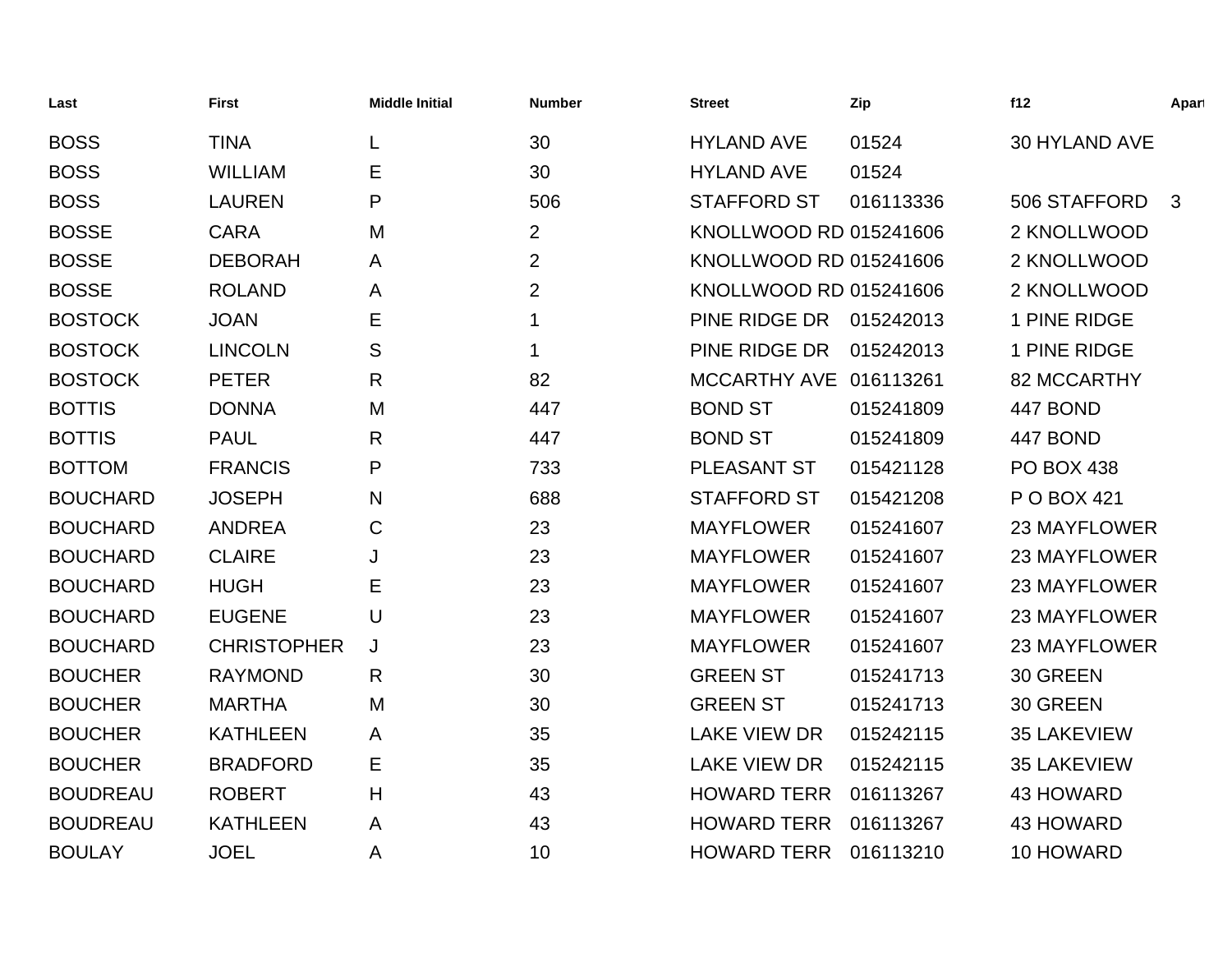| Last | First | Middle Initial | Number | Street | Zip | f12 | Apart |
|---|---|---|---|---|---|---|---|
| BOSS | TINA | L | 30 | HYLAND AVE | 01524 | 30 HYLAND AVE | |
| BOSS | WILLIAM | E | 30 | HYLAND AVE | 01524 | | |
| BOSS | LAUREN | P | 506 | STAFFORD ST | 016113336 | 506 STAFFORD | 3 |
| BOSSE | CARA | M | 2 | KNOLLWOOD RD | 015241606 | 2 KNOLLWOOD | |
| BOSSE | DEBORAH | A | 2 | KNOLLWOOD RD | 015241606 | 2 KNOLLWOOD | |
| BOSSE | ROLAND | A | 2 | KNOLLWOOD RD | 015241606 | 2 KNOLLWOOD | |
| BOSTOCK | JOAN | E | 1 | PINE RIDGE DR | 015242013 | 1 PINE RIDGE | |
| BOSTOCK | LINCOLN | S | 1 | PINE RIDGE DR | 015242013 | 1 PINE RIDGE | |
| BOSTOCK | PETER | R | 82 | MCCARTHY AVE | 016113261 | 82 MCCARTHY | |
| BOTTIS | DONNA | M | 447 | BOND ST | 015241809 | 447 BOND | |
| BOTTIS | PAUL | R | 447 | BOND ST | 015241809 | 447 BOND | |
| BOTTOM | FRANCIS | P | 733 | PLEASANT ST | 015421128 | PO BOX 438 | |
| BOUCHARD | JOSEPH | N | 688 | STAFFORD ST | 015421208 | P O BOX 421 | |
| BOUCHARD | ANDREA | C | 23 | MAYFLOWER | 015241607 | 23 MAYFLOWER | |
| BOUCHARD | CLAIRE | J | 23 | MAYFLOWER | 015241607 | 23 MAYFLOWER | |
| BOUCHARD | HUGH | E | 23 | MAYFLOWER | 015241607 | 23 MAYFLOWER | |
| BOUCHARD | EUGENE | U | 23 | MAYFLOWER | 015241607 | 23 MAYFLOWER | |
| BOUCHARD | CHRISTOPHER | J | 23 | MAYFLOWER | 015241607 | 23 MAYFLOWER | |
| BOUCHER | RAYMOND | R | 30 | GREEN ST | 015241713 | 30 GREEN | |
| BOUCHER | MARTHA | M | 30 | GREEN ST | 015241713 | 30 GREEN | |
| BOUCHER | KATHLEEN | A | 35 | LAKE VIEW DR | 015242115 | 35 LAKEVIEW | |
| BOUCHER | BRADFORD | E | 35 | LAKE VIEW DR | 015242115 | 35 LAKEVIEW | |
| BOUDREAU | ROBERT | H | 43 | HOWARD TERR | 016113267 | 43 HOWARD | |
| BOUDREAU | KATHLEEN | A | 43 | HOWARD TERR | 016113267 | 43 HOWARD | |
| BOULAY | JOEL | A | 10 | HOWARD TERR | 016113210 | 10 HOWARD | |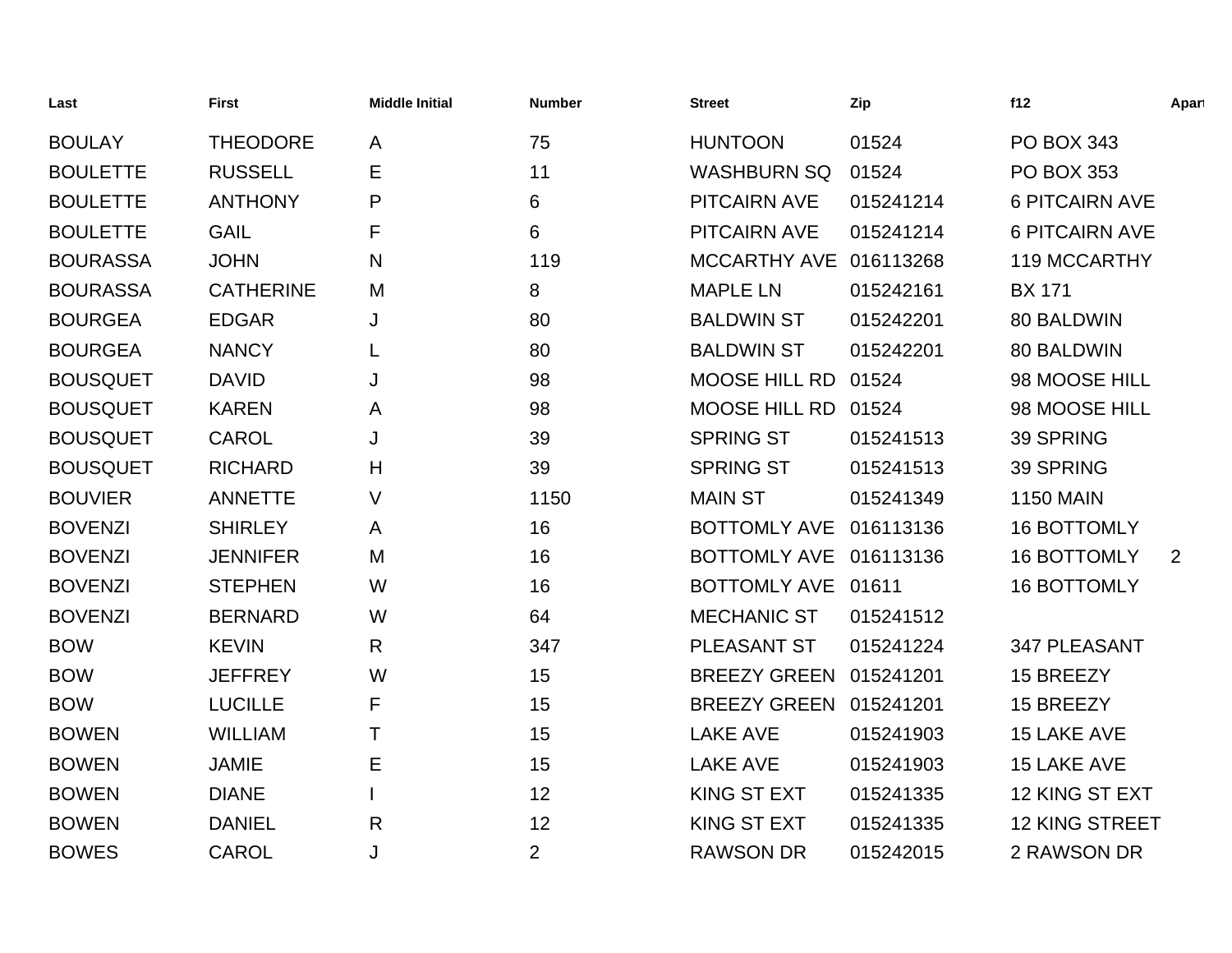| Last | First | Middle Initial | Number | Street | Zip | f12 | Apart |
|---|---|---|---|---|---|---|---|
| BOULAY | THEODORE | A | 75 | HUNTOON | 01524 | PO BOX 343 | |
| BOULETTE | RUSSELL | E | 11 | WASHBURN SQ | 01524 | PO BOX 353 | |
| BOULETTE | ANTHONY | P | 6 | PITCAIRN AVE | 015241214 | 6 PITCAIRN AVE | |
| BOULETTE | GAIL | F | 6 | PITCAIRN AVE | 015241214 | 6 PITCAIRN AVE | |
| BOURASSA | JOHN | N | 119 | MCCARTHY AVE | 016113268 | 119 MCCARTHY | |
| BOURASSA | CATHERINE | M | 8 | MAPLE LN | 015242161 | BX 171 | |
| BOURGEA | EDGAR | J | 80 | BALDWIN ST | 015242201 | 80 BALDWIN | |
| BOURGEA | NANCY | L | 80 | BALDWIN ST | 015242201 | 80 BALDWIN | |
| BOUSQUET | DAVID | J | 98 | MOOSE HILL RD | 01524 | 98 MOOSE HILL | |
| BOUSQUET | KAREN | A | 98 | MOOSE HILL RD | 01524 | 98 MOOSE HILL | |
| BOUSQUET | CAROL | J | 39 | SPRING ST | 015241513 | 39 SPRING | |
| BOUSQUET | RICHARD | H | 39 | SPRING ST | 015241513 | 39 SPRING | |
| BOUVIER | ANNETTE | V | 1150 | MAIN ST | 015241349 | 1150 MAIN | |
| BOVENZI | SHIRLEY | A | 16 | BOTTOMLY AVE | 016113136 | 16 BOTTOMLY | |
| BOVENZI | JENNIFER | M | 16 | BOTTOMLY AVE | 016113136 | 16 BOTTOMLY | 2 |
| BOVENZI | STEPHEN | W | 16 | BOTTOMLY AVE | 01611 | 16 BOTTOMLY | |
| BOVENZI | BERNARD | W | 64 | MECHANIC ST | 015241512 | | |
| BOW | KEVIN | R | 347 | PLEASANT ST | 015241224 | 347 PLEASANT | |
| BOW | JEFFREY | W | 15 | BREEZY GREEN | 015241201 | 15 BREEZY | |
| BOW | LUCILLE | F | 15 | BREEZY GREEN | 015241201 | 15 BREEZY | |
| BOWEN | WILLIAM | T | 15 | LAKE AVE | 015241903 | 15 LAKE AVE | |
| BOWEN | JAMIE | E | 15 | LAKE AVE | 015241903 | 15 LAKE AVE | |
| BOWEN | DIANE | I | 12 | KING ST EXT | 015241335 | 12 KING ST EXT | |
| BOWEN | DANIEL | R | 12 | KING ST EXT | 015241335 | 12 KING STREET | |
| BOWES | CAROL | J | 2 | RAWSON DR | 015242015 | 2 RAWSON DR | |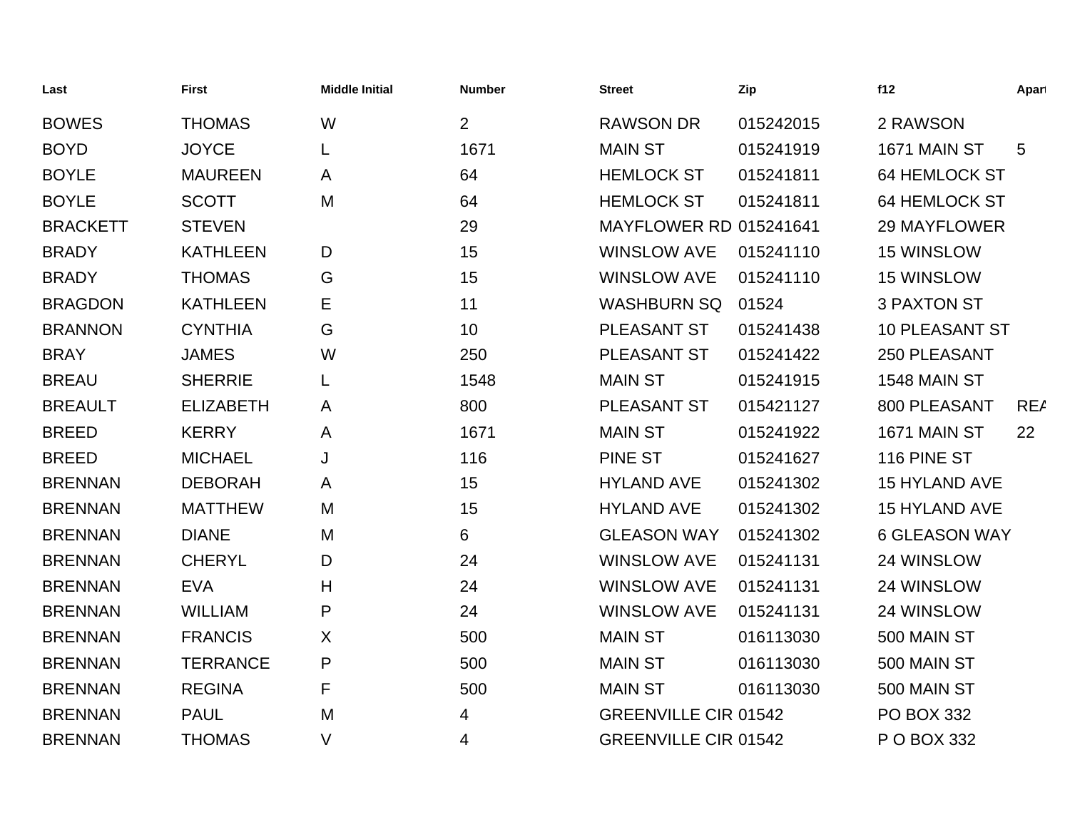| Last | First | Middle Initial | Number | Street | Zip | f12 | Apart |
|---|---|---|---|---|---|---|---|
| BOWES | THOMAS | W | 2 | RAWSON DR | 015242015 | 2 RAWSON | |
| BOYD | JOYCE | L | 1671 | MAIN ST | 015241919 | 1671 MAIN ST | 5 |
| BOYLE | MAUREEN | A | 64 | HEMLOCK ST | 015241811 | 64 HEMLOCK ST | |
| BOYLE | SCOTT | M | 64 | HEMLOCK ST | 015241811 | 64 HEMLOCK ST | |
| BRACKETT | STEVEN | | 29 | MAYFLOWER RD | 015241641 | 29 MAYFLOWER | |
| BRADY | KATHLEEN | D | 15 | WINSLOW AVE | 015241110 | 15 WINSLOW | |
| BRADY | THOMAS | G | 15 | WINSLOW AVE | 015241110 | 15 WINSLOW | |
| BRAGDON | KATHLEEN | E | 11 | WASHBURN SQ | 01524 | 3 PAXTON ST | |
| BRANNON | CYNTHIA | G | 10 | PLEASANT ST | 015241438 | 10 PLEASANT ST | |
| BRAY | JAMES | W | 250 | PLEASANT ST | 015241422 | 250 PLEASANT | |
| BREAU | SHERRIE | L | 1548 | MAIN ST | 015241915 | 1548 MAIN ST | |
| BREAULT | ELIZABETH | A | 800 | PLEASANT ST | 015421127 | 800 PLEASANT | REA |
| BREED | KERRY | A | 1671 | MAIN ST | 015241922 | 1671 MAIN ST | 22 |
| BREED | MICHAEL | J | 116 | PINE ST | 015241627 | 116 PINE ST | |
| BRENNAN | DEBORAH | A | 15 | HYLAND AVE | 015241302 | 15 HYLAND AVE | |
| BRENNAN | MATTHEW | M | 15 | HYLAND AVE | 015241302 | 15 HYLAND AVE | |
| BRENNAN | DIANE | M | 6 | GLEASON WAY | 015241302 | 6 GLEASON WAY | |
| BRENNAN | CHERYL | D | 24 | WINSLOW AVE | 015241131 | 24 WINSLOW | |
| BRENNAN | EVA | H | 24 | WINSLOW AVE | 015241131 | 24 WINSLOW | |
| BRENNAN | WILLIAM | P | 24 | WINSLOW AVE | 015241131 | 24 WINSLOW | |
| BRENNAN | FRANCIS | X | 500 | MAIN ST | 016113030 | 500 MAIN ST | |
| BRENNAN | TERRANCE | P | 500 | MAIN ST | 016113030 | 500 MAIN ST | |
| BRENNAN | REGINA | F | 500 | MAIN ST | 016113030 | 500 MAIN ST | |
| BRENNAN | PAUL | M | 4 | GREENVILLE CIR | 01542 | PO BOX 332 | |
| BRENNAN | THOMAS | V | 4 | GREENVILLE CIR | 01542 | P O BOX 332 | |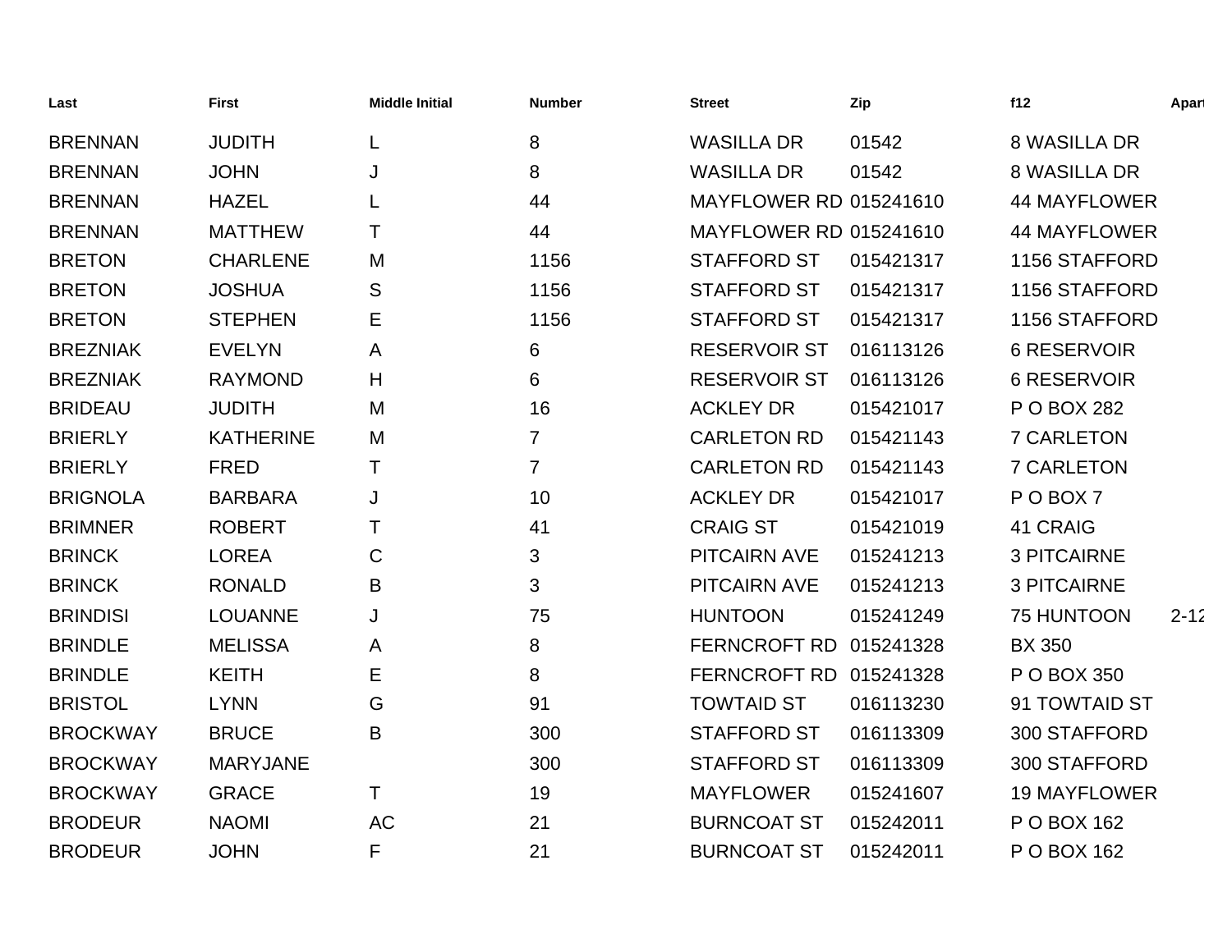| Last | First | Middle Initial | Number | Street | Zip | f12 | Apart |
|---|---|---|---|---|---|---|---|
| BRENNAN | JUDITH | L | 8 | WASILLA DR | 01542 | 8 WASILLA DR | |
| BRENNAN | JOHN | J | 8 | WASILLA DR | 01542 | 8 WASILLA DR | |
| BRENNAN | HAZEL | L | 44 | MAYFLOWER RD | 015241610 | 44 MAYFLOWER | |
| BRENNAN | MATTHEW | T | 44 | MAYFLOWER RD | 015241610 | 44 MAYFLOWER | |
| BRETON | CHARLENE | M | 1156 | STAFFORD ST | 015421317 | 1156 STAFFORD | |
| BRETON | JOSHUA | S | 1156 | STAFFORD ST | 015421317 | 1156 STAFFORD | |
| BRETON | STEPHEN | E | 1156 | STAFFORD ST | 015421317 | 1156 STAFFORD | |
| BREZNIAK | EVELYN | A | 6 | RESERVOIR ST | 016113126 | 6 RESERVOIR | |
| BREZNIAK | RAYMOND | H | 6 | RESERVOIR ST | 016113126 | 6 RESERVOIR | |
| BRIDEAU | JUDITH | M | 16 | ACKLEY DR | 015421017 | P O BOX 282 | |
| BRIERLY | KATHERINE | M | 7 | CARLETON RD | 015421143 | 7 CARLETON | |
| BRIERLY | FRED | T | 7 | CARLETON RD | 015421143 | 7 CARLETON | |
| BRIGNOLA | BARBARA | J | 10 | ACKLEY DR | 015421017 | P O BOX 7 | |
| BRIMNER | ROBERT | T | 41 | CRAIG ST | 015421019 | 41 CRAIG | |
| BRINCK | LOREA | C | 3 | PITCAIRN AVE | 015241213 | 3 PITCAIRNE | |
| BRINCK | RONALD | B | 3 | PITCAIRN AVE | 015241213 | 3 PITCAIRNE | |
| BRINDISI | LOUANNE | J | 75 | HUNTOON | 015241249 | 75 HUNTOON | 2-12 |
| BRINDLE | MELISSA | A | 8 | FERNCROFT RD | 015241328 | BX 350 | |
| BRINDLE | KEITH | E | 8 | FERNCROFT RD | 015241328 | P O BOX 350 | |
| BRISTOL | LYNN | G | 91 | TOWTAID ST | 016113230 | 91 TOWTAID ST | |
| BROCKWAY | BRUCE | B | 300 | STAFFORD ST | 016113309 | 300 STAFFORD | |
| BROCKWAY | MARYJANE | | 300 | STAFFORD ST | 016113309 | 300 STAFFORD | |
| BROCKWAY | GRACE | T | 19 | MAYFLOWER | 015241607 | 19 MAYFLOWER | |
| BRODEUR | NAOMI | AC | 21 | BURNCOAT ST | 015242011 | P O BOX 162 | |
| BRODEUR | JOHN | F | 21 | BURNCOAT ST | 015242011 | P O BOX 162 | |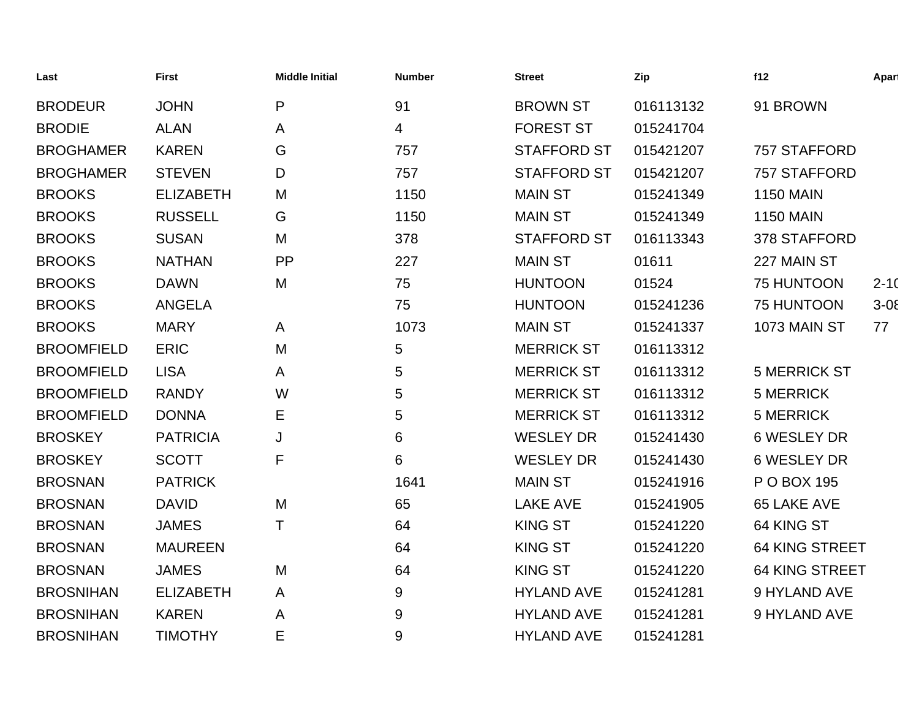| Last | First | Middle Initial | Number | Street | Zip | f12 | Apart |
| --- | --- | --- | --- | --- | --- | --- | --- |
| BRODEUR | JOHN | P | 91 | BROWN ST | 016113132 | 91 BROWN | |
| BRODIE | ALAN | A | 4 | FOREST ST | 015241704 | | |
| BROGHAMER | KAREN | G | 757 | STAFFORD ST | 015421207 | 757 STAFFORD | |
| BROGHAMER | STEVEN | D | 757 | STAFFORD ST | 015421207 | 757 STAFFORD | |
| BROOKS | ELIZABETH | M | 1150 | MAIN ST | 015241349 | 1150 MAIN | |
| BROOKS | RUSSELL | G | 1150 | MAIN ST | 015241349 | 1150 MAIN | |
| BROOKS | SUSAN | M | 378 | STAFFORD ST | 016113343 | 378 STAFFORD | |
| BROOKS | NATHAN | PP | 227 | MAIN ST | 01611 | 227 MAIN ST | |
| BROOKS | DAWN | M | 75 | HUNTOON | 01524 | 75 HUNTOON | 2-10 |
| BROOKS | ANGELA | | 75 | HUNTOON | 015241236 | 75 HUNTOON | 3-08 |
| BROOKS | MARY | A | 1073 | MAIN ST | 015241337 | 1073 MAIN ST | 77 |
| BROOMFIELD | ERIC | M | 5 | MERRICK ST | 016113312 | | |
| BROOMFIELD | LISA | A | 5 | MERRICK ST | 016113312 | 5 MERRICK ST | |
| BROOMFIELD | RANDY | W | 5 | MERRICK ST | 016113312 | 5 MERRICK | |
| BROOMFIELD | DONNA | E | 5 | MERRICK ST | 016113312 | 5 MERRICK | |
| BROSKEY | PATRICIA | J | 6 | WESLEY DR | 015241430 | 6 WESLEY DR | |
| BROSKEY | SCOTT | F | 6 | WESLEY DR | 015241430 | 6 WESLEY DR | |
| BROSNAN | PATRICK | | 1641 | MAIN ST | 015241916 | P O BOX 195 | |
| BROSNAN | DAVID | M | 65 | LAKE AVE | 015241905 | 65 LAKE AVE | |
| BROSNAN | JAMES | T | 64 | KING ST | 015241220 | 64 KING ST | |
| BROSNAN | MAUREEN | | 64 | KING ST | 015241220 | 64 KING STREET | |
| BROSNAN | JAMES | M | 64 | KING ST | 015241220 | 64 KING STREET | |
| BROSNIHAN | ELIZABETH | A | 9 | HYLAND AVE | 015241281 | 9 HYLAND AVE | |
| BROSNIHAN | KAREN | A | 9 | HYLAND AVE | 015241281 | 9 HYLAND AVE | |
| BROSNIHAN | TIMOTHY | E | 9 | HYLAND AVE | 015241281 | | |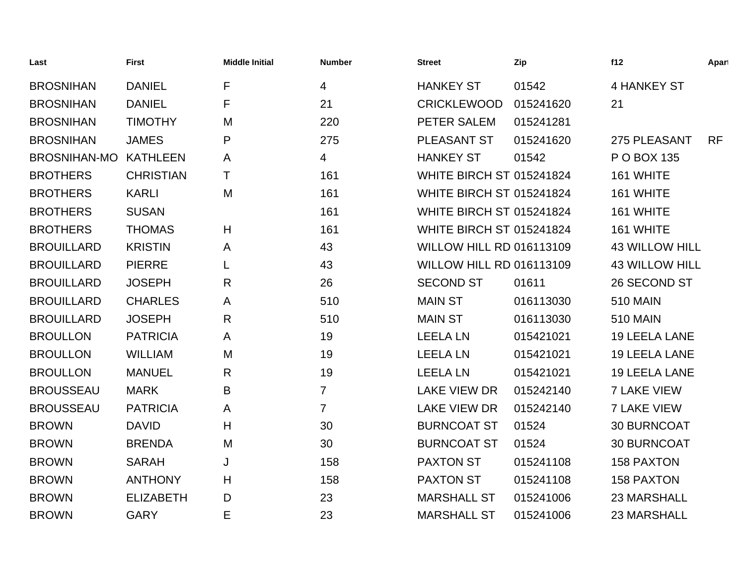| Last | First | Middle Initial | Number | Street | Zip | f12 | Apart |
|---|---|---|---|---|---|---|---|
| BROSNIHAN | DANIEL | F | 4 | HANKEY ST | 01542 | 4 HANKEY ST | |
| BROSNIHAN | DANIEL | F | 21 | CRICKLEWOOD | 015241620 | 21 | |
| BROSNIHAN | TIMOTHY | M | 220 | PETER SALEM | 015241281 | | |
| BROSNIHAN | JAMES | P | 275 | PLEASANT ST | 015241620 | 275 PLEASANT | RF |
| BROSNIHAN-MO | KATHLEEN | A | 4 | HANKEY ST | 01542 | P O BOX 135 | |
| BROTHERS | CHRISTIAN | T | 161 | WHITE BIRCH ST | 015241824 | 161 WHITE | |
| BROTHERS | KARLI | M | 161 | WHITE BIRCH ST | 015241824 | 161 WHITE | |
| BROTHERS | SUSAN | | 161 | WHITE BIRCH ST | 015241824 | 161 WHITE | |
| BROTHERS | THOMAS | H | 161 | WHITE BIRCH ST | 015241824 | 161 WHITE | |
| BROUILLARD | KRISTIN | A | 43 | WILLOW HILL RD | 016113109 | 43 WILLOW HILL | |
| BROUILLARD | PIERRE | L | 43 | WILLOW HILL RD | 016113109 | 43 WILLOW HILL | |
| BROUILLARD | JOSEPH | R | 26 | SECOND ST | 01611 | 26 SECOND ST | |
| BROUILLARD | CHARLES | A | 510 | MAIN ST | 016113030 | 510 MAIN | |
| BROUILLARD | JOSEPH | R | 510 | MAIN ST | 016113030 | 510 MAIN | |
| BROULLON | PATRICIA | A | 19 | LEELA LN | 015421021 | 19 LEELA LANE | |
| BROULLON | WILLIAM | M | 19 | LEELA LN | 015421021 | 19 LEELA LANE | |
| BROULLON | MANUEL | R | 19 | LEELA LN | 015421021 | 19 LEELA LANE | |
| BROUSSEAU | MARK | B | 7 | LAKE VIEW DR | 015242140 | 7 LAKE VIEW | |
| BROUSSEAU | PATRICIA | A | 7 | LAKE VIEW DR | 015242140 | 7 LAKE VIEW | |
| BROWN | DAVID | H | 30 | BURNCOAT ST | 01524 | 30 BURNCOAT | |
| BROWN | BRENDA | M | 30 | BURNCOAT ST | 01524 | 30 BURNCOAT | |
| BROWN | SARAH | J | 158 | PAXTON ST | 015241108 | 158 PAXTON | |
| BROWN | ANTHONY | H | 158 | PAXTON ST | 015241108 | 158 PAXTON | |
| BROWN | ELIZABETH | D | 23 | MARSHALL ST | 015241006 | 23 MARSHALL | |
| BROWN | GARY | E | 23 | MARSHALL ST | 015241006 | 23 MARSHALL | |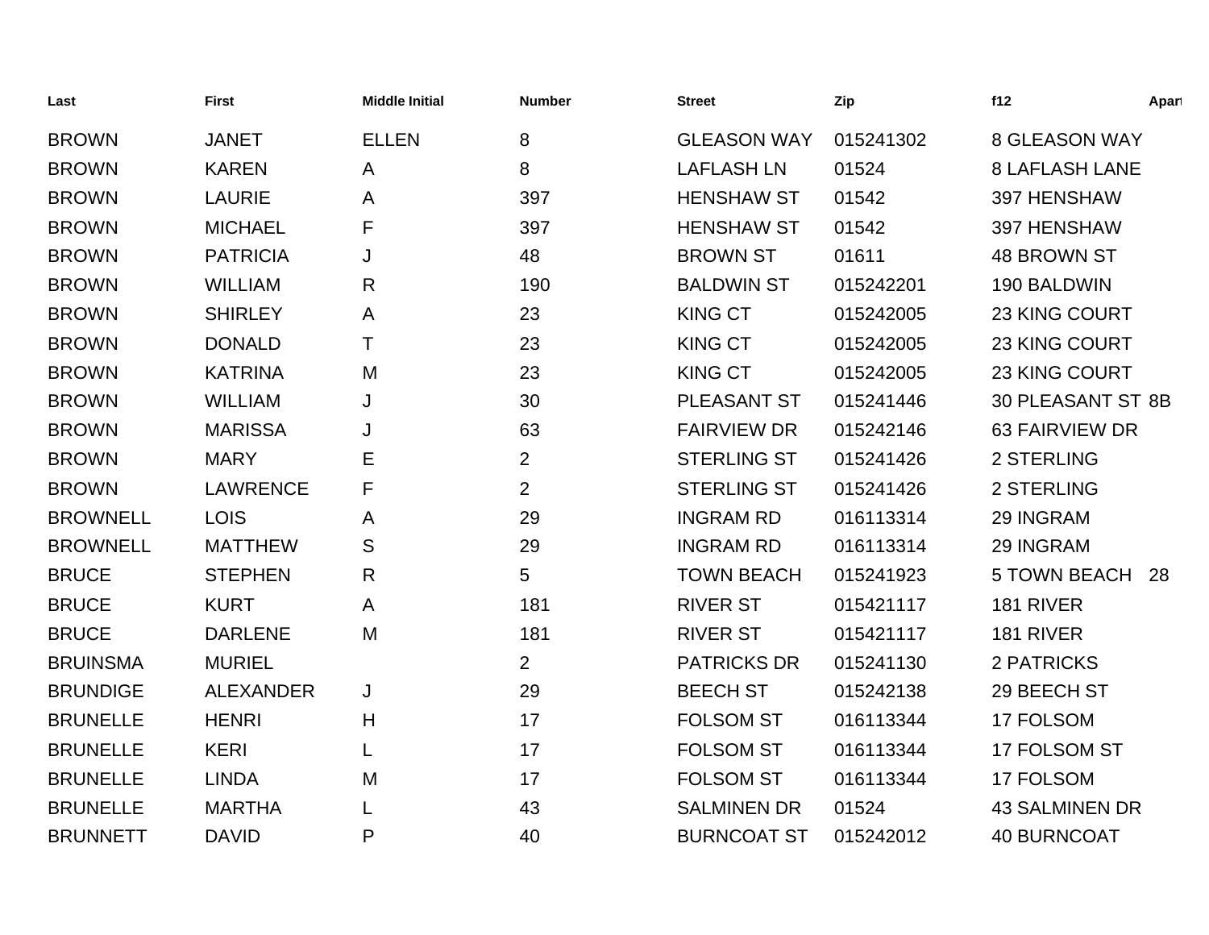| Last | First | Middle Initial | Number | Street | Zip | f12 | Apart |
|---|---|---|---|---|---|---|---|
| BROWN | JANET | ELLEN | 8 | GLEASON WAY | 015241302 | 8 GLEASON WAY | |
| BROWN | KAREN | A | 8 | LAFLASH LN | 01524 | 8 LAFLASH LANE | |
| BROWN | LAURIE | A | 397 | HENSHAW ST | 01542 | 397 HENSHAW | |
| BROWN | MICHAEL | F | 397 | HENSHAW ST | 01542 | 397 HENSHAW | |
| BROWN | PATRICIA | J | 48 | BROWN ST | 01611 | 48 BROWN ST | |
| BROWN | WILLIAM | R | 190 | BALDWIN ST | 015242201 | 190 BALDWIN | |
| BROWN | SHIRLEY | A | 23 | KING CT | 015242005 | 23 KING COURT | |
| BROWN | DONALD | T | 23 | KING CT | 015242005 | 23 KING COURT | |
| BROWN | KATRINA | M | 23 | KING CT | 015242005 | 23 KING COURT | |
| BROWN | WILLIAM | J | 30 | PLEASANT ST | 015241446 | 30 PLEASANT ST | 8B |
| BROWN | MARISSA | J | 63 | FAIRVIEW DR | 015242146 | 63 FAIRVIEW DR | |
| BROWN | MARY | E | 2 | STERLING ST | 015241426 | 2 STERLING | |
| BROWN | LAWRENCE | F | 2 | STERLING ST | 015241426 | 2 STERLING | |
| BROWNELL | LOIS | A | 29 | INGRAM RD | 016113314 | 29 INGRAM | |
| BROWNELL | MATTHEW | S | 29 | INGRAM RD | 016113314 | 29 INGRAM | |
| BRUCE | STEPHEN | R | 5 | TOWN BEACH | 015241923 | 5 TOWN BEACH | 28 |
| BRUCE | KURT | A | 181 | RIVER ST | 015421117 | 181 RIVER | |
| BRUCE | DARLENE | M | 181 | RIVER ST | 015421117 | 181 RIVER | |
| BRUINSMA | MURIEL | | 2 | PATRICKS DR | 015241130 | 2 PATRICKS | |
| BRUNDIGE | ALEXANDER | J | 29 | BEECH ST | 015242138 | 29 BEECH ST | |
| BRUNELLE | HENRI | H | 17 | FOLSOM ST | 016113344 | 17 FOLSOM | |
| BRUNELLE | KERI | L | 17 | FOLSOM ST | 016113344 | 17 FOLSOM ST | |
| BRUNELLE | LINDA | M | 17 | FOLSOM ST | 016113344 | 17 FOLSOM | |
| BRUNELLE | MARTHA | L | 43 | SALMINEN DR | 01524 | 43 SALMINEN DR | |
| BRUNNETT | DAVID | P | 40 | BURNCOAT ST | 015242012 | 40 BURNCOAT | |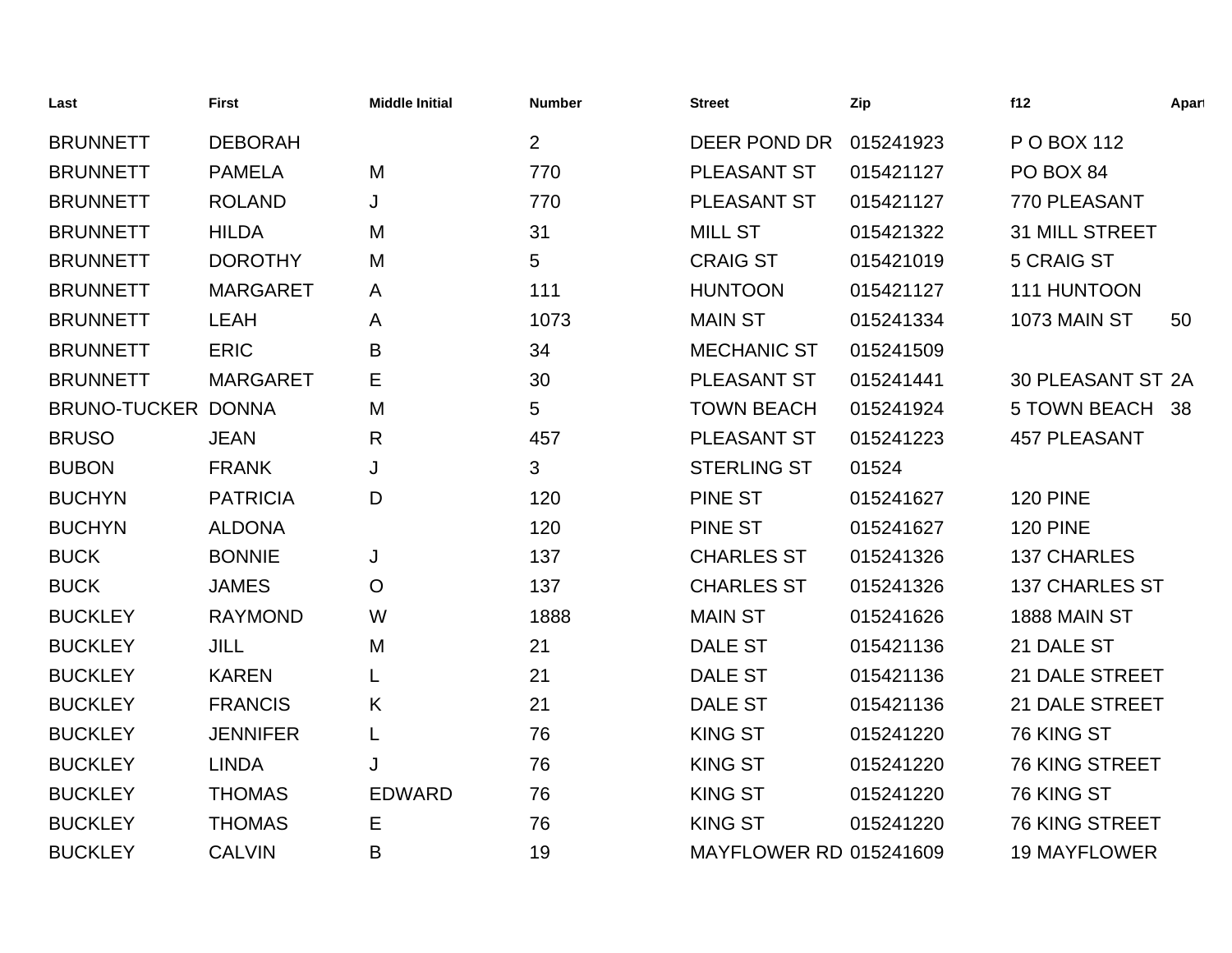| Last | First | Middle Initial | Number | Street | Zip | f12 | Apart |
|---|---|---|---|---|---|---|---|
| BRUNNETT | DEBORAH | | 2 | DEER POND DR | 015241923 | P O BOX 112 | |
| BRUNNETT | PAMELA | M | 770 | PLEASANT ST | 015421127 | PO BOX 84 | |
| BRUNNETT | ROLAND | J | 770 | PLEASANT ST | 015421127 | 770 PLEASANT | |
| BRUNNETT | HILDA | M | 31 | MILL ST | 015421322 | 31 MILL STREET | |
| BRUNNETT | DOROTHY | M | 5 | CRAIG ST | 015421019 | 5 CRAIG ST | |
| BRUNNETT | MARGARET | A | 111 | HUNTOON | 015421127 | 111 HUNTOON | |
| BRUNNETT | LEAH | A | 1073 | MAIN ST | 015241334 | 1073 MAIN ST | 50 |
| BRUNNETT | ERIC | B | 34 | MECHANIC ST | 015241509 | | |
| BRUNNETT | MARGARET | E | 30 | PLEASANT ST | 015241441 | 30 PLEASANT ST | 2A |
| BRUNO-TUCKER | DONNA | M | 5 | TOWN BEACH | 015241924 | 5 TOWN BEACH | 38 |
| BRUSO | JEAN | R | 457 | PLEASANT ST | 015241223 | 457 PLEASANT | |
| BUBON | FRANK | J | 3 | STERLING ST | 01524 | | |
| BUCHYN | PATRICIA | D | 120 | PINE ST | 015241627 | 120 PINE | |
| BUCHYN | ALDONA | | 120 | PINE ST | 015241627 | 120 PINE | |
| BUCK | BONNIE | J | 137 | CHARLES ST | 015241326 | 137 CHARLES | |
| BUCK | JAMES | O | 137 | CHARLES ST | 015241326 | 137 CHARLES ST | |
| BUCKLEY | RAYMOND | W | 1888 | MAIN ST | 015241626 | 1888 MAIN ST | |
| BUCKLEY | JILL | M | 21 | DALE ST | 015421136 | 21 DALE ST | |
| BUCKLEY | KAREN | L | 21 | DALE ST | 015421136 | 21 DALE STREET | |
| BUCKLEY | FRANCIS | K | 21 | DALE ST | 015421136 | 21 DALE STREET | |
| BUCKLEY | JENNIFER | L | 76 | KING ST | 015241220 | 76 KING ST | |
| BUCKLEY | LINDA | J | 76 | KING ST | 015241220 | 76 KING STREET | |
| BUCKLEY | THOMAS | EDWARD | 76 | KING ST | 015241220 | 76 KING ST | |
| BUCKLEY | THOMAS | E | 76 | KING ST | 015241220 | 76 KING STREET | |
| BUCKLEY | CALVIN | B | 19 | MAYFLOWER RD | 015241609 | 19 MAYFLOWER | |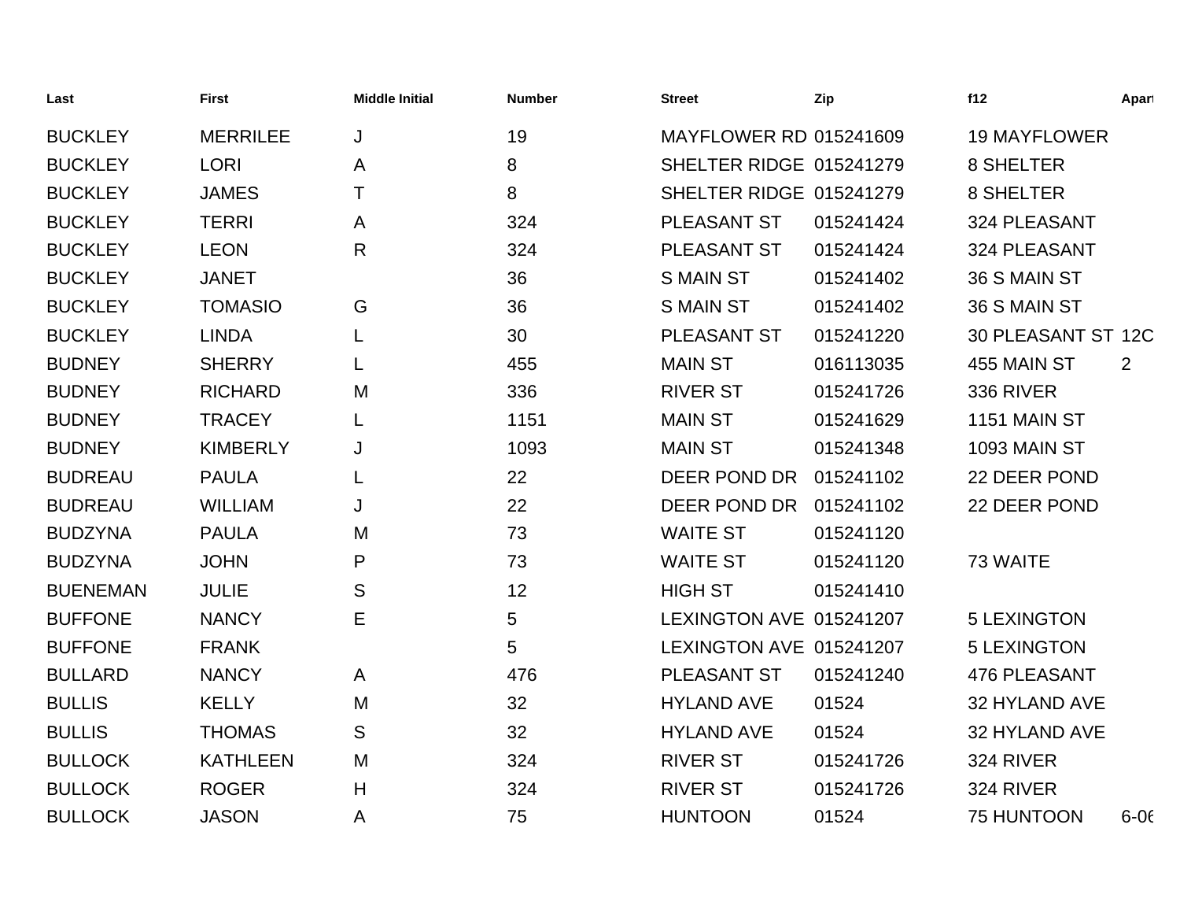| Last | First | Middle Initial | Number | Street | Zip | f12 | Apart |
|---|---|---|---|---|---|---|---|
| BUCKLEY | MERRILEE | J | 19 | MAYFLOWER RD | 015241609 | 19 MAYFLOWER | |
| BUCKLEY | LORI | A | 8 | SHELTER RIDGE | 015241279 | 8 SHELTER | |
| BUCKLEY | JAMES | T | 8 | SHELTER RIDGE | 015241279 | 8 SHELTER | |
| BUCKLEY | TERRI | A | 324 | PLEASANT ST | 015241424 | 324 PLEASANT | |
| BUCKLEY | LEON | R | 324 | PLEASANT ST | 015241424 | 324 PLEASANT | |
| BUCKLEY | JANET | | 36 | S MAIN ST | 015241402 | 36 S MAIN ST | |
| BUCKLEY | TOMASIO | G | 36 | S MAIN ST | 015241402 | 36 S MAIN ST | |
| BUCKLEY | LINDA | L | 30 | PLEASANT ST | 015241220 | 30 PLEASANT ST | 12C |
| BUDNEY | SHERRY | L | 455 | MAIN ST | 016113035 | 455 MAIN ST | 2 |
| BUDNEY | RICHARD | M | 336 | RIVER ST | 015241726 | 336 RIVER | |
| BUDNEY | TRACEY | L | 1151 | MAIN ST | 015241629 | 1151 MAIN ST | |
| BUDNEY | KIMBERLY | J | 1093 | MAIN ST | 015241348 | 1093 MAIN ST | |
| BUDREAU | PAULA | L | 22 | DEER POND DR | 015241102 | 22 DEER POND | |
| BUDREAU | WILLIAM | J | 22 | DEER POND DR | 015241102 | 22 DEER POND | |
| BUDZYNA | PAULA | M | 73 | WAITE ST | 015241120 | | |
| BUDZYNA | JOHN | P | 73 | WAITE ST | 015241120 | 73 WAITE | |
| BUENEMAN | JULIE | S | 12 | HIGH ST | 015241410 | | |
| BUFFONE | NANCY | E | 5 | LEXINGTON AVE | 015241207 | 5 LEXINGTON | |
| BUFFONE | FRANK | | 5 | LEXINGTON AVE | 015241207 | 5 LEXINGTON | |
| BULLARD | NANCY | A | 476 | PLEASANT ST | 015241240 | 476 PLEASANT | |
| BULLIS | KELLY | M | 32 | HYLAND AVE | 01524 | 32 HYLAND AVE | |
| BULLIS | THOMAS | S | 32 | HYLAND AVE | 01524 | 32 HYLAND AVE | |
| BULLOCK | KATHLEEN | M | 324 | RIVER ST | 015241726 | 324 RIVER | |
| BULLOCK | ROGER | H | 324 | RIVER ST | 015241726 | 324 RIVER | |
| BULLOCK | JASON | A | 75 | HUNTOON | 01524 | 75 HUNTOON | 6-06 |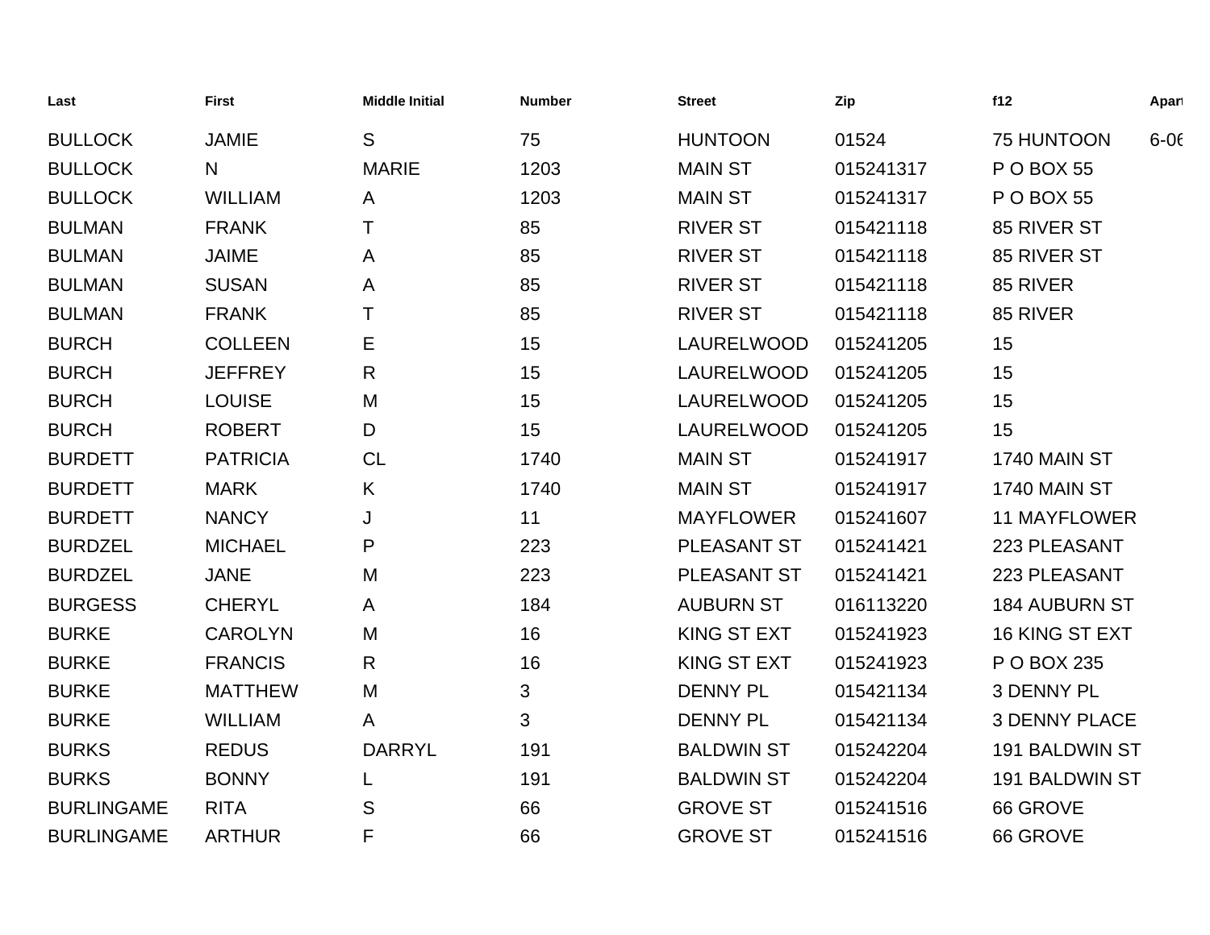| Last | First | Middle Initial | Number | Street | Zip | f12 | Apar |
|---|---|---|---|---|---|---|---|
| BULLOCK | JAMIE | S | 75 | HUNTOON | 01524 | 75 HUNTOON | 6-06 |
| BULLOCK | N | MARIE | 1203 | MAIN ST | 015241317 | P O BOX 55 | |
| BULLOCK | WILLIAM | A | 1203 | MAIN ST | 015241317 | P O BOX 55 | |
| BULMAN | FRANK | T | 85 | RIVER ST | 015421118 | 85 RIVER ST | |
| BULMAN | JAIME | A | 85 | RIVER ST | 015421118 | 85 RIVER ST | |
| BULMAN | SUSAN | A | 85 | RIVER ST | 015421118 | 85 RIVER | |
| BULMAN | FRANK | T | 85 | RIVER ST | 015421118 | 85 RIVER | |
| BURCH | COLLEEN | E | 15 | LAURELWOOD | 015241205 | 15 | |
| BURCH | JEFFREY | R | 15 | LAURELWOOD | 015241205 | 15 | |
| BURCH | LOUISE | M | 15 | LAURELWOOD | 015241205 | 15 | |
| BURCH | ROBERT | D | 15 | LAURELWOOD | 015241205 | 15 | |
| BURDETT | PATRICIA | CL | 1740 | MAIN ST | 015241917 | 1740 MAIN ST | |
| BURDETT | MARK | K | 1740 | MAIN ST | 015241917 | 1740 MAIN ST | |
| BURDETT | NANCY | J | 11 | MAYFLOWER | 015241607 | 11 MAYFLOWER | |
| BURDZEL | MICHAEL | P | 223 | PLEASANT ST | 015241421 | 223 PLEASANT | |
| BURDZEL | JANE | M | 223 | PLEASANT ST | 015241421 | 223 PLEASANT | |
| BURGESS | CHERYL | A | 184 | AUBURN ST | 016113220 | 184 AUBURN ST | |
| BURKE | CAROLYN | M | 16 | KING ST EXT | 015241923 | 16 KING ST EXT | |
| BURKE | FRANCIS | R | 16 | KING ST EXT | 015241923 | P O BOX 235 | |
| BURKE | MATTHEW | M | 3 | DENNY PL | 015421134 | 3 DENNY PL | |
| BURKE | WILLIAM | A | 3 | DENNY PL | 015421134 | 3 DENNY PLACE | |
| BURKS | REDUS | DARRYL | 191 | BALDWIN ST | 015242204 | 191 BALDWIN ST | |
| BURKS | BONNY | L | 191 | BALDWIN ST | 015242204 | 191 BALDWIN ST | |
| BURLINGAME | RITA | S | 66 | GROVE ST | 015241516 | 66 GROVE | |
| BURLINGAME | ARTHUR | F | 66 | GROVE ST | 015241516 | 66 GROVE | |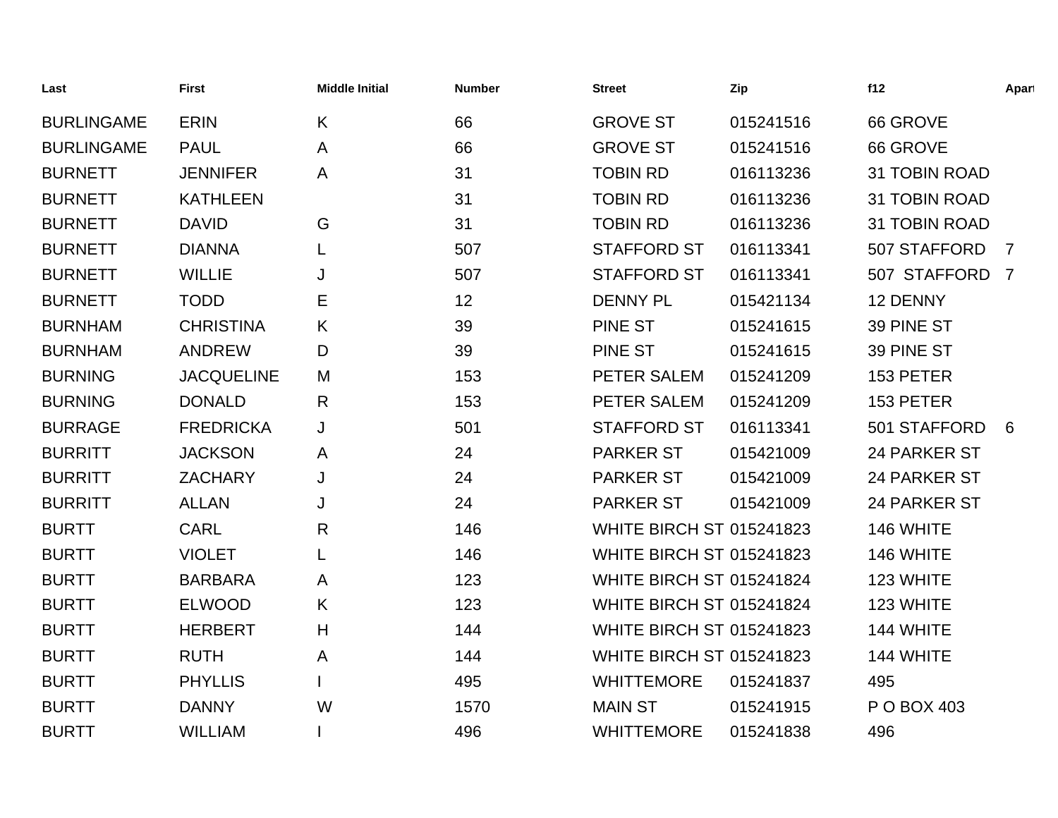| Last | First | Middle Initial | Number | Street | Zip | f12 | Apart |
|---|---|---|---|---|---|---|---|
| BURLINGAME | ERIN | K | 66 | GROVE ST | 015241516 | 66 GROVE | |
| BURLINGAME | PAUL | A | 66 | GROVE ST | 015241516 | 66 GROVE | |
| BURNETT | JENNIFER | A | 31 | TOBIN RD | 016113236 | 31 TOBIN ROAD | |
| BURNETT | KATHLEEN | | 31 | TOBIN RD | 016113236 | 31 TOBIN ROAD | |
| BURNETT | DAVID | G | 31 | TOBIN RD | 016113236 | 31 TOBIN ROAD | |
| BURNETT | DIANNA | L | 507 | STAFFORD ST | 016113341 | 507 STAFFORD | 7 |
| BURNETT | WILLIE | J | 507 | STAFFORD ST | 016113341 | 507 STAFFORD | 7 |
| BURNETT | TODD | E | 12 | DENNY PL | 015421134 | 12 DENNY | |
| BURNHAM | CHRISTINA | K | 39 | PINE ST | 015241615 | 39 PINE ST | |
| BURNHAM | ANDREW | D | 39 | PINE ST | 015241615 | 39 PINE ST | |
| BURNING | JACQUELINE | M | 153 | PETER SALEM | 015241209 | 153 PETER | |
| BURNING | DONALD | R | 153 | PETER SALEM | 015241209 | 153 PETER | |
| BURRAGE | FREDRICKA | J | 501 | STAFFORD ST | 016113341 | 501 STAFFORD | 6 |
| BURRITT | JACKSON | A | 24 | PARKER ST | 015421009 | 24 PARKER ST | |
| BURRITT | ZACHARY | J | 24 | PARKER ST | 015421009 | 24 PARKER ST | |
| BURRITT | ALLAN | J | 24 | PARKER ST | 015421009 | 24 PARKER ST | |
| BURTT | CARL | R | 146 | WHITE BIRCH ST | 015241823 | 146 WHITE | |
| BURTT | VIOLET | L | 146 | WHITE BIRCH ST | 015241823 | 146 WHITE | |
| BURTT | BARBARA | A | 123 | WHITE BIRCH ST | 015241824 | 123 WHITE | |
| BURTT | ELWOOD | K | 123 | WHITE BIRCH ST | 015241824 | 123 WHITE | |
| BURTT | HERBERT | H | 144 | WHITE BIRCH ST | 015241823 | 144 WHITE | |
| BURTT | RUTH | A | 144 | WHITE BIRCH ST | 015241823 | 144 WHITE | |
| BURTT | PHYLLIS | I | 495 | WHITTEMORE | 015241837 | 495 | |
| BURTT | DANNY | W | 1570 | MAIN ST | 015241915 | P O BOX 403 | |
| BURTT | WILLIAM | I | 496 | WHITTEMORE | 015241838 | 496 | |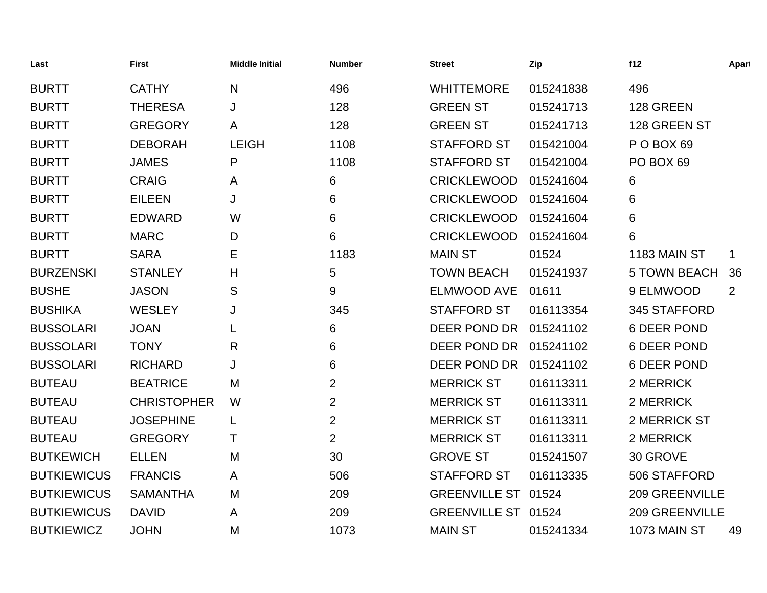| Last | First | Middle Initial | Number | Street | Zip | f12 | Apart |
|---|---|---|---|---|---|---|---|
| BURTT | CATHY | N | 496 | WHITTEMORE | 015241838 | 496 | |
| BURTT | THERESA | J | 128 | GREEN ST | 015241713 | 128 GREEN | |
| BURTT | GREGORY | A | 128 | GREEN ST | 015241713 | 128 GREEN ST | |
| BURTT | DEBORAH | LEIGH | 1108 | STAFFORD ST | 015421004 | P O BOX 69 | |
| BURTT | JAMES | P | 1108 | STAFFORD ST | 015421004 | PO BOX 69 | |
| BURTT | CRAIG | A | 6 | CRICKLEWOOD | 015241604 | 6 | |
| BURTT | EILEEN | J | 6 | CRICKLEWOOD | 015241604 | 6 | |
| BURTT | EDWARD | W | 6 | CRICKLEWOOD | 015241604 | 6 | |
| BURTT | MARC | D | 6 | CRICKLEWOOD | 015241604 | 6 | |
| BURTT | SARA | E | 1183 | MAIN ST | 01524 | 1183 MAIN ST | 1 |
| BURZENSKI | STANLEY | H | 5 | TOWN BEACH | 015241937 | 5 TOWN BEACH | 36 |
| BUSHE | JASON | S | 9 | ELMWOOD AVE | 01611 | 9 ELMWOOD | 2 |
| BUSHIKA | WESLEY | J | 345 | STAFFORD ST | 016113354 | 345 STAFFORD | |
| BUSSOLARI | JOAN | L | 6 | DEER POND DR | 015241102 | 6 DEER POND | |
| BUSSOLARI | TONY | R | 6 | DEER POND DR | 015241102 | 6 DEER POND | |
| BUSSOLARI | RICHARD | J | 6 | DEER POND DR | 015241102 | 6 DEER POND | |
| BUTEAU | BEATRICE | M | 2 | MERRICK ST | 016113311 | 2 MERRICK | |
| BUTEAU | CHRISTOPHER | W | 2 | MERRICK ST | 016113311 | 2 MERRICK | |
| BUTEAU | JOSEPHINE | L | 2 | MERRICK ST | 016113311 | 2 MERRICK ST | |
| BUTEAU | GREGORY | T | 2 | MERRICK ST | 016113311 | 2 MERRICK | |
| BUTKEWICH | ELLEN | M | 30 | GROVE ST | 015241507 | 30 GROVE | |
| BUTKIEWICUS | FRANCIS | A | 506 | STAFFORD ST | 016113335 | 506 STAFFORD | |
| BUTKIEWICUS | SAMANTHA | M | 209 | GREENVILLE ST | 01524 | 209 GREENVILLE | |
| BUTKIEWICUS | DAVID | A | 209 | GREENVILLE ST | 01524 | 209 GREENVILLE | |
| BUTKIEWICZ | JOHN | M | 1073 | MAIN ST | 015241334 | 1073 MAIN ST | 49 |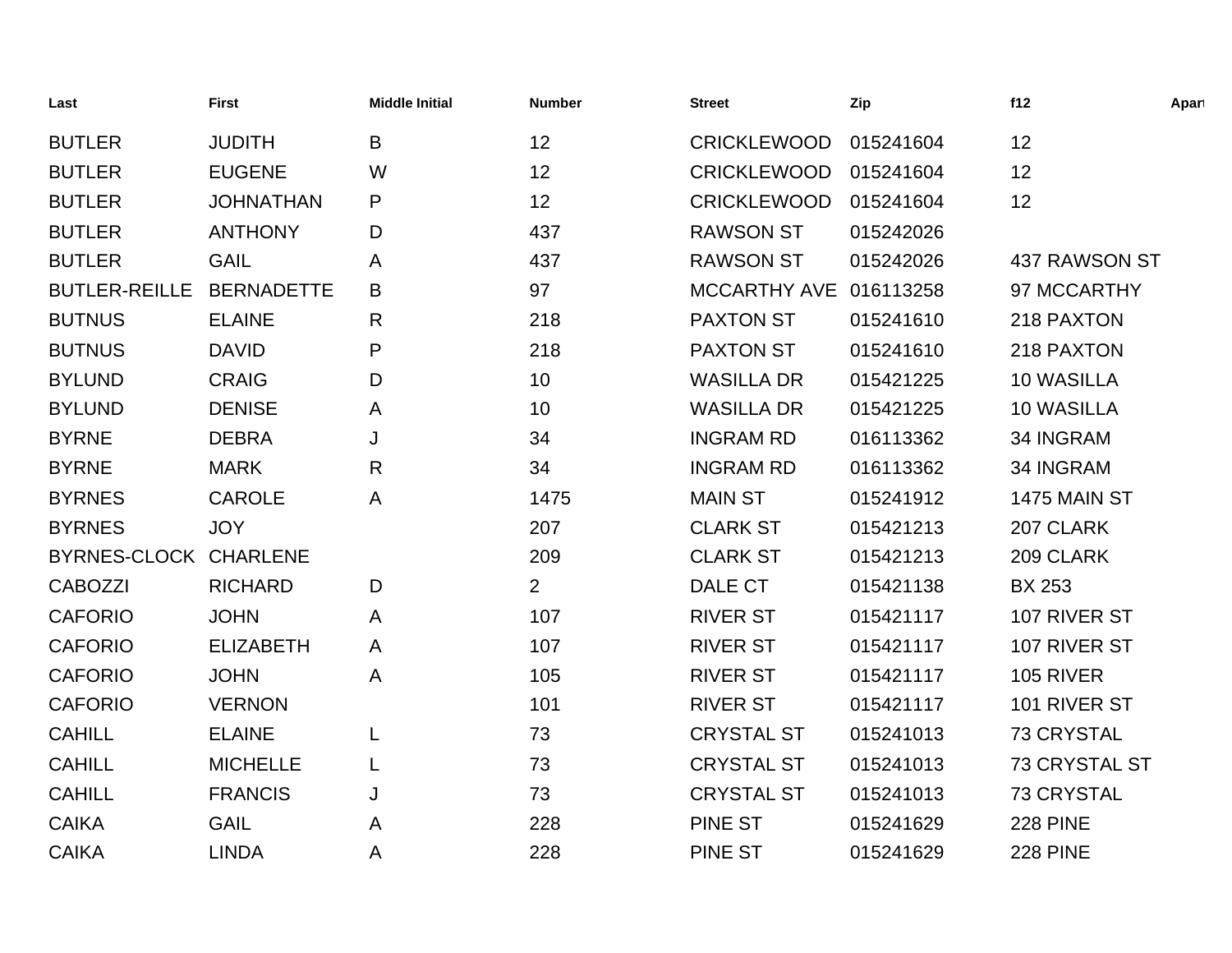| Last | First | Middle Initial | Number | Street | Zip | f12 | Apart |
|---|---|---|---|---|---|---|---|
| BUTLER | JUDITH | B | 12 | CRICKLEWOOD | 015241604 | 12 | |
| BUTLER | EUGENE | W | 12 | CRICKLEWOOD | 015241604 | 12 | |
| BUTLER | JOHNATHAN | P | 12 | CRICKLEWOOD | 015241604 | 12 | |
| BUTLER | ANTHONY | D | 437 | RAWSON ST | 015242026 | | |
| BUTLER | GAIL | A | 437 | RAWSON ST | 015242026 | 437 RAWSON ST | |
| BUTLER-REILLE | BERNADETTE | B | 97 | MCCARTHY AVE | 016113258 | 97 MCCARTHY | |
| BUTNUS | ELAINE | R | 218 | PAXTON ST | 015241610 | 218 PAXTON | |
| BUTNUS | DAVID | P | 218 | PAXTON ST | 015241610 | 218 PAXTON | |
| BYLUND | CRAIG | D | 10 | WASILLA DR | 015421225 | 10 WASILLA | |
| BYLUND | DENISE | A | 10 | WASILLA DR | 015421225 | 10 WASILLA | |
| BYRNE | DEBRA | J | 34 | INGRAM RD | 016113362 | 34 INGRAM | |
| BYRNE | MARK | R | 34 | INGRAM RD | 016113362 | 34 INGRAM | |
| BYRNES | CAROLE | A | 1475 | MAIN ST | 015241912 | 1475 MAIN ST | |
| BYRNES | JOY | | 207 | CLARK ST | 015421213 | 207 CLARK | |
| BYRNES-CLOCK | CHARLENE | | 209 | CLARK ST | 015421213 | 209 CLARK | |
| CABOZZI | RICHARD | D | 2 | DALE CT | 015421138 | BX 253 | |
| CAFORIO | JOHN | A | 107 | RIVER ST | 015421117 | 107 RIVER ST | |
| CAFORIO | ELIZABETH | A | 107 | RIVER ST | 015421117 | 107 RIVER ST | |
| CAFORIO | JOHN | A | 105 | RIVER ST | 015421117 | 105 RIVER | |
| CAFORIO | VERNON | | 101 | RIVER ST | 015421117 | 101 RIVER ST | |
| CAHILL | ELAINE | L | 73 | CRYSTAL ST | 015241013 | 73 CRYSTAL | |
| CAHILL | MICHELLE | L | 73 | CRYSTAL ST | 015241013 | 73 CRYSTAL ST | |
| CAHILL | FRANCIS | J | 73 | CRYSTAL ST | 015241013 | 73 CRYSTAL | |
| CAIKA | GAIL | A | 228 | PINE ST | 015241629 | 228 PINE | |
| CAIKA | LINDA | A | 228 | PINE ST | 015241629 | 228 PINE | |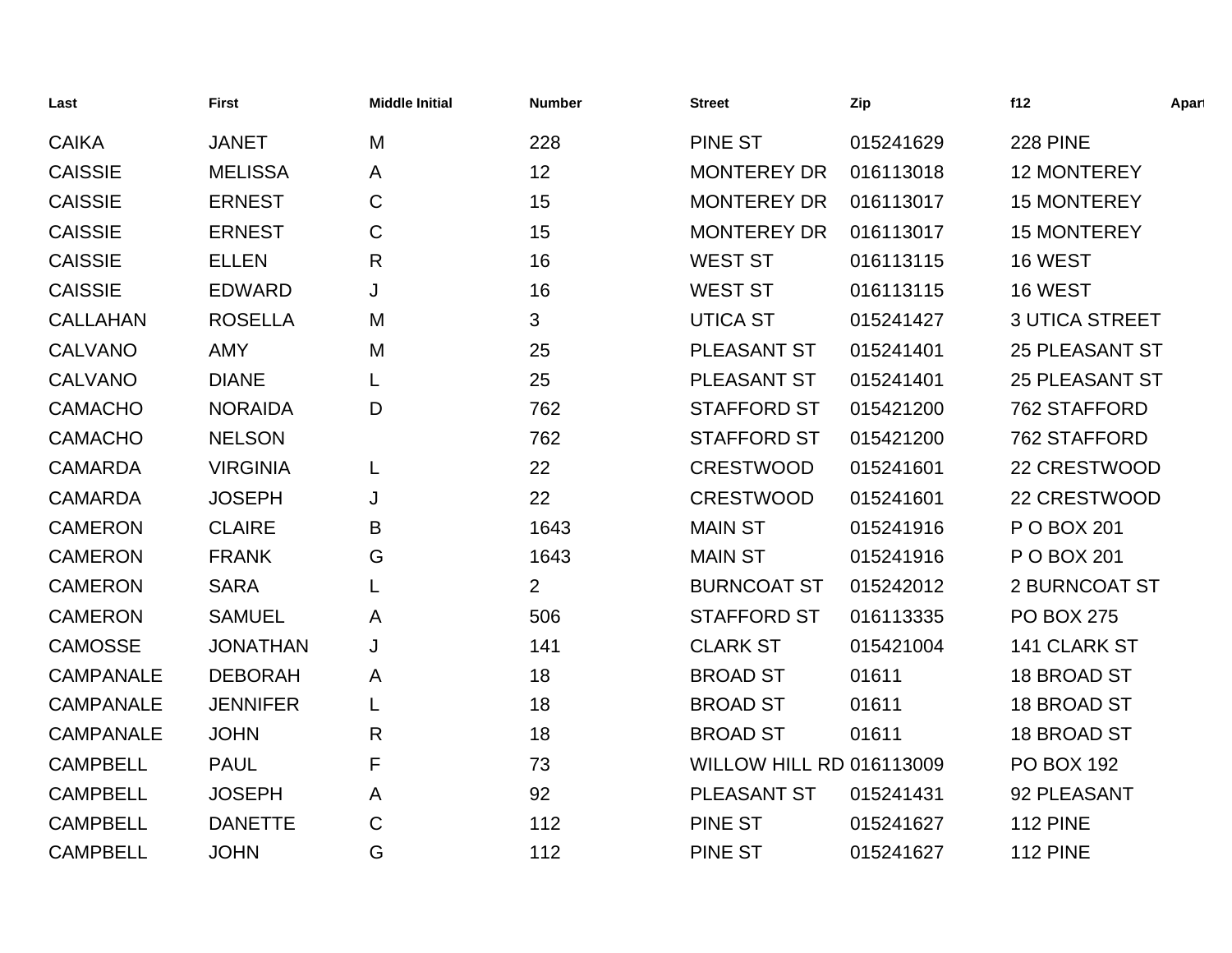| Last | First | Middle Initial | Number | Street | Zip | f12 | Apart |
|---|---|---|---|---|---|---|---|
| CAIKA | JANET | M | 228 | PINE ST | 015241629 | 228 PINE | |
| CAISSIE | MELISSA | A | 12 | MONTEREY DR | 016113018 | 12 MONTEREY | |
| CAISSIE | ERNEST | C | 15 | MONTEREY DR | 016113017 | 15 MONTEREY | |
| CAISSIE | ERNEST | C | 15 | MONTEREY DR | 016113017 | 15 MONTEREY | |
| CAISSIE | ELLEN | R | 16 | WEST ST | 016113115 | 16 WEST | |
| CAISSIE | EDWARD | J | 16 | WEST ST | 016113115 | 16 WEST | |
| CALLAHAN | ROSELLA | M | 3 | UTICA ST | 015241427 | 3 UTICA STREET | |
| CALVANO | AMY | M | 25 | PLEASANT ST | 015241401 | 25 PLEASANT ST | |
| CALVANO | DIANE | L | 25 | PLEASANT ST | 015241401 | 25 PLEASANT ST | |
| CAMACHO | NORAIDA | D | 762 | STAFFORD ST | 015421200 | 762 STAFFORD | |
| CAMACHO | NELSON | | 762 | STAFFORD ST | 015421200 | 762 STAFFORD | |
| CAMARDA | VIRGINIA | L | 22 | CRESTWOOD | 015241601 | 22 CRESTWOOD | |
| CAMARDA | JOSEPH | J | 22 | CRESTWOOD | 015241601 | 22 CRESTWOOD | |
| CAMERON | CLAIRE | B | 1643 | MAIN ST | 015241916 | P O BOX 201 | |
| CAMERON | FRANK | G | 1643 | MAIN ST | 015241916 | P O BOX 201 | |
| CAMERON | SARA | L | 2 | BURNCOAT ST | 015242012 | 2 BURNCOAT ST | |
| CAMERON | SAMUEL | A | 506 | STAFFORD ST | 016113335 | PO BOX 275 | |
| CAMOSSE | JONATHAN | J | 141 | CLARK ST | 015421004 | 141 CLARK ST | |
| CAMPANALE | DEBORAH | A | 18 | BROAD ST | 01611 | 18 BROAD ST | |
| CAMPANALE | JENNIFER | L | 18 | BROAD ST | 01611 | 18 BROAD ST | |
| CAMPANALE | JOHN | R | 18 | BROAD ST | 01611 | 18 BROAD ST | |
| CAMPBELL | PAUL | F | 73 | WILLOW HILL RD | 016113009 | PO BOX 192 | |
| CAMPBELL | JOSEPH | A | 92 | PLEASANT ST | 015241431 | 92 PLEASANT | |
| CAMPBELL | DANETTE | C | 112 | PINE ST | 015241627 | 112 PINE | |
| CAMPBELL | JOHN | G | 112 | PINE ST | 015241627 | 112 PINE | |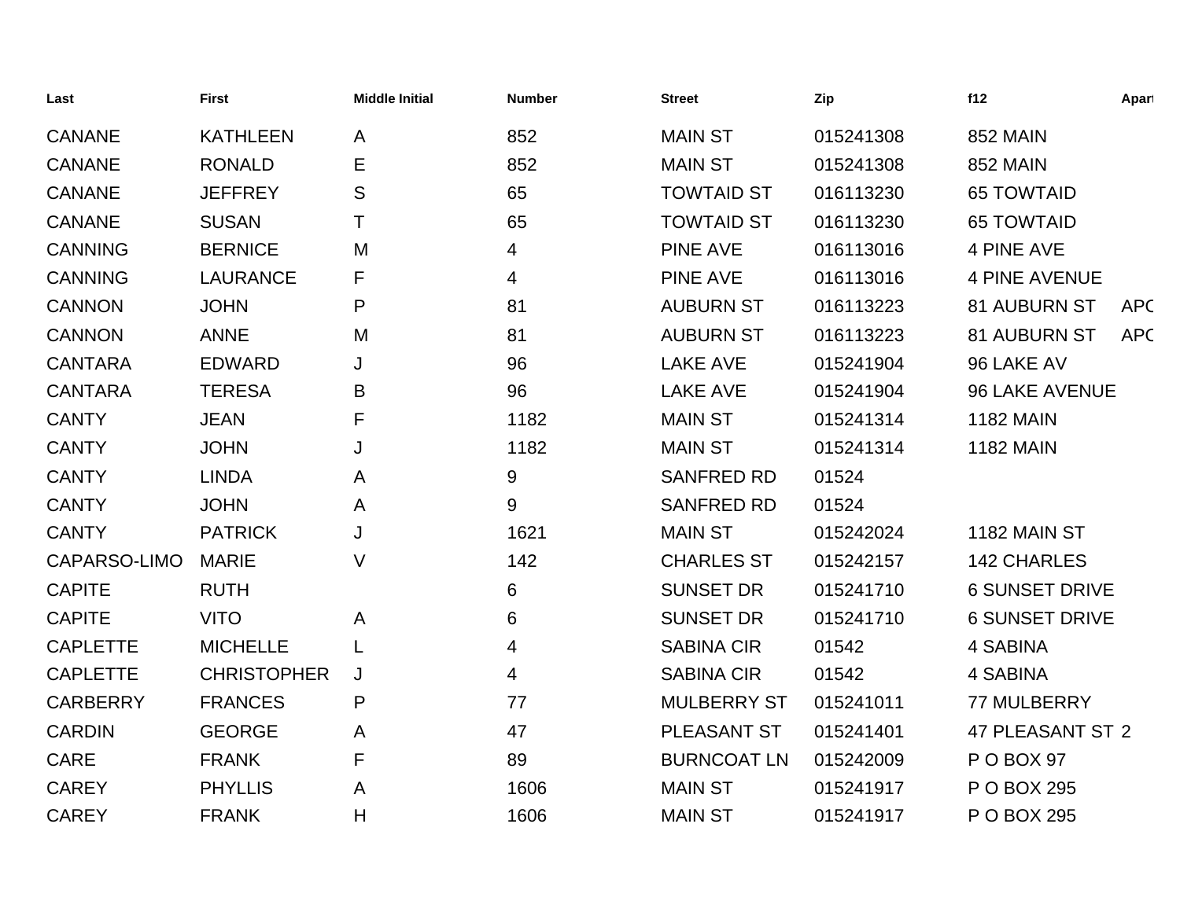| Last | First | Middle Initial | Number | Street | Zip | f12 | Apart |
|---|---|---|---|---|---|---|---|
| CANANE | KATHLEEN | A | 852 | MAIN ST | 015241308 | 852 MAIN | |
| CANANE | RONALD | E | 852 | MAIN ST | 015241308 | 852 MAIN | |
| CANANE | JEFFREY | S | 65 | TOWTAID ST | 016113230 | 65 TOWTAID | |
| CANANE | SUSAN | T | 65 | TOWTAID ST | 016113230 | 65 TOWTAID | |
| CANNING | BERNICE | M | 4 | PINE AVE | 016113016 | 4 PINE AVE | |
| CANNING | LAURANCE | F | 4 | PINE AVE | 016113016 | 4 PINE AVENUE | |
| CANNON | JOHN | P | 81 | AUBURN ST | 016113223 | 81 AUBURN ST | APC |
| CANNON | ANNE | M | 81 | AUBURN ST | 016113223 | 81 AUBURN ST | APC |
| CANTARA | EDWARD | J | 96 | LAKE AVE | 015241904 | 96 LAKE AV | |
| CANTARA | TERESA | B | 96 | LAKE AVE | 015241904 | 96 LAKE AVENUE | |
| CANTY | JEAN | F | 1182 | MAIN ST | 015241314 | 1182 MAIN | |
| CANTY | JOHN | J | 1182 | MAIN ST | 015241314 | 1182 MAIN | |
| CANTY | LINDA | A | 9 | SANFRED RD | 01524 | | |
| CANTY | JOHN | A | 9 | SANFRED RD | 01524 | | |
| CANTY | PATRICK | J | 1621 | MAIN ST | 015242024 | 1182 MAIN ST | |
| CAPARSO-LIMO | MARIE | V | 142 | CHARLES ST | 015242157 | 142 CHARLES | |
| CAPITE | RUTH | | 6 | SUNSET DR | 015241710 | 6 SUNSET DRIVE | |
| CAPITE | VITO | A | 6 | SUNSET DR | 015241710 | 6 SUNSET DRIVE | |
| CAPLETTE | MICHELLE | L | 4 | SABINA CIR | 01542 | 4 SABINA | |
| CAPLETTE | CHRISTOPHER | J | 4 | SABINA CIR | 01542 | 4 SABINA | |
| CARBERRY | FRANCES | P | 77 | MULBERRY ST | 015241011 | 77 MULBERRY | |
| CARDIN | GEORGE | A | 47 | PLEASANT ST | 015241401 | 47 PLEASANT ST | 2 |
| CARE | FRANK | F | 89 | BURNCOAT LN | 015242009 | P O BOX 97 | |
| CAREY | PHYLLIS | A | 1606 | MAIN ST | 015241917 | P O BOX 295 | |
| CAREY | FRANK | H | 1606 | MAIN ST | 015241917 | P O BOX 295 | |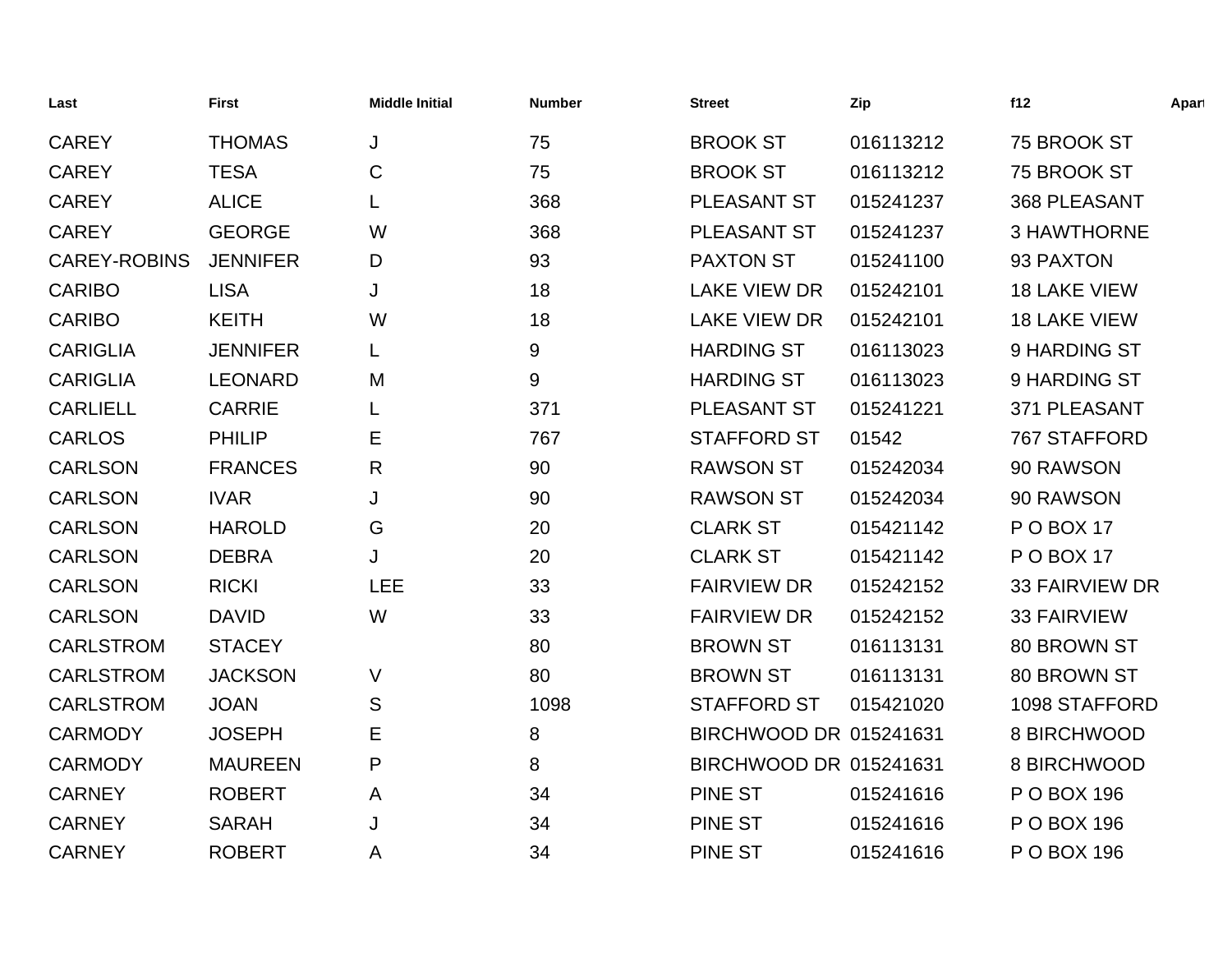| Last | First | Middle Initial | Number | Street | Zip | f12 | Apart |
|---|---|---|---|---|---|---|---|
| CAREY | THOMAS | J | 75 | BROOK ST | 016113212 | 75 BROOK ST | |
| CAREY | TESA | C | 75 | BROOK ST | 016113212 | 75 BROOK ST | |
| CAREY | ALICE | L | 368 | PLEASANT ST | 015241237 | 368 PLEASANT | |
| CAREY | GEORGE | W | 368 | PLEASANT ST | 015241237 | 3 HAWTHORNE | |
| CAREY-ROBINS | JENNIFER | D | 93 | PAXTON ST | 015241100 | 93 PAXTON | |
| CARIBO | LISA | J | 18 | LAKE VIEW DR | 015242101 | 18 LAKE VIEW | |
| CARIBO | KEITH | W | 18 | LAKE VIEW DR | 015242101 | 18 LAKE VIEW | |
| CARIGLIA | JENNIFER | L | 9 | HARDING ST | 016113023 | 9 HARDING ST | |
| CARIGLIA | LEONARD | M | 9 | HARDING ST | 016113023 | 9 HARDING ST | |
| CARLIELL | CARRIE | L | 371 | PLEASANT ST | 015241221 | 371 PLEASANT | |
| CARLOS | PHILIP | E | 767 | STAFFORD ST | 01542 | 767 STAFFORD | |
| CARLSON | FRANCES | R | 90 | RAWSON ST | 015242034 | 90 RAWSON | |
| CARLSON | IVAR | J | 90 | RAWSON ST | 015242034 | 90 RAWSON | |
| CARLSON | HAROLD | G | 20 | CLARK ST | 015421142 | P O BOX 17 | |
| CARLSON | DEBRA | J | 20 | CLARK ST | 015421142 | P O BOX 17 | |
| CARLSON | RICKI | LEE | 33 | FAIRVIEW DR | 015242152 | 33 FAIRVIEW DR | |
| CARLSON | DAVID | W | 33 | FAIRVIEW DR | 015242152 | 33 FAIRVIEW | |
| CARLSTROM | STACEY | | 80 | BROWN ST | 016113131 | 80 BROWN ST | |
| CARLSTROM | JACKSON | V | 80 | BROWN ST | 016113131 | 80 BROWN ST | |
| CARLSTROM | JOAN | S | 1098 | STAFFORD ST | 015421020 | 1098 STAFFORD | |
| CARMODY | JOSEPH | E | 8 | BIRCHWOOD DR | 015241631 | 8 BIRCHWOOD | |
| CARMODY | MAUREEN | P | 8 | BIRCHWOOD DR | 015241631 | 8 BIRCHWOOD | |
| CARNEY | ROBERT | A | 34 | PINE ST | 015241616 | P O BOX 196 | |
| CARNEY | SARAH | J | 34 | PINE ST | 015241616 | P O BOX 196 | |
| CARNEY | ROBERT | A | 34 | PINE ST | 015241616 | P O BOX 196 | |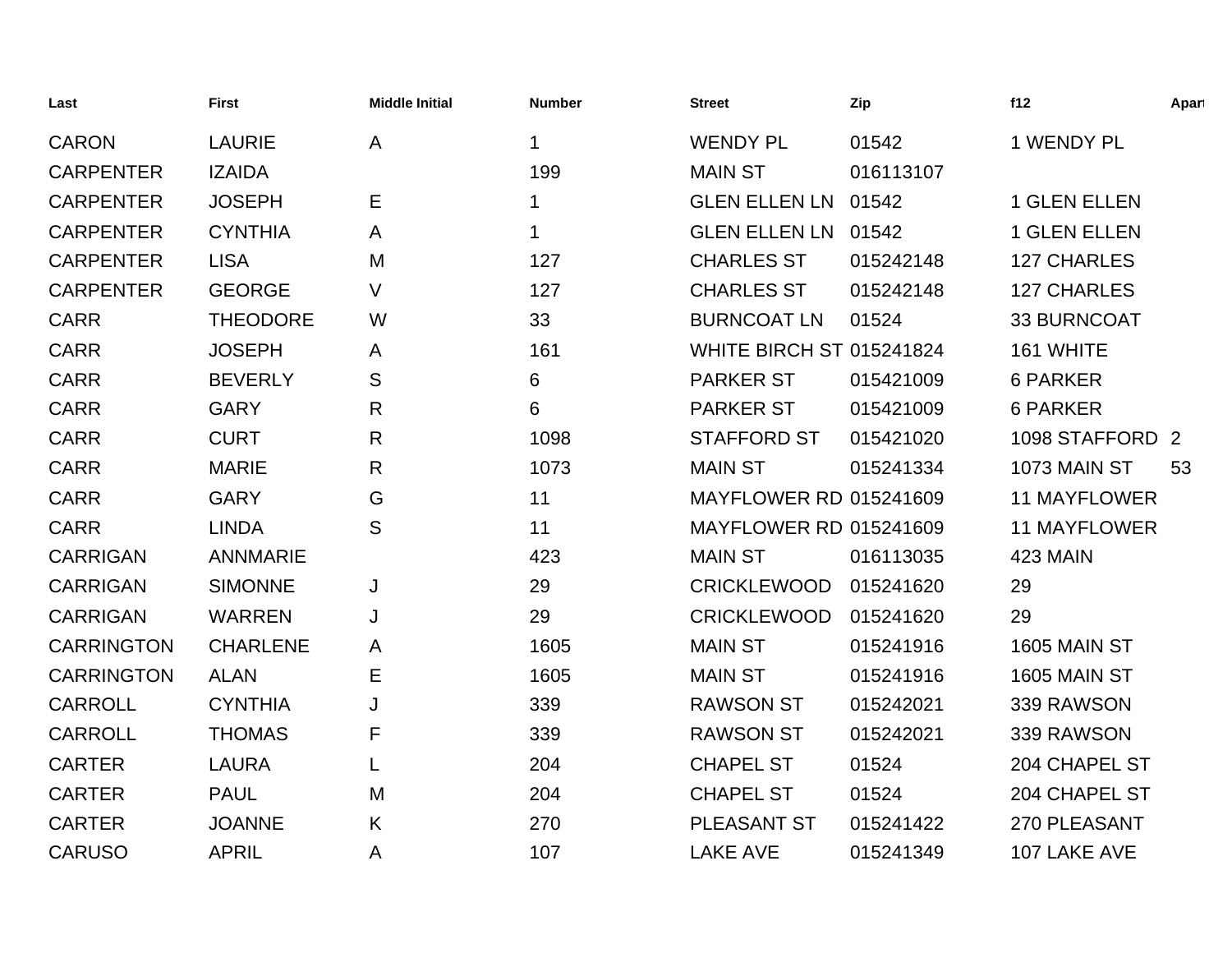| Last | First | Middle Initial | Number | Street | Zip | f12 | Apart |
|---|---|---|---|---|---|---|---|
| CARON | LAURIE | A | 1 | WENDY PL | 01542 | 1 WENDY PL | |
| CARPENTER | IZAIDA | | 199 | MAIN ST | 016113107 | | |
| CARPENTER | JOSEPH | E | 1 | GLEN ELLEN LN | 01542 | 1 GLEN ELLEN | |
| CARPENTER | CYNTHIA | A | 1 | GLEN ELLEN LN | 01542 | 1 GLEN ELLEN | |
| CARPENTER | LISA | M | 127 | CHARLES ST | 015242148 | 127 CHARLES | |
| CARPENTER | GEORGE | V | 127 | CHARLES ST | 015242148 | 127 CHARLES | |
| CARR | THEODORE | W | 33 | BURNCOAT LN | 01524 | 33 BURNCOAT | |
| CARR | JOSEPH | A | 161 | WHITE BIRCH ST | 015241824 | 161 WHITE | |
| CARR | BEVERLY | S | 6 | PARKER ST | 015421009 | 6 PARKER | |
| CARR | GARY | R | 6 | PARKER ST | 015421009 | 6 PARKER | |
| CARR | CURT | R | 1098 | STAFFORD ST | 015421020 | 1098 STAFFORD | 2 |
| CARR | MARIE | R | 1073 | MAIN ST | 015241334 | 1073 MAIN ST | 53 |
| CARR | GARY | G | 11 | MAYFLOWER RD | 015241609 | 11 MAYFLOWER | |
| CARR | LINDA | S | 11 | MAYFLOWER RD | 015241609 | 11 MAYFLOWER | |
| CARRIGAN | ANNMARIE | | 423 | MAIN ST | 016113035 | 423 MAIN | |
| CARRIGAN | SIMONNE | J | 29 | CRICKLEWOOD | 015241620 | 29 | |
| CARRIGAN | WARREN | J | 29 | CRICKLEWOOD | 015241620 | 29 | |
| CARRINGTON | CHARLENE | A | 1605 | MAIN ST | 015241916 | 1605 MAIN ST | |
| CARRINGTON | ALAN | E | 1605 | MAIN ST | 015241916 | 1605 MAIN ST | |
| CARROLL | CYNTHIA | J | 339 | RAWSON ST | 015242021 | 339 RAWSON | |
| CARROLL | THOMAS | F | 339 | RAWSON ST | 015242021 | 339 RAWSON | |
| CARTER | LAURA | L | 204 | CHAPEL ST | 01524 | 204 CHAPEL ST | |
| CARTER | PAUL | M | 204 | CHAPEL ST | 01524 | 204 CHAPEL ST | |
| CARTER | JOANNE | K | 270 | PLEASANT ST | 015241422 | 270 PLEASANT | |
| CARUSO | APRIL | A | 107 | LAKE AVE | 015241349 | 107 LAKE AVE | |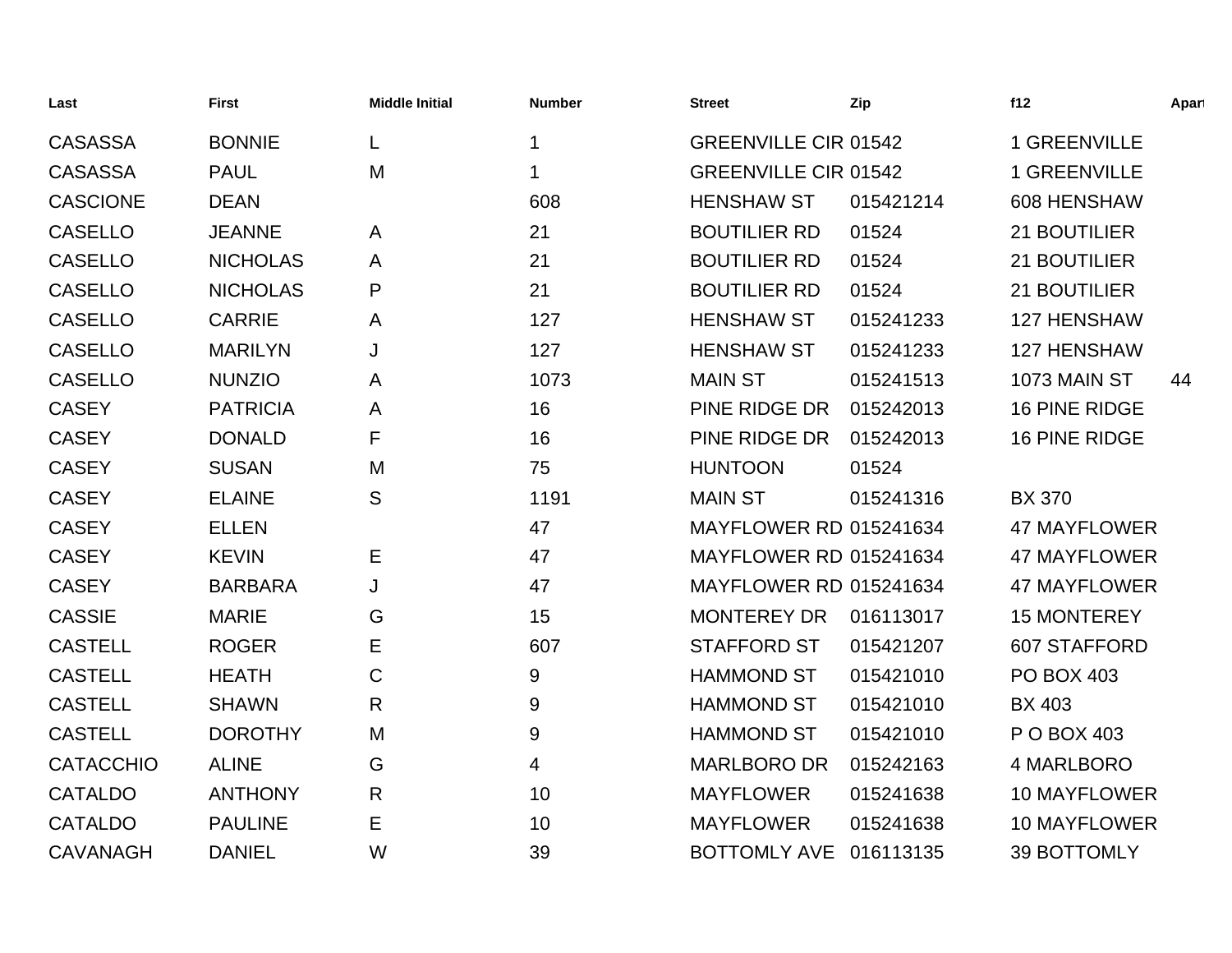| Last | First | Middle Initial | Number | Street | Zip | f12 | Apart |
|---|---|---|---|---|---|---|---|
| CASASSA | BONNIE | L | 1 | GREENVILLE CIR | 01542 | 1 GREENVILLE | |
| CASASSA | PAUL | M | 1 | GREENVILLE CIR | 01542 | 1 GREENVILLE | |
| CASCIONE | DEAN | | 608 | HENSHAW ST | 015421214 | 608 HENSHAW | |
| CASELLO | JEANNE | A | 21 | BOUTILIER RD | 01524 | 21 BOUTILIER | |
| CASELLO | NICHOLAS | A | 21 | BOUTILIER RD | 01524 | 21 BOUTILIER | |
| CASELLO | NICHOLAS | P | 21 | BOUTILIER RD | 01524 | 21 BOUTILIER | |
| CASELLO | CARRIE | A | 127 | HENSHAW ST | 015241233 | 127 HENSHAW | |
| CASELLO | MARILYN | J | 127 | HENSHAW ST | 015241233 | 127 HENSHAW | |
| CASELLO | NUNZIO | A | 1073 | MAIN ST | 015241513 | 1073 MAIN ST | 44 |
| CASEY | PATRICIA | A | 16 | PINE RIDGE DR | 015242013 | 16 PINE RIDGE | |
| CASEY | DONALD | F | 16 | PINE RIDGE DR | 015242013 | 16 PINE RIDGE | |
| CASEY | SUSAN | M | 75 | HUNTOON | 01524 | | |
| CASEY | ELAINE | S | 1191 | MAIN ST | 015241316 | BX 370 | |
| CASEY | ELLEN | | 47 | MAYFLOWER RD | 015241634 | 47 MAYFLOWER | |
| CASEY | KEVIN | E | 47 | MAYFLOWER RD | 015241634 | 47 MAYFLOWER | |
| CASEY | BARBARA | J | 47 | MAYFLOWER RD | 015241634 | 47 MAYFLOWER | |
| CASSIE | MARIE | G | 15 | MONTEREY DR | 016113017 | 15 MONTEREY | |
| CASTELL | ROGER | E | 607 | STAFFORD ST | 015421207 | 607 STAFFORD | |
| CASTELL | HEATH | C | 9 | HAMMOND ST | 015421010 | PO BOX 403 | |
| CASTELL | SHAWN | R | 9 | HAMMOND ST | 015421010 | BX 403 | |
| CASTELL | DOROTHY | M | 9 | HAMMOND ST | 015421010 | P O BOX 403 | |
| CATACCHIO | ALINE | G | 4 | MARLBORO DR | 015242163 | 4 MARLBORO | |
| CATALDO | ANTHONY | R | 10 | MAYFLOWER | 015241638 | 10 MAYFLOWER | |
| CATALDO | PAULINE | E | 10 | MAYFLOWER | 015241638 | 10 MAYFLOWER | |
| CAVANAGH | DANIEL | W | 39 | BOTTOMLY AVE | 016113135 | 39 BOTTOMLY | |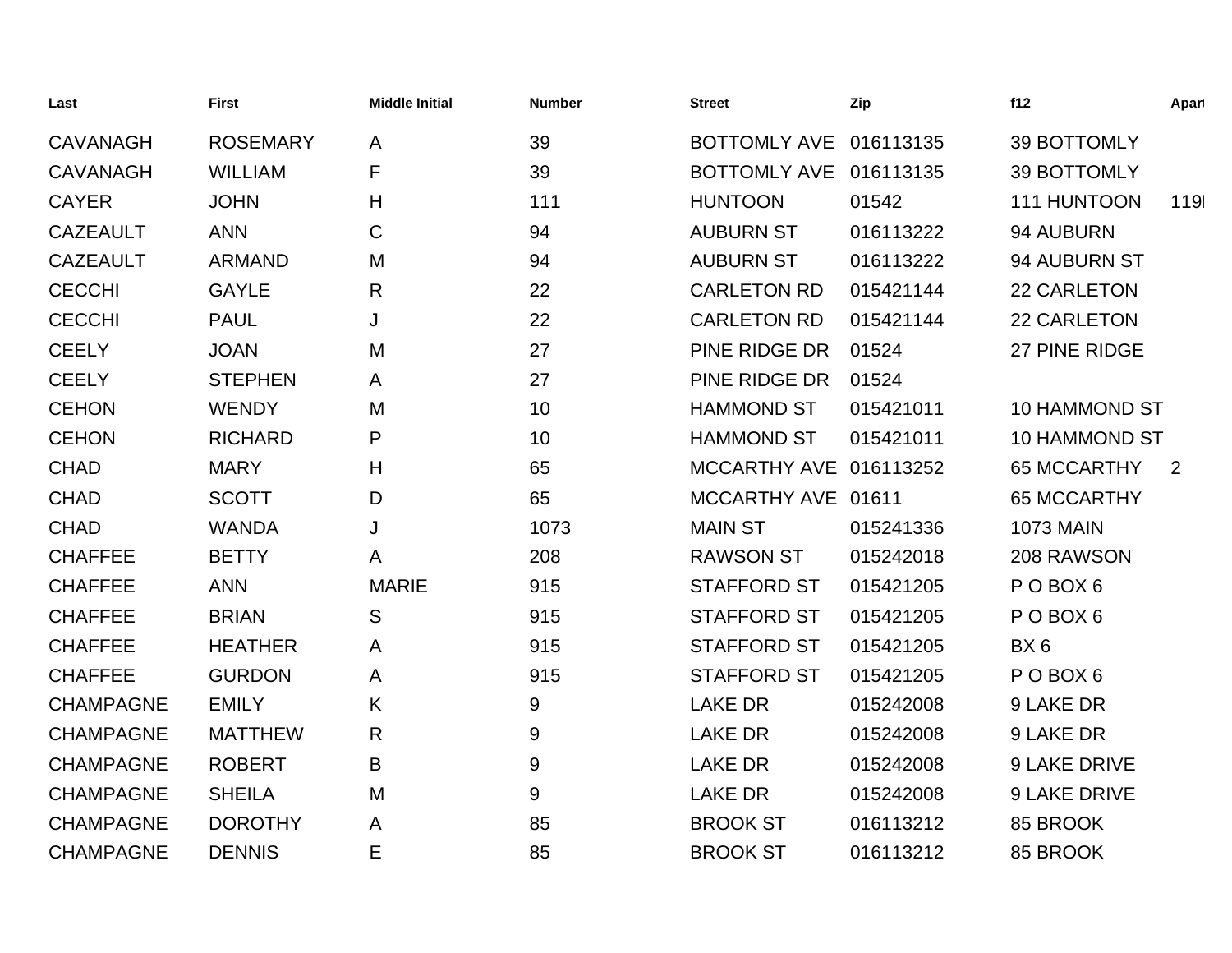| Last | First | Middle Initial | Number | Street | Zip | f12 | Apart |
|---|---|---|---|---|---|---|---|
| CAVANAGH | ROSEMARY | A | 39 | BOTTOMLY AVE | 016113135 | 39 BOTTOMLY | |
| CAVANAGH | WILLIAM | F | 39 | BOTTOMLY AVE | 016113135 | 39 BOTTOMLY | |
| CAYER | JOHN | H | 111 | HUNTOON | 01542 | 111 HUNTOON | 119I |
| CAZEAULT | ANN | C | 94 | AUBURN ST | 016113222 | 94 AUBURN | |
| CAZEAULT | ARMAND | M | 94 | AUBURN ST | 016113222 | 94 AUBURN ST | |
| CECCHI | GAYLE | R | 22 | CARLETON RD | 015421144 | 22 CARLETON | |
| CECCHI | PAUL | J | 22 | CARLETON RD | 015421144 | 22 CARLETON | |
| CEELY | JOAN | M | 27 | PINE RIDGE DR | 01524 | 27 PINE RIDGE | |
| CEELY | STEPHEN | A | 27 | PINE RIDGE DR | 01524 | | |
| CEHON | WENDY | M | 10 | HAMMOND ST | 015421011 | 10 HAMMOND ST | |
| CEHON | RICHARD | P | 10 | HAMMOND ST | 015421011 | 10 HAMMOND ST | |
| CHAD | MARY | H | 65 | MCCARTHY AVE | 016113252 | 65 MCCARTHY | 2 |
| CHAD | SCOTT | D | 65 | MCCARTHY AVE | 01611 | 65 MCCARTHY | |
| CHAD | WANDA | J | 1073 | MAIN ST | 015241336 | 1073 MAIN | |
| CHAFFEE | BETTY | A | 208 | RAWSON ST | 015242018 | 208 RAWSON | |
| CHAFFEE | ANN | MARIE | 915 | STAFFORD ST | 015421205 | P O BOX 6 | |
| CHAFFEE | BRIAN | S | 915 | STAFFORD ST | 015421205 | P O BOX 6 | |
| CHAFFEE | HEATHER | A | 915 | STAFFORD ST | 015421205 | BX 6 | |
| CHAFFEE | GURDON | A | 915 | STAFFORD ST | 015421205 | P O BOX 6 | |
| CHAMPAGNE | EMILY | K | 9 | LAKE DR | 015242008 | 9 LAKE DR | |
| CHAMPAGNE | MATTHEW | R | 9 | LAKE DR | 015242008 | 9 LAKE DR | |
| CHAMPAGNE | ROBERT | B | 9 | LAKE DR | 015242008 | 9 LAKE DRIVE | |
| CHAMPAGNE | SHEILA | M | 9 | LAKE DR | 015242008 | 9 LAKE DRIVE | |
| CHAMPAGNE | DOROTHY | A | 85 | BROOK ST | 016113212 | 85 BROOK | |
| CHAMPAGNE | DENNIS | E | 85 | BROOK ST | 016113212 | 85 BROOK | |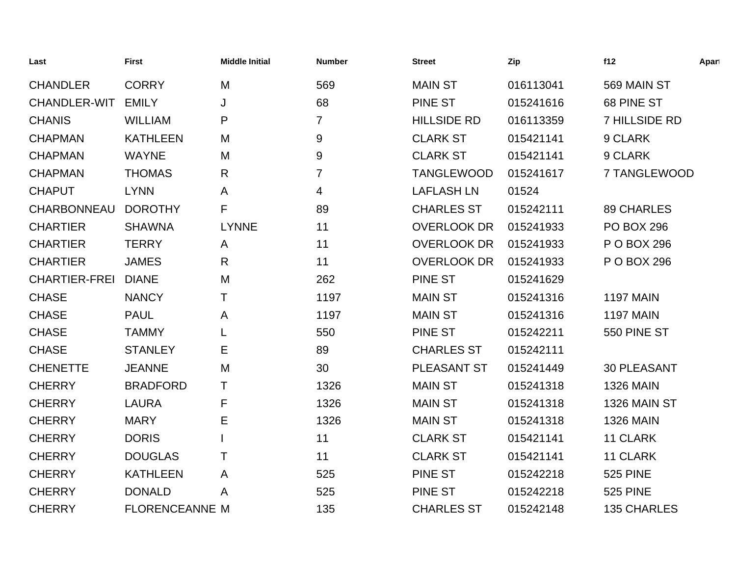| Last | First | Middle Initial | Number | Street | Zip | f12 | Apart |
|---|---|---|---|---|---|---|---|
| CHANDLER | CORRY | M | 569 | MAIN ST | 016113041 | 569 MAIN ST | |
| CHANDLER-WIT | EMILY | J | 68 | PINE ST | 015241616 | 68 PINE ST | |
| CHANIS | WILLIAM | P | 7 | HILLSIDE RD | 016113359 | 7 HILLSIDE RD | |
| CHAPMAN | KATHLEEN | M | 9 | CLARK ST | 015421141 | 9 CLARK | |
| CHAPMAN | WAYNE | M | 9 | CLARK ST | 015421141 | 9 CLARK | |
| CHAPMAN | THOMAS | R | 7 | TANGLEWOOD | 015241617 | 7 TANGLEWOOD | |
| CHAPUT | LYNN | A | 4 | LAFLASH LN | 01524 | | |
| CHARBONNEAU | DOROTHY | F | 89 | CHARLES ST | 015242111 | 89 CHARLES | |
| CHARTIER | SHAWNA | LYNNE | 11 | OVERLOOK DR | 015241933 | PO BOX 296 | |
| CHARTIER | TERRY | A | 11 | OVERLOOK DR | 015241933 | P O BOX 296 | |
| CHARTIER | JAMES | R | 11 | OVERLOOK DR | 015241933 | P O BOX 296 | |
| CHARTIER-FREI | DIANE | M | 262 | PINE ST | 015241629 | | |
| CHASE | NANCY | T | 1197 | MAIN ST | 015241316 | 1197 MAIN | |
| CHASE | PAUL | A | 1197 | MAIN ST | 015241316 | 1197 MAIN | |
| CHASE | TAMMY | L | 550 | PINE ST | 015242211 | 550 PINE ST | |
| CHASE | STANLEY | E | 89 | CHARLES ST | 015242111 | | |
| CHENETTE | JEANNE | M | 30 | PLEASANT ST | 015241449 | 30 PLEASANT | |
| CHERRY | BRADFORD | T | 1326 | MAIN ST | 015241318 | 1326 MAIN | |
| CHERRY | LAURA | F | 1326 | MAIN ST | 015241318 | 1326 MAIN ST | |
| CHERRY | MARY | E | 1326 | MAIN ST | 015241318 | 1326 MAIN | |
| CHERRY | DORIS | I | 11 | CLARK ST | 015421141 | 11 CLARK | |
| CHERRY | DOUGLAS | T | 11 | CLARK ST | 015421141 | 11 CLARK | |
| CHERRY | KATHLEEN | A | 525 | PINE ST | 015242218 | 525 PINE | |
| CHERRY | DONALD | A | 525 | PINE ST | 015242218 | 525 PINE | |
| CHERRY | FLORENCEANNE | M | 135 | CHARLES ST | 015242148 | 135 CHARLES | |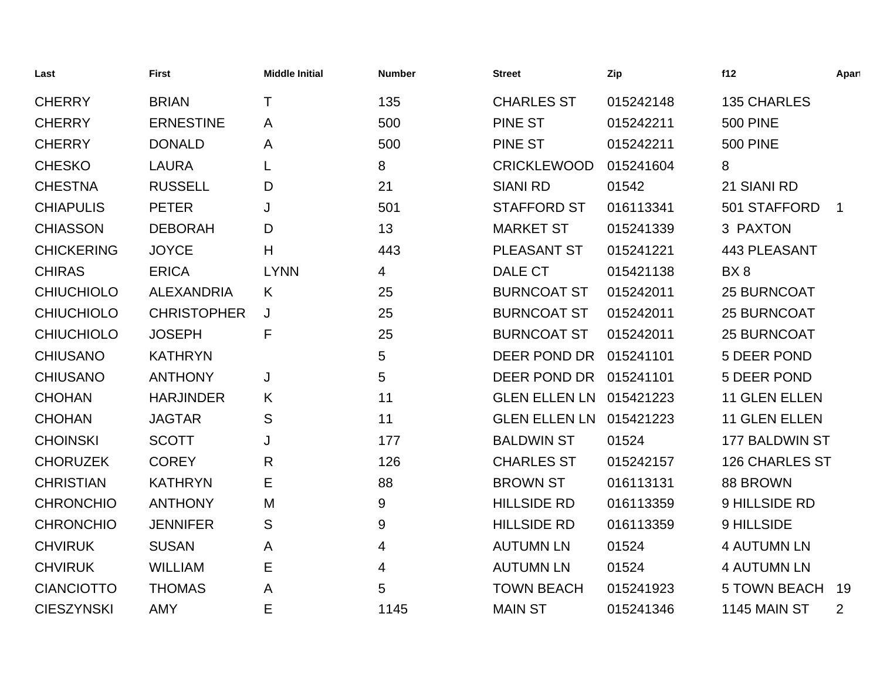| Last | First | Middle Initial | Number | Street | Zip | f12 | Apart |
|---|---|---|---|---|---|---|---|
| CHERRY | BRIAN | T | 135 | CHARLES ST | 015242148 | 135 CHARLES | |
| CHERRY | ERNESTINE | A | 500 | PINE ST | 015242211 | 500 PINE | |
| CHERRY | DONALD | A | 500 | PINE ST | 015242211 | 500 PINE | |
| CHESKO | LAURA | L | 8 | CRICKLEWOOD | 015241604 | 8 | |
| CHESTNA | RUSSELL | D | 21 | SIANI RD | 01542 | 21 SIANI RD | |
| CHIAPULIS | PETER | J | 501 | STAFFORD ST | 016113341 | 501 STAFFORD | 1 |
| CHIASSON | DEBORAH | D | 13 | MARKET ST | 015241339 | 3 PAXTON | |
| CHICKERING | JOYCE | H | 443 | PLEASANT ST | 015241221 | 443 PLEASANT | |
| CHIRAS | ERICA | LYNN | 4 | DALE CT | 015421138 | BX 8 | |
| CHIUCHIOLO | ALEXANDRIA | K | 25 | BURNCOAT ST | 015242011 | 25 BURNCOAT | |
| CHIUCHIOLO | CHRISTOPHER | J | 25 | BURNCOAT ST | 015242011 | 25 BURNCOAT | |
| CHIUCHIOLO | JOSEPH | F | 25 | BURNCOAT ST | 015242011 | 25 BURNCOAT | |
| CHIUSANO | KATHRYN | | 5 | DEER POND DR | 015241101 | 5 DEER POND | |
| CHIUSANO | ANTHONY | J | 5 | DEER POND DR | 015241101 | 5 DEER POND | |
| CHOHAN | HARJINDER | K | 11 | GLEN ELLEN LN | 015421223 | 11 GLEN ELLEN | |
| CHOHAN | JAGTAR | S | 11 | GLEN ELLEN LN | 015421223 | 11 GLEN ELLEN | |
| CHOINSKI | SCOTT | J | 177 | BALDWIN ST | 01524 | 177 BALDWIN ST | |
| CHORUZEK | COREY | R | 126 | CHARLES ST | 015242157 | 126 CHARLES ST | |
| CHRISTIAN | KATHRYN | E | 88 | BROWN ST | 016113131 | 88 BROWN | |
| CHRONCHIO | ANTHONY | M | 9 | HILLSIDE RD | 016113359 | 9 HILLSIDE RD | |
| CHRONCHIO | JENNIFER | S | 9 | HILLSIDE RD | 016113359 | 9 HILLSIDE | |
| CHVIRUK | SUSAN | A | 4 | AUTUMN LN | 01524 | 4 AUTUMN LN | |
| CHVIRUK | WILLIAM | E | 4 | AUTUMN LN | 01524 | 4 AUTUMN LN | |
| CIANCIOTTO | THOMAS | A | 5 | TOWN BEACH | 015241923 | 5 TOWN BEACH | 19 |
| CIESZYNSKI | AMY | E | 1145 | MAIN ST | 015241346 | 1145 MAIN ST | 2 |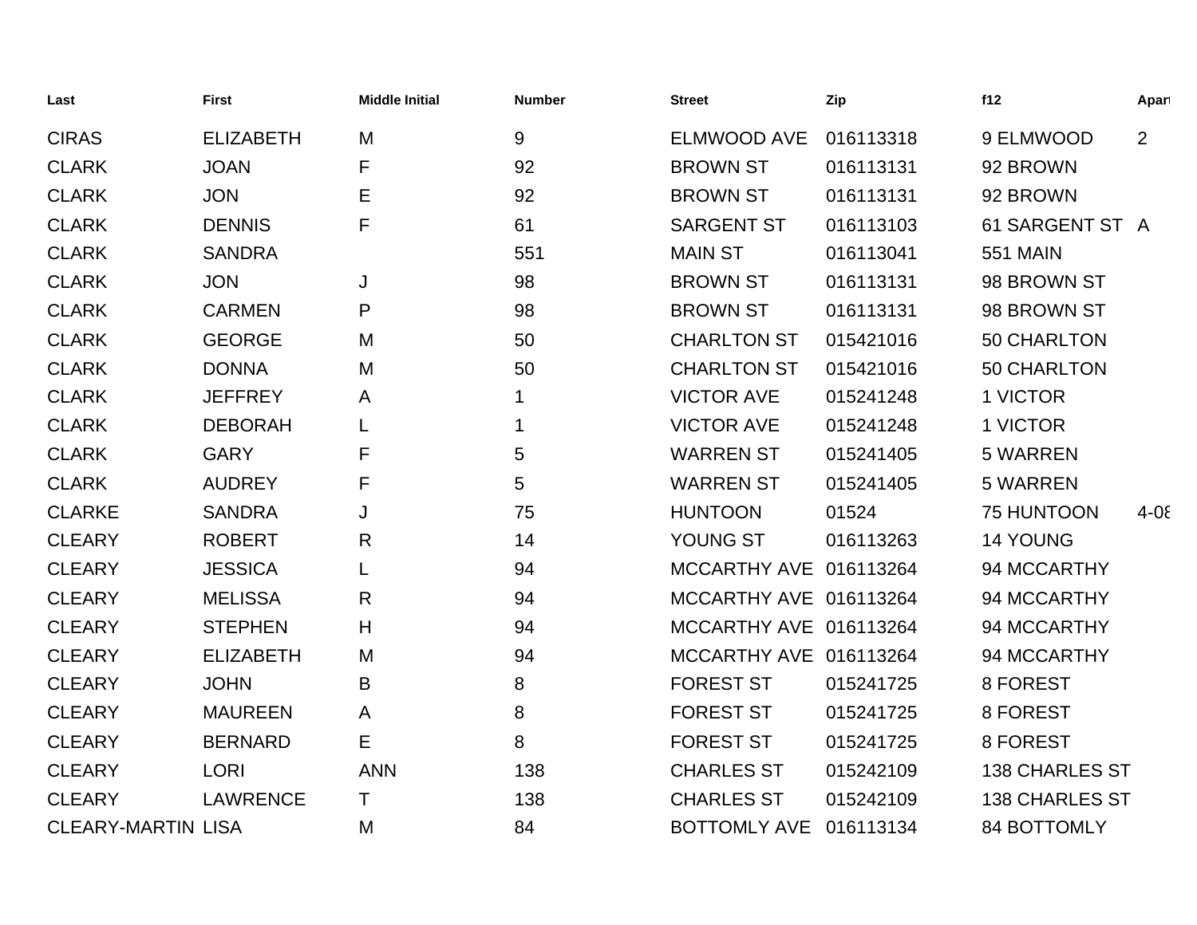| Last | First | Middle Initial | Number | Street | Zip | f12 | Apart |
|---|---|---|---|---|---|---|---|
| CIRAS | ELIZABETH | M | 9 | ELMWOOD AVE | 016113318 | 9 ELMWOOD | 2 |
| CLARK | JOAN | F | 92 | BROWN ST | 016113131 | 92 BROWN | |
| CLARK | JON | E | 92 | BROWN ST | 016113131 | 92 BROWN | |
| CLARK | DENNIS | F | 61 | SARGENT ST | 016113103 | 61 SARGENT ST | A |
| CLARK | SANDRA | | 551 | MAIN ST | 016113041 | 551 MAIN | |
| CLARK | JON | J | 98 | BROWN ST | 016113131 | 98 BROWN ST | |
| CLARK | CARMEN | P | 98 | BROWN ST | 016113131 | 98 BROWN ST | |
| CLARK | GEORGE | M | 50 | CHARLTON ST | 015421016 | 50 CHARLTON | |
| CLARK | DONNA | M | 50 | CHARLTON ST | 015421016 | 50 CHARLTON | |
| CLARK | JEFFREY | A | 1 | VICTOR AVE | 015241248 | 1 VICTOR | |
| CLARK | DEBORAH | L | 1 | VICTOR AVE | 015241248 | 1 VICTOR | |
| CLARK | GARY | F | 5 | WARREN ST | 015241405 | 5 WARREN | |
| CLARK | AUDREY | F | 5 | WARREN ST | 015241405 | 5 WARREN | |
| CLARKE | SANDRA | J | 75 | HUNTOON | 01524 | 75 HUNTOON | 4-08 |
| CLEARY | ROBERT | R | 14 | YOUNG ST | 016113263 | 14 YOUNG | |
| CLEARY | JESSICA | L | 94 | MCCARTHY AVE | 016113264 | 94 MCCARTHY | |
| CLEARY | MELISSA | R | 94 | MCCARTHY AVE | 016113264 | 94 MCCARTHY | |
| CLEARY | STEPHEN | H | 94 | MCCARTHY AVE | 016113264 | 94 MCCARTHY | |
| CLEARY | ELIZABETH | M | 94 | MCCARTHY AVE | 016113264 | 94 MCCARTHY | |
| CLEARY | JOHN | B | 8 | FOREST ST | 015241725 | 8 FOREST | |
| CLEARY | MAUREEN | A | 8 | FOREST ST | 015241725 | 8 FOREST | |
| CLEARY | BERNARD | E | 8 | FOREST ST | 015241725 | 8 FOREST | |
| CLEARY | LORI | ANN | 138 | CHARLES ST | 015242109 | 138 CHARLES ST | |
| CLEARY | LAWRENCE | T | 138 | CHARLES ST | 015242109 | 138 CHARLES ST | |
| CLEARY-MARTIN | LISA | M | 84 | BOTTOMLY AVE | 016113134 | 84 BOTTOMLY | |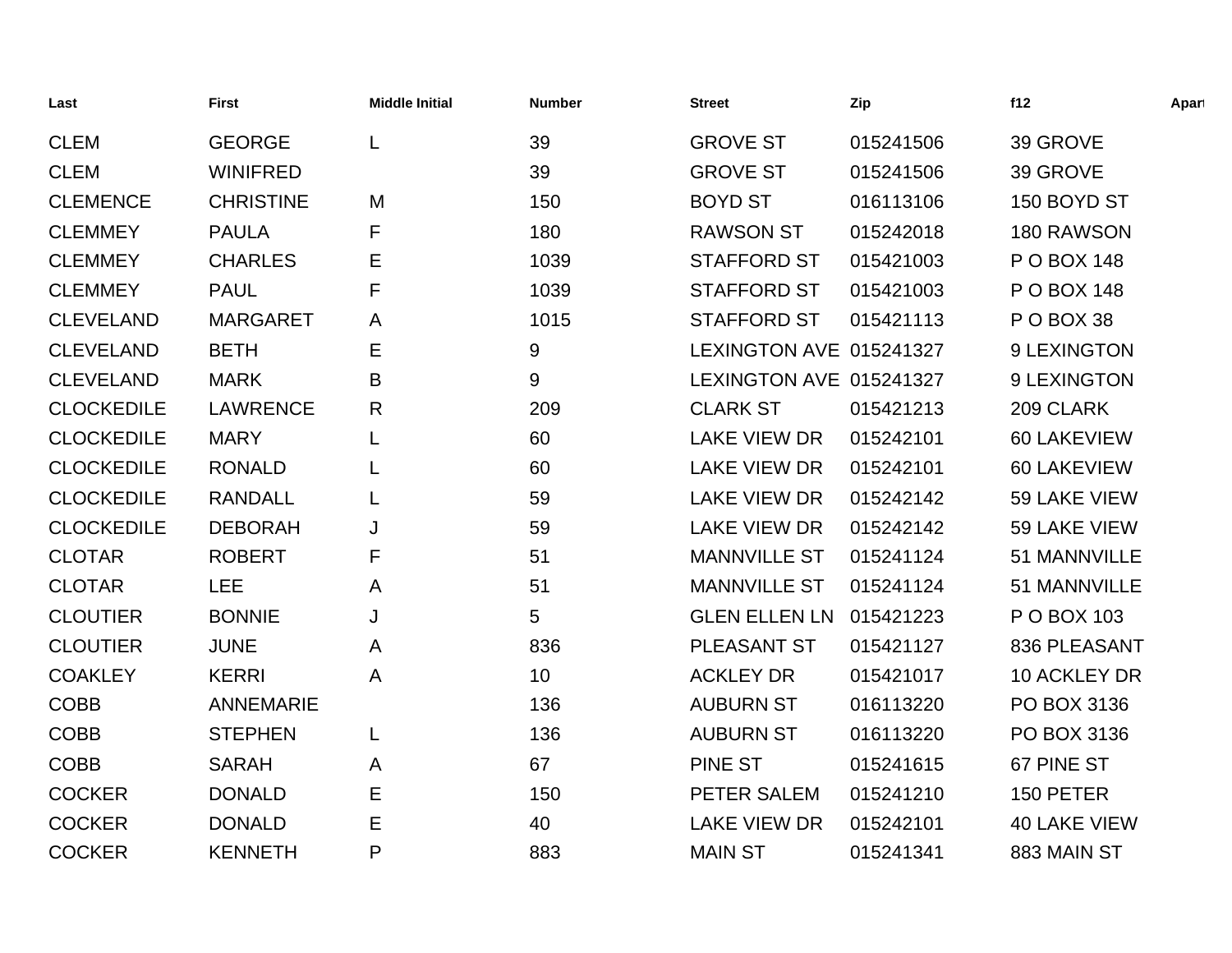| Last | First | Middle Initial | Number | Street | Zip | f12 | Apart |
|---|---|---|---|---|---|---|---|
| CLEM | GEORGE | L | 39 | GROVE ST | 015241506 | 39 GROVE | |
| CLEM | WINIFRED | | 39 | GROVE ST | 015241506 | 39 GROVE | |
| CLEMENCE | CHRISTINE | M | 150 | BOYD ST | 016113106 | 150 BOYD ST | |
| CLEMMEY | PAULA | F | 180 | RAWSON ST | 015242018 | 180 RAWSON | |
| CLEMMEY | CHARLES | E | 1039 | STAFFORD ST | 015421003 | P O BOX 148 | |
| CLEMMEY | PAUL | F | 1039 | STAFFORD ST | 015421003 | P O BOX 148 | |
| CLEVELAND | MARGARET | A | 1015 | STAFFORD ST | 015421113 | P O BOX 38 | |
| CLEVELAND | BETH | E | 9 | LEXINGTON AVE | 015241327 | 9 LEXINGTON | |
| CLEVELAND | MARK | B | 9 | LEXINGTON AVE | 015241327 | 9 LEXINGTON | |
| CLOCKEDILE | LAWRENCE | R | 209 | CLARK ST | 015421213 | 209 CLARK | |
| CLOCKEDILE | MARY | L | 60 | LAKE VIEW DR | 015242101 | 60 LAKEVIEW | |
| CLOCKEDILE | RONALD | L | 60 | LAKE VIEW DR | 015242101 | 60 LAKEVIEW | |
| CLOCKEDILE | RANDALL | L | 59 | LAKE VIEW DR | 015242142 | 59 LAKE VIEW | |
| CLOCKEDILE | DEBORAH | J | 59 | LAKE VIEW DR | 015242142 | 59 LAKE VIEW | |
| CLOTAR | ROBERT | F | 51 | MANNVILLE ST | 015241124 | 51 MANNVILLE | |
| CLOTAR | LEE | A | 51 | MANNVILLE ST | 015241124 | 51 MANNVILLE | |
| CLOUTIER | BONNIE | J | 5 | GLEN ELLEN LN | 015421223 | P O BOX 103 | |
| CLOUTIER | JUNE | A | 836 | PLEASANT ST | 015421127 | 836 PLEASANT | |
| COAKLEY | KERRI | A | 10 | ACKLEY DR | 015421017 | 10 ACKLEY DR | |
| COBB | ANNEMARIE | | 136 | AUBURN ST | 016113220 | PO BOX 3136 | |
| COBB | STEPHEN | L | 136 | AUBURN ST | 016113220 | PO BOX 3136 | |
| COBB | SARAH | A | 67 | PINE ST | 015241615 | 67 PINE ST | |
| COCKER | DONALD | E | 150 | PETER SALEM | 015241210 | 150 PETER | |
| COCKER | DONALD | E | 40 | LAKE VIEW DR | 015242101 | 40 LAKE VIEW | |
| COCKER | KENNETH | P | 883 | MAIN ST | 015241341 | 883 MAIN ST | |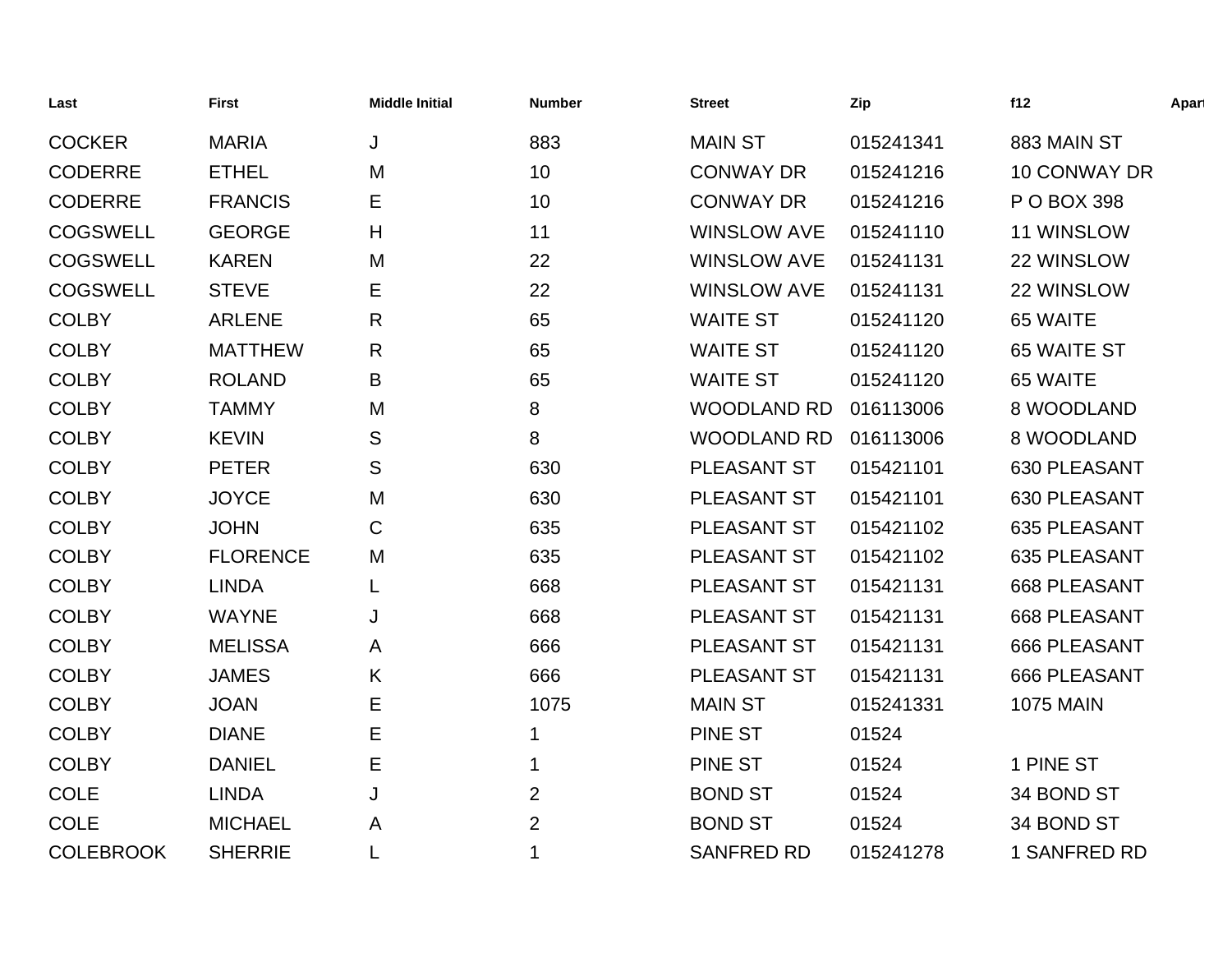| Last | First | Middle Initial | Number | Street | Zip | f12 | Apart |
|---|---|---|---|---|---|---|---|
| COCKER | MARIA | J | 883 | MAIN ST | 015241341 | 883 MAIN ST | |
| CODERRE | ETHEL | M | 10 | CONWAY DR | 015241216 | 10 CONWAY DR | |
| CODERRE | FRANCIS | E | 10 | CONWAY DR | 015241216 | P O BOX 398 | |
| COGSWELL | GEORGE | H | 11 | WINSLOW AVE | 015241110 | 11 WINSLOW | |
| COGSWELL | KAREN | M | 22 | WINSLOW AVE | 015241131 | 22 WINSLOW | |
| COGSWELL | STEVE | E | 22 | WINSLOW AVE | 015241131 | 22 WINSLOW | |
| COLBY | ARLENE | R | 65 | WAITE ST | 015241120 | 65 WAITE | |
| COLBY | MATTHEW | R | 65 | WAITE ST | 015241120 | 65 WAITE ST | |
| COLBY | ROLAND | B | 65 | WAITE ST | 015241120 | 65 WAITE | |
| COLBY | TAMMY | M | 8 | WOODLAND RD | 016113006 | 8 WOODLAND | |
| COLBY | KEVIN | S | 8 | WOODLAND RD | 016113006 | 8 WOODLAND | |
| COLBY | PETER | S | 630 | PLEASANT ST | 015421101 | 630 PLEASANT | |
| COLBY | JOYCE | M | 630 | PLEASANT ST | 015421101 | 630 PLEASANT | |
| COLBY | JOHN | C | 635 | PLEASANT ST | 015421102 | 635 PLEASANT | |
| COLBY | FLORENCE | M | 635 | PLEASANT ST | 015421102 | 635 PLEASANT | |
| COLBY | LINDA | L | 668 | PLEASANT ST | 015421131 | 668 PLEASANT | |
| COLBY | WAYNE | J | 668 | PLEASANT ST | 015421131 | 668 PLEASANT | |
| COLBY | MELISSA | A | 666 | PLEASANT ST | 015421131 | 666 PLEASANT | |
| COLBY | JAMES | K | 666 | PLEASANT ST | 015421131 | 666 PLEASANT | |
| COLBY | JOAN | E | 1075 | MAIN ST | 015241331 | 1075 MAIN | |
| COLBY | DIANE | E | 1 | PINE ST | 01524 | | |
| COLBY | DANIEL | E | 1 | PINE ST | 01524 | 1 PINE ST | |
| COLE | LINDA | J | 2 | BOND ST | 01524 | 34 BOND ST | |
| COLE | MICHAEL | A | 2 | BOND ST | 01524 | 34 BOND ST | |
| COLEBROOK | SHERRIE | L | 1 | SANFRED RD | 015241278 | 1 SANFRED RD | |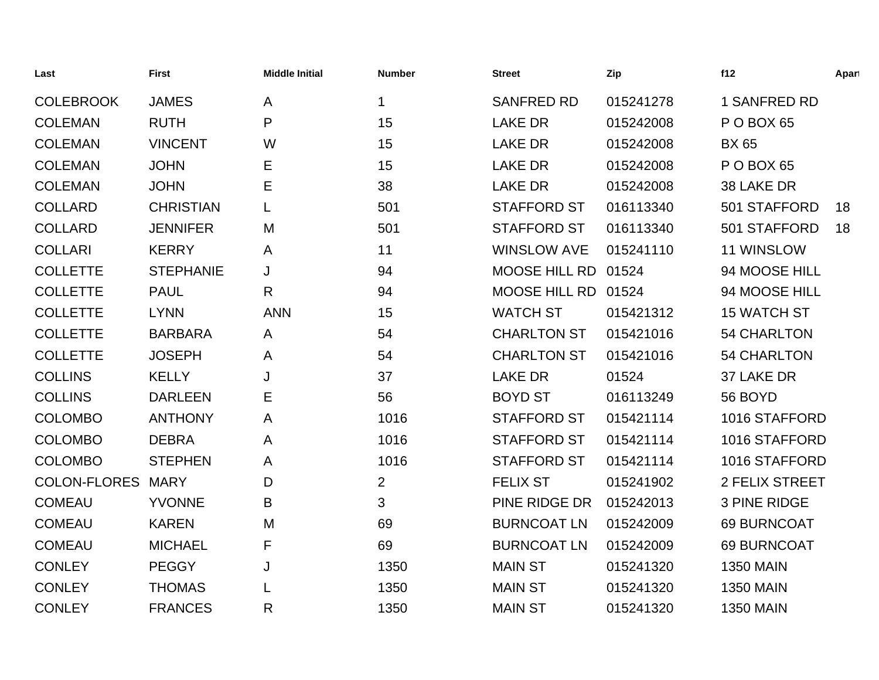| Last | First | Middle Initial | Number | Street | Zip | f12 | Apart |
| --- | --- | --- | --- | --- | --- | --- | --- |
| COLEBROOK | JAMES | A | 1 | SANFRED RD | 015241278 | 1 SANFRED RD | |
| COLEMAN | RUTH | P | 15 | LAKE DR | 015242008 | P O BOX 65 | |
| COLEMAN | VINCENT | W | 15 | LAKE DR | 015242008 | BX 65 | |
| COLEMAN | JOHN | E | 15 | LAKE DR | 015242008 | P O BOX 65 | |
| COLEMAN | JOHN | E | 38 | LAKE DR | 015242008 | 38 LAKE DR | |
| COLLARD | CHRISTIAN | L | 501 | STAFFORD ST | 016113340 | 501 STAFFORD | 18 |
| COLLARD | JENNIFER | M | 501 | STAFFORD ST | 016113340 | 501 STAFFORD | 18 |
| COLLARI | KERRY | A | 11 | WINSLOW AVE | 015241110 | 11 WINSLOW | |
| COLLETTE | STEPHANIE | J | 94 | MOOSE HILL RD | 01524 | 94 MOOSE HILL | |
| COLLETTE | PAUL | R | 94 | MOOSE HILL RD | 01524 | 94 MOOSE HILL | |
| COLLETTE | LYNN | ANN | 15 | WATCH ST | 015421312 | 15 WATCH ST | |
| COLLETTE | BARBARA | A | 54 | CHARLTON ST | 015421016 | 54 CHARLTON | |
| COLLETTE | JOSEPH | A | 54 | CHARLTON ST | 015421016 | 54 CHARLTON | |
| COLLINS | KELLY | J | 37 | LAKE DR | 01524 | 37 LAKE DR | |
| COLLINS | DARLEEN | E | 56 | BOYD ST | 016113249 | 56 BOYD | |
| COLOMBO | ANTHONY | A | 1016 | STAFFORD ST | 015421114 | 1016 STAFFORD | |
| COLOMBO | DEBRA | A | 1016 | STAFFORD ST | 015421114 | 1016 STAFFORD | |
| COLOMBO | STEPHEN | A | 1016 | STAFFORD ST | 015421114 | 1016 STAFFORD | |
| COLON-FLORES | MARY | D | 2 | FELIX ST | 015241902 | 2 FELIX STREET | |
| COMEAU | YVONNE | B | 3 | PINE RIDGE DR | 015242013 | 3 PINE RIDGE | |
| COMEAU | KAREN | M | 69 | BURNCOAT LN | 015242009 | 69 BURNCOAT | |
| COMEAU | MICHAEL | F | 69 | BURNCOAT LN | 015242009 | 69 BURNCOAT | |
| CONLEY | PEGGY | J | 1350 | MAIN ST | 015241320 | 1350 MAIN | |
| CONLEY | THOMAS | L | 1350 | MAIN ST | 015241320 | 1350 MAIN | |
| CONLEY | FRANCES | R | 1350 | MAIN ST | 015241320 | 1350 MAIN | |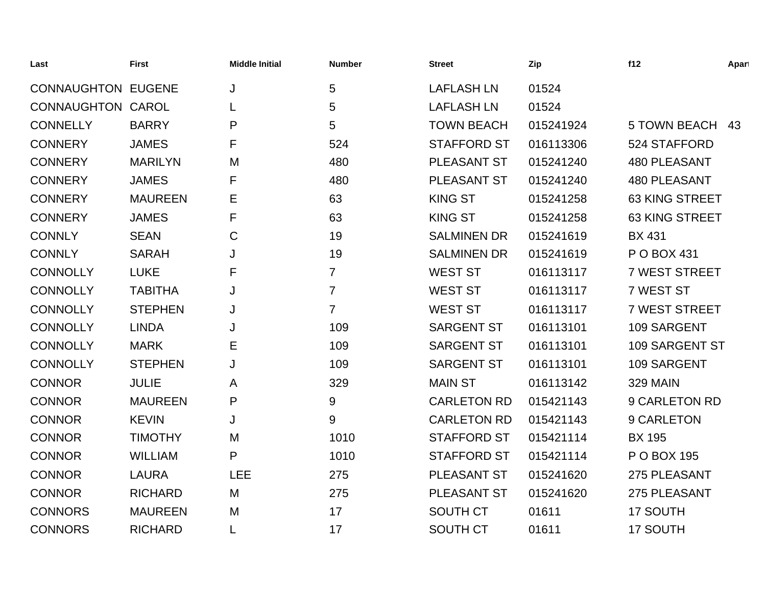| Last | First | Middle Initial | Number | Street | Zip | f12 | Apart |
|---|---|---|---|---|---|---|---|
| CONNAUGHTON | EUGENE | J | 5 | LAFLASH LN | 01524 | | |
| CONNAUGHTON | CAROL | L | 5 | LAFLASH LN | 01524 | | |
| CONNELLY | BARRY | P | 5 | TOWN BEACH | 015241924 | 5 TOWN BEACH | 43 |
| CONNERY | JAMES | F | 524 | STAFFORD ST | 016113306 | 524 STAFFORD | |
| CONNERY | MARILYN | M | 480 | PLEASANT ST | 015241240 | 480 PLEASANT | |
| CONNERY | JAMES | F | 480 | PLEASANT ST | 015241240 | 480 PLEASANT | |
| CONNERY | MAUREEN | E | 63 | KING ST | 015241258 | 63 KING STREET | |
| CONNERY | JAMES | F | 63 | KING ST | 015241258 | 63 KING STREET | |
| CONNLY | SEAN | C | 19 | SALMINEN DR | 015241619 | BX 431 | |
| CONNLY | SARAH | J | 19 | SALMINEN DR | 015241619 | P O BOX 431 | |
| CONNOLLY | LUKE | F | 7 | WEST ST | 016113117 | 7 WEST STREET | |
| CONNOLLY | TABITHA | J | 7 | WEST ST | 016113117 | 7 WEST ST | |
| CONNOLLY | STEPHEN | J | 7 | WEST ST | 016113117 | 7 WEST STREET | |
| CONNOLLY | LINDA | J | 109 | SARGENT ST | 016113101 | 109 SARGENT | |
| CONNOLLY | MARK | E | 109 | SARGENT ST | 016113101 | 109 SARGENT ST | |
| CONNOLLY | STEPHEN | J | 109 | SARGENT ST | 016113101 | 109 SARGENT | |
| CONNOR | JULIE | A | 329 | MAIN ST | 016113142 | 329 MAIN | |
| CONNOR | MAUREEN | P | 9 | CARLETON RD | 015421143 | 9 CARLETON RD | |
| CONNOR | KEVIN | J | 9 | CARLETON RD | 015421143 | 9 CARLETON | |
| CONNOR | TIMOTHY | M | 1010 | STAFFORD ST | 015421114 | BX 195 | |
| CONNOR | WILLIAM | P | 1010 | STAFFORD ST | 015421114 | P O BOX 195 | |
| CONNOR | LAURA | LEE | 275 | PLEASANT ST | 015241620 | 275 PLEASANT | |
| CONNOR | RICHARD | M | 275 | PLEASANT ST | 015241620 | 275 PLEASANT | |
| CONNORS | MAUREEN | M | 17 | SOUTH CT | 01611 | 17 SOUTH | |
| CONNORS | RICHARD | L | 17 | SOUTH CT | 01611 | 17 SOUTH | |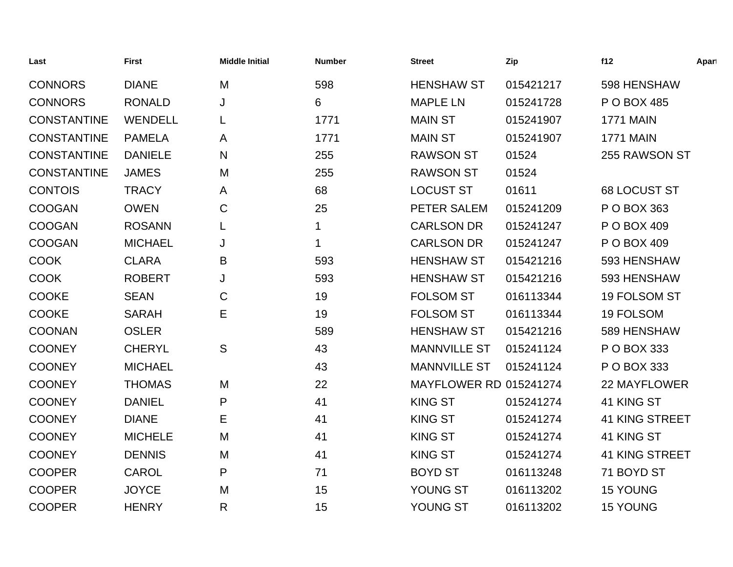| Last | First | Middle Initial | Number | Street | Zip | f12 | Apart |
|---|---|---|---|---|---|---|---|
| CONNORS | DIANE | M | 598 | HENSHAW ST | 015421217 | 598 HENSHAW | |
| CONNORS | RONALD | J | 6 | MAPLE LN | 015241728 | P O BOX 485 | |
| CONSTANTINE | WENDELL | L | 1771 | MAIN ST | 015241907 | 1771 MAIN | |
| CONSTANTINE | PAMELA | A | 1771 | MAIN ST | 015241907 | 1771 MAIN | |
| CONSTANTINE | DANIELE | N | 255 | RAWSON ST | 01524 | 255 RAWSON ST | |
| CONSTANTINE | JAMES | M | 255 | RAWSON ST | 01524 | | |
| CONTOIS | TRACY | A | 68 | LOCUST ST | 01611 | 68 LOCUST ST | |
| COOGAN | OWEN | C | 25 | PETER SALEM | 015241209 | P O BOX 363 | |
| COOGAN | ROSANN | L | 1 | CARLSON DR | 015241247 | P O BOX 409 | |
| COOGAN | MICHAEL | J | 1 | CARLSON DR | 015241247 | P O BOX 409 | |
| COOK | CLARA | B | 593 | HENSHAW ST | 015421216 | 593 HENSHAW | |
| COOK | ROBERT | J | 593 | HENSHAW ST | 015421216 | 593 HENSHAW | |
| COOKE | SEAN | C | 19 | FOLSOM ST | 016113344 | 19 FOLSOM ST | |
| COOKE | SARAH | E | 19 | FOLSOM ST | 016113344 | 19 FOLSOM | |
| COONAN | OSLER | | 589 | HENSHAW ST | 015421216 | 589 HENSHAW | |
| COONEY | CHERYL | S | 43 | MANNVILLE ST | 015241124 | P O BOX 333 | |
| COONEY | MICHAEL | | 43 | MANNVILLE ST | 015241124 | P O BOX 333 | |
| COONEY | THOMAS | M | 22 | MAYFLOWER RD | 015241274 | 22 MAYFLOWER | |
| COONEY | DANIEL | P | 41 | KING ST | 015241274 | 41 KING ST | |
| COONEY | DIANE | E | 41 | KING ST | 015241274 | 41 KING STREET | |
| COONEY | MICHELE | M | 41 | KING ST | 015241274 | 41 KING ST | |
| COONEY | DENNIS | M | 41 | KING ST | 015241274 | 41 KING STREET | |
| COOPER | CAROL | P | 71 | BOYD ST | 016113248 | 71 BOYD ST | |
| COOPER | JOYCE | M | 15 | YOUNG ST | 016113202 | 15 YOUNG | |
| COOPER | HENRY | R | 15 | YOUNG ST | 016113202 | 15 YOUNG | |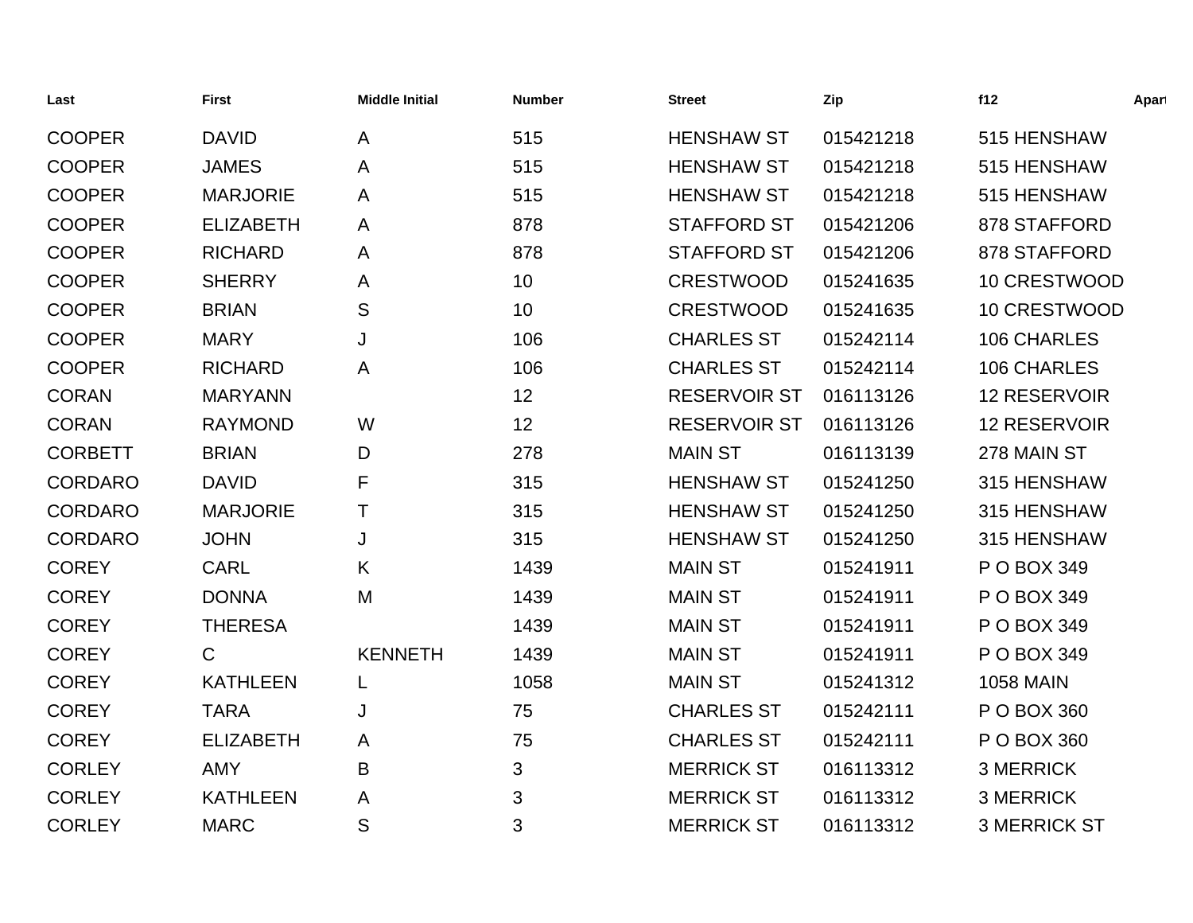| Last | First | Middle Initial | Number | Street | Zip | f12 | Apart |
|---|---|---|---|---|---|---|---|
| COOPER | DAVID | A | 515 | HENSHAW ST | 015421218 | 515 HENSHAW | |
| COOPER | JAMES | A | 515 | HENSHAW ST | 015421218 | 515 HENSHAW | |
| COOPER | MARJORIE | A | 515 | HENSHAW ST | 015421218 | 515 HENSHAW | |
| COOPER | ELIZABETH | A | 878 | STAFFORD ST | 015421206 | 878 STAFFORD | |
| COOPER | RICHARD | A | 878 | STAFFORD ST | 015421206 | 878 STAFFORD | |
| COOPER | SHERRY | A | 10 | CRESTWOOD | 015241635 | 10 CRESTWOOD | |
| COOPER | BRIAN | S | 10 | CRESTWOOD | 015241635 | 10 CRESTWOOD | |
| COOPER | MARY | J | 106 | CHARLES ST | 015242114 | 106 CHARLES | |
| COOPER | RICHARD | A | 106 | CHARLES ST | 015242114 | 106 CHARLES | |
| CORAN | MARYANN | | 12 | RESERVOIR ST | 016113126 | 12 RESERVOIR | |
| CORAN | RAYMOND | W | 12 | RESERVOIR ST | 016113126 | 12 RESERVOIR | |
| CORBETT | BRIAN | D | 278 | MAIN ST | 016113139 | 278 MAIN ST | |
| CORDARO | DAVID | F | 315 | HENSHAW ST | 015241250 | 315 HENSHAW | |
| CORDARO | MARJORIE | T | 315 | HENSHAW ST | 015241250 | 315 HENSHAW | |
| CORDARO | JOHN | J | 315 | HENSHAW ST | 015241250 | 315 HENSHAW | |
| COREY | CARL | K | 1439 | MAIN ST | 015241911 | P O BOX 349 | |
| COREY | DONNA | M | 1439 | MAIN ST | 015241911 | P O BOX 349 | |
| COREY | THERESA | | 1439 | MAIN ST | 015241911 | P O BOX 349 | |
| COREY | C | KENNETH | 1439 | MAIN ST | 015241911 | P O BOX 349 | |
| COREY | KATHLEEN | L | 1058 | MAIN ST | 015241312 | 1058 MAIN | |
| COREY | TARA | J | 75 | CHARLES ST | 015242111 | P O BOX 360 | |
| COREY | ELIZABETH | A | 75 | CHARLES ST | 015242111 | P O BOX 360 | |
| CORLEY | AMY | B | 3 | MERRICK ST | 016113312 | 3 MERRICK | |
| CORLEY | KATHLEEN | A | 3 | MERRICK ST | 016113312 | 3 MERRICK | |
| CORLEY | MARC | S | 3 | MERRICK ST | 016113312 | 3 MERRICK ST | |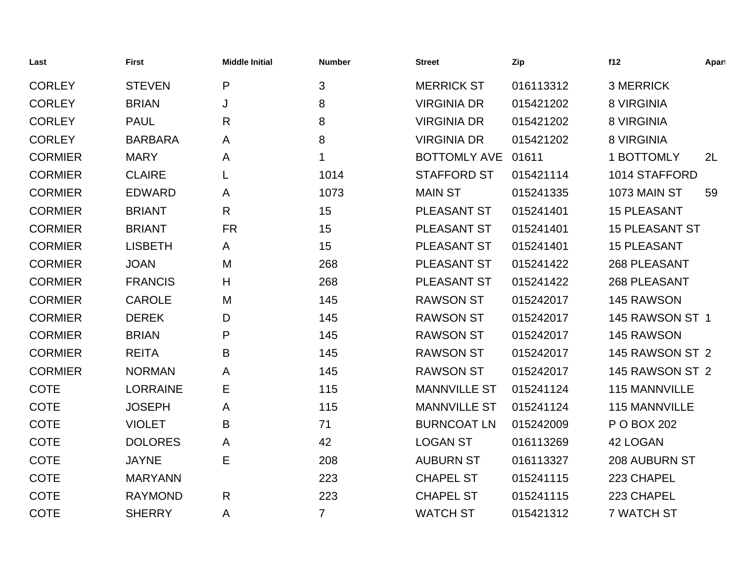| Last | First | Middle Initial | Number | Street | Zip | f12 | Apart |
|---|---|---|---|---|---|---|---|
| CORLEY | STEVEN | P | 3 | MERRICK ST | 016113312 | 3 MERRICK | |
| CORLEY | BRIAN | J | 8 | VIRGINIA DR | 015421202 | 8 VIRGINIA | |
| CORLEY | PAUL | R | 8 | VIRGINIA DR | 015421202 | 8 VIRGINIA | |
| CORLEY | BARBARA | A | 8 | VIRGINIA DR | 015421202 | 8 VIRGINIA | |
| CORMIER | MARY | A | 1 | BOTTOMLY AVE | 01611 | 1 BOTTOMLY | 2L |
| CORMIER | CLAIRE | L | 1014 | STAFFORD ST | 015421114 | 1014 STAFFORD | |
| CORMIER | EDWARD | A | 1073 | MAIN ST | 015241335 | 1073 MAIN ST | 59 |
| CORMIER | BRIANT | R | 15 | PLEASANT ST | 015241401 | 15 PLEASANT | |
| CORMIER | BRIANT | FR | 15 | PLEASANT ST | 015241401 | 15 PLEASANT ST | |
| CORMIER | LISBETH | A | 15 | PLEASANT ST | 015241401 | 15 PLEASANT | |
| CORMIER | JOAN | M | 268 | PLEASANT ST | 015241422 | 268 PLEASANT | |
| CORMIER | FRANCIS | H | 268 | PLEASANT ST | 015241422 | 268 PLEASANT | |
| CORMIER | CAROLE | M | 145 | RAWSON ST | 015242017 | 145 RAWSON | |
| CORMIER | DEREK | D | 145 | RAWSON ST | 015242017 | 145 RAWSON ST | 1 |
| CORMIER | BRIAN | P | 145 | RAWSON ST | 015242017 | 145 RAWSON | |
| CORMIER | REITA | B | 145 | RAWSON ST | 015242017 | 145 RAWSON ST | 2 |
| CORMIER | NORMAN | A | 145 | RAWSON ST | 015242017 | 145 RAWSON ST | 2 |
| COTE | LORRAINE | E | 115 | MANNVILLE ST | 015241124 | 115 MANNVILLE | |
| COTE | JOSEPH | A | 115 | MANNVILLE ST | 015241124 | 115 MANNVILLE | |
| COTE | VIOLET | B | 71 | BURNCOAT LN | 015242009 | P O BOX 202 | |
| COTE | DOLORES | A | 42 | LOGAN ST | 016113269 | 42 LOGAN | |
| COTE | JAYNE | E | 208 | AUBURN ST | 016113327 | 208 AUBURN ST | |
| COTE | MARYANN | | 223 | CHAPEL ST | 015241115 | 223 CHAPEL | |
| COTE | RAYMOND | R | 223 | CHAPEL ST | 015241115 | 223 CHAPEL | |
| COTE | SHERRY | A | 7 | WATCH ST | 015421312 | 7 WATCH ST | |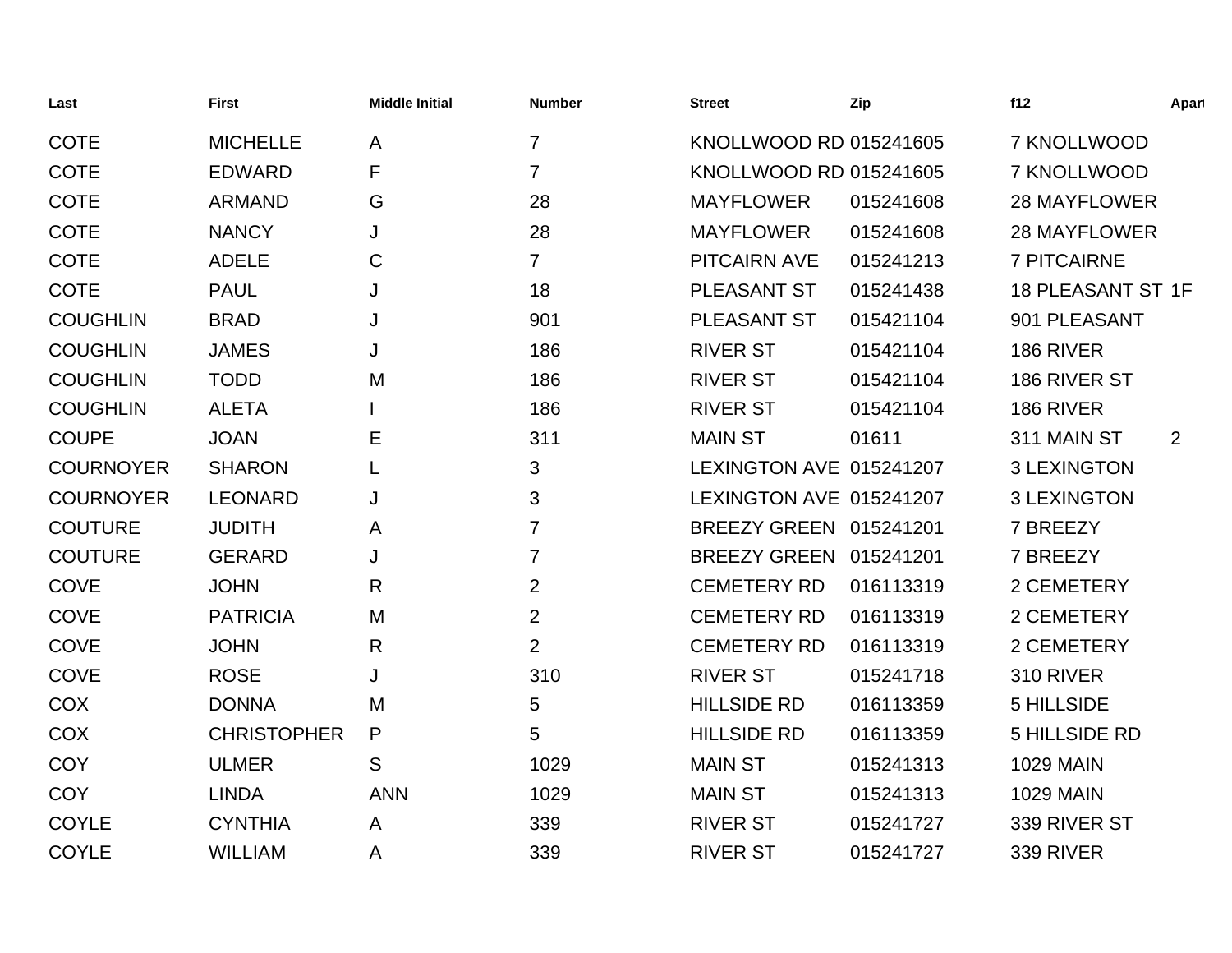| Last | First | Middle Initial | Number | Street | Zip | f12 | Apart |
|---|---|---|---|---|---|---|---|
| COTE | MICHELLE | A | 7 | KNOLLWOOD RD | 015241605 | 7 KNOLLWOOD | |
| COTE | EDWARD | F | 7 | KNOLLWOOD RD | 015241605 | 7 KNOLLWOOD | |
| COTE | ARMAND | G | 28 | MAYFLOWER | 015241608 | 28 MAYFLOWER | |
| COTE | NANCY | J | 28 | MAYFLOWER | 015241608 | 28 MAYFLOWER | |
| COTE | ADELE | C | 7 | PITCAIRN AVE | 015241213 | 7 PITCAIRNE | |
| COTE | PAUL | J | 18 | PLEASANT ST | 015241438 | 18 PLEASANT ST | 1F |
| COUGHLIN | BRAD | J | 901 | PLEASANT ST | 015421104 | 901 PLEASANT | |
| COUGHLIN | JAMES | J | 186 | RIVER ST | 015421104 | 186 RIVER | |
| COUGHLIN | TODD | M | 186 | RIVER ST | 015421104 | 186 RIVER ST | |
| COUGHLIN | ALETA | I | 186 | RIVER ST | 015421104 | 186 RIVER | |
| COUPE | JOAN | E | 311 | MAIN ST | 01611 | 311 MAIN ST | 2 |
| COURNOYER | SHARON | L | 3 | LEXINGTON AVE | 015241207 | 3 LEXINGTON | |
| COURNOYER | LEONARD | J | 3 | LEXINGTON AVE | 015241207 | 3 LEXINGTON | |
| COUTURE | JUDITH | A | 7 | BREEZY GREEN | 015241201 | 7 BREEZY | |
| COUTURE | GERARD | J | 7 | BREEZY GREEN | 015241201 | 7 BREEZY | |
| COVE | JOHN | R | 2 | CEMETERY RD | 016113319 | 2 CEMETERY | |
| COVE | PATRICIA | M | 2 | CEMETERY RD | 016113319 | 2 CEMETERY | |
| COVE | JOHN | R | 2 | CEMETERY RD | 016113319 | 2 CEMETERY | |
| COVE | ROSE | J | 310 | RIVER ST | 015241718 | 310 RIVER | |
| COX | DONNA | M | 5 | HILLSIDE RD | 016113359 | 5 HILLSIDE | |
| COX | CHRISTOPHER | P | 5 | HILLSIDE RD | 016113359 | 5 HILLSIDE RD | |
| COY | ULMER | S | 1029 | MAIN ST | 015241313 | 1029 MAIN | |
| COY | LINDA | ANN | 1029 | MAIN ST | 015241313 | 1029 MAIN | |
| COYLE | CYNTHIA | A | 339 | RIVER ST | 015241727 | 339 RIVER ST | |
| COYLE | WILLIAM | A | 339 | RIVER ST | 015241727 | 339 RIVER | |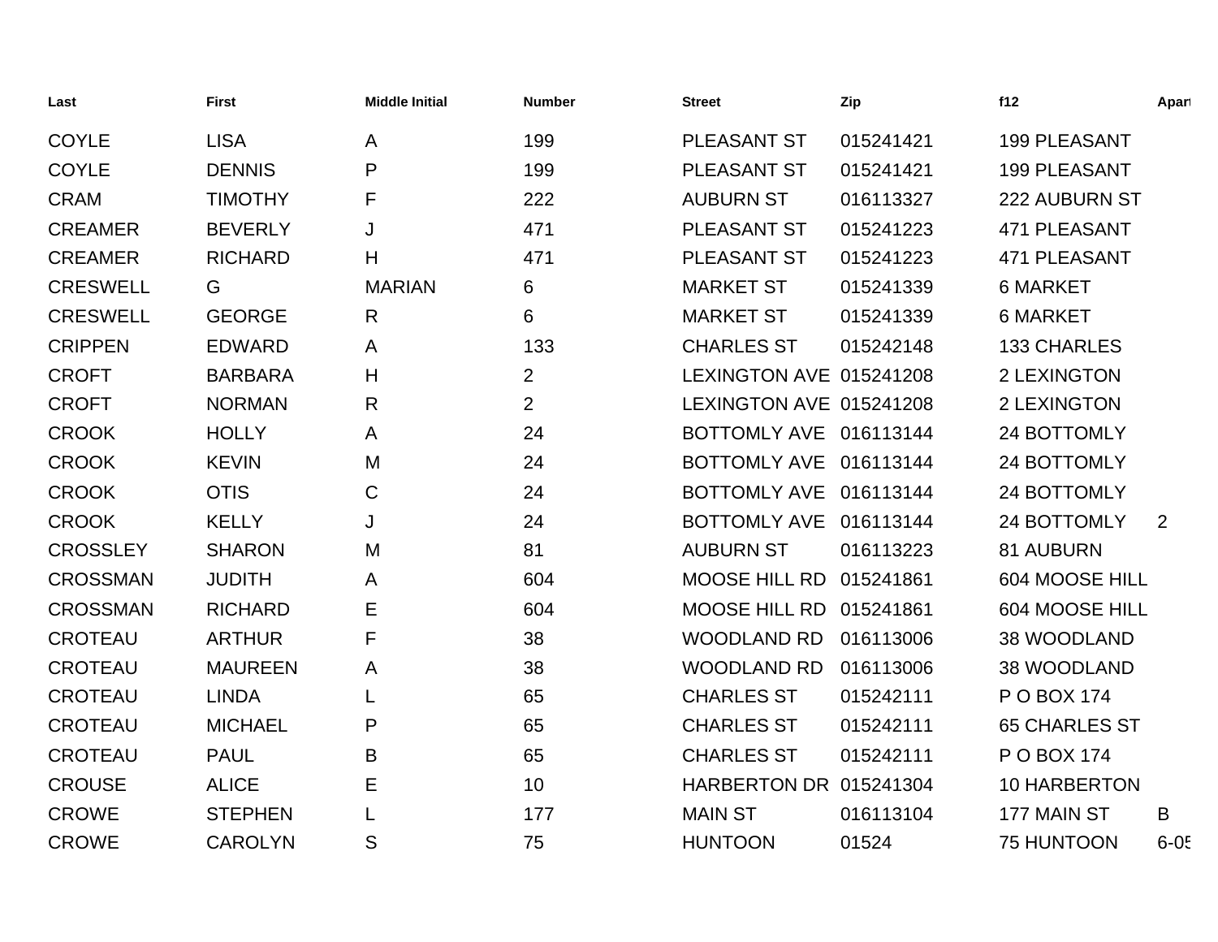| Last | First | Middle Initial | Number | Street | Zip | f12 | Apart |
|---|---|---|---|---|---|---|---|
| COYLE | LISA | A | 199 | PLEASANT ST | 015241421 | 199 PLEASANT | |
| COYLE | DENNIS | P | 199 | PLEASANT ST | 015241421 | 199 PLEASANT | |
| CRAM | TIMOTHY | F | 222 | AUBURN ST | 016113327 | 222 AUBURN ST | |
| CREAMER | BEVERLY | J | 471 | PLEASANT ST | 015241223 | 471 PLEASANT | |
| CREAMER | RICHARD | H | 471 | PLEASANT ST | 015241223 | 471 PLEASANT | |
| CRESWELL | G | MARIAN | 6 | MARKET ST | 015241339 | 6 MARKET | |
| CRESWELL | GEORGE | R | 6 | MARKET ST | 015241339 | 6 MARKET | |
| CRIPPEN | EDWARD | A | 133 | CHARLES ST | 015242148 | 133 CHARLES | |
| CROFT | BARBARA | H | 2 | LEXINGTON AVE | 015241208 | 2 LEXINGTON | |
| CROFT | NORMAN | R | 2 | LEXINGTON AVE | 015241208 | 2 LEXINGTON | |
| CROOK | HOLLY | A | 24 | BOTTOMLY AVE | 016113144 | 24 BOTTOMLY | |
| CROOK | KEVIN | M | 24 | BOTTOMLY AVE | 016113144 | 24 BOTTOMLY | |
| CROOK | OTIS | C | 24 | BOTTOMLY AVE | 016113144 | 24 BOTTOMLY | |
| CROOK | KELLY | J | 24 | BOTTOMLY AVE | 016113144 | 24 BOTTOMLY | 2 |
| CROSSLEY | SHARON | M | 81 | AUBURN ST | 016113223 | 81 AUBURN | |
| CROSSMAN | JUDITH | A | 604 | MOOSE HILL RD | 015241861 | 604 MOOSE HILL | |
| CROSSMAN | RICHARD | E | 604 | MOOSE HILL RD | 015241861 | 604 MOOSE HILL | |
| CROTEAU | ARTHUR | F | 38 | WOODLAND RD | 016113006 | 38 WOODLAND | |
| CROTEAU | MAUREEN | A | 38 | WOODLAND RD | 016113006 | 38 WOODLAND | |
| CROTEAU | LINDA | L | 65 | CHARLES ST | 015242111 | P O BOX 174 | |
| CROTEAU | MICHAEL | P | 65 | CHARLES ST | 015242111 | 65 CHARLES ST | |
| CROTEAU | PAUL | B | 65 | CHARLES ST | 015242111 | P O BOX 174 | |
| CROUSE | ALICE | E | 10 | HARBERTON DR | 015241304 | 10 HARBERTON | |
| CROWE | STEPHEN | L | 177 | MAIN ST | 016113104 | 177 MAIN ST | B |
| CROWE | CAROLYN | S | 75 | HUNTOON | 01524 | 75 HUNTOON | 6-05 |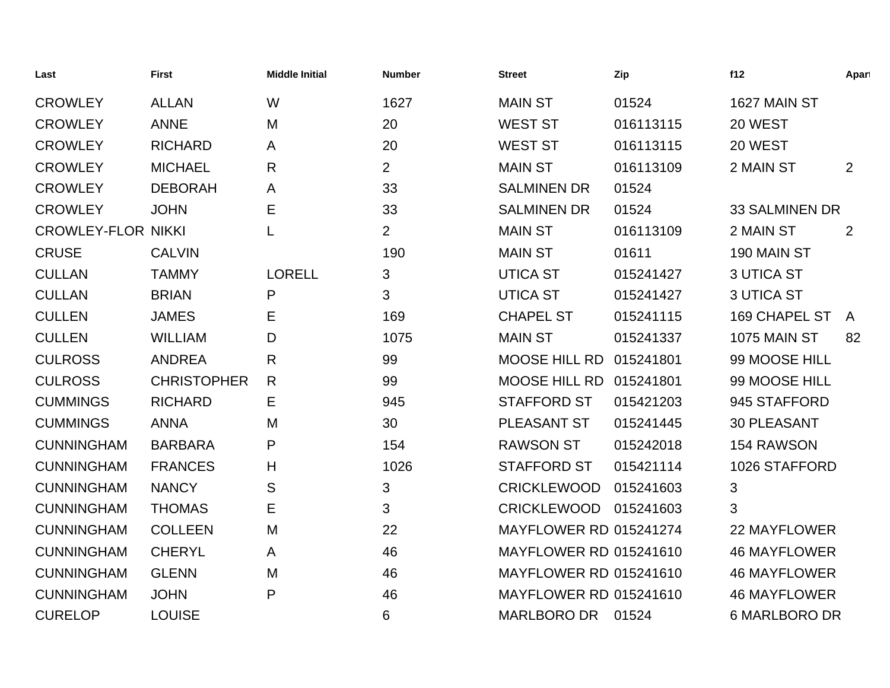| Last | First | Middle Initial | Number | Street | Zip | f12 | Apart |
|---|---|---|---|---|---|---|---|
| CROWLEY | ALLAN | W | 1627 | MAIN ST | 01524 | 1627 MAIN ST | |
| CROWLEY | ANNE | M | 20 | WEST ST | 016113115 | 20 WEST | |
| CROWLEY | RICHARD | A | 20 | WEST ST | 016113115 | 20 WEST | |
| CROWLEY | MICHAEL | R | 2 | MAIN ST | 016113109 | 2 MAIN ST | 2 |
| CROWLEY | DEBORAH | A | 33 | SALMINEN DR | 01524 | | |
| CROWLEY | JOHN | E | 33 | SALMINEN DR | 01524 | 33 SALMINEN DR | |
| CROWLEY-FLOR | NIKKI | L | 2 | MAIN ST | 016113109 | 2 MAIN ST | 2 |
| CRUSE | CALVIN | | 190 | MAIN ST | 01611 | 190 MAIN ST | |
| CULLAN | TAMMY | LORELL | 3 | UTICA ST | 015241427 | 3 UTICA ST | |
| CULLAN | BRIAN | P | 3 | UTICA ST | 015241427 | 3 UTICA ST | |
| CULLEN | JAMES | E | 169 | CHAPEL ST | 015241115 | 169 CHAPEL ST | A |
| CULLEN | WILLIAM | D | 1075 | MAIN ST | 015241337 | 1075 MAIN ST | 82 |
| CULROSS | ANDREA | R | 99 | MOOSE HILL RD | 015241801 | 99 MOOSE HILL | |
| CULROSS | CHRISTOPHER | R | 99 | MOOSE HILL RD | 015241801 | 99 MOOSE HILL | |
| CUMMINGS | RICHARD | E | 945 | STAFFORD ST | 015421203 | 945 STAFFORD | |
| CUMMINGS | ANNA | M | 30 | PLEASANT ST | 015241445 | 30 PLEASANT | |
| CUNNINGHAM | BARBARA | P | 154 | RAWSON ST | 015242018 | 154 RAWSON | |
| CUNNINGHAM | FRANCES | H | 1026 | STAFFORD ST | 015421114 | 1026 STAFFORD | |
| CUNNINGHAM | NANCY | S | 3 | CRICKLEWOOD | 015241603 | 3 | |
| CUNNINGHAM | THOMAS | E | 3 | CRICKLEWOOD | 015241603 | 3 | |
| CUNNINGHAM | COLLEEN | M | 22 | MAYFLOWER RD | 015241274 | 22 MAYFLOWER | |
| CUNNINGHAM | CHERYL | A | 46 | MAYFLOWER RD | 015241610 | 46 MAYFLOWER | |
| CUNNINGHAM | GLENN | M | 46 | MAYFLOWER RD | 015241610 | 46 MAYFLOWER | |
| CUNNINGHAM | JOHN | P | 46 | MAYFLOWER RD | 015241610 | 46 MAYFLOWER | |
| CURELOP | LOUISE | | 6 | MARLBORO DR | 01524 | 6 MARLBORO DR | |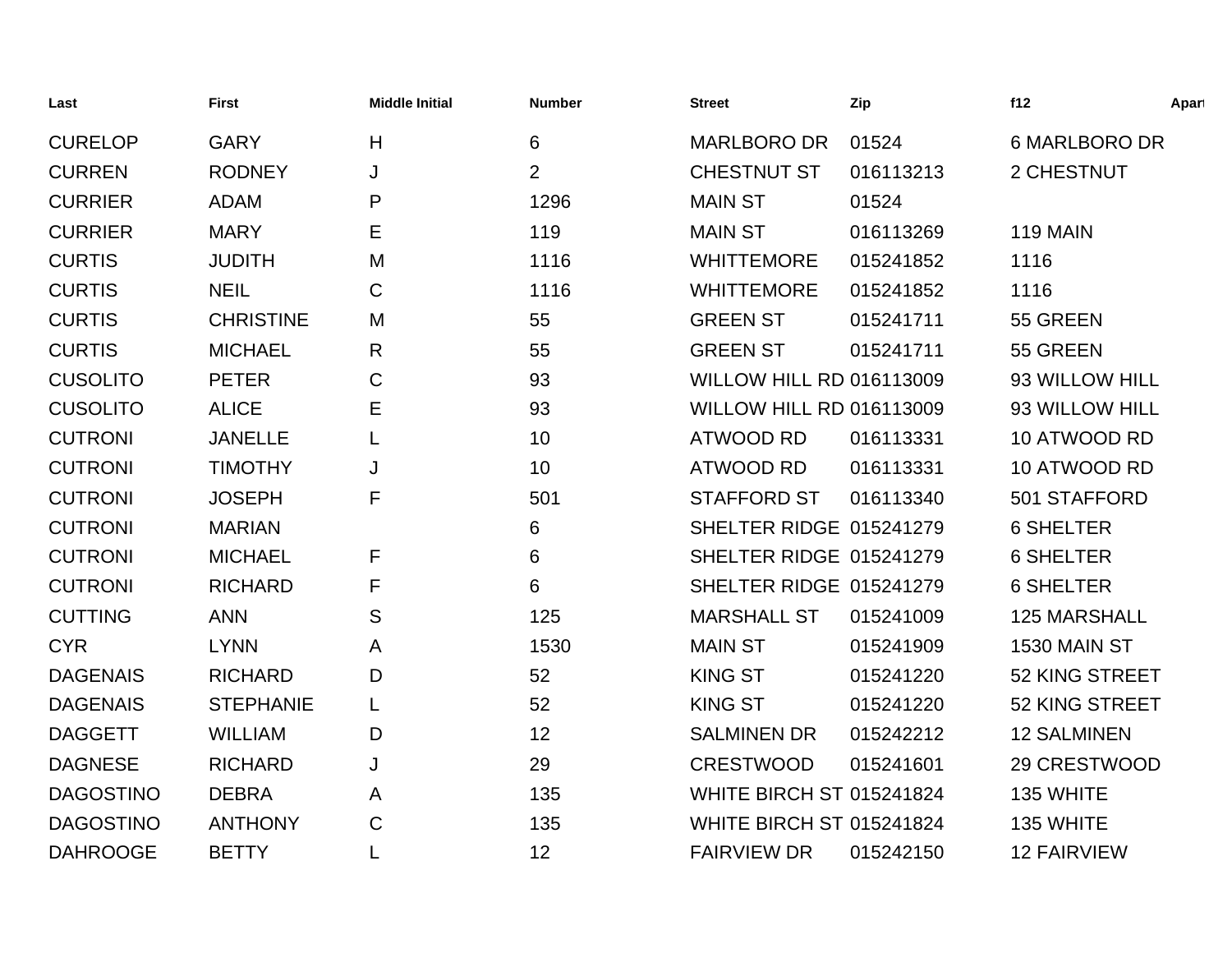| Last | First | Middle Initial | Number | Street | Zip | f12 | Apart |
|---|---|---|---|---|---|---|---|
| CURELOP | GARY | H | 6 | MARLBORO DR | 01524 | 6 MARLBORO DR | |
| CURREN | RODNEY | J | 2 | CHESTNUT ST | 016113213 | 2 CHESTNUT | |
| CURRIER | ADAM | P | 1296 | MAIN ST | 01524 | | |
| CURRIER | MARY | E | 119 | MAIN ST | 016113269 | 119 MAIN | |
| CURTIS | JUDITH | M | 1116 | WHITTEMORE | 015241852 | 1116 | |
| CURTIS | NEIL | C | 1116 | WHITTEMORE | 015241852 | 1116 | |
| CURTIS | CHRISTINE | M | 55 | GREEN ST | 015241711 | 55 GREEN | |
| CURTIS | MICHAEL | R | 55 | GREEN ST | 015241711 | 55 GREEN | |
| CUSOLITO | PETER | C | 93 | WILLOW HILL RD | 016113009 | 93 WILLOW HILL | |
| CUSOLITO | ALICE | E | 93 | WILLOW HILL RD | 016113009 | 93 WILLOW HILL | |
| CUTRONI | JANELLE | L | 10 | ATWOOD RD | 016113331 | 10 ATWOOD RD | |
| CUTRONI | TIMOTHY | J | 10 | ATWOOD RD | 016113331 | 10 ATWOOD RD | |
| CUTRONI | JOSEPH | F | 501 | STAFFORD ST | 016113340 | 501 STAFFORD | |
| CUTRONI | MARIAN | | 6 | SHELTER RIDGE | 015241279 | 6 SHELTER | |
| CUTRONI | MICHAEL | F | 6 | SHELTER RIDGE | 015241279 | 6 SHELTER | |
| CUTRONI | RICHARD | F | 6 | SHELTER RIDGE | 015241279 | 6 SHELTER | |
| CUTTING | ANN | S | 125 | MARSHALL ST | 015241009 | 125 MARSHALL | |
| CYR | LYNN | A | 1530 | MAIN ST | 015241909 | 1530 MAIN ST | |
| DAGENAIS | RICHARD | D | 52 | KING ST | 015241220 | 52 KING STREET | |
| DAGENAIS | STEPHANIE | L | 52 | KING ST | 015241220 | 52 KING STREET | |
| DAGGETT | WILLIAM | D | 12 | SALMINEN DR | 015242212 | 12 SALMINEN | |
| DAGNESE | RICHARD | J | 29 | CRESTWOOD | 015241601 | 29 CRESTWOOD | |
| DAGOSTINO | DEBRA | A | 135 | WHITE BIRCH ST | 015241824 | 135 WHITE | |
| DAGOSTINO | ANTHONY | C | 135 | WHITE BIRCH ST | 015241824 | 135 WHITE | |
| DAHROOGE | BETTY | L | 12 | FAIRVIEW DR | 015242150 | 12 FAIRVIEW | |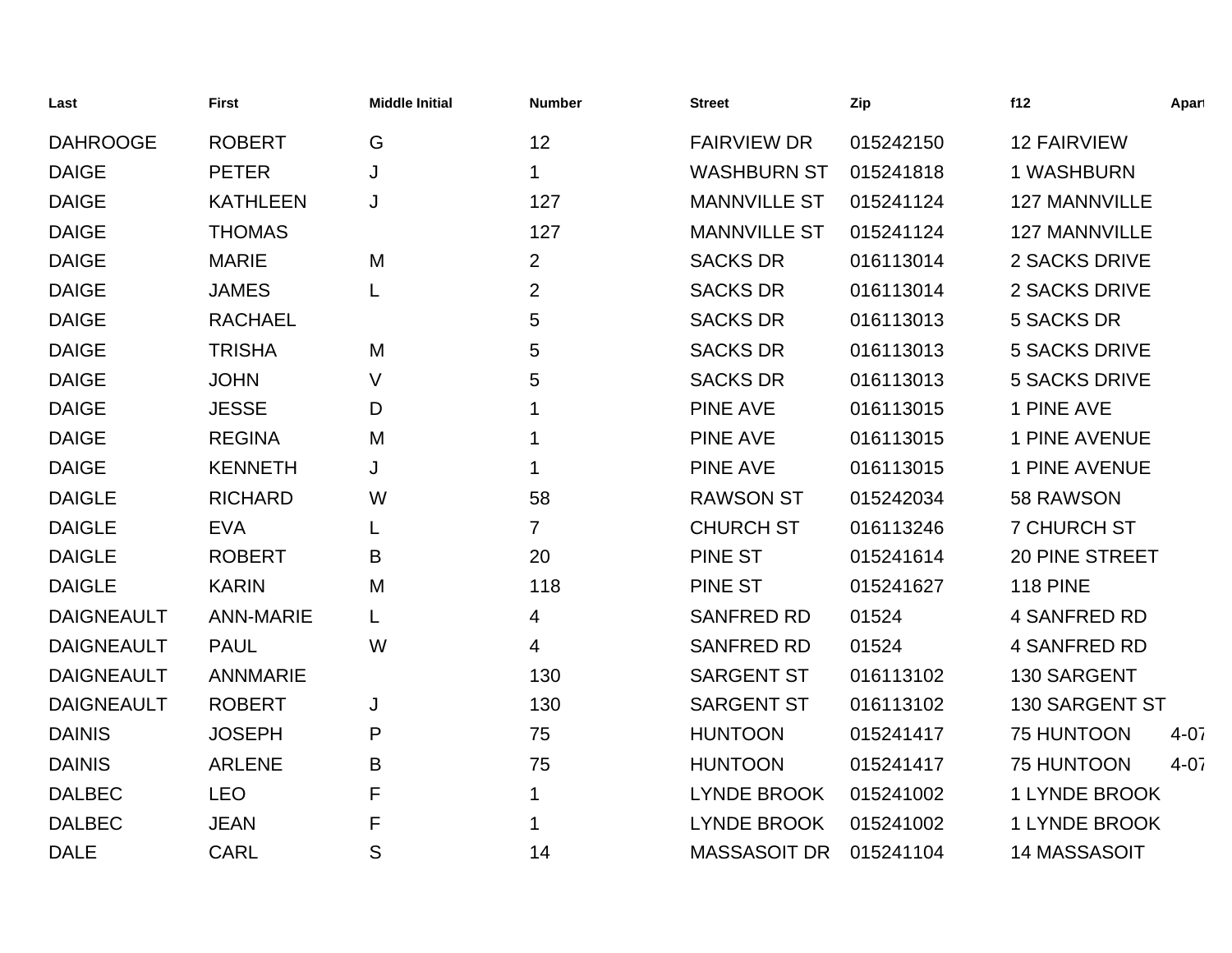| Last | First | Middle Initial | Number | Street | Zip | f12 | Apart |
|---|---|---|---|---|---|---|---|
| DAHROOGE | ROBERT | G | 12 | FAIRVIEW DR | 015242150 | 12 FAIRVIEW | |
| DAIGE | PETER | J | 1 | WASHBURN ST | 015241818 | 1 WASHBURN | |
| DAIGE | KATHLEEN | J | 127 | MANNVILLE ST | 015241124 | 127 MANNVILLE | |
| DAIGE | THOMAS | | 127 | MANNVILLE ST | 015241124 | 127 MANNVILLE | |
| DAIGE | MARIE | M | 2 | SACKS DR | 016113014 | 2 SACKS DRIVE | |
| DAIGE | JAMES | L | 2 | SACKS DR | 016113014 | 2 SACKS DRIVE | |
| DAIGE | RACHAEL | | 5 | SACKS DR | 016113013 | 5 SACKS DR | |
| DAIGE | TRISHA | M | 5 | SACKS DR | 016113013 | 5 SACKS DRIVE | |
| DAIGE | JOHN | V | 5 | SACKS DR | 016113013 | 5 SACKS DRIVE | |
| DAIGE | JESSE | D | 1 | PINE AVE | 016113015 | 1 PINE AVE | |
| DAIGE | REGINA | M | 1 | PINE AVE | 016113015 | 1 PINE AVENUE | |
| DAIGE | KENNETH | J | 1 | PINE AVE | 016113015 | 1 PINE AVENUE | |
| DAIGLE | RICHARD | W | 58 | RAWSON ST | 015242034 | 58 RAWSON | |
| DAIGLE | EVA | L | 7 | CHURCH ST | 016113246 | 7 CHURCH ST | |
| DAIGLE | ROBERT | B | 20 | PINE ST | 015241614 | 20 PINE STREET | |
| DAIGLE | KARIN | M | 118 | PINE ST | 015241627 | 118 PINE | |
| DAIGNEAULT | ANN-MARIE | L | 4 | SANFRED RD | 01524 | 4 SANFRED RD | |
| DAIGNEAULT | PAUL | W | 4 | SANFRED RD | 01524 | 4 SANFRED RD | |
| DAIGNEAULT | ANNMARIE | | 130 | SARGENT ST | 016113102 | 130 SARGENT | |
| DAIGNEAULT | ROBERT | J | 130 | SARGENT ST | 016113102 | 130 SARGENT ST | |
| DAINIS | JOSEPH | P | 75 | HUNTOON | 015241417 | 75 HUNTOON | 4-07 |
| DAINIS | ARLENE | B | 75 | HUNTOON | 015241417 | 75 HUNTOON | 4-07 |
| DALBEC | LEO | F | 1 | LYNDE BROOK | 015241002 | 1 LYNDE BROOK | |
| DALBEC | JEAN | F | 1 | LYNDE BROOK | 015241002 | 1 LYNDE BROOK | |
| DALE | CARL | S | 14 | MASSASOIT DR | 015241104 | 14 MASSASOIT | |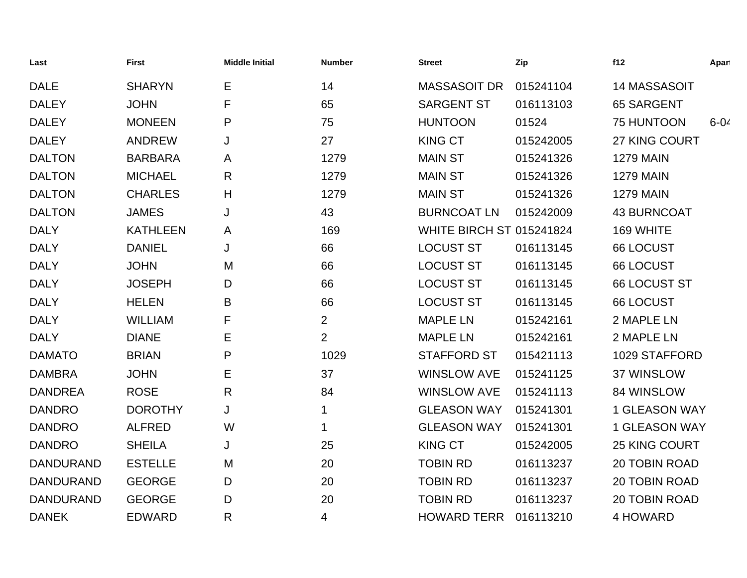| Last | First | Middle Initial | Number | Street | Zip | f12 | Apart |
|---|---|---|---|---|---|---|---|
| DALE | SHARYN | E | 14 | MASSASOIT DR | 015241104 | 14 MASSASOIT | |
| DALEY | JOHN | F | 65 | SARGENT ST | 016113103 | 65 SARGENT | |
| DALEY | MONEEN | P | 75 | HUNTOON | 01524 | 75 HUNTOON | 6-04 |
| DALEY | ANDREW | J | 27 | KING CT | 015242005 | 27 KING COURT | |
| DALTON | BARBARA | A | 1279 | MAIN ST | 015241326 | 1279 MAIN | |
| DALTON | MICHAEL | R | 1279 | MAIN ST | 015241326 | 1279 MAIN | |
| DALTON | CHARLES | H | 1279 | MAIN ST | 015241326 | 1279 MAIN | |
| DALTON | JAMES | J | 43 | BURNCOAT LN | 015242009 | 43 BURNCOAT | |
| DALY | KATHLEEN | A | 169 | WHITE BIRCH ST | 015241824 | 169 WHITE | |
| DALY | DANIEL | J | 66 | LOCUST ST | 016113145 | 66 LOCUST | |
| DALY | JOHN | M | 66 | LOCUST ST | 016113145 | 66 LOCUST | |
| DALY | JOSEPH | D | 66 | LOCUST ST | 016113145 | 66 LOCUST ST | |
| DALY | HELEN | B | 66 | LOCUST ST | 016113145 | 66 LOCUST | |
| DALY | WILLIAM | F | 2 | MAPLE LN | 015242161 | 2 MAPLE LN | |
| DALY | DIANE | E | 2 | MAPLE LN | 015242161 | 2 MAPLE LN | |
| DAMATO | BRIAN | P | 1029 | STAFFORD ST | 015421113 | 1029 STAFFORD | |
| DAMBRA | JOHN | E | 37 | WINSLOW AVE | 015241125 | 37 WINSLOW | |
| DANDREA | ROSE | R | 84 | WINSLOW AVE | 015241113 | 84 WINSLOW | |
| DANDRO | DOROTHY | J | 1 | GLEASON WAY | 015241301 | 1 GLEASON WAY | |
| DANDRO | ALFRED | W | 1 | GLEASON WAY | 015241301 | 1 GLEASON WAY | |
| DANDRO | SHEILA | J | 25 | KING CT | 015242005 | 25 KING COURT | |
| DANDURAND | ESTELLE | M | 20 | TOBIN RD | 016113237 | 20 TOBIN ROAD | |
| DANDURAND | GEORGE | D | 20 | TOBIN RD | 016113237 | 20 TOBIN ROAD | |
| DANDURAND | GEORGE | D | 20 | TOBIN RD | 016113237 | 20 TOBIN ROAD | |
| DANEK | EDWARD | R | 4 | HOWARD TERR | 016113210 | 4 HOWARD | |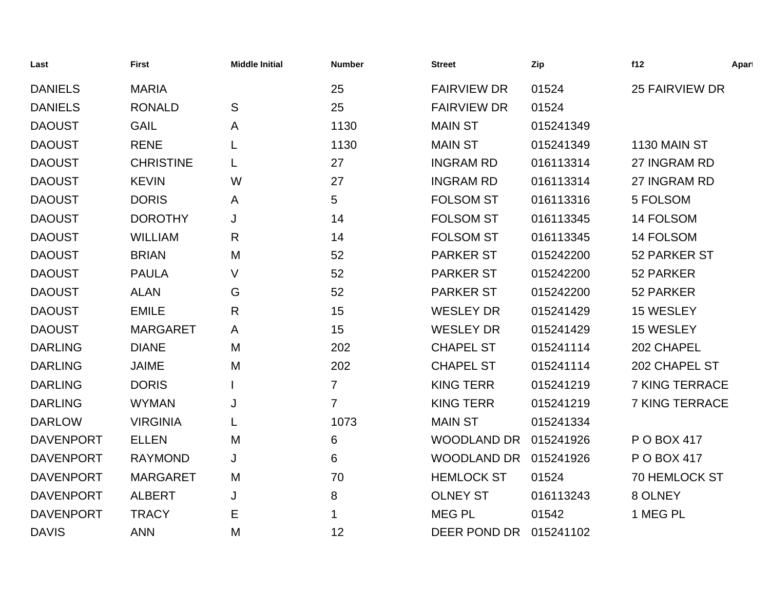| Last | First | Middle Initial | Number | Street | Zip | f12 | Apart |
|---|---|---|---|---|---|---|---|
| DANIELS | MARIA | | 25 | FAIRVIEW DR | 01524 | 25 FAIRVIEW DR | |
| DANIELS | RONALD | S | 25 | FAIRVIEW DR | 01524 | | |
| DAOUST | GAIL | A | 1130 | MAIN ST | 015241349 | | |
| DAOUST | RENE | L | 1130 | MAIN ST | 015241349 | 1130 MAIN ST | |
| DAOUST | CHRISTINE | L | 27 | INGRAM RD | 016113314 | 27 INGRAM RD | |
| DAOUST | KEVIN | W | 27 | INGRAM RD | 016113314 | 27 INGRAM RD | |
| DAOUST | DORIS | A | 5 | FOLSOM ST | 016113316 | 5 FOLSOM | |
| DAOUST | DOROTHY | J | 14 | FOLSOM ST | 016113345 | 14 FOLSOM | |
| DAOUST | WILLIAM | R | 14 | FOLSOM ST | 016113345 | 14 FOLSOM | |
| DAOUST | BRIAN | M | 52 | PARKER ST | 015242200 | 52 PARKER ST | |
| DAOUST | PAULA | V | 52 | PARKER ST | 015242200 | 52 PARKER | |
| DAOUST | ALAN | G | 52 | PARKER ST | 015242200 | 52 PARKER | |
| DAOUST | EMILE | R | 15 | WESLEY DR | 015241429 | 15 WESLEY | |
| DAOUST | MARGARET | A | 15 | WESLEY DR | 015241429 | 15 WESLEY | |
| DARLING | DIANE | M | 202 | CHAPEL ST | 015241114 | 202 CHAPEL | |
| DARLING | JAIME | M | 202 | CHAPEL ST | 015241114 | 202 CHAPEL ST | |
| DARLING | DORIS | I | 7 | KING TERR | 015241219 | 7 KING TERRACE | |
| DARLING | WYMAN | J | 7 | KING TERR | 015241219 | 7 KING TERRACE | |
| DARLOW | VIRGINIA | L | 1073 | MAIN ST | 015241334 | | |
| DAVENPORT | ELLEN | M | 6 | WOODLAND DR | 015241926 | P O BOX 417 | |
| DAVENPORT | RAYMOND | J | 6 | WOODLAND DR | 015241926 | P O BOX 417 | |
| DAVENPORT | MARGARET | M | 70 | HEMLOCK ST | 01524 | 70 HEMLOCK ST | |
| DAVENPORT | ALBERT | J | 8 | OLNEY ST | 016113243 | 8 OLNEY | |
| DAVENPORT | TRACY | E | 1 | MEG PL | 01542 | 1 MEG PL | |
| DAVIS | ANN | M | 12 | DEER POND DR | 015241102 | | |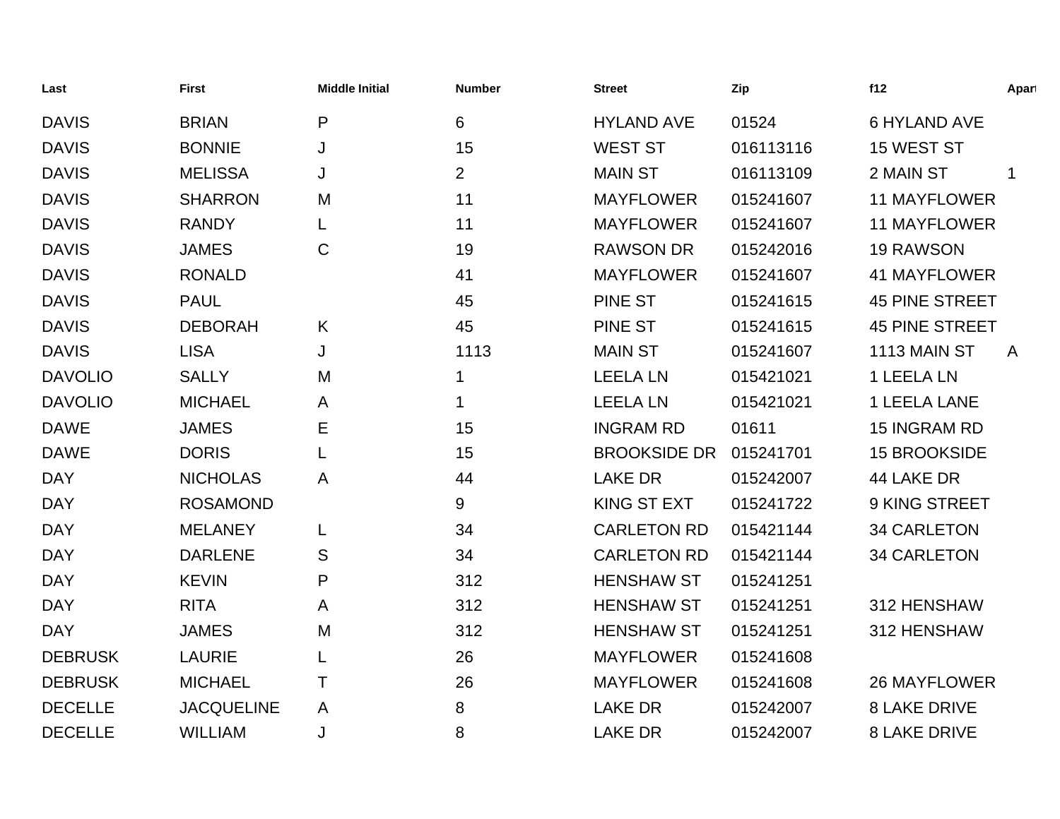| Last | First | Middle Initial | Number | Street | Zip | f12 | Apart |
|---|---|---|---|---|---|---|---|
| DAVIS | BRIAN | P | 6 | HYLAND AVE | 01524 | 6 HYLAND AVE | |
| DAVIS | BONNIE | J | 15 | WEST ST | 016113116 | 15 WEST ST | |
| DAVIS | MELISSA | J | 2 | MAIN ST | 016113109 | 2 MAIN ST | 1 |
| DAVIS | SHARRON | M | 11 | MAYFLOWER | 015241607 | 11 MAYFLOWER | |
| DAVIS | RANDY | L | 11 | MAYFLOWER | 015241607 | 11 MAYFLOWER | |
| DAVIS | JAMES | C | 19 | RAWSON DR | 015242016 | 19 RAWSON | |
| DAVIS | RONALD | | 41 | MAYFLOWER | 015241607 | 41 MAYFLOWER | |
| DAVIS | PAUL | | 45 | PINE ST | 015241615 | 45 PINE STREET | |
| DAVIS | DEBORAH | K | 45 | PINE ST | 015241615 | 45 PINE STREET | |
| DAVIS | LISA | J | 1113 | MAIN ST | 015241607 | 1113 MAIN ST | A |
| DAVOLIO | SALLY | M | 1 | LEELA LN | 015421021 | 1 LEELA LN | |
| DAVOLIO | MICHAEL | A | 1 | LEELA LN | 015421021 | 1 LEELA LANE | |
| DAWE | JAMES | E | 15 | INGRAM RD | 01611 | 15 INGRAM RD | |
| DAWE | DORIS | L | 15 | BROOKSIDE DR | 015241701 | 15 BROOKSIDE | |
| DAY | NICHOLAS | A | 44 | LAKE DR | 015242007 | 44 LAKE DR | |
| DAY | ROSAMOND | | 9 | KING ST EXT | 015241722 | 9 KING STREET | |
| DAY | MELANEY | L | 34 | CARLETON RD | 015421144 | 34 CARLETON | |
| DAY | DARLENE | S | 34 | CARLETON RD | 015421144 | 34 CARLETON | |
| DAY | KEVIN | P | 312 | HENSHAW ST | 015241251 | | |
| DAY | RITA | A | 312 | HENSHAW ST | 015241251 | 312 HENSHAW | |
| DAY | JAMES | M | 312 | HENSHAW ST | 015241251 | 312 HENSHAW | |
| DEBRUSK | LAURIE | L | 26 | MAYFLOWER | 015241608 | | |
| DEBRUSK | MICHAEL | T | 26 | MAYFLOWER | 015241608 | 26 MAYFLOWER | |
| DECELLE | JACQUELINE | A | 8 | LAKE DR | 015242007 | 8 LAKE DRIVE | |
| DECELLE | WILLIAM | J | 8 | LAKE DR | 015242007 | 8 LAKE DRIVE | |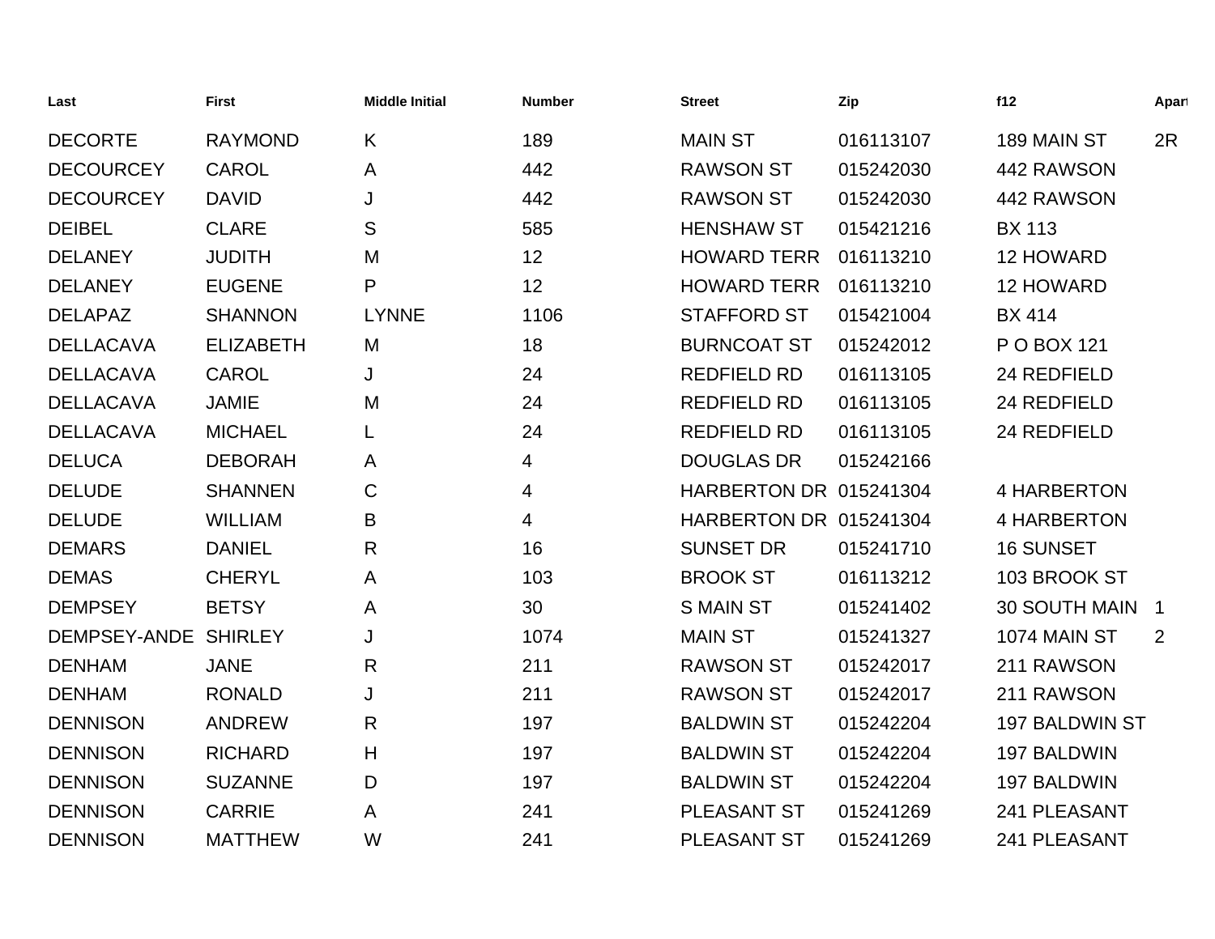| Last | First | Middle Initial | Number | Street | Zip | f12 | Apart |
|---|---|---|---|---|---|---|---|
| DECORTE | RAYMOND | K | 189 | MAIN ST | 016113107 | 189 MAIN ST | 2R |
| DECOURCEY | CAROL | A | 442 | RAWSON ST | 015242030 | 442 RAWSON | |
| DECOURCEY | DAVID | J | 442 | RAWSON ST | 015242030 | 442 RAWSON | |
| DEIBEL | CLARE | S | 585 | HENSHAW ST | 015421216 | BX 113 | |
| DELANEY | JUDITH | M | 12 | HOWARD TERR | 016113210 | 12 HOWARD | |
| DELANEY | EUGENE | P | 12 | HOWARD TERR | 016113210 | 12 HOWARD | |
| DELAPAZ | SHANNON | LYNNE | 1106 | STAFFORD ST | 015421004 | BX 414 | |
| DELLACAVA | ELIZABETH | M | 18 | BURNCOAT ST | 015242012 | P O BOX 121 | |
| DELLACAVA | CAROL | J | 24 | REDFIELD RD | 016113105 | 24 REDFIELD | |
| DELLACAVA | JAMIE | M | 24 | REDFIELD RD | 016113105 | 24 REDFIELD | |
| DELLACAVA | MICHAEL | L | 24 | REDFIELD RD | 016113105 | 24 REDFIELD | |
| DELUCA | DEBORAH | A | 4 | DOUGLAS DR | 015242166 | | |
| DELUDE | SHANNEN | C | 4 | HARBERTON DR | 015241304 | 4 HARBERTON | |
| DELUDE | WILLIAM | B | 4 | HARBERTON DR | 015241304 | 4 HARBERTON | |
| DEMARS | DANIEL | R | 16 | SUNSET DR | 015241710 | 16 SUNSET | |
| DEMAS | CHERYL | A | 103 | BROOK ST | 016113212 | 103 BROOK ST | |
| DEMPSEY | BETSY | A | 30 | S MAIN ST | 015241402 | 30 SOUTH MAIN | 1 |
| DEMPSEY-ANDE | SHIRLEY | J | 1074 | MAIN ST | 015241327 | 1074 MAIN ST | 2 |
| DENHAM | JANE | R | 211 | RAWSON ST | 015242017 | 211 RAWSON | |
| DENHAM | RONALD | J | 211 | RAWSON ST | 015242017 | 211 RAWSON | |
| DENNISON | ANDREW | R | 197 | BALDWIN ST | 015242204 | 197 BALDWIN ST | |
| DENNISON | RICHARD | H | 197 | BALDWIN ST | 015242204 | 197 BALDWIN | |
| DENNISON | SUZANNE | D | 197 | BALDWIN ST | 015242204 | 197 BALDWIN | |
| DENNISON | CARRIE | A | 241 | PLEASANT ST | 015241269 | 241 PLEASANT | |
| DENNISON | MATTHEW | W | 241 | PLEASANT ST | 015241269 | 241 PLEASANT | |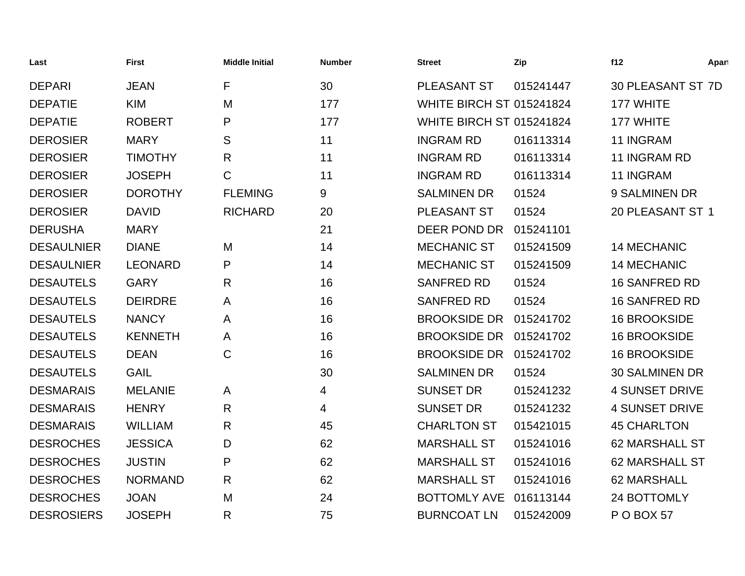| Last | First | Middle Initial | Number | Street | Zip | f12 | Apart |
|---|---|---|---|---|---|---|---|
| DEPARI | JEAN | F | 30 | PLEASANT ST | 015241447 | 30 PLEASANT ST | 7D |
| DEPATIE | KIM | M | 177 | WHITE BIRCH ST | 015241824 | 177 WHITE | |
| DEPATIE | ROBERT | P | 177 | WHITE BIRCH ST | 015241824 | 177 WHITE | |
| DEROSIER | MARY | S | 11 | INGRAM RD | 016113314 | 11 INGRAM | |
| DEROSIER | TIMOTHY | R | 11 | INGRAM RD | 016113314 | 11 INGRAM RD | |
| DEROSIER | JOSEPH | C | 11 | INGRAM RD | 016113314 | 11 INGRAM | |
| DEROSIER | DOROTHY | FLEMING | 9 | SALMINEN DR | 01524 | 9 SALMINEN DR | |
| DEROSIER | DAVID | RICHARD | 20 | PLEASANT ST | 01524 | 20 PLEASANT ST | 1 |
| DERUSHA | MARY | | 21 | DEER POND DR | 015241101 | | |
| DESAULNIER | DIANE | M | 14 | MECHANIC ST | 015241509 | 14 MECHANIC | |
| DESAULNIER | LEONARD | P | 14 | MECHANIC ST | 015241509 | 14 MECHANIC | |
| DESAUTELS | GARY | R | 16 | SANFRED RD | 01524 | 16 SANFRED RD | |
| DESAUTELS | DEIRDRE | A | 16 | SANFRED RD | 01524 | 16 SANFRED RD | |
| DESAUTELS | NANCY | A | 16 | BROOKSIDE DR | 015241702 | 16 BROOKSIDE | |
| DESAUTELS | KENNETH | A | 16 | BROOKSIDE DR | 015241702 | 16 BROOKSIDE | |
| DESAUTELS | DEAN | C | 16 | BROOKSIDE DR | 015241702 | 16 BROOKSIDE | |
| DESAUTELS | GAIL | | 30 | SALMINEN DR | 01524 | 30 SALMINEN DR | |
| DESMARAIS | MELANIE | A | 4 | SUNSET DR | 015241232 | 4 SUNSET DRIVE | |
| DESMARAIS | HENRY | R | 4 | SUNSET DR | 015241232 | 4 SUNSET DRIVE | |
| DESMARAIS | WILLIAM | R | 45 | CHARLTON ST | 015421015 | 45 CHARLTON | |
| DESROCHES | JESSICA | D | 62 | MARSHALL ST | 015241016 | 62 MARSHALL ST | |
| DESROCHES | JUSTIN | P | 62 | MARSHALL ST | 015241016 | 62 MARSHALL ST | |
| DESROCHES | NORMAND | R | 62 | MARSHALL ST | 015241016 | 62 MARSHALL | |
| DESROCHES | JOAN | M | 24 | BOTTOMLY AVE | 016113144 | 24 BOTTOMLY | |
| DESROSIERS | JOSEPH | R | 75 | BURNCOAT LN | 015242009 | P O BOX 57 | |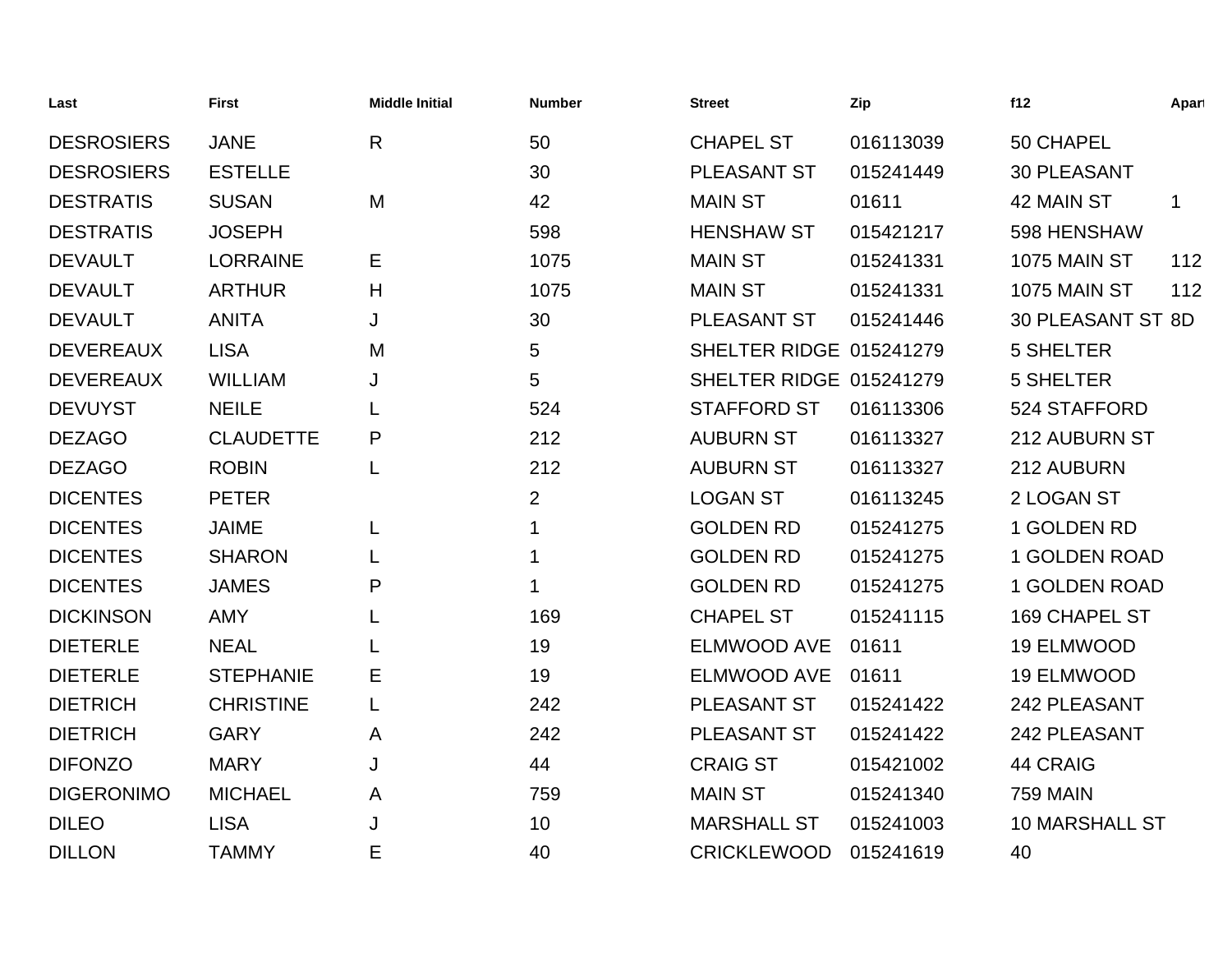| Last | First | Middle Initial | Number | Street | Zip | f12 | Apart |
|---|---|---|---|---|---|---|---|
| DESROSIERS | JANE | R | 50 | CHAPEL ST | 016113039 | 50 CHAPEL | |
| DESROSIERS | ESTELLE | | 30 | PLEASANT ST | 015241449 | 30 PLEASANT | |
| DESTRATIS | SUSAN | M | 42 | MAIN ST | 01611 | 42 MAIN ST | 1 |
| DESTRATIS | JOSEPH | | 598 | HENSHAW ST | 015421217 | 598 HENSHAW | |
| DEVAULT | LORRAINE | E | 1075 | MAIN ST | 015241331 | 1075 MAIN ST | 112 |
| DEVAULT | ARTHUR | H | 1075 | MAIN ST | 015241331 | 1075 MAIN ST | 112 |
| DEVAULT | ANITA | J | 30 | PLEASANT ST | 015241446 | 30 PLEASANT ST | 8D |
| DEVEREAUX | LISA | M | 5 | SHELTER RIDGE | 015241279 | 5 SHELTER | |
| DEVEREAUX | WILLIAM | J | 5 | SHELTER RIDGE | 015241279 | 5 SHELTER | |
| DEVUYST | NEILE | L | 524 | STAFFORD ST | 016113306 | 524 STAFFORD | |
| DEZAGO | CLAUDETTE | P | 212 | AUBURN ST | 016113327 | 212 AUBURN ST | |
| DEZAGO | ROBIN | L | 212 | AUBURN ST | 016113327 | 212 AUBURN | |
| DICENTES | PETER | | 2 | LOGAN ST | 016113245 | 2 LOGAN ST | |
| DICENTES | JAIME | L | 1 | GOLDEN RD | 015241275 | 1 GOLDEN RD | |
| DICENTES | SHARON | L | 1 | GOLDEN RD | 015241275 | 1 GOLDEN ROAD | |
| DICENTES | JAMES | P | 1 | GOLDEN RD | 015241275 | 1 GOLDEN ROAD | |
| DICKINSON | AMY | L | 169 | CHAPEL ST | 015241115 | 169 CHAPEL ST | |
| DIETERLE | NEAL | L | 19 | ELMWOOD AVE | 01611 | 19 ELMWOOD | |
| DIETERLE | STEPHANIE | E | 19 | ELMWOOD AVE | 01611 | 19 ELMWOOD | |
| DIETRICH | CHRISTINE | L | 242 | PLEASANT ST | 015241422 | 242 PLEASANT | |
| DIETRICH | GARY | A | 242 | PLEASANT ST | 015241422 | 242 PLEASANT | |
| DIFONZO | MARY | J | 44 | CRAIG ST | 015421002 | 44 CRAIG | |
| DIGERONIMO | MICHAEL | A | 759 | MAIN ST | 015241340 | 759 MAIN | |
| DILEO | LISA | J | 10 | MARSHALL ST | 015241003 | 10 MARSHALL ST | |
| DILLON | TAMMY | E | 40 | CRICKLEWOOD | 015241619 | 40 | |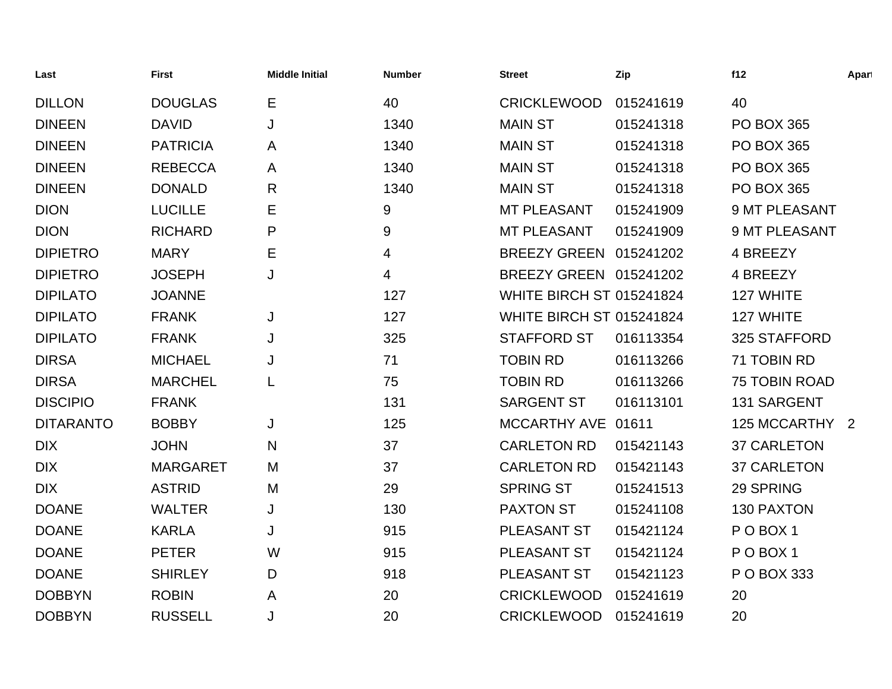| Last | First | Middle Initial | Number | Street | Zip | f12 | Apart |
| --- | --- | --- | --- | --- | --- | --- | --- |
| DILLON | DOUGLAS | E | 40 | CRICKLEWOOD | 015241619 | 40 | |
| DINEEN | DAVID | J | 1340 | MAIN ST | 015241318 | PO BOX 365 | |
| DINEEN | PATRICIA | A | 1340 | MAIN ST | 015241318 | PO BOX 365 | |
| DINEEN | REBECCA | A | 1340 | MAIN ST | 015241318 | PO BOX 365 | |
| DINEEN | DONALD | R | 1340 | MAIN ST | 015241318 | PO BOX 365 | |
| DION | LUCILLE | E | 9 | MT PLEASANT | 015241909 | 9 MT PLEASANT | |
| DION | RICHARD | P | 9 | MT PLEASANT | 015241909 | 9 MT PLEASANT | |
| DIPIETRO | MARY | E | 4 | BREEZY GREEN | 015241202 | 4 BREEZY | |
| DIPIETRO | JOSEPH | J | 4 | BREEZY GREEN | 015241202 | 4 BREEZY | |
| DIPILATO | JOANNE | | 127 | WHITE BIRCH ST | 015241824 | 127 WHITE | |
| DIPILATO | FRANK | J | 127 | WHITE BIRCH ST | 015241824 | 127 WHITE | |
| DIPILATO | FRANK | J | 325 | STAFFORD ST | 016113354 | 325 STAFFORD | |
| DIRSA | MICHAEL | J | 71 | TOBIN RD | 016113266 | 71 TOBIN RD | |
| DIRSA | MARCHEL | L | 75 | TOBIN RD | 016113266 | 75 TOBIN ROAD | |
| DISCIPIO | FRANK | | 131 | SARGENT ST | 016113101 | 131 SARGENT | |
| DITARANTO | BOBBY | J | 125 | MCCARTHY AVE | 01611 | 125 MCCARTHY | 2 |
| DIX | JOHN | N | 37 | CARLETON RD | 015421143 | 37 CARLETON | |
| DIX | MARGARET | M | 37 | CARLETON RD | 015421143 | 37 CARLETON | |
| DIX | ASTRID | M | 29 | SPRING ST | 015241513 | 29 SPRING | |
| DOANE | WALTER | J | 130 | PAXTON ST | 015241108 | 130 PAXTON | |
| DOANE | KARLA | J | 915 | PLEASANT ST | 015421124 | P O BOX 1 | |
| DOANE | PETER | W | 915 | PLEASANT ST | 015421124 | P O BOX 1 | |
| DOANE | SHIRLEY | D | 918 | PLEASANT ST | 015421123 | P O BOX 333 | |
| DOBBYN | ROBIN | A | 20 | CRICKLEWOOD | 015241619 | 20 | |
| DOBBYN | RUSSELL | J | 20 | CRICKLEWOOD | 015241619 | 20 | |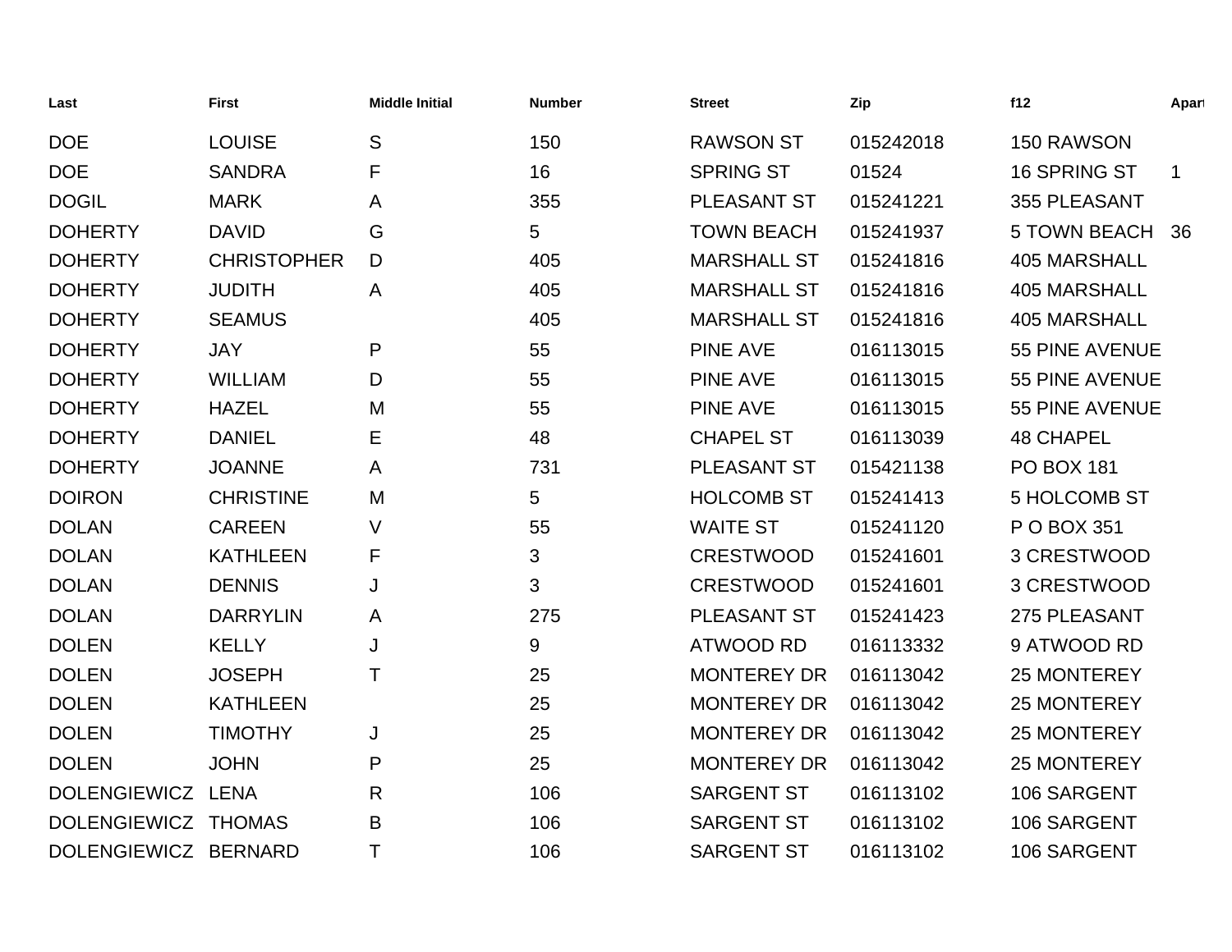| Last | First | Middle Initial | Number | Street | Zip | f12 | Apart |
|---|---|---|---|---|---|---|---|
| DOE | LOUISE | S | 150 | RAWSON ST | 015242018 | 150 RAWSON | |
| DOE | SANDRA | F | 16 | SPRING ST | 01524 | 16 SPRING ST | 1 |
| DOGIL | MARK | A | 355 | PLEASANT ST | 015241221 | 355 PLEASANT | |
| DOHERTY | DAVID | G | 5 | TOWN BEACH | 015241937 | 5 TOWN BEACH | 36 |
| DOHERTY | CHRISTOPHER | D | 405 | MARSHALL ST | 015241816 | 405 MARSHALL | |
| DOHERTY | JUDITH | A | 405 | MARSHALL ST | 015241816 | 405 MARSHALL | |
| DOHERTY | SEAMUS | | 405 | MARSHALL ST | 015241816 | 405 MARSHALL | |
| DOHERTY | JAY | P | 55 | PINE AVE | 016113015 | 55 PINE AVENUE | |
| DOHERTY | WILLIAM | D | 55 | PINE AVE | 016113015 | 55 PINE AVENUE | |
| DOHERTY | HAZEL | M | 55 | PINE AVE | 016113015 | 55 PINE AVENUE | |
| DOHERTY | DANIEL | E | 48 | CHAPEL ST | 016113039 | 48 CHAPEL | |
| DOHERTY | JOANNE | A | 731 | PLEASANT ST | 015421138 | PO BOX 181 | |
| DOIRON | CHRISTINE | M | 5 | HOLCOMB ST | 015241413 | 5 HOLCOMB ST | |
| DOLAN | CAREEN | V | 55 | WAITE ST | 015241120 | P O BOX 351 | |
| DOLAN | KATHLEEN | F | 3 | CRESTWOOD | 015241601 | 3 CRESTWOOD | |
| DOLAN | DENNIS | J | 3 | CRESTWOOD | 015241601 | 3 CRESTWOOD | |
| DOLAN | DARRYLIN | A | 275 | PLEASANT ST | 015241423 | 275 PLEASANT | |
| DOLEN | KELLY | J | 9 | ATWOOD RD | 016113332 | 9 ATWOOD RD | |
| DOLEN | JOSEPH | T | 25 | MONTEREY DR | 016113042 | 25 MONTEREY | |
| DOLEN | KATHLEEN | | 25 | MONTEREY DR | 016113042 | 25 MONTEREY | |
| DOLEN | TIMOTHY | J | 25 | MONTEREY DR | 016113042 | 25 MONTEREY | |
| DOLEN | JOHN | P | 25 | MONTEREY DR | 016113042 | 25 MONTEREY | |
| DOLENGIEWICZ | LENA | R | 106 | SARGENT ST | 016113102 | 106 SARGENT | |
| DOLENGIEWICZ | THOMAS | B | 106 | SARGENT ST | 016113102 | 106 SARGENT | |
| DOLENGIEWICZ | BERNARD | T | 106 | SARGENT ST | 016113102 | 106 SARGENT | |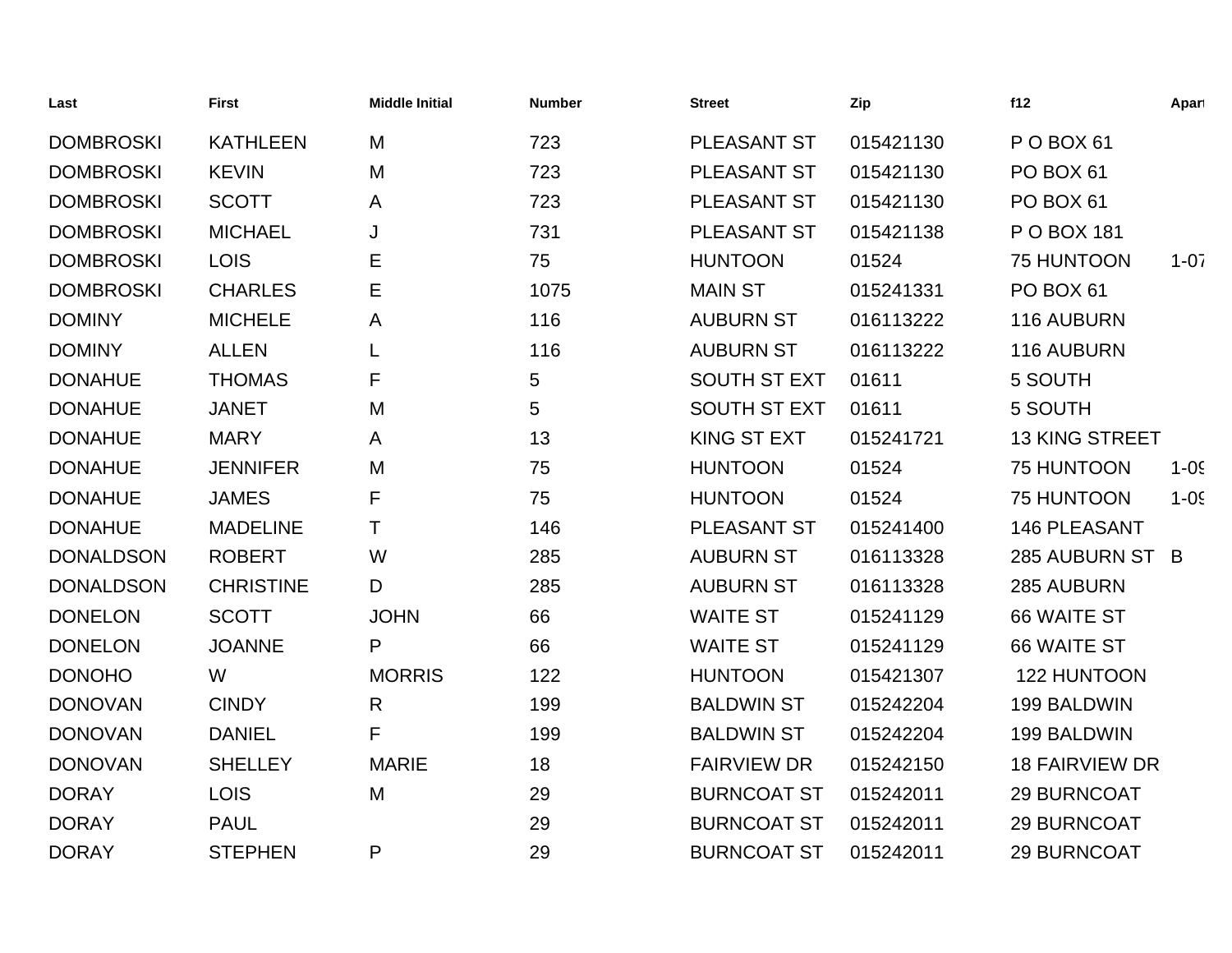| Last | First | Middle Initial | Number | Street | Zip | f12 | Apart |
|---|---|---|---|---|---|---|---|
| DOMBROSKI | KATHLEEN | M | 723 | PLEASANT ST | 015421130 | P O BOX 61 | |
| DOMBROSKI | KEVIN | M | 723 | PLEASANT ST | 015421130 | PO BOX 61 | |
| DOMBROSKI | SCOTT | A | 723 | PLEASANT ST | 015421130 | PO BOX 61 | |
| DOMBROSKI | MICHAEL | J | 731 | PLEASANT ST | 015421138 | P O BOX 181 | |
| DOMBROSKI | LOIS | E | 75 | HUNTOON | 01524 | 75 HUNTOON | 1-07 |
| DOMBROSKI | CHARLES | E | 1075 | MAIN ST | 015241331 | PO BOX 61 | |
| DOMINY | MICHELE | A | 116 | AUBURN ST | 016113222 | 116 AUBURN | |
| DOMINY | ALLEN | L | 116 | AUBURN ST | 016113222 | 116 AUBURN | |
| DONAHUE | THOMAS | F | 5 | SOUTH ST EXT | 01611 | 5 SOUTH | |
| DONAHUE | JANET | M | 5 | SOUTH ST EXT | 01611 | 5 SOUTH | |
| DONAHUE | MARY | A | 13 | KING ST EXT | 015241721 | 13 KING STREET | |
| DONAHUE | JENNIFER | M | 75 | HUNTOON | 01524 | 75 HUNTOON | 1-09 |
| DONAHUE | JAMES | F | 75 | HUNTOON | 01524 | 75 HUNTOON | 1-09 |
| DONAHUE | MADELINE | T | 146 | PLEASANT ST | 015241400 | 146 PLEASANT | |
| DONALDSON | ROBERT | W | 285 | AUBURN ST | 016113328 | 285 AUBURN ST | B |
| DONALDSON | CHRISTINE | D | 285 | AUBURN ST | 016113328 | 285 AUBURN | |
| DONELON | SCOTT | JOHN | 66 | WAITE ST | 015241129 | 66 WAITE ST | |
| DONELON | JOANNE | P | 66 | WAITE ST | 015241129 | 66 WAITE ST | |
| DONOHO | W | MORRIS | 122 | HUNTOON | 015421307 | 122 HUNTOON | |
| DONOVAN | CINDY | R | 199 | BALDWIN ST | 015242204 | 199 BALDWIN | |
| DONOVAN | DANIEL | F | 199 | BALDWIN ST | 015242204 | 199 BALDWIN | |
| DONOVAN | SHELLEY | MARIE | 18 | FAIRVIEW DR | 015242150 | 18 FAIRVIEW DR | |
| DORAY | LOIS | M | 29 | BURNCOAT ST | 015242011 | 29 BURNCOAT | |
| DORAY | PAUL | | 29 | BURNCOAT ST | 015242011 | 29 BURNCOAT | |
| DORAY | STEPHEN | P | 29 | BURNCOAT ST | 015242011 | 29 BURNCOAT | |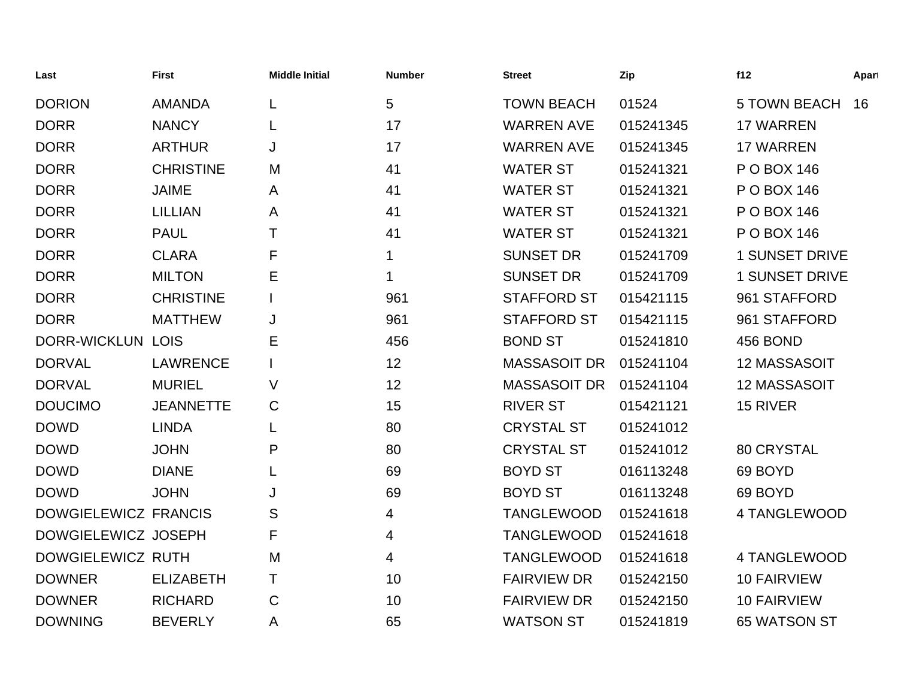| Last | First | Middle Initial | Number | Street | Zip | f12 | Apart |
|---|---|---|---|---|---|---|---|
| DORION | AMANDA | L | 5 | TOWN BEACH | 01524 | 5 TOWN BEACH | 16 |
| DORR | NANCY | L | 17 | WARREN AVE | 015241345 | 17 WARREN | |
| DORR | ARTHUR | J | 17 | WARREN AVE | 015241345 | 17 WARREN | |
| DORR | CHRISTINE | M | 41 | WATER ST | 015241321 | P O BOX 146 | |
| DORR | JAIME | A | 41 | WATER ST | 015241321 | P O BOX 146 | |
| DORR | LILLIAN | A | 41 | WATER ST | 015241321 | P O BOX 146 | |
| DORR | PAUL | T | 41 | WATER ST | 015241321 | P O BOX 146 | |
| DORR | CLARA | F | 1 | SUNSET DR | 015241709 | 1 SUNSET DRIVE | |
| DORR | MILTON | E | 1 | SUNSET DR | 015241709 | 1 SUNSET DRIVE | |
| DORR | CHRISTINE | I | 961 | STAFFORD ST | 015421115 | 961 STAFFORD | |
| DORR | MATTHEW | J | 961 | STAFFORD ST | 015421115 | 961 STAFFORD | |
| DORR-WICKLUN | LOIS | E | 456 | BOND ST | 015241810 | 456 BOND | |
| DORVAL | LAWRENCE | I | 12 | MASSASOIT DR | 015241104 | 12 MASSASOIT | |
| DORVAL | MURIEL | V | 12 | MASSASOIT DR | 015241104 | 12 MASSASOIT | |
| DOUCIMO | JEANNETTE | C | 15 | RIVER ST | 015421121 | 15 RIVER | |
| DOWD | LINDA | L | 80 | CRYSTAL ST | 015241012 | | |
| DOWD | JOHN | P | 80 | CRYSTAL ST | 015241012 | 80 CRYSTAL | |
| DOWD | DIANE | L | 69 | BOYD ST | 016113248 | 69 BOYD | |
| DOWD | JOHN | J | 69 | BOYD ST | 016113248 | 69 BOYD | |
| DOWGIELEWICZ | FRANCIS | S | 4 | TANGLEWOOD | 015241618 | 4 TANGLEWOOD | |
| DOWGIELEWICZ | JOSEPH | F | 4 | TANGLEWOOD | 015241618 | | |
| DOWGIELEWICZ | RUTH | M | 4 | TANGLEWOOD | 015241618 | 4 TANGLEWOOD | |
| DOWNER | ELIZABETH | T | 10 | FAIRVIEW DR | 015242150 | 10 FAIRVIEW | |
| DOWNER | RICHARD | C | 10 | FAIRVIEW DR | 015242150 | 10 FAIRVIEW | |
| DOWNING | BEVERLY | A | 65 | WATSON ST | 015241819 | 65 WATSON ST | |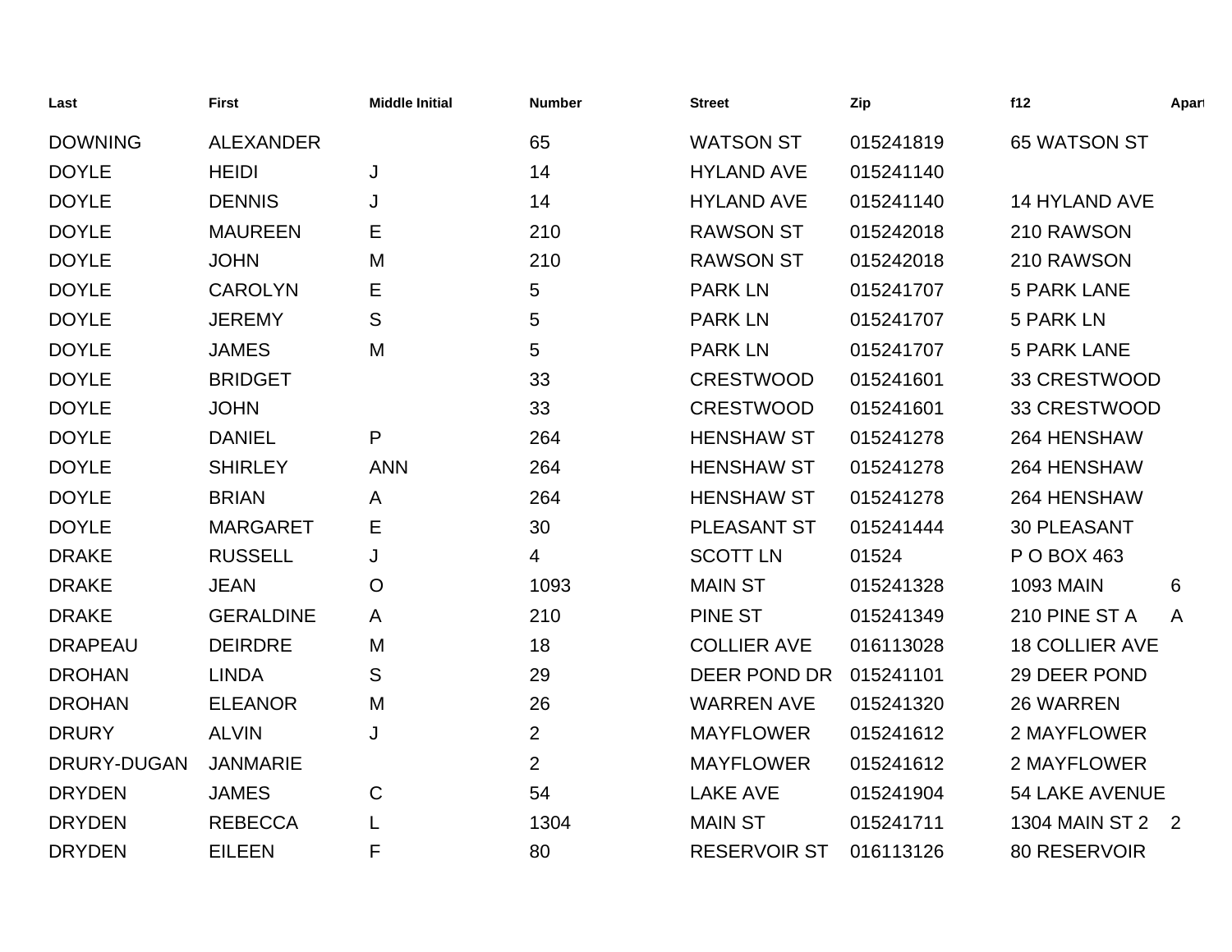| Last | First | Middle Initial | Number | Street | Zip | f12 | Apart |
|---|---|---|---|---|---|---|---|
| DOWNING | ALEXANDER | | 65 | WATSON ST | 015241819 | 65 WATSON ST | |
| DOYLE | HEIDI | J | 14 | HYLAND AVE | 015241140 | | |
| DOYLE | DENNIS | J | 14 | HYLAND AVE | 015241140 | 14 HYLAND AVE | |
| DOYLE | MAUREEN | E | 210 | RAWSON ST | 015242018 | 210 RAWSON | |
| DOYLE | JOHN | M | 210 | RAWSON ST | 015242018 | 210 RAWSON | |
| DOYLE | CAROLYN | E | 5 | PARK LN | 015241707 | 5 PARK LANE | |
| DOYLE | JEREMY | S | 5 | PARK LN | 015241707 | 5 PARK LN | |
| DOYLE | JAMES | M | 5 | PARK LN | 015241707 | 5 PARK LANE | |
| DOYLE | BRIDGET | | 33 | CRESTWOOD | 015241601 | 33 CRESTWOOD | |
| DOYLE | JOHN | | 33 | CRESTWOOD | 015241601 | 33 CRESTWOOD | |
| DOYLE | DANIEL | P | 264 | HENSHAW ST | 015241278 | 264 HENSHAW | |
| DOYLE | SHIRLEY | ANN | 264 | HENSHAW ST | 015241278 | 264 HENSHAW | |
| DOYLE | BRIAN | A | 264 | HENSHAW ST | 015241278 | 264 HENSHAW | |
| DOYLE | MARGARET | E | 30 | PLEASANT ST | 015241444 | 30 PLEASANT | |
| DRAKE | RUSSELL | J | 4 | SCOTT LN | 01524 | P O BOX 463 | |
| DRAKE | JEAN | O | 1093 | MAIN ST | 015241328 | 1093 MAIN | 6 |
| DRAKE | GERALDINE | A | 210 | PINE ST | 015241349 | 210 PINE ST A | A |
| DRAPEAU | DEIRDRE | M | 18 | COLLIER AVE | 016113028 | 18 COLLIER AVE | |
| DROHAN | LINDA | S | 29 | DEER POND DR | 015241101 | 29 DEER POND | |
| DROHAN | ELEANOR | M | 26 | WARREN AVE | 015241320 | 26 WARREN | |
| DRURY | ALVIN | J | 2 | MAYFLOWER | 015241612 | 2 MAYFLOWER | |
| DRURY-DUGAN | JANMARIE | | 2 | MAYFLOWER | 015241612 | 2 MAYFLOWER | |
| DRYDEN | JAMES | C | 54 | LAKE AVE | 015241904 | 54 LAKE AVENUE | |
| DRYDEN | REBECCA | L | 1304 | MAIN ST | 015241711 | 1304 MAIN ST 2 | 2 |
| DRYDEN | EILEEN | F | 80 | RESERVOIR ST | 016113126 | 80 RESERVOIR | |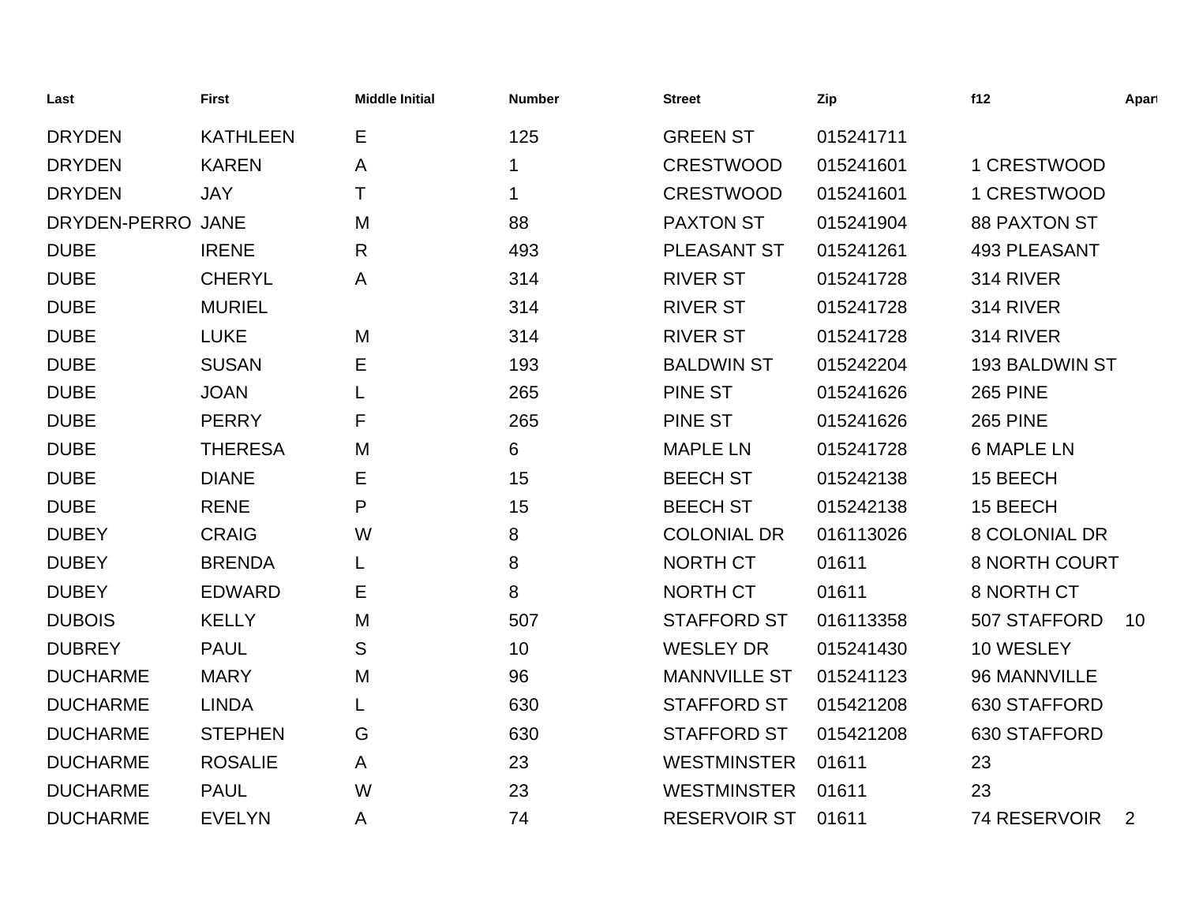| Last | First | Middle Initial | Number | Street | Zip | f12 | Apart |
|---|---|---|---|---|---|---|---|
| DRYDEN | KATHLEEN | E | 125 | GREEN ST | 015241711 | | |
| DRYDEN | KAREN | A | 1 | CRESTWOOD | 015241601 | 1 CRESTWOOD | |
| DRYDEN | JAY | T | 1 | CRESTWOOD | 015241601 | 1 CRESTWOOD | |
| DRYDEN-PERRO | JANE | M | 88 | PAXTON ST | 015241904 | 88 PAXTON ST | |
| DUBE | IRENE | R | 493 | PLEASANT ST | 015241261 | 493 PLEASANT | |
| DUBE | CHERYL | A | 314 | RIVER ST | 015241728 | 314 RIVER | |
| DUBE | MURIEL | | 314 | RIVER ST | 015241728 | 314 RIVER | |
| DUBE | LUKE | M | 314 | RIVER ST | 015241728 | 314 RIVER | |
| DUBE | SUSAN | E | 193 | BALDWIN ST | 015242204 | 193 BALDWIN ST | |
| DUBE | JOAN | L | 265 | PINE ST | 015241626 | 265 PINE | |
| DUBE | PERRY | F | 265 | PINE ST | 015241626 | 265 PINE | |
| DUBE | THERESA | M | 6 | MAPLE LN | 015241728 | 6 MAPLE LN | |
| DUBE | DIANE | E | 15 | BEECH ST | 015242138 | 15 BEECH | |
| DUBE | RENE | P | 15 | BEECH ST | 015242138 | 15 BEECH | |
| DUBEY | CRAIG | W | 8 | COLONIAL DR | 016113026 | 8 COLONIAL DR | |
| DUBEY | BRENDA | L | 8 | NORTH CT | 01611 | 8 NORTH COURT | |
| DUBEY | EDWARD | E | 8 | NORTH CT | 01611 | 8 NORTH CT | |
| DUBOIS | KELLY | M | 507 | STAFFORD ST | 016113358 | 507 STAFFORD | 10 |
| DUBREY | PAUL | S | 10 | WESLEY DR | 015241430 | 10 WESLEY | |
| DUCHARME | MARY | M | 96 | MANNVILLE ST | 015241123 | 96 MANNVILLE | |
| DUCHARME | LINDA | L | 630 | STAFFORD ST | 015421208 | 630 STAFFORD | |
| DUCHARME | STEPHEN | G | 630 | STAFFORD ST | 015421208 | 630 STAFFORD | |
| DUCHARME | ROSALIE | A | 23 | WESTMINSTER | 01611 | 23 | |
| DUCHARME | PAUL | W | 23 | WESTMINSTER | 01611 | 23 | |
| DUCHARME | EVELYN | A | 74 | RESERVOIR ST | 01611 | 74 RESERVOIR | 2 |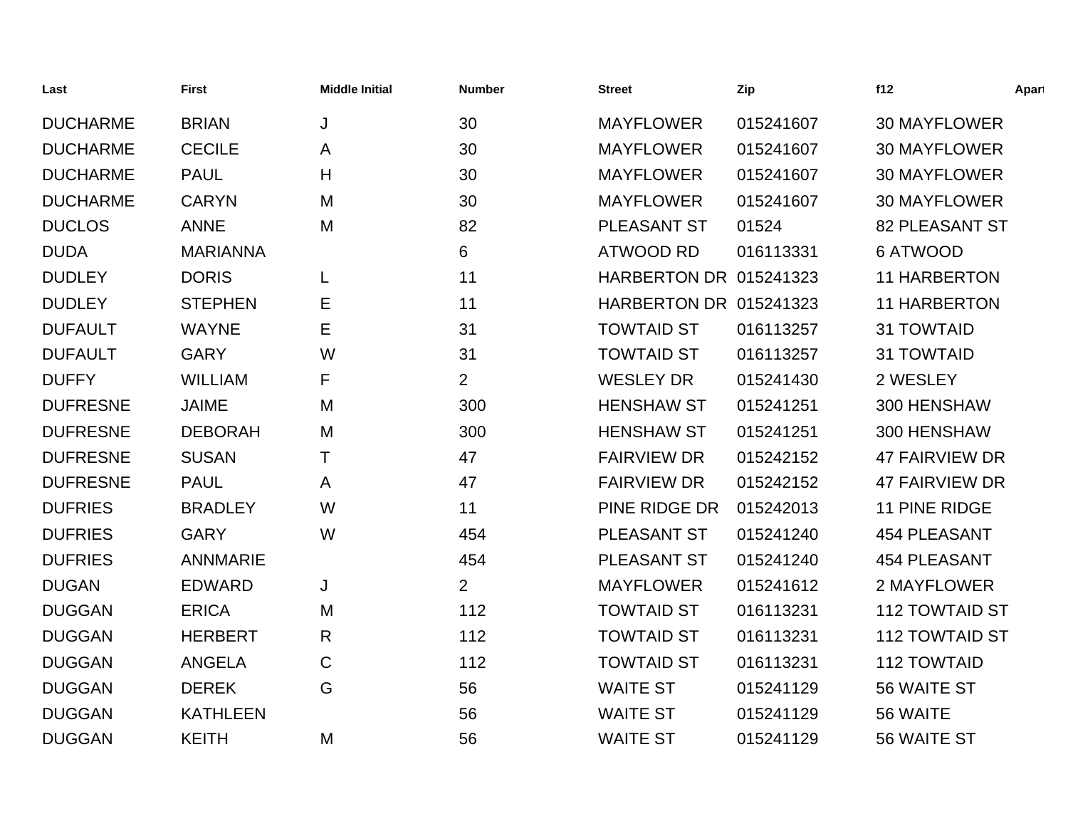| Last | First | Middle Initial | Number | Street | Zip | f12 | Apart |
|---|---|---|---|---|---|---|---|
| DUCHARME | BRIAN | J | 30 | MAYFLOWER | 015241607 | 30 MAYFLOWER | |
| DUCHARME | CECILE | A | 30 | MAYFLOWER | 015241607 | 30 MAYFLOWER | |
| DUCHARME | PAUL | H | 30 | MAYFLOWER | 015241607 | 30 MAYFLOWER | |
| DUCHARME | CARYN | M | 30 | MAYFLOWER | 015241607 | 30 MAYFLOWER | |
| DUCLOS | ANNE | M | 82 | PLEASANT ST | 01524 | 82 PLEASANT ST | |
| DUDA | MARIANNA | | 6 | ATWOOD RD | 016113331 | 6 ATWOOD | |
| DUDLEY | DORIS | L | 11 | HARBERTON DR | 015241323 | 11 HARBERTON | |
| DUDLEY | STEPHEN | E | 11 | HARBERTON DR | 015241323 | 11 HARBERTON | |
| DUFAULT | WAYNE | E | 31 | TOWTAID ST | 016113257 | 31 TOWTAID | |
| DUFAULT | GARY | W | 31 | TOWTAID ST | 016113257 | 31 TOWTAID | |
| DUFFY | WILLIAM | F | 2 | WESLEY DR | 015241430 | 2 WESLEY | |
| DUFRESNE | JAIME | M | 300 | HENSHAW ST | 015241251 | 300 HENSHAW | |
| DUFRESNE | DEBORAH | M | 300 | HENSHAW ST | 015241251 | 300 HENSHAW | |
| DUFRESNE | SUSAN | T | 47 | FAIRVIEW DR | 015242152 | 47 FAIRVIEW DR | |
| DUFRESNE | PAUL | A | 47 | FAIRVIEW DR | 015242152 | 47 FAIRVIEW DR | |
| DUFRIES | BRADLEY | W | 11 | PINE RIDGE DR | 015242013 | 11 PINE RIDGE | |
| DUFRIES | GARY | W | 454 | PLEASANT ST | 015241240 | 454 PLEASANT | |
| DUFRIES | ANNMARIE | | 454 | PLEASANT ST | 015241240 | 454 PLEASANT | |
| DUGAN | EDWARD | J | 2 | MAYFLOWER | 015241612 | 2 MAYFLOWER | |
| DUGGAN | ERICA | M | 112 | TOWTAID ST | 016113231 | 112 TOWTAID ST | |
| DUGGAN | HERBERT | R | 112 | TOWTAID ST | 016113231 | 112 TOWTAID ST | |
| DUGGAN | ANGELA | C | 112 | TOWTAID ST | 016113231 | 112 TOWTAID | |
| DUGGAN | DEREK | G | 56 | WAITE ST | 015241129 | 56 WAITE ST | |
| DUGGAN | KATHLEEN | | 56 | WAITE ST | 015241129 | 56 WAITE | |
| DUGGAN | KEITH | M | 56 | WAITE ST | 015241129 | 56 WAITE ST | |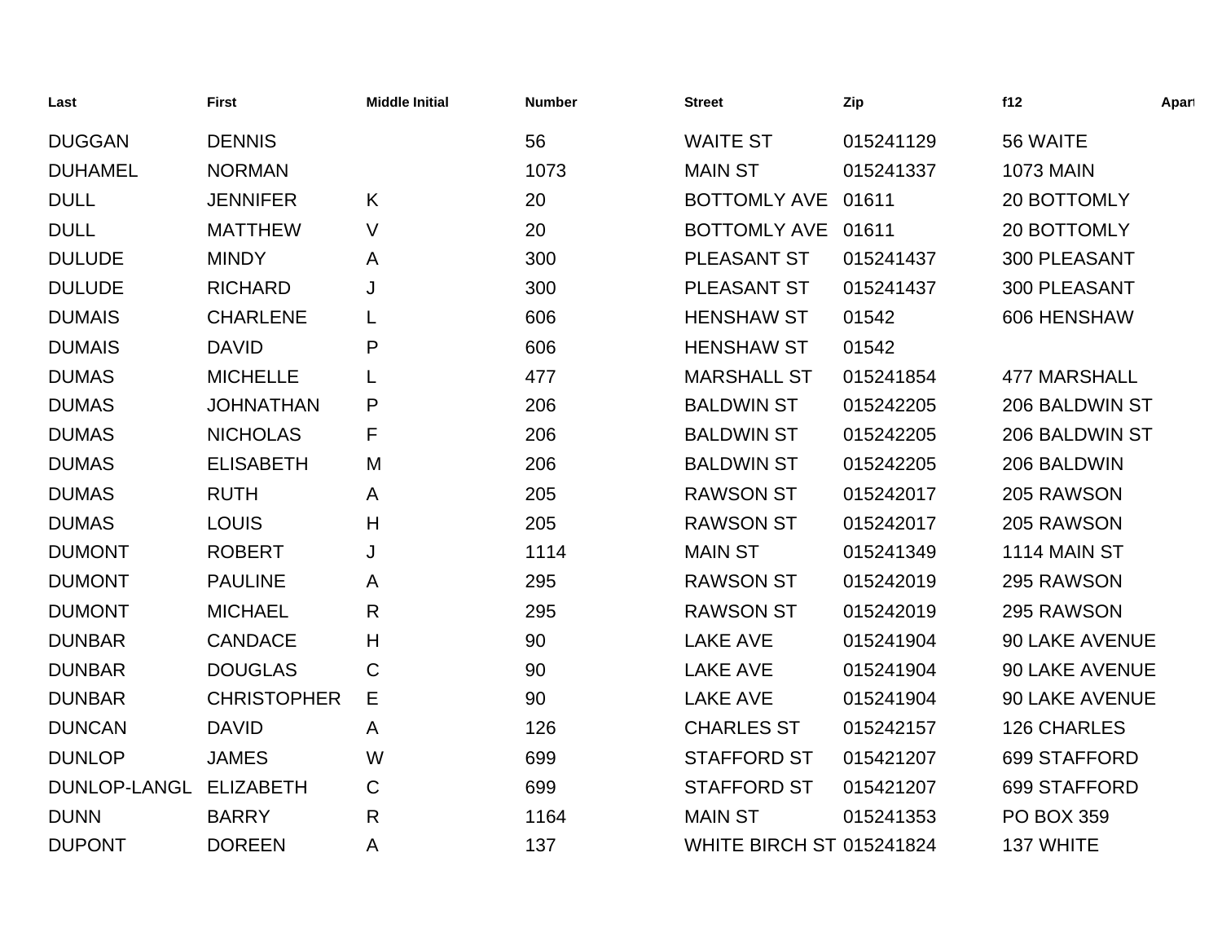| Last | First | Middle Initial | Number | Street | Zip | f12 | Apart |
|---|---|---|---|---|---|---|---|
| DUGGAN | DENNIS | | 56 | WAITE ST | 015241129 | 56 WAITE | |
| DUHAMEL | NORMAN | | 1073 | MAIN ST | 015241337 | 1073 MAIN | |
| DULL | JENNIFER | K | 20 | BOTTOMLY AVE | 01611 | 20 BOTTOMLY | |
| DULL | MATTHEW | V | 20 | BOTTOMLY AVE | 01611 | 20 BOTTOMLY | |
| DULUDE | MINDY | A | 300 | PLEASANT ST | 015241437 | 300 PLEASANT | |
| DULUDE | RICHARD | J | 300 | PLEASANT ST | 015241437 | 300 PLEASANT | |
| DUMAIS | CHARLENE | L | 606 | HENSHAW ST | 01542 | 606 HENSHAW | |
| DUMAIS | DAVID | P | 606 | HENSHAW ST | 01542 | | |
| DUMAS | MICHELLE | L | 477 | MARSHALL ST | 015241854 | 477 MARSHALL | |
| DUMAS | JOHNATHAN | P | 206 | BALDWIN ST | 015242205 | 206 BALDWIN ST | |
| DUMAS | NICHOLAS | F | 206 | BALDWIN ST | 015242205 | 206 BALDWIN ST | |
| DUMAS | ELISABETH | M | 206 | BALDWIN ST | 015242205 | 206 BALDWIN | |
| DUMAS | RUTH | A | 205 | RAWSON ST | 015242017 | 205 RAWSON | |
| DUMAS | LOUIS | H | 205 | RAWSON ST | 015242017 | 205 RAWSON | |
| DUMONT | ROBERT | J | 1114 | MAIN ST | 015241349 | 1114 MAIN ST | |
| DUMONT | PAULINE | A | 295 | RAWSON ST | 015242019 | 295 RAWSON | |
| DUMONT | MICHAEL | R | 295 | RAWSON ST | 015242019 | 295 RAWSON | |
| DUNBAR | CANDACE | H | 90 | LAKE AVE | 015241904 | 90 LAKE AVENUE | |
| DUNBAR | DOUGLAS | C | 90 | LAKE AVE | 015241904 | 90 LAKE AVENUE | |
| DUNBAR | CHRISTOPHER | E | 90 | LAKE AVE | 015241904 | 90 LAKE AVENUE | |
| DUNCAN | DAVID | A | 126 | CHARLES ST | 015242157 | 126 CHARLES | |
| DUNLOP | JAMES | W | 699 | STAFFORD ST | 015421207 | 699 STAFFORD | |
| DUNLOP-LANGL | ELIZABETH | C | 699 | STAFFORD ST | 015421207 | 699 STAFFORD | |
| DUNN | BARRY | R | 1164 | MAIN ST | 015241353 | PO BOX 359 | |
| DUPONT | DOREEN | A | 137 | WHITE BIRCH ST | 015241824 | 137 WHITE | |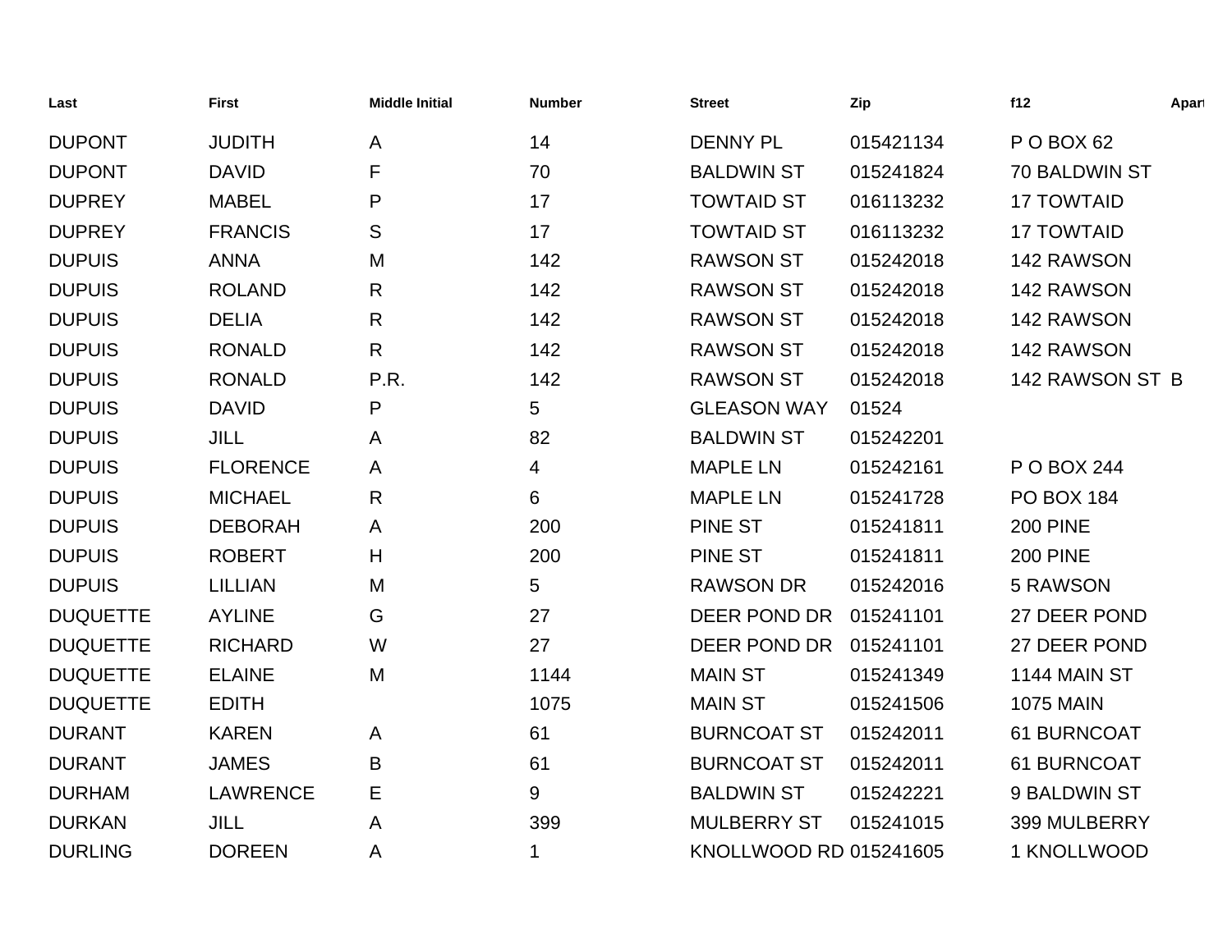| Last | First | Middle Initial | Number | Street | Zip | f12 | Apart |
|---|---|---|---|---|---|---|---|
| DUPONT | JUDITH | A | 14 | DENNY PL | 015421134 | P O BOX 62 | |
| DUPONT | DAVID | F | 70 | BALDWIN ST | 015241824 | 70 BALDWIN ST | |
| DUPREY | MABEL | P | 17 | TOWTAID ST | 016113232 | 17 TOWTAID | |
| DUPREY | FRANCIS | S | 17 | TOWTAID ST | 016113232 | 17 TOWTAID | |
| DUPUIS | ANNA | M | 142 | RAWSON ST | 015242018 | 142 RAWSON | |
| DUPUIS | ROLAND | R | 142 | RAWSON ST | 015242018 | 142 RAWSON | |
| DUPUIS | DELIA | R | 142 | RAWSON ST | 015242018 | 142 RAWSON | |
| DUPUIS | RONALD | R | 142 | RAWSON ST | 015242018 | 142 RAWSON | |
| DUPUIS | RONALD | P.R. | 142 | RAWSON ST | 015242018 | 142 RAWSON ST | B |
| DUPUIS | DAVID | P | 5 | GLEASON WAY | 01524 | | |
| DUPUIS | JILL | A | 82 | BALDWIN ST | 015242201 | | |
| DUPUIS | FLORENCE | A | 4 | MAPLE LN | 015242161 | P O BOX 244 | |
| DUPUIS | MICHAEL | R | 6 | MAPLE LN | 015241728 | PO BOX 184 | |
| DUPUIS | DEBORAH | A | 200 | PINE ST | 015241811 | 200 PINE | |
| DUPUIS | ROBERT | H | 200 | PINE ST | 015241811 | 200 PINE | |
| DUPUIS | LILLIAN | M | 5 | RAWSON DR | 015242016 | 5 RAWSON | |
| DUQUETTE | AYLINE | G | 27 | DEER POND DR | 015241101 | 27 DEER POND | |
| DUQUETTE | RICHARD | W | 27 | DEER POND DR | 015241101 | 27 DEER POND | |
| DUQUETTE | ELAINE | M | 1144 | MAIN ST | 015241349 | 1144 MAIN ST | |
| DUQUETTE | EDITH | | 1075 | MAIN ST | 015241506 | 1075 MAIN | |
| DURANT | KAREN | A | 61 | BURNCOAT ST | 015242011 | 61 BURNCOAT | |
| DURANT | JAMES | B | 61 | BURNCOAT ST | 015242011 | 61 BURNCOAT | |
| DURHAM | LAWRENCE | E | 9 | BALDWIN ST | 015242221 | 9 BALDWIN ST | |
| DURKAN | JILL | A | 399 | MULBERRY ST | 015241015 | 399 MULBERRY | |
| DURLING | DOREEN | A | 1 | KNOLLWOOD RD | 015241605 | 1 KNOLLWOOD | |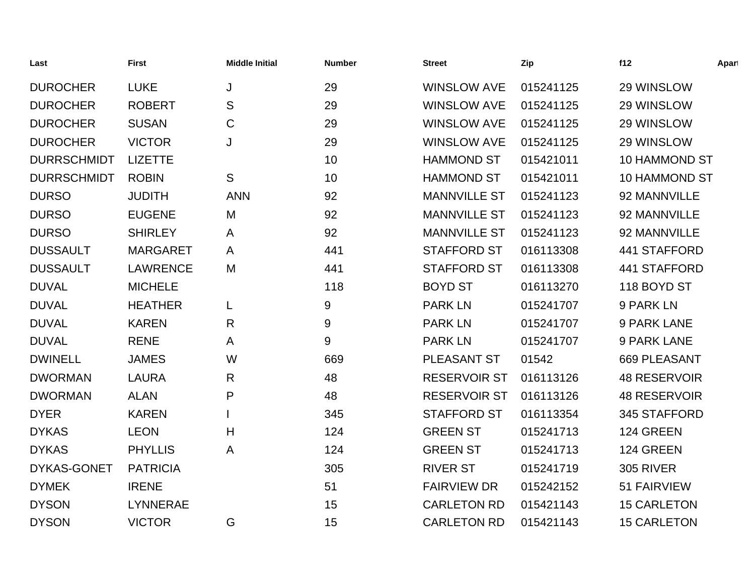| Last | First | Middle Initial | Number | Street | Zip | f12 | Apart |
|---|---|---|---|---|---|---|---|
| DUROCHER | LUKE | J | 29 | WINSLOW AVE | 015241125 | 29 WINSLOW | |
| DUROCHER | ROBERT | S | 29 | WINSLOW AVE | 015241125 | 29 WINSLOW | |
| DUROCHER | SUSAN | C | 29 | WINSLOW AVE | 015241125 | 29 WINSLOW | |
| DUROCHER | VICTOR | J | 29 | WINSLOW AVE | 015241125 | 29 WINSLOW | |
| DURRSCHMIDT | LIZETTE | | 10 | HAMMOND ST | 015421011 | 10 HAMMOND ST | |
| DURRSCHMIDT | ROBIN | S | 10 | HAMMOND ST | 015421011 | 10 HAMMOND ST | |
| DURSO | JUDITH | ANN | 92 | MANNVILLE ST | 015241123 | 92 MANNVILLE | |
| DURSO | EUGENE | M | 92 | MANNVILLE ST | 015241123 | 92 MANNVILLE | |
| DURSO | SHIRLEY | A | 92 | MANNVILLE ST | 015241123 | 92 MANNVILLE | |
| DUSSAULT | MARGARET | A | 441 | STAFFORD ST | 016113308 | 441 STAFFORD | |
| DUSSAULT | LAWRENCE | M | 441 | STAFFORD ST | 016113308 | 441 STAFFORD | |
| DUVAL | MICHELE | | 118 | BOYD ST | 016113270 | 118 BOYD ST | |
| DUVAL | HEATHER | L | 9 | PARK LN | 015241707 | 9 PARK LN | |
| DUVAL | KAREN | R | 9 | PARK LN | 015241707 | 9 PARK LANE | |
| DUVAL | RENE | A | 9 | PARK LN | 015241707 | 9 PARK LANE | |
| DWINELL | JAMES | W | 669 | PLEASANT ST | 01542 | 669 PLEASANT | |
| DWORMAN | LAURA | R | 48 | RESERVOIR ST | 016113126 | 48 RESERVOIR | |
| DWORMAN | ALAN | P | 48 | RESERVOIR ST | 016113126 | 48 RESERVOIR | |
| DYER | KAREN | I | 345 | STAFFORD ST | 016113354 | 345 STAFFORD | |
| DYKAS | LEON | H | 124 | GREEN ST | 015241713 | 124 GREEN | |
| DYKAS | PHYLLIS | A | 124 | GREEN ST | 015241713 | 124 GREEN | |
| DYKAS-GONET | PATRICIA | | 305 | RIVER ST | 015241719 | 305 RIVER | |
| DYMEK | IRENE | | 51 | FAIRVIEW DR | 015242152 | 51 FAIRVIEW | |
| DYSON | LYNNERAE | | 15 | CARLETON RD | 015421143 | 15 CARLETON | |
| DYSON | VICTOR | G | 15 | CARLETON RD | 015421143 | 15 CARLETON | |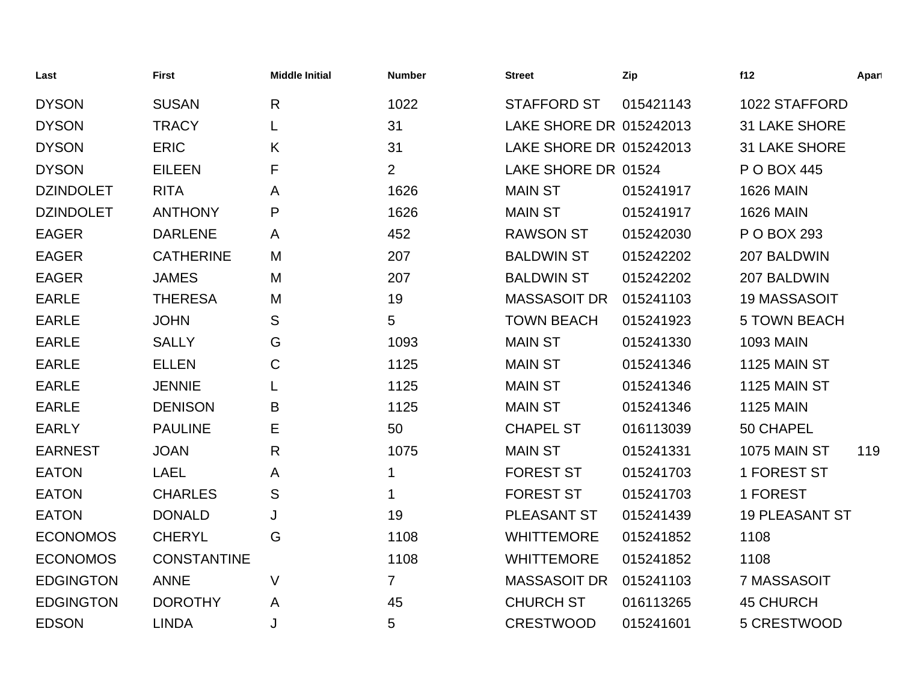| Last | First | Middle Initial | Number | Street | Zip | f12 | Apart |
|---|---|---|---|---|---|---|---|
| DYSON | SUSAN | R | 1022 | STAFFORD ST | 015421143 | 1022 STAFFORD | |
| DYSON | TRACY | L | 31 | LAKE SHORE DR | 015242013 | 31 LAKE SHORE | |
| DYSON | ERIC | K | 31 | LAKE SHORE DR | 015242013 | 31 LAKE SHORE | |
| DYSON | EILEEN | F | 2 | LAKE SHORE DR | 01524 | P O BOX 445 | |
| DZINDOLET | RITA | A | 1626 | MAIN ST | 015241917 | 1626 MAIN | |
| DZINDOLET | ANTHONY | P | 1626 | MAIN ST | 015241917 | 1626 MAIN | |
| EAGER | DARLENE | A | 452 | RAWSON ST | 015242030 | P O BOX 293 | |
| EAGER | CATHERINE | M | 207 | BALDWIN ST | 015242202 | 207 BALDWIN | |
| EAGER | JAMES | M | 207 | BALDWIN ST | 015242202 | 207 BALDWIN | |
| EARLE | THERESA | M | 19 | MASSASOIT DR | 015241103 | 19 MASSASOIT | |
| EARLE | JOHN | S | 5 | TOWN BEACH | 015241923 | 5 TOWN BEACH | |
| EARLE | SALLY | G | 1093 | MAIN ST | 015241330 | 1093 MAIN | |
| EARLE | ELLEN | C | 1125 | MAIN ST | 015241346 | 1125 MAIN ST | |
| EARLE | JENNIE | L | 1125 | MAIN ST | 015241346 | 1125 MAIN ST | |
| EARLE | DENISON | B | 1125 | MAIN ST | 015241346 | 1125 MAIN | |
| EARLY | PAULINE | E | 50 | CHAPEL ST | 016113039 | 50 CHAPEL | |
| EARNEST | JOAN | R | 1075 | MAIN ST | 015241331 | 1075 MAIN ST | 119 |
| EATON | LAEL | A | 1 | FOREST ST | 015241703 | 1 FOREST ST | |
| EATON | CHARLES | S | 1 | FOREST ST | 015241703 | 1 FOREST | |
| EATON | DONALD | J | 19 | PLEASANT ST | 015241439 | 19 PLEASANT ST | |
| ECONOMOS | CHERYL | G | 1108 | WHITTEMORE | 015241852 | 1108 | |
| ECONOMOS | CONSTANTINE | | 1108 | WHITTEMORE | 015241852 | 1108 | |
| EDGINGTON | ANNE | V | 7 | MASSASOIT DR | 015241103 | 7 MASSASOIT | |
| EDGINGTON | DOROTHY | A | 45 | CHURCH ST | 016113265 | 45 CHURCH | |
| EDSON | LINDA | J | 5 | CRESTWOOD | 015241601 | 5 CRESTWOOD | |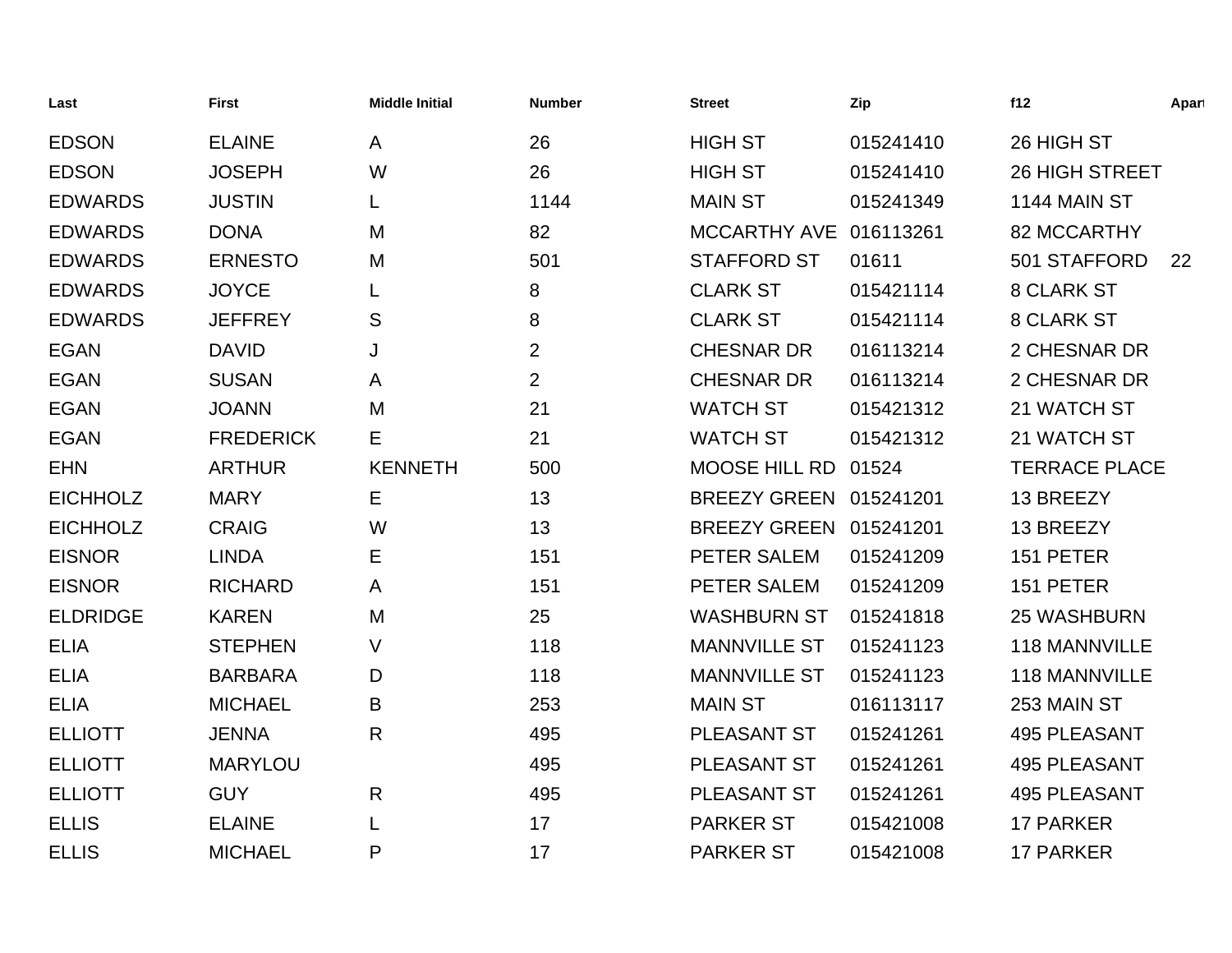| Last | First | Middle Initial | Number | Street | Zip | f12 | Apart |
|---|---|---|---|---|---|---|---|
| EDSON | ELAINE | A | 26 | HIGH ST | 015241410 | 26 HIGH ST | |
| EDSON | JOSEPH | W | 26 | HIGH ST | 015241410 | 26 HIGH STREET | |
| EDWARDS | JUSTIN | L | 1144 | MAIN ST | 015241349 | 1144 MAIN ST | |
| EDWARDS | DONA | M | 82 | MCCARTHY AVE | 016113261 | 82 MCCARTHY | |
| EDWARDS | ERNESTO | M | 501 | STAFFORD ST | 01611 | 501 STAFFORD | 22 |
| EDWARDS | JOYCE | L | 8 | CLARK ST | 015421114 | 8 CLARK ST | |
| EDWARDS | JEFFREY | S | 8 | CLARK ST | 015421114 | 8 CLARK ST | |
| EGAN | DAVID | J | 2 | CHESNAR DR | 016113214 | 2 CHESNAR DR | |
| EGAN | SUSAN | A | 2 | CHESNAR DR | 016113214 | 2 CHESNAR DR | |
| EGAN | JOANN | M | 21 | WATCH ST | 015421312 | 21 WATCH ST | |
| EGAN | FREDERICK | E | 21 | WATCH ST | 015421312 | 21 WATCH ST | |
| EHN | ARTHUR | KENNETH | 500 | MOOSE HILL RD | 01524 | TERRACE PLACE | |
| EICHHOLZ | MARY | E | 13 | BREEZY GREEN | 015241201 | 13 BREEZY | |
| EICHHOLZ | CRAIG | W | 13 | BREEZY GREEN | 015241201 | 13 BREEZY | |
| EISNOR | LINDA | E | 151 | PETER SALEM | 015241209 | 151 PETER | |
| EISNOR | RICHARD | A | 151 | PETER SALEM | 015241209 | 151 PETER | |
| ELDRIDGE | KAREN | M | 25 | WASHBURN ST | 015241818 | 25 WASHBURN | |
| ELIA | STEPHEN | V | 118 | MANNVILLE ST | 015241123 | 118 MANNVILLE | |
| ELIA | BARBARA | D | 118 | MANNVILLE ST | 015241123 | 118 MANNVILLE | |
| ELIA | MICHAEL | B | 253 | MAIN ST | 016113117 | 253 MAIN ST | |
| ELLIOTT | JENNA | R | 495 | PLEASANT ST | 015241261 | 495 PLEASANT | |
| ELLIOTT | MARYLOU | | 495 | PLEASANT ST | 015241261 | 495 PLEASANT | |
| ELLIOTT | GUY | R | 495 | PLEASANT ST | 015241261 | 495 PLEASANT | |
| ELLIS | ELAINE | L | 17 | PARKER ST | 015421008 | 17 PARKER | |
| ELLIS | MICHAEL | P | 17 | PARKER ST | 015421008 | 17 PARKER | |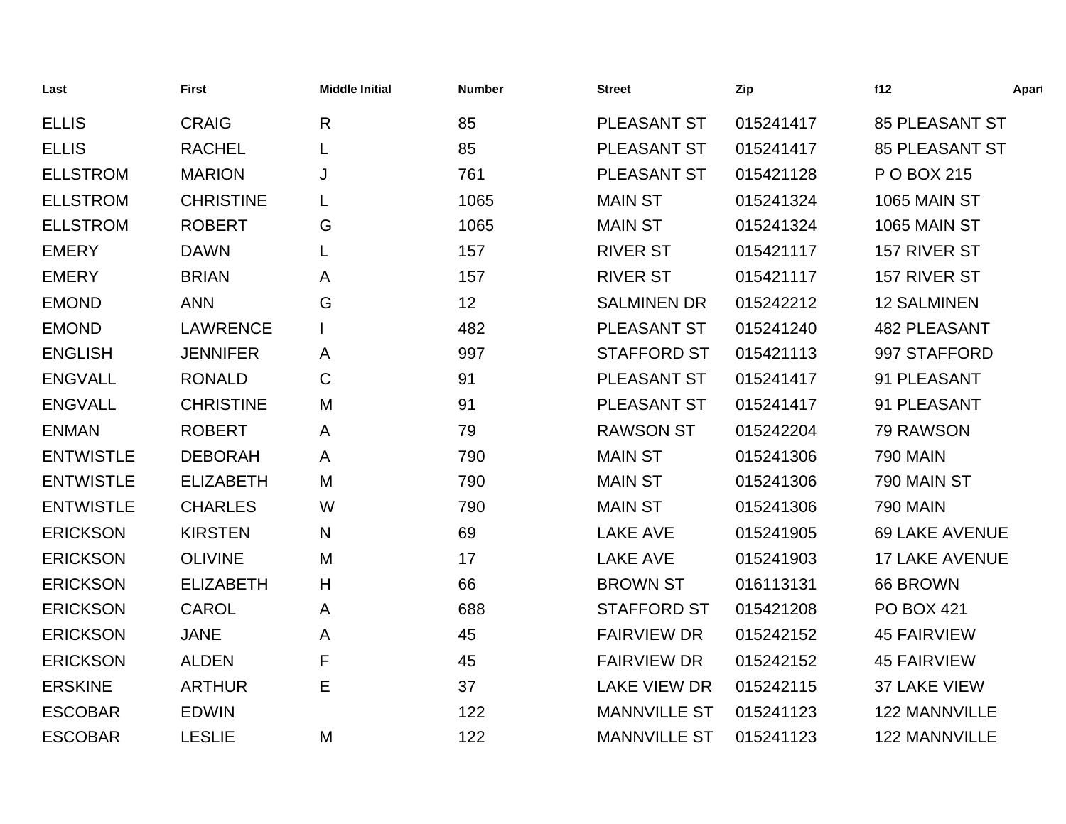| Last | First | Middle Initial | Number | Street | Zip | f12 | Apart |
|---|---|---|---|---|---|---|---|
| ELLIS | CRAIG | R | 85 | PLEASANT ST | 015241417 | 85 PLEASANT ST | |
| ELLIS | RACHEL | L | 85 | PLEASANT ST | 015241417 | 85 PLEASANT ST | |
| ELLSTROM | MARION | J | 761 | PLEASANT ST | 015421128 | P O BOX 215 | |
| ELLSTROM | CHRISTINE | L | 1065 | MAIN ST | 015241324 | 1065 MAIN ST | |
| ELLSTROM | ROBERT | G | 1065 | MAIN ST | 015241324 | 1065 MAIN ST | |
| EMERY | DAWN | L | 157 | RIVER ST | 015421117 | 157 RIVER ST | |
| EMERY | BRIAN | A | 157 | RIVER ST | 015421117 | 157 RIVER ST | |
| EMOND | ANN | G | 12 | SALMINEN DR | 015242212 | 12 SALMINEN | |
| EMOND | LAWRENCE | I | 482 | PLEASANT ST | 015241240 | 482 PLEASANT | |
| ENGLISH | JENNIFER | A | 997 | STAFFORD ST | 015421113 | 997 STAFFORD | |
| ENGVALL | RONALD | C | 91 | PLEASANT ST | 015241417 | 91 PLEASANT | |
| ENGVALL | CHRISTINE | M | 91 | PLEASANT ST | 015241417 | 91 PLEASANT | |
| ENMAN | ROBERT | A | 79 | RAWSON ST | 015242204 | 79 RAWSON | |
| ENTWISTLE | DEBORAH | A | 790 | MAIN ST | 015241306 | 790 MAIN | |
| ENTWISTLE | ELIZABETH | M | 790 | MAIN ST | 015241306 | 790 MAIN ST | |
| ENTWISTLE | CHARLES | W | 790 | MAIN ST | 015241306 | 790 MAIN | |
| ERICKSON | KIRSTEN | N | 69 | LAKE AVE | 015241905 | 69 LAKE AVENUE | |
| ERICKSON | OLIVINE | M | 17 | LAKE AVE | 015241903 | 17 LAKE AVENUE | |
| ERICKSON | ELIZABETH | H | 66 | BROWN ST | 016113131 | 66 BROWN | |
| ERICKSON | CAROL | A | 688 | STAFFORD ST | 015421208 | PO BOX 421 | |
| ERICKSON | JANE | A | 45 | FAIRVIEW DR | 015242152 | 45 FAIRVIEW | |
| ERICKSON | ALDEN | F | 45 | FAIRVIEW DR | 015242152 | 45 FAIRVIEW | |
| ERSKINE | ARTHUR | E | 37 | LAKE VIEW DR | 015242115 | 37 LAKE VIEW | |
| ESCOBAR | EDWIN | | 122 | MANNVILLE ST | 015241123 | 122 MANNVILLE | |
| ESCOBAR | LESLIE | M | 122 | MANNVILLE ST | 015241123 | 122 MANNVILLE | |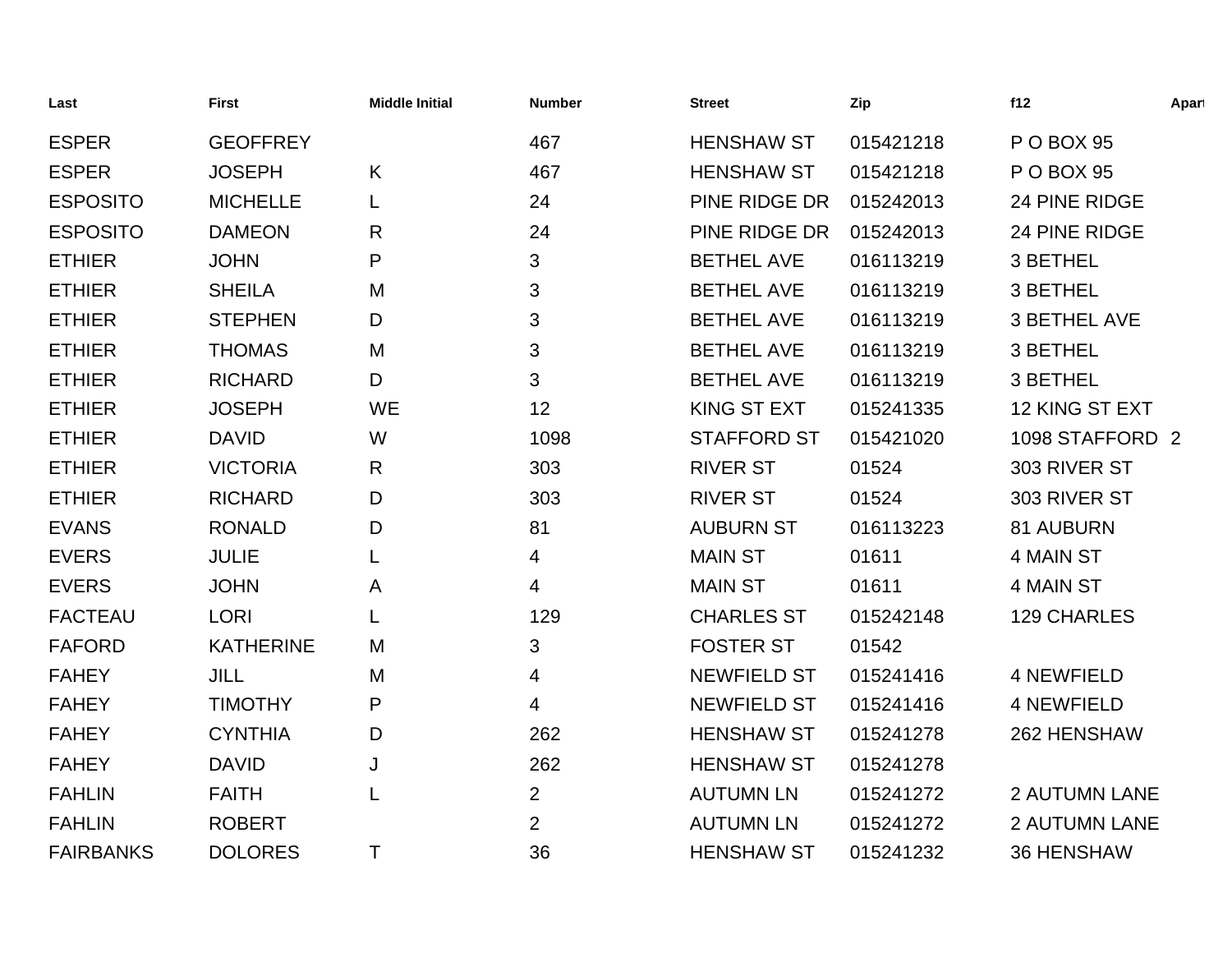| Last | First | Middle Initial | Number | Street | Zip | f12 | Apart |
|---|---|---|---|---|---|---|---|
| ESPER | GEOFFREY | | 467 | HENSHAW ST | 015421218 | P O BOX 95 | |
| ESPER | JOSEPH | K | 467 | HENSHAW ST | 015421218 | P O BOX 95 | |
| ESPOSITO | MICHELLE | L | 24 | PINE RIDGE DR | 015242013 | 24 PINE RIDGE | |
| ESPOSITO | DAMEON | R | 24 | PINE RIDGE DR | 015242013 | 24 PINE RIDGE | |
| ETHIER | JOHN | P | 3 | BETHEL AVE | 016113219 | 3 BETHEL | |
| ETHIER | SHEILA | M | 3 | BETHEL AVE | 016113219 | 3 BETHEL | |
| ETHIER | STEPHEN | D | 3 | BETHEL AVE | 016113219 | 3 BETHEL AVE | |
| ETHIER | THOMAS | M | 3 | BETHEL AVE | 016113219 | 3 BETHEL | |
| ETHIER | RICHARD | D | 3 | BETHEL AVE | 016113219 | 3 BETHEL | |
| ETHIER | JOSEPH | WE | 12 | KING ST EXT | 015241335 | 12 KING ST EXT | |
| ETHIER | DAVID | W | 1098 | STAFFORD ST | 015421020 | 1098 STAFFORD | 2 |
| ETHIER | VICTORIA | R | 303 | RIVER ST | 01524 | 303 RIVER ST | |
| ETHIER | RICHARD | D | 303 | RIVER ST | 01524 | 303 RIVER ST | |
| EVANS | RONALD | D | 81 | AUBURN ST | 016113223 | 81 AUBURN | |
| EVERS | JULIE | L | 4 | MAIN ST | 01611 | 4 MAIN ST | |
| EVERS | JOHN | A | 4 | MAIN ST | 01611 | 4 MAIN ST | |
| FACTEAU | LORI | L | 129 | CHARLES ST | 015242148 | 129 CHARLES | |
| FAFORD | KATHERINE | M | 3 | FOSTER ST | 01542 | | |
| FAHEY | JILL | M | 4 | NEWFIELD ST | 015241416 | 4 NEWFIELD | |
| FAHEY | TIMOTHY | P | 4 | NEWFIELD ST | 015241416 | 4 NEWFIELD | |
| FAHEY | CYNTHIA | D | 262 | HENSHAW ST | 015241278 | 262 HENSHAW | |
| FAHEY | DAVID | J | 262 | HENSHAW ST | 015241278 | | |
| FAHLIN | FAITH | L | 2 | AUTUMN LN | 015241272 | 2 AUTUMN LANE | |
| FAHLIN | ROBERT | | 2 | AUTUMN LN | 015241272 | 2 AUTUMN LANE | |
| FAIRBANKS | DOLORES | T | 36 | HENSHAW ST | 015241232 | 36 HENSHAW | |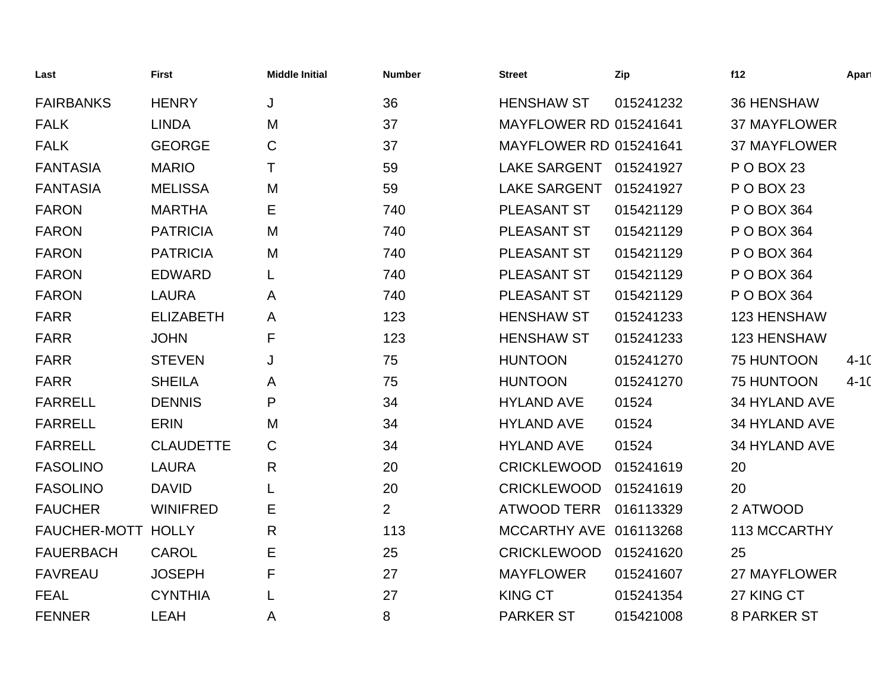| Last | First | Middle Initial | Number | Street | Zip | f12 | Apart |
|---|---|---|---|---|---|---|---|
| FAIRBANKS | HENRY | J | 36 | HENSHAW ST | 015241232 | 36 HENSHAW | |
| FALK | LINDA | M | 37 | MAYFLOWER RD | 015241641 | 37 MAYFLOWER | |
| FALK | GEORGE | C | 37 | MAYFLOWER RD | 015241641 | 37 MAYFLOWER | |
| FANTASIA | MARIO | T | 59 | LAKE SARGENT | 015241927 | P O BOX 23 | |
| FANTASIA | MELISSA | M | 59 | LAKE SARGENT | 015241927 | P O BOX 23 | |
| FARON | MARTHA | E | 740 | PLEASANT ST | 015421129 | P O BOX 364 | |
| FARON | PATRICIA | M | 740 | PLEASANT ST | 015421129 | P O BOX 364 | |
| FARON | PATRICIA | M | 740 | PLEASANT ST | 015421129 | P O BOX 364 | |
| FARON | EDWARD | L | 740 | PLEASANT ST | 015421129 | P O BOX 364 | |
| FARON | LAURA | A | 740 | PLEASANT ST | 015421129 | P O BOX 364 | |
| FARR | ELIZABETH | A | 123 | HENSHAW ST | 015241233 | 123 HENSHAW | |
| FARR | JOHN | F | 123 | HENSHAW ST | 015241233 | 123 HENSHAW | |
| FARR | STEVEN | J | 75 | HUNTOON | 015241270 | 75 HUNTOON | 4-10 |
| FARR | SHEILA | A | 75 | HUNTOON | 015241270 | 75 HUNTOON | 4-10 |
| FARRELL | DENNIS | P | 34 | HYLAND AVE | 01524 | 34 HYLAND AVE | |
| FARRELL | ERIN | M | 34 | HYLAND AVE | 01524 | 34 HYLAND AVE | |
| FARRELL | CLAUDETTE | C | 34 | HYLAND AVE | 01524 | 34 HYLAND AVE | |
| FASOLINO | LAURA | R | 20 | CRICKLEWOOD | 015241619 | 20 | |
| FASOLINO | DAVID | L | 20 | CRICKLEWOOD | 015241619 | 20 | |
| FAUCHER | WINIFRED | E | 2 | ATWOOD TERR | 016113329 | 2 ATWOOD | |
| FAUCHER-MOTT | HOLLY | R | 113 | MCCARTHY AVE | 016113268 | 113 MCCARTHY | |
| FAUERBACH | CAROL | E | 25 | CRICKLEWOOD | 015241620 | 25 | |
| FAVREAU | JOSEPH | F | 27 | MAYFLOWER | 015241607 | 27 MAYFLOWER | |
| FEAL | CYNTHIA | L | 27 | KING CT | 015241354 | 27 KING CT | |
| FENNER | LEAH | A | 8 | PARKER ST | 015421008 | 8 PARKER ST | |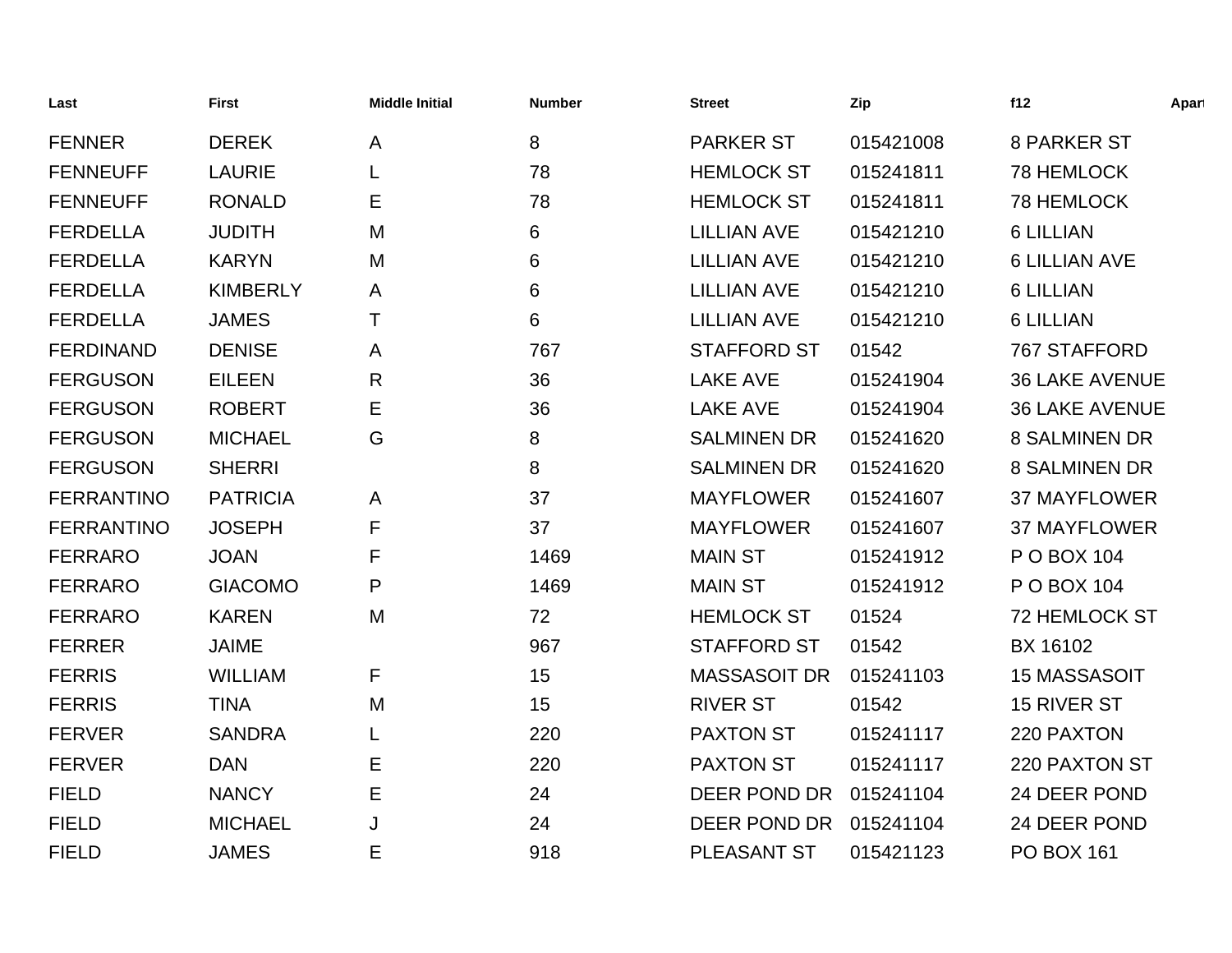| Last | First | Middle Initial | Number | Street | Zip | f12 | Apart |
|---|---|---|---|---|---|---|---|
| FENNER | DEREK | A | 8 | PARKER ST | 015421008 | 8 PARKER ST | |
| FENNEUFF | LAURIE | L | 78 | HEMLOCK ST | 015241811 | 78 HEMLOCK | |
| FENNEUFF | RONALD | E | 78 | HEMLOCK ST | 015241811 | 78 HEMLOCK | |
| FERDELLA | JUDITH | M | 6 | LILLIAN AVE | 015421210 | 6 LILLIAN | |
| FERDELLA | KARYN | M | 6 | LILLIAN AVE | 015421210 | 6 LILLIAN AVE | |
| FERDELLA | KIMBERLY | A | 6 | LILLIAN AVE | 015421210 | 6 LILLIAN | |
| FERDELLA | JAMES | T | 6 | LILLIAN AVE | 015421210 | 6 LILLIAN | |
| FERDINAND | DENISE | A | 767 | STAFFORD ST | 01542 | 767 STAFFORD | |
| FERGUSON | EILEEN | R | 36 | LAKE AVE | 015241904 | 36 LAKE AVENUE | |
| FERGUSON | ROBERT | E | 36 | LAKE AVE | 015241904 | 36 LAKE AVENUE | |
| FERGUSON | MICHAEL | G | 8 | SALMINEN DR | 015241620 | 8 SALMINEN DR | |
| FERGUSON | SHERRI | | 8 | SALMINEN DR | 015241620 | 8 SALMINEN DR | |
| FERRANTINO | PATRICIA | A | 37 | MAYFLOWER | 015241607 | 37 MAYFLOWER | |
| FERRANTINO | JOSEPH | F | 37 | MAYFLOWER | 015241607 | 37 MAYFLOWER | |
| FERRARO | JOAN | F | 1469 | MAIN ST | 015241912 | P O BOX 104 | |
| FERRARO | GIACOMO | P | 1469 | MAIN ST | 015241912 | P O BOX 104 | |
| FERRARO | KAREN | M | 72 | HEMLOCK ST | 01524 | 72 HEMLOCK ST | |
| FERRER | JAIME | | 967 | STAFFORD ST | 01542 | BX 16102 | |
| FERRIS | WILLIAM | F | 15 | MASSASOIT DR | 015241103 | 15 MASSASOIT | |
| FERRIS | TINA | M | 15 | RIVER ST | 01542 | 15 RIVER ST | |
| FERVER | SANDRA | L | 220 | PAXTON ST | 015241117 | 220 PAXTON | |
| FERVER | DAN | E | 220 | PAXTON ST | 015241117 | 220 PAXTON ST | |
| FIELD | NANCY | E | 24 | DEER POND DR | 015241104 | 24 DEER POND | |
| FIELD | MICHAEL | J | 24 | DEER POND DR | 015241104 | 24 DEER POND | |
| FIELD | JAMES | E | 918 | PLEASANT ST | 015421123 | PO BOX 161 | |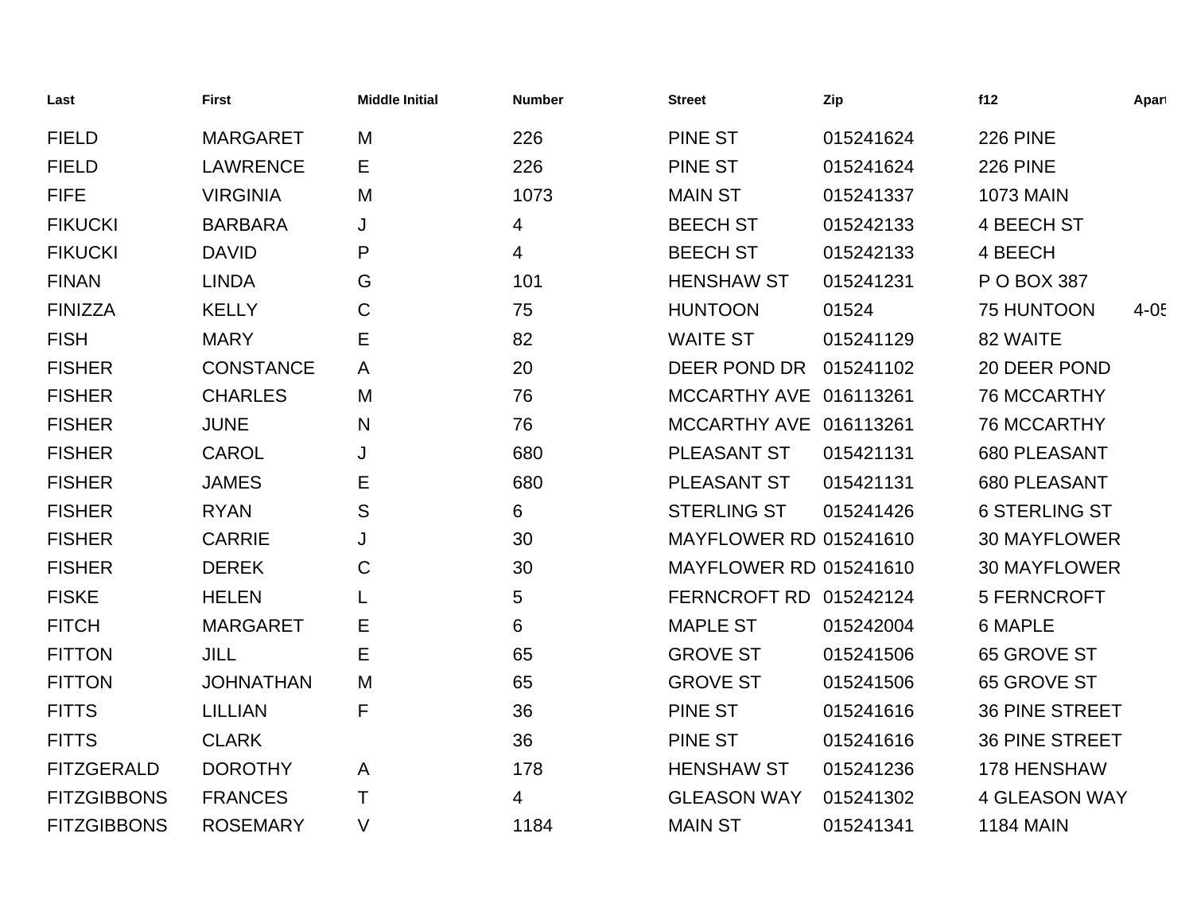| Last | First | Middle Initial | Number | Street | Zip | f12 | Apart |
|---|---|---|---|---|---|---|---|
| FIELD | MARGARET | M | 226 | PINE ST | 015241624 | 226 PINE | |
| FIELD | LAWRENCE | E | 226 | PINE ST | 015241624 | 226 PINE | |
| FIFE | VIRGINIA | M | 1073 | MAIN ST | 015241337 | 1073 MAIN | |
| FIKUCKI | BARBARA | J | 4 | BEECH ST | 015242133 | 4 BEECH ST | |
| FIKUCKI | DAVID | P | 4 | BEECH ST | 015242133 | 4 BEECH | |
| FINAN | LINDA | G | 101 | HENSHAW ST | 015241231 | P O BOX 387 | |
| FINIZZA | KELLY | C | 75 | HUNTOON | 01524 | 75 HUNTOON | 4-05 |
| FISH | MARY | E | 82 | WAITE ST | 015241129 | 82 WAITE | |
| FISHER | CONSTANCE | A | 20 | DEER POND DR | 015241102 | 20 DEER POND | |
| FISHER | CHARLES | M | 76 | MCCARTHY AVE | 016113261 | 76 MCCARTHY | |
| FISHER | JUNE | N | 76 | MCCARTHY AVE | 016113261 | 76 MCCARTHY | |
| FISHER | CAROL | J | 680 | PLEASANT ST | 015421131 | 680 PLEASANT | |
| FISHER | JAMES | E | 680 | PLEASANT ST | 015421131 | 680 PLEASANT | |
| FISHER | RYAN | S | 6 | STERLING ST | 015241426 | 6 STERLING ST | |
| FISHER | CARRIE | J | 30 | MAYFLOWER RD | 015241610 | 30 MAYFLOWER | |
| FISHER | DEREK | C | 30 | MAYFLOWER RD | 015241610 | 30 MAYFLOWER | |
| FISKE | HELEN | L | 5 | FERNCROFT RD | 015242124 | 5 FERNCROFT | |
| FITCH | MARGARET | E | 6 | MAPLE ST | 015242004 | 6 MAPLE | |
| FITTON | JILL | E | 65 | GROVE ST | 015241506 | 65 GROVE ST | |
| FITTON | JOHNATHAN | M | 65 | GROVE ST | 015241506 | 65 GROVE ST | |
| FITTS | LILLIAN | F | 36 | PINE ST | 015241616 | 36 PINE STREET | |
| FITTS | CLARK | | 36 | PINE ST | 015241616 | 36 PINE STREET | |
| FITZGERALD | DOROTHY | A | 178 | HENSHAW ST | 015241236 | 178 HENSHAW | |
| FITZGIBBONS | FRANCES | T | 4 | GLEASON WAY | 015241302 | 4 GLEASON WAY | |
| FITZGIBBONS | ROSEMARY | V | 1184 | MAIN ST | 015241341 | 1184 MAIN | |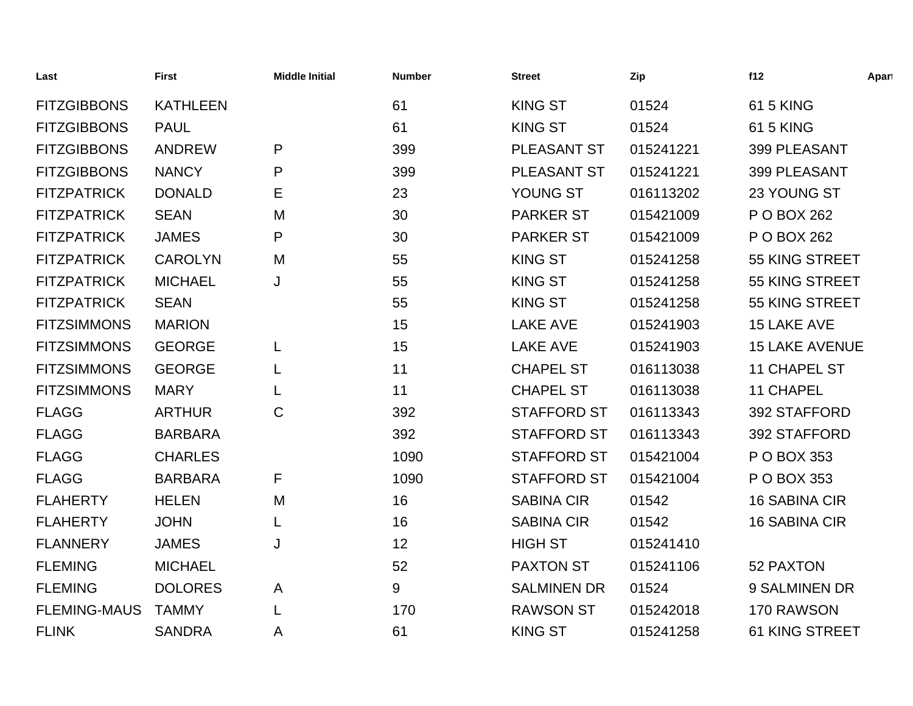| Last | First | Middle Initial | Number | Street | Zip | f12 | Apart |
|---|---|---|---|---|---|---|---|
| FITZGIBBONS | KATHLEEN | | 61 | KING ST | 01524 | 61 5 KING | |
| FITZGIBBONS | PAUL | | 61 | KING ST | 01524 | 61 5 KING | |
| FITZGIBBONS | ANDREW | P | 399 | PLEASANT ST | 015241221 | 399 PLEASANT | |
| FITZGIBBONS | NANCY | P | 399 | PLEASANT ST | 015241221 | 399 PLEASANT | |
| FITZPATRICK | DONALD | E | 23 | YOUNG ST | 016113202 | 23 YOUNG ST | |
| FITZPATRICK | SEAN | M | 30 | PARKER ST | 015421009 | P O BOX 262 | |
| FITZPATRICK | JAMES | P | 30 | PARKER ST | 015421009 | P O BOX 262 | |
| FITZPATRICK | CAROLYN | M | 55 | KING ST | 015241258 | 55 KING STREET | |
| FITZPATRICK | MICHAEL | J | 55 | KING ST | 015241258 | 55 KING STREET | |
| FITZPATRICK | SEAN | | 55 | KING ST | 015241258 | 55 KING STREET | |
| FITZSIMMONS | MARION | | 15 | LAKE AVE | 015241903 | 15 LAKE AVE | |
| FITZSIMMONS | GEORGE | L | 15 | LAKE AVE | 015241903 | 15 LAKE AVENUE | |
| FITZSIMMONS | GEORGE | L | 11 | CHAPEL ST | 016113038 | 11 CHAPEL ST | |
| FITZSIMMONS | MARY | L | 11 | CHAPEL ST | 016113038 | 11 CHAPEL | |
| FLAGG | ARTHUR | C | 392 | STAFFORD ST | 016113343 | 392 STAFFORD | |
| FLAGG | BARBARA | | 392 | STAFFORD ST | 016113343 | 392 STAFFORD | |
| FLAGG | CHARLES | | 1090 | STAFFORD ST | 015421004 | P O BOX 353 | |
| FLAGG | BARBARA | F | 1090 | STAFFORD ST | 015421004 | P O BOX 353 | |
| FLAHERTY | HELEN | M | 16 | SABINA CIR | 01542 | 16 SABINA CIR | |
| FLAHERTY | JOHN | L | 16 | SABINA CIR | 01542 | 16 SABINA CIR | |
| FLANNERY | JAMES | J | 12 | HIGH ST | 015241410 | | |
| FLEMING | MICHAEL | | 52 | PAXTON ST | 015241106 | 52 PAXTON | |
| FLEMING | DOLORES | A | 9 | SALMINEN DR | 01524 | 9 SALMINEN DR | |
| FLEMING-MAUS | TAMMY | L | 170 | RAWSON ST | 015242018 | 170 RAWSON | |
| FLINK | SANDRA | A | 61 | KING ST | 015241258 | 61 KING STREET | |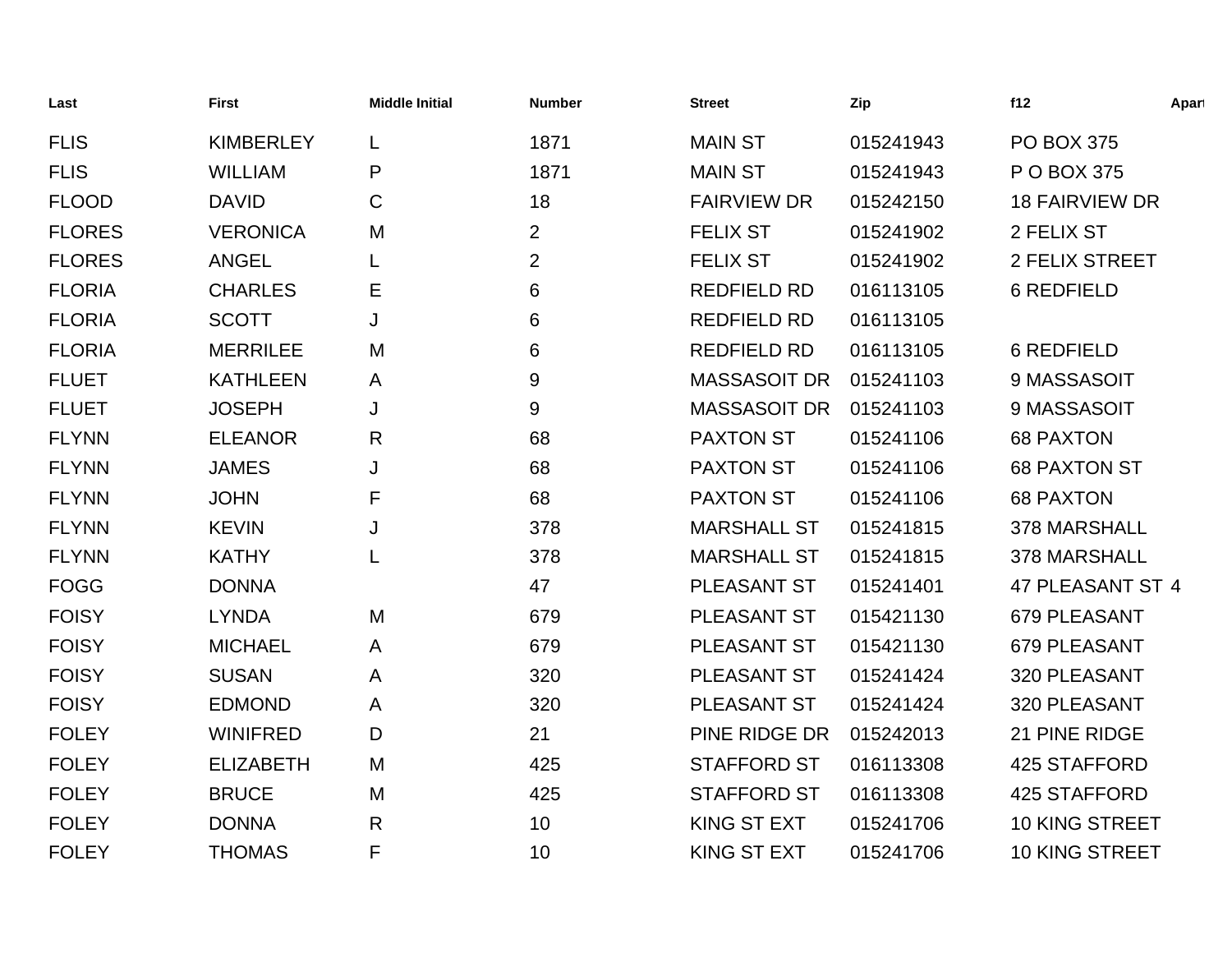| Last | First | Middle Initial | Number | Street | Zip | f12 | Apart |
|---|---|---|---|---|---|---|---|
| FLIS | KIMBERLEY | L | 1871 | MAIN ST | 015241943 | PO BOX 375 | |
| FLIS | WILLIAM | P | 1871 | MAIN ST | 015241943 | P O BOX 375 | |
| FLOOD | DAVID | C | 18 | FAIRVIEW DR | 015242150 | 18 FAIRVIEW DR | |
| FLORES | VERONICA | M | 2 | FELIX ST | 015241902 | 2 FELIX ST | |
| FLORES | ANGEL | L | 2 | FELIX ST | 015241902 | 2 FELIX STREET | |
| FLORIA | CHARLES | E | 6 | REDFIELD RD | 016113105 | 6 REDFIELD | |
| FLORIA | SCOTT | J | 6 | REDFIELD RD | 016113105 | | |
| FLORIA | MERRILEE | M | 6 | REDFIELD RD | 016113105 | 6 REDFIELD | |
| FLUET | KATHLEEN | A | 9 | MASSASOIT DR | 015241103 | 9 MASSASOIT | |
| FLUET | JOSEPH | J | 9 | MASSASOIT DR | 015241103 | 9 MASSASOIT | |
| FLYNN | ELEANOR | R | 68 | PAXTON ST | 015241106 | 68 PAXTON | |
| FLYNN | JAMES | J | 68 | PAXTON ST | 015241106 | 68 PAXTON ST | |
| FLYNN | JOHN | F | 68 | PAXTON ST | 015241106 | 68 PAXTON | |
| FLYNN | KEVIN | J | 378 | MARSHALL ST | 015241815 | 378 MARSHALL | |
| FLYNN | KATHY | L | 378 | MARSHALL ST | 015241815 | 378 MARSHALL | |
| FOGG | DONNA | | 47 | PLEASANT ST | 015241401 | 47 PLEASANT ST | 4 |
| FOISY | LYNDA | M | 679 | PLEASANT ST | 015421130 | 679 PLEASANT | |
| FOISY | MICHAEL | A | 679 | PLEASANT ST | 015421130 | 679 PLEASANT | |
| FOISY | SUSAN | A | 320 | PLEASANT ST | 015241424 | 320 PLEASANT | |
| FOISY | EDMOND | A | 320 | PLEASANT ST | 015241424 | 320 PLEASANT | |
| FOLEY | WINIFRED | D | 21 | PINE RIDGE DR | 015242013 | 21 PINE RIDGE | |
| FOLEY | ELIZABETH | M | 425 | STAFFORD ST | 016113308 | 425 STAFFORD | |
| FOLEY | BRUCE | M | 425 | STAFFORD ST | 016113308 | 425 STAFFORD | |
| FOLEY | DONNA | R | 10 | KING ST EXT | 015241706 | 10 KING STREET | |
| FOLEY | THOMAS | F | 10 | KING ST EXT | 015241706 | 10 KING STREET | |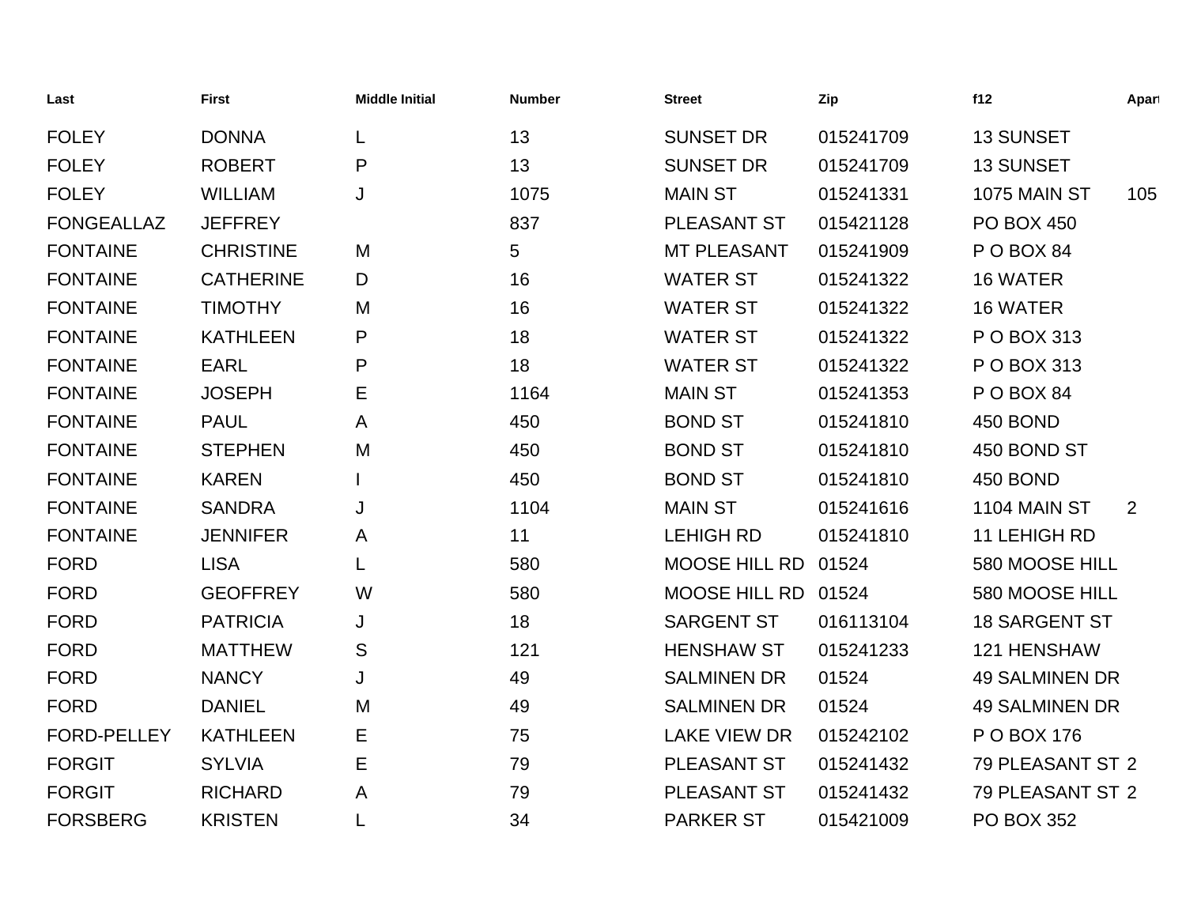| Last | First | Middle Initial | Number | Street | Zip | f12 | Apart |
|---|---|---|---|---|---|---|---|
| FOLEY | DONNA | L | 13 | SUNSET DR | 015241709 | 13 SUNSET | |
| FOLEY | ROBERT | P | 13 | SUNSET DR | 015241709 | 13 SUNSET | |
| FOLEY | WILLIAM | J | 1075 | MAIN ST | 015241331 | 1075 MAIN ST | 105 |
| FONGEALLAZ | JEFFREY | | 837 | PLEASANT ST | 015421128 | PO BOX 450 | |
| FONTAINE | CHRISTINE | M | 5 | MT PLEASANT | 015241909 | P O BOX 84 | |
| FONTAINE | CATHERINE | D | 16 | WATER ST | 015241322 | 16 WATER | |
| FONTAINE | TIMOTHY | M | 16 | WATER ST | 015241322 | 16 WATER | |
| FONTAINE | KATHLEEN | P | 18 | WATER ST | 015241322 | P O BOX 313 | |
| FONTAINE | EARL | P | 18 | WATER ST | 015241322 | P O BOX 313 | |
| FONTAINE | JOSEPH | E | 1164 | MAIN ST | 015241353 | P O BOX 84 | |
| FONTAINE | PAUL | A | 450 | BOND ST | 015241810 | 450 BOND | |
| FONTAINE | STEPHEN | M | 450 | BOND ST | 015241810 | 450 BOND ST | |
| FONTAINE | KAREN | I | 450 | BOND ST | 015241810 | 450 BOND | |
| FONTAINE | SANDRA | J | 1104 | MAIN ST | 015241616 | 1104 MAIN ST | 2 |
| FONTAINE | JENNIFER | A | 11 | LEHIGH RD | 015241810 | 11 LEHIGH RD | |
| FORD | LISA | L | 580 | MOOSE HILL RD | 01524 | 580 MOOSE HILL | |
| FORD | GEOFFREY | W | 580 | MOOSE HILL RD | 01524 | 580 MOOSE HILL | |
| FORD | PATRICIA | J | 18 | SARGENT ST | 016113104 | 18 SARGENT ST | |
| FORD | MATTHEW | S | 121 | HENSHAW ST | 015241233 | 121 HENSHAW | |
| FORD | NANCY | J | 49 | SALMINEN DR | 01524 | 49 SALMINEN DR | |
| FORD | DANIEL | M | 49 | SALMINEN DR | 01524 | 49 SALMINEN DR | |
| FORD-PELLEY | KATHLEEN | E | 75 | LAKE VIEW DR | 015242102 | P O BOX 176 | |
| FORGIT | SYLVIA | E | 79 | PLEASANT ST | 015241432 | 79 PLEASANT ST | 2 |
| FORGIT | RICHARD | A | 79 | PLEASANT ST | 015241432 | 79 PLEASANT ST | 2 |
| FORSBERG | KRISTEN | L | 34 | PARKER ST | 015421009 | PO BOX 352 | |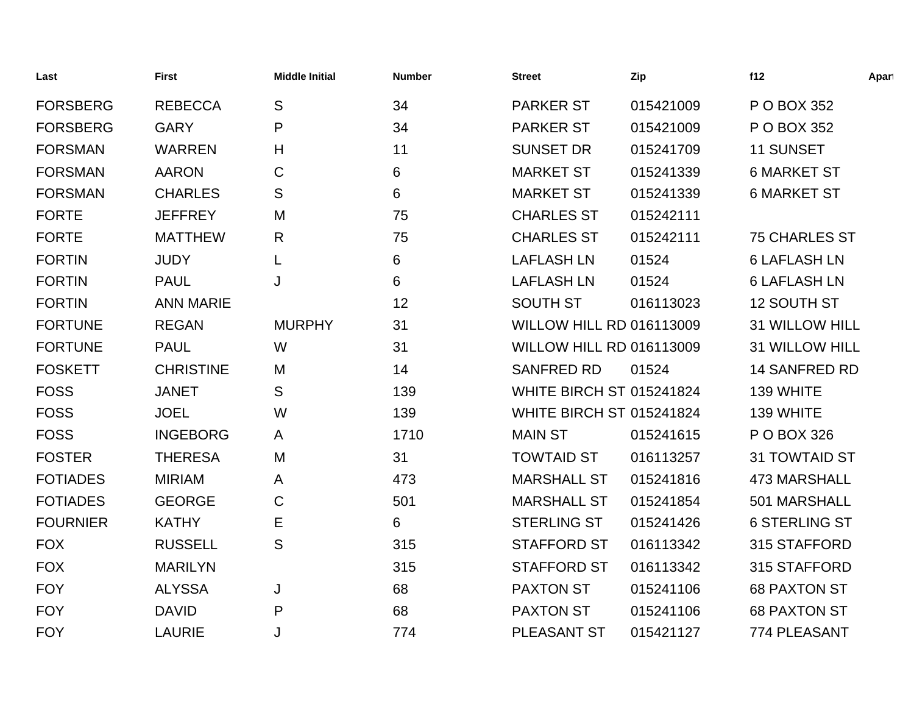| Last | First | Middle Initial | Number | Street | Zip | f12 | Apart |
|---|---|---|---|---|---|---|---|
| FORSBERG | REBECCA | S | 34 | PARKER ST | 015421009 | P O BOX 352 | |
| FORSBERG | GARY | P | 34 | PARKER ST | 015421009 | P O BOX 352 | |
| FORSMAN | WARREN | H | 11 | SUNSET DR | 015241709 | 11 SUNSET | |
| FORSMAN | AARON | C | 6 | MARKET ST | 015241339 | 6 MARKET ST | |
| FORSMAN | CHARLES | S | 6 | MARKET ST | 015241339 | 6 MARKET ST | |
| FORTE | JEFFREY | M | 75 | CHARLES ST | 015242111 | | |
| FORTE | MATTHEW | R | 75 | CHARLES ST | 015242111 | 75 CHARLES ST | |
| FORTIN | JUDY | L | 6 | LAFLASH LN | 01524 | 6 LAFLASH LN | |
| FORTIN | PAUL | J | 6 | LAFLASH LN | 01524 | 6 LAFLASH LN | |
| FORTIN | ANN MARIE | | 12 | SOUTH ST | 016113023 | 12 SOUTH ST | |
| FORTUNE | REGAN | MURPHY | 31 | WILLOW HILL RD | 016113009 | 31 WILLOW HILL | |
| FORTUNE | PAUL | W | 31 | WILLOW HILL RD | 016113009 | 31 WILLOW HILL | |
| FOSKETT | CHRISTINE | M | 14 | SANFRED RD | 01524 | 14 SANFRED RD | |
| FOSS | JANET | S | 139 | WHITE BIRCH ST | 015241824 | 139 WHITE | |
| FOSS | JOEL | W | 139 | WHITE BIRCH ST | 015241824 | 139 WHITE | |
| FOSS | INGEBORG | A | 1710 | MAIN ST | 015241615 | P O BOX 326 | |
| FOSTER | THERESA | M | 31 | TOWTAID ST | 016113257 | 31 TOWTAID ST | |
| FOTIADES | MIRIAM | A | 473 | MARSHALL ST | 015241816 | 473 MARSHALL | |
| FOTIADES | GEORGE | C | 501 | MARSHALL ST | 015241854 | 501 MARSHALL | |
| FOURNIER | KATHY | E | 6 | STERLING ST | 015241426 | 6 STERLING ST | |
| FOX | RUSSELL | S | 315 | STAFFORD ST | 016113342 | 315 STAFFORD | |
| FOX | MARILYN | | 315 | STAFFORD ST | 016113342 | 315 STAFFORD | |
| FOY | ALYSSA | J | 68 | PAXTON ST | 015241106 | 68 PAXTON ST | |
| FOY | DAVID | P | 68 | PAXTON ST | 015241106 | 68 PAXTON ST | |
| FOY | LAURIE | J | 774 | PLEASANT ST | 015421127 | 774 PLEASANT | |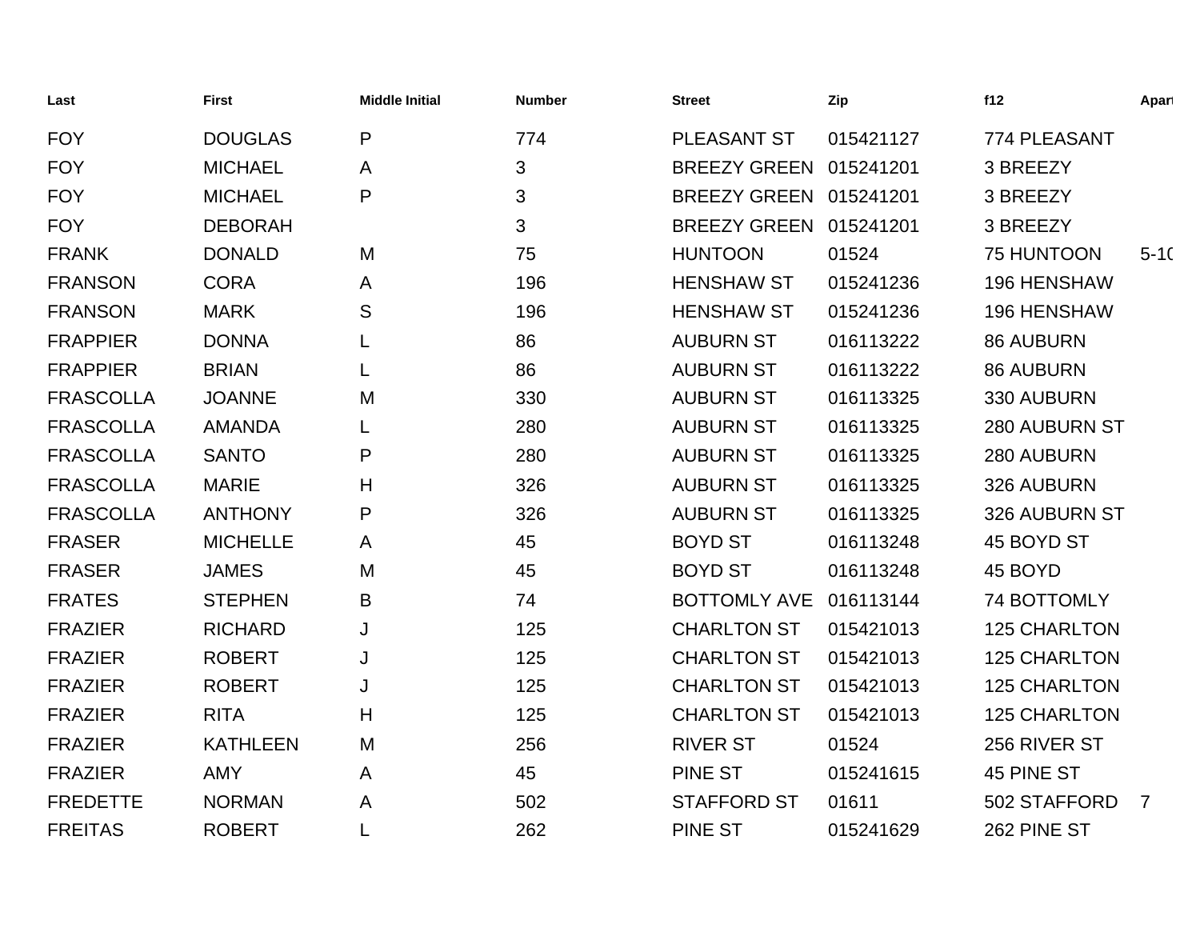| Last | First | Middle Initial | Number | Street | Zip | f12 | Apart |
|---|---|---|---|---|---|---|---|
| FOY | DOUGLAS | P | 774 | PLEASANT ST | 015421127 | 774 PLEASANT | |
| FOY | MICHAEL | A | 3 | BREEZY GREEN | 015241201 | 3 BREEZY | |
| FOY | MICHAEL | P | 3 | BREEZY GREEN | 015241201 | 3 BREEZY | |
| FOY | DEBORAH | | 3 | BREEZY GREEN | 015241201 | 3 BREEZY | |
| FRANK | DONALD | M | 75 | HUNTOON | 01524 | 75 HUNTOON | 5-1( |
| FRANSON | CORA | A | 196 | HENSHAW ST | 015241236 | 196 HENSHAW | |
| FRANSON | MARK | S | 196 | HENSHAW ST | 015241236 | 196 HENSHAW | |
| FRAPPIER | DONNA | L | 86 | AUBURN ST | 016113222 | 86 AUBURN | |
| FRAPPIER | BRIAN | L | 86 | AUBURN ST | 016113222 | 86 AUBURN | |
| FRASCOLLA | JOANNE | M | 330 | AUBURN ST | 016113325 | 330 AUBURN | |
| FRASCOLLA | AMANDA | L | 280 | AUBURN ST | 016113325 | 280 AUBURN ST | |
| FRASCOLLA | SANTO | P | 280 | AUBURN ST | 016113325 | 280 AUBURN | |
| FRASCOLLA | MARIE | H | 326 | AUBURN ST | 016113325 | 326 AUBURN | |
| FRASCOLLA | ANTHONY | P | 326 | AUBURN ST | 016113325 | 326 AUBURN ST | |
| FRASER | MICHELLE | A | 45 | BOYD ST | 016113248 | 45 BOYD ST | |
| FRASER | JAMES | M | 45 | BOYD ST | 016113248 | 45 BOYD | |
| FRATES | STEPHEN | B | 74 | BOTTOMLY AVE | 016113144 | 74 BOTTOMLY | |
| FRAZIER | RICHARD | J | 125 | CHARLTON ST | 015421013 | 125 CHARLTON | |
| FRAZIER | ROBERT | J | 125 | CHARLTON ST | 015421013 | 125 CHARLTON | |
| FRAZIER | ROBERT | J | 125 | CHARLTON ST | 015421013 | 125 CHARLTON | |
| FRAZIER | RITA | H | 125 | CHARLTON ST | 015421013 | 125 CHARLTON | |
| FRAZIER | KATHLEEN | M | 256 | RIVER ST | 01524 | 256 RIVER ST | |
| FRAZIER | AMY | A | 45 | PINE ST | 015241615 | 45 PINE ST | |
| FREDETTE | NORMAN | A | 502 | STAFFORD ST | 01611 | 502 STAFFORD | 7 |
| FREITAS | ROBERT | L | 262 | PINE ST | 015241629 | 262 PINE ST | |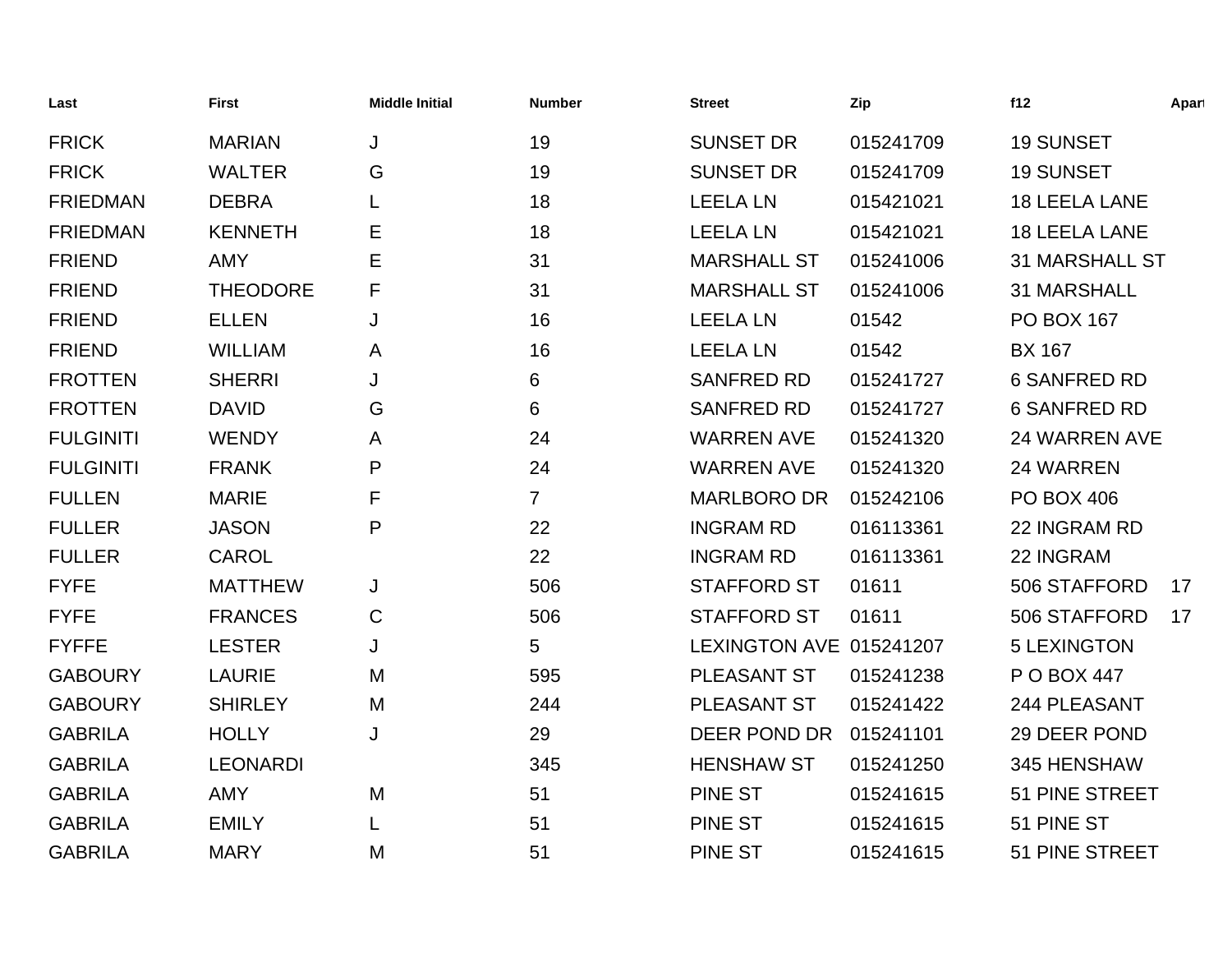| Last | First | Middle Initial | Number | Street | Zip | f12 | Apart |
|---|---|---|---|---|---|---|---|
| FRICK | MARIAN | J | 19 | SUNSET DR | 015241709 | 19 SUNSET | |
| FRICK | WALTER | G | 19 | SUNSET DR | 015241709 | 19 SUNSET | |
| FRIEDMAN | DEBRA | L | 18 | LEELA LN | 015421021 | 18 LEELA LANE | |
| FRIEDMAN | KENNETH | E | 18 | LEELA LN | 015421021 | 18 LEELA LANE | |
| FRIEND | AMY | E | 31 | MARSHALL ST | 015241006 | 31 MARSHALL ST | |
| FRIEND | THEODORE | F | 31 | MARSHALL ST | 015241006 | 31 MARSHALL | |
| FRIEND | ELLEN | J | 16 | LEELA LN | 01542 | PO BOX 167 | |
| FRIEND | WILLIAM | A | 16 | LEELA LN | 01542 | BX 167 | |
| FROTTEN | SHERRI | J | 6 | SANFRED RD | 015241727 | 6 SANFRED RD | |
| FROTTEN | DAVID | G | 6 | SANFRED RD | 015241727 | 6 SANFRED RD | |
| FULGINITI | WENDY | A | 24 | WARREN AVE | 015241320 | 24 WARREN AVE | |
| FULGINITI | FRANK | P | 24 | WARREN AVE | 015241320 | 24 WARREN | |
| FULLEN | MARIE | F | 7 | MARLBORO DR | 015242106 | PO BOX 406 | |
| FULLER | JASON | P | 22 | INGRAM RD | 016113361 | 22 INGRAM RD | |
| FULLER | CAROL | | 22 | INGRAM RD | 016113361 | 22 INGRAM | |
| FYFE | MATTHEW | J | 506 | STAFFORD ST | 01611 | 506 STAFFORD | 17 |
| FYFE | FRANCES | C | 506 | STAFFORD ST | 01611 | 506 STAFFORD | 17 |
| FYFFE | LESTER | J | 5 | LEXINGTON AVE | 015241207 | 5 LEXINGTON | |
| GABOURY | LAURIE | M | 595 | PLEASANT ST | 015241238 | P O BOX 447 | |
| GABOURY | SHIRLEY | M | 244 | PLEASANT ST | 015241422 | 244 PLEASANT | |
| GABRILA | HOLLY | J | 29 | DEER POND DR | 015241101 | 29 DEER POND | |
| GABRILA | LEONARDI | | 345 | HENSHAW ST | 015241250 | 345 HENSHAW | |
| GABRILA | AMY | M | 51 | PINE ST | 015241615 | 51 PINE STREET | |
| GABRILA | EMILY | L | 51 | PINE ST | 015241615 | 51 PINE ST | |
| GABRILA | MARY | M | 51 | PINE ST | 015241615 | 51 PINE STREET | |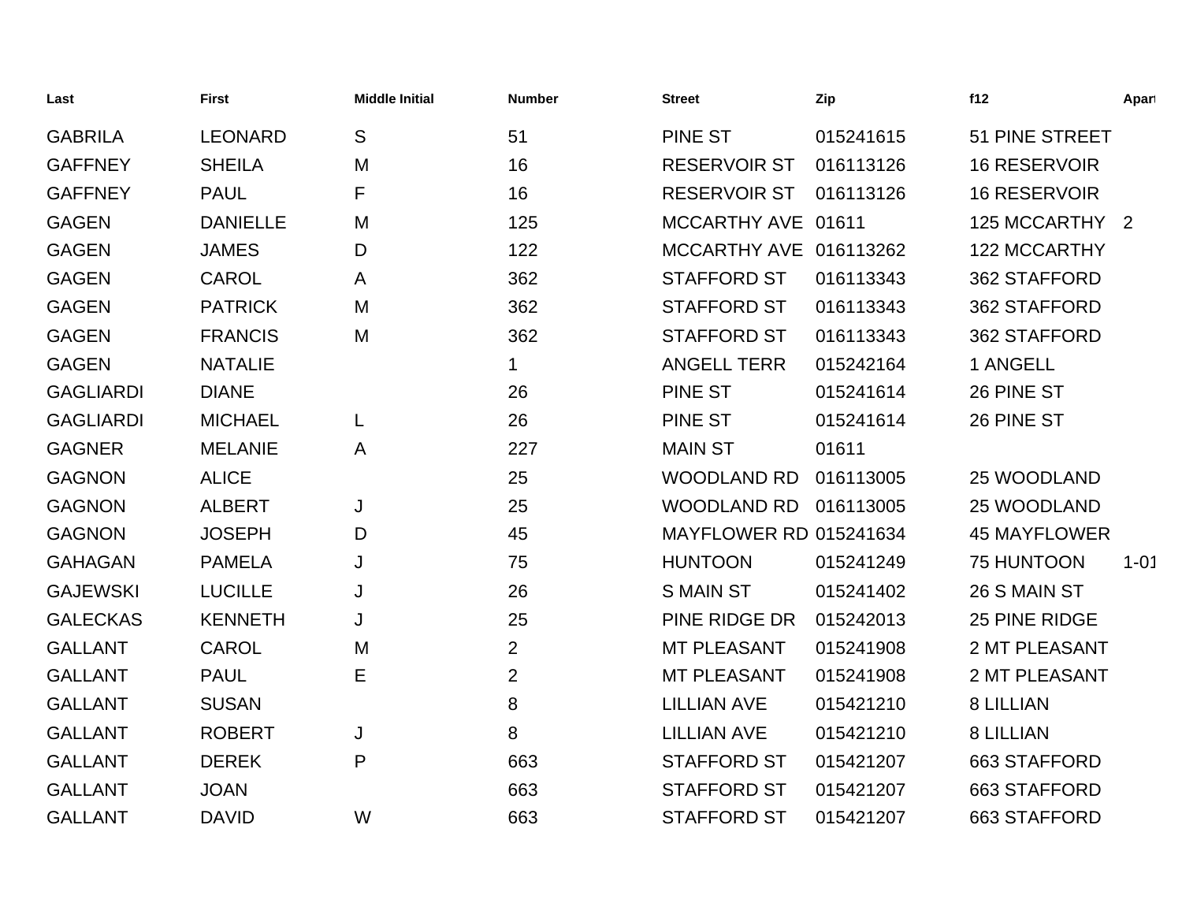| Last | First | Middle Initial | Number | Street | Zip | f12 | Apart |
|---|---|---|---|---|---|---|---|
| GABRILA | LEONARD | S | 51 | PINE ST | 015241615 | 51 PINE STREET | |
| GAFFNEY | SHEILA | M | 16 | RESERVOIR ST | 016113126 | 16 RESERVOIR | |
| GAFFNEY | PAUL | F | 16 | RESERVOIR ST | 016113126 | 16 RESERVOIR | |
| GAGEN | DANIELLE | M | 125 | MCCARTHY AVE | 01611 | 125 MCCARTHY | 2 |
| GAGEN | JAMES | D | 122 | MCCARTHY AVE | 016113262 | 122 MCCARTHY | |
| GAGEN | CAROL | A | 362 | STAFFORD ST | 016113343 | 362 STAFFORD | |
| GAGEN | PATRICK | M | 362 | STAFFORD ST | 016113343 | 362 STAFFORD | |
| GAGEN | FRANCIS | M | 362 | STAFFORD ST | 016113343 | 362 STAFFORD | |
| GAGEN | NATALIE | | 1 | ANGELL TERR | 015242164 | 1 ANGELL | |
| GAGLIARDI | DIANE | | 26 | PINE ST | 015241614 | 26 PINE ST | |
| GAGLIARDI | MICHAEL | L | 26 | PINE ST | 015241614 | 26 PINE ST | |
| GAGNER | MELANIE | A | 227 | MAIN ST | 01611 | | |
| GAGNON | ALICE | | 25 | WOODLAND RD | 016113005 | 25 WOODLAND | |
| GAGNON | ALBERT | J | 25 | WOODLAND RD | 016113005 | 25 WOODLAND | |
| GAGNON | JOSEPH | D | 45 | MAYFLOWER RD | 015241634 | 45 MAYFLOWER | |
| GAHAGAN | PAMELA | J | 75 | HUNTOON | 015241249 | 75 HUNTOON | 1-01 |
| GAJEWSKI | LUCILLE | J | 26 | S MAIN ST | 015241402 | 26 S MAIN ST | |
| GALECKAS | KENNETH | J | 25 | PINE RIDGE DR | 015242013 | 25 PINE RIDGE | |
| GALLANT | CAROL | M | 2 | MT PLEASANT | 015241908 | 2 MT PLEASANT | |
| GALLANT | PAUL | E | 2 | MT PLEASANT | 015241908 | 2 MT PLEASANT | |
| GALLANT | SUSAN | | 8 | LILLIAN AVE | 015421210 | 8 LILLIAN | |
| GALLANT | ROBERT | J | 8 | LILLIAN AVE | 015421210 | 8 LILLIAN | |
| GALLANT | DEREK | P | 663 | STAFFORD ST | 015421207 | 663 STAFFORD | |
| GALLANT | JOAN | | 663 | STAFFORD ST | 015421207 | 663 STAFFORD | |
| GALLANT | DAVID | W | 663 | STAFFORD ST | 015421207 | 663 STAFFORD | |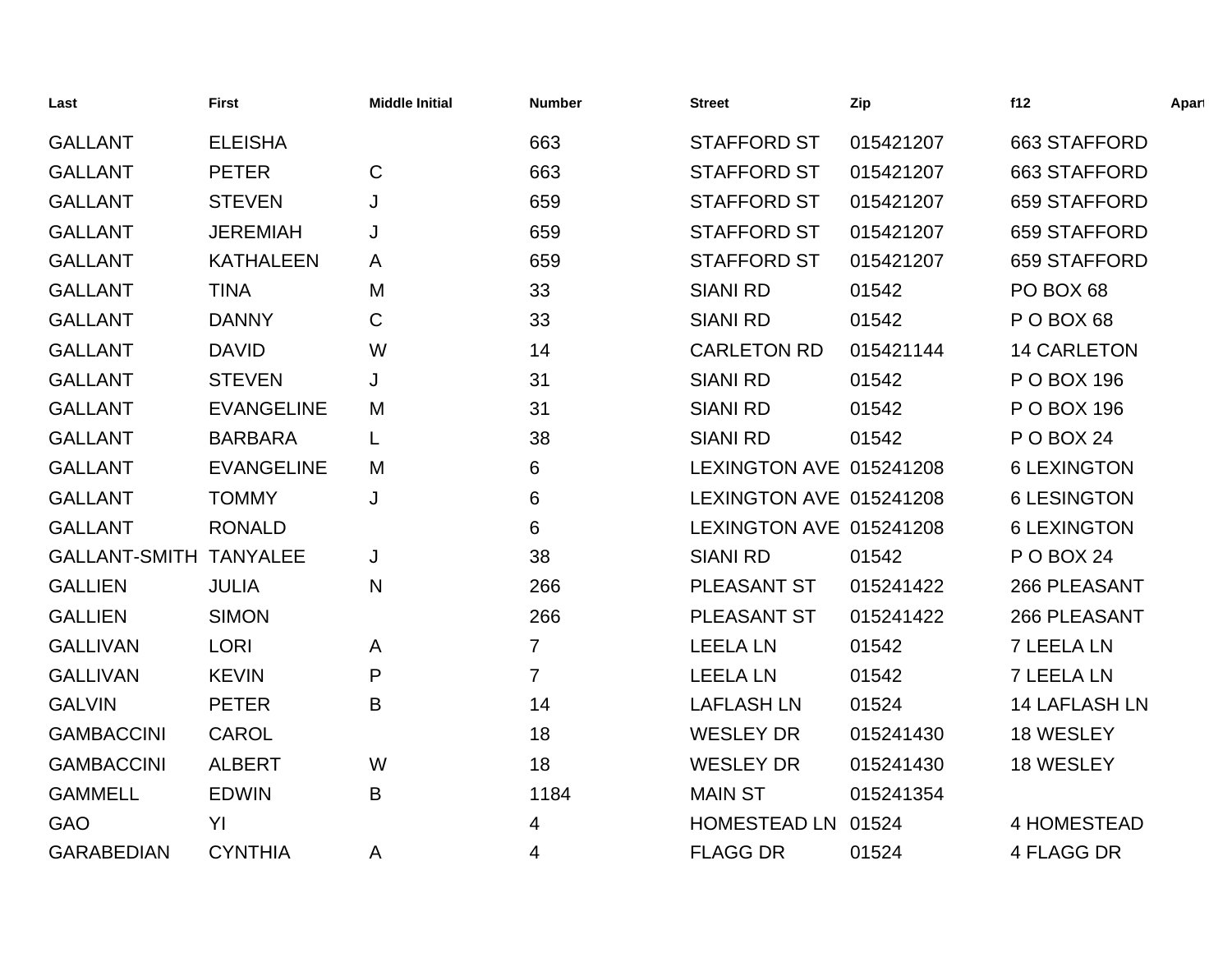| Last | First | Middle Initial | Number | Street | Zip | f12 | Apart |
|---|---|---|---|---|---|---|---|
| GALLANT | ELEISHA | | 663 | STAFFORD ST | 015421207 | 663 STAFFORD | |
| GALLANT | PETER | C | 663 | STAFFORD ST | 015421207 | 663 STAFFORD | |
| GALLANT | STEVEN | J | 659 | STAFFORD ST | 015421207 | 659 STAFFORD | |
| GALLANT | JEREMIAH | J | 659 | STAFFORD ST | 015421207 | 659 STAFFORD | |
| GALLANT | KATHALEEN | A | 659 | STAFFORD ST | 015421207 | 659 STAFFORD | |
| GALLANT | TINA | M | 33 | SIANI RD | 01542 | PO BOX 68 | |
| GALLANT | DANNY | C | 33 | SIANI RD | 01542 | P O BOX 68 | |
| GALLANT | DAVID | W | 14 | CARLETON RD | 015421144 | 14 CARLETON | |
| GALLANT | STEVEN | J | 31 | SIANI RD | 01542 | P O BOX 196 | |
| GALLANT | EVANGELINE | M | 31 | SIANI RD | 01542 | P O BOX 196 | |
| GALLANT | BARBARA | L | 38 | SIANI RD | 01542 | P O BOX 24 | |
| GALLANT | EVANGELINE | M | 6 | LEXINGTON AVE | 015241208 | 6 LEXINGTON | |
| GALLANT | TOMMY | J | 6 | LEXINGTON AVE | 015241208 | 6 LESINGTON | |
| GALLANT | RONALD | | 6 | LEXINGTON AVE | 015241208 | 6 LEXINGTON | |
| GALLANT-SMITH | TANYALEE | J | 38 | SIANI RD | 01542 | P O BOX 24 | |
| GALLIEN | JULIA | N | 266 | PLEASANT ST | 015241422 | 266 PLEASANT | |
| GALLIEN | SIMON | | 266 | PLEASANT ST | 015241422 | 266 PLEASANT | |
| GALLIVAN | LORI | A | 7 | LEELA LN | 01542 | 7 LEELA LN | |
| GALLIVAN | KEVIN | P | 7 | LEELA LN | 01542 | 7 LEELA LN | |
| GALVIN | PETER | B | 14 | LAFLASH LN | 01524 | 14 LAFLASH LN | |
| GAMBACCINI | CAROL | | 18 | WESLEY DR | 015241430 | 18 WESLEY | |
| GAMBACCINI | ALBERT | W | 18 | WESLEY DR | 015241430 | 18 WESLEY | |
| GAMMELL | EDWIN | B | 1184 | MAIN ST | 015241354 | | |
| GAO | YI | | 4 | HOMESTEAD LN | 01524 | 4 HOMESTEAD | |
| GARABEDIAN | CYNTHIA | A | 4 | FLAGG DR | 01524 | 4 FLAGG DR | |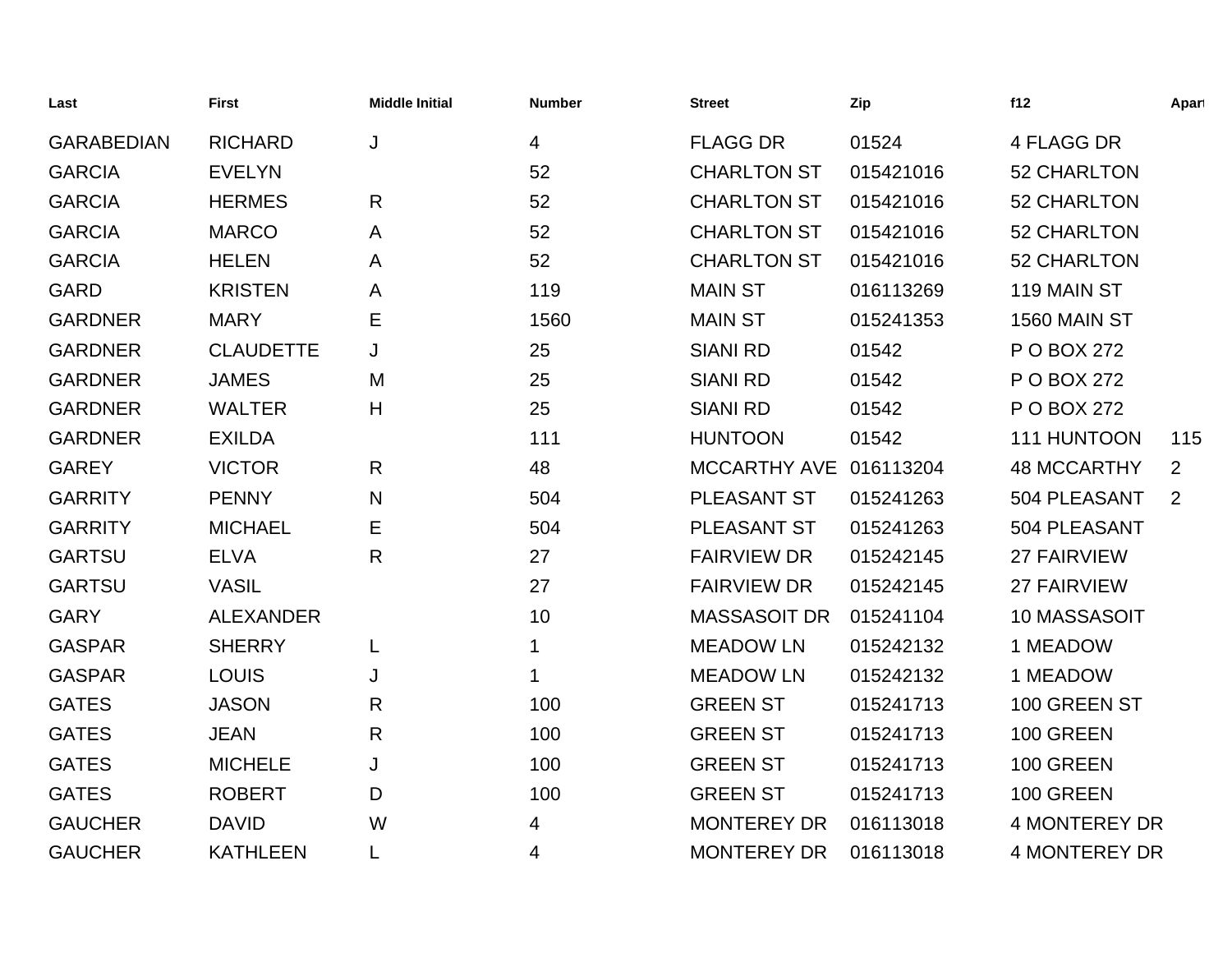| Last | First | Middle Initial | Number | Street | Zip | f12 | Apart |
|---|---|---|---|---|---|---|---|
| GARABEDIAN | RICHARD | J | 4 | FLAGG DR | 01524 | 4 FLAGG DR | |
| GARCIA | EVELYN | | 52 | CHARLTON ST | 015421016 | 52 CHARLTON | |
| GARCIA | HERMES | R | 52 | CHARLTON ST | 015421016 | 52 CHARLTON | |
| GARCIA | MARCO | A | 52 | CHARLTON ST | 015421016 | 52 CHARLTON | |
| GARCIA | HELEN | A | 52 | CHARLTON ST | 015421016 | 52 CHARLTON | |
| GARD | KRISTEN | A | 119 | MAIN ST | 016113269 | 119 MAIN ST | |
| GARDNER | MARY | E | 1560 | MAIN ST | 015241353 | 1560 MAIN ST | |
| GARDNER | CLAUDETTE | J | 25 | SIANI RD | 01542 | P O BOX 272 | |
| GARDNER | JAMES | M | 25 | SIANI RD | 01542 | P O BOX 272 | |
| GARDNER | WALTER | H | 25 | SIANI RD | 01542 | P O BOX 272 | |
| GARDNER | EXILDA | | 111 | HUNTOON | 01542 | 111 HUNTOON | 115 |
| GAREY | VICTOR | R | 48 | MCCARTHY AVE | 016113204 | 48 MCCARTHY | 2 |
| GARRITY | PENNY | N | 504 | PLEASANT ST | 015241263 | 504 PLEASANT | 2 |
| GARRITY | MICHAEL | E | 504 | PLEASANT ST | 015241263 | 504 PLEASANT | |
| GARTSU | ELVA | R | 27 | FAIRVIEW DR | 015242145 | 27 FAIRVIEW | |
| GARTSU | VASIL | | 27 | FAIRVIEW DR | 015242145 | 27 FAIRVIEW | |
| GARY | ALEXANDER | | 10 | MASSASOIT DR | 015241104 | 10 MASSASOIT | |
| GASPAR | SHERRY | L | 1 | MEADOW LN | 015242132 | 1 MEADOW | |
| GASPAR | LOUIS | J | 1 | MEADOW LN | 015242132 | 1 MEADOW | |
| GATES | JASON | R | 100 | GREEN ST | 015241713 | 100 GREEN ST | |
| GATES | JEAN | R | 100 | GREEN ST | 015241713 | 100 GREEN | |
| GATES | MICHELE | J | 100 | GREEN ST | 015241713 | 100 GREEN | |
| GATES | ROBERT | D | 100 | GREEN ST | 015241713 | 100 GREEN | |
| GAUCHER | DAVID | W | 4 | MONTEREY DR | 016113018 | 4 MONTEREY DR | |
| GAUCHER | KATHLEEN | L | 4 | MONTEREY DR | 016113018 | 4 MONTEREY DR | |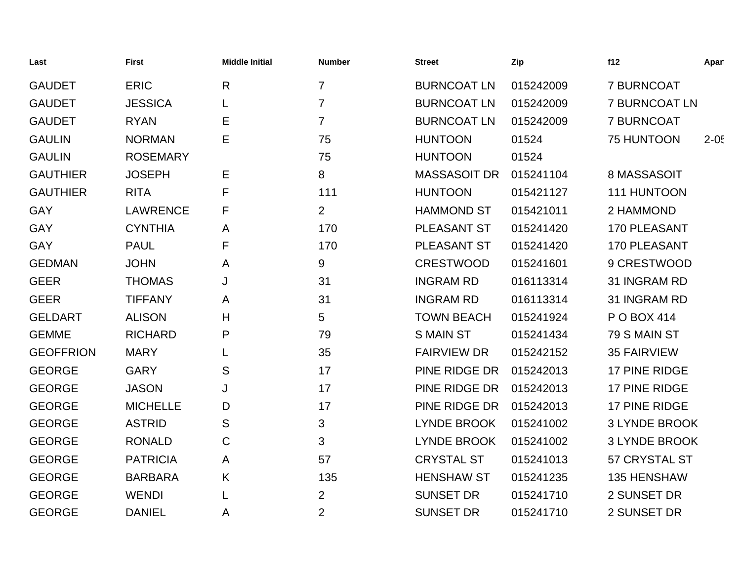| Last | First | Middle Initial | Number | Street | Zip | f12 | Apart |
|---|---|---|---|---|---|---|---|
| GAUDET | ERIC | R | 7 | BURNCOAT LN | 015242009 | 7 BURNCOAT | |
| GAUDET | JESSICA | L | 7 | BURNCOAT LN | 015242009 | 7 BURNCOAT LN | |
| GAUDET | RYAN | E | 7 | BURNCOAT LN | 015242009 | 7 BURNCOAT | |
| GAULIN | NORMAN | E | 75 | HUNTOON | 01524 | 75 HUNTOON | 2-05 |
| GAULIN | ROSEMARY | | 75 | HUNTOON | 01524 | | |
| GAUTHIER | JOSEPH | E | 8 | MASSASOIT DR | 015241104 | 8 MASSASOIT | |
| GAUTHIER | RITA | F | 111 | HUNTOON | 015421127 | 111 HUNTOON | |
| GAY | LAWRENCE | F | 2 | HAMMOND ST | 015421011 | 2 HAMMOND | |
| GAY | CYNTHIA | A | 170 | PLEASANT ST | 015241420 | 170 PLEASANT | |
| GAY | PAUL | F | 170 | PLEASANT ST | 015241420 | 170 PLEASANT | |
| GEDMAN | JOHN | A | 9 | CRESTWOOD | 015241601 | 9 CRESTWOOD | |
| GEER | THOMAS | J | 31 | INGRAM RD | 016113314 | 31 INGRAM RD | |
| GEER | TIFFANY | A | 31 | INGRAM RD | 016113314 | 31 INGRAM RD | |
| GELDART | ALISON | H | 5 | TOWN BEACH | 015241924 | P O BOX 414 | |
| GEMME | RICHARD | P | 79 | S MAIN ST | 015241434 | 79 S MAIN ST | |
| GEOFFRION | MARY | L | 35 | FAIRVIEW DR | 015242152 | 35 FAIRVIEW | |
| GEORGE | GARY | S | 17 | PINE RIDGE DR | 015242013 | 17 PINE RIDGE | |
| GEORGE | JASON | J | 17 | PINE RIDGE DR | 015242013 | 17 PINE RIDGE | |
| GEORGE | MICHELLE | D | 17 | PINE RIDGE DR | 015242013 | 17 PINE RIDGE | |
| GEORGE | ASTRID | S | 3 | LYNDE BROOK | 015241002 | 3 LYNDE BROOK | |
| GEORGE | RONALD | C | 3 | LYNDE BROOK | 015241002 | 3 LYNDE BROOK | |
| GEORGE | PATRICIA | A | 57 | CRYSTAL ST | 015241013 | 57 CRYSTAL ST | |
| GEORGE | BARBARA | K | 135 | HENSHAW ST | 015241235 | 135 HENSHAW | |
| GEORGE | WENDI | L | 2 | SUNSET DR | 015241710 | 2 SUNSET DR | |
| GEORGE | DANIEL | A | 2 | SUNSET DR | 015241710 | 2 SUNSET DR | |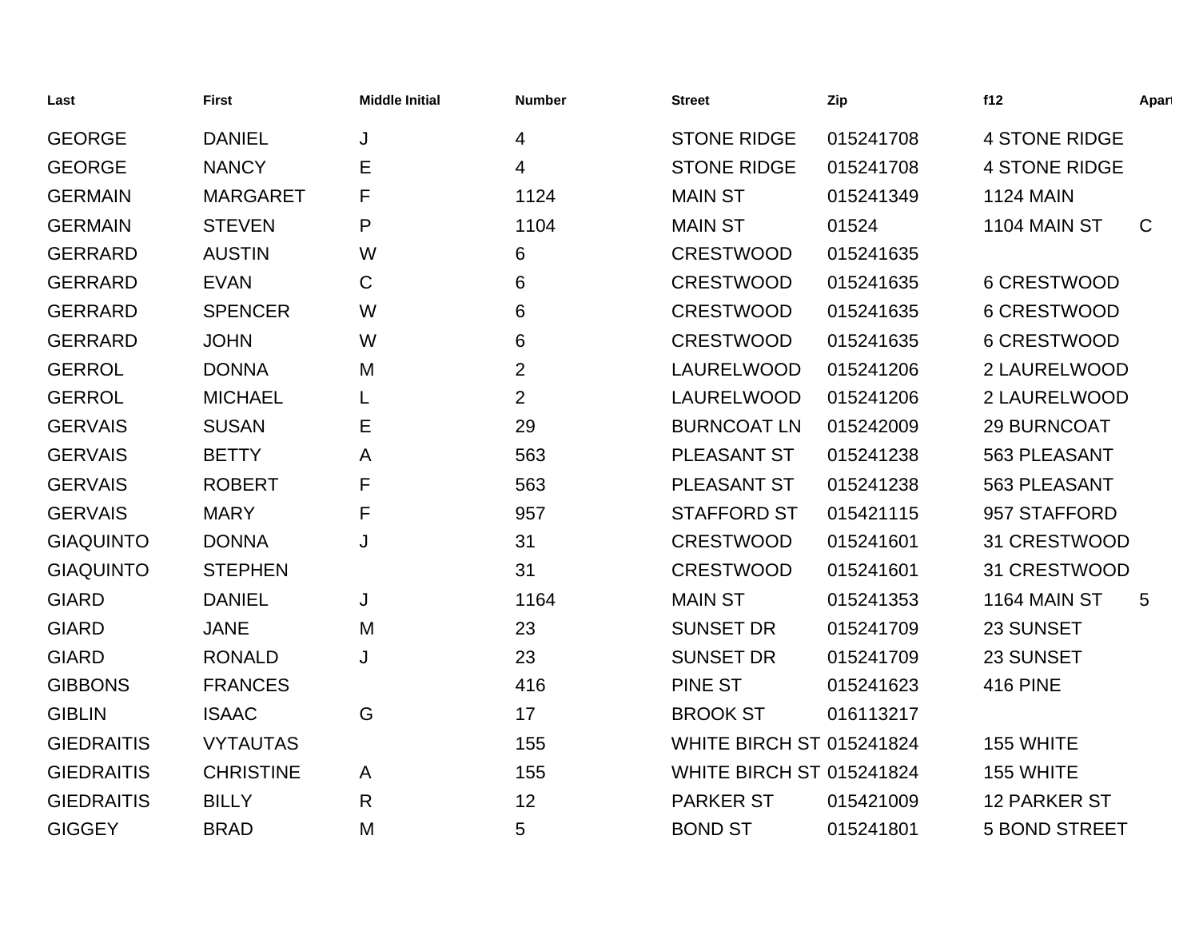| Last | First | Middle Initial | Number | Street | Zip | f12 | Apart |
|---|---|---|---|---|---|---|---|
| GEORGE | DANIEL | J | 4 | STONE RIDGE | 015241708 | 4 STONE RIDGE | |
| GEORGE | NANCY | E | 4 | STONE RIDGE | 015241708 | 4 STONE RIDGE | |
| GERMAIN | MARGARET | F | 1124 | MAIN ST | 015241349 | 1124 MAIN | |
| GERMAIN | STEVEN | P | 1104 | MAIN ST | 01524 | 1104 MAIN ST | C |
| GERRARD | AUSTIN | W | 6 | CRESTWOOD | 015241635 | | |
| GERRARD | EVAN | C | 6 | CRESTWOOD | 015241635 | 6 CRESTWOOD | |
| GERRARD | SPENCER | W | 6 | CRESTWOOD | 015241635 | 6 CRESTWOOD | |
| GERRARD | JOHN | W | 6 | CRESTWOOD | 015241635 | 6 CRESTWOOD | |
| GERROL | DONNA | M | 2 | LAURELWOOD | 015241206 | 2 LAURELWOOD | |
| GERROL | MICHAEL | L | 2 | LAURELWOOD | 015241206 | 2 LAURELWOOD | |
| GERVAIS | SUSAN | E | 29 | BURNCOAT LN | 015242009 | 29 BURNCOAT | |
| GERVAIS | BETTY | A | 563 | PLEASANT ST | 015241238 | 563 PLEASANT | |
| GERVAIS | ROBERT | F | 563 | PLEASANT ST | 015241238 | 563 PLEASANT | |
| GERVAIS | MARY | F | 957 | STAFFORD ST | 015421115 | 957 STAFFORD | |
| GIAQUINTO | DONNA | J | 31 | CRESTWOOD | 015241601 | 31 CRESTWOOD | |
| GIAQUINTO | STEPHEN | | 31 | CRESTWOOD | 015241601 | 31 CRESTWOOD | |
| GIARD | DANIEL | J | 1164 | MAIN ST | 015241353 | 1164 MAIN ST | 5 |
| GIARD | JANE | M | 23 | SUNSET DR | 015241709 | 23 SUNSET | |
| GIARD | RONALD | J | 23 | SUNSET DR | 015241709 | 23 SUNSET | |
| GIBBONS | FRANCES | | 416 | PINE ST | 015241623 | 416 PINE | |
| GIBLIN | ISAAC | G | 17 | BROOK ST | 016113217 | | |
| GIEDRAITIS | VYTAUTAS | | 155 | WHITE BIRCH ST | 015241824 | 155 WHITE | |
| GIEDRAITIS | CHRISTINE | A | 155 | WHITE BIRCH ST | 015241824 | 155 WHITE | |
| GIEDRAITIS | BILLY | R | 12 | PARKER ST | 015421009 | 12 PARKER ST | |
| GIGGEY | BRAD | M | 5 | BOND ST | 015241801 | 5 BOND STREET | |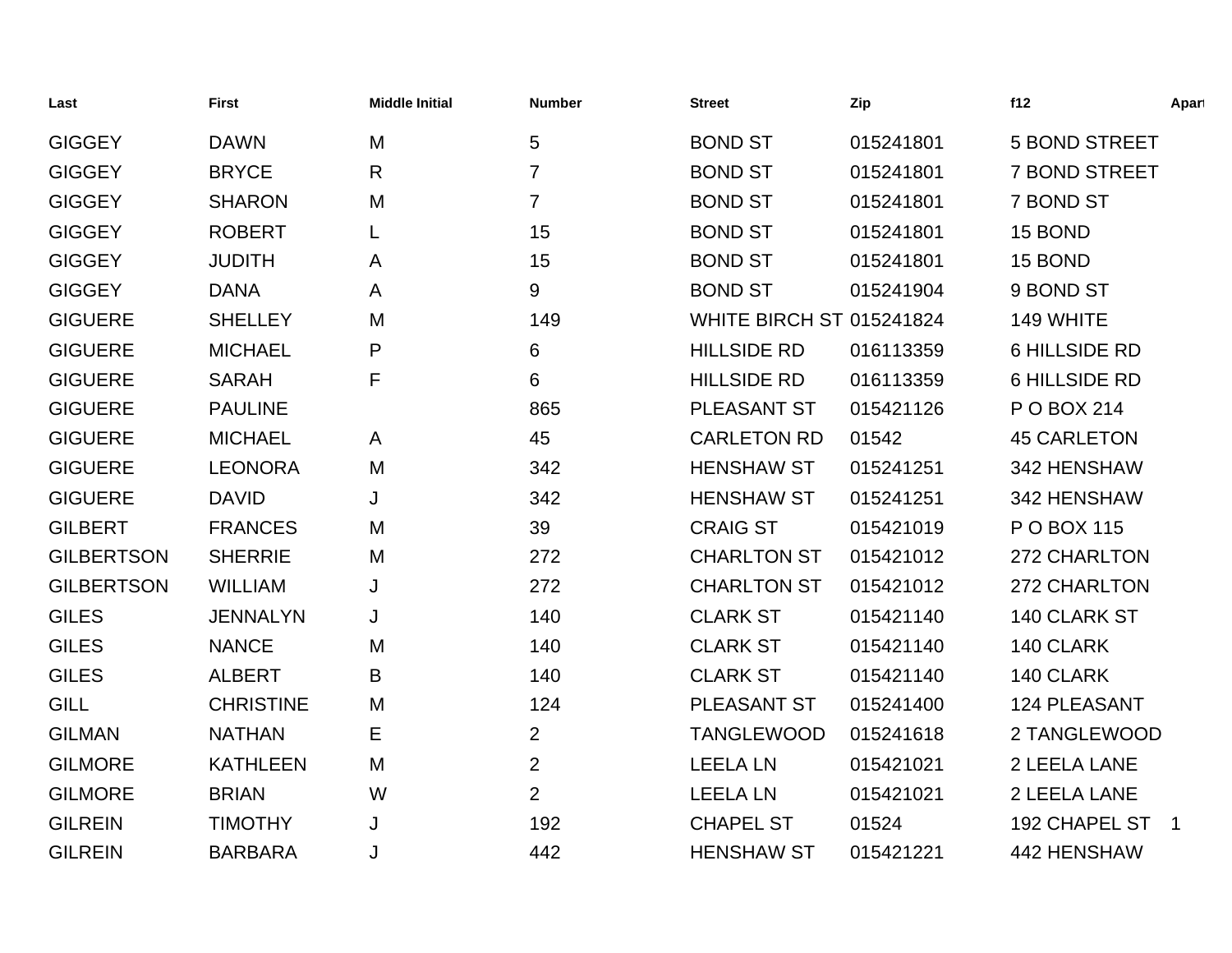| Last | First | Middle Initial | Number | Street | Zip | f12 | Apart |
| --- | --- | --- | --- | --- | --- | --- | --- |
| GIGGEY | DAWN | M | 5 | BOND ST | 015241801 | 5 BOND STREET | |
| GIGGEY | BRYCE | R | 7 | BOND ST | 015241801 | 7 BOND STREET | |
| GIGGEY | SHARON | M | 7 | BOND ST | 015241801 | 7 BOND ST | |
| GIGGEY | ROBERT | L | 15 | BOND ST | 015241801 | 15 BOND | |
| GIGGEY | JUDITH | A | 15 | BOND ST | 015241801 | 15 BOND | |
| GIGGEY | DANA | A | 9 | BOND ST | 015241904 | 9 BOND ST | |
| GIGUERE | SHELLEY | M | 149 | WHITE BIRCH ST | 015241824 | 149 WHITE | |
| GIGUERE | MICHAEL | P | 6 | HILLSIDE RD | 016113359 | 6 HILLSIDE RD | |
| GIGUERE | SARAH | F | 6 | HILLSIDE RD | 016113359 | 6 HILLSIDE RD | |
| GIGUERE | PAULINE | | 865 | PLEASANT ST | 015421126 | P O BOX 214 | |
| GIGUERE | MICHAEL | A | 45 | CARLETON RD | 01542 | 45 CARLETON | |
| GIGUERE | LEONORA | M | 342 | HENSHAW ST | 015241251 | 342 HENSHAW | |
| GIGUERE | DAVID | J | 342 | HENSHAW ST | 015241251 | 342 HENSHAW | |
| GILBERT | FRANCES | M | 39 | CRAIG ST | 015421019 | P O BOX 115 | |
| GILBERTSON | SHERRIE | M | 272 | CHARLTON ST | 015421012 | 272 CHARLTON | |
| GILBERTSON | WILLIAM | J | 272 | CHARLTON ST | 015421012 | 272 CHARLTON | |
| GILES | JENNALYN | J | 140 | CLARK ST | 015421140 | 140 CLARK ST | |
| GILES | NANCE | M | 140 | CLARK ST | 015421140 | 140 CLARK | |
| GILES | ALBERT | B | 140 | CLARK ST | 015421140 | 140 CLARK | |
| GILL | CHRISTINE | M | 124 | PLEASANT ST | 015241400 | 124 PLEASANT | |
| GILMAN | NATHAN | E | 2 | TANGLEWOOD | 015241618 | 2 TANGLEWOOD | |
| GILMORE | KATHLEEN | M | 2 | LEELA LN | 015421021 | 2 LEELA LANE | |
| GILMORE | BRIAN | W | 2 | LEELA LN | 015421021 | 2 LEELA LANE | |
| GILREIN | TIMOTHY | J | 192 | CHAPEL ST | 01524 | 192 CHAPEL ST | 1 |
| GILREIN | BARBARA | J | 442 | HENSHAW ST | 015421221 | 442 HENSHAW | |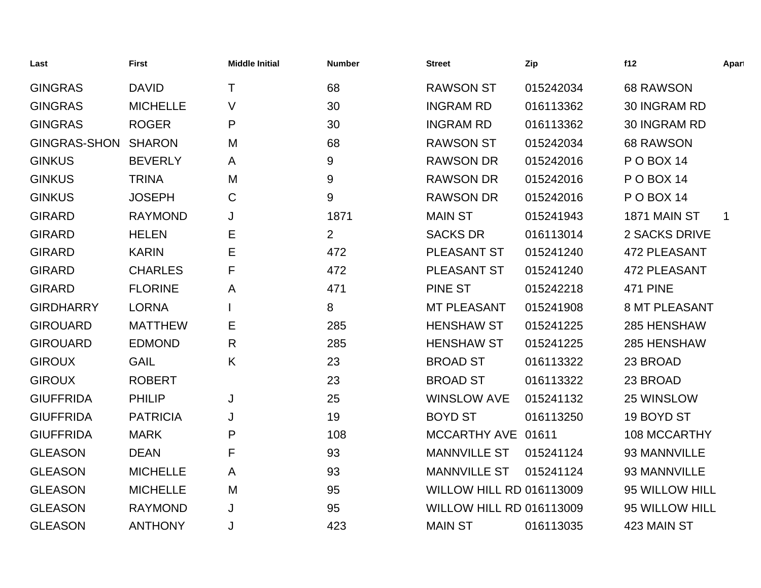| Last | First | Middle Initial | Number | Street | Zip | f12 | Apart |
|---|---|---|---|---|---|---|---|
| GINGRAS | DAVID | T | 68 | RAWSON ST | 015242034 | 68 RAWSON | |
| GINGRAS | MICHELLE | V | 30 | INGRAM RD | 016113362 | 30 INGRAM RD | |
| GINGRAS | ROGER | P | 30 | INGRAM RD | 016113362 | 30 INGRAM RD | |
| GINGRAS-SHON | SHARON | M | 68 | RAWSON ST | 015242034 | 68 RAWSON | |
| GINKUS | BEVERLY | A | 9 | RAWSON DR | 015242016 | P O BOX 14 | |
| GINKUS | TRINA | M | 9 | RAWSON DR | 015242016 | P O BOX 14 | |
| GINKUS | JOSEPH | C | 9 | RAWSON DR | 015242016 | P O BOX 14 | |
| GIRARD | RAYMOND | J | 1871 | MAIN ST | 015241943 | 1871 MAIN ST | 1 |
| GIRARD | HELEN | E | 2 | SACKS DR | 016113014 | 2 SACKS DRIVE | |
| GIRARD | KARIN | E | 472 | PLEASANT ST | 015241240 | 472 PLEASANT | |
| GIRARD | CHARLES | F | 472 | PLEASANT ST | 015241240 | 472 PLEASANT | |
| GIRARD | FLORINE | A | 471 | PINE ST | 015242218 | 471 PINE | |
| GIRDHARRY | LORNA | I | 8 | MT PLEASANT | 015241908 | 8 MT PLEASANT | |
| GIROUARD | MATTHEW | E | 285 | HENSHAW ST | 015241225 | 285 HENSHAW | |
| GIROUARD | EDMOND | R | 285 | HENSHAW ST | 015241225 | 285 HENSHAW | |
| GIROUX | GAIL | K | 23 | BROAD ST | 016113322 | 23 BROAD | |
| GIROUX | ROBERT | | 23 | BROAD ST | 016113322 | 23 BROAD | |
| GIUFFRIDA | PHILIP | J | 25 | WINSLOW AVE | 015241132 | 25 WINSLOW | |
| GIUFFRIDA | PATRICIA | J | 19 | BOYD ST | 016113250 | 19 BOYD ST | |
| GIUFFRIDA | MARK | P | 108 | MCCARTHY AVE | 01611 | 108 MCCARTHY | |
| GLEASON | DEAN | F | 93 | MANNVILLE ST | 015241124 | 93 MANNVILLE | |
| GLEASON | MICHELLE | A | 93 | MANNVILLE ST | 015241124 | 93 MANNVILLE | |
| GLEASON | MICHELLE | M | 95 | WILLOW HILL RD | 016113009 | 95 WILLOW HILL | |
| GLEASON | RAYMOND | J | 95 | WILLOW HILL RD | 016113009 | 95 WILLOW HILL | |
| GLEASON | ANTHONY | J | 423 | MAIN ST | 016113035 | 423 MAIN ST | |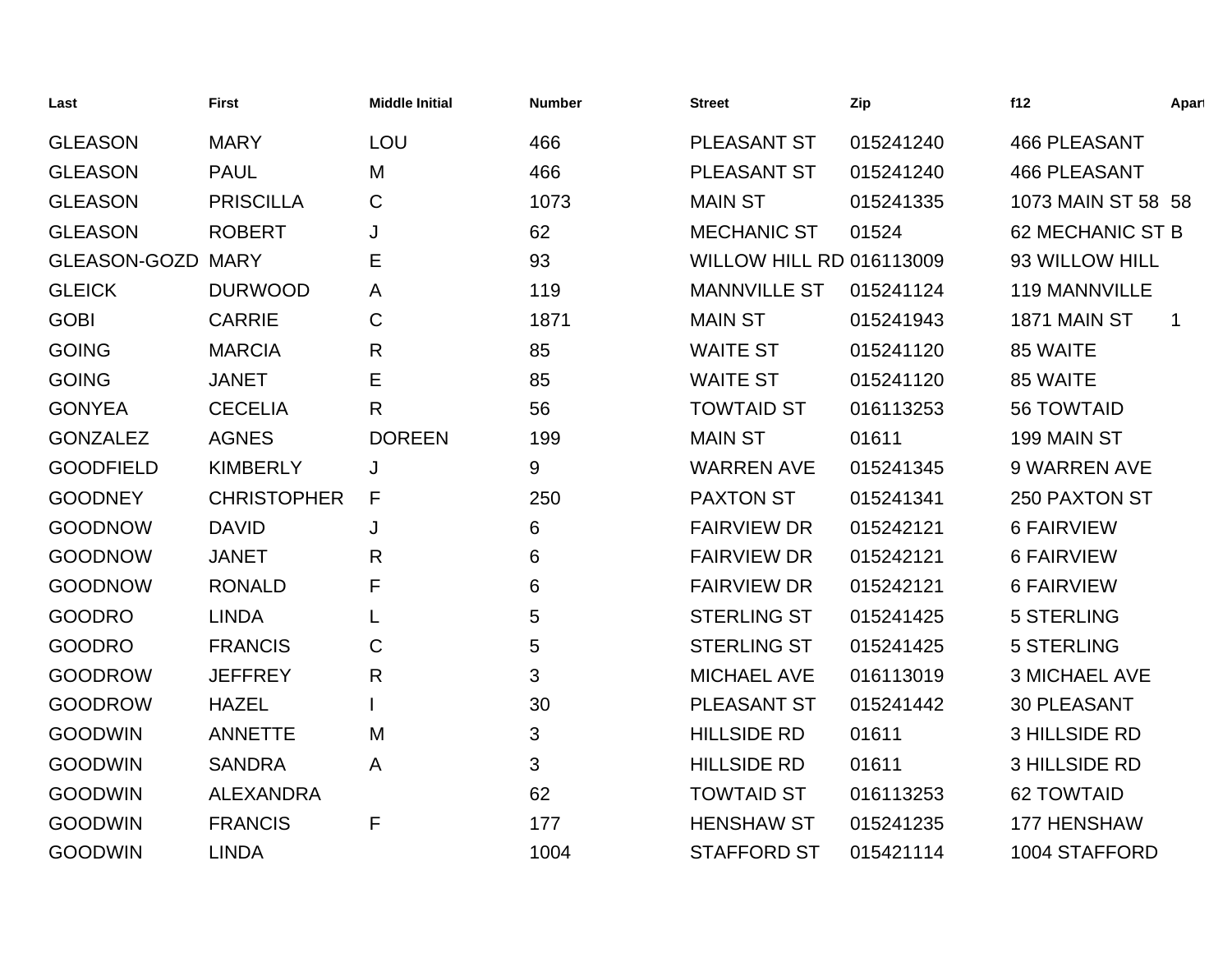| Last | First | Middle Initial | Number | Street | Zip | f12 | Apart |
|---|---|---|---|---|---|---|---|
| GLEASON | MARY | LOU | 466 | PLEASANT ST | 015241240 | 466 PLEASANT | |
| GLEASON | PAUL | M | 466 | PLEASANT ST | 015241240 | 466 PLEASANT | |
| GLEASON | PRISCILLA | C | 1073 | MAIN ST | 015241335 | 1073 MAIN ST 58 | 58 |
| GLEASON | ROBERT | J | 62 | MECHANIC ST | 01524 | 62 MECHANIC ST B | |
| GLEASON-GOZD | MARY | E | 93 | WILLOW HILL RD | 016113009 | 93 WILLOW HILL | |
| GLEICK | DURWOOD | A | 119 | MANNVILLE ST | 015241124 | 119 MANNVILLE | |
| GOBI | CARRIE | C | 1871 | MAIN ST | 015241943 | 1871 MAIN ST | 1 |
| GOING | MARCIA | R | 85 | WAITE ST | 015241120 | 85 WAITE | |
| GOING | JANET | E | 85 | WAITE ST | 015241120 | 85 WAITE | |
| GONYEA | CECELIA | R | 56 | TOWTAID ST | 016113253 | 56 TOWTAID | |
| GONZALEZ | AGNES | DOREEN | 199 | MAIN ST | 01611 | 199 MAIN ST | |
| GOODFIELD | KIMBERLY | J | 9 | WARREN AVE | 015241345 | 9 WARREN AVE | |
| GOODNEY | CHRISTOPHER | F | 250 | PAXTON ST | 015241341 | 250 PAXTON ST | |
| GOODNOW | DAVID | J | 6 | FAIRVIEW DR | 015242121 | 6 FAIRVIEW | |
| GOODNOW | JANET | R | 6 | FAIRVIEW DR | 015242121 | 6 FAIRVIEW | |
| GOODNOW | RONALD | F | 6 | FAIRVIEW DR | 015242121 | 6 FAIRVIEW | |
| GOODRO | LINDA | L | 5 | STERLING ST | 015241425 | 5 STERLING | |
| GOODRO | FRANCIS | C | 5 | STERLING ST | 015241425 | 5 STERLING | |
| GOODROW | JEFFREY | R | 3 | MICHAEL AVE | 016113019 | 3 MICHAEL AVE | |
| GOODROW | HAZEL | I | 30 | PLEASANT ST | 015241442 | 30 PLEASANT | |
| GOODWIN | ANNETTE | M | 3 | HILLSIDE RD | 01611 | 3 HILLSIDE RD | |
| GOODWIN | SANDRA | A | 3 | HILLSIDE RD | 01611 | 3 HILLSIDE RD | |
| GOODWIN | ALEXANDRA | | 62 | TOWTAID ST | 016113253 | 62 TOWTAID | |
| GOODWIN | FRANCIS | F | 177 | HENSHAW ST | 015241235 | 177 HENSHAW | |
| GOODWIN | LINDA | | 1004 | STAFFORD ST | 015421114 | 1004 STAFFORD | |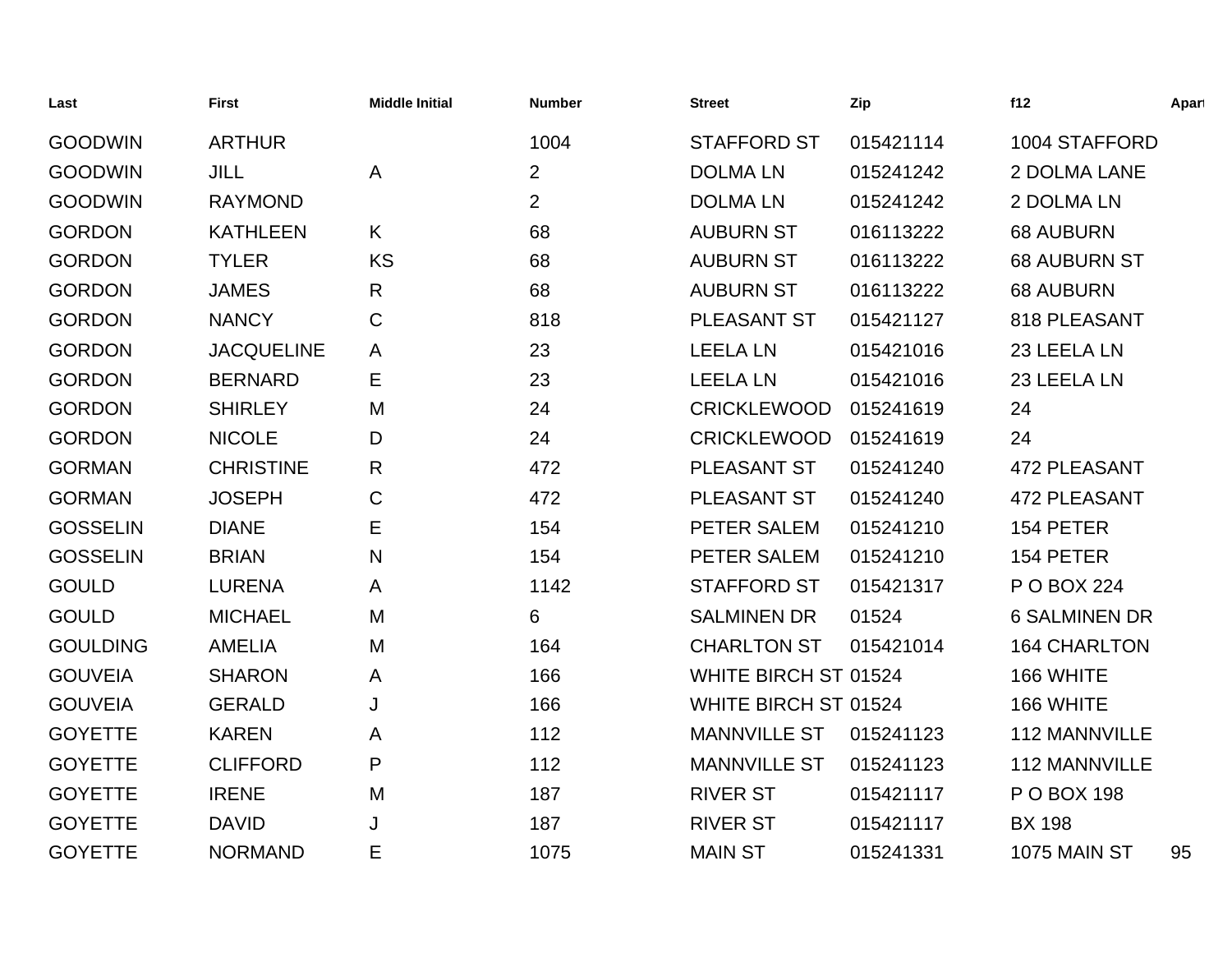| Last | First | Middle Initial | Number | Street | Zip | f12 | Apart |
|---|---|---|---|---|---|---|---|
| GOODWIN | ARTHUR | | 1004 | STAFFORD ST | 015421114 | 1004 STAFFORD | |
| GOODWIN | JILL | A | 2 | DOLMA LN | 015241242 | 2 DOLMA LANE | |
| GOODWIN | RAYMOND | | 2 | DOLMA LN | 015241242 | 2 DOLMA LN | |
| GORDON | KATHLEEN | K | 68 | AUBURN ST | 016113222 | 68 AUBURN | |
| GORDON | TYLER | KS | 68 | AUBURN ST | 016113222 | 68 AUBURN ST | |
| GORDON | JAMES | R | 68 | AUBURN ST | 016113222 | 68 AUBURN | |
| GORDON | NANCY | C | 818 | PLEASANT ST | 015421127 | 818 PLEASANT | |
| GORDON | JACQUELINE | A | 23 | LEELA LN | 015421016 | 23 LEELA LN | |
| GORDON | BERNARD | E | 23 | LEELA LN | 015421016 | 23 LEELA LN | |
| GORDON | SHIRLEY | M | 24 | CRICKLEWOOD | 015241619 | 24 | |
| GORDON | NICOLE | D | 24 | CRICKLEWOOD | 015241619 | 24 | |
| GORMAN | CHRISTINE | R | 472 | PLEASANT ST | 015241240 | 472 PLEASANT | |
| GORMAN | JOSEPH | C | 472 | PLEASANT ST | 015241240 | 472 PLEASANT | |
| GOSSELIN | DIANE | E | 154 | PETER SALEM | 015241210 | 154 PETER | |
| GOSSELIN | BRIAN | N | 154 | PETER SALEM | 015241210 | 154 PETER | |
| GOULD | LURENA | A | 1142 | STAFFORD ST | 015421317 | P O BOX 224 | |
| GOULD | MICHAEL | M | 6 | SALMINEN DR | 01524 | 6 SALMINEN DR | |
| GOULDING | AMELIA | M | 164 | CHARLTON ST | 015421014 | 164 CHARLTON | |
| GOUVEIA | SHARON | A | 166 | WHITE BIRCH ST | 01524 | 166 WHITE | |
| GOUVEIA | GERALD | J | 166 | WHITE BIRCH ST | 01524 | 166 WHITE | |
| GOYETTE | KAREN | A | 112 | MANNVILLE ST | 015241123 | 112 MANNVILLE | |
| GOYETTE | CLIFFORD | P | 112 | MANNVILLE ST | 015241123 | 112 MANNVILLE | |
| GOYETTE | IRENE | M | 187 | RIVER ST | 015421117 | P O BOX 198 | |
| GOYETTE | DAVID | J | 187 | RIVER ST | 015421117 | BX 198 | |
| GOYETTE | NORMAND | E | 1075 | MAIN ST | 015241331 | 1075 MAIN ST | 95 |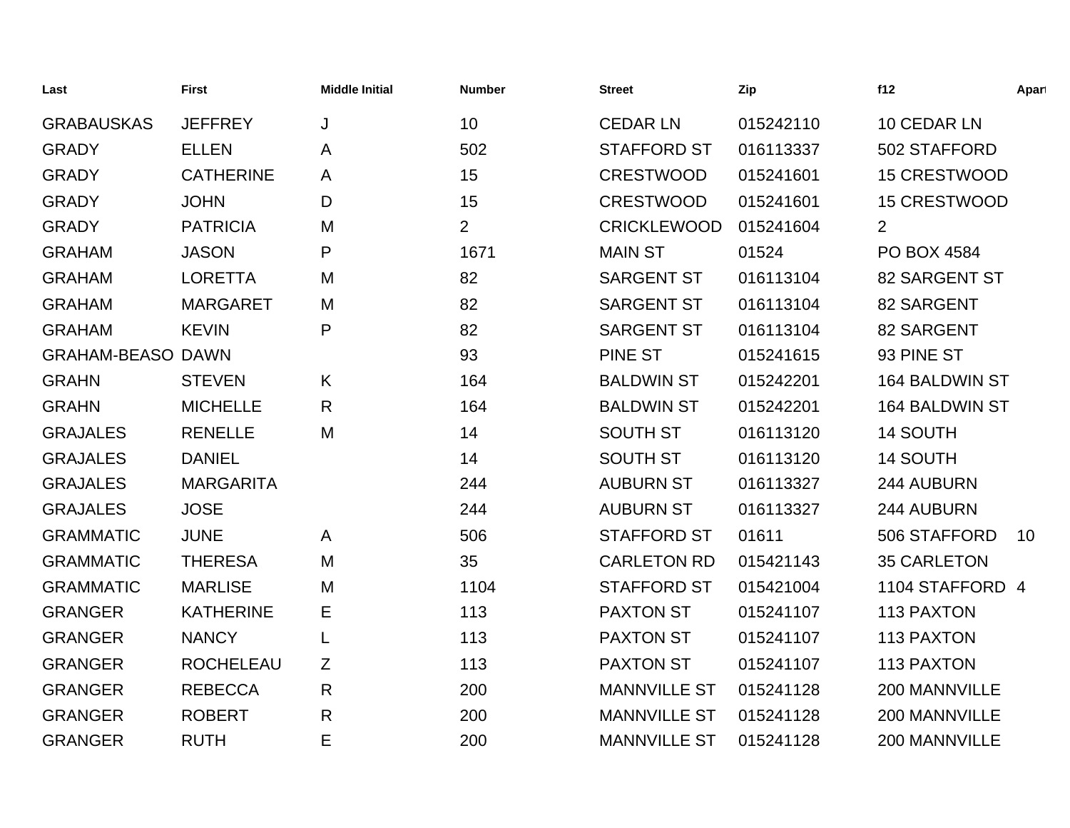| Last | First | Middle Initial | Number | Street | Zip | f12 | Apart |
|---|---|---|---|---|---|---|---|
| GRABAUSKAS | JEFFREY | J | 10 | CEDAR LN | 015242110 | 10 CEDAR LN | |
| GRADY | ELLEN | A | 502 | STAFFORD ST | 016113337 | 502 STAFFORD | |
| GRADY | CATHERINE | A | 15 | CRESTWOOD | 015241601 | 15 CRESTWOOD | |
| GRADY | JOHN | D | 15 | CRESTWOOD | 015241601 | 15 CRESTWOOD | |
| GRADY | PATRICIA | M | 2 | CRICKLEWOOD | 015241604 | 2 | |
| GRAHAM | JASON | P | 1671 | MAIN ST | 01524 | PO BOX 4584 | |
| GRAHAM | LORETTA | M | 82 | SARGENT ST | 016113104 | 82 SARGENT ST | |
| GRAHAM | MARGARET | M | 82 | SARGENT ST | 016113104 | 82 SARGENT | |
| GRAHAM | KEVIN | P | 82 | SARGENT ST | 016113104 | 82 SARGENT | |
| GRAHAM-BEASO | DAWN | | 93 | PINE ST | 015241615 | 93 PINE ST | |
| GRAHN | STEVEN | K | 164 | BALDWIN ST | 015242201 | 164 BALDWIN ST | |
| GRAHN | MICHELLE | R | 164 | BALDWIN ST | 015242201 | 164 BALDWIN ST | |
| GRAJALES | RENELLE | M | 14 | SOUTH ST | 016113120 | 14 SOUTH | |
| GRAJALES | DANIEL | | 14 | SOUTH ST | 016113120 | 14 SOUTH | |
| GRAJALES | MARGARITA | | 244 | AUBURN ST | 016113327 | 244 AUBURN | |
| GRAJALES | JOSE | | 244 | AUBURN ST | 016113327 | 244 AUBURN | |
| GRAMMATIC | JUNE | A | 506 | STAFFORD ST | 01611 | 506 STAFFORD | 10 |
| GRAMMATIC | THERESA | M | 35 | CARLETON RD | 015421143 | 35 CARLETON | |
| GRAMMATIC | MARLISE | M | 1104 | STAFFORD ST | 015421004 | 1104 STAFFORD | 4 |
| GRANGER | KATHERINE | E | 113 | PAXTON ST | 015241107 | 113 PAXTON | |
| GRANGER | NANCY | L | 113 | PAXTON ST | 015241107 | 113 PAXTON | |
| GRANGER | ROCHELEAU | Z | 113 | PAXTON ST | 015241107 | 113 PAXTON | |
| GRANGER | REBECCA | R | 200 | MANNVILLE ST | 015241128 | 200 MANNVILLE | |
| GRANGER | ROBERT | R | 200 | MANNVILLE ST | 015241128 | 200 MANNVILLE | |
| GRANGER | RUTH | E | 200 | MANNVILLE ST | 015241128 | 200 MANNVILLE | |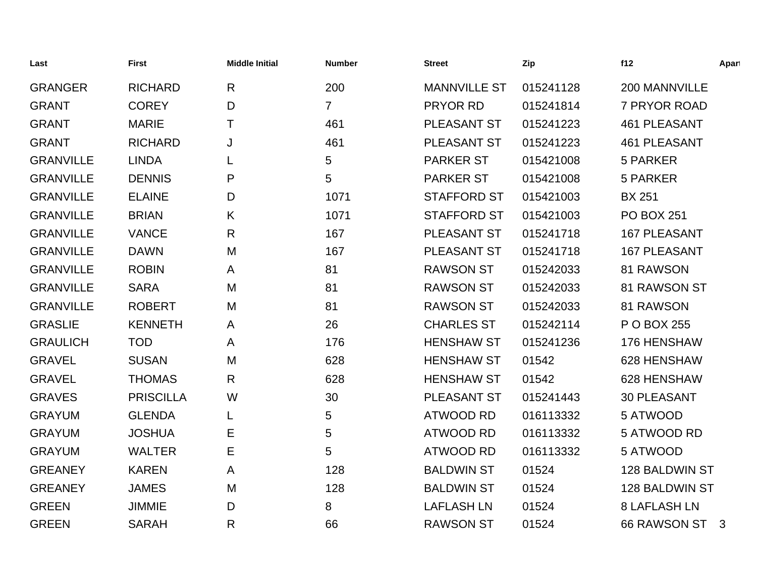| Last | First | Middle Initial | Number | Street | Zip | f12 | Apart |
|---|---|---|---|---|---|---|---|
| GRANGER | RICHARD | R | 200 | MANNVILLE ST | 015241128 | 200 MANNVILLE | |
| GRANT | COREY | D | 7 | PRYOR RD | 015241814 | 7 PRYOR ROAD | |
| GRANT | MARIE | T | 461 | PLEASANT ST | 015241223 | 461 PLEASANT | |
| GRANT | RICHARD | J | 461 | PLEASANT ST | 015241223 | 461 PLEASANT | |
| GRANVILLE | LINDA | L | 5 | PARKER ST | 015421008 | 5 PARKER | |
| GRANVILLE | DENNIS | P | 5 | PARKER ST | 015421008 | 5 PARKER | |
| GRANVILLE | ELAINE | D | 1071 | STAFFORD ST | 015421003 | BX 251 | |
| GRANVILLE | BRIAN | K | 1071 | STAFFORD ST | 015421003 | PO BOX 251 | |
| GRANVILLE | VANCE | R | 167 | PLEASANT ST | 015241718 | 167 PLEASANT | |
| GRANVILLE | DAWN | M | 167 | PLEASANT ST | 015241718 | 167 PLEASANT | |
| GRANVILLE | ROBIN | A | 81 | RAWSON ST | 015242033 | 81 RAWSON | |
| GRANVILLE | SARA | M | 81 | RAWSON ST | 015242033 | 81 RAWSON ST | |
| GRANVILLE | ROBERT | M | 81 | RAWSON ST | 015242033 | 81 RAWSON | |
| GRASLIE | KENNETH | A | 26 | CHARLES ST | 015242114 | P O BOX 255 | |
| GRAULICH | TOD | A | 176 | HENSHAW ST | 015241236 | 176 HENSHAW | |
| GRAVEL | SUSAN | M | 628 | HENSHAW ST | 01542 | 628 HENSHAW | |
| GRAVEL | THOMAS | R | 628 | HENSHAW ST | 01542 | 628 HENSHAW | |
| GRAVES | PRISCILLA | W | 30 | PLEASANT ST | 015241443 | 30 PLEASANT | |
| GRAYUM | GLENDA | L | 5 | ATWOOD RD | 016113332 | 5 ATWOOD | |
| GRAYUM | JOSHUA | E | 5 | ATWOOD RD | 016113332 | 5 ATWOOD RD | |
| GRAYUM | WALTER | E | 5 | ATWOOD RD | 016113332 | 5 ATWOOD | |
| GREANEY | KAREN | A | 128 | BALDWIN ST | 01524 | 128 BALDWIN ST | |
| GREANEY | JAMES | M | 128 | BALDWIN ST | 01524 | 128 BALDWIN ST | |
| GREEN | JIMMIE | D | 8 | LAFLASH LN | 01524 | 8 LAFLASH LN | |
| GREEN | SARAH | R | 66 | RAWSON ST | 01524 | 66 RAWSON ST | 3 |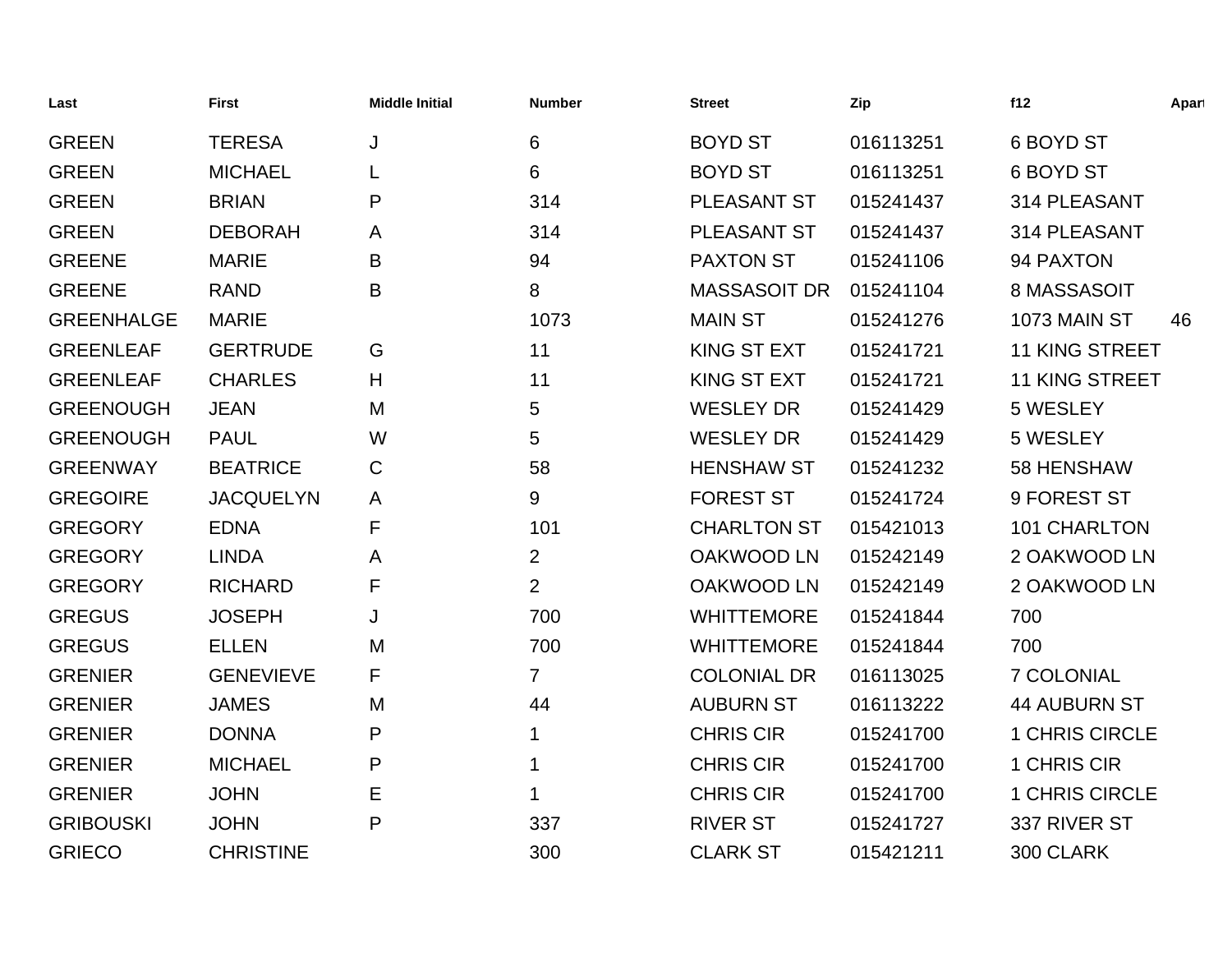| Last | First | Middle Initial | Number | Street | Zip | f12 | Apart |
|---|---|---|---|---|---|---|---|
| GREEN | TERESA | J | 6 | BOYD ST | 016113251 | 6 BOYD ST | |
| GREEN | MICHAEL | L | 6 | BOYD ST | 016113251 | 6 BOYD ST | |
| GREEN | BRIAN | P | 314 | PLEASANT ST | 015241437 | 314 PLEASANT | |
| GREEN | DEBORAH | A | 314 | PLEASANT ST | 015241437 | 314 PLEASANT | |
| GREENE | MARIE | B | 94 | PAXTON ST | 015241106 | 94 PAXTON | |
| GREENE | RAND | B | 8 | MASSASOIT DR | 015241104 | 8 MASSASOIT | |
| GREENHALGE | MARIE | | 1073 | MAIN ST | 015241276 | 1073 MAIN ST | 46 |
| GREENLEAF | GERTRUDE | G | 11 | KING ST EXT | 015241721 | 11 KING STREET | |
| GREENLEAF | CHARLES | H | 11 | KING ST EXT | 015241721 | 11 KING STREET | |
| GREENOUGH | JEAN | M | 5 | WESLEY DR | 015241429 | 5 WESLEY | |
| GREENOUGH | PAUL | W | 5 | WESLEY DR | 015241429 | 5 WESLEY | |
| GREENWAY | BEATRICE | C | 58 | HENSHAW ST | 015241232 | 58 HENSHAW | |
| GREGOIRE | JACQUELYN | A | 9 | FOREST ST | 015241724 | 9 FOREST ST | |
| GREGORY | EDNA | F | 101 | CHARLTON ST | 015421013 | 101 CHARLTON | |
| GREGORY | LINDA | A | 2 | OAKWOOD LN | 015242149 | 2 OAKWOOD LN | |
| GREGORY | RICHARD | F | 2 | OAKWOOD LN | 015242149 | 2 OAKWOOD LN | |
| GREGUS | JOSEPH | J | 700 | WHITTEMORE | 015241844 | 700 | |
| GREGUS | ELLEN | M | 700 | WHITTEMORE | 015241844 | 700 | |
| GRENIER | GENEVIEVE | F | 7 | COLONIAL DR | 016113025 | 7 COLONIAL | |
| GRENIER | JAMES | M | 44 | AUBURN ST | 016113222 | 44 AUBURN ST | |
| GRENIER | DONNA | P | 1 | CHRIS CIR | 015241700 | 1 CHRIS CIRCLE | |
| GRENIER | MICHAEL | P | 1 | CHRIS CIR | 015241700 | 1 CHRIS CIR | |
| GRENIER | JOHN | E | 1 | CHRIS CIR | 015241700 | 1 CHRIS CIRCLE | |
| GRIBOUSKI | JOHN | P | 337 | RIVER ST | 015241727 | 337 RIVER ST | |
| GRIECO | CHRISTINE | | 300 | CLARK ST | 015421211 | 300 CLARK | |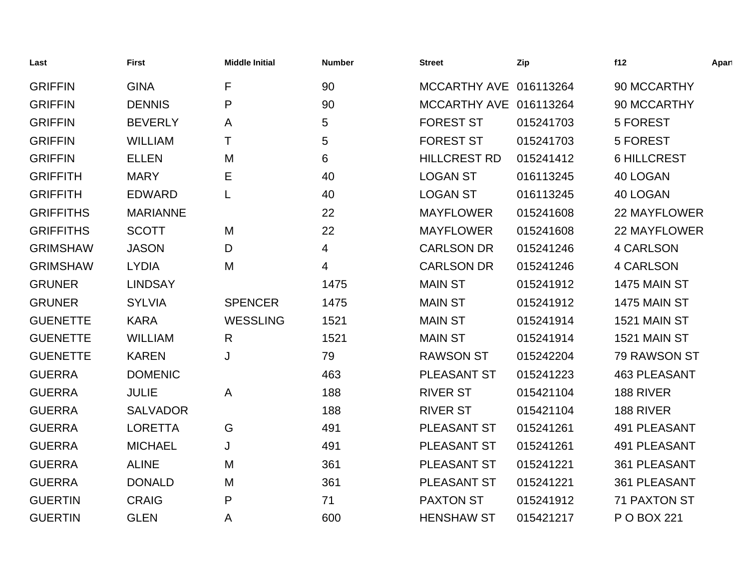| Last | First | Middle Initial | Number | Street | Zip | f12 | Apart |
|---|---|---|---|---|---|---|---|
| GRIFFIN | GINA | F | 90 | MCCARTHY AVE | 016113264 | 90 MCCARTHY | |
| GRIFFIN | DENNIS | P | 90 | MCCARTHY AVE | 016113264 | 90 MCCARTHY | |
| GRIFFIN | BEVERLY | A | 5 | FOREST ST | 015241703 | 5 FOREST | |
| GRIFFIN | WILLIAM | T | 5 | FOREST ST | 015241703 | 5 FOREST | |
| GRIFFIN | ELLEN | M | 6 | HILLCREST RD | 015241412 | 6 HILLCREST | |
| GRIFFITH | MARY | E | 40 | LOGAN ST | 016113245 | 40 LOGAN | |
| GRIFFITH | EDWARD | L | 40 | LOGAN ST | 016113245 | 40 LOGAN | |
| GRIFFITHS | MARIANNE | | 22 | MAYFLOWER | 015241608 | 22 MAYFLOWER | |
| GRIFFITHS | SCOTT | M | 22 | MAYFLOWER | 015241608 | 22 MAYFLOWER | |
| GRIMSHAW | JASON | D | 4 | CARLSON DR | 015241246 | 4 CARLSON | |
| GRIMSHAW | LYDIA | M | 4 | CARLSON DR | 015241246 | 4 CARLSON | |
| GRUNER | LINDSAY | | 1475 | MAIN ST | 015241912 | 1475 MAIN ST | |
| GRUNER | SYLVIA | SPENCER | 1475 | MAIN ST | 015241912 | 1475 MAIN ST | |
| GUENETTE | KARA | WESSLING | 1521 | MAIN ST | 015241914 | 1521 MAIN ST | |
| GUENETTE | WILLIAM | R | 1521 | MAIN ST | 015241914 | 1521 MAIN ST | |
| GUENETTE | KAREN | J | 79 | RAWSON ST | 015242204 | 79 RAWSON ST | |
| GUERRA | DOMENIC | | 463 | PLEASANT ST | 015241223 | 463 PLEASANT | |
| GUERRA | JULIE | A | 188 | RIVER ST | 015421104 | 188 RIVER | |
| GUERRA | SALVADOR | | 188 | RIVER ST | 015421104 | 188 RIVER | |
| GUERRA | LORETTA | G | 491 | PLEASANT ST | 015241261 | 491 PLEASANT | |
| GUERRA | MICHAEL | J | 491 | PLEASANT ST | 015241261 | 491 PLEASANT | |
| GUERRA | ALINE | M | 361 | PLEASANT ST | 015241221 | 361 PLEASANT | |
| GUERRA | DONALD | M | 361 | PLEASANT ST | 015241221 | 361 PLEASANT | |
| GUERTIN | CRAIG | P | 71 | PAXTON ST | 015241912 | 71 PAXTON ST | |
| GUERTIN | GLEN | A | 600 | HENSHAW ST | 015421217 | P O BOX 221 | |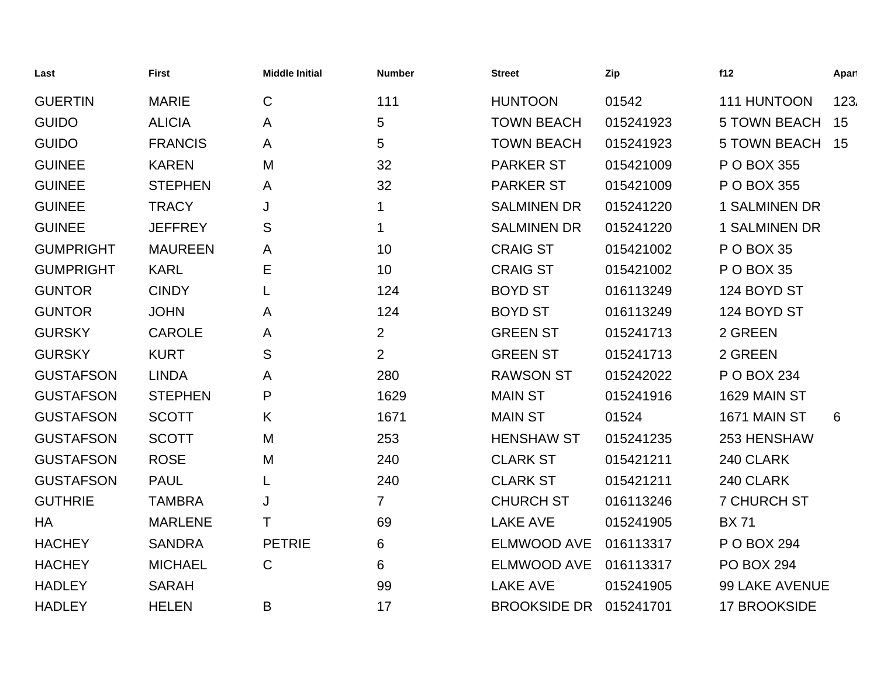| Last | First | Middle Initial | Number | Street | Zip | f12 | Apart |
| --- | --- | --- | --- | --- | --- | --- | --- |
| GUERTIN | MARIE | C | 111 | HUNTOON | 01542 | 111 HUNTOON | 123A |
| GUIDO | ALICIA | A | 5 | TOWN BEACH | 015241923 | 5 TOWN BEACH | 15 |
| GUIDO | FRANCIS | A | 5 | TOWN BEACH | 015241923 | 5 TOWN BEACH | 15 |
| GUINEE | KAREN | M | 32 | PARKER ST | 015421009 | P O BOX 355 | |
| GUINEE | STEPHEN | A | 32 | PARKER ST | 015421009 | P O BOX 355 | |
| GUINEE | TRACY | J | 1 | SALMINEN DR | 015241220 | 1 SALMINEN DR | |
| GUINEE | JEFFREY | S | 1 | SALMINEN DR | 015241220 | 1 SALMINEN DR | |
| GUMPRIGHT | MAUREEN | A | 10 | CRAIG ST | 015421002 | P O BOX 35 | |
| GUMPRIGHT | KARL | E | 10 | CRAIG ST | 015421002 | P O BOX 35 | |
| GUNTOR | CINDY | L | 124 | BOYD ST | 016113249 | 124 BOYD ST | |
| GUNTOR | JOHN | A | 124 | BOYD ST | 016113249 | 124 BOYD ST | |
| GURSKY | CAROLE | A | 2 | GREEN ST | 015241713 | 2 GREEN | |
| GURSKY | KURT | S | 2 | GREEN ST | 015241713 | 2 GREEN | |
| GUSTAFSON | LINDA | A | 280 | RAWSON ST | 015242022 | P O BOX 234 | |
| GUSTAFSON | STEPHEN | P | 1629 | MAIN ST | 015241916 | 1629 MAIN ST | |
| GUSTAFSON | SCOTT | K | 1671 | MAIN ST | 01524 | 1671 MAIN ST | 6 |
| GUSTAFSON | SCOTT | M | 253 | HENSHAW ST | 015241235 | 253 HENSHAW | |
| GUSTAFSON | ROSE | M | 240 | CLARK ST | 015421211 | 240 CLARK | |
| GUSTAFSON | PAUL | L | 240 | CLARK ST | 015421211 | 240 CLARK | |
| GUTHRIE | TAMBRA | J | 7 | CHURCH ST | 016113246 | 7 CHURCH ST | |
| HA | MARLENE | T | 69 | LAKE AVE | 015241905 | BX 71 | |
| HACHEY | SANDRA | PETRIE | 6 | ELMWOOD AVE | 016113317 | P O BOX 294 | |
| HACHEY | MICHAEL | C | 6 | ELMWOOD AVE | 016113317 | PO BOX 294 | |
| HADLEY | SARAH | | 99 | LAKE AVE | 015241905 | 99 LAKE AVENUE | |
| HADLEY | HELEN | B | 17 | BROOKSIDE DR | 015241701 | 17 BROOKSIDE | |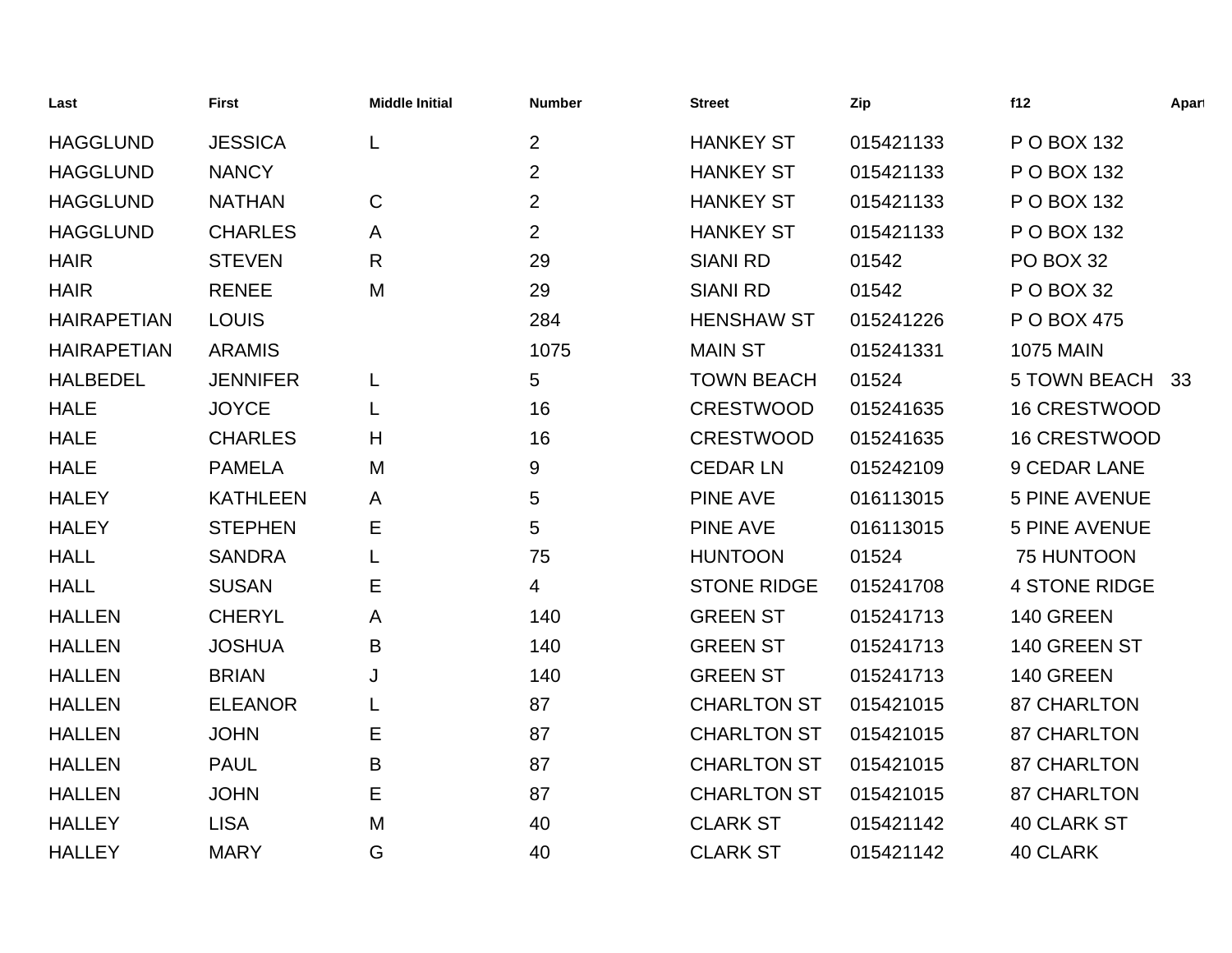| Last | First | Middle Initial | Number | Street | Zip | f12 | Apart |
|---|---|---|---|---|---|---|---|
| HAGGLUND | JESSICA | L | 2 | HANKEY ST | 015421133 | P O BOX 132 | |
| HAGGLUND | NANCY | | 2 | HANKEY ST | 015421133 | P O BOX 132 | |
| HAGGLUND | NATHAN | C | 2 | HANKEY ST | 015421133 | P O BOX 132 | |
| HAGGLUND | CHARLES | A | 2 | HANKEY ST | 015421133 | P O BOX 132 | |
| HAIR | STEVEN | R | 29 | SIANI RD | 01542 | PO BOX 32 | |
| HAIR | RENEE | M | 29 | SIANI RD | 01542 | P O BOX 32 | |
| HAIRAPETIAN | LOUIS | | 284 | HENSHAW ST | 015241226 | P O BOX 475 | |
| HAIRAPETIAN | ARAMIS | | 1075 | MAIN ST | 015241331 | 1075 MAIN | |
| HALBEDEL | JENNIFER | L | 5 | TOWN BEACH | 01524 | 5 TOWN BEACH | 33 |
| HALE | JOYCE | L | 16 | CRESTWOOD | 015241635 | 16 CRESTWOOD | |
| HALE | CHARLES | H | 16 | CRESTWOOD | 015241635 | 16 CRESTWOOD | |
| HALE | PAMELA | M | 9 | CEDAR LN | 015242109 | 9 CEDAR LANE | |
| HALEY | KATHLEEN | A | 5 | PINE AVE | 016113015 | 5 PINE AVENUE | |
| HALEY | STEPHEN | E | 5 | PINE AVE | 016113015 | 5 PINE AVENUE | |
| HALL | SANDRA | L | 75 | HUNTOON | 01524 | 75 HUNTOON | |
| HALL | SUSAN | E | 4 | STONE RIDGE | 015241708 | 4 STONE RIDGE | |
| HALLEN | CHERYL | A | 140 | GREEN ST | 015241713 | 140 GREEN | |
| HALLEN | JOSHUA | B | 140 | GREEN ST | 015241713 | 140 GREEN ST | |
| HALLEN | BRIAN | J | 140 | GREEN ST | 015241713 | 140 GREEN | |
| HALLEN | ELEANOR | L | 87 | CHARLTON ST | 015421015 | 87 CHARLTON | |
| HALLEN | JOHN | E | 87 | CHARLTON ST | 015421015 | 87 CHARLTON | |
| HALLEN | PAUL | B | 87 | CHARLTON ST | 015421015 | 87 CHARLTON | |
| HALLEN | JOHN | E | 87 | CHARLTON ST | 015421015 | 87 CHARLTON | |
| HALLEY | LISA | M | 40 | CLARK ST | 015421142 | 40 CLARK ST | |
| HALLEY | MARY | G | 40 | CLARK ST | 015421142 | 40 CLARK | |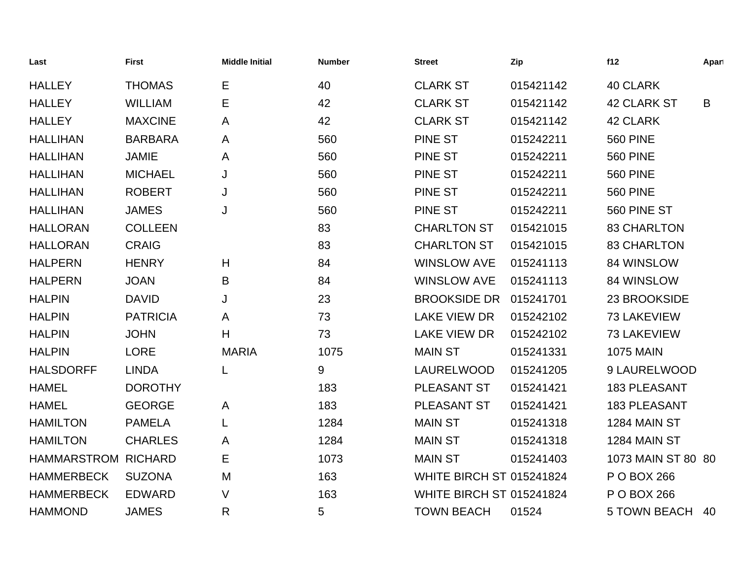| Last | First | Middle Initial | Number | Street | Zip | f12 | Apart |
|---|---|---|---|---|---|---|---|
| HALLEY | THOMAS | E | 40 | CLARK ST | 015421142 | 40 CLARK | |
| HALLEY | WILLIAM | E | 42 | CLARK ST | 015421142 | 42 CLARK ST | B |
| HALLEY | MAXCINE | A | 42 | CLARK ST | 015421142 | 42 CLARK | |
| HALLIHAN | BARBARA | A | 560 | PINE ST | 015242211 | 560 PINE | |
| HALLIHAN | JAMIE | A | 560 | PINE ST | 015242211 | 560 PINE | |
| HALLIHAN | MICHAEL | J | 560 | PINE ST | 015242211 | 560 PINE | |
| HALLIHAN | ROBERT | J | 560 | PINE ST | 015242211 | 560 PINE | |
| HALLIHAN | JAMES | J | 560 | PINE ST | 015242211 | 560 PINE ST | |
| HALLORAN | COLLEEN | | 83 | CHARLTON ST | 015421015 | 83 CHARLTON | |
| HALLORAN | CRAIG | | 83 | CHARLTON ST | 015421015 | 83 CHARLTON | |
| HALPERN | HENRY | H | 84 | WINSLOW AVE | 015241113 | 84 WINSLOW | |
| HALPERN | JOAN | B | 84 | WINSLOW AVE | 015241113 | 84 WINSLOW | |
| HALPIN | DAVID | J | 23 | BROOKSIDE DR | 015241701 | 23 BROOKSIDE | |
| HALPIN | PATRICIA | A | 73 | LAKE VIEW DR | 015242102 | 73 LAKEVIEW | |
| HALPIN | JOHN | H | 73 | LAKE VIEW DR | 015242102 | 73 LAKEVIEW | |
| HALPIN | LORE | MARIA | 1075 | MAIN ST | 015241331 | 1075 MAIN | |
| HALSDORFF | LINDA | L | 9 | LAURELWOOD | 015241205 | 9 LAURELWOOD | |
| HAMEL | DOROTHY | | 183 | PLEASANT ST | 015241421 | 183 PLEASANT | |
| HAMEL | GEORGE | A | 183 | PLEASANT ST | 015241421 | 183 PLEASANT | |
| HAMILTON | PAMELA | L | 1284 | MAIN ST | 015241318 | 1284 MAIN ST | |
| HAMILTON | CHARLES | A | 1284 | MAIN ST | 015241318 | 1284 MAIN ST | |
| HAMMARSTROM | RICHARD | E | 1073 | MAIN ST | 015241403 | 1073 MAIN ST 80 | 80 |
| HAMMERBECK | SUZONA | M | 163 | WHITE BIRCH ST | 015241824 | P O BOX 266 | |
| HAMMERBECK | EDWARD | V | 163 | WHITE BIRCH ST | 015241824 | P O BOX 266 | |
| HAMMOND | JAMES | R | 5 | TOWN BEACH | 01524 | 5 TOWN BEACH | 40 |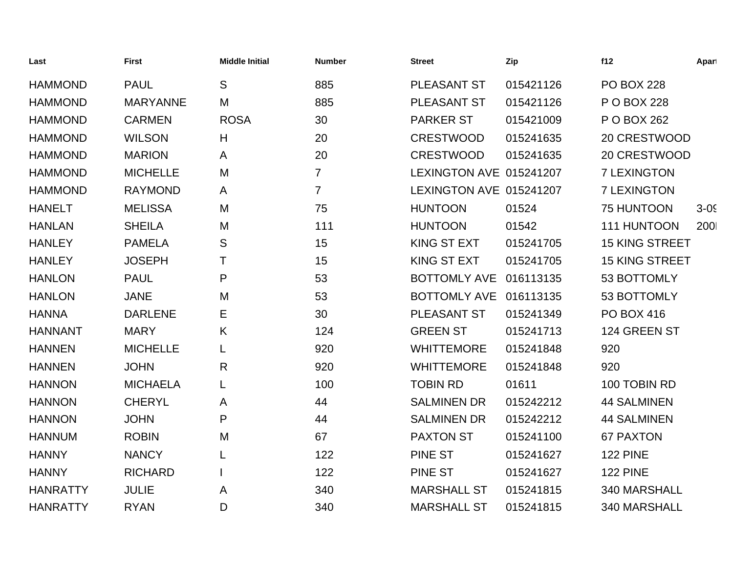| Last | First | Middle Initial | Number | Street | Zip | f12 | Apart |
|---|---|---|---|---|---|---|---|
| HAMMOND | PAUL | S | 885 | PLEASANT ST | 015421126 | PO BOX 228 | |
| HAMMOND | MARYANNE | M | 885 | PLEASANT ST | 015421126 | P O BOX 228 | |
| HAMMOND | CARMEN | ROSA | 30 | PARKER ST | 015421009 | P O BOX 262 | |
| HAMMOND | WILSON | H | 20 | CRESTWOOD | 015241635 | 20 CRESTWOOD | |
| HAMMOND | MARION | A | 20 | CRESTWOOD | 015241635 | 20 CRESTWOOD | |
| HAMMOND | MICHELLE | M | 7 | LEXINGTON AVE | 015241207 | 7 LEXINGTON | |
| HAMMOND | RAYMOND | A | 7 | LEXINGTON AVE | 015241207 | 7 LEXINGTON | |
| HANELT | MELISSA | M | 75 | HUNTOON | 01524 | 75 HUNTOON | 3-09 |
| HANLAN | SHEILA | M | 111 | HUNTOON | 01542 | 111 HUNTOON | 200I |
| HANLEY | PAMELA | S | 15 | KING ST EXT | 015241705 | 15 KING STREET | |
| HANLEY | JOSEPH | T | 15 | KING ST EXT | 015241705 | 15 KING STREET | |
| HANLON | PAUL | P | 53 | BOTTOMLY AVE | 016113135 | 53 BOTTOMLY | |
| HANLON | JANE | M | 53 | BOTTOMLY AVE | 016113135 | 53 BOTTOMLY | |
| HANNA | DARLENE | E | 30 | PLEASANT ST | 015241349 | PO BOX 416 | |
| HANNANT | MARY | K | 124 | GREEN ST | 015241713 | 124 GREEN ST | |
| HANNEN | MICHELLE | L | 920 | WHITTEMORE | 015241848 | 920 | |
| HANNEN | JOHN | R | 920 | WHITTEMORE | 015241848 | 920 | |
| HANNON | MICHAELA | L | 100 | TOBIN RD | 01611 | 100 TOBIN RD | |
| HANNON | CHERYL | A | 44 | SALMINEN DR | 015242212 | 44 SALMINEN | |
| HANNON | JOHN | P | 44 | SALMINEN DR | 015242212 | 44 SALMINEN | |
| HANNUM | ROBIN | M | 67 | PAXTON ST | 015241100 | 67 PAXTON | |
| HANNY | NANCY | L | 122 | PINE ST | 015241627 | 122 PINE | |
| HANNY | RICHARD | I | 122 | PINE ST | 015241627 | 122 PINE | |
| HANRATTY | JULIE | A | 340 | MARSHALL ST | 015241815 | 340 MARSHALL | |
| HANRATTY | RYAN | D | 340 | MARSHALL ST | 015241815 | 340 MARSHALL | |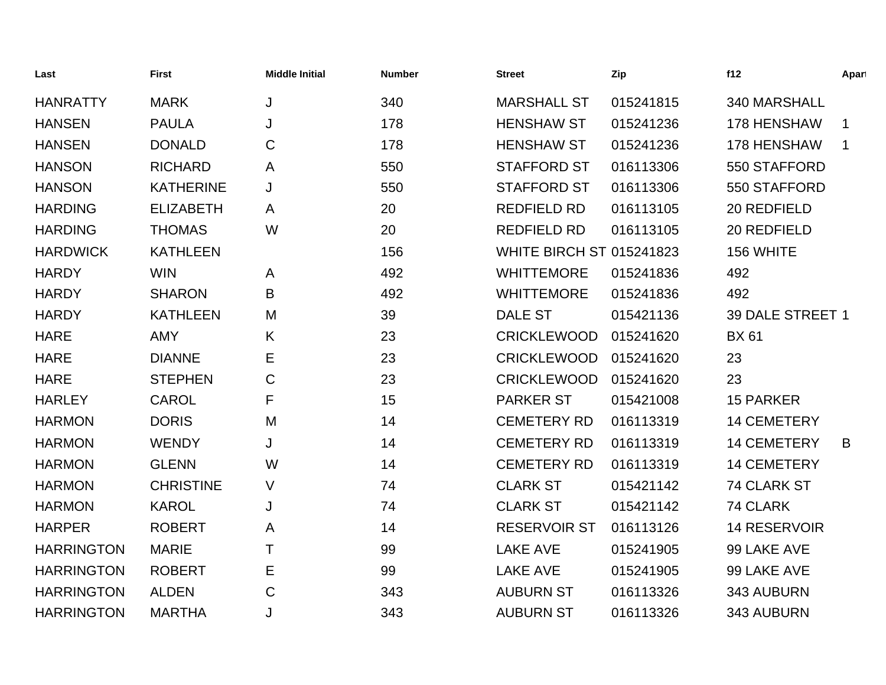| Last | First | Middle Initial | Number | Street | Zip | f12 | Apart |
|---|---|---|---|---|---|---|---|
| HANRATTY | MARK | J | 340 | MARSHALL ST | 015241815 | 340 MARSHALL | |
| HANSEN | PAULA | J | 178 | HENSHAW ST | 015241236 | 178 HENSHAW | 1 |
| HANSEN | DONALD | C | 178 | HENSHAW ST | 015241236 | 178 HENSHAW | 1 |
| HANSON | RICHARD | A | 550 | STAFFORD ST | 016113306 | 550 STAFFORD | |
| HANSON | KATHERINE | J | 550 | STAFFORD ST | 016113306 | 550 STAFFORD | |
| HARDING | ELIZABETH | A | 20 | REDFIELD RD | 016113105 | 20 REDFIELD | |
| HARDING | THOMAS | W | 20 | REDFIELD RD | 016113105 | 20 REDFIELD | |
| HARDWICK | KATHLEEN | | 156 | WHITE BIRCH ST | 015241823 | 156 WHITE | |
| HARDY | WIN | A | 492 | WHITTEMORE | 015241836 | 492 | |
| HARDY | SHARON | B | 492 | WHITTEMORE | 015241836 | 492 | |
| HARDY | KATHLEEN | M | 39 | DALE ST | 015421136 | 39 DALE STREET | 1 |
| HARE | AMY | K | 23 | CRICKLEWOOD | 015241620 | BX 61 | |
| HARE | DIANNE | E | 23 | CRICKLEWOOD | 015241620 | 23 | |
| HARE | STEPHEN | C | 23 | CRICKLEWOOD | 015241620 | 23 | |
| HARLEY | CAROL | F | 15 | PARKER ST | 015421008 | 15 PARKER | |
| HARMON | DORIS | M | 14 | CEMETERY RD | 016113319 | 14 CEMETERY | |
| HARMON | WENDY | J | 14 | CEMETERY RD | 016113319 | 14 CEMETERY | B |
| HARMON | GLENN | W | 14 | CEMETERY RD | 016113319 | 14 CEMETERY | |
| HARMON | CHRISTINE | V | 74 | CLARK ST | 015421142 | 74 CLARK ST | |
| HARMON | KAROL | J | 74 | CLARK ST | 015421142 | 74 CLARK | |
| HARPER | ROBERT | A | 14 | RESERVOIR ST | 016113126 | 14 RESERVOIR | |
| HARRINGTON | MARIE | T | 99 | LAKE AVE | 015241905 | 99 LAKE AVE | |
| HARRINGTON | ROBERT | E | 99 | LAKE AVE | 015241905 | 99 LAKE AVE | |
| HARRINGTON | ALDEN | C | 343 | AUBURN ST | 016113326 | 343 AUBURN | |
| HARRINGTON | MARTHA | J | 343 | AUBURN ST | 016113326 | 343 AUBURN | |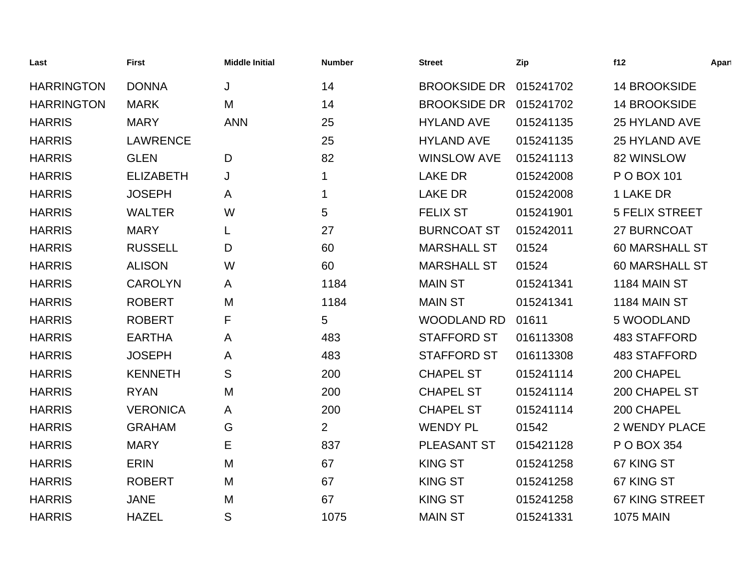| Last | First | Middle Initial | Number | Street | Zip | f12 | Apart |
|---|---|---|---|---|---|---|---|
| HARRINGTON | DONNA | J | 14 | BROOKSIDE DR | 015241702 | 14 BROOKSIDE | |
| HARRINGTON | MARK | M | 14 | BROOKSIDE DR | 015241702 | 14 BROOKSIDE | |
| HARRIS | MARY | ANN | 25 | HYLAND AVE | 015241135 | 25 HYLAND AVE | |
| HARRIS | LAWRENCE | | 25 | HYLAND AVE | 015241135 | 25 HYLAND AVE | |
| HARRIS | GLEN | D | 82 | WINSLOW AVE | 015241113 | 82 WINSLOW | |
| HARRIS | ELIZABETH | J | 1 | LAKE DR | 015242008 | P O BOX 101 | |
| HARRIS | JOSEPH | A | 1 | LAKE DR | 015242008 | 1 LAKE DR | |
| HARRIS | WALTER | W | 5 | FELIX ST | 015241901 | 5 FELIX STREET | |
| HARRIS | MARY | L | 27 | BURNCOAT ST | 015242011 | 27 BURNCOAT | |
| HARRIS | RUSSELL | D | 60 | MARSHALL ST | 01524 | 60 MARSHALL ST | |
| HARRIS | ALISON | W | 60 | MARSHALL ST | 01524 | 60 MARSHALL ST | |
| HARRIS | CAROLYN | A | 1184 | MAIN ST | 015241341 | 1184 MAIN ST | |
| HARRIS | ROBERT | M | 1184 | MAIN ST | 015241341 | 1184 MAIN ST | |
| HARRIS | ROBERT | F | 5 | WOODLAND RD | 01611 | 5 WOODLAND | |
| HARRIS | EARTHA | A | 483 | STAFFORD ST | 016113308 | 483 STAFFORD | |
| HARRIS | JOSEPH | A | 483 | STAFFORD ST | 016113308 | 483 STAFFORD | |
| HARRIS | KENNETH | S | 200 | CHAPEL ST | 015241114 | 200 CHAPEL | |
| HARRIS | RYAN | M | 200 | CHAPEL ST | 015241114 | 200 CHAPEL ST | |
| HARRIS | VERONICA | A | 200 | CHAPEL ST | 015241114 | 200 CHAPEL | |
| HARRIS | GRAHAM | G | 2 | WENDY PL | 01542 | 2 WENDY PLACE | |
| HARRIS | MARY | E | 837 | PLEASANT ST | 015421128 | P O BOX 354 | |
| HARRIS | ERIN | M | 67 | KING ST | 015241258 | 67 KING ST | |
| HARRIS | ROBERT | M | 67 | KING ST | 015241258 | 67 KING ST | |
| HARRIS | JANE | M | 67 | KING ST | 015241258 | 67 KING STREET | |
| HARRIS | HAZEL | S | 1075 | MAIN ST | 015241331 | 1075 MAIN | |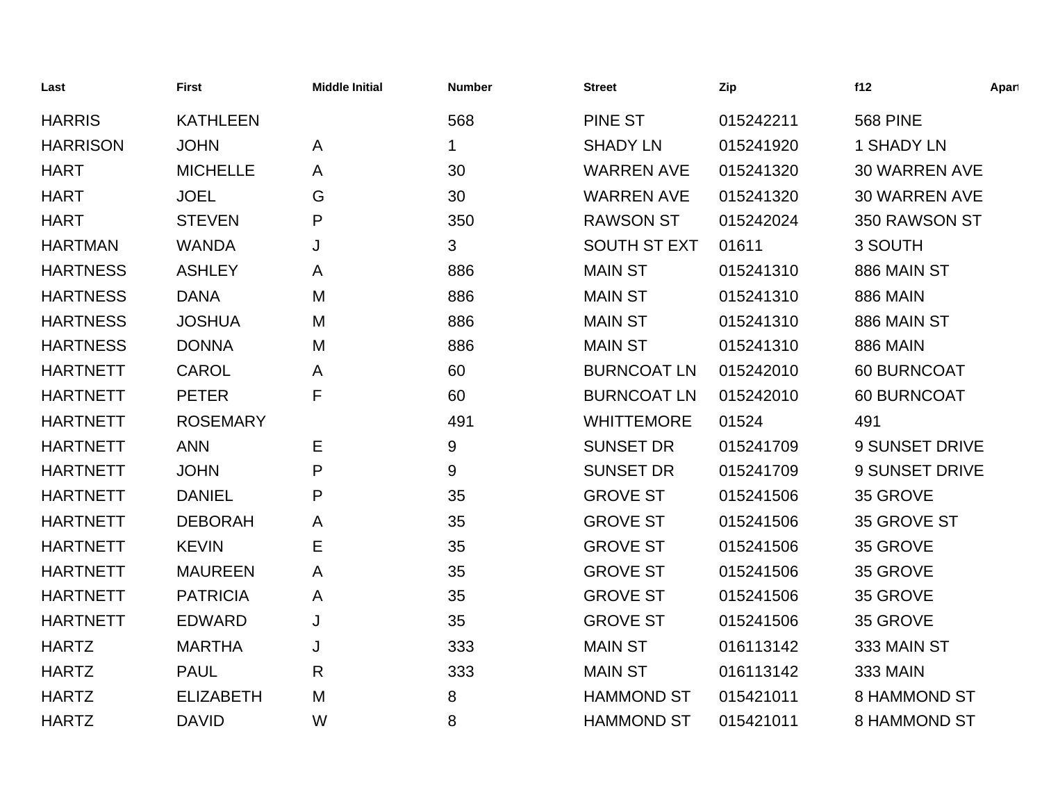| Last | First | Middle Initial | Number | Street | Zip | f12 | Apart |
| --- | --- | --- | --- | --- | --- | --- | --- |
| HARRIS | KATHLEEN | | 568 | PINE ST | 015242211 | 568 PINE | |
| HARRISON | JOHN | A | 1 | SHADY LN | 015241920 | 1 SHADY LN | |
| HART | MICHELLE | A | 30 | WARREN AVE | 015241320 | 30 WARREN AVE | |
| HART | JOEL | G | 30 | WARREN AVE | 015241320 | 30 WARREN AVE | |
| HART | STEVEN | P | 350 | RAWSON ST | 015242024 | 350 RAWSON ST | |
| HARTMAN | WANDA | J | 3 | SOUTH ST EXT | 01611 | 3 SOUTH | |
| HARTNESS | ASHLEY | A | 886 | MAIN ST | 015241310 | 886 MAIN ST | |
| HARTNESS | DANA | M | 886 | MAIN ST | 015241310 | 886 MAIN | |
| HARTNESS | JOSHUA | M | 886 | MAIN ST | 015241310 | 886 MAIN ST | |
| HARTNESS | DONNA | M | 886 | MAIN ST | 015241310 | 886 MAIN | |
| HARTNETT | CAROL | A | 60 | BURNCOAT LN | 015242010 | 60 BURNCOAT | |
| HARTNETT | PETER | F | 60 | BURNCOAT LN | 015242010 | 60 BURNCOAT | |
| HARTNETT | ROSEMARY | | 491 | WHITTEMORE | 01524 | 491 | |
| HARTNETT | ANN | E | 9 | SUNSET DR | 015241709 | 9 SUNSET DRIVE | |
| HARTNETT | JOHN | P | 9 | SUNSET DR | 015241709 | 9 SUNSET DRIVE | |
| HARTNETT | DANIEL | P | 35 | GROVE ST | 015241506 | 35 GROVE | |
| HARTNETT | DEBORAH | A | 35 | GROVE ST | 015241506 | 35 GROVE ST | |
| HARTNETT | KEVIN | E | 35 | GROVE ST | 015241506 | 35 GROVE | |
| HARTNETT | MAUREEN | A | 35 | GROVE ST | 015241506 | 35 GROVE | |
| HARTNETT | PATRICIA | A | 35 | GROVE ST | 015241506 | 35 GROVE | |
| HARTNETT | EDWARD | J | 35 | GROVE ST | 015241506 | 35 GROVE | |
| HARTZ | MARTHA | J | 333 | MAIN ST | 016113142 | 333 MAIN ST | |
| HARTZ | PAUL | R | 333 | MAIN ST | 016113142 | 333 MAIN | |
| HARTZ | ELIZABETH | M | 8 | HAMMOND ST | 015421011 | 8 HAMMOND ST | |
| HARTZ | DAVID | W | 8 | HAMMOND ST | 015421011 | 8 HAMMOND ST | |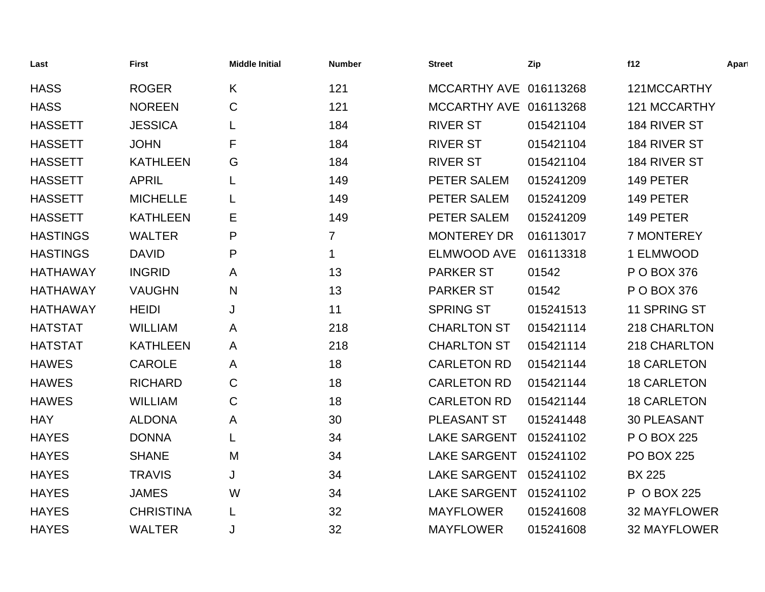| Last | First | Middle Initial | Number | Street | Zip | f12 | Apart |
|---|---|---|---|---|---|---|---|
| HASS | ROGER | K | 121 | MCCARTHY AVE | 016113268 | 121MCCARTHY | |
| HASS | NOREEN | C | 121 | MCCARTHY AVE | 016113268 | 121 MCCARTHY | |
| HASSETT | JESSICA | L | 184 | RIVER ST | 015421104 | 184 RIVER ST | |
| HASSETT | JOHN | F | 184 | RIVER ST | 015421104 | 184 RIVER ST | |
| HASSETT | KATHLEEN | G | 184 | RIVER ST | 015421104 | 184 RIVER ST | |
| HASSETT | APRIL | L | 149 | PETER SALEM | 015241209 | 149 PETER | |
| HASSETT | MICHELLE | L | 149 | PETER SALEM | 015241209 | 149 PETER | |
| HASSETT | KATHLEEN | E | 149 | PETER SALEM | 015241209 | 149 PETER | |
| HASTINGS | WALTER | P | 7 | MONTEREY DR | 016113017 | 7 MONTEREY | |
| HASTINGS | DAVID | P | 1 | ELMWOOD AVE | 016113318 | 1 ELMWOOD | |
| HATHAWAY | INGRID | A | 13 | PARKER ST | 01542 | P O BOX 376 | |
| HATHAWAY | VAUGHN | N | 13 | PARKER ST | 01542 | P O BOX 376 | |
| HATHAWAY | HEIDI | J | 11 | SPRING ST | 015241513 | 11 SPRING ST | |
| HATSTAT | WILLIAM | A | 218 | CHARLTON ST | 015421114 | 218 CHARLTON | |
| HATSTAT | KATHLEEN | A | 218 | CHARLTON ST | 015421114 | 218 CHARLTON | |
| HAWES | CAROLE | A | 18 | CARLETON RD | 015421144 | 18 CARLETON | |
| HAWES | RICHARD | C | 18 | CARLETON RD | 015421144 | 18 CARLETON | |
| HAWES | WILLIAM | C | 18 | CARLETON RD | 015421144 | 18 CARLETON | |
| HAY | ALDONA | A | 30 | PLEASANT ST | 015241448 | 30 PLEASANT | |
| HAYES | DONNA | L | 34 | LAKE SARGENT | 015241102 | P O BOX 225 | |
| HAYES | SHANE | M | 34 | LAKE SARGENT | 015241102 | PO BOX 225 | |
| HAYES | TRAVIS | J | 34 | LAKE SARGENT | 015241102 | BX 225 | |
| HAYES | JAMES | W | 34 | LAKE SARGENT | 015241102 | P  O BOX 225 | |
| HAYES | CHRISTINA | L | 32 | MAYFLOWER | 015241608 | 32 MAYFLOWER | |
| HAYES | WALTER | J | 32 | MAYFLOWER | 015241608 | 32 MAYFLOWER | |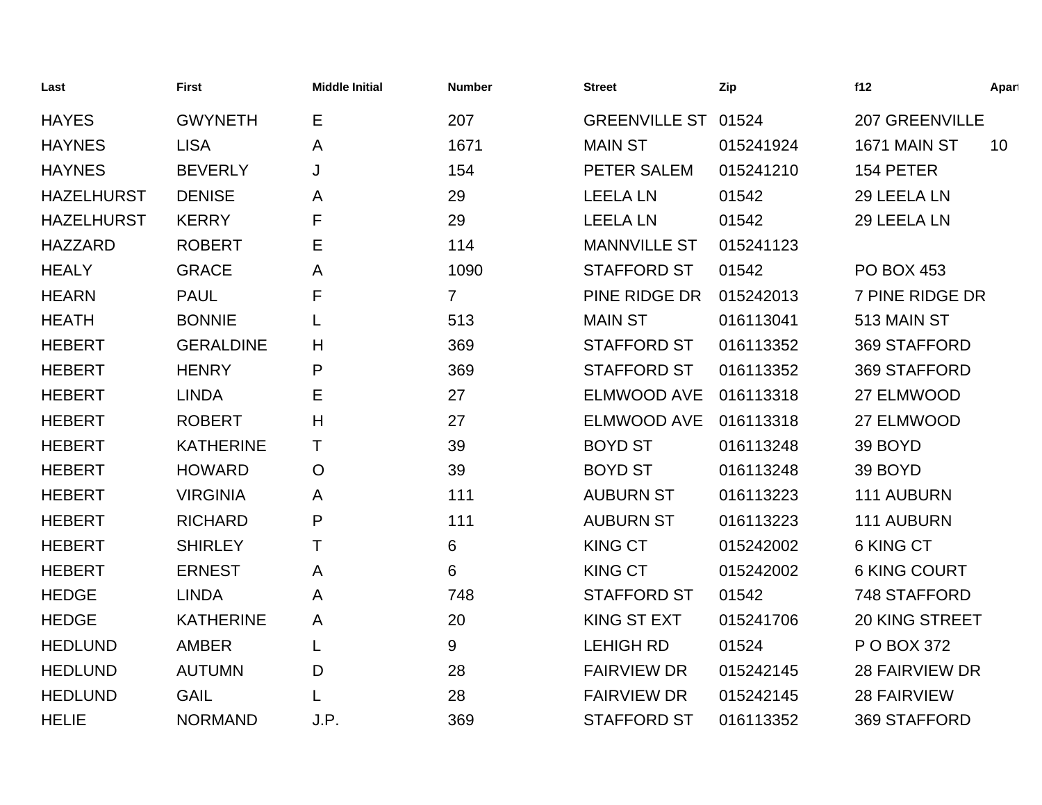| Last | First | Middle Initial | Number | Street | Zip | f12 | Apart |
|---|---|---|---|---|---|---|---|
| HAYES | GWYNETH | E | 207 | GREENVILLE ST | 01524 | 207 GREENVILLE | |
| HAYNES | LISA | A | 1671 | MAIN ST | 015241924 | 1671 MAIN ST | 10 |
| HAYNES | BEVERLY | J | 154 | PETER SALEM | 015241210 | 154 PETER | |
| HAZELHURST | DENISE | A | 29 | LEELA LN | 01542 | 29 LEELA LN | |
| HAZELHURST | KERRY | F | 29 | LEELA LN | 01542 | 29 LEELA LN | |
| HAZZARD | ROBERT | E | 114 | MANNVILLE ST | 015241123 | | |
| HEALY | GRACE | A | 1090 | STAFFORD ST | 01542 | PO BOX 453 | |
| HEARN | PAUL | F | 7 | PINE RIDGE DR | 015242013 | 7 PINE RIDGE DR | |
| HEATH | BONNIE | L | 513 | MAIN ST | 016113041 | 513 MAIN ST | |
| HEBERT | GERALDINE | H | 369 | STAFFORD ST | 016113352 | 369 STAFFORD | |
| HEBERT | HENRY | P | 369 | STAFFORD ST | 016113352 | 369 STAFFORD | |
| HEBERT | LINDA | E | 27 | ELMWOOD AVE | 016113318 | 27 ELMWOOD | |
| HEBERT | ROBERT | H | 27 | ELMWOOD AVE | 016113318 | 27 ELMWOOD | |
| HEBERT | KATHERINE | T | 39 | BOYD ST | 016113248 | 39 BOYD | |
| HEBERT | HOWARD | O | 39 | BOYD ST | 016113248 | 39 BOYD | |
| HEBERT | VIRGINIA | A | 111 | AUBURN ST | 016113223 | 111 AUBURN | |
| HEBERT | RICHARD | P | 111 | AUBURN ST | 016113223 | 111 AUBURN | |
| HEBERT | SHIRLEY | T | 6 | KING CT | 015242002 | 6 KING CT | |
| HEBERT | ERNEST | A | 6 | KING CT | 015242002 | 6 KING COURT | |
| HEDGE | LINDA | A | 748 | STAFFORD ST | 01542 | 748 STAFFORD | |
| HEDGE | KATHERINE | A | 20 | KING ST EXT | 015241706 | 20 KING STREET | |
| HEDLUND | AMBER | L | 9 | LEHIGH RD | 01524 | P O BOX 372 | |
| HEDLUND | AUTUMN | D | 28 | FAIRVIEW DR | 015242145 | 28 FAIRVIEW DR | |
| HEDLUND | GAIL | L | 28 | FAIRVIEW DR | 015242145 | 28 FAIRVIEW | |
| HELIE | NORMAND | J.P. | 369 | STAFFORD ST | 016113352 | 369 STAFFORD | |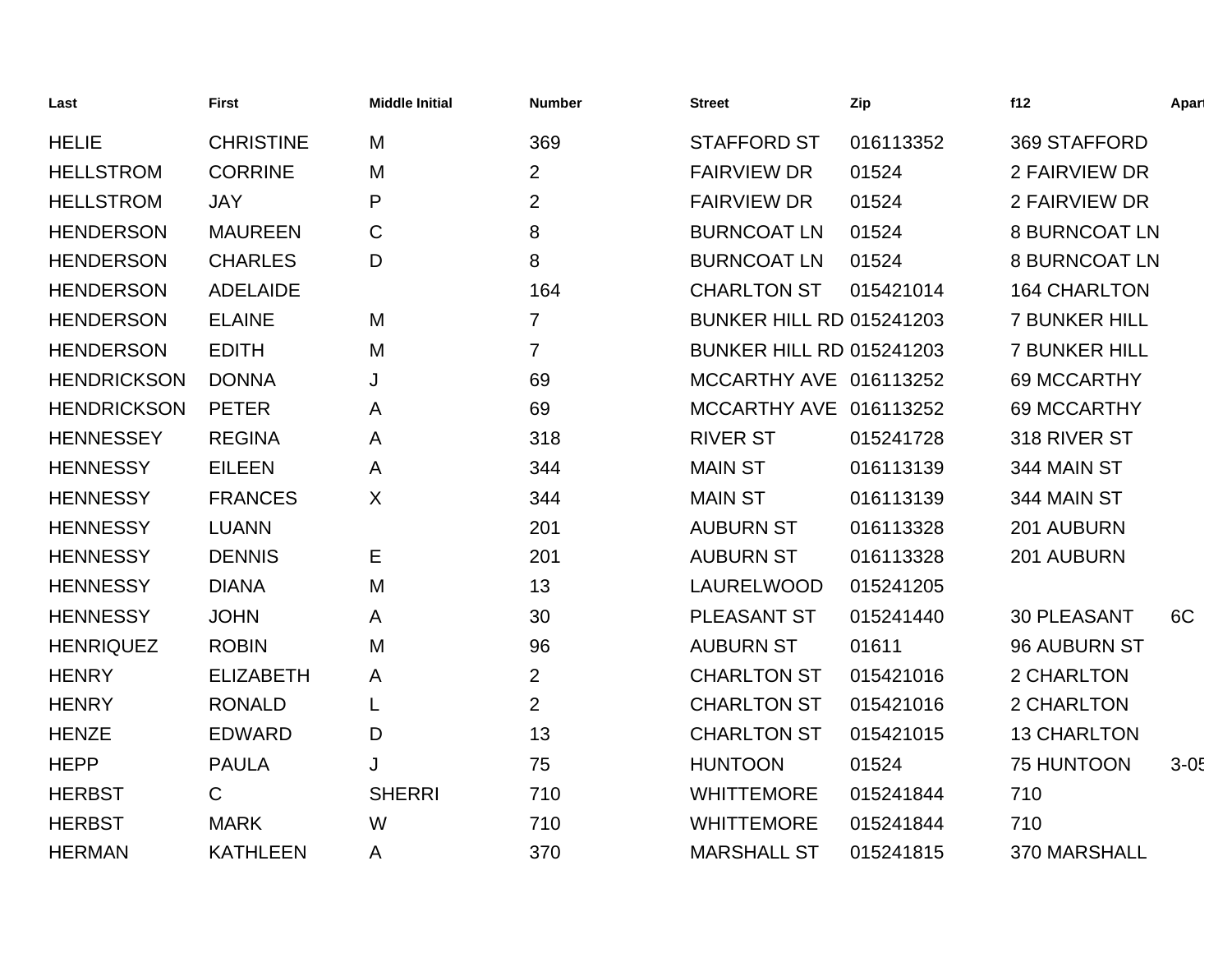| Last | First | Middle Initial | Number | Street | Zip | f12 | Apart |
|---|---|---|---|---|---|---|---|
| HELIE | CHRISTINE | M | 369 | STAFFORD ST | 016113352 | 369 STAFFORD | |
| HELLSTROM | CORRINE | M | 2 | FAIRVIEW DR | 01524 | 2 FAIRVIEW DR | |
| HELLSTROM | JAY | P | 2 | FAIRVIEW DR | 01524 | 2 FAIRVIEW DR | |
| HENDERSON | MAUREEN | C | 8 | BURNCOAT LN | 01524 | 8 BURNCOAT LN | |
| HENDERSON | CHARLES | D | 8 | BURNCOAT LN | 01524 | 8 BURNCOAT LN | |
| HENDERSON | ADELAIDE | | 164 | CHARLTON ST | 015421014 | 164 CHARLTON | |
| HENDERSON | ELAINE | M | 7 | BUNKER HILL RD | 015241203 | 7 BUNKER HILL | |
| HENDERSON | EDITH | M | 7 | BUNKER HILL RD | 015241203 | 7 BUNKER HILL | |
| HENDRICKSON | DONNA | J | 69 | MCCARTHY AVE | 016113252 | 69 MCCARTHY | |
| HENDRICKSON | PETER | A | 69 | MCCARTHY AVE | 016113252 | 69 MCCARTHY | |
| HENNESSEY | REGINA | A | 318 | RIVER ST | 015241728 | 318 RIVER ST | |
| HENNESSY | EILEEN | A | 344 | MAIN ST | 016113139 | 344 MAIN ST | |
| HENNESSY | FRANCES | X | 344 | MAIN ST | 016113139 | 344 MAIN ST | |
| HENNESSY | LUANN | | 201 | AUBURN ST | 016113328 | 201 AUBURN | |
| HENNESSY | DENNIS | E | 201 | AUBURN ST | 016113328 | 201 AUBURN | |
| HENNESSY | DIANA | M | 13 | LAURELWOOD | 015241205 | | |
| HENNESSY | JOHN | A | 30 | PLEASANT ST | 015241440 | 30 PLEASANT | 6C |
| HENRIQUEZ | ROBIN | M | 96 | AUBURN ST | 01611 | 96 AUBURN ST | |
| HENRY | ELIZABETH | A | 2 | CHARLTON ST | 015421016 | 2 CHARLTON | |
| HENRY | RONALD | L | 2 | CHARLTON ST | 015421016 | 2 CHARLTON | |
| HENZE | EDWARD | D | 13 | CHARLTON ST | 015421015 | 13 CHARLTON | |
| HEPP | PAULA | J | 75 | HUNTOON | 01524 | 75 HUNTOON | 3-05 |
| HERBST | C | SHERRI | 710 | WHITTEMORE | 015241844 | 710 | |
| HERBST | MARK | W | 710 | WHITTEMORE | 015241844 | 710 | |
| HERMAN | KATHLEEN | A | 370 | MARSHALL ST | 015241815 | 370 MARSHALL | |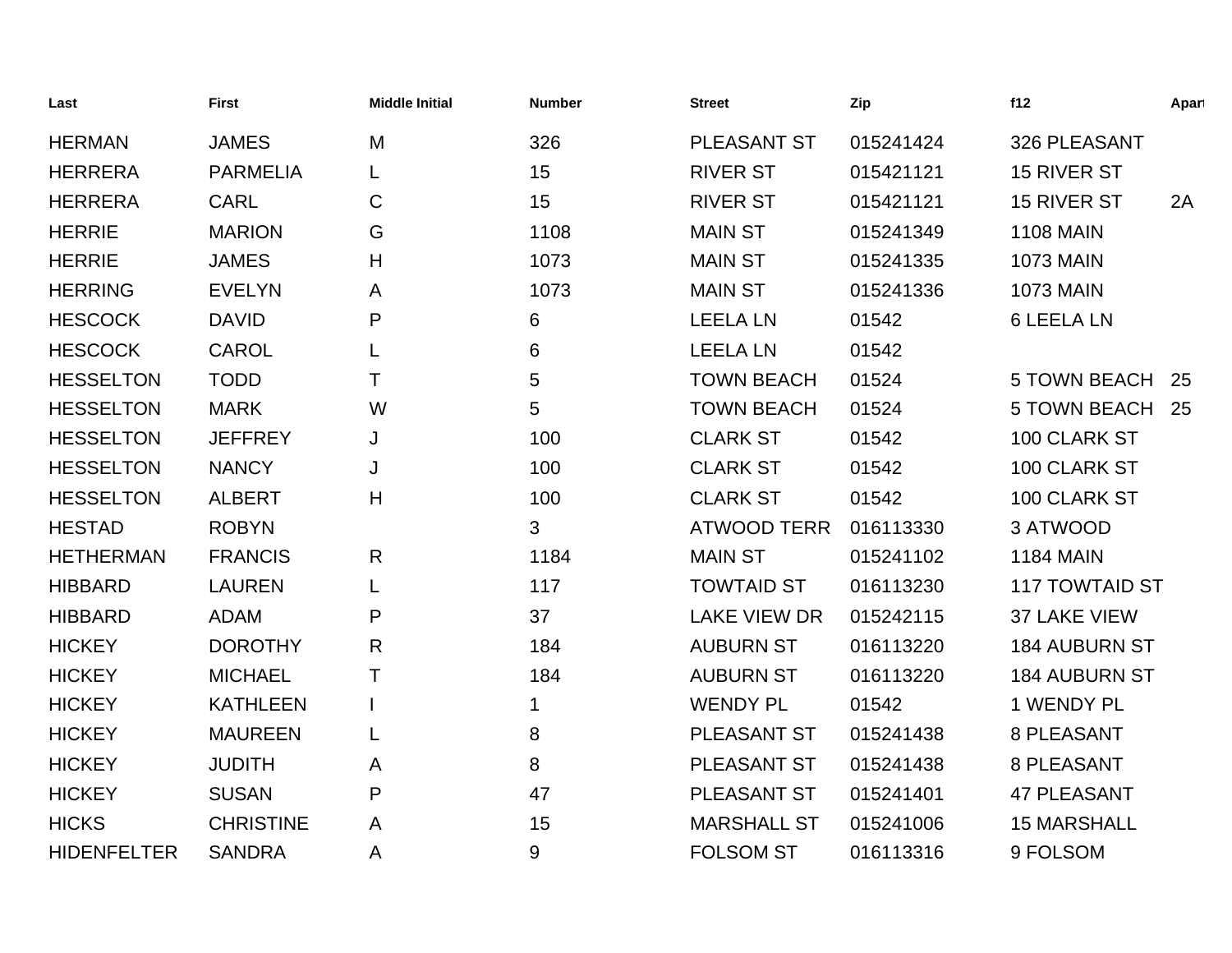| Last | First | Middle Initial | Number | Street | Zip | f12 | Apart |
|---|---|---|---|---|---|---|---|
| HERMAN | JAMES | M | 326 | PLEASANT ST | 015241424 | 326 PLEASANT | |
| HERRERA | PARMELIA | L | 15 | RIVER ST | 015421121 | 15 RIVER ST | |
| HERRERA | CARL | C | 15 | RIVER ST | 015421121 | 15 RIVER ST | 2A |
| HERRIE | MARION | G | 1108 | MAIN ST | 015241349 | 1108 MAIN | |
| HERRIE | JAMES | H | 1073 | MAIN ST | 015241335 | 1073 MAIN | |
| HERRING | EVELYN | A | 1073 | MAIN ST | 015241336 | 1073 MAIN | |
| HESCOCK | DAVID | P | 6 | LEELA LN | 01542 | 6 LEELA LN | |
| HESCOCK | CAROL | L | 6 | LEELA LN | 01542 | | |
| HESSELTON | TODD | T | 5 | TOWN BEACH | 01524 | 5 TOWN BEACH | 25 |
| HESSELTON | MARK | W | 5 | TOWN BEACH | 01524 | 5 TOWN BEACH | 25 |
| HESSELTON | JEFFREY | J | 100 | CLARK ST | 01542 | 100 CLARK ST | |
| HESSELTON | NANCY | J | 100 | CLARK ST | 01542 | 100 CLARK ST | |
| HESSELTON | ALBERT | H | 100 | CLARK ST | 01542 | 100 CLARK ST | |
| HESTAD | ROBYN | | 3 | ATWOOD TERR | 016113330 | 3 ATWOOD | |
| HETHERMAN | FRANCIS | R | 1184 | MAIN ST | 015241102 | 1184 MAIN | |
| HIBBARD | LAUREN | L | 117 | TOWTAID ST | 016113230 | 117 TOWTAID ST | |
| HIBBARD | ADAM | P | 37 | LAKE VIEW DR | 015242115 | 37 LAKE VIEW | |
| HICKEY | DOROTHY | R | 184 | AUBURN ST | 016113220 | 184 AUBURN ST | |
| HICKEY | MICHAEL | T | 184 | AUBURN ST | 016113220 | 184 AUBURN ST | |
| HICKEY | KATHLEEN | I | 1 | WENDY PL | 01542 | 1 WENDY PL | |
| HICKEY | MAUREEN | L | 8 | PLEASANT ST | 015241438 | 8 PLEASANT | |
| HICKEY | JUDITH | A | 8 | PLEASANT ST | 015241438 | 8 PLEASANT | |
| HICKEY | SUSAN | P | 47 | PLEASANT ST | 015241401 | 47 PLEASANT | |
| HICKS | CHRISTINE | A | 15 | MARSHALL ST | 015241006 | 15 MARSHALL | |
| HIDENFELTER | SANDRA | A | 9 | FOLSOM ST | 016113316 | 9 FOLSOM | |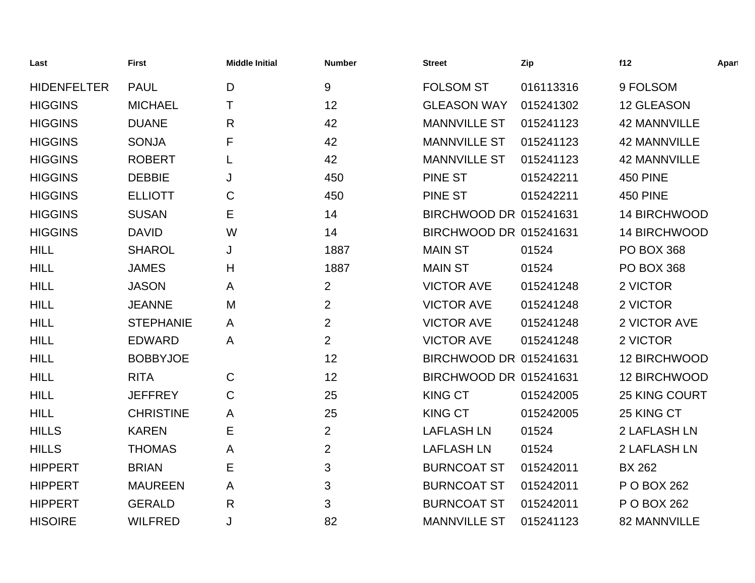| Last | First | Middle Initial | Number | Street | Zip | f12 | Apart |
| --- | --- | --- | --- | --- | --- | --- | --- |
| HIDENFELTER | PAUL | D | 9 | FOLSOM ST | 016113316 | 9 FOLSOM | |
| HIGGINS | MICHAEL | T | 12 | GLEASON WAY | 015241302 | 12 GLEASON | |
| HIGGINS | DUANE | R | 42 | MANNVILLE ST | 015241123 | 42 MANNVILLE | |
| HIGGINS | SONJA | F | 42 | MANNVILLE ST | 015241123 | 42 MANNVILLE | |
| HIGGINS | ROBERT | L | 42 | MANNVILLE ST | 015241123 | 42 MANNVILLE | |
| HIGGINS | DEBBIE | J | 450 | PINE ST | 015242211 | 450 PINE | |
| HIGGINS | ELLIOTT | C | 450 | PINE ST | 015242211 | 450 PINE | |
| HIGGINS | SUSAN | E | 14 | BIRCHWOOD DR | 015241631 | 14 BIRCHWOOD | |
| HIGGINS | DAVID | W | 14 | BIRCHWOOD DR | 015241631 | 14 BIRCHWOOD | |
| HILL | SHAROL | J | 1887 | MAIN ST | 01524 | PO BOX 368 | |
| HILL | JAMES | H | 1887 | MAIN ST | 01524 | PO BOX 368 | |
| HILL | JASON | A | 2 | VICTOR AVE | 015241248 | 2 VICTOR | |
| HILL | JEANNE | M | 2 | VICTOR AVE | 015241248 | 2 VICTOR | |
| HILL | STEPHANIE | A | 2 | VICTOR AVE | 015241248 | 2 VICTOR AVE | |
| HILL | EDWARD | A | 2 | VICTOR AVE | 015241248 | 2 VICTOR | |
| HILL | BOBBYJOE | | 12 | BIRCHWOOD DR | 015241631 | 12 BIRCHWOOD | |
| HILL | RITA | C | 12 | BIRCHWOOD DR | 015241631 | 12 BIRCHWOOD | |
| HILL | JEFFREY | C | 25 | KING CT | 015242005 | 25 KING COURT | |
| HILL | CHRISTINE | A | 25 | KING CT | 015242005 | 25 KING CT | |
| HILLS | KAREN | E | 2 | LAFLASH LN | 01524 | 2 LAFLASH LN | |
| HILLS | THOMAS | A | 2 | LAFLASH LN | 01524 | 2 LAFLASH LN | |
| HIPPERT | BRIAN | E | 3 | BURNCOAT ST | 015242011 | BX 262 | |
| HIPPERT | MAUREEN | A | 3 | BURNCOAT ST | 015242011 | P O BOX 262 | |
| HIPPERT | GERALD | R | 3 | BURNCOAT ST | 015242011 | P O BOX 262 | |
| HISOIRE | WILFRED | J | 82 | MANNVILLE ST | 015241123 | 82 MANNVILLE | |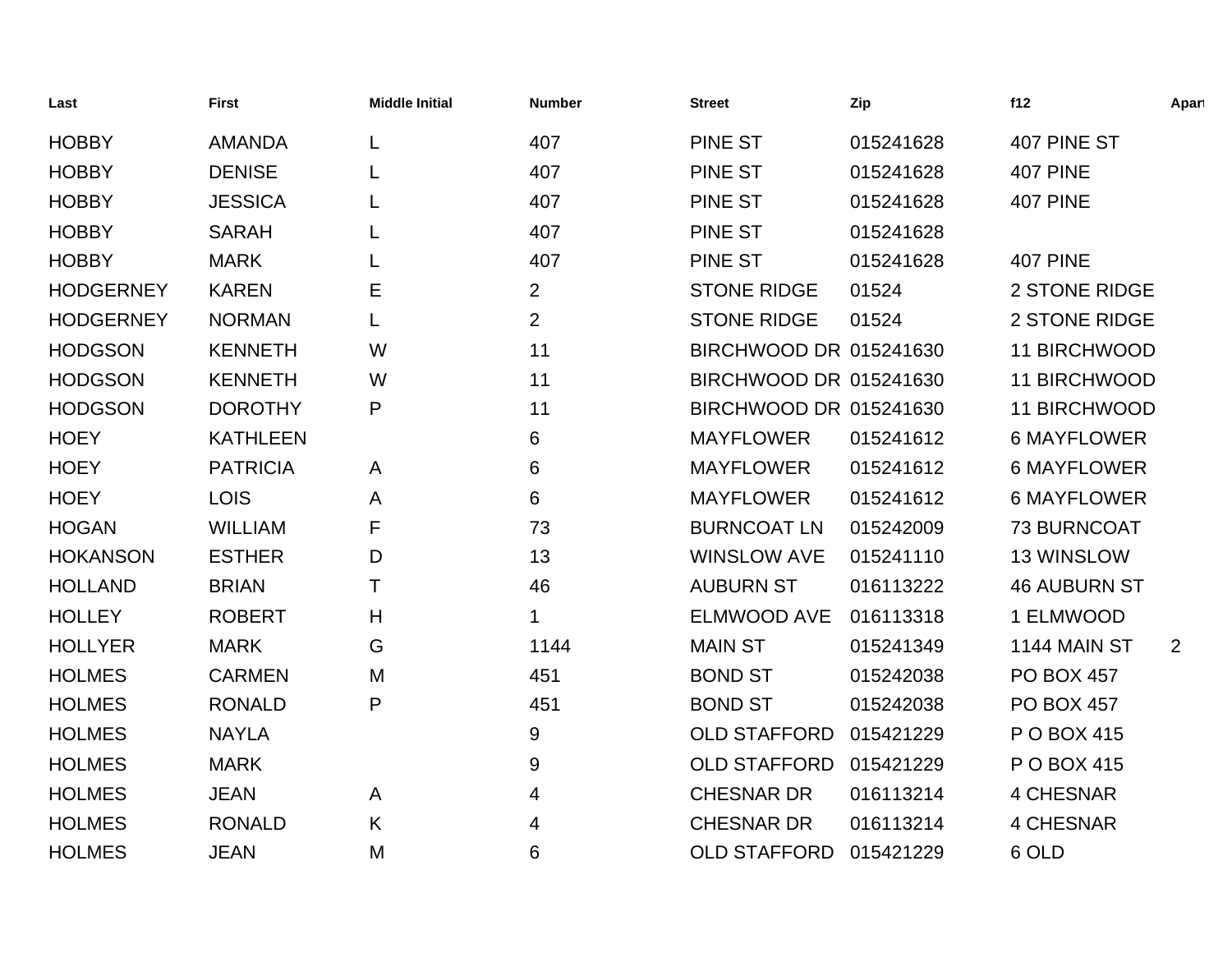| Last | First | Middle Initial | Number | Street | Zip | f12 | Apart |
|---|---|---|---|---|---|---|---|
| HOBBY | AMANDA | L | 407 | PINE ST | 015241628 | 407 PINE ST | |
| HOBBY | DENISE | L | 407 | PINE ST | 015241628 | 407 PINE | |
| HOBBY | JESSICA | L | 407 | PINE ST | 015241628 | 407 PINE | |
| HOBBY | SARAH | L | 407 | PINE ST | 015241628 | | |
| HOBBY | MARK | L | 407 | PINE ST | 015241628 | 407 PINE | |
| HODGERNEY | KAREN | E | 2 | STONE RIDGE | 01524 | 2 STONE RIDGE | |
| HODGERNEY | NORMAN | L | 2 | STONE RIDGE | 01524 | 2 STONE RIDGE | |
| HODGSON | KENNETH | W | 11 | BIRCHWOOD DR | 015241630 | 11 BIRCHWOOD | |
| HODGSON | KENNETH | W | 11 | BIRCHWOOD DR | 015241630 | 11 BIRCHWOOD | |
| HODGSON | DOROTHY | P | 11 | BIRCHWOOD DR | 015241630 | 11 BIRCHWOOD | |
| HOEY | KATHLEEN | | 6 | MAYFLOWER | 015241612 | 6 MAYFLOWER | |
| HOEY | PATRICIA | A | 6 | MAYFLOWER | 015241612 | 6 MAYFLOWER | |
| HOEY | LOIS | A | 6 | MAYFLOWER | 015241612 | 6 MAYFLOWER | |
| HOGAN | WILLIAM | F | 73 | BURNCOAT LN | 015242009 | 73 BURNCOAT | |
| HOKANSON | ESTHER | D | 13 | WINSLOW AVE | 015241110 | 13 WINSLOW | |
| HOLLAND | BRIAN | T | 46 | AUBURN ST | 016113222 | 46 AUBURN ST | |
| HOLLEY | ROBERT | H | 1 | ELMWOOD AVE | 016113318 | 1 ELMWOOD | |
| HOLLYER | MARK | G | 1144 | MAIN ST | 015241349 | 1144 MAIN ST | 2 |
| HOLMES | CARMEN | M | 451 | BOND ST | 015242038 | PO BOX 457 | |
| HOLMES | RONALD | P | 451 | BOND ST | 015242038 | PO BOX 457 | |
| HOLMES | NAYLA | | 9 | OLD STAFFORD | 015421229 | P O BOX 415 | |
| HOLMES | MARK | | 9 | OLD STAFFORD | 015421229 | P O BOX 415 | |
| HOLMES | JEAN | A | 4 | CHESNAR DR | 016113214 | 4 CHESNAR | |
| HOLMES | RONALD | K | 4 | CHESNAR DR | 016113214 | 4 CHESNAR | |
| HOLMES | JEAN | M | 6 | OLD STAFFORD | 015421229 | 6 OLD | |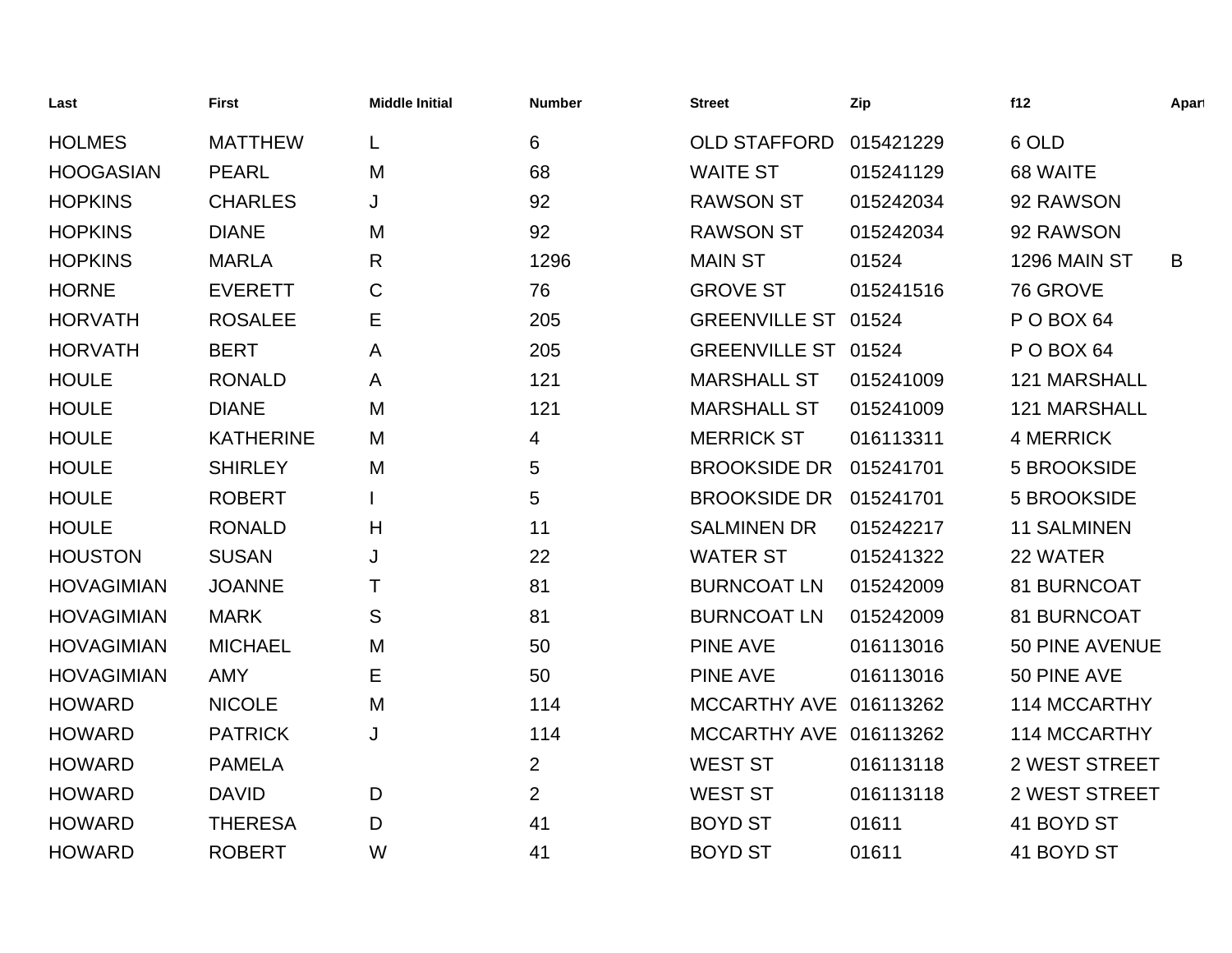| Last | First | Middle Initial | Number | Street | Zip | f12 | Apart |
|---|---|---|---|---|---|---|---|
| HOLMES | MATTHEW | L | 6 | OLD STAFFORD | 015421229 | 6 OLD | |
| HOOGASIAN | PEARL | M | 68 | WAITE ST | 015241129 | 68 WAITE | |
| HOPKINS | CHARLES | J | 92 | RAWSON ST | 015242034 | 92 RAWSON | |
| HOPKINS | DIANE | M | 92 | RAWSON ST | 015242034 | 92 RAWSON | |
| HOPKINS | MARLA | R | 1296 | MAIN ST | 01524 | 1296 MAIN ST | B |
| HORNE | EVERETT | C | 76 | GROVE ST | 015241516 | 76 GROVE | |
| HORVATH | ROSALEE | E | 205 | GREENVILLE ST | 01524 | P O BOX 64 | |
| HORVATH | BERT | A | 205 | GREENVILLE ST | 01524 | P O BOX 64 | |
| HOULE | RONALD | A | 121 | MARSHALL ST | 015241009 | 121 MARSHALL | |
| HOULE | DIANE | M | 121 | MARSHALL ST | 015241009 | 121 MARSHALL | |
| HOULE | KATHERINE | M | 4 | MERRICK ST | 016113311 | 4 MERRICK | |
| HOULE | SHIRLEY | M | 5 | BROOKSIDE DR | 015241701 | 5 BROOKSIDE | |
| HOULE | ROBERT | I | 5 | BROOKSIDE DR | 015241701 | 5 BROOKSIDE | |
| HOULE | RONALD | H | 11 | SALMINEN DR | 015242217 | 11 SALMINEN | |
| HOUSTON | SUSAN | J | 22 | WATER ST | 015241322 | 22 WATER | |
| HOVAGIMIAN | JOANNE | T | 81 | BURNCOAT LN | 015242009 | 81 BURNCOAT | |
| HOVAGIMIAN | MARK | S | 81 | BURNCOAT LN | 015242009 | 81 BURNCOAT | |
| HOVAGIMIAN | MICHAEL | M | 50 | PINE AVE | 016113016 | 50 PINE AVENUE | |
| HOVAGIMIAN | AMY | E | 50 | PINE AVE | 016113016 | 50 PINE AVE | |
| HOWARD | NICOLE | M | 114 | MCCARTHY AVE | 016113262 | 114 MCCARTHY | |
| HOWARD | PATRICK | J | 114 | MCCARTHY AVE | 016113262 | 114 MCCARTHY | |
| HOWARD | PAMELA | | 2 | WEST ST | 016113118 | 2 WEST STREET | |
| HOWARD | DAVID | D | 2 | WEST ST | 016113118 | 2 WEST STREET | |
| HOWARD | THERESA | D | 41 | BOYD ST | 01611 | 41 BOYD ST | |
| HOWARD | ROBERT | W | 41 | BOYD ST | 01611 | 41 BOYD ST | |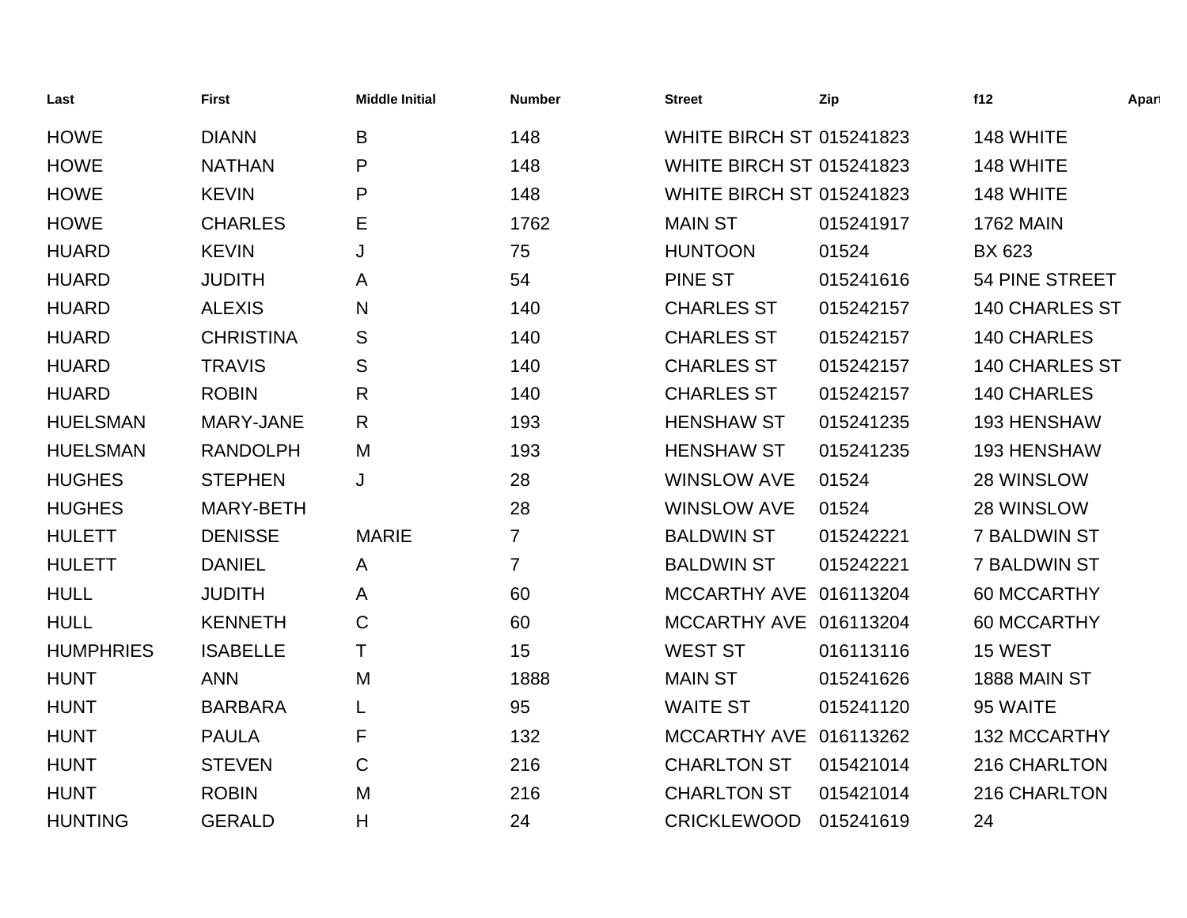| Last | First | Middle Initial | Number | Street | Zip | f12 | Apart |
|---|---|---|---|---|---|---|---|
| HOWE | DIANN | B | 148 | WHITE BIRCH ST | 015241823 | 148 WHITE | |
| HOWE | NATHAN | P | 148 | WHITE BIRCH ST | 015241823 | 148 WHITE | |
| HOWE | KEVIN | P | 148 | WHITE BIRCH ST | 015241823 | 148 WHITE | |
| HOWE | CHARLES | E | 1762 | MAIN ST | 015241917 | 1762 MAIN | |
| HUARD | KEVIN | J | 75 | HUNTOON | 01524 | BX 623 | |
| HUARD | JUDITH | A | 54 | PINE ST | 015241616 | 54 PINE STREET | |
| HUARD | ALEXIS | N | 140 | CHARLES ST | 015242157 | 140 CHARLES ST | |
| HUARD | CHRISTINA | S | 140 | CHARLES ST | 015242157 | 140 CHARLES | |
| HUARD | TRAVIS | S | 140 | CHARLES ST | 015242157 | 140 CHARLES ST | |
| HUARD | ROBIN | R | 140 | CHARLES ST | 015242157 | 140 CHARLES | |
| HUELSMAN | MARY-JANE | R | 193 | HENSHAW ST | 015241235 | 193 HENSHAW | |
| HUELSMAN | RANDOLPH | M | 193 | HENSHAW ST | 015241235 | 193 HENSHAW | |
| HUGHES | STEPHEN | J | 28 | WINSLOW AVE | 01524 | 28 WINSLOW | |
| HUGHES | MARY-BETH | | 28 | WINSLOW AVE | 01524 | 28 WINSLOW | |
| HULETT | DENISSE | MARIE | 7 | BALDWIN ST | 015242221 | 7 BALDWIN ST | |
| HULETT | DANIEL | A | 7 | BALDWIN ST | 015242221 | 7 BALDWIN ST | |
| HULL | JUDITH | A | 60 | MCCARTHY AVE | 016113204 | 60 MCCARTHY | |
| HULL | KENNETH | C | 60 | MCCARTHY AVE | 016113204 | 60 MCCARTHY | |
| HUMPHRIES | ISABELLE | T | 15 | WEST ST | 016113116 | 15 WEST | |
| HUNT | ANN | M | 1888 | MAIN ST | 015241626 | 1888 MAIN ST | |
| HUNT | BARBARA | L | 95 | WAITE ST | 015241120 | 95 WAITE | |
| HUNT | PAULA | F | 132 | MCCARTHY AVE | 016113262 | 132 MCCARTHY | |
| HUNT | STEVEN | C | 216 | CHARLTON ST | 015421014 | 216 CHARLTON | |
| HUNT | ROBIN | M | 216 | CHARLTON ST | 015421014 | 216 CHARLTON | |
| HUNTING | GERALD | H | 24 | CRICKLEWOOD | 015241619 | 24 | |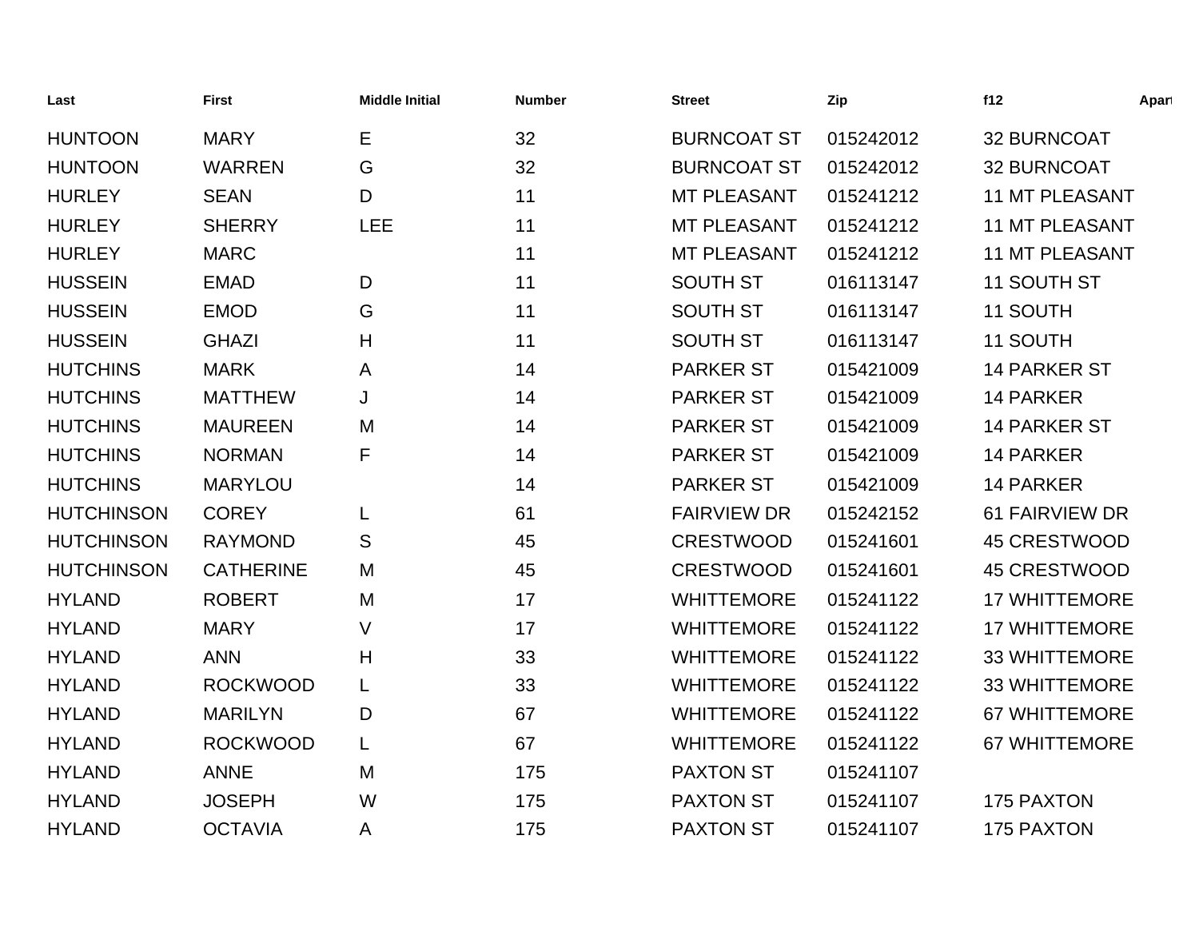| Last | First | Middle Initial | Number | Street | Zip | f12 | Apart |
|---|---|---|---|---|---|---|---|
| HUNTOON | MARY | E | 32 | BURNCOAT ST | 015242012 | 32 BURNCOAT | |
| HUNTOON | WARREN | G | 32 | BURNCOAT ST | 015242012 | 32 BURNCOAT | |
| HURLEY | SEAN | D | 11 | MT PLEASANT | 015241212 | 11 MT PLEASANT | |
| HURLEY | SHERRY | LEE | 11 | MT PLEASANT | 015241212 | 11 MT PLEASANT | |
| HURLEY | MARC | | 11 | MT PLEASANT | 015241212 | 11 MT PLEASANT | |
| HUSSEIN | EMAD | D | 11 | SOUTH ST | 016113147 | 11 SOUTH ST | |
| HUSSEIN | EMOD | G | 11 | SOUTH ST | 016113147 | 11 SOUTH | |
| HUSSEIN | GHAZI | H | 11 | SOUTH ST | 016113147 | 11 SOUTH | |
| HUTCHINS | MARK | A | 14 | PARKER ST | 015421009 | 14 PARKER ST | |
| HUTCHINS | MATTHEW | J | 14 | PARKER ST | 015421009 | 14 PARKER | |
| HUTCHINS | MAUREEN | M | 14 | PARKER ST | 015421009 | 14 PARKER ST | |
| HUTCHINS | NORMAN | F | 14 | PARKER ST | 015421009 | 14 PARKER | |
| HUTCHINS | MARYLOU | | 14 | PARKER ST | 015421009 | 14 PARKER | |
| HUTCHINSON | COREY | L | 61 | FAIRVIEW DR | 015242152 | 61 FAIRVIEW DR | |
| HUTCHINSON | RAYMOND | S | 45 | CRESTWOOD | 015241601 | 45 CRESTWOOD | |
| HUTCHINSON | CATHERINE | M | 45 | CRESTWOOD | 015241601 | 45 CRESTWOOD | |
| HYLAND | ROBERT | M | 17 | WHITTEMORE | 015241122 | 17 WHITTEMORE | |
| HYLAND | MARY | V | 17 | WHITTEMORE | 015241122 | 17 WHITTEMORE | |
| HYLAND | ANN | H | 33 | WHITTEMORE | 015241122 | 33 WHITTEMORE | |
| HYLAND | ROCKWOOD | L | 33 | WHITTEMORE | 015241122 | 33 WHITTEMORE | |
| HYLAND | MARILYN | D | 67 | WHITTEMORE | 015241122 | 67 WHITTEMORE | |
| HYLAND | ROCKWOOD | L | 67 | WHITTEMORE | 015241122 | 67 WHITTEMORE | |
| HYLAND | ANNE | M | 175 | PAXTON ST | 015241107 | | |
| HYLAND | JOSEPH | W | 175 | PAXTON ST | 015241107 | 175 PAXTON | |
| HYLAND | OCTAVIA | A | 175 | PAXTON ST | 015241107 | 175 PAXTON | |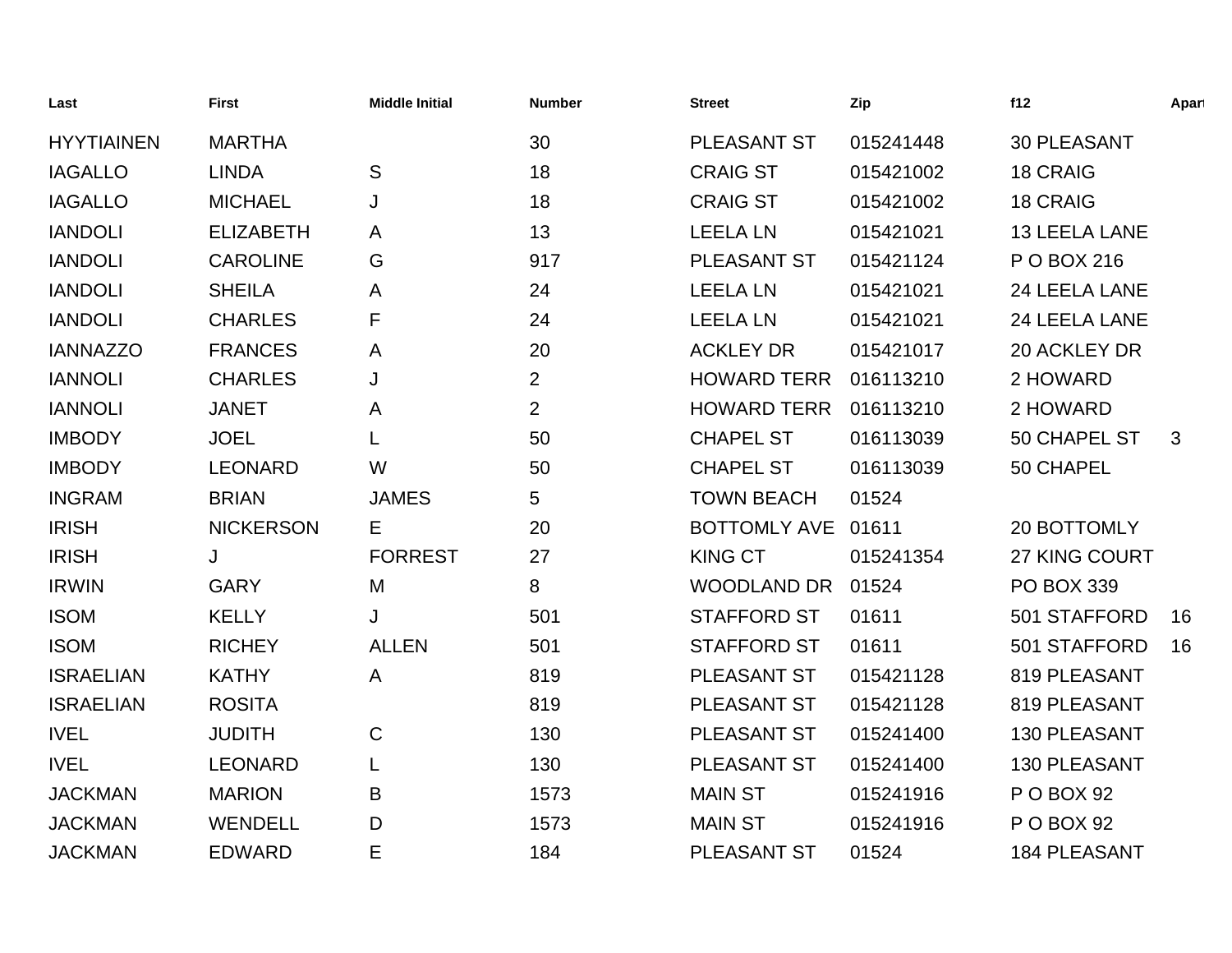| Last | First | Middle Initial | Number | Street | Zip | f12 | Apart |
|---|---|---|---|---|---|---|---|
| HYYTIAINEN | MARTHA | | 30 | PLEASANT ST | 015241448 | 30 PLEASANT | |
| IAGALLO | LINDA | S | 18 | CRAIG ST | 015421002 | 18 CRAIG | |
| IAGALLO | MICHAEL | J | 18 | CRAIG ST | 015421002 | 18 CRAIG | |
| IANDOLI | ELIZABETH | A | 13 | LEELA LN | 015421021 | 13 LEELA LANE | |
| IANDOLI | CAROLINE | G | 917 | PLEASANT ST | 015421124 | P O BOX 216 | |
| IANDOLI | SHEILA | A | 24 | LEELA LN | 015421021 | 24 LEELA LANE | |
| IANDOLI | CHARLES | F | 24 | LEELA LN | 015421021 | 24 LEELA LANE | |
| IANNAZZO | FRANCES | A | 20 | ACKLEY DR | 015421017 | 20 ACKLEY DR | |
| IANNOLI | CHARLES | J | 2 | HOWARD TERR | 016113210 | 2 HOWARD | |
| IANNOLI | JANET | A | 2 | HOWARD TERR | 016113210 | 2 HOWARD | |
| IMBODY | JOEL | L | 50 | CHAPEL ST | 016113039 | 50 CHAPEL ST | 3 |
| IMBODY | LEONARD | W | 50 | CHAPEL ST | 016113039 | 50 CHAPEL | |
| INGRAM | BRIAN | JAMES | 5 | TOWN BEACH | 01524 | | |
| IRISH | NICKERSON | E | 20 | BOTTOMLY AVE | 01611 | 20 BOTTOMLY | |
| IRISH | J | FORREST | 27 | KING CT | 015241354 | 27 KING COURT | |
| IRWIN | GARY | M | 8 | WOODLAND DR | 01524 | PO BOX 339 | |
| ISOM | KELLY | J | 501 | STAFFORD ST | 01611 | 501 STAFFORD | 16 |
| ISOM | RICHEY | ALLEN | 501 | STAFFORD ST | 01611 | 501 STAFFORD | 16 |
| ISRAELIAN | KATHY | A | 819 | PLEASANT ST | 015421128 | 819 PLEASANT | |
| ISRAELIAN | ROSITA | | 819 | PLEASANT ST | 015421128 | 819 PLEASANT | |
| IVEL | JUDITH | C | 130 | PLEASANT ST | 015241400 | 130 PLEASANT | |
| IVEL | LEONARD | L | 130 | PLEASANT ST | 015241400 | 130 PLEASANT | |
| JACKMAN | MARION | B | 1573 | MAIN ST | 015241916 | P O BOX 92 | |
| JACKMAN | WENDELL | D | 1573 | MAIN ST | 015241916 | P O BOX 92 | |
| JACKMAN | EDWARD | E | 184 | PLEASANT ST | 01524 | 184 PLEASANT | |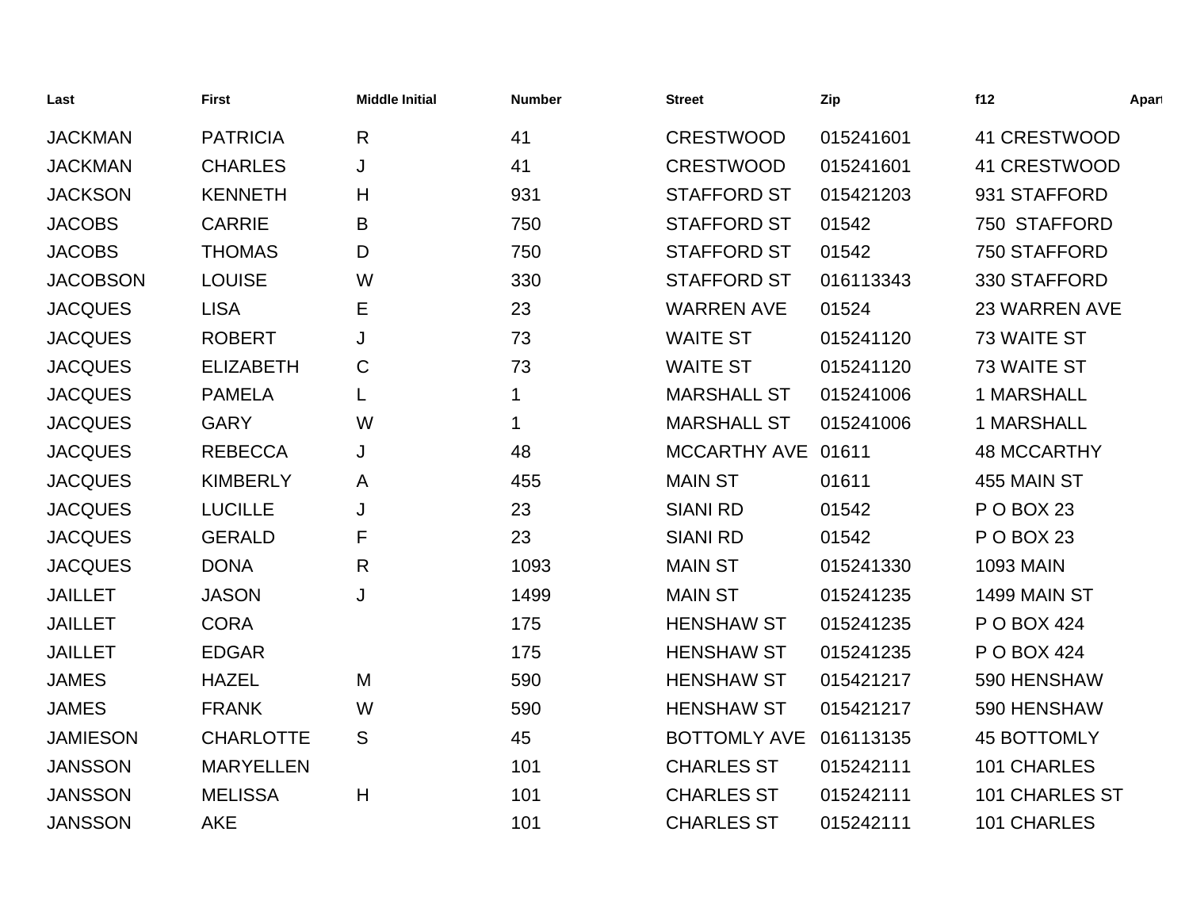| Last | First | Middle Initial | Number | Street | Zip | f12 | Apart |
|---|---|---|---|---|---|---|---|
| JACKMAN | PATRICIA | R | 41 | CRESTWOOD | 015241601 | 41 CRESTWOOD | |
| JACKMAN | CHARLES | J | 41 | CRESTWOOD | 015241601 | 41 CRESTWOOD | |
| JACKSON | KENNETH | H | 931 | STAFFORD ST | 015421203 | 931 STAFFORD | |
| JACOBS | CARRIE | B | 750 | STAFFORD ST | 01542 | 750  STAFFORD | |
| JACOBS | THOMAS | D | 750 | STAFFORD ST | 01542 | 750 STAFFORD | |
| JACOBSON | LOUISE | W | 330 | STAFFORD ST | 016113343 | 330 STAFFORD | |
| JACQUES | LISA | E | 23 | WARREN AVE | 01524 | 23 WARREN AVE | |
| JACQUES | ROBERT | J | 73 | WAITE ST | 015241120 | 73 WAITE ST | |
| JACQUES | ELIZABETH | C | 73 | WAITE ST | 015241120 | 73 WAITE ST | |
| JACQUES | PAMELA | L | 1 | MARSHALL ST | 015241006 | 1 MARSHALL | |
| JACQUES | GARY | W | 1 | MARSHALL ST | 015241006 | 1 MARSHALL | |
| JACQUES | REBECCA | J | 48 | MCCARTHY AVE | 01611 | 48 MCCARTHY | |
| JACQUES | KIMBERLY | A | 455 | MAIN ST | 01611 | 455 MAIN ST | |
| JACQUES | LUCILLE | J | 23 | SIANI RD | 01542 | P O BOX 23 | |
| JACQUES | GERALD | F | 23 | SIANI RD | 01542 | P O BOX 23 | |
| JACQUES | DONA | R | 1093 | MAIN ST | 015241330 | 1093 MAIN | |
| JAILLET | JASON | J | 1499 | MAIN ST | 015241235 | 1499 MAIN ST | |
| JAILLET | CORA | | 175 | HENSHAW ST | 015241235 | P O BOX 424 | |
| JAILLET | EDGAR | | 175 | HENSHAW ST | 015241235 | P O BOX 424 | |
| JAMES | HAZEL | M | 590 | HENSHAW ST | 015421217 | 590 HENSHAW | |
| JAMES | FRANK | W | 590 | HENSHAW ST | 015421217 | 590 HENSHAW | |
| JAMIESON | CHARLOTTE | S | 45 | BOTTOMLY AVE | 016113135 | 45 BOTTOMLY | |
| JANSSON | MARYELLEN | | 101 | CHARLES ST | 015242111 | 101 CHARLES | |
| JANSSON | MELISSA | H | 101 | CHARLES ST | 015242111 | 101 CHARLES ST | |
| JANSSON | AKE | | 101 | CHARLES ST | 015242111 | 101 CHARLES | |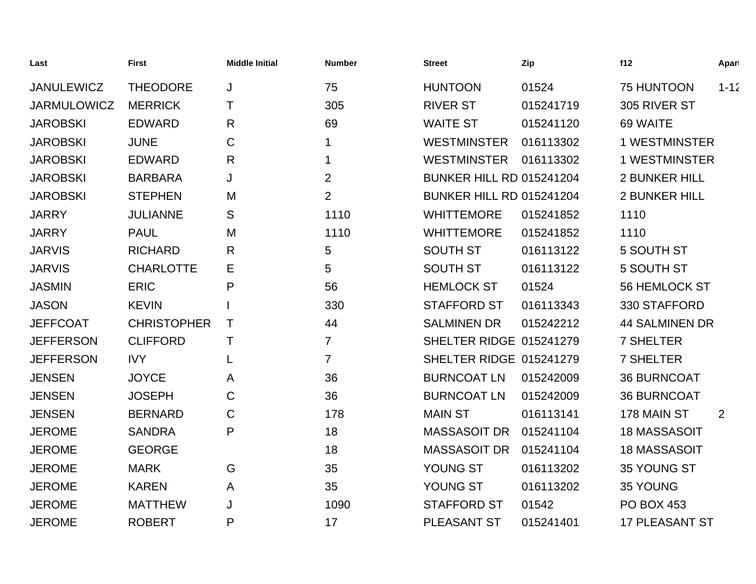| Last | First | Middle Initial | Number | Street | Zip | f12 | Apart |
|---|---|---|---|---|---|---|---|
| JANULEWICZ | THEODORE | J | 75 | HUNTOON | 01524 | 75 HUNTOON | 1-12 |
| JARMULOWICZ | MERRICK | T | 305 | RIVER ST | 015241719 | 305 RIVER ST | |
| JAROBSKI | EDWARD | R | 69 | WAITE ST | 015241120 | 69 WAITE | |
| JAROBSKI | JUNE | C | 1 | WESTMINSTER | 016113302 | 1 WESTMINSTER | |
| JAROBSKI | EDWARD | R | 1 | WESTMINSTER | 016113302 | 1 WESTMINSTER | |
| JAROBSKI | BARBARA | J | 2 | BUNKER HILL RD | 015241204 | 2 BUNKER HILL | |
| JAROBSKI | STEPHEN | M | 2 | BUNKER HILL RD | 015241204 | 2 BUNKER HILL | |
| JARRY | JULIANNE | S | 1110 | WHITTEMORE | 015241852 | 1110 | |
| JARRY | PAUL | M | 1110 | WHITTEMORE | 015241852 | 1110 | |
| JARVIS | RICHARD | R | 5 | SOUTH ST | 016113122 | 5 SOUTH ST | |
| JARVIS | CHARLOTTE | E | 5 | SOUTH ST | 016113122 | 5 SOUTH ST | |
| JASMIN | ERIC | P | 56 | HEMLOCK ST | 01524 | 56 HEMLOCK ST | |
| JASON | KEVIN | I | 330 | STAFFORD ST | 016113343 | 330 STAFFORD | |
| JEFFCOAT | CHRISTOPHER | T | 44 | SALMINEN DR | 015242212 | 44 SALMINEN DR | |
| JEFFERSON | CLIFFORD | T | 7 | SHELTER RIDGE | 015241279 | 7 SHELTER | |
| JEFFERSON | IVY | L | 7 | SHELTER RIDGE | 015241279 | 7 SHELTER | |
| JENSEN | JOYCE | A | 36 | BURNCOAT LN | 015242009 | 36 BURNCOAT | |
| JENSEN | JOSEPH | C | 36 | BURNCOAT LN | 015242009 | 36 BURNCOAT | |
| JENSEN | BERNARD | C | 178 | MAIN ST | 016113141 | 178 MAIN ST | 2 |
| JEROME | SANDRA | P | 18 | MASSASOIT DR | 015241104 | 18 MASSASOIT | |
| JEROME | GEORGE | | 18 | MASSASOIT DR | 015241104 | 18 MASSASOIT | |
| JEROME | MARK | G | 35 | YOUNG ST | 016113202 | 35 YOUNG ST | |
| JEROME | KAREN | A | 35 | YOUNG ST | 016113202 | 35 YOUNG | |
| JEROME | MATTHEW | J | 1090 | STAFFORD ST | 01542 | PO BOX 453 | |
| JEROME | ROBERT | P | 17 | PLEASANT ST | 015241401 | 17 PLEASANT ST | |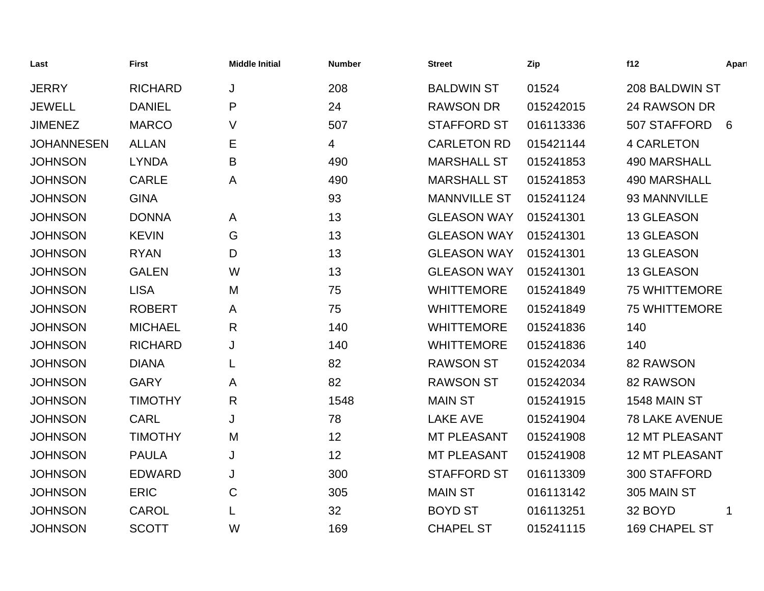| Last | First | Middle Initial | Number | Street | Zip | f12 | Apart |
|---|---|---|---|---|---|---|---|
| JERRY | RICHARD | J | 208 | BALDWIN ST | 01524 | 208 BALDWIN ST | |
| JEWELL | DANIEL | P | 24 | RAWSON DR | 015242015 | 24 RAWSON DR | |
| JIMENEZ | MARCO | V | 507 | STAFFORD ST | 016113336 | 507 STAFFORD | 6 |
| JOHANNESEN | ALLAN | E | 4 | CARLETON RD | 015421144 | 4 CARLETON | |
| JOHNSON | LYNDA | B | 490 | MARSHALL ST | 015241853 | 490 MARSHALL | |
| JOHNSON | CARLE | A | 490 | MARSHALL ST | 015241853 | 490 MARSHALL | |
| JOHNSON | GINA | | 93 | MANNVILLE ST | 015241124 | 93 MANNVILLE | |
| JOHNSON | DONNA | A | 13 | GLEASON WAY | 015241301 | 13 GLEASON | |
| JOHNSON | KEVIN | G | 13 | GLEASON WAY | 015241301 | 13 GLEASON | |
| JOHNSON | RYAN | D | 13 | GLEASON WAY | 015241301 | 13 GLEASON | |
| JOHNSON | GALEN | W | 13 | GLEASON WAY | 015241301 | 13 GLEASON | |
| JOHNSON | LISA | M | 75 | WHITTEMORE | 015241849 | 75 WHITTEMORE | |
| JOHNSON | ROBERT | A | 75 | WHITTEMORE | 015241849 | 75 WHITTEMORE | |
| JOHNSON | MICHAEL | R | 140 | WHITTEMORE | 015241836 | 140 | |
| JOHNSON | RICHARD | J | 140 | WHITTEMORE | 015241836 | 140 | |
| JOHNSON | DIANA | L | 82 | RAWSON ST | 015242034 | 82 RAWSON | |
| JOHNSON | GARY | A | 82 | RAWSON ST | 015242034 | 82 RAWSON | |
| JOHNSON | TIMOTHY | R | 1548 | MAIN ST | 015241915 | 1548 MAIN ST | |
| JOHNSON | CARL | J | 78 | LAKE AVE | 015241904 | 78 LAKE AVENUE | |
| JOHNSON | TIMOTHY | M | 12 | MT PLEASANT | 015241908 | 12 MT PLEASANT | |
| JOHNSON | PAULA | J | 12 | MT PLEASANT | 015241908 | 12 MT PLEASANT | |
| JOHNSON | EDWARD | J | 300 | STAFFORD ST | 016113309 | 300 STAFFORD | |
| JOHNSON | ERIC | C | 305 | MAIN ST | 016113142 | 305 MAIN ST | |
| JOHNSON | CAROL | L | 32 | BOYD ST | 016113251 | 32 BOYD | 1 |
| JOHNSON | SCOTT | W | 169 | CHAPEL ST | 015241115 | 169 CHAPEL ST | |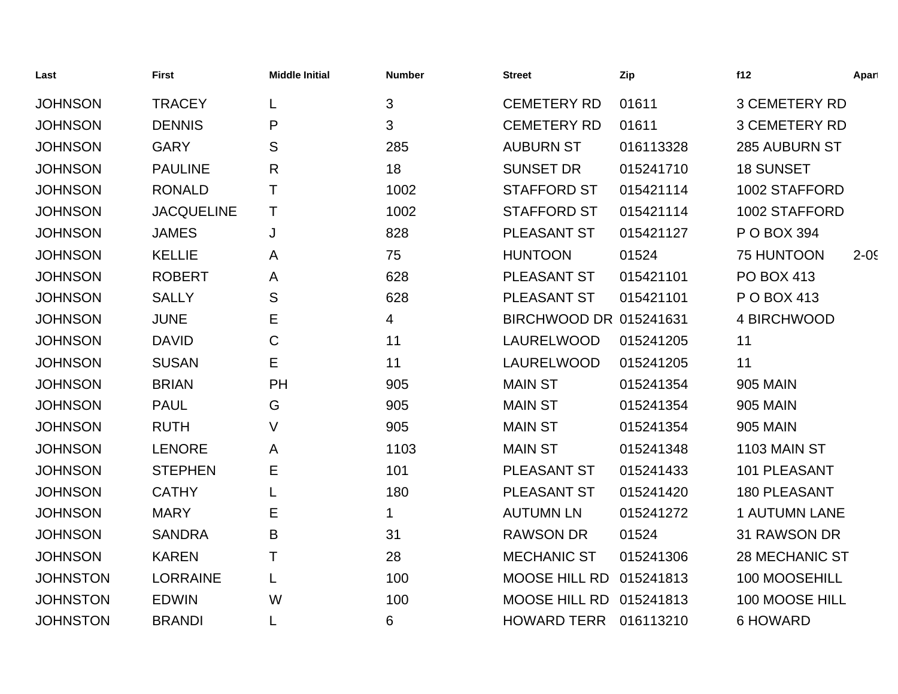| Last | First | Middle Initial | Number | Street | Zip | f12 | Apart |
|---|---|---|---|---|---|---|---|
| JOHNSON | TRACEY | L | 3 | CEMETERY RD | 01611 | 3 CEMETERY RD | |
| JOHNSON | DENNIS | P | 3 | CEMETERY RD | 01611 | 3 CEMETERY RD | |
| JOHNSON | GARY | S | 285 | AUBURN ST | 016113328 | 285 AUBURN ST | |
| JOHNSON | PAULINE | R | 18 | SUNSET DR | 015241710 | 18 SUNSET | |
| JOHNSON | RONALD | T | 1002 | STAFFORD ST | 015421114 | 1002 STAFFORD | |
| JOHNSON | JACQUELINE | T | 1002 | STAFFORD ST | 015421114 | 1002 STAFFORD | |
| JOHNSON | JAMES | J | 828 | PLEASANT ST | 015421127 | P O BOX 394 | |
| JOHNSON | KELLIE | A | 75 | HUNTOON | 01524 | 75 HUNTOON | 2-09 |
| JOHNSON | ROBERT | A | 628 | PLEASANT ST | 015421101 | PO BOX 413 | |
| JOHNSON | SALLY | S | 628 | PLEASANT ST | 015421101 | P O BOX 413 | |
| JOHNSON | JUNE | E | 4 | BIRCHWOOD DR | 015241631 | 4 BIRCHWOOD | |
| JOHNSON | DAVID | C | 11 | LAURELWOOD | 015241205 | 11 | |
| JOHNSON | SUSAN | E | 11 | LAURELWOOD | 015241205 | 11 | |
| JOHNSON | BRIAN | PH | 905 | MAIN ST | 015241354 | 905 MAIN | |
| JOHNSON | PAUL | G | 905 | MAIN ST | 015241354 | 905 MAIN | |
| JOHNSON | RUTH | V | 905 | MAIN ST | 015241354 | 905 MAIN | |
| JOHNSON | LENORE | A | 1103 | MAIN ST | 015241348 | 1103 MAIN ST | |
| JOHNSON | STEPHEN | E | 101 | PLEASANT ST | 015241433 | 101 PLEASANT | |
| JOHNSON | CATHY | L | 180 | PLEASANT ST | 015241420 | 180 PLEASANT | |
| JOHNSON | MARY | E | 1 | AUTUMN LN | 015241272 | 1 AUTUMN LANE | |
| JOHNSON | SANDRA | B | 31 | RAWSON DR | 01524 | 31 RAWSON DR | |
| JOHNSON | KAREN | T | 28 | MECHANIC ST | 015241306 | 28 MECHANIC ST | |
| JOHNSTON | LORRAINE | L | 100 | MOOSE HILL RD | 015241813 | 100 MOOSEHILL | |
| JOHNSTON | EDWIN | W | 100 | MOOSE HILL RD | 015241813 | 100 MOOSE HILL | |
| JOHNSTON | BRANDI | L | 6 | HOWARD TERR | 016113210 | 6 HOWARD | |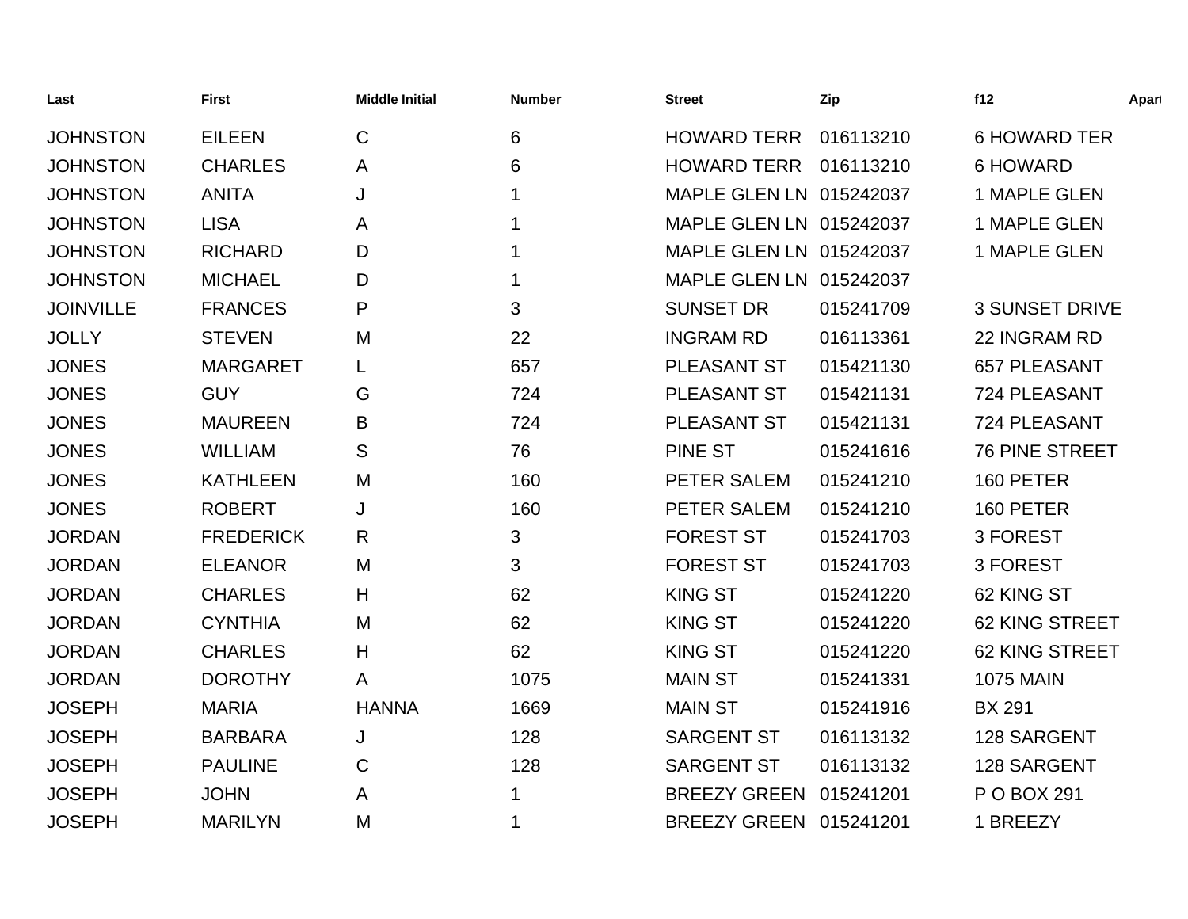| Last | First | Middle Initial | Number | Street | Zip | f12 | Apart |
|---|---|---|---|---|---|---|---|
| JOHNSTON | EILEEN | C | 6 | HOWARD TERR | 016113210 | 6 HOWARD TER | |
| JOHNSTON | CHARLES | A | 6 | HOWARD TERR | 016113210 | 6 HOWARD | |
| JOHNSTON | ANITA | J | 1 | MAPLE GLEN LN | 015242037 | 1 MAPLE GLEN | |
| JOHNSTON | LISA | A | 1 | MAPLE GLEN LN | 015242037 | 1 MAPLE GLEN | |
| JOHNSTON | RICHARD | D | 1 | MAPLE GLEN LN | 015242037 | 1 MAPLE GLEN | |
| JOHNSTON | MICHAEL | D | 1 | MAPLE GLEN LN | 015242037 | | |
| JOINVILLE | FRANCES | P | 3 | SUNSET DR | 015241709 | 3 SUNSET DRIVE | |
| JOLLY | STEVEN | M | 22 | INGRAM RD | 016113361 | 22 INGRAM RD | |
| JONES | MARGARET | L | 657 | PLEASANT ST | 015421130 | 657 PLEASANT | |
| JONES | GUY | G | 724 | PLEASANT ST | 015421131 | 724 PLEASANT | |
| JONES | MAUREEN | B | 724 | PLEASANT ST | 015421131 | 724 PLEASANT | |
| JONES | WILLIAM | S | 76 | PINE ST | 015241616 | 76 PINE STREET | |
| JONES | KATHLEEN | M | 160 | PETER SALEM | 015241210 | 160 PETER | |
| JONES | ROBERT | J | 160 | PETER SALEM | 015241210 | 160 PETER | |
| JORDAN | FREDERICK | R | 3 | FOREST ST | 015241703 | 3 FOREST | |
| JORDAN | ELEANOR | M | 3 | FOREST ST | 015241703 | 3 FOREST | |
| JORDAN | CHARLES | H | 62 | KING ST | 015241220 | 62 KING ST | |
| JORDAN | CYNTHIA | M | 62 | KING ST | 015241220 | 62 KING STREET | |
| JORDAN | CHARLES | H | 62 | KING ST | 015241220 | 62 KING STREET | |
| JORDAN | DOROTHY | A | 1075 | MAIN ST | 015241331 | 1075 MAIN | |
| JOSEPH | MARIA | HANNA | 1669 | MAIN ST | 015241916 | BX 291 | |
| JOSEPH | BARBARA | J | 128 | SARGENT ST | 016113132 | 128 SARGENT | |
| JOSEPH | PAULINE | C | 128 | SARGENT ST | 016113132 | 128 SARGENT | |
| JOSEPH | JOHN | A | 1 | BREEZY GREEN | 015241201 | P O BOX 291 | |
| JOSEPH | MARILYN | M | 1 | BREEZY GREEN | 015241201 | 1 BREEZY | |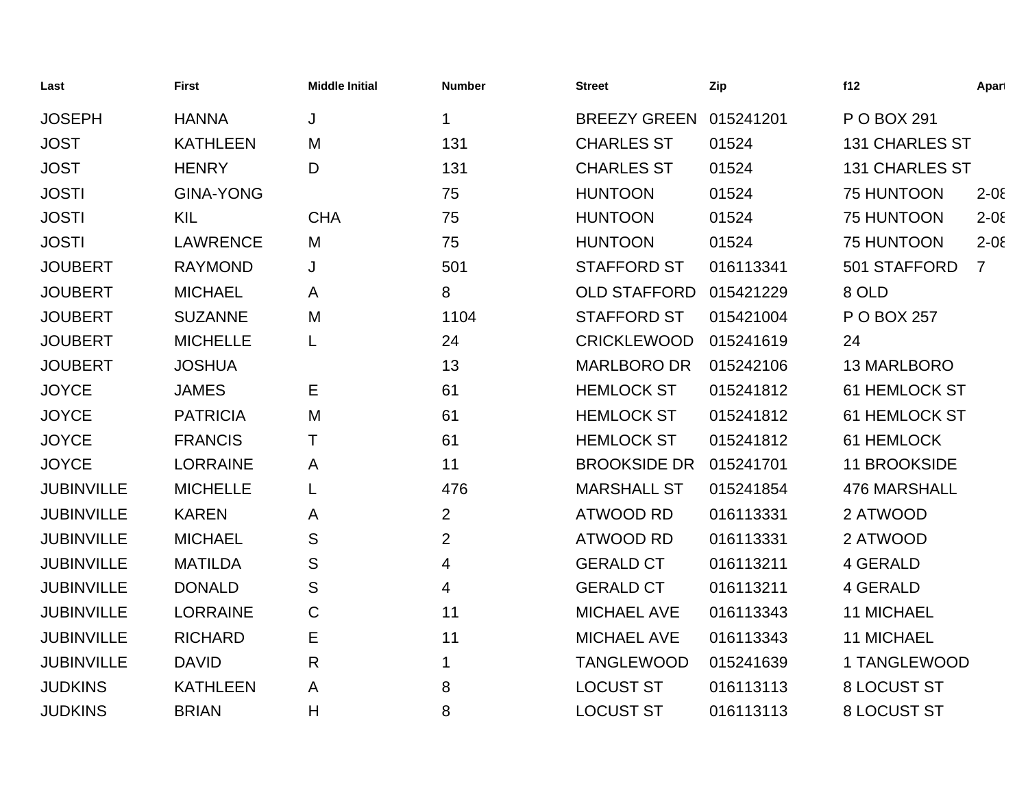| Last | First | Middle Initial | Number | Street | Zip | f12 | Apart |
|---|---|---|---|---|---|---|---|
| JOSEPH | HANNA | J | 1 | BREEZY GREEN | 015241201 | P O BOX 291 | |
| JOST | KATHLEEN | M | 131 | CHARLES ST | 01524 | 131 CHARLES ST | |
| JOST | HENRY | D | 131 | CHARLES ST | 01524 | 131 CHARLES ST | |
| JOSTI | GINA-YONG | | 75 | HUNTOON | 01524 | 75 HUNTOON | 2-08 |
| JOSTI | KIL | CHA | 75 | HUNTOON | 01524 | 75 HUNTOON | 2-08 |
| JOSTI | LAWRENCE | M | 75 | HUNTOON | 01524 | 75 HUNTOON | 2-08 |
| JOUBERT | RAYMOND | J | 501 | STAFFORD ST | 016113341 | 501 STAFFORD | 7 |
| JOUBERT | MICHAEL | A | 8 | OLD STAFFORD | 015421229 | 8 OLD | |
| JOUBERT | SUZANNE | M | 1104 | STAFFORD ST | 015421004 | P O BOX 257 | |
| JOUBERT | MICHELLE | L | 24 | CRICKLEWOOD | 015241619 | 24 | |
| JOUBERT | JOSHUA | | 13 | MARLBORO DR | 015242106 | 13 MARLBORO | |
| JOYCE | JAMES | E | 61 | HEMLOCK ST | 015241812 | 61 HEMLOCK ST | |
| JOYCE | PATRICIA | M | 61 | HEMLOCK ST | 015241812 | 61 HEMLOCK ST | |
| JOYCE | FRANCIS | T | 61 | HEMLOCK ST | 015241812 | 61 HEMLOCK | |
| JOYCE | LORRAINE | A | 11 | BROOKSIDE DR | 015241701 | 11 BROOKSIDE | |
| JUBINVILLE | MICHELLE | L | 476 | MARSHALL ST | 015241854 | 476 MARSHALL | |
| JUBINVILLE | KAREN | A | 2 | ATWOOD RD | 016113331 | 2 ATWOOD | |
| JUBINVILLE | MICHAEL | S | 2 | ATWOOD RD | 016113331 | 2 ATWOOD | |
| JUBINVILLE | MATILDA | S | 4 | GERALD CT | 016113211 | 4 GERALD | |
| JUBINVILLE | DONALD | S | 4 | GERALD CT | 016113211 | 4 GERALD | |
| JUBINVILLE | LORRAINE | C | 11 | MICHAEL AVE | 016113343 | 11 MICHAEL | |
| JUBINVILLE | RICHARD | E | 11 | MICHAEL AVE | 016113343 | 11 MICHAEL | |
| JUBINVILLE | DAVID | R | 1 | TANGLEWOOD | 015241639 | 1 TANGLEWOOD | |
| JUDKINS | KATHLEEN | A | 8 | LOCUST ST | 016113113 | 8 LOCUST ST | |
| JUDKINS | BRIAN | H | 8 | LOCUST ST | 016113113 | 8 LOCUST ST | |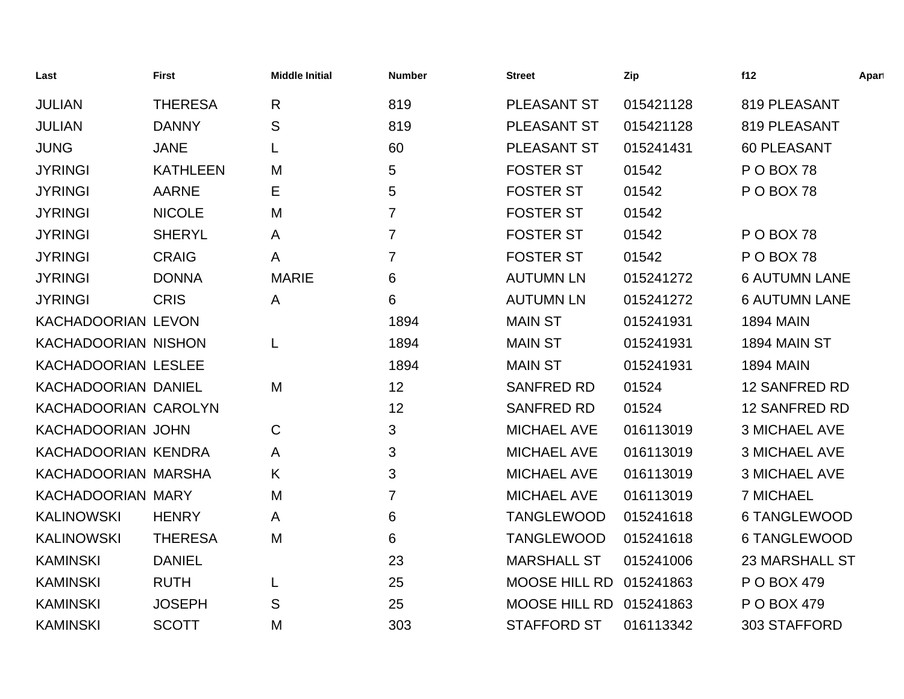| Last | First | Middle Initial | Number | Street | Zip | f12 | Apart |
|---|---|---|---|---|---|---|---|
| JULIAN | THERESA | R | 819 | PLEASANT ST | 015421128 | 819 PLEASANT | |
| JULIAN | DANNY | S | 819 | PLEASANT ST | 015421128 | 819 PLEASANT | |
| JUNG | JANE | L | 60 | PLEASANT ST | 015241431 | 60 PLEASANT | |
| JYRINGI | KATHLEEN | M | 5 | FOSTER ST | 01542 | P O BOX 78 | |
| JYRINGI | AARNE | E | 5 | FOSTER ST | 01542 | P O BOX 78 | |
| JYRINGI | NICOLE | M | 7 | FOSTER ST | 01542 | | |
| JYRINGI | SHERYL | A | 7 | FOSTER ST | 01542 | P O BOX 78 | |
| JYRINGI | CRAIG | A | 7 | FOSTER ST | 01542 | P O BOX 78 | |
| JYRINGI | DONNA | MARIE | 6 | AUTUMN LN | 015241272 | 6 AUTUMN LANE | |
| JYRINGI | CRIS | A | 6 | AUTUMN LN | 015241272 | 6 AUTUMN LANE | |
| KACHADOORIAN | LEVON | | 1894 | MAIN ST | 015241931 | 1894 MAIN | |
| KACHADOORIAN | NISHON | L | 1894 | MAIN ST | 015241931 | 1894 MAIN ST | |
| KACHADOORIAN | LESLEE | | 1894 | MAIN ST | 015241931 | 1894 MAIN | |
| KACHADOORIAN | DANIEL | M | 12 | SANFRED RD | 01524 | 12 SANFRED RD | |
| KACHADOORIAN | CAROLYN | | 12 | SANFRED RD | 01524 | 12 SANFRED RD | |
| KACHADOORIAN | JOHN | C | 3 | MICHAEL AVE | 016113019 | 3 MICHAEL AVE | |
| KACHADOORIAN | KENDRA | A | 3 | MICHAEL AVE | 016113019 | 3 MICHAEL AVE | |
| KACHADOORIAN | MARSHA | K | 3 | MICHAEL AVE | 016113019 | 3 MICHAEL AVE | |
| KACHADOORIAN | MARY | M | 7 | MICHAEL AVE | 016113019 | 7 MICHAEL | |
| KALINOWSKI | HENRY | A | 6 | TANGLEWOOD | 015241618 | 6 TANGLEWOOD | |
| KALINOWSKI | THERESA | M | 6 | TANGLEWOOD | 015241618 | 6 TANGLEWOOD | |
| KAMINSKI | DANIEL | | 23 | MARSHALL ST | 015241006 | 23 MARSHALL ST | |
| KAMINSKI | RUTH | L | 25 | MOOSE HILL RD | 015241863 | P O BOX 479 | |
| KAMINSKI | JOSEPH | S | 25 | MOOSE HILL RD | 015241863 | P O BOX 479 | |
| KAMINSKI | SCOTT | M | 303 | STAFFORD ST | 016113342 | 303 STAFFORD | |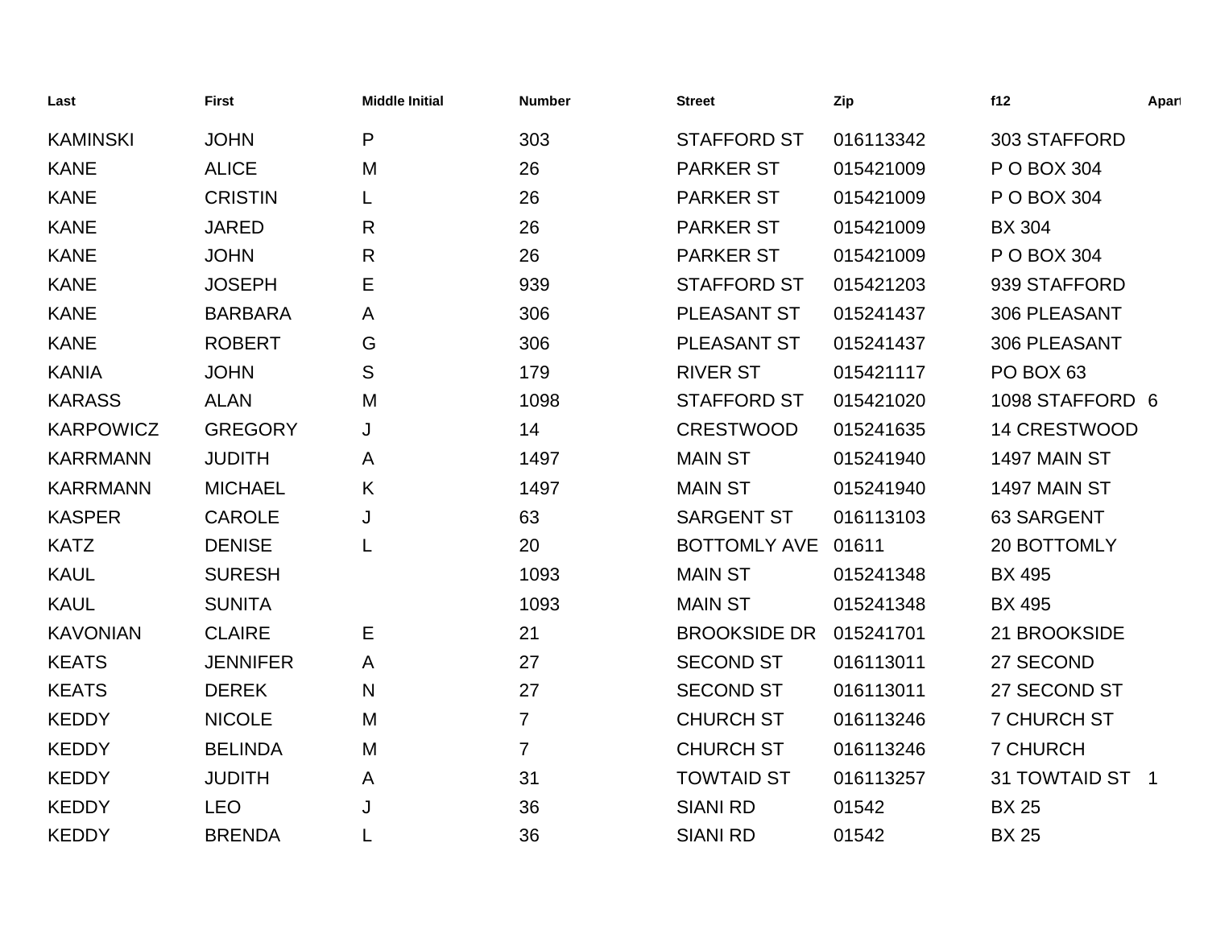| Last | First | Middle Initial | Number | Street | Zip | f12 | Apart |
|---|---|---|---|---|---|---|---|
| KAMINSKI | JOHN | P | 303 | STAFFORD ST | 016113342 | 303 STAFFORD | |
| KANE | ALICE | M | 26 | PARKER ST | 015421009 | P O BOX 304 | |
| KANE | CRISTIN | L | 26 | PARKER ST | 015421009 | P O BOX 304 | |
| KANE | JARED | R | 26 | PARKER ST | 015421009 | BX 304 | |
| KANE | JOHN | R | 26 | PARKER ST | 015421009 | P O BOX 304 | |
| KANE | JOSEPH | E | 939 | STAFFORD ST | 015421203 | 939 STAFFORD | |
| KANE | BARBARA | A | 306 | PLEASANT ST | 015241437 | 306 PLEASANT | |
| KANE | ROBERT | G | 306 | PLEASANT ST | 015241437 | 306 PLEASANT | |
| KANIA | JOHN | S | 179 | RIVER ST | 015421117 | PO BOX 63 | |
| KARASS | ALAN | M | 1098 | STAFFORD ST | 015421020 | 1098 STAFFORD | 6 |
| KARPOWICZ | GREGORY | J | 14 | CRESTWOOD | 015241635 | 14 CRESTWOOD | |
| KARRMANN | JUDITH | A | 1497 | MAIN ST | 015241940 | 1497 MAIN ST | |
| KARRMANN | MICHAEL | K | 1497 | MAIN ST | 015241940 | 1497 MAIN ST | |
| KASPER | CAROLE | J | 63 | SARGENT ST | 016113103 | 63 SARGENT | |
| KATZ | DENISE | L | 20 | BOTTOMLY AVE | 01611 | 20 BOTTOMLY | |
| KAUL | SURESH | | 1093 | MAIN ST | 015241348 | BX 495 | |
| KAUL | SUNITA | | 1093 | MAIN ST | 015241348 | BX 495 | |
| KAVONIAN | CLAIRE | E | 21 | BROOKSIDE DR | 015241701 | 21 BROOKSIDE | |
| KEATS | JENNIFER | A | 27 | SECOND ST | 016113011 | 27 SECOND | |
| KEATS | DEREK | N | 27 | SECOND ST | 016113011 | 27 SECOND ST | |
| KEDDY | NICOLE | M | 7 | CHURCH ST | 016113246 | 7 CHURCH ST | |
| KEDDY | BELINDA | M | 7 | CHURCH ST | 016113246 | 7 CHURCH | |
| KEDDY | JUDITH | A | 31 | TOWTAID ST | 016113257 | 31 TOWTAID ST | 1 |
| KEDDY | LEO | J | 36 | SIANI RD | 01542 | BX 25 | |
| KEDDY | BRENDA | L | 36 | SIANI RD | 01542 | BX 25 | |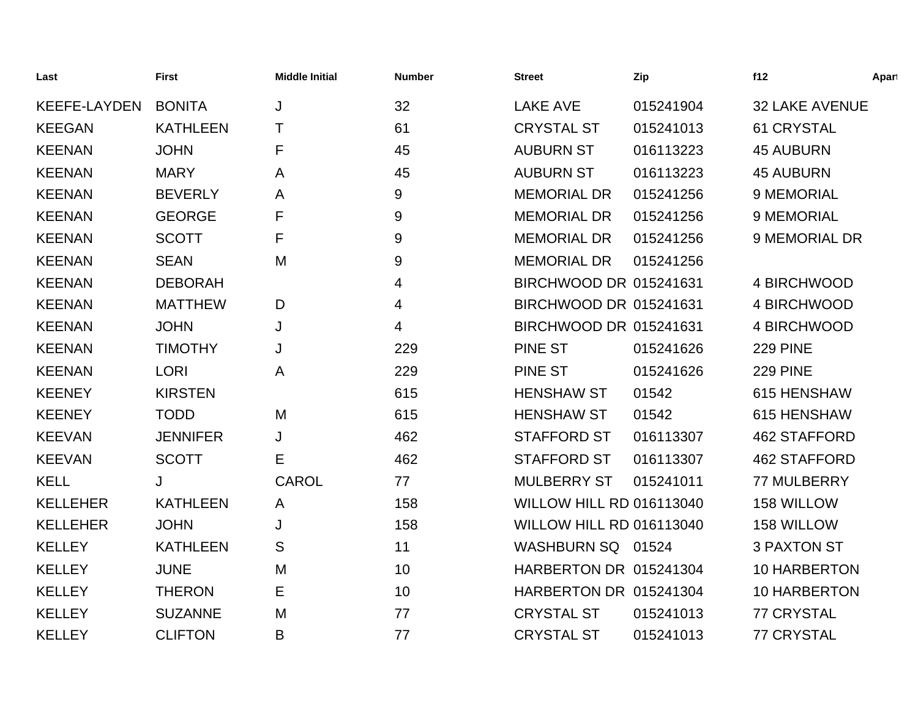| Last | First | Middle Initial | Number | Street | Zip | f12 | Apart |
|---|---|---|---|---|---|---|---|
| KEEFE-LAYDEN | BONITA | J | 32 | LAKE AVE | 015241904 | 32 LAKE AVENUE | |
| KEEGAN | KATHLEEN | T | 61 | CRYSTAL ST | 015241013 | 61 CRYSTAL | |
| KEENAN | JOHN | F | 45 | AUBURN ST | 016113223 | 45 AUBURN | |
| KEENAN | MARY | A | 45 | AUBURN ST | 016113223 | 45 AUBURN | |
| KEENAN | BEVERLY | A | 9 | MEMORIAL DR | 015241256 | 9 MEMORIAL | |
| KEENAN | GEORGE | F | 9 | MEMORIAL DR | 015241256 | 9 MEMORIAL | |
| KEENAN | SCOTT | F | 9 | MEMORIAL DR | 015241256 | 9 MEMORIAL DR | |
| KEENAN | SEAN | M | 9 | MEMORIAL DR | 015241256 | | |
| KEENAN | DEBORAH | | 4 | BIRCHWOOD DR | 015241631 | 4 BIRCHWOOD | |
| KEENAN | MATTHEW | D | 4 | BIRCHWOOD DR | 015241631 | 4 BIRCHWOOD | |
| KEENAN | JOHN | J | 4 | BIRCHWOOD DR | 015241631 | 4 BIRCHWOOD | |
| KEENAN | TIMOTHY | J | 229 | PINE ST | 015241626 | 229 PINE | |
| KEENAN | LORI | A | 229 | PINE ST | 015241626 | 229 PINE | |
| KEENEY | KIRSTEN | | 615 | HENSHAW ST | 01542 | 615 HENSHAW | |
| KEENEY | TODD | M | 615 | HENSHAW ST | 01542 | 615 HENSHAW | |
| KEEVAN | JENNIFER | J | 462 | STAFFORD ST | 016113307 | 462 STAFFORD | |
| KEEVAN | SCOTT | E | 462 | STAFFORD ST | 016113307 | 462 STAFFORD | |
| KELL | J | CAROL | 77 | MULBERRY ST | 015241011 | 77 MULBERRY | |
| KELLEHER | KATHLEEN | A | 158 | WILLOW HILL RD | 016113040 | 158 WILLOW | |
| KELLEHER | JOHN | J | 158 | WILLOW HILL RD | 016113040 | 158 WILLOW | |
| KELLEY | KATHLEEN | S | 11 | WASHBURN SQ | 01524 | 3 PAXTON ST | |
| KELLEY | JUNE | M | 10 | HARBERTON DR | 015241304 | 10 HARBERTON | |
| KELLEY | THERON | E | 10 | HARBERTON DR | 015241304 | 10 HARBERTON | |
| KELLEY | SUZANNE | M | 77 | CRYSTAL ST | 015241013 | 77 CRYSTAL | |
| KELLEY | CLIFTON | B | 77 | CRYSTAL ST | 015241013 | 77 CRYSTAL | |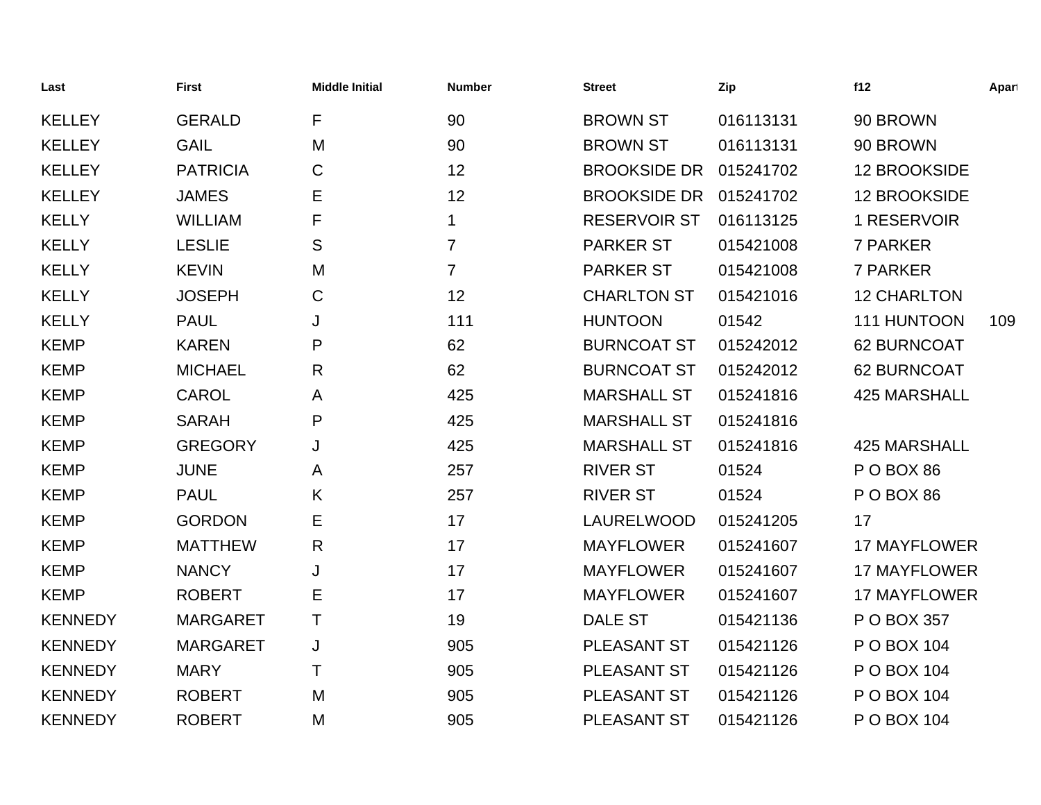| Last | First | Middle Initial | Number | Street | Zip | f12 | Apart |
|---|---|---|---|---|---|---|---|
| KELLEY | GERALD | F | 90 | BROWN ST | 016113131 | 90 BROWN | |
| KELLEY | GAIL | M | 90 | BROWN ST | 016113131 | 90 BROWN | |
| KELLEY | PATRICIA | C | 12 | BROOKSIDE DR | 015241702 | 12 BROOKSIDE | |
| KELLEY | JAMES | E | 12 | BROOKSIDE DR | 015241702 | 12 BROOKSIDE | |
| KELLY | WILLIAM | F | 1 | RESERVOIR ST | 016113125 | 1 RESERVOIR | |
| KELLY | LESLIE | S | 7 | PARKER ST | 015421008 | 7 PARKER | |
| KELLY | KEVIN | M | 7 | PARKER ST | 015421008 | 7 PARKER | |
| KELLY | JOSEPH | C | 12 | CHARLTON ST | 015421016 | 12 CHARLTON | |
| KELLY | PAUL | J | 111 | HUNTOON | 01542 | 111 HUNTOON | 109 |
| KEMP | KAREN | P | 62 | BURNCOAT ST | 015242012 | 62 BURNCOAT | |
| KEMP | MICHAEL | R | 62 | BURNCOAT ST | 015242012 | 62 BURNCOAT | |
| KEMP | CAROL | A | 425 | MARSHALL ST | 015241816 | 425 MARSHALL | |
| KEMP | SARAH | P | 425 | MARSHALL ST | 015241816 | | |
| KEMP | GREGORY | J | 425 | MARSHALL ST | 015241816 | 425 MARSHALL | |
| KEMP | JUNE | A | 257 | RIVER ST | 01524 | P O BOX 86 | |
| KEMP | PAUL | K | 257 | RIVER ST | 01524 | P O BOX 86 | |
| KEMP | GORDON | E | 17 | LAURELWOOD | 015241205 | 17 | |
| KEMP | MATTHEW | R | 17 | MAYFLOWER | 015241607 | 17 MAYFLOWER | |
| KEMP | NANCY | J | 17 | MAYFLOWER | 015241607 | 17 MAYFLOWER | |
| KEMP | ROBERT | E | 17 | MAYFLOWER | 015241607 | 17 MAYFLOWER | |
| KENNEDY | MARGARET | T | 19 | DALE ST | 015421136 | P O BOX 357 | |
| KENNEDY | MARGARET | J | 905 | PLEASANT ST | 015421126 | P O BOX 104 | |
| KENNEDY | MARY | T | 905 | PLEASANT ST | 015421126 | P O BOX 104 | |
| KENNEDY | ROBERT | M | 905 | PLEASANT ST | 015421126 | P O BOX 104 | |
| KENNEDY | ROBERT | M | 905 | PLEASANT ST | 015421126 | P O BOX 104 | |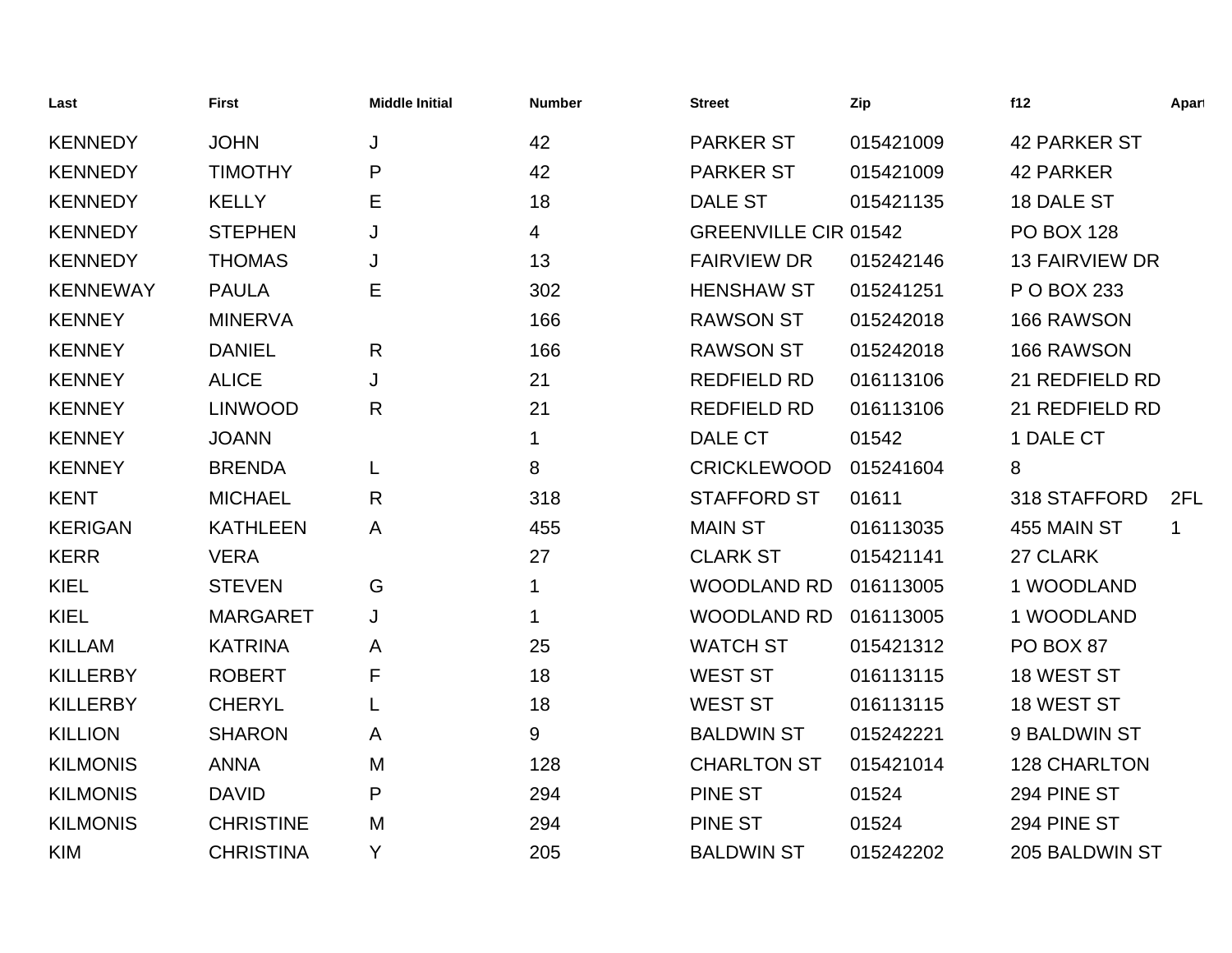| Last | First | Middle Initial | Number | Street | Zip | f12 | Apart |
|---|---|---|---|---|---|---|---|
| KENNEDY | JOHN | J | 42 | PARKER ST | 015421009 | 42 PARKER ST | |
| KENNEDY | TIMOTHY | P | 42 | PARKER ST | 015421009 | 42 PARKER | |
| KENNEDY | KELLY | E | 18 | DALE ST | 015421135 | 18 DALE ST | |
| KENNEDY | STEPHEN | J | 4 | GREENVILLE CIR | 01542 | PO BOX 128 | |
| KENNEDY | THOMAS | J | 13 | FAIRVIEW DR | 015242146 | 13 FAIRVIEW DR | |
| KENNEWAY | PAULA | E | 302 | HENSHAW ST | 015241251 | P O BOX 233 | |
| KENNEY | MINERVA | | 166 | RAWSON ST | 015242018 | 166 RAWSON | |
| KENNEY | DANIEL | R | 166 | RAWSON ST | 015242018 | 166 RAWSON | |
| KENNEY | ALICE | J | 21 | REDFIELD RD | 016113106 | 21 REDFIELD RD | |
| KENNEY | LINWOOD | R | 21 | REDFIELD RD | 016113106 | 21 REDFIELD RD | |
| KENNEY | JOANN | | 1 | DALE CT | 01542 | 1 DALE CT | |
| KENNEY | BRENDA | L | 8 | CRICKLEWOOD | 015241604 | 8 | |
| KENT | MICHAEL | R | 318 | STAFFORD ST | 01611 | 318 STAFFORD | 2FL |
| KERIGAN | KATHLEEN | A | 455 | MAIN ST | 016113035 | 455 MAIN ST | 1 |
| KERR | VERA | | 27 | CLARK ST | 015421141 | 27 CLARK | |
| KIEL | STEVEN | G | 1 | WOODLAND RD | 016113005 | 1 WOODLAND | |
| KIEL | MARGARET | J | 1 | WOODLAND RD | 016113005 | 1 WOODLAND | |
| KILLAM | KATRINA | A | 25 | WATCH ST | 015421312 | PO BOX 87 | |
| KILLERBY | ROBERT | F | 18 | WEST ST | 016113115 | 18 WEST ST | |
| KILLERBY | CHERYL | L | 18 | WEST ST | 016113115 | 18 WEST ST | |
| KILLION | SHARON | A | 9 | BALDWIN ST | 015242221 | 9 BALDWIN ST | |
| KILMONIS | ANNA | M | 128 | CHARLTON ST | 015421014 | 128 CHARLTON | |
| KILMONIS | DAVID | P | 294 | PINE ST | 01524 | 294 PINE ST | |
| KILMONIS | CHRISTINE | M | 294 | PINE ST | 01524 | 294 PINE ST | |
| KIM | CHRISTINA | Y | 205 | BALDWIN ST | 015242202 | 205 BALDWIN ST | |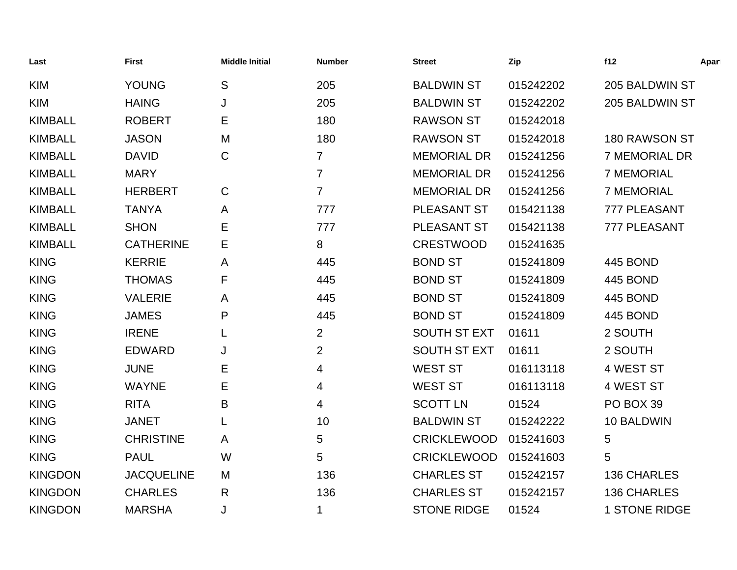| Last | First | Middle Initial | Number | Street | Zip | f12 | Apart |
|---|---|---|---|---|---|---|---|
| KIM | YOUNG | S | 205 | BALDWIN ST | 015242202 | 205 BALDWIN ST | |
| KIM | HAING | J | 205 | BALDWIN ST | 015242202 | 205 BALDWIN ST | |
| KIMBALL | ROBERT | E | 180 | RAWSON ST | 015242018 | | |
| KIMBALL | JASON | M | 180 | RAWSON ST | 015242018 | 180 RAWSON ST | |
| KIMBALL | DAVID | C | 7 | MEMORIAL DR | 015241256 | 7 MEMORIAL DR | |
| KIMBALL | MARY | | 7 | MEMORIAL DR | 015241256 | 7 MEMORIAL | |
| KIMBALL | HERBERT | C | 7 | MEMORIAL DR | 015241256 | 7 MEMORIAL | |
| KIMBALL | TANYA | A | 777 | PLEASANT ST | 015421138 | 777 PLEASANT | |
| KIMBALL | SHON | E | 777 | PLEASANT ST | 015421138 | 777 PLEASANT | |
| KIMBALL | CATHERINE | E | 8 | CRESTWOOD | 015241635 | | |
| KING | KERRIE | A | 445 | BOND ST | 015241809 | 445 BOND | |
| KING | THOMAS | F | 445 | BOND ST | 015241809 | 445 BOND | |
| KING | VALERIE | A | 445 | BOND ST | 015241809 | 445 BOND | |
| KING | JAMES | P | 445 | BOND ST | 015241809 | 445 BOND | |
| KING | IRENE | L | 2 | SOUTH ST EXT | 01611 | 2 SOUTH | |
| KING | EDWARD | J | 2 | SOUTH ST EXT | 01611 | 2 SOUTH | |
| KING | JUNE | E | 4 | WEST ST | 016113118 | 4 WEST ST | |
| KING | WAYNE | E | 4 | WEST ST | 016113118 | 4 WEST ST | |
| KING | RITA | B | 4 | SCOTT LN | 01524 | PO BOX 39 | |
| KING | JANET | L | 10 | BALDWIN ST | 015242222 | 10 BALDWIN | |
| KING | CHRISTINE | A | 5 | CRICKLEWOOD | 015241603 | 5 | |
| KING | PAUL | W | 5 | CRICKLEWOOD | 015241603 | 5 | |
| KINGDON | JACQUELINE | M | 136 | CHARLES ST | 015242157 | 136 CHARLES | |
| KINGDON | CHARLES | R | 136 | CHARLES ST | 015242157 | 136 CHARLES | |
| KINGDON | MARSHA | J | 1 | STONE RIDGE | 01524 | 1 STONE RIDGE | |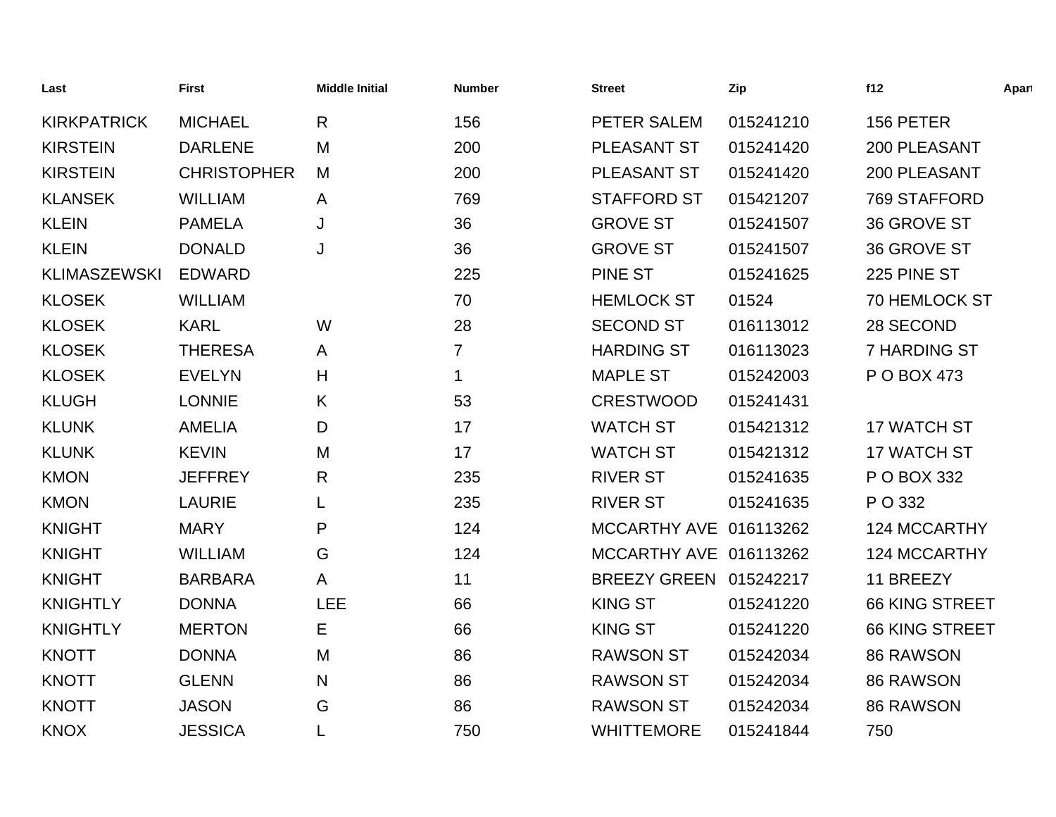| Last | First | Middle Initial | Number | Street | Zip | f12 | Apart |
|---|---|---|---|---|---|---|---|
| KIRKPATRICK | MICHAEL | R | 156 | PETER SALEM | 015241210 | 156 PETER | |
| KIRSTEIN | DARLENE | M | 200 | PLEASANT ST | 015241420 | 200 PLEASANT | |
| KIRSTEIN | CHRISTOPHER | M | 200 | PLEASANT ST | 015241420 | 200 PLEASANT | |
| KLANSEK | WILLIAM | A | 769 | STAFFORD ST | 015421207 | 769 STAFFORD | |
| KLEIN | PAMELA | J | 36 | GROVE ST | 015241507 | 36 GROVE ST | |
| KLEIN | DONALD | J | 36 | GROVE ST | 015241507 | 36 GROVE ST | |
| KLIMASZEWSKI | EDWARD | | 225 | PINE ST | 015241625 | 225 PINE ST | |
| KLOSEK | WILLIAM | | 70 | HEMLOCK ST | 01524 | 70 HEMLOCK ST | |
| KLOSEK | KARL | W | 28 | SECOND ST | 016113012 | 28 SECOND | |
| KLOSEK | THERESA | A | 7 | HARDING ST | 016113023 | 7 HARDING ST | |
| KLOSEK | EVELYN | H | 1 | MAPLE ST | 015242003 | P O BOX 473 | |
| KLUGH | LONNIE | K | 53 | CRESTWOOD | 015241431 | | |
| KLUNK | AMELIA | D | 17 | WATCH ST | 015421312 | 17 WATCH ST | |
| KLUNK | KEVIN | M | 17 | WATCH ST | 015421312 | 17 WATCH ST | |
| KMON | JEFFREY | R | 235 | RIVER ST | 015241635 | P O BOX 332 | |
| KMON | LAURIE | L | 235 | RIVER ST | 015241635 | P O 332 | |
| KNIGHT | MARY | P | 124 | MCCARTHY AVE | 016113262 | 124 MCCARTHY | |
| KNIGHT | WILLIAM | G | 124 | MCCARTHY AVE | 016113262 | 124 MCCARTHY | |
| KNIGHT | BARBARA | A | 11 | BREEZY GREEN | 015242217 | 11 BREEZY | |
| KNIGHTLY | DONNA | LEE | 66 | KING ST | 015241220 | 66 KING STREET | |
| KNIGHTLY | MERTON | E | 66 | KING ST | 015241220 | 66 KING STREET | |
| KNOTT | DONNA | M | 86 | RAWSON ST | 015242034 | 86 RAWSON | |
| KNOTT | GLENN | N | 86 | RAWSON ST | 015242034 | 86 RAWSON | |
| KNOTT | JASON | G | 86 | RAWSON ST | 015242034 | 86 RAWSON | |
| KNOX | JESSICA | L | 750 | WHITTEMORE | 015241844 | 750 | |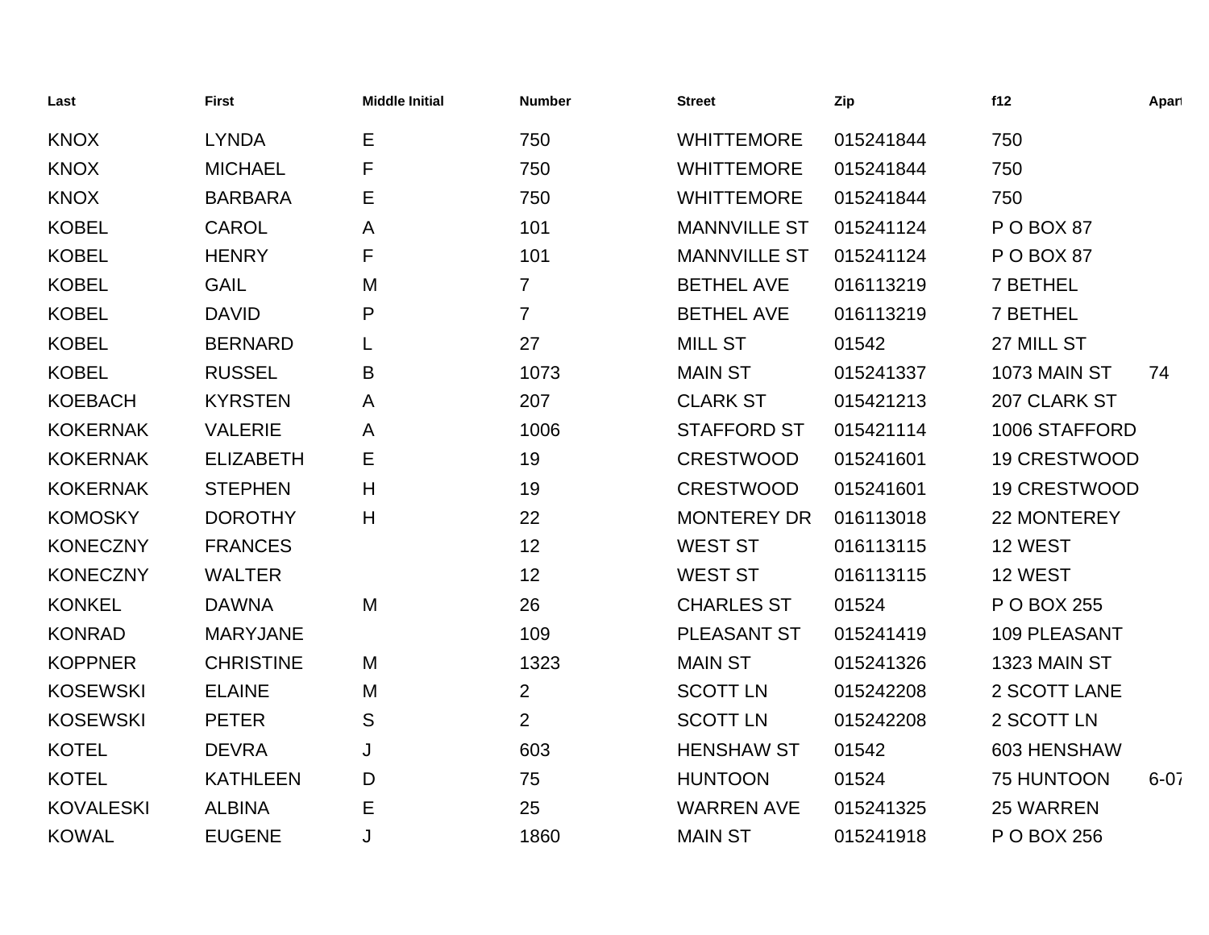| Last | First | Middle Initial | Number | Street | Zip | f12 | Apart |
|---|---|---|---|---|---|---|---|
| KNOX | LYNDA | E | 750 | WHITTEMORE | 015241844 | 750 | |
| KNOX | MICHAEL | F | 750 | WHITTEMORE | 015241844 | 750 | |
| KNOX | BARBARA | E | 750 | WHITTEMORE | 015241844 | 750 | |
| KOBEL | CAROL | A | 101 | MANNVILLE ST | 015241124 | P O BOX 87 | |
| KOBEL | HENRY | F | 101 | MANNVILLE ST | 015241124 | P O BOX 87 | |
| KOBEL | GAIL | M | 7 | BETHEL AVE | 016113219 | 7 BETHEL | |
| KOBEL | DAVID | P | 7 | BETHEL AVE | 016113219 | 7 BETHEL | |
| KOBEL | BERNARD | L | 27 | MILL ST | 01542 | 27 MILL ST | |
| KOBEL | RUSSEL | B | 1073 | MAIN ST | 015241337 | 1073 MAIN ST | 74 |
| KOEBACH | KYRSTEN | A | 207 | CLARK ST | 015421213 | 207 CLARK ST | |
| KOKERNAK | VALERIE | A | 1006 | STAFFORD ST | 015421114 | 1006 STAFFORD | |
| KOKERNAK | ELIZABETH | E | 19 | CRESTWOOD | 015241601 | 19 CRESTWOOD | |
| KOKERNAK | STEPHEN | H | 19 | CRESTWOOD | 015241601 | 19 CRESTWOOD | |
| KOMOSKY | DOROTHY | H | 22 | MONTEREY DR | 016113018 | 22 MONTEREY | |
| KONECZNY | FRANCES | | 12 | WEST ST | 016113115 | 12 WEST | |
| KONECZNY | WALTER | | 12 | WEST ST | 016113115 | 12 WEST | |
| KONKEL | DAWNA | M | 26 | CHARLES ST | 01524 | P O BOX 255 | |
| KONRAD | MARYJANE | | 109 | PLEASANT ST | 015241419 | 109 PLEASANT | |
| KOPPNER | CHRISTINE | M | 1323 | MAIN ST | 015241326 | 1323 MAIN ST | |
| KOSEWSKI | ELAINE | M | 2 | SCOTT LN | 015242208 | 2 SCOTT LANE | |
| KOSEWSKI | PETER | S | 2 | SCOTT LN | 015242208 | 2 SCOTT LN | |
| KOTEL | DEVRA | J | 603 | HENSHAW ST | 01542 | 603 HENSHAW | |
| KOTEL | KATHLEEN | D | 75 | HUNTOON | 01524 | 75 HUNTOON | 6-07 |
| KOVALESKI | ALBINA | E | 25 | WARREN AVE | 015241325 | 25 WARREN | |
| KOWAL | EUGENE | J | 1860 | MAIN ST | 015241918 | P O BOX 256 | |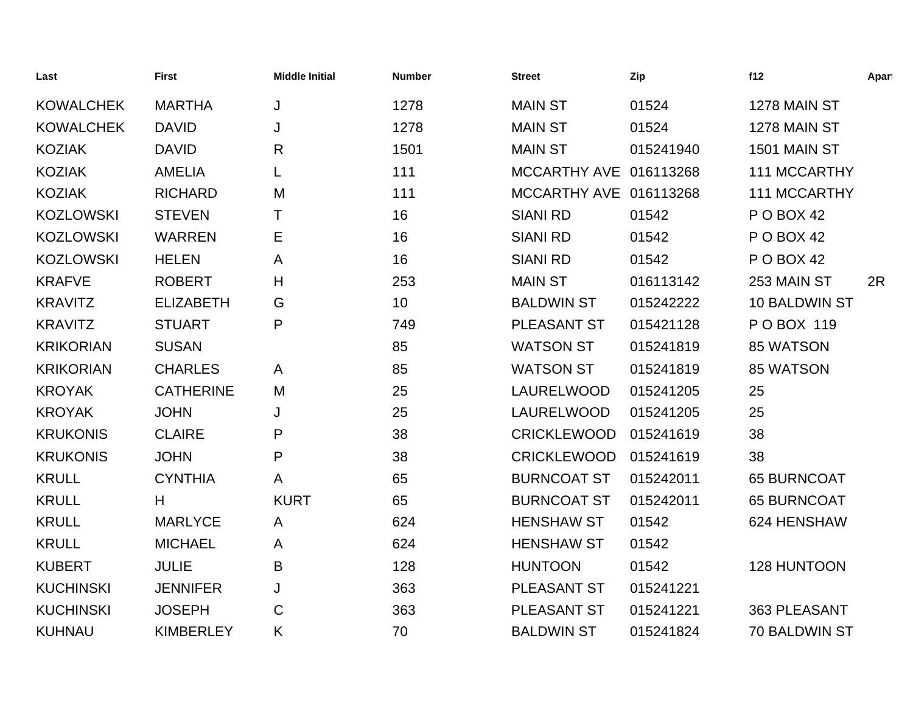| Last | First | Middle Initial | Number | Street | Zip | f12 | Apart |
|---|---|---|---|---|---|---|---|
| KOWALCHEK | MARTHA | J | 1278 | MAIN ST | 01524 | 1278 MAIN ST | |
| KOWALCHEK | DAVID | J | 1278 | MAIN ST | 01524 | 1278 MAIN ST | |
| KOZIAK | DAVID | R | 1501 | MAIN ST | 015241940 | 1501 MAIN ST | |
| KOZIAK | AMELIA | L | 111 | MCCARTHY AVE | 016113268 | 111 MCCARTHY | |
| KOZIAK | RICHARD | M | 111 | MCCARTHY AVE | 016113268 | 111 MCCARTHY | |
| KOZLOWSKI | STEVEN | T | 16 | SIANI RD | 01542 | P O BOX 42 | |
| KOZLOWSKI | WARREN | E | 16 | SIANI RD | 01542 | P O BOX 42 | |
| KOZLOWSKI | HELEN | A | 16 | SIANI RD | 01542 | P O BOX 42 | |
| KRAFVE | ROBERT | H | 253 | MAIN ST | 016113142 | 253 MAIN ST | 2R |
| KRAVITZ | ELIZABETH | G | 10 | BALDWIN ST | 015242222 | 10 BALDWIN ST | |
| KRAVITZ | STUART | P | 749 | PLEASANT ST | 015421128 | P O BOX 119 | |
| KRIKORIAN | SUSAN | | 85 | WATSON ST | 015241819 | 85 WATSON | |
| KRIKORIAN | CHARLES | A | 85 | WATSON ST | 015241819 | 85 WATSON | |
| KROYAK | CATHERINE | M | 25 | LAURELWOOD | 015241205 | 25 | |
| KROYAK | JOHN | J | 25 | LAURELWOOD | 015241205 | 25 | |
| KRUKONIS | CLAIRE | P | 38 | CRICKLEWOOD | 015241619 | 38 | |
| KRUKONIS | JOHN | P | 38 | CRICKLEWOOD | 015241619 | 38 | |
| KRULL | CYNTHIA | A | 65 | BURNCOAT ST | 015242011 | 65 BURNCOAT | |
| KRULL | H | KURT | 65 | BURNCOAT ST | 015242011 | 65 BURNCOAT | |
| KRULL | MARLYCE | A | 624 | HENSHAW ST | 01542 | 624 HENSHAW | |
| KRULL | MICHAEL | A | 624 | HENSHAW ST | 01542 | | |
| KUBERT | JULIE | B | 128 | HUNTOON | 01542 | 128 HUNTOON | |
| KUCHINSKI | JENNIFER | J | 363 | PLEASANT ST | 015241221 | | |
| KUCHINSKI | JOSEPH | C | 363 | PLEASANT ST | 015241221 | 363 PLEASANT | |
| KUHNAU | KIMBERLEY | K | 70 | BALDWIN ST | 015241824 | 70 BALDWIN ST | |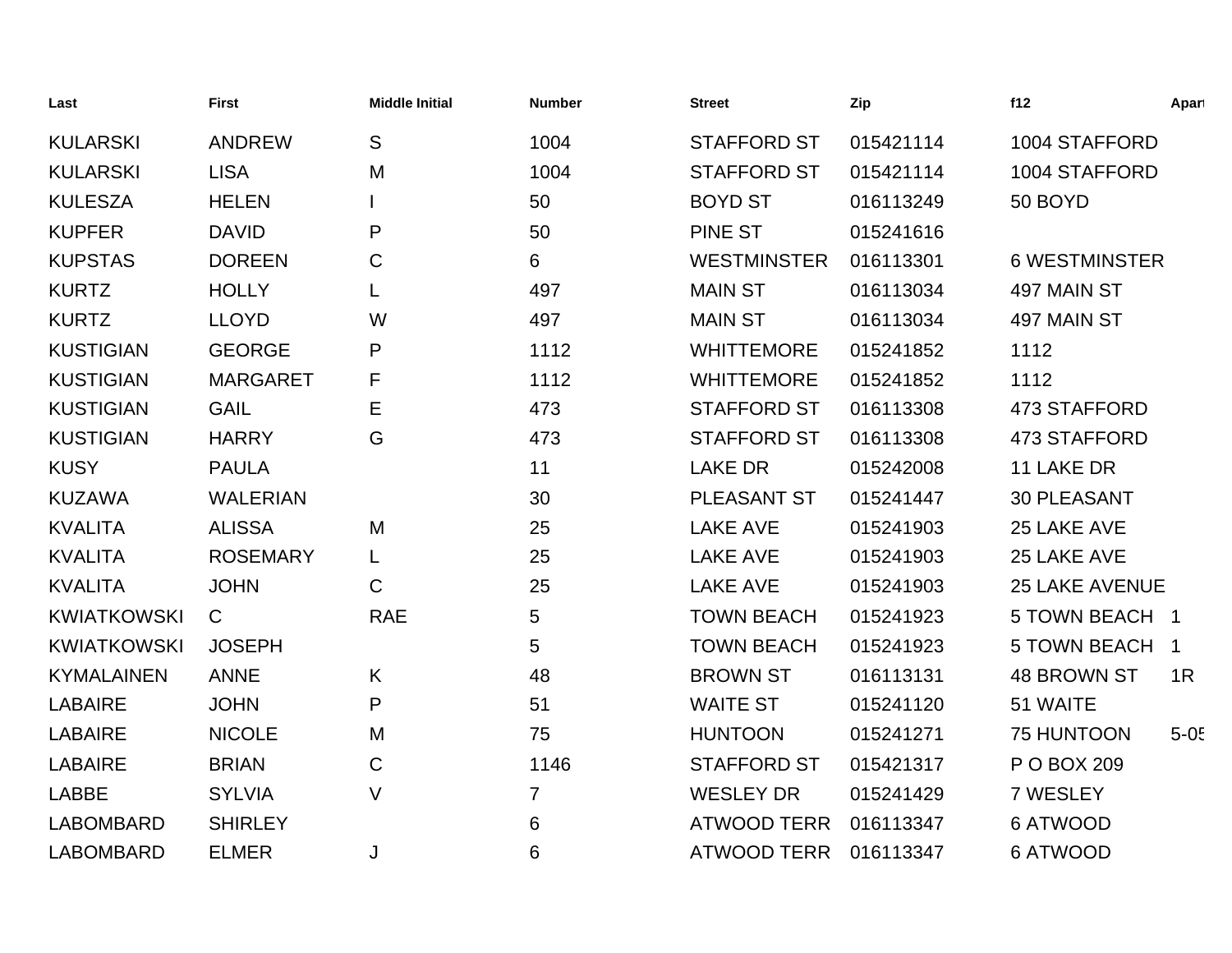| Last | First | Middle Initial | Number | Street | Zip | f12 | Apart |
|---|---|---|---|---|---|---|---|
| KULARSKI | ANDREW | S | 1004 | STAFFORD ST | 015421114 | 1004 STAFFORD | |
| KULARSKI | LISA | M | 1004 | STAFFORD ST | 015421114 | 1004 STAFFORD | |
| KULESZA | HELEN | I | 50 | BOYD ST | 016113249 | 50 BOYD | |
| KUPFER | DAVID | P | 50 | PINE ST | 015241616 | | |
| KUPSTAS | DOREEN | C | 6 | WESTMINSTER | 016113301 | 6 WESTMINSTER | |
| KURTZ | HOLLY | L | 497 | MAIN ST | 016113034 | 497 MAIN ST | |
| KURTZ | LLOYD | W | 497 | MAIN ST | 016113034 | 497 MAIN ST | |
| KUSTIGIAN | GEORGE | P | 1112 | WHITTEMORE | 015241852 | 1112 | |
| KUSTIGIAN | MARGARET | F | 1112 | WHITTEMORE | 015241852 | 1112 | |
| KUSTIGIAN | GAIL | E | 473 | STAFFORD ST | 016113308 | 473 STAFFORD | |
| KUSTIGIAN | HARRY | G | 473 | STAFFORD ST | 016113308 | 473 STAFFORD | |
| KUSY | PAULA | | 11 | LAKE DR | 015242008 | 11 LAKE DR | |
| KUZAWA | WALERIAN | | 30 | PLEASANT ST | 015241447 | 30 PLEASANT | |
| KVALITA | ALISSA | M | 25 | LAKE AVE | 015241903 | 25 LAKE AVE | |
| KVALITA | ROSEMARY | L | 25 | LAKE AVE | 015241903 | 25 LAKE AVE | |
| KVALITA | JOHN | C | 25 | LAKE AVE | 015241903 | 25 LAKE AVENUE | |
| KWIATKOWSKI | C | RAE | 5 | TOWN BEACH | 015241923 | 5 TOWN BEACH | 1 |
| KWIATKOWSKI | JOSEPH | | 5 | TOWN BEACH | 015241923 | 5 TOWN BEACH | 1 |
| KYMALAINEN | ANNE | K | 48 | BROWN ST | 016113131 | 48 BROWN ST | 1R |
| LABAIRE | JOHN | P | 51 | WAITE ST | 015241120 | 51 WAITE | |
| LABAIRE | NICOLE | M | 75 | HUNTOON | 015241271 | 75 HUNTOON | 5-05 |
| LABAIRE | BRIAN | C | 1146 | STAFFORD ST | 015421317 | P O BOX 209 | |
| LABBE | SYLVIA | V | 7 | WESLEY DR | 015241429 | 7 WESLEY | |
| LABOMBARD | SHIRLEY | | 6 | ATWOOD TERR | 016113347 | 6 ATWOOD | |
| LABOMBARD | ELMER | J | 6 | ATWOOD TERR | 016113347 | 6 ATWOOD | |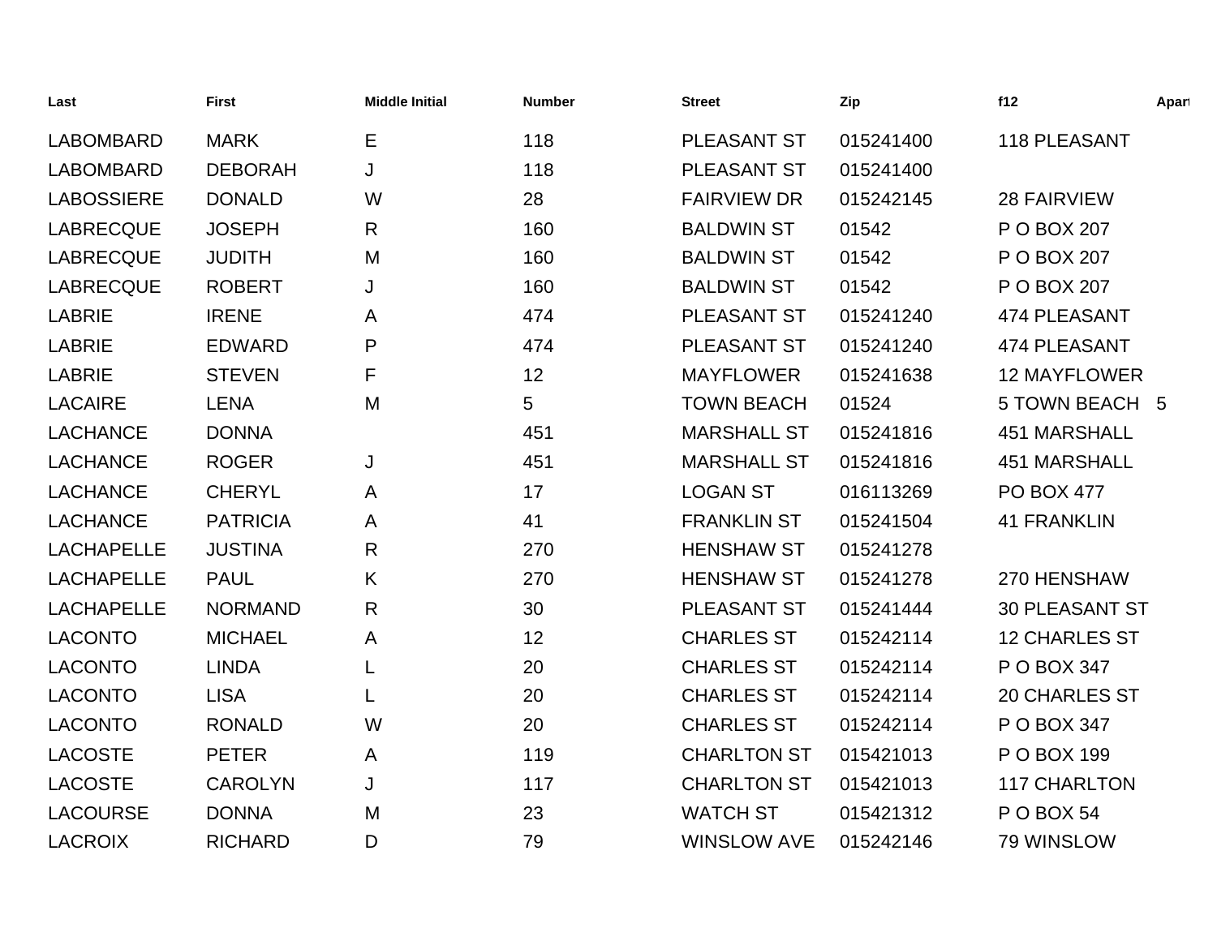| Last | First | Middle Initial | Number | Street | Zip | f12 | Apart |
|---|---|---|---|---|---|---|---|
| LABOMBARD | MARK | E | 118 | PLEASANT ST | 015241400 | 118 PLEASANT | |
| LABOMBARD | DEBORAH | J | 118 | PLEASANT ST | 015241400 | | |
| LABOSSIERE | DONALD | W | 28 | FAIRVIEW DR | 015242145 | 28 FAIRVIEW | |
| LABRECQUE | JOSEPH | R | 160 | BALDWIN ST | 01542 | P O BOX 207 | |
| LABRECQUE | JUDITH | M | 160 | BALDWIN ST | 01542 | P O BOX 207 | |
| LABRECQUE | ROBERT | J | 160 | BALDWIN ST | 01542 | P O BOX 207 | |
| LABRIE | IRENE | A | 474 | PLEASANT ST | 015241240 | 474 PLEASANT | |
| LABRIE | EDWARD | P | 474 | PLEASANT ST | 015241240 | 474 PLEASANT | |
| LABRIE | STEVEN | F | 12 | MAYFLOWER | 015241638 | 12 MAYFLOWER | |
| LACAIRE | LENA | M | 5 | TOWN BEACH | 01524 | 5 TOWN BEACH | 5 |
| LACHANCE | DONNA | | 451 | MARSHALL ST | 015241816 | 451 MARSHALL | |
| LACHANCE | ROGER | J | 451 | MARSHALL ST | 015241816 | 451 MARSHALL | |
| LACHANCE | CHERYL | A | 17 | LOGAN ST | 016113269 | PO BOX 477 | |
| LACHANCE | PATRICIA | A | 41 | FRANKLIN ST | 015241504 | 41 FRANKLIN | |
| LACHAPELLE | JUSTINA | R | 270 | HENSHAW ST | 015241278 | | |
| LACHAPELLE | PAUL | K | 270 | HENSHAW ST | 015241278 | 270 HENSHAW | |
| LACHAPELLE | NORMAND | R | 30 | PLEASANT ST | 015241444 | 30 PLEASANT ST | |
| LACONTO | MICHAEL | A | 12 | CHARLES ST | 015242114 | 12 CHARLES ST | |
| LACONTO | LINDA | L | 20 | CHARLES ST | 015242114 | P O BOX 347 | |
| LACONTO | LISA | L | 20 | CHARLES ST | 015242114 | 20 CHARLES ST | |
| LACONTO | RONALD | W | 20 | CHARLES ST | 015242114 | P O BOX 347 | |
| LACOSTE | PETER | A | 119 | CHARLTON ST | 015421013 | P O BOX 199 | |
| LACOSTE | CAROLYN | J | 117 | CHARLTON ST | 015421013 | 117 CHARLTON | |
| LACOURSE | DONNA | M | 23 | WATCH ST | 015421312 | P O BOX 54 | |
| LACROIX | RICHARD | D | 79 | WINSLOW AVE | 015242146 | 79 WINSLOW | |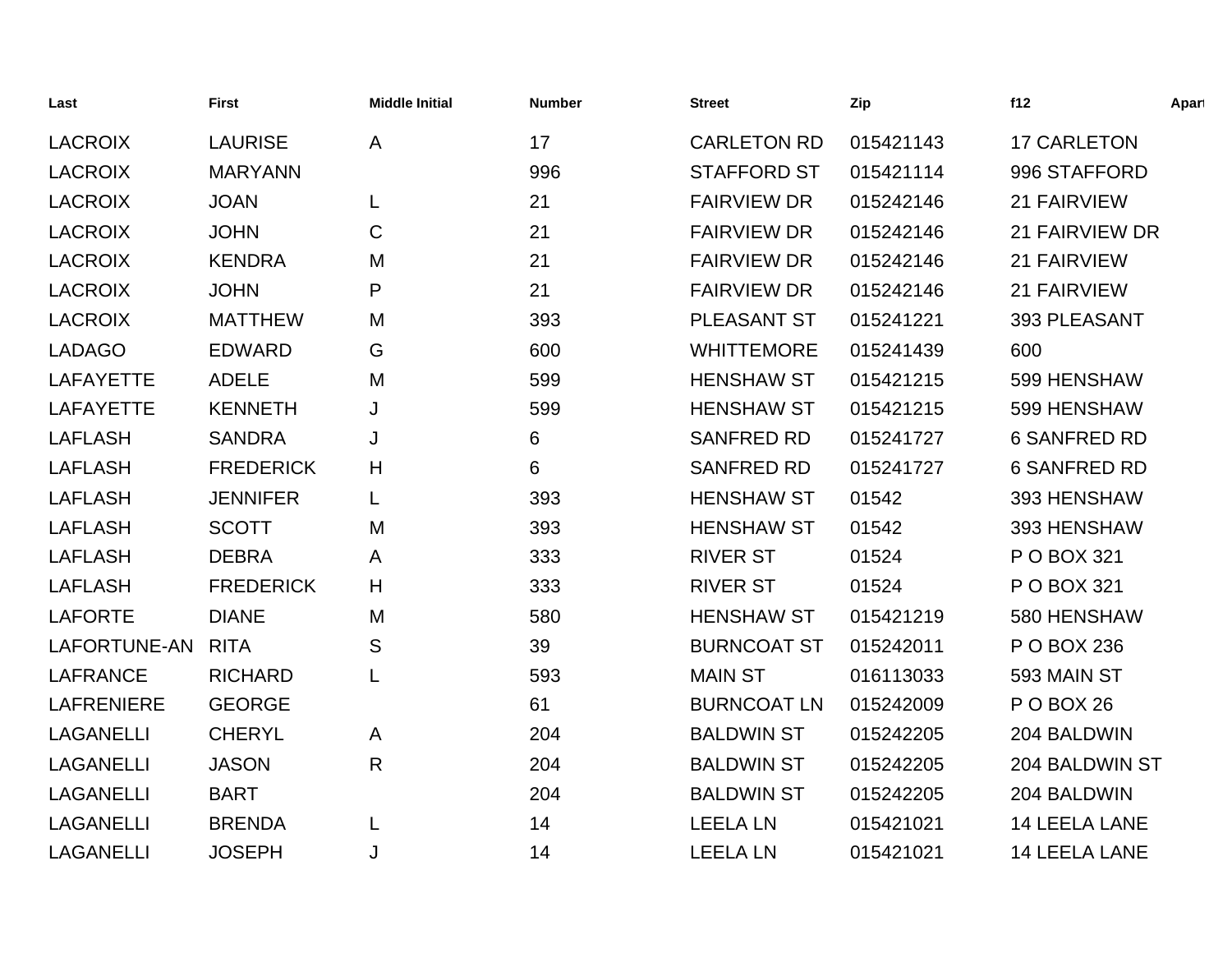| Last | First | Middle Initial | Number | Street | Zip | f12 | Apart |
|---|---|---|---|---|---|---|---|
| LACROIX | LAURISE | A | 17 | CARLETON RD | 015421143 | 17 CARLETON | |
| LACROIX | MARYANN | | 996 | STAFFORD ST | 015421114 | 996 STAFFORD | |
| LACROIX | JOAN | L | 21 | FAIRVIEW DR | 015242146 | 21 FAIRVIEW | |
| LACROIX | JOHN | C | 21 | FAIRVIEW DR | 015242146 | 21 FAIRVIEW DR | |
| LACROIX | KENDRA | M | 21 | FAIRVIEW DR | 015242146 | 21 FAIRVIEW | |
| LACROIX | JOHN | P | 21 | FAIRVIEW DR | 015242146 | 21 FAIRVIEW | |
| LACROIX | MATTHEW | M | 393 | PLEASANT ST | 015241221 | 393 PLEASANT | |
| LADAGO | EDWARD | G | 600 | WHITTEMORE | 015241439 | 600 | |
| LAFAYETTE | ADELE | M | 599 | HENSHAW ST | 015421215 | 599 HENSHAW | |
| LAFAYETTE | KENNETH | J | 599 | HENSHAW ST | 015421215 | 599 HENSHAW | |
| LAFLASH | SANDRA | J | 6 | SANFRED RD | 015241727 | 6 SANFRED RD | |
| LAFLASH | FREDERICK | H | 6 | SANFRED RD | 015241727 | 6 SANFRED RD | |
| LAFLASH | JENNIFER | L | 393 | HENSHAW ST | 01542 | 393 HENSHAW | |
| LAFLASH | SCOTT | M | 393 | HENSHAW ST | 01542 | 393 HENSHAW | |
| LAFLASH | DEBRA | A | 333 | RIVER ST | 01524 | P O BOX 321 | |
| LAFLASH | FREDERICK | H | 333 | RIVER ST | 01524 | P O BOX 321 | |
| LAFORTE | DIANE | M | 580 | HENSHAW ST | 015421219 | 580 HENSHAW | |
| LAFORTUNE-AN | RITA | S | 39 | BURNCOAT ST | 015242011 | P O BOX 236 | |
| LAFRANCE | RICHARD | L | 593 | MAIN ST | 016113033 | 593 MAIN ST | |
| LAFRENIERE | GEORGE | | 61 | BURNCOAT LN | 015242009 | P O BOX 26 | |
| LAGANELLI | CHERYL | A | 204 | BALDWIN ST | 015242205 | 204 BALDWIN | |
| LAGANELLI | JASON | R | 204 | BALDWIN ST | 015242205 | 204 BALDWIN ST | |
| LAGANELLI | BART | | 204 | BALDWIN ST | 015242205 | 204 BALDWIN | |
| LAGANELLI | BRENDA | L | 14 | LEELA LN | 015421021 | 14 LEELA LANE | |
| LAGANELLI | JOSEPH | J | 14 | LEELA LN | 015421021 | 14 LEELA LANE | |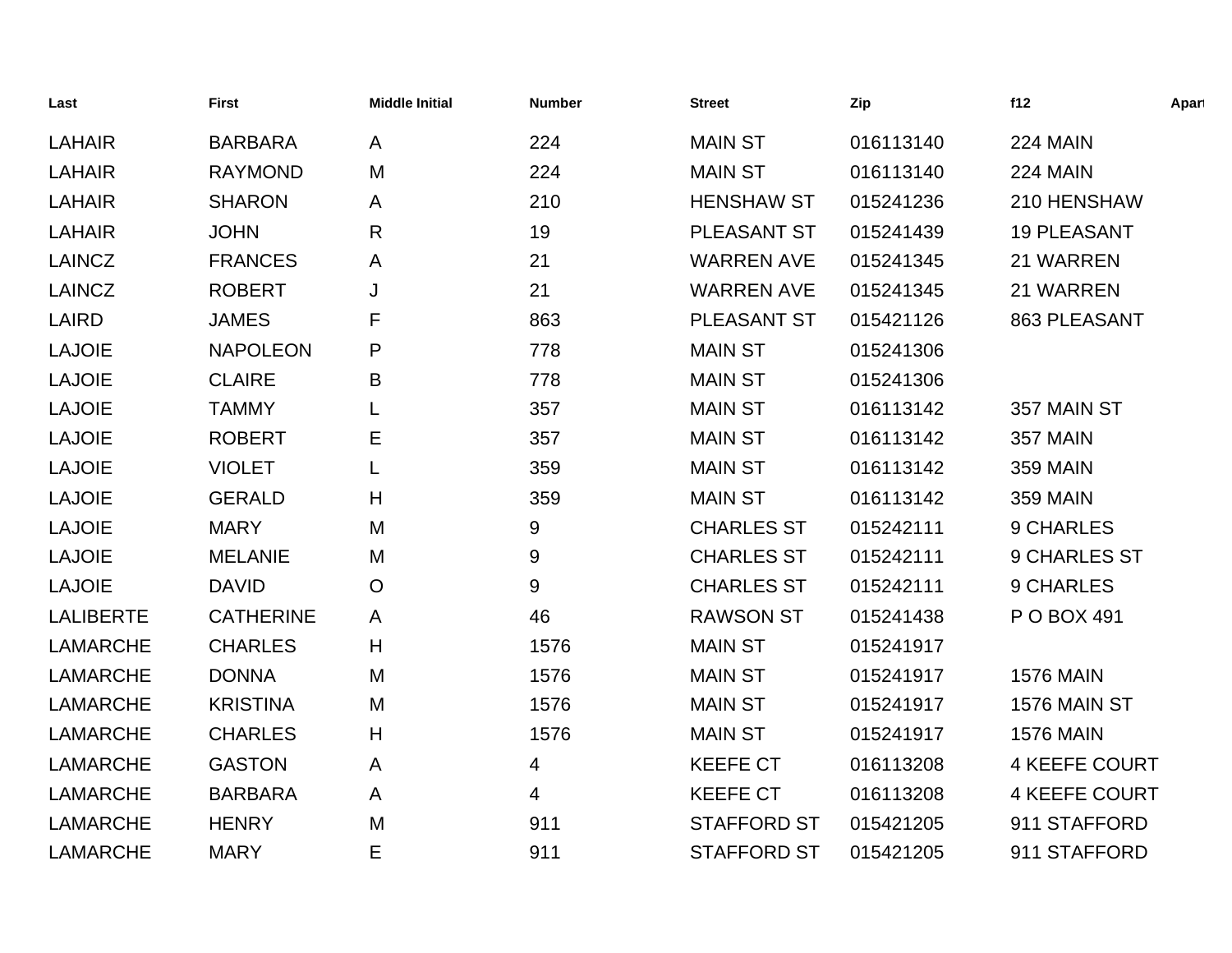| Last | First | Middle Initial | Number | Street | Zip | f12 | Apart |
|---|---|---|---|---|---|---|---|
| LAHAIR | BARBARA | A | 224 | MAIN ST | 016113140 | 224 MAIN | |
| LAHAIR | RAYMOND | M | 224 | MAIN ST | 016113140 | 224 MAIN | |
| LAHAIR | SHARON | A | 210 | HENSHAW ST | 015241236 | 210 HENSHAW | |
| LAHAIR | JOHN | R | 19 | PLEASANT ST | 015241439 | 19 PLEASANT | |
| LAINCZ | FRANCES | A | 21 | WARREN AVE | 015241345 | 21 WARREN | |
| LAINCZ | ROBERT | J | 21 | WARREN AVE | 015241345 | 21 WARREN | |
| LAIRD | JAMES | F | 863 | PLEASANT ST | 015421126 | 863 PLEASANT | |
| LAJOIE | NAPOLEON | P | 778 | MAIN ST | 015241306 | | |
| LAJOIE | CLAIRE | B | 778 | MAIN ST | 015241306 | | |
| LAJOIE | TAMMY | L | 357 | MAIN ST | 016113142 | 357 MAIN ST | |
| LAJOIE | ROBERT | E | 357 | MAIN ST | 016113142 | 357 MAIN | |
| LAJOIE | VIOLET | L | 359 | MAIN ST | 016113142 | 359 MAIN | |
| LAJOIE | GERALD | H | 359 | MAIN ST | 016113142 | 359 MAIN | |
| LAJOIE | MARY | M | 9 | CHARLES ST | 015242111 | 9 CHARLES | |
| LAJOIE | MELANIE | M | 9 | CHARLES ST | 015242111 | 9 CHARLES ST | |
| LAJOIE | DAVID | O | 9 | CHARLES ST | 015242111 | 9 CHARLES | |
| LALIBERTE | CATHERINE | A | 46 | RAWSON ST | 015241438 | P O BOX 491 | |
| LAMARCHE | CHARLES | H | 1576 | MAIN ST | 015241917 | | |
| LAMARCHE | DONNA | M | 1576 | MAIN ST | 015241917 | 1576 MAIN | |
| LAMARCHE | KRISTINA | M | 1576 | MAIN ST | 015241917 | 1576 MAIN ST | |
| LAMARCHE | CHARLES | H | 1576 | MAIN ST | 015241917 | 1576 MAIN | |
| LAMARCHE | GASTON | A | 4 | KEEFE CT | 016113208 | 4 KEEFE COURT | |
| LAMARCHE | BARBARA | A | 4 | KEEFE CT | 016113208 | 4 KEEFE COURT | |
| LAMARCHE | HENRY | M | 911 | STAFFORD ST | 015421205 | 911 STAFFORD | |
| LAMARCHE | MARY | E | 911 | STAFFORD ST | 015421205 | 911 STAFFORD | |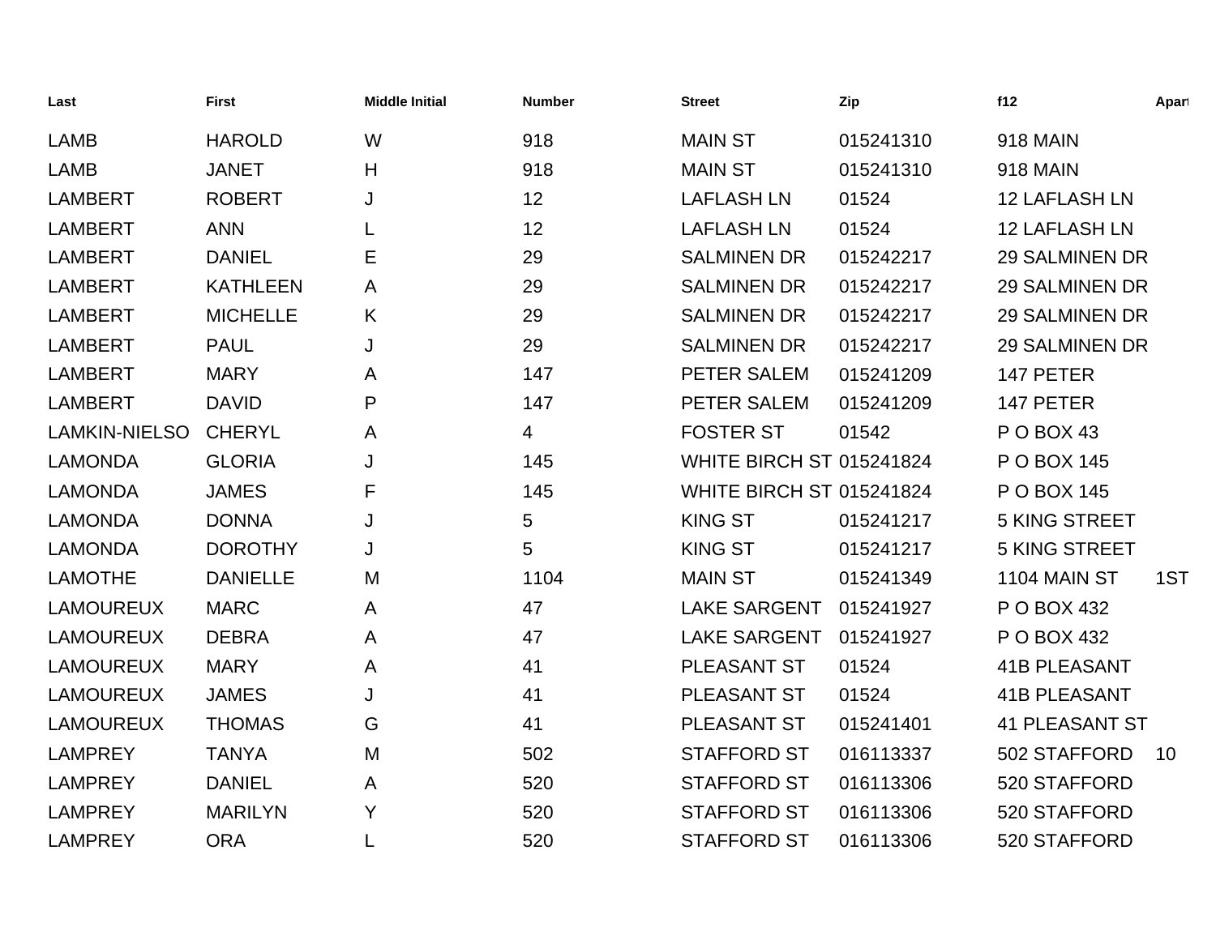| Last | First | Middle Initial | Number | Street | Zip | f12 | Apart |
|---|---|---|---|---|---|---|---|
| LAMB | HAROLD | W | 918 | MAIN ST | 015241310 | 918 MAIN | |
| LAMB | JANET | H | 918 | MAIN ST | 015241310 | 918 MAIN | |
| LAMBERT | ROBERT | J | 12 | LAFLASH LN | 01524 | 12 LAFLASH LN | |
| LAMBERT | ANN | L | 12 | LAFLASH LN | 01524 | 12 LAFLASH LN | |
| LAMBERT | DANIEL | E | 29 | SALMINEN DR | 015242217 | 29 SALMINEN DR | |
| LAMBERT | KATHLEEN | A | 29 | SALMINEN DR | 015242217 | 29 SALMINEN DR | |
| LAMBERT | MICHELLE | K | 29 | SALMINEN DR | 015242217 | 29 SALMINEN DR | |
| LAMBERT | PAUL | J | 29 | SALMINEN DR | 015242217 | 29 SALMINEN DR | |
| LAMBERT | MARY | A | 147 | PETER SALEM | 015241209 | 147 PETER | |
| LAMBERT | DAVID | P | 147 | PETER SALEM | 015241209 | 147 PETER | |
| LAMKIN-NIELSO | CHERYL | A | 4 | FOSTER ST | 01542 | P O BOX 43 | |
| LAMONDA | GLORIA | J | 145 | WHITE BIRCH ST | 015241824 | P O BOX 145 | |
| LAMONDA | JAMES | F | 145 | WHITE BIRCH ST | 015241824 | P O BOX 145 | |
| LAMONDA | DONNA | J | 5 | KING ST | 015241217 | 5 KING STREET | |
| LAMONDA | DOROTHY | J | 5 | KING ST | 015241217 | 5 KING STREET | |
| LAMOTHE | DANIELLE | M | 1104 | MAIN ST | 015241349 | 1104 MAIN ST | 1ST |
| LAMOUREUX | MARC | A | 47 | LAKE SARGENT | 015241927 | P O BOX 432 | |
| LAMOUREUX | DEBRA | A | 47 | LAKE SARGENT | 015241927 | P O BOX 432 | |
| LAMOUREUX | MARY | A | 41 | PLEASANT ST | 01524 | 41B PLEASANT | |
| LAMOUREUX | JAMES | J | 41 | PLEASANT ST | 01524 | 41B PLEASANT | |
| LAMOUREUX | THOMAS | G | 41 | PLEASANT ST | 015241401 | 41 PLEASANT ST | |
| LAMPREY | TANYA | M | 502 | STAFFORD ST | 016113337 | 502 STAFFORD | 10 |
| LAMPREY | DANIEL | A | 520 | STAFFORD ST | 016113306 | 520 STAFFORD | |
| LAMPREY | MARILYN | Y | 520 | STAFFORD ST | 016113306 | 520 STAFFORD | |
| LAMPREY | ORA | L | 520 | STAFFORD ST | 016113306 | 520 STAFFORD | |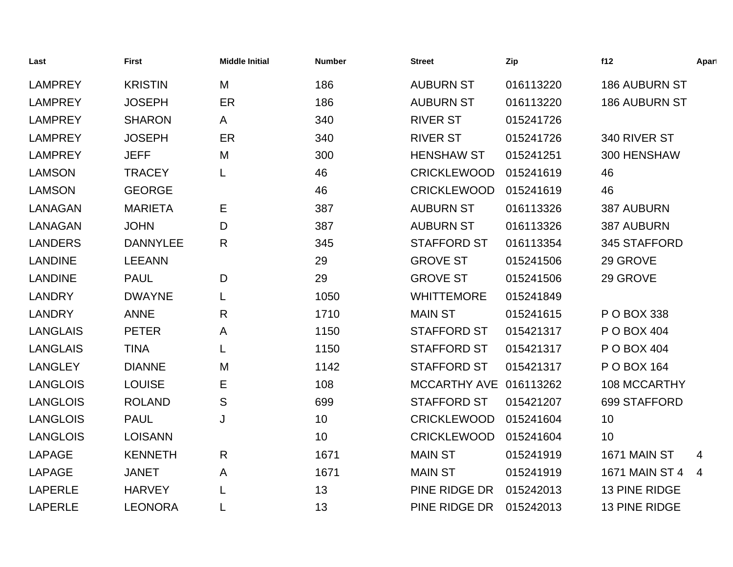| Last | First | Middle Initial | Number | Street | Zip | f12 | Apart |
|---|---|---|---|---|---|---|---|
| LAMPREY | KRISTIN | M | 186 | AUBURN ST | 016113220 | 186 AUBURN ST | |
| LAMPREY | JOSEPH | ER | 186 | AUBURN ST | 016113220 | 186 AUBURN ST | |
| LAMPREY | SHARON | A | 340 | RIVER ST | 015241726 | | |
| LAMPREY | JOSEPH | ER | 340 | RIVER ST | 015241726 | 340 RIVER ST | |
| LAMPREY | JEFF | M | 300 | HENSHAW ST | 015241251 | 300 HENSHAW | |
| LAMSON | TRACEY | L | 46 | CRICKLEWOOD | 015241619 | 46 | |
| LAMSON | GEORGE | | 46 | CRICKLEWOOD | 015241619 | 46 | |
| LANAGAN | MARIETA | E | 387 | AUBURN ST | 016113326 | 387 AUBURN | |
| LANAGAN | JOHN | D | 387 | AUBURN ST | 016113326 | 387 AUBURN | |
| LANDERS | DANNYLEE | R | 345 | STAFFORD ST | 016113354 | 345 STAFFORD | |
| LANDINE | LEEANN | | 29 | GROVE ST | 015241506 | 29 GROVE | |
| LANDINE | PAUL | D | 29 | GROVE ST | 015241506 | 29 GROVE | |
| LANDRY | DWAYNE | L | 1050 | WHITTEMORE | 015241849 | | |
| LANDRY | ANNE | R | 1710 | MAIN ST | 015241615 | P O BOX 338 | |
| LANGLAIS | PETER | A | 1150 | STAFFORD ST | 015421317 | P O BOX 404 | |
| LANGLAIS | TINA | L | 1150 | STAFFORD ST | 015421317 | P O BOX 404 | |
| LANGLEY | DIANNE | M | 1142 | STAFFORD ST | 015421317 | P O BOX 164 | |
| LANGLOIS | LOUISE | E | 108 | MCCARTHY AVE | 016113262 | 108 MCCARTHY | |
| LANGLOIS | ROLAND | S | 699 | STAFFORD ST | 015421207 | 699 STAFFORD | |
| LANGLOIS | PAUL | J | 10 | CRICKLEWOOD | 015241604 | 10 | |
| LANGLOIS | LOISANN | | 10 | CRICKLEWOOD | 015241604 | 10 | |
| LAPAGE | KENNETH | R | 1671 | MAIN ST | 015241919 | 1671 MAIN ST | 4 |
| LAPAGE | JANET | A | 1671 | MAIN ST | 015241919 | 1671 MAIN ST 4 | 4 |
| LAPERLE | HARVEY | L | 13 | PINE RIDGE DR | 015242013 | 13 PINE RIDGE | |
| LAPERLE | LEONORA | L | 13 | PINE RIDGE DR | 015242013 | 13 PINE RIDGE | |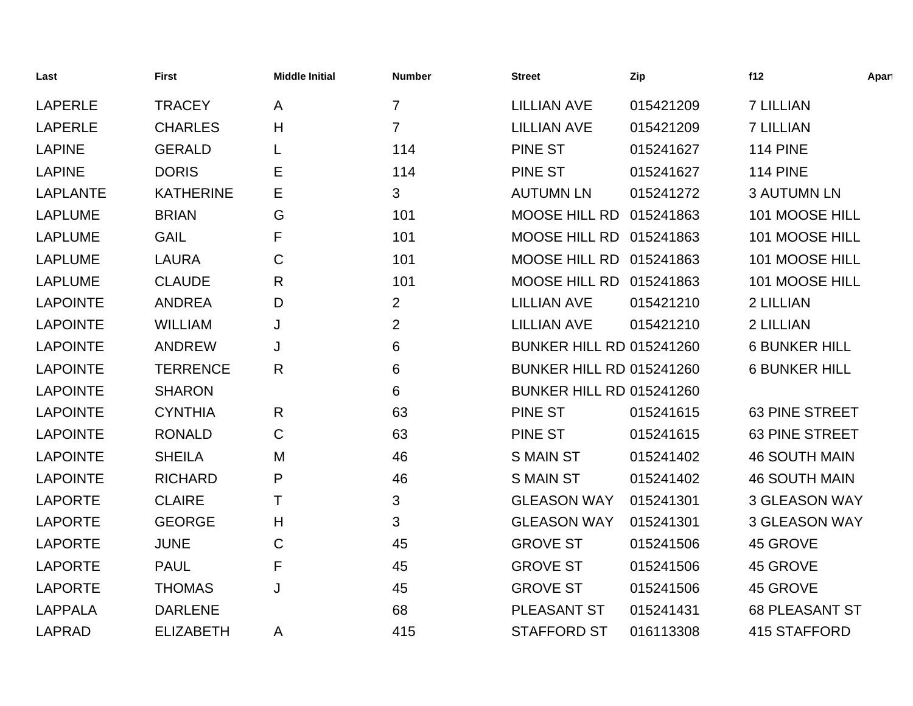| Last | First | Middle Initial | Number | Street | Zip | f12 | Apart |
|---|---|---|---|---|---|---|---|
| LAPERLE | TRACEY | A | 7 | LILLIAN AVE | 015421209 | 7 LILLIAN | |
| LAPERLE | CHARLES | H | 7 | LILLIAN AVE | 015421209 | 7 LILLIAN | |
| LAPINE | GERALD | L | 114 | PINE ST | 015241627 | 114 PINE | |
| LAPINE | DORIS | E | 114 | PINE ST | 015241627 | 114 PINE | |
| LAPLANTE | KATHERINE | E | 3 | AUTUMN LN | 015241272 | 3 AUTUMN LN | |
| LAPLUME | BRIAN | G | 101 | MOOSE HILL RD | 015241863 | 101 MOOSE HILL | |
| LAPLUME | GAIL | F | 101 | MOOSE HILL RD | 015241863 | 101 MOOSE HILL | |
| LAPLUME | LAURA | C | 101 | MOOSE HILL RD | 015241863 | 101 MOOSE HILL | |
| LAPLUME | CLAUDE | R | 101 | MOOSE HILL RD | 015241863 | 101 MOOSE HILL | |
| LAPOINTE | ANDREA | D | 2 | LILLIAN AVE | 015421210 | 2 LILLIAN | |
| LAPOINTE | WILLIAM | J | 2 | LILLIAN AVE | 015421210 | 2 LILLIAN | |
| LAPOINTE | ANDREW | J | 6 | BUNKER HILL RD | 015241260 | 6 BUNKER HILL | |
| LAPOINTE | TERRENCE | R | 6 | BUNKER HILL RD | 015241260 | 6 BUNKER HILL | |
| LAPOINTE | SHARON | | 6 | BUNKER HILL RD | 015241260 | | |
| LAPOINTE | CYNTHIA | R | 63 | PINE ST | 015241615 | 63 PINE STREET | |
| LAPOINTE | RONALD | C | 63 | PINE ST | 015241615 | 63 PINE STREET | |
| LAPOINTE | SHEILA | M | 46 | S MAIN ST | 015241402 | 46 SOUTH MAIN | |
| LAPOINTE | RICHARD | P | 46 | S MAIN ST | 015241402 | 46 SOUTH MAIN | |
| LAPORTE | CLAIRE | T | 3 | GLEASON WAY | 015241301 | 3 GLEASON WAY | |
| LAPORTE | GEORGE | H | 3 | GLEASON WAY | 015241301 | 3 GLEASON WAY | |
| LAPORTE | JUNE | C | 45 | GROVE ST | 015241506 | 45 GROVE | |
| LAPORTE | PAUL | F | 45 | GROVE ST | 015241506 | 45 GROVE | |
| LAPORTE | THOMAS | J | 45 | GROVE ST | 015241506 | 45 GROVE | |
| LAPPALA | DARLENE | | 68 | PLEASANT ST | 015241431 | 68 PLEASANT ST | |
| LAPRAD | ELIZABETH | A | 415 | STAFFORD ST | 016113308 | 415 STAFFORD | |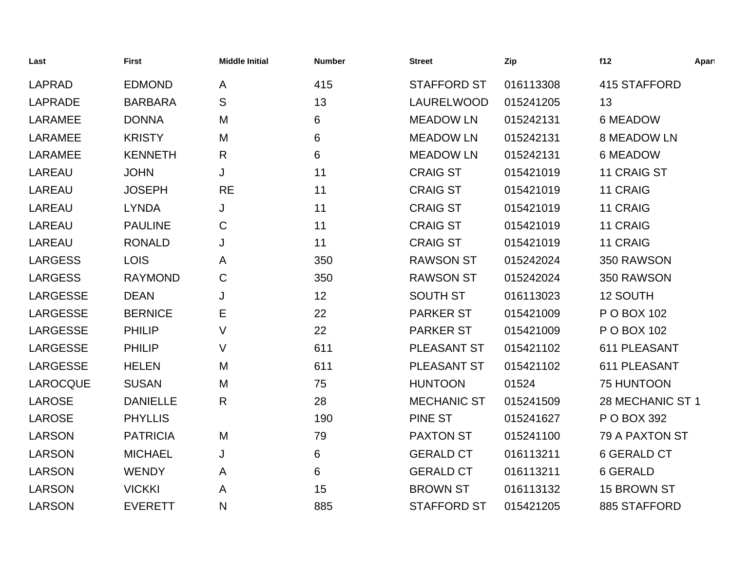| Last | First | Middle Initial | Number | Street | Zip | f12 | Apart |
|---|---|---|---|---|---|---|---|
| LAPRAD | EDMOND | A | 415 | STAFFORD ST | 016113308 | 415 STAFFORD | |
| LAPRADE | BARBARA | S | 13 | LAURELWOOD | 015241205 | 13 | |
| LARAMEE | DONNA | M | 6 | MEADOW LN | 015242131 | 6 MEADOW | |
| LARAMEE | KRISTY | M | 6 | MEADOW LN | 015242131 | 8 MEADOW LN | |
| LARAMEE | KENNETH | R | 6 | MEADOW LN | 015242131 | 6 MEADOW | |
| LAREAU | JOHN | J | 11 | CRAIG ST | 015421019 | 11 CRAIG ST | |
| LAREAU | JOSEPH | RE | 11 | CRAIG ST | 015421019 | 11 CRAIG | |
| LAREAU | LYNDA | J | 11 | CRAIG ST | 015421019 | 11 CRAIG | |
| LAREAU | PAULINE | C | 11 | CRAIG ST | 015421019 | 11 CRAIG | |
| LAREAU | RONALD | J | 11 | CRAIG ST | 015421019 | 11 CRAIG | |
| LARGESS | LOIS | A | 350 | RAWSON ST | 015242024 | 350 RAWSON | |
| LARGESS | RAYMOND | C | 350 | RAWSON ST | 015242024 | 350 RAWSON | |
| LARGESSE | DEAN | J | 12 | SOUTH ST | 016113023 | 12 SOUTH | |
| LARGESSE | BERNICE | E | 22 | PARKER ST | 015421009 | P O BOX 102 | |
| LARGESSE | PHILIP | V | 22 | PARKER ST | 015421009 | P O BOX 102 | |
| LARGESSE | PHILIP | V | 611 | PLEASANT ST | 015421102 | 611 PLEASANT | |
| LARGESSE | HELEN | M | 611 | PLEASANT ST | 015421102 | 611 PLEASANT | |
| LAROCQUE | SUSAN | M | 75 | HUNTOON | 01524 | 75 HUNTOON | |
| LAROSE | DANIELLE | R | 28 | MECHANIC ST | 015241509 | 28 MECHANIC ST 1 | |
| LAROSE | PHYLLIS | | 190 | PINE ST | 015241627 | P O BOX 392 | |
| LARSON | PATRICIA | M | 79 | PAXTON ST | 015241100 | 79 A PAXTON ST | |
| LARSON | MICHAEL | J | 6 | GERALD CT | 016113211 | 6 GERALD CT | |
| LARSON | WENDY | A | 6 | GERALD CT | 016113211 | 6 GERALD | |
| LARSON | VICKKI | A | 15 | BROWN ST | 016113132 | 15 BROWN ST | |
| LARSON | EVERETT | N | 885 | STAFFORD ST | 015421205 | 885 STAFFORD | |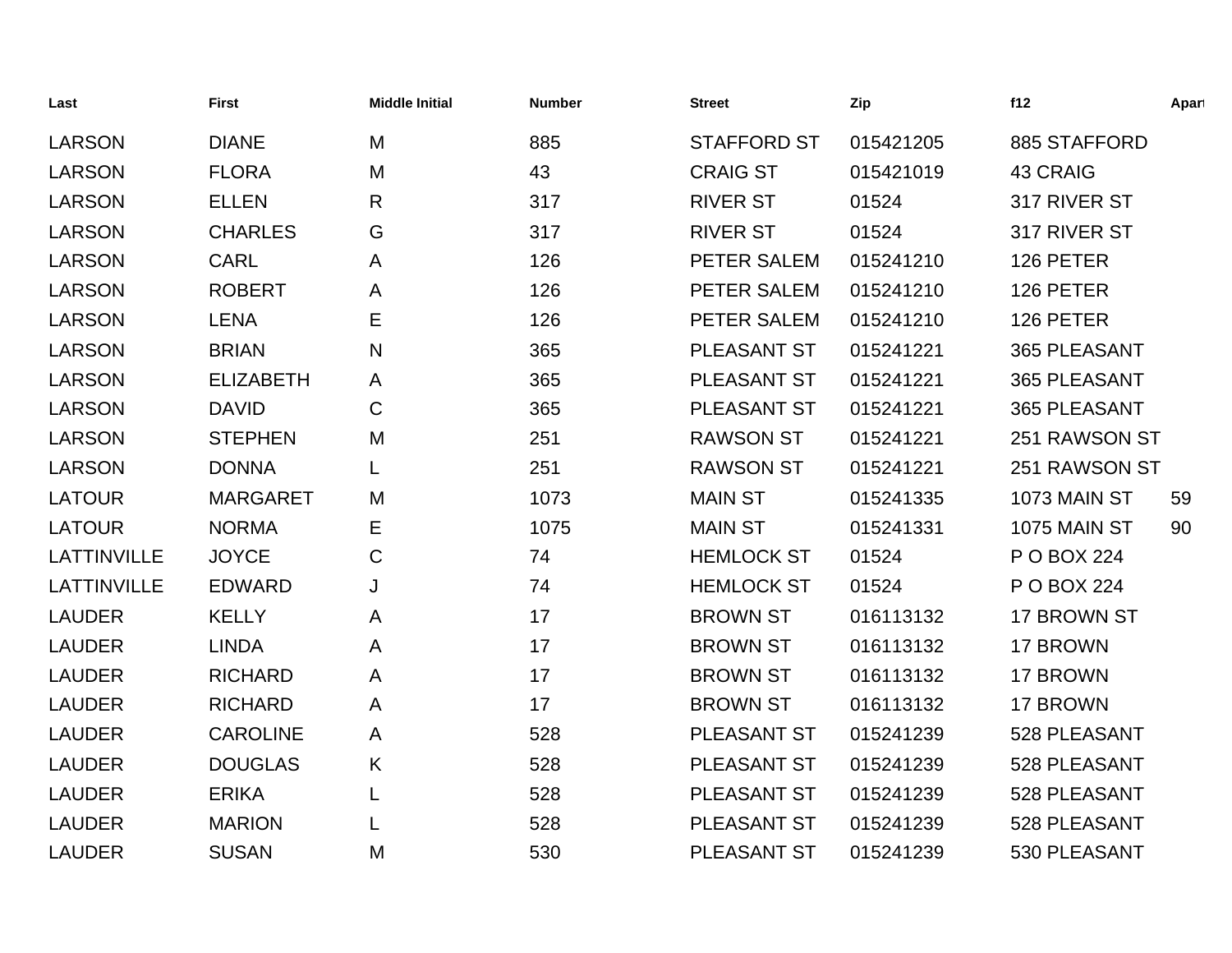| Last | First | Middle Initial | Number | Street | Zip | f12 | Apart |
|---|---|---|---|---|---|---|---|
| LARSON | DIANE | M | 885 | STAFFORD ST | 015421205 | 885 STAFFORD | |
| LARSON | FLORA | M | 43 | CRAIG ST | 015421019 | 43 CRAIG | |
| LARSON | ELLEN | R | 317 | RIVER ST | 01524 | 317 RIVER ST | |
| LARSON | CHARLES | G | 317 | RIVER ST | 01524 | 317 RIVER ST | |
| LARSON | CARL | A | 126 | PETER SALEM | 015241210 | 126 PETER | |
| LARSON | ROBERT | A | 126 | PETER SALEM | 015241210 | 126 PETER | |
| LARSON | LENA | E | 126 | PETER SALEM | 015241210 | 126 PETER | |
| LARSON | BRIAN | N | 365 | PLEASANT ST | 015241221 | 365 PLEASANT | |
| LARSON | ELIZABETH | A | 365 | PLEASANT ST | 015241221 | 365 PLEASANT | |
| LARSON | DAVID | C | 365 | PLEASANT ST | 015241221 | 365 PLEASANT | |
| LARSON | STEPHEN | M | 251 | RAWSON ST | 015241221 | 251 RAWSON ST | |
| LARSON | DONNA | L | 251 | RAWSON ST | 015241221 | 251 RAWSON ST | |
| LATOUR | MARGARET | M | 1073 | MAIN ST | 015241335 | 1073 MAIN ST | 59 |
| LATOUR | NORMA | E | 1075 | MAIN ST | 015241331 | 1075 MAIN ST | 90 |
| LATTINVILLE | JOYCE | C | 74 | HEMLOCK ST | 01524 | P O BOX 224 | |
| LATTINVILLE | EDWARD | J | 74 | HEMLOCK ST | 01524 | P O BOX 224 | |
| LAUDER | KELLY | A | 17 | BROWN ST | 016113132 | 17 BROWN ST | |
| LAUDER | LINDA | A | 17 | BROWN ST | 016113132 | 17 BROWN | |
| LAUDER | RICHARD | A | 17 | BROWN ST | 016113132 | 17 BROWN | |
| LAUDER | RICHARD | A | 17 | BROWN ST | 016113132 | 17 BROWN | |
| LAUDER | CAROLINE | A | 528 | PLEASANT ST | 015241239 | 528 PLEASANT | |
| LAUDER | DOUGLAS | K | 528 | PLEASANT ST | 015241239 | 528 PLEASANT | |
| LAUDER | ERIKA | L | 528 | PLEASANT ST | 015241239 | 528 PLEASANT | |
| LAUDER | MARION | L | 528 | PLEASANT ST | 015241239 | 528 PLEASANT | |
| LAUDER | SUSAN | M | 530 | PLEASANT ST | 015241239 | 530 PLEASANT | |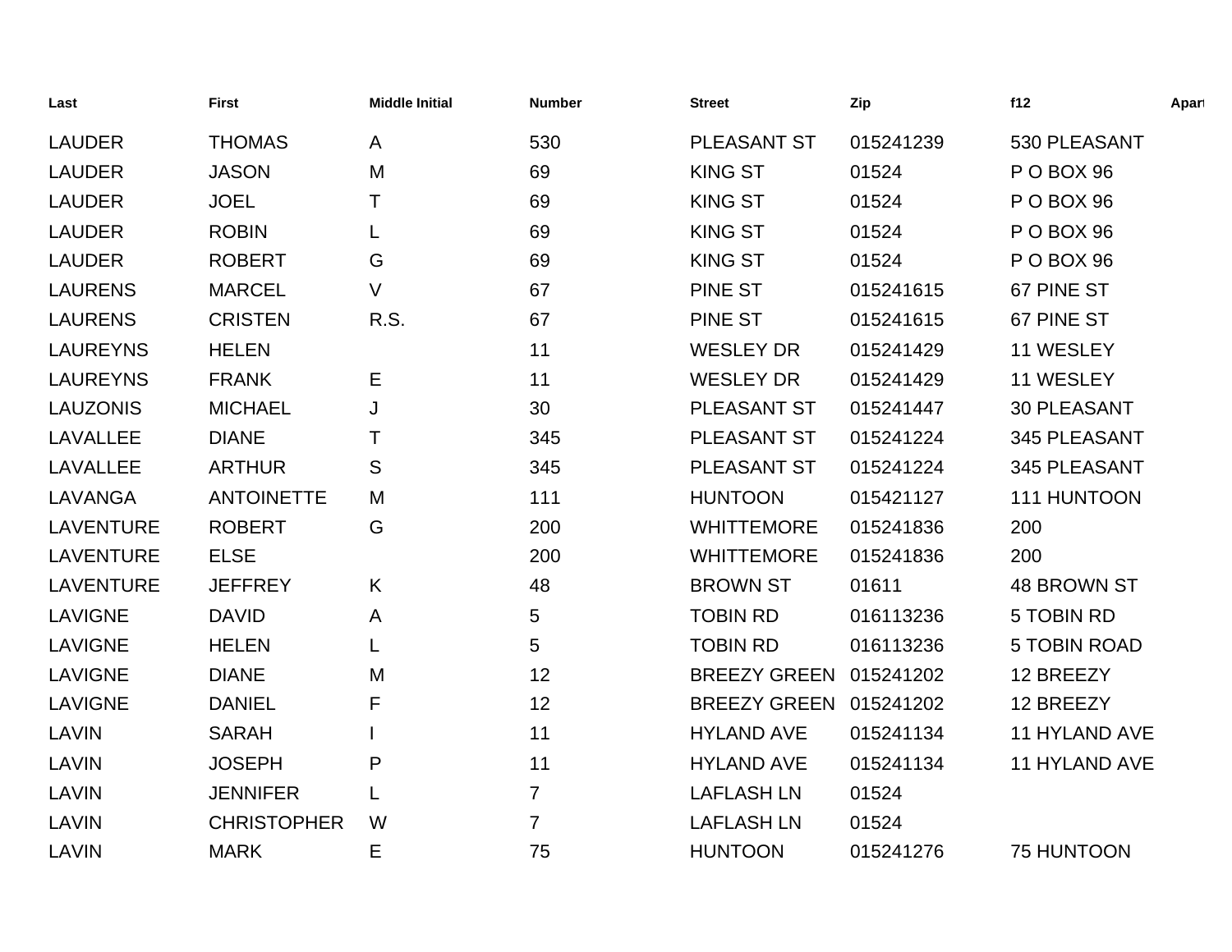| Last | First | Middle Initial | Number | Street | Zip | f12 | Apart |
|---|---|---|---|---|---|---|---|
| LAUDER | THOMAS | A | 530 | PLEASANT ST | 015241239 | 530 PLEASANT | |
| LAUDER | JASON | M | 69 | KING ST | 01524 | P O BOX 96 | |
| LAUDER | JOEL | T | 69 | KING ST | 01524 | P O BOX 96 | |
| LAUDER | ROBIN | L | 69 | KING ST | 01524 | P O BOX 96 | |
| LAUDER | ROBERT | G | 69 | KING ST | 01524 | P O BOX 96 | |
| LAURENS | MARCEL | V | 67 | PINE ST | 015241615 | 67 PINE ST | |
| LAURENS | CRISTEN | R.S. | 67 | PINE ST | 015241615 | 67 PINE ST | |
| LAUREYNS | HELEN | | 11 | WESLEY DR | 015241429 | 11 WESLEY | |
| LAUREYNS | FRANK | E | 11 | WESLEY DR | 015241429 | 11 WESLEY | |
| LAUZONIS | MICHAEL | J | 30 | PLEASANT ST | 015241447 | 30 PLEASANT | |
| LAVALLEE | DIANE | T | 345 | PLEASANT ST | 015241224 | 345 PLEASANT | |
| LAVALLEE | ARTHUR | S | 345 | PLEASANT ST | 015241224 | 345 PLEASANT | |
| LAVANGA | ANTOINETTE | M | 111 | HUNTOON | 015421127 | 111 HUNTOON | |
| LAVENTURE | ROBERT | G | 200 | WHITTEMORE | 015241836 | 200 | |
| LAVENTURE | ELSE | | 200 | WHITTEMORE | 015241836 | 200 | |
| LAVENTURE | JEFFREY | K | 48 | BROWN ST | 01611 | 48 BROWN ST | |
| LAVIGNE | DAVID | A | 5 | TOBIN RD | 016113236 | 5 TOBIN RD | |
| LAVIGNE | HELEN | L | 5 | TOBIN RD | 016113236 | 5 TOBIN ROAD | |
| LAVIGNE | DIANE | M | 12 | BREEZY GREEN | 015241202 | 12 BREEZY | |
| LAVIGNE | DANIEL | F | 12 | BREEZY GREEN | 015241202 | 12 BREEZY | |
| LAVIN | SARAH | I | 11 | HYLAND AVE | 015241134 | 11 HYLAND AVE | |
| LAVIN | JOSEPH | P | 11 | HYLAND AVE | 015241134 | 11 HYLAND AVE | |
| LAVIN | JENNIFER | L | 7 | LAFLASH LN | 01524 | | |
| LAVIN | CHRISTOPHER | W | 7 | LAFLASH LN | 01524 | | |
| LAVIN | MARK | E | 75 | HUNTOON | 015241276 | 75 HUNTOON | |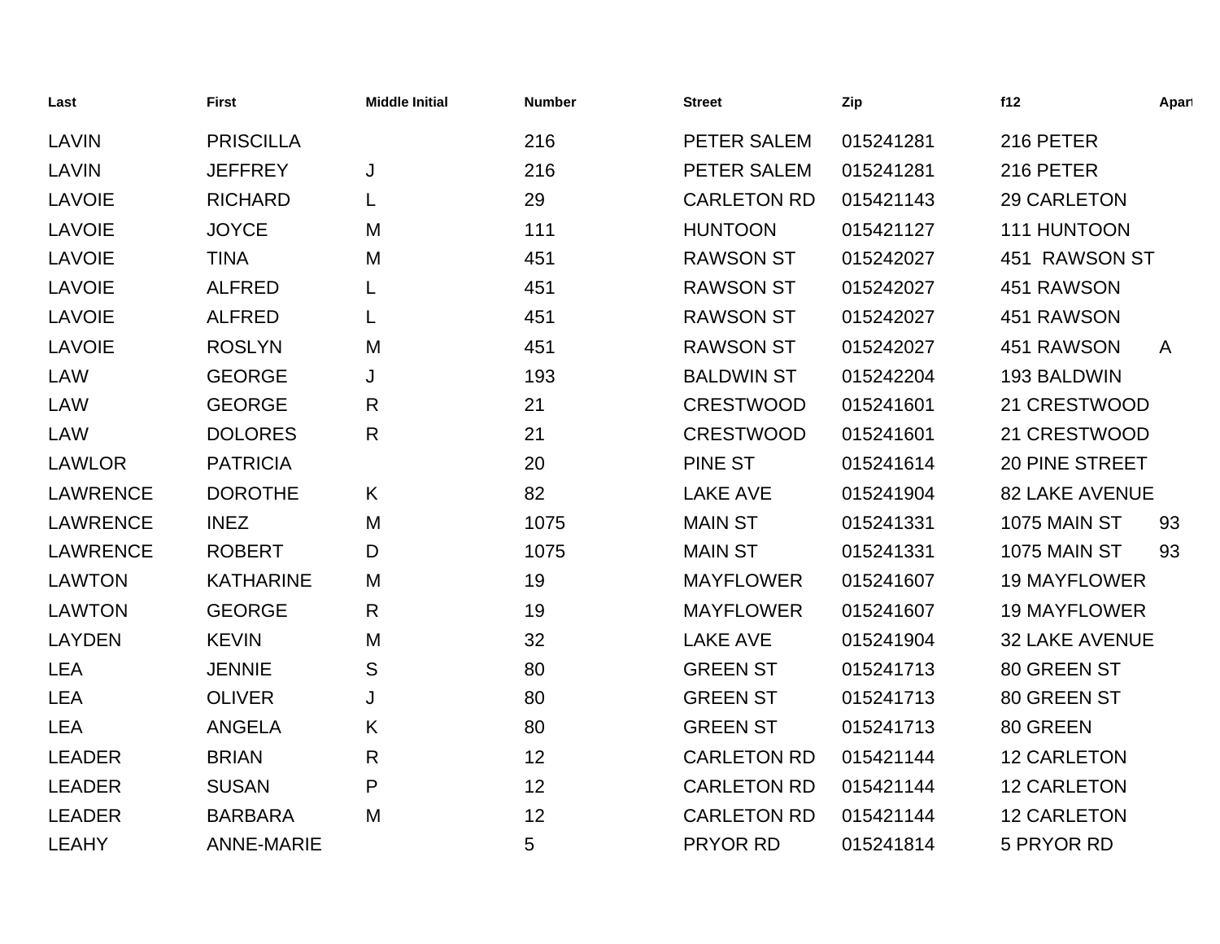| Last | First | Middle Initial | Number | Street | Zip | f12 | Apart |
|---|---|---|---|---|---|---|---|
| LAVIN | PRISCILLA | | 216 | PETER SALEM | 015241281 | 216 PETER | |
| LAVIN | JEFFREY | J | 216 | PETER SALEM | 015241281 | 216 PETER | |
| LAVOIE | RICHARD | L | 29 | CARLETON RD | 015421143 | 29 CARLETON | |
| LAVOIE | JOYCE | M | 111 | HUNTOON | 015421127 | 111 HUNTOON | |
| LAVOIE | TINA | M | 451 | RAWSON ST | 015242027 | 451  RAWSON ST | |
| LAVOIE | ALFRED | L | 451 | RAWSON ST | 015242027 | 451 RAWSON | |
| LAVOIE | ALFRED | L | 451 | RAWSON ST | 015242027 | 451 RAWSON | |
| LAVOIE | ROSLYN | M | 451 | RAWSON ST | 015242027 | 451 RAWSON | A |
| LAW | GEORGE | J | 193 | BALDWIN ST | 015242204 | 193 BALDWIN | |
| LAW | GEORGE | R | 21 | CRESTWOOD | 015241601 | 21 CRESTWOOD | |
| LAW | DOLORES | R | 21 | CRESTWOOD | 015241601 | 21 CRESTWOOD | |
| LAWLOR | PATRICIA | | 20 | PINE ST | 015241614 | 20 PINE STREET | |
| LAWRENCE | DOROTHE | K | 82 | LAKE AVE | 015241904 | 82 LAKE AVENUE | |
| LAWRENCE | INEZ | M | 1075 | MAIN ST | 015241331 | 1075 MAIN ST | 93 |
| LAWRENCE | ROBERT | D | 1075 | MAIN ST | 015241331 | 1075 MAIN ST | 93 |
| LAWTON | KATHARINE | M | 19 | MAYFLOWER | 015241607 | 19 MAYFLOWER | |
| LAWTON | GEORGE | R | 19 | MAYFLOWER | 015241607 | 19 MAYFLOWER | |
| LAYDEN | KEVIN | M | 32 | LAKE AVE | 015241904 | 32 LAKE AVENUE | |
| LEA | JENNIE | S | 80 | GREEN ST | 015241713 | 80 GREEN ST | |
| LEA | OLIVER | J | 80 | GREEN ST | 015241713 | 80 GREEN ST | |
| LEA | ANGELA | K | 80 | GREEN ST | 015241713 | 80 GREEN | |
| LEADER | BRIAN | R | 12 | CARLETON RD | 015421144 | 12 CARLETON | |
| LEADER | SUSAN | P | 12 | CARLETON RD | 015421144 | 12 CARLETON | |
| LEADER | BARBARA | M | 12 | CARLETON RD | 015421144 | 12 CARLETON | |
| LEAHY | ANNE-MARIE | | 5 | PRYOR RD | 015241814 | 5 PRYOR RD | |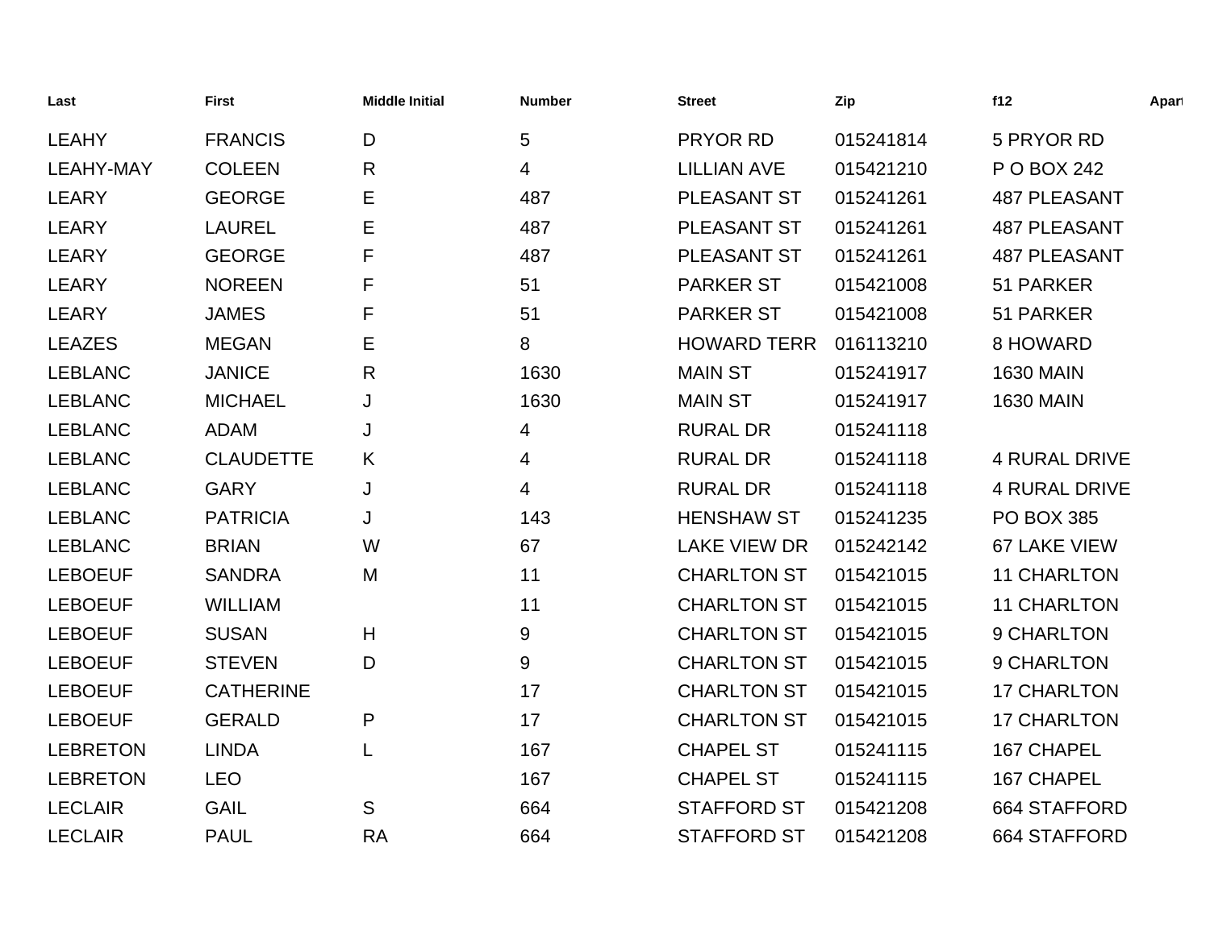| Last | First | Middle Initial | Number | Street | Zip | f12 | Apart |
|---|---|---|---|---|---|---|---|
| LEAHY | FRANCIS | D | 5 | PRYOR RD | 015241814 | 5 PRYOR RD | |
| LEAHY-MAY | COLEEN | R | 4 | LILLIAN AVE | 015421210 | P O BOX 242 | |
| LEARY | GEORGE | E | 487 | PLEASANT ST | 015241261 | 487 PLEASANT | |
| LEARY | LAUREL | E | 487 | PLEASANT ST | 015241261 | 487 PLEASANT | |
| LEARY | GEORGE | F | 487 | PLEASANT ST | 015241261 | 487 PLEASANT | |
| LEARY | NOREEN | F | 51 | PARKER ST | 015421008 | 51 PARKER | |
| LEARY | JAMES | F | 51 | PARKER ST | 015421008 | 51 PARKER | |
| LEAZES | MEGAN | E | 8 | HOWARD TERR | 016113210 | 8 HOWARD | |
| LEBLANC | JANICE | R | 1630 | MAIN ST | 015241917 | 1630 MAIN | |
| LEBLANC | MICHAEL | J | 1630 | MAIN ST | 015241917 | 1630 MAIN | |
| LEBLANC | ADAM | J | 4 | RURAL DR | 015241118 | | |
| LEBLANC | CLAUDETTE | K | 4 | RURAL DR | 015241118 | 4 RURAL DRIVE | |
| LEBLANC | GARY | J | 4 | RURAL DR | 015241118 | 4 RURAL DRIVE | |
| LEBLANC | PATRICIA | J | 143 | HENSHAW ST | 015241235 | PO BOX 385 | |
| LEBLANC | BRIAN | W | 67 | LAKE VIEW DR | 015242142 | 67 LAKE VIEW | |
| LEBOEUF | SANDRA | M | 11 | CHARLTON ST | 015421015 | 11 CHARLTON | |
| LEBOEUF | WILLIAM | | 11 | CHARLTON ST | 015421015 | 11 CHARLTON | |
| LEBOEUF | SUSAN | H | 9 | CHARLTON ST | 015421015 | 9 CHARLTON | |
| LEBOEUF | STEVEN | D | 9 | CHARLTON ST | 015421015 | 9 CHARLTON | |
| LEBOEUF | CATHERINE | | 17 | CHARLTON ST | 015421015 | 17 CHARLTON | |
| LEBOEUF | GERALD | P | 17 | CHARLTON ST | 015421015 | 17 CHARLTON | |
| LEBRETON | LINDA | L | 167 | CHAPEL ST | 015241115 | 167 CHAPEL | |
| LEBRETON | LEO | | 167 | CHAPEL ST | 015241115 | 167 CHAPEL | |
| LECLAIR | GAIL | S | 664 | STAFFORD ST | 015421208 | 664 STAFFORD | |
| LECLAIR | PAUL | RA | 664 | STAFFORD ST | 015421208 | 664 STAFFORD | |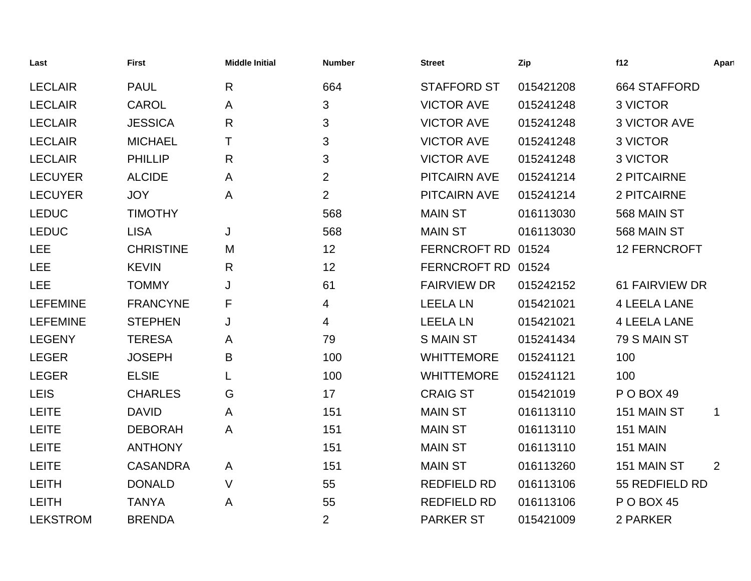| Last | First | Middle Initial | Number | Street | Zip | f12 | Apart |
|---|---|---|---|---|---|---|---|
| LECLAIR | PAUL | R | 664 | STAFFORD ST | 015421208 | 664 STAFFORD | |
| LECLAIR | CAROL | A | 3 | VICTOR AVE | 015241248 | 3 VICTOR | |
| LECLAIR | JESSICA | R | 3 | VICTOR AVE | 015241248 | 3 VICTOR AVE | |
| LECLAIR | MICHAEL | T | 3 | VICTOR AVE | 015241248 | 3 VICTOR | |
| LECLAIR | PHILLIP | R | 3 | VICTOR AVE | 015241248 | 3 VICTOR | |
| LECUYER | ALCIDE | A | 2 | PITCAIRN AVE | 015241214 | 2 PITCAIRNE | |
| LECUYER | JOY | A | 2 | PITCAIRN AVE | 015241214 | 2 PITCAIRNE | |
| LEDUC | TIMOTHY | | 568 | MAIN ST | 016113030 | 568 MAIN ST | |
| LEDUC | LISA | J | 568 | MAIN ST | 016113030 | 568 MAIN ST | |
| LEE | CHRISTINE | M | 12 | FERNCROFT RD | 01524 | 12 FERNCROFT | |
| LEE | KEVIN | R | 12 | FERNCROFT RD | 01524 | | |
| LEE | TOMMY | J | 61 | FAIRVIEW DR | 015242152 | 61 FAIRVIEW DR | |
| LEFEMINE | FRANCYNE | F | 4 | LEELA LN | 015421021 | 4 LEELA LANE | |
| LEFEMINE | STEPHEN | J | 4 | LEELA LN | 015421021 | 4 LEELA LANE | |
| LEGENY | TERESA | A | 79 | S MAIN ST | 015241434 | 79 S MAIN ST | |
| LEGER | JOSEPH | B | 100 | WHITTEMORE | 015241121 | 100 | |
| LEGER | ELSIE | L | 100 | WHITTEMORE | 015241121 | 100 | |
| LEIS | CHARLES | G | 17 | CRAIG ST | 015421019 | P O BOX 49 | |
| LEITE | DAVID | A | 151 | MAIN ST | 016113110 | 151 MAIN ST | 1 |
| LEITE | DEBORAH | A | 151 | MAIN ST | 016113110 | 151 MAIN | |
| LEITE | ANTHONY | | 151 | MAIN ST | 016113110 | 151 MAIN | |
| LEITE | CASANDRA | A | 151 | MAIN ST | 016113260 | 151 MAIN ST | 2 |
| LEITH | DONALD | V | 55 | REDFIELD RD | 016113106 | 55 REDFIELD RD | |
| LEITH | TANYA | A | 55 | REDFIELD RD | 016113106 | P O BOX 45 | |
| LEKSTROM | BRENDA | | 2 | PARKER ST | 015421009 | 2 PARKER | |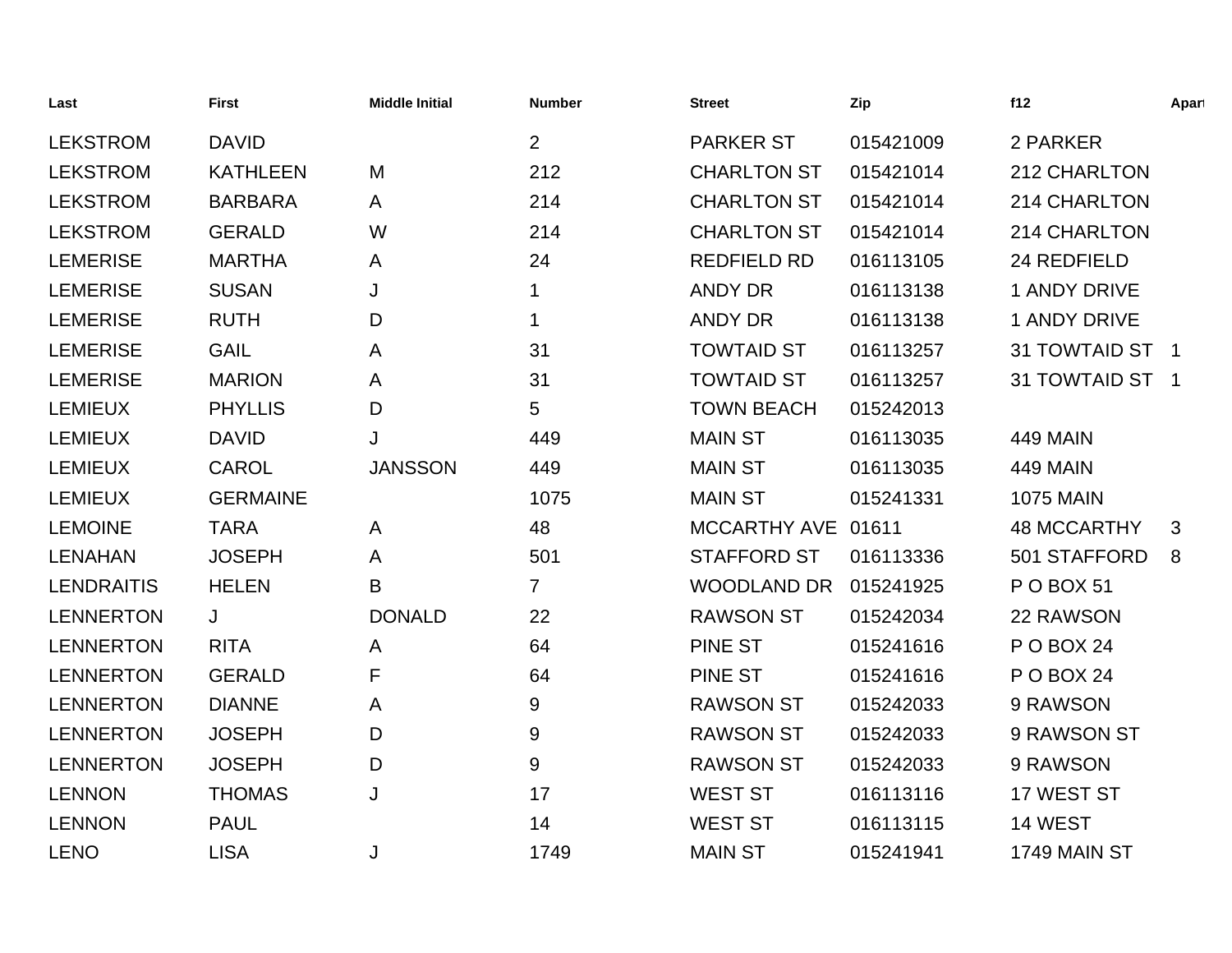| Last | First | Middle Initial | Number | Street | Zip | f12 | Apart |
|---|---|---|---|---|---|---|---|
| LEKSTROM | DAVID | | 2 | PARKER ST | 015421009 | 2 PARKER | |
| LEKSTROM | KATHLEEN | M | 212 | CHARLTON ST | 015421014 | 212 CHARLTON | |
| LEKSTROM | BARBARA | A | 214 | CHARLTON ST | 015421014 | 214 CHARLTON | |
| LEKSTROM | GERALD | W | 214 | CHARLTON ST | 015421014 | 214 CHARLTON | |
| LEMERISE | MARTHA | A | 24 | REDFIELD RD | 016113105 | 24 REDFIELD | |
| LEMERISE | SUSAN | J | 1 | ANDY DR | 016113138 | 1 ANDY DRIVE | |
| LEMERISE | RUTH | D | 1 | ANDY DR | 016113138 | 1 ANDY DRIVE | |
| LEMERISE | GAIL | A | 31 | TOWTAID ST | 016113257 | 31 TOWTAID ST | 1 |
| LEMERISE | MARION | A | 31 | TOWTAID ST | 016113257 | 31 TOWTAID ST | 1 |
| LEMIEUX | PHYLLIS | D | 5 | TOWN BEACH | 015242013 | | |
| LEMIEUX | DAVID | J | 449 | MAIN ST | 016113035 | 449 MAIN | |
| LEMIEUX | CAROL | JANSSON | 449 | MAIN ST | 016113035 | 449 MAIN | |
| LEMIEUX | GERMAINE | | 1075 | MAIN ST | 015241331 | 1075 MAIN | |
| LEMOINE | TARA | A | 48 | MCCARTHY AVE | 01611 | 48 MCCARTHY | 3 |
| LENAHAN | JOSEPH | A | 501 | STAFFORD ST | 016113336 | 501 STAFFORD | 8 |
| LENDRAITIS | HELEN | B | 7 | WOODLAND DR | 015241925 | P O BOX 51 | |
| LENNERTON | J | DONALD | 22 | RAWSON ST | 015242034 | 22 RAWSON | |
| LENNERTON | RITA | A | 64 | PINE ST | 015241616 | P O BOX 24 | |
| LENNERTON | GERALD | F | 64 | PINE ST | 015241616 | P O BOX 24 | |
| LENNERTON | DIANNE | A | 9 | RAWSON ST | 015242033 | 9 RAWSON | |
| LENNERTON | JOSEPH | D | 9 | RAWSON ST | 015242033 | 9 RAWSON ST | |
| LENNERTON | JOSEPH | D | 9 | RAWSON ST | 015242033 | 9 RAWSON | |
| LENNON | THOMAS | J | 17 | WEST ST | 016113116 | 17 WEST ST | |
| LENNON | PAUL | | 14 | WEST ST | 016113115 | 14 WEST | |
| LENO | LISA | J | 1749 | MAIN ST | 015241941 | 1749 MAIN ST | |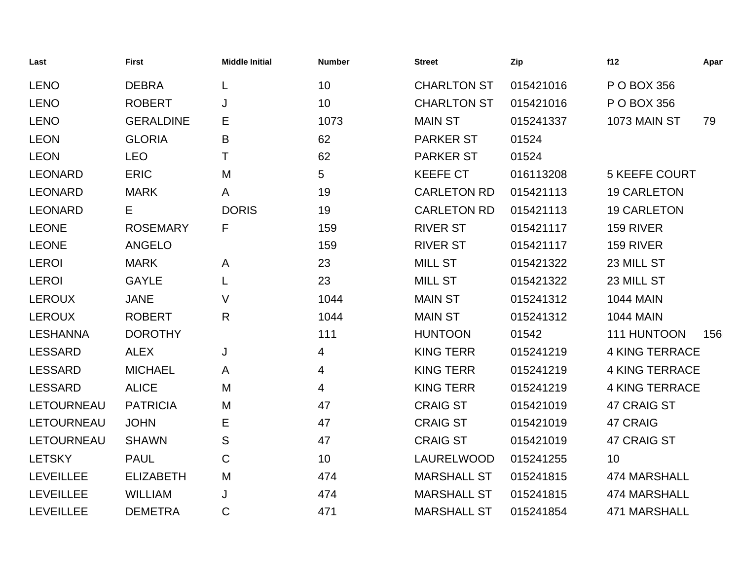| Last | First | Middle Initial | Number | Street | Zip | f12 | Apart |
|---|---|---|---|---|---|---|---|
| LENO | DEBRA | L | 10 | CHARLTON ST | 015421016 | P O BOX 356 | |
| LENO | ROBERT | J | 10 | CHARLTON ST | 015421016 | P O BOX 356 | |
| LENO | GERALDINE | E | 1073 | MAIN ST | 015241337 | 1073 MAIN ST | 79 |
| LEON | GLORIA | B | 62 | PARKER ST | 01524 | | |
| LEON | LEO | T | 62 | PARKER ST | 01524 | | |
| LEONARD | ERIC | M | 5 | KEEFE CT | 016113208 | 5 KEEFE COURT | |
| LEONARD | MARK | A | 19 | CARLETON RD | 015421113 | 19 CARLETON | |
| LEONARD | E | DORIS | 19 | CARLETON RD | 015421113 | 19 CARLETON | |
| LEONE | ROSEMARY | F | 159 | RIVER ST | 015421117 | 159 RIVER | |
| LEONE | ANGELO | | 159 | RIVER ST | 015421117 | 159 RIVER | |
| LEROI | MARK | A | 23 | MILL ST | 015421322 | 23 MILL ST | |
| LEROI | GAYLE | L | 23 | MILL ST | 015421322 | 23 MILL ST | |
| LEROUX | JANE | V | 1044 | MAIN ST | 015241312 | 1044 MAIN | |
| LEROUX | ROBERT | R | 1044 | MAIN ST | 015241312 | 1044 MAIN | |
| LESHANNA | DOROTHY | | 111 | HUNTOON | 01542 | 111 HUNTOON | 156I |
| LESSARD | ALEX | J | 4 | KING TERR | 015241219 | 4 KING TERRACE | |
| LESSARD | MICHAEL | A | 4 | KING TERR | 015241219 | 4 KING TERRACE | |
| LESSARD | ALICE | M | 4 | KING TERR | 015241219 | 4 KING TERRACE | |
| LETOURNEAU | PATRICIA | M | 47 | CRAIG ST | 015421019 | 47 CRAIG ST | |
| LETOURNEAU | JOHN | E | 47 | CRAIG ST | 015421019 | 47 CRAIG | |
| LETOURNEAU | SHAWN | S | 47 | CRAIG ST | 015421019 | 47 CRAIG ST | |
| LETSKY | PAUL | C | 10 | LAURELWOOD | 015241255 | 10 | |
| LEVEILLEE | ELIZABETH | M | 474 | MARSHALL ST | 015241815 | 474 MARSHALL | |
| LEVEILLEE | WILLIAM | J | 474 | MARSHALL ST | 015241815 | 474 MARSHALL | |
| LEVEILLEE | DEMETRA | C | 471 | MARSHALL ST | 015241854 | 471 MARSHALL | |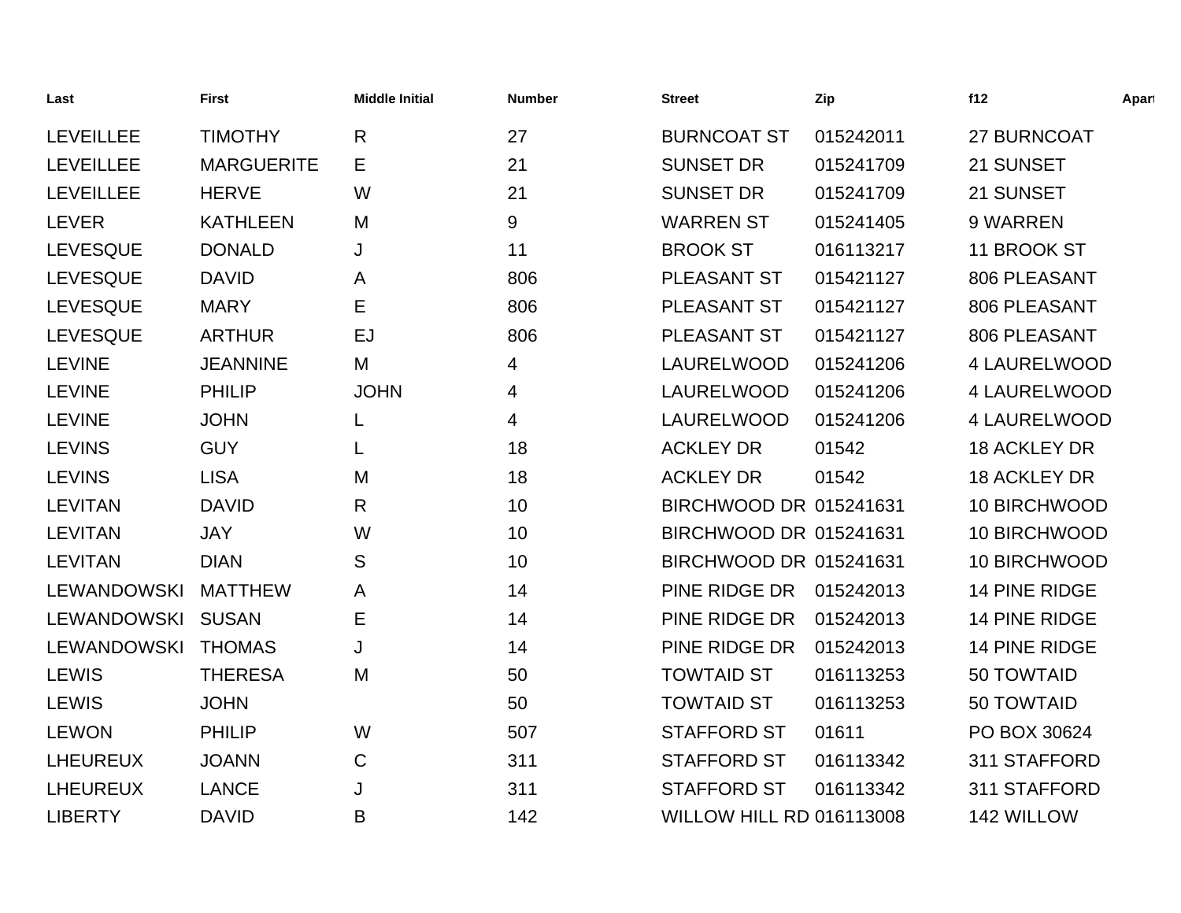| Last | First | Middle Initial | Number | Street | Zip | f12 | Apart |
|---|---|---|---|---|---|---|---|
| LEVEILLEE | TIMOTHY | R | 27 | BURNCOAT ST | 015242011 | 27 BURNCOAT | |
| LEVEILLEE | MARGUERITE | E | 21 | SUNSET DR | 015241709 | 21 SUNSET | |
| LEVEILLEE | HERVE | W | 21 | SUNSET DR | 015241709 | 21 SUNSET | |
| LEVER | KATHLEEN | M | 9 | WARREN ST | 015241405 | 9 WARREN | |
| LEVESQUE | DONALD | J | 11 | BROOK ST | 016113217 | 11 BROOK ST | |
| LEVESQUE | DAVID | A | 806 | PLEASANT ST | 015421127 | 806 PLEASANT | |
| LEVESQUE | MARY | E | 806 | PLEASANT ST | 015421127 | 806 PLEASANT | |
| LEVESQUE | ARTHUR | EJ | 806 | PLEASANT ST | 015421127 | 806 PLEASANT | |
| LEVINE | JEANNINE | M | 4 | LAURELWOOD | 015241206 | 4 LAURELWOOD | |
| LEVINE | PHILIP | JOHN | 4 | LAURELWOOD | 015241206 | 4 LAURELWOOD | |
| LEVINE | JOHN | L | 4 | LAURELWOOD | 015241206 | 4 LAURELWOOD | |
| LEVINS | GUY | L | 18 | ACKLEY DR | 01542 | 18 ACKLEY DR | |
| LEVINS | LISA | M | 18 | ACKLEY DR | 01542 | 18 ACKLEY DR | |
| LEVITAN | DAVID | R | 10 | BIRCHWOOD DR | 015241631 | 10 BIRCHWOOD | |
| LEVITAN | JAY | W | 10 | BIRCHWOOD DR | 015241631 | 10 BIRCHWOOD | |
| LEVITAN | DIAN | S | 10 | BIRCHWOOD DR | 015241631 | 10 BIRCHWOOD | |
| LEWANDOWSKI | MATTHEW | A | 14 | PINE RIDGE DR | 015242013 | 14 PINE RIDGE | |
| LEWANDOWSKI | SUSAN | E | 14 | PINE RIDGE DR | 015242013 | 14 PINE RIDGE | |
| LEWANDOWSKI | THOMAS | J | 14 | PINE RIDGE DR | 015242013 | 14 PINE RIDGE | |
| LEWIS | THERESA | M | 50 | TOWTAID ST | 016113253 | 50 TOWTAID | |
| LEWIS | JOHN | | 50 | TOWTAID ST | 016113253 | 50 TOWTAID | |
| LEWON | PHILIP | W | 507 | STAFFORD ST | 01611 | PO BOX 30624 | |
| LHEUREUX | JOANN | C | 311 | STAFFORD ST | 016113342 | 311 STAFFORD | |
| LHEUREUX | LANCE | J | 311 | STAFFORD ST | 016113342 | 311 STAFFORD | |
| LIBERTY | DAVID | B | 142 | WILLOW HILL RD | 016113008 | 142 WILLOW | |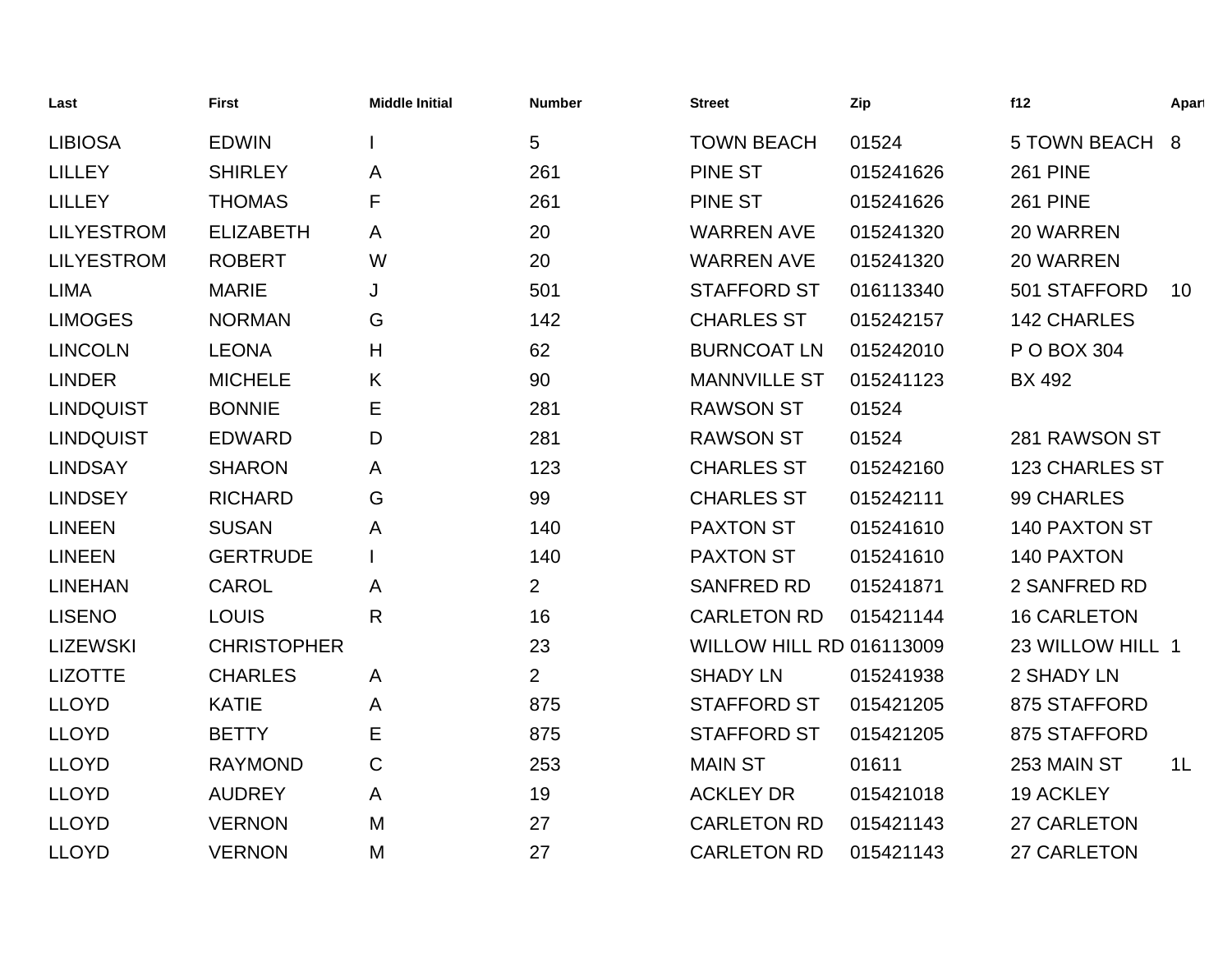| Last | First | Middle Initial | Number | Street | Zip | f12 | Apart |
|---|---|---|---|---|---|---|---|
| LIBIOSA | EDWIN | I | 5 | TOWN BEACH | 01524 | 5 TOWN BEACH | 8 |
| LILLEY | SHIRLEY | A | 261 | PINE ST | 015241626 | 261 PINE | |
| LILLEY | THOMAS | F | 261 | PINE ST | 015241626 | 261 PINE | |
| LILYESTROM | ELIZABETH | A | 20 | WARREN AVE | 015241320 | 20 WARREN | |
| LILYESTROM | ROBERT | W | 20 | WARREN AVE | 015241320 | 20 WARREN | |
| LIMA | MARIE | J | 501 | STAFFORD ST | 016113340 | 501 STAFFORD | 10 |
| LIMOGES | NORMAN | G | 142 | CHARLES ST | 015242157 | 142 CHARLES | |
| LINCOLN | LEONA | H | 62 | BURNCOAT LN | 015242010 | P O BOX 304 | |
| LINDER | MICHELE | K | 90 | MANNVILLE ST | 015241123 | BX 492 | |
| LINDQUIST | BONNIE | E | 281 | RAWSON ST | 01524 | | |
| LINDQUIST | EDWARD | D | 281 | RAWSON ST | 01524 | 281 RAWSON ST | |
| LINDSAY | SHARON | A | 123 | CHARLES ST | 015242160 | 123 CHARLES ST | |
| LINDSEY | RICHARD | G | 99 | CHARLES ST | 015242111 | 99 CHARLES | |
| LINEEN | SUSAN | A | 140 | PAXTON ST | 015241610 | 140 PAXTON ST | |
| LINEEN | GERTRUDE | I | 140 | PAXTON ST | 015241610 | 140 PAXTON | |
| LINEHAN | CAROL | A | 2 | SANFRED RD | 015241871 | 2 SANFRED RD | |
| LISENO | LOUIS | R | 16 | CARLETON RD | 015421144 | 16 CARLETON | |
| LIZEWSKI | CHRISTOPHER | | 23 | WILLOW HILL RD | 016113009 | 23 WILLOW HILL | 1 |
| LIZOTTE | CHARLES | A | 2 | SHADY LN | 015241938 | 2 SHADY LN | |
| LLOYD | KATIE | A | 875 | STAFFORD ST | 015421205 | 875 STAFFORD | |
| LLOYD | BETTY | E | 875 | STAFFORD ST | 015421205 | 875 STAFFORD | |
| LLOYD | RAYMOND | C | 253 | MAIN ST | 01611 | 253 MAIN ST | 1L |
| LLOYD | AUDREY | A | 19 | ACKLEY DR | 015421018 | 19 ACKLEY | |
| LLOYD | VERNON | M | 27 | CARLETON RD | 015421143 | 27 CARLETON | |
| LLOYD | VERNON | M | 27 | CARLETON RD | 015421143 | 27 CARLETON | |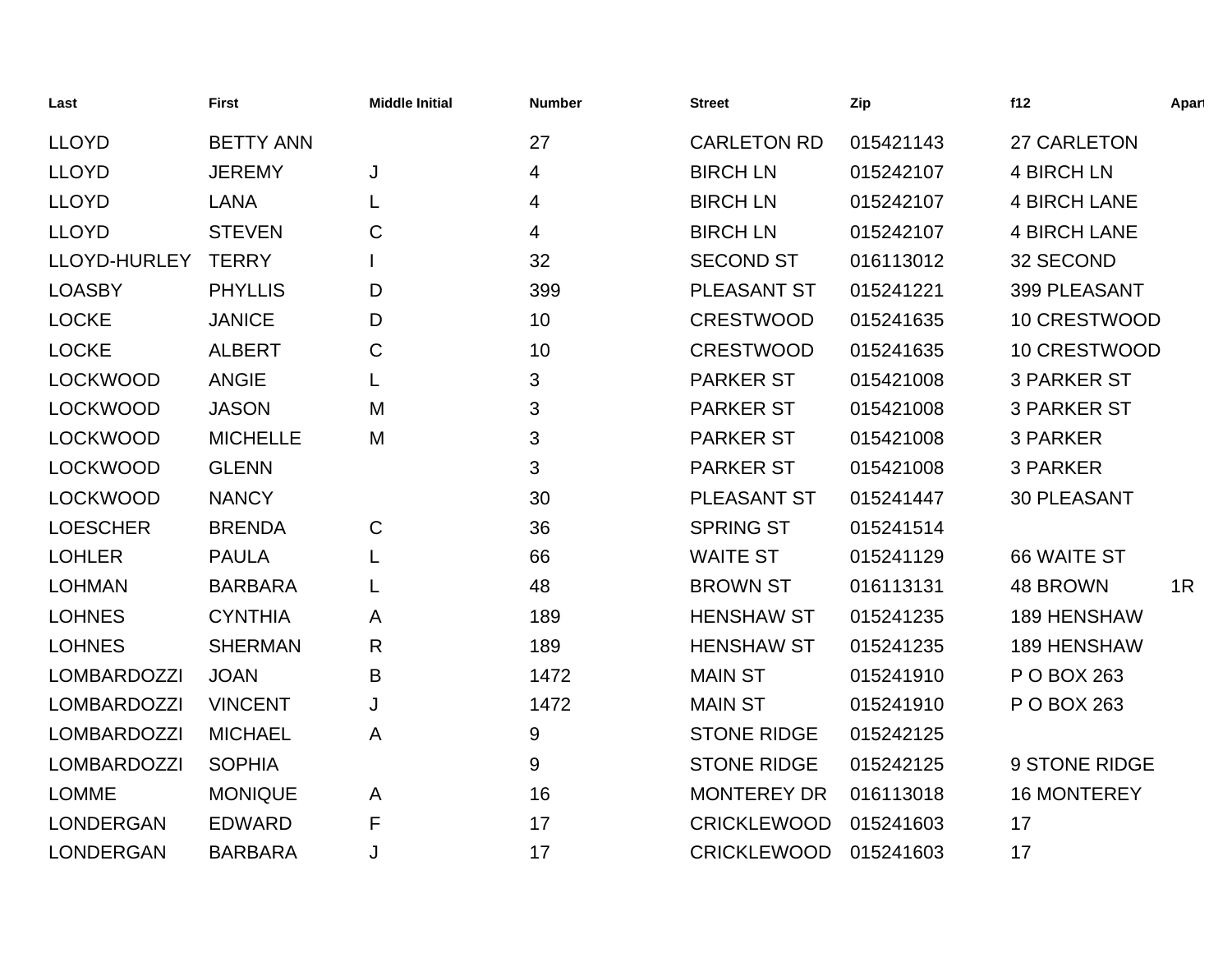| Last | First | Middle Initial | Number | Street | Zip | f12 | Apart |
|---|---|---|---|---|---|---|---|
| LLOYD | BETTY ANN | | 27 | CARLETON RD | 015421143 | 27 CARLETON | |
| LLOYD | JEREMY | J | 4 | BIRCH LN | 015242107 | 4 BIRCH LN | |
| LLOYD | LANA | L | 4 | BIRCH LN | 015242107 | 4 BIRCH LANE | |
| LLOYD | STEVEN | C | 4 | BIRCH LN | 015242107 | 4 BIRCH LANE | |
| LLOYD-HURLEY | TERRY | I | 32 | SECOND ST | 016113012 | 32 SECOND | |
| LOASBY | PHYLLIS | D | 399 | PLEASANT ST | 015241221 | 399 PLEASANT | |
| LOCKE | JANICE | D | 10 | CRESTWOOD | 015241635 | 10 CRESTWOOD | |
| LOCKE | ALBERT | C | 10 | CRESTWOOD | 015241635 | 10 CRESTWOOD | |
| LOCKWOOD | ANGIE | L | 3 | PARKER ST | 015421008 | 3 PARKER ST | |
| LOCKWOOD | JASON | M | 3 | PARKER ST | 015421008 | 3 PARKER ST | |
| LOCKWOOD | MICHELLE | M | 3 | PARKER ST | 015421008 | 3 PARKER | |
| LOCKWOOD | GLENN | | 3 | PARKER ST | 015421008 | 3 PARKER | |
| LOCKWOOD | NANCY | | 30 | PLEASANT ST | 015241447 | 30 PLEASANT | |
| LOESCHER | BRENDA | C | 36 | SPRING ST | 015241514 | | |
| LOHLER | PAULA | L | 66 | WAITE ST | 015241129 | 66 WAITE ST | |
| LOHMAN | BARBARA | L | 48 | BROWN ST | 016113131 | 48 BROWN | 1R |
| LOHNES | CYNTHIA | A | 189 | HENSHAW ST | 015241235 | 189 HENSHAW | |
| LOHNES | SHERMAN | R | 189 | HENSHAW ST | 015241235 | 189 HENSHAW | |
| LOMBARDOZZI | JOAN | B | 1472 | MAIN ST | 015241910 | P O BOX 263 | |
| LOMBARDOZZI | VINCENT | J | 1472 | MAIN ST | 015241910 | P O BOX 263 | |
| LOMBARDOZZI | MICHAEL | A | 9 | STONE RIDGE | 015242125 | | |
| LOMBARDOZZI | SOPHIA | | 9 | STONE RIDGE | 015242125 | 9 STONE RIDGE | |
| LOMME | MONIQUE | A | 16 | MONTEREY DR | 016113018 | 16 MONTEREY | |
| LONDERGAN | EDWARD | F | 17 | CRICKLEWOOD | 015241603 | 17 | |
| LONDERGAN | BARBARA | J | 17 | CRICKLEWOOD | 015241603 | 17 | |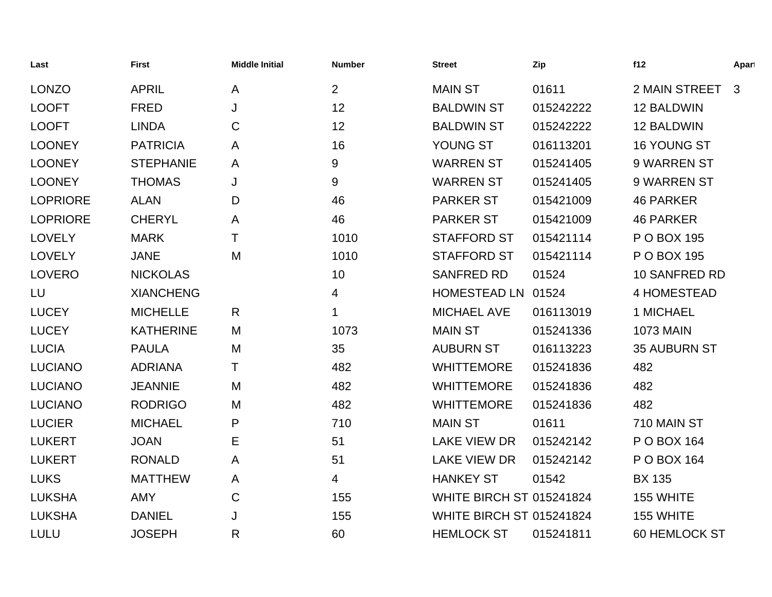| Last | First | Middle Initial | Number | Street | Zip | f12 | Apart |
|---|---|---|---|---|---|---|---|
| LONZO | APRIL | A | 2 | MAIN ST | 01611 | 2 MAIN STREET | 3 |
| LOOFT | FRED | J | 12 | BALDWIN ST | 015242222 | 12 BALDWIN | |
| LOOFT | LINDA | C | 12 | BALDWIN ST | 015242222 | 12 BALDWIN | |
| LOONEY | PATRICIA | A | 16 | YOUNG ST | 016113201 | 16 YOUNG ST | |
| LOONEY | STEPHANIE | A | 9 | WARREN ST | 015241405 | 9 WARREN ST | |
| LOONEY | THOMAS | J | 9 | WARREN ST | 015241405 | 9 WARREN ST | |
| LOPRIORE | ALAN | D | 46 | PARKER ST | 015421009 | 46 PARKER | |
| LOPRIORE | CHERYL | A | 46 | PARKER ST | 015421009 | 46 PARKER | |
| LOVELY | MARK | T | 1010 | STAFFORD ST | 015421114 | P O BOX 195 | |
| LOVELY | JANE | M | 1010 | STAFFORD ST | 015421114 | P O BOX 195 | |
| LOVERO | NICKOLAS | | 10 | SANFRED RD | 01524 | 10 SANFRED RD | |
| LU | XIANCHENG | | 4 | HOMESTEAD LN | 01524 | 4 HOMESTEAD | |
| LUCEY | MICHELLE | R | 1 | MICHAEL AVE | 016113019 | 1 MICHAEL | |
| LUCEY | KATHERINE | M | 1073 | MAIN ST | 015241336 | 1073 MAIN | |
| LUCIA | PAULA | M | 35 | AUBURN ST | 016113223 | 35 AUBURN ST | |
| LUCIANO | ADRIANA | T | 482 | WHITTEMORE | 015241836 | 482 | |
| LUCIANO | JEANNIE | M | 482 | WHITTEMORE | 015241836 | 482 | |
| LUCIANO | RODRIGO | M | 482 | WHITTEMORE | 015241836 | 482 | |
| LUCIER | MICHAEL | P | 710 | MAIN ST | 01611 | 710 MAIN ST | |
| LUKERT | JOAN | E | 51 | LAKE VIEW DR | 015242142 | P O BOX 164 | |
| LUKERT | RONALD | A | 51 | LAKE VIEW DR | 015242142 | P O BOX 164 | |
| LUKS | MATTHEW | A | 4 | HANKEY ST | 01542 | BX 135 | |
| LUKSHA | AMY | C | 155 | WHITE BIRCH ST | 015241824 | 155 WHITE | |
| LUKSHA | DANIEL | J | 155 | WHITE BIRCH ST | 015241824 | 155 WHITE | |
| LULU | JOSEPH | R | 60 | HEMLOCK ST | 015241811 | 60 HEMLOCK ST | |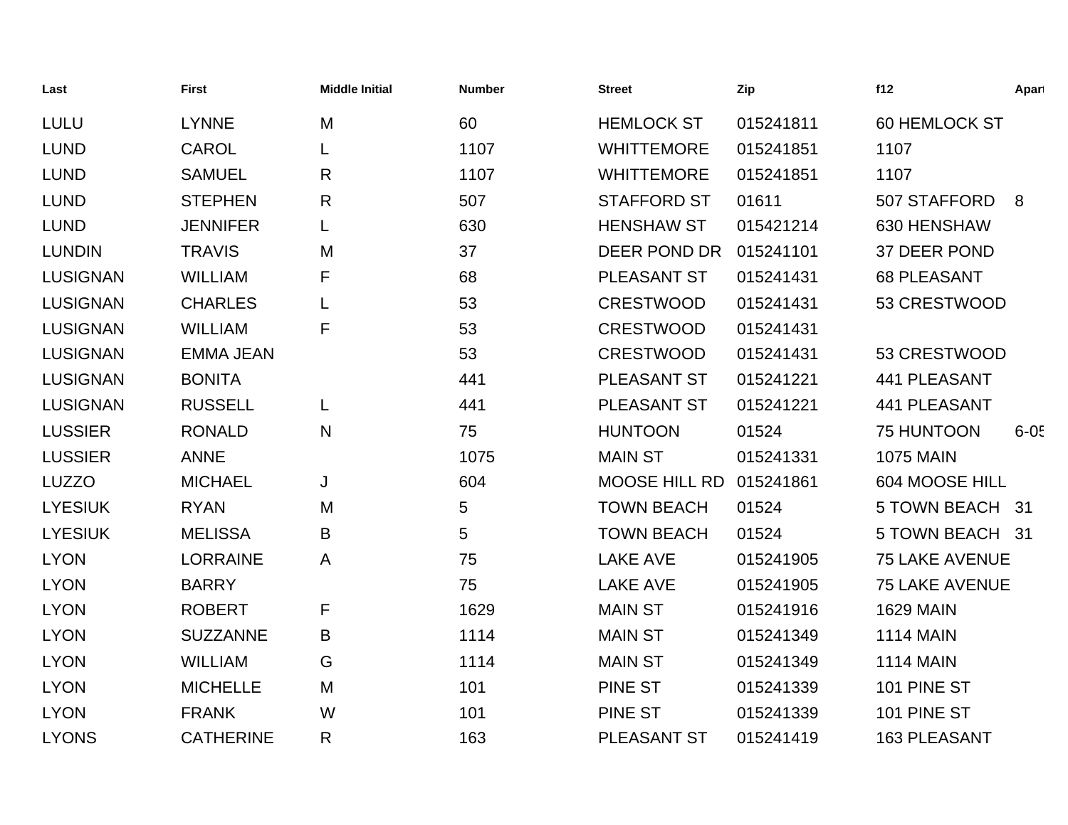| Last | First | Middle Initial | Number | Street | Zip | f12 | Apart |
|---|---|---|---|---|---|---|---|
| LULU | LYNNE | M | 60 | HEMLOCK ST | 015241811 | 60 HEMLOCK ST | |
| LUND | CAROL | L | 1107 | WHITTEMORE | 015241851 | 1107 | |
| LUND | SAMUEL | R | 1107 | WHITTEMORE | 015241851 | 1107 | |
| LUND | STEPHEN | R | 507 | STAFFORD ST | 01611 | 507 STAFFORD | 8 |
| LUND | JENNIFER | L | 630 | HENSHAW ST | 015421214 | 630 HENSHAW | |
| LUNDIN | TRAVIS | M | 37 | DEER POND DR | 015241101 | 37 DEER POND | |
| LUSIGNAN | WILLIAM | F | 68 | PLEASANT ST | 015241431 | 68 PLEASANT | |
| LUSIGNAN | CHARLES | L | 53 | CRESTWOOD | 015241431 | 53 CRESTWOOD | |
| LUSIGNAN | WILLIAM | F | 53 | CRESTWOOD | 015241431 | | |
| LUSIGNAN | EMMA JEAN | | 53 | CRESTWOOD | 015241431 | 53 CRESTWOOD | |
| LUSIGNAN | BONITA | | 441 | PLEASANT ST | 015241221 | 441 PLEASANT | |
| LUSIGNAN | RUSSELL | L | 441 | PLEASANT ST | 015241221 | 441 PLEASANT | |
| LUSSIER | RONALD | N | 75 | HUNTOON | 01524 | 75 HUNTOON | 6-05 |
| LUSSIER | ANNE | | 1075 | MAIN ST | 015241331 | 1075 MAIN | |
| LUZZO | MICHAEL | J | 604 | MOOSE HILL RD | 015241861 | 604 MOOSE HILL | |
| LYESIUK | RYAN | M | 5 | TOWN BEACH | 01524 | 5 TOWN BEACH | 31 |
| LYESIUK | MELISSA | B | 5 | TOWN BEACH | 01524 | 5 TOWN BEACH | 31 |
| LYON | LORRAINE | A | 75 | LAKE AVE | 015241905 | 75 LAKE AVENUE | |
| LYON | BARRY | | 75 | LAKE AVE | 015241905 | 75 LAKE AVENUE | |
| LYON | ROBERT | F | 1629 | MAIN ST | 015241916 | 1629 MAIN | |
| LYON | SUZZANNE | B | 1114 | MAIN ST | 015241349 | 1114 MAIN | |
| LYON | WILLIAM | G | 1114 | MAIN ST | 015241349 | 1114 MAIN | |
| LYON | MICHELLE | M | 101 | PINE ST | 015241339 | 101 PINE ST | |
| LYON | FRANK | W | 101 | PINE ST | 015241339 | 101 PINE ST | |
| LYONS | CATHERINE | R | 163 | PLEASANT ST | 015241419 | 163 PLEASANT | |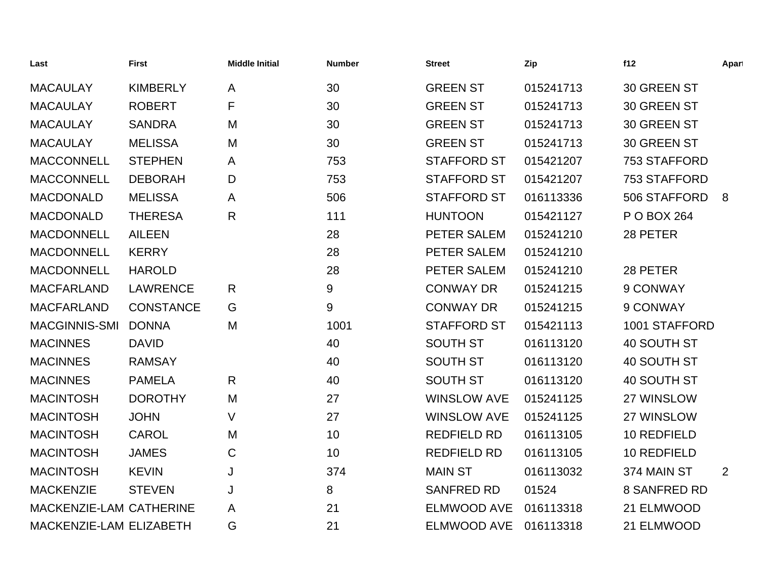| Last | First | Middle Initial | Number | Street | Zip | f12 | Apart |
|---|---|---|---|---|---|---|---|
| MACAULAY | KIMBERLY | A | 30 | GREEN ST | 015241713 | 30 GREEN ST | |
| MACAULAY | ROBERT | F | 30 | GREEN ST | 015241713 | 30 GREEN ST | |
| MACAULAY | SANDRA | M | 30 | GREEN ST | 015241713 | 30 GREEN ST | |
| MACAULAY | MELISSA | M | 30 | GREEN ST | 015241713 | 30 GREEN ST | |
| MACCONNELL | STEPHEN | A | 753 | STAFFORD ST | 015421207 | 753 STAFFORD | |
| MACCONNELL | DEBORAH | D | 753 | STAFFORD ST | 015421207 | 753 STAFFORD | |
| MACDONALD | MELISSA | A | 506 | STAFFORD ST | 016113336 | 506 STAFFORD | 8 |
| MACDONALD | THERESA | R | 111 | HUNTOON | 015421127 | P O BOX 264 | |
| MACDONNELL | AILEEN | | 28 | PETER SALEM | 015241210 | 28 PETER | |
| MACDONNELL | KERRY | | 28 | PETER SALEM | 015241210 | | |
| MACDONNELL | HAROLD | | 28 | PETER SALEM | 015241210 | 28 PETER | |
| MACFARLAND | LAWRENCE | R | 9 | CONWAY DR | 015241215 | 9 CONWAY | |
| MACFARLAND | CONSTANCE | G | 9 | CONWAY DR | 015241215 | 9 CONWAY | |
| MACGINNIS-SMI | DONNA | M | 1001 | STAFFORD ST | 015421113 | 1001 STAFFORD | |
| MACINNES | DAVID | | 40 | SOUTH ST | 016113120 | 40 SOUTH ST | |
| MACINNES | RAMSAY | | 40 | SOUTH ST | 016113120 | 40 SOUTH ST | |
| MACINNES | PAMELA | R | 40 | SOUTH ST | 016113120 | 40 SOUTH ST | |
| MACINTOSH | DOROTHY | M | 27 | WINSLOW AVE | 015241125 | 27 WINSLOW | |
| MACINTOSH | JOHN | V | 27 | WINSLOW AVE | 015241125 | 27 WINSLOW | |
| MACINTOSH | CAROL | M | 10 | REDFIELD RD | 016113105 | 10 REDFIELD | |
| MACINTOSH | JAMES | C | 10 | REDFIELD RD | 016113105 | 10 REDFIELD | |
| MACINTOSH | KEVIN | J | 374 | MAIN ST | 016113032 | 374 MAIN ST | 2 |
| MACKENZIE | STEVEN | J | 8 | SANFRED RD | 01524 | 8 SANFRED RD | |
| MACKENZIE-LAM | CATHERINE | A | 21 | ELMWOOD AVE | 016113318 | 21 ELMWOOD | |
| MACKENZIE-LAM | ELIZABETH | G | 21 | ELMWOOD AVE | 016113318 | 21 ELMWOOD | |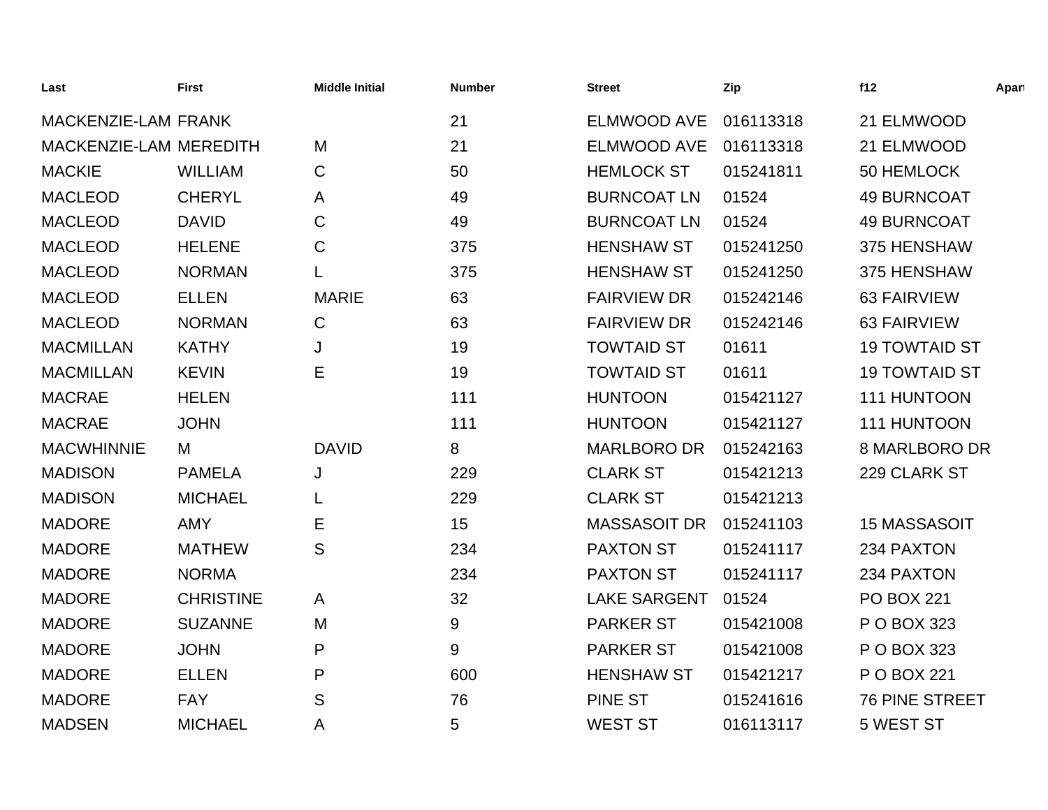| Last | First | Middle Initial | Number | Street | Zip | f12 | Apart |
|---|---|---|---|---|---|---|---|
| MACKENZIE-LAM | FRANK | | 21 | ELMWOOD AVE | 016113318 | 21 ELMWOOD | |
| MACKENZIE-LAM | MEREDITH | M | 21 | ELMWOOD AVE | 016113318 | 21 ELMWOOD | |
| MACKIE | WILLIAM | C | 50 | HEMLOCK ST | 015241811 | 50 HEMLOCK | |
| MACLEOD | CHERYL | A | 49 | BURNCOAT LN | 01524 | 49 BURNCOAT | |
| MACLEOD | DAVID | C | 49 | BURNCOAT LN | 01524 | 49 BURNCOAT | |
| MACLEOD | HELENE | C | 375 | HENSHAW ST | 015241250 | 375 HENSHAW | |
| MACLEOD | NORMAN | L | 375 | HENSHAW ST | 015241250 | 375 HENSHAW | |
| MACLEOD | ELLEN | MARIE | 63 | FAIRVIEW DR | 015242146 | 63 FAIRVIEW | |
| MACLEOD | NORMAN | C | 63 | FAIRVIEW DR | 015242146 | 63 FAIRVIEW | |
| MACMILLAN | KATHY | J | 19 | TOWTAID ST | 01611 | 19 TOWTAID ST | |
| MACMILLAN | KEVIN | E | 19 | TOWTAID ST | 01611 | 19 TOWTAID ST | |
| MACRAE | HELEN | | 111 | HUNTOON | 015421127 | 111 HUNTOON | |
| MACRAE | JOHN | | 111 | HUNTOON | 015421127 | 111 HUNTOON | |
| MACWHINNIE | M | DAVID | 8 | MARLBORO DR | 015242163 | 8 MARLBORO DR | |
| MADISON | PAMELA | J | 229 | CLARK ST | 015421213 | 229 CLARK ST | |
| MADISON | MICHAEL | L | 229 | CLARK ST | 015421213 | | |
| MADORE | AMY | E | 15 | MASSASOIT DR | 015241103 | 15 MASSASOIT | |
| MADORE | MATHEW | S | 234 | PAXTON ST | 015241117 | 234 PAXTON | |
| MADORE | NORMA | | 234 | PAXTON ST | 015241117 | 234 PAXTON | |
| MADORE | CHRISTINE | A | 32 | LAKE SARGENT | 01524 | PO BOX 221 | |
| MADORE | SUZANNE | M | 9 | PARKER ST | 015421008 | P O BOX 323 | |
| MADORE | JOHN | P | 9 | PARKER ST | 015421008 | P O BOX 323 | |
| MADORE | ELLEN | P | 600 | HENSHAW ST | 015421217 | P O BOX 221 | |
| MADORE | FAY | S | 76 | PINE ST | 015241616 | 76 PINE STREET | |
| MADSEN | MICHAEL | A | 5 | WEST ST | 016113117 | 5 WEST ST | |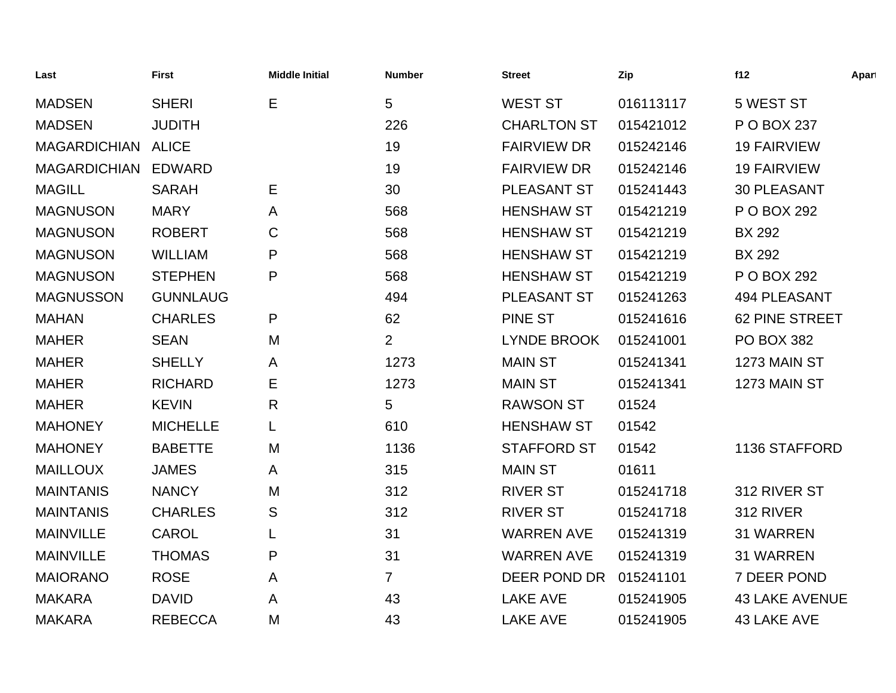| Last | First | Middle Initial | Number | Street | Zip | f12 | Apart |
|---|---|---|---|---|---|---|---|
| MADSEN | SHERI | E | 5 | WEST ST | 016113117 | 5 WEST ST | |
| MADSEN | JUDITH | | 226 | CHARLTON ST | 015421012 | P O BOX 237 | |
| MAGARDICHIAN | ALICE | | 19 | FAIRVIEW DR | 015242146 | 19 FAIRVIEW | |
| MAGARDICHIAN | EDWARD | | 19 | FAIRVIEW DR | 015242146 | 19 FAIRVIEW | |
| MAGILL | SARAH | E | 30 | PLEASANT ST | 015241443 | 30 PLEASANT | |
| MAGNUSON | MARY | A | 568 | HENSHAW ST | 015421219 | P O BOX 292 | |
| MAGNUSON | ROBERT | C | 568 | HENSHAW ST | 015421219 | BX 292 | |
| MAGNUSON | WILLIAM | P | 568 | HENSHAW ST | 015421219 | BX 292 | |
| MAGNUSON | STEPHEN | P | 568 | HENSHAW ST | 015421219 | P O BOX 292 | |
| MAGNUSSON | GUNNLAUG | | 494 | PLEASANT ST | 015241263 | 494 PLEASANT | |
| MAHAN | CHARLES | P | 62 | PINE ST | 015241616 | 62 PINE STREET | |
| MAHER | SEAN | M | 2 | LYNDE BROOK | 015241001 | PO BOX 382 | |
| MAHER | SHELLY | A | 1273 | MAIN ST | 015241341 | 1273 MAIN ST | |
| MAHER | RICHARD | E | 1273 | MAIN ST | 015241341 | 1273 MAIN ST | |
| MAHER | KEVIN | R | 5 | RAWSON ST | 01524 | | |
| MAHONEY | MICHELLE | L | 610 | HENSHAW ST | 01542 | | |
| MAHONEY | BABETTE | M | 1136 | STAFFORD ST | 01542 | 1136 STAFFORD | |
| MAILLOUX | JAMES | A | 315 | MAIN ST | 01611 | | |
| MAINTANIS | NANCY | M | 312 | RIVER ST | 015241718 | 312 RIVER ST | |
| MAINTANIS | CHARLES | S | 312 | RIVER ST | 015241718 | 312 RIVER | |
| MAINVILLE | CAROL | L | 31 | WARREN AVE | 015241319 | 31 WARREN | |
| MAINVILLE | THOMAS | P | 31 | WARREN AVE | 015241319 | 31 WARREN | |
| MAIORANO | ROSE | A | 7 | DEER POND DR | 015241101 | 7 DEER POND | |
| MAKARA | DAVID | A | 43 | LAKE AVE | 015241905 | 43 LAKE AVENUE | |
| MAKARA | REBECCA | M | 43 | LAKE AVE | 015241905 | 43 LAKE AVE | |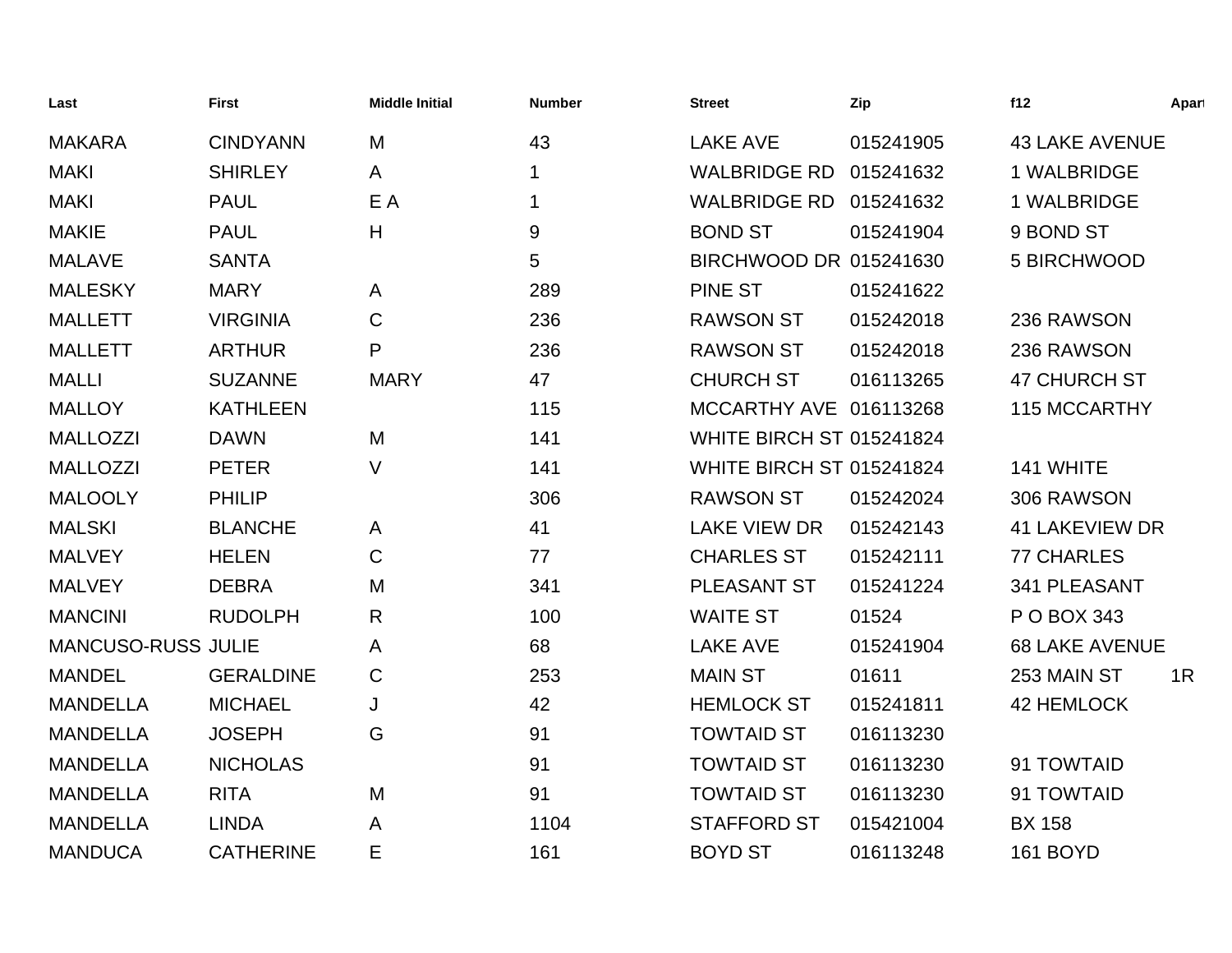| Last | First | Middle Initial | Number | Street | Zip | f12 | Apart |
|---|---|---|---|---|---|---|---|
| MAKARA | CINDYANN | M | 43 | LAKE AVE | 015241905 | 43 LAKE AVENUE | |
| MAKI | SHIRLEY | A | 1 | WALBRIDGE RD | 015241632 | 1 WALBRIDGE | |
| MAKI | PAUL | E A | 1 | WALBRIDGE RD | 015241632 | 1 WALBRIDGE | |
| MAKIE | PAUL | H | 9 | BOND ST | 015241904 | 9 BOND ST | |
| MALAVE | SANTA | | 5 | BIRCHWOOD DR | 015241630 | 5 BIRCHWOOD | |
| MALESKY | MARY | A | 289 | PINE ST | 015241622 | | |
| MALLETT | VIRGINIA | C | 236 | RAWSON ST | 015242018 | 236 RAWSON | |
| MALLETT | ARTHUR | P | 236 | RAWSON ST | 015242018 | 236 RAWSON | |
| MALLI | SUZANNE | MARY | 47 | CHURCH ST | 016113265 | 47 CHURCH ST | |
| MALLOY | KATHLEEN | | 115 | MCCARTHY AVE | 016113268 | 115 MCCARTHY | |
| MALLOZZI | DAWN | M | 141 | WHITE BIRCH ST | 015241824 | | |
| MALLOZZI | PETER | V | 141 | WHITE BIRCH ST | 015241824 | 141 WHITE | |
| MALOOLY | PHILIP | | 306 | RAWSON ST | 015242024 | 306 RAWSON | |
| MALSKI | BLANCHE | A | 41 | LAKE VIEW DR | 015242143 | 41 LAKEVIEW DR | |
| MALVEY | HELEN | C | 77 | CHARLES ST | 015242111 | 77 CHARLES | |
| MALVEY | DEBRA | M | 341 | PLEASANT ST | 015241224 | 341 PLEASANT | |
| MANCINI | RUDOLPH | R | 100 | WAITE ST | 01524 | P O BOX 343 | |
| MANCUSO-RUSS | JULIE | A | 68 | LAKE AVE | 015241904 | 68 LAKE AVENUE | |
| MANDEL | GERALDINE | C | 253 | MAIN ST | 01611 | 253 MAIN ST | 1R |
| MANDELLA | MICHAEL | J | 42 | HEMLOCK ST | 015241811 | 42 HEMLOCK | |
| MANDELLA | JOSEPH | G | 91 | TOWTAID ST | 016113230 | | |
| MANDELLA | NICHOLAS | | 91 | TOWTAID ST | 016113230 | 91 TOWTAID | |
| MANDELLA | RITA | M | 91 | TOWTAID ST | 016113230 | 91 TOWTAID | |
| MANDELLA | LINDA | A | 1104 | STAFFORD ST | 015421004 | BX 158 | |
| MANDUCA | CATHERINE | E | 161 | BOYD ST | 016113248 | 161 BOYD | |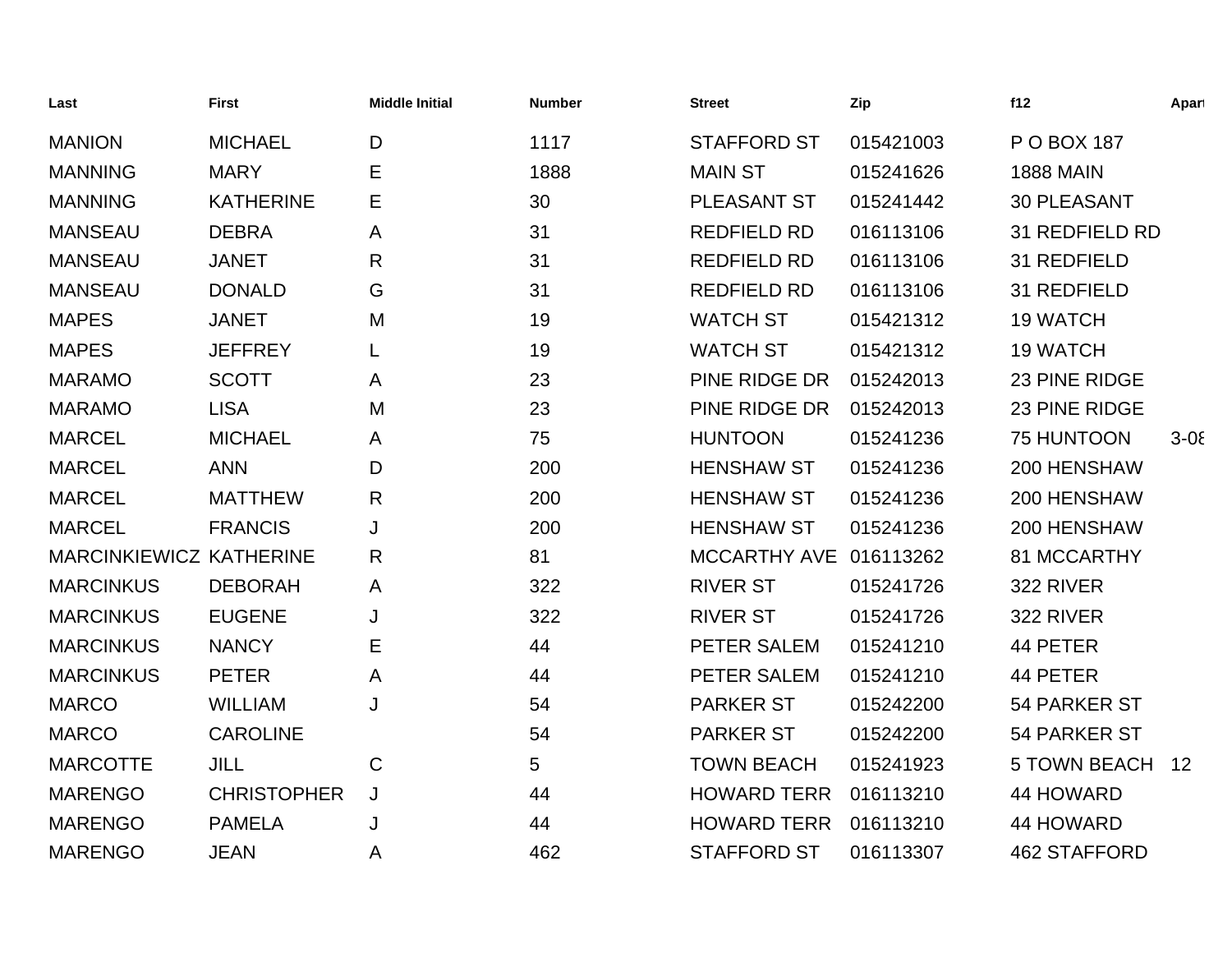| Last | First | Middle Initial | Number | Street | Zip | f12 | Apart |
|---|---|---|---|---|---|---|---|
| MANION | MICHAEL | D | 1117 | STAFFORD ST | 015421003 | P O BOX 187 | |
| MANNING | MARY | E | 1888 | MAIN ST | 015241626 | 1888 MAIN | |
| MANNING | KATHERINE | E | 30 | PLEASANT ST | 015241442 | 30 PLEASANT | |
| MANSEAU | DEBRA | A | 31 | REDFIELD RD | 016113106 | 31 REDFIELD RD | |
| MANSEAU | JANET | R | 31 | REDFIELD RD | 016113106 | 31 REDFIELD | |
| MANSEAU | DONALD | G | 31 | REDFIELD RD | 016113106 | 31 REDFIELD | |
| MAPES | JANET | M | 19 | WATCH ST | 015421312 | 19 WATCH | |
| MAPES | JEFFREY | L | 19 | WATCH ST | 015421312 | 19 WATCH | |
| MARAMO | SCOTT | A | 23 | PINE RIDGE DR | 015242013 | 23 PINE RIDGE | |
| MARAMO | LISA | M | 23 | PINE RIDGE DR | 015242013 | 23 PINE RIDGE | |
| MARCEL | MICHAEL | A | 75 | HUNTOON | 015241236 | 75 HUNTOON | 3-08 |
| MARCEL | ANN | D | 200 | HENSHAW ST | 015241236 | 200 HENSHAW | |
| MARCEL | MATTHEW | R | 200 | HENSHAW ST | 015241236 | 200 HENSHAW | |
| MARCEL | FRANCIS | J | 200 | HENSHAW ST | 015241236 | 200 HENSHAW | |
| MARCINKIEWICZ | KATHERINE | R | 81 | MCCARTHY AVE | 016113262 | 81 MCCARTHY | |
| MARCINKUS | DEBORAH | A | 322 | RIVER ST | 015241726 | 322 RIVER | |
| MARCINKUS | EUGENE | J | 322 | RIVER ST | 015241726 | 322 RIVER | |
| MARCINKUS | NANCY | E | 44 | PETER SALEM | 015241210 | 44 PETER | |
| MARCINKUS | PETER | A | 44 | PETER SALEM | 015241210 | 44 PETER | |
| MARCO | WILLIAM | J | 54 | PARKER ST | 015242200 | 54 PARKER ST | |
| MARCO | CAROLINE | | 54 | PARKER ST | 015242200 | 54 PARKER ST | |
| MARCOTTE | JILL | C | 5 | TOWN BEACH | 015241923 | 5 TOWN BEACH | 12 |
| MARENGO | CHRISTOPHER | J | 44 | HOWARD TERR | 016113210 | 44 HOWARD | |
| MARENGO | PAMELA | J | 44 | HOWARD TERR | 016113210 | 44 HOWARD | |
| MARENGO | JEAN | A | 462 | STAFFORD ST | 016113307 | 462 STAFFORD | |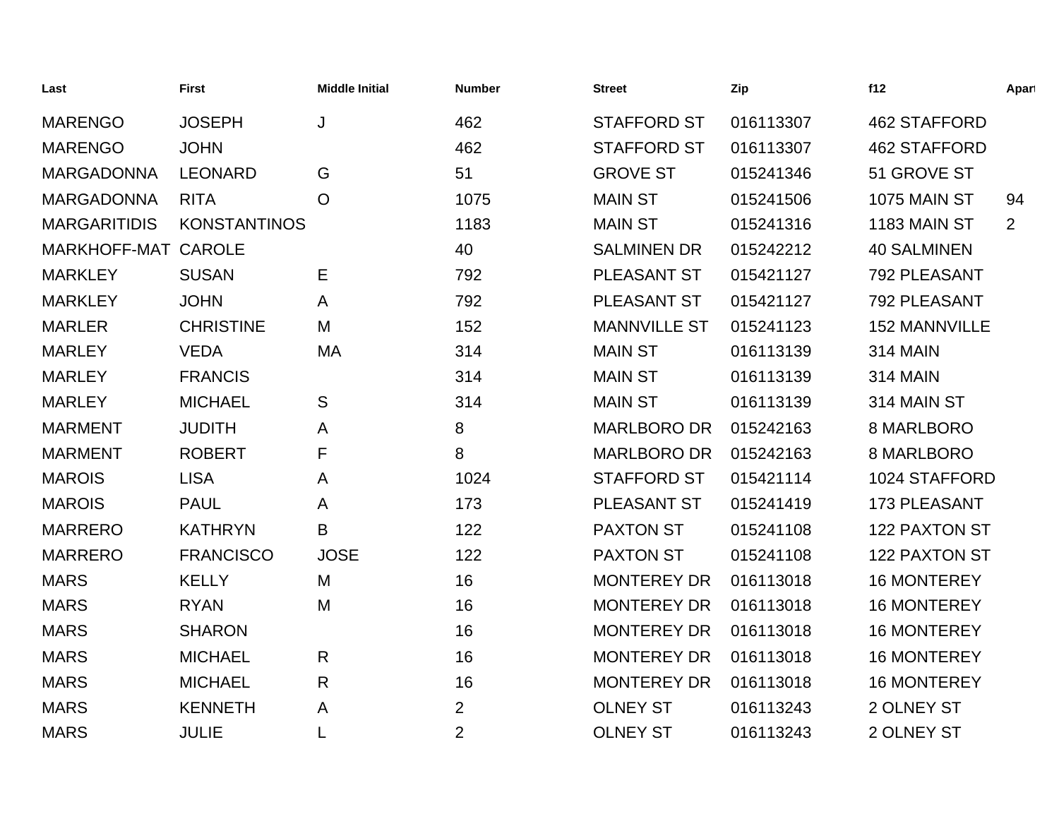| Last | First | Middle Initial | Number | Street | Zip | f12 | Apart |
|---|---|---|---|---|---|---|---|
| MARENGO | JOSEPH | J | 462 | STAFFORD ST | 016113307 | 462 STAFFORD | |
| MARENGO | JOHN | | 462 | STAFFORD ST | 016113307 | 462 STAFFORD | |
| MARGADONNA | LEONARD | G | 51 | GROVE ST | 015241346 | 51 GROVE ST | |
| MARGADONNA | RITA | O | 1075 | MAIN ST | 015241506 | 1075 MAIN ST | 94 |
| MARGARITIDIS | KONSTANTINOS | | 1183 | MAIN ST | 015241316 | 1183 MAIN ST | 2 |
| MARKHOFF-MAT | CAROLE | | 40 | SALMINEN DR | 015242212 | 40 SALMINEN | |
| MARKLEY | SUSAN | E | 792 | PLEASANT ST | 015421127 | 792 PLEASANT | |
| MARKLEY | JOHN | A | 792 | PLEASANT ST | 015421127 | 792 PLEASANT | |
| MARLER | CHRISTINE | M | 152 | MANNVILLE ST | 015241123 | 152 MANNVILLE | |
| MARLEY | VEDA | MA | 314 | MAIN ST | 016113139 | 314 MAIN | |
| MARLEY | FRANCIS | | 314 | MAIN ST | 016113139 | 314 MAIN | |
| MARLEY | MICHAEL | S | 314 | MAIN ST | 016113139 | 314 MAIN ST | |
| MARMENT | JUDITH | A | 8 | MARLBORO DR | 015242163 | 8 MARLBORO | |
| MARMENT | ROBERT | F | 8 | MARLBORO DR | 015242163 | 8 MARLBORO | |
| MAROIS | LISA | A | 1024 | STAFFORD ST | 015421114 | 1024 STAFFORD | |
| MAROIS | PAUL | A | 173 | PLEASANT ST | 015241419 | 173 PLEASANT | |
| MARRERO | KATHRYN | B | 122 | PAXTON ST | 015241108 | 122 PAXTON ST | |
| MARRERO | FRANCISCO | JOSE | 122 | PAXTON ST | 015241108 | 122 PAXTON ST | |
| MARS | KELLY | M | 16 | MONTEREY DR | 016113018 | 16 MONTEREY | |
| MARS | RYAN | M | 16 | MONTEREY DR | 016113018 | 16 MONTEREY | |
| MARS | SHARON | | 16 | MONTEREY DR | 016113018 | 16 MONTEREY | |
| MARS | MICHAEL | R | 16 | MONTEREY DR | 016113018 | 16 MONTEREY | |
| MARS | MICHAEL | R | 16 | MONTEREY DR | 016113018 | 16 MONTEREY | |
| MARS | KENNETH | A | 2 | OLNEY ST | 016113243 | 2 OLNEY ST | |
| MARS | JULIE | L | 2 | OLNEY ST | 016113243 | 2 OLNEY ST | |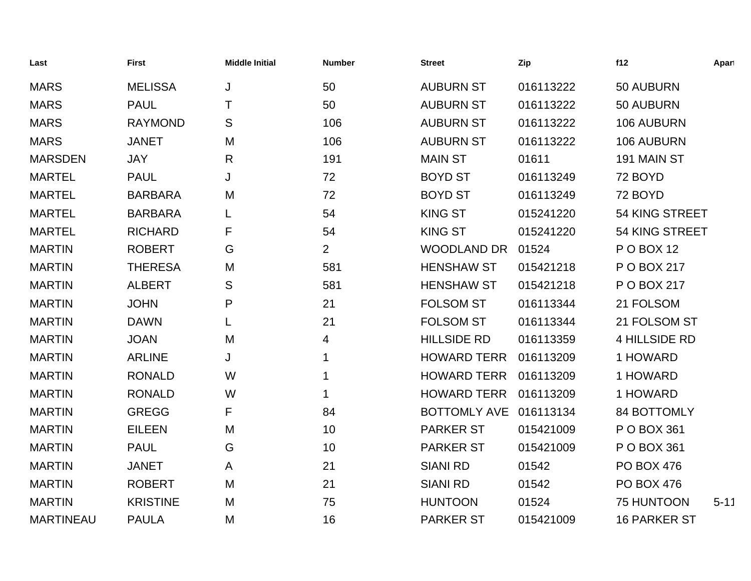| Last | First | Middle Initial | Number | Street | Zip | f12 | Apart |
|---|---|---|---|---|---|---|---|
| MARS | MELISSA | J | 50 | AUBURN ST | 016113222 | 50 AUBURN | |
| MARS | PAUL | T | 50 | AUBURN ST | 016113222 | 50 AUBURN | |
| MARS | RAYMOND | S | 106 | AUBURN ST | 016113222 | 106 AUBURN | |
| MARS | JANET | M | 106 | AUBURN ST | 016113222 | 106 AUBURN | |
| MARSDEN | JAY | R | 191 | MAIN ST | 01611 | 191 MAIN ST | |
| MARTEL | PAUL | J | 72 | BOYD ST | 016113249 | 72 BOYD | |
| MARTEL | BARBARA | M | 72 | BOYD ST | 016113249 | 72 BOYD | |
| MARTEL | BARBARA | L | 54 | KING ST | 015241220 | 54 KING STREET | |
| MARTEL | RICHARD | F | 54 | KING ST | 015241220 | 54 KING STREET | |
| MARTIN | ROBERT | G | 2 | WOODLAND DR | 01524 | P O BOX 12 | |
| MARTIN | THERESA | M | 581 | HENSHAW ST | 015421218 | P O BOX 217 | |
| MARTIN | ALBERT | S | 581 | HENSHAW ST | 015421218 | P O BOX 217 | |
| MARTIN | JOHN | P | 21 | FOLSOM ST | 016113344 | 21 FOLSOM | |
| MARTIN | DAWN | L | 21 | FOLSOM ST | 016113344 | 21 FOLSOM ST | |
| MARTIN | JOAN | M | 4 | HILLSIDE RD | 016113359 | 4 HILLSIDE RD | |
| MARTIN | ARLINE | J | 1 | HOWARD TERR | 016113209 | 1 HOWARD | |
| MARTIN | RONALD | W | 1 | HOWARD TERR | 016113209 | 1 HOWARD | |
| MARTIN | RONALD | W | 1 | HOWARD TERR | 016113209 | 1 HOWARD | |
| MARTIN | GREGG | F | 84 | BOTTOMLY AVE | 016113134 | 84 BOTTOMLY | |
| MARTIN | EILEEN | M | 10 | PARKER ST | 015421009 | P O BOX 361 | |
| MARTIN | PAUL | G | 10 | PARKER ST | 015421009 | P O BOX 361 | |
| MARTIN | JANET | A | 21 | SIANI RD | 01542 | PO BOX 476 | |
| MARTIN | ROBERT | M | 21 | SIANI RD | 01542 | PO BOX 476 | |
| MARTIN | KRISTINE | M | 75 | HUNTOON | 01524 | 75 HUNTOON | 5-11 |
| MARTINEAU | PAULA | M | 16 | PARKER ST | 015421009 | 16 PARKER ST | |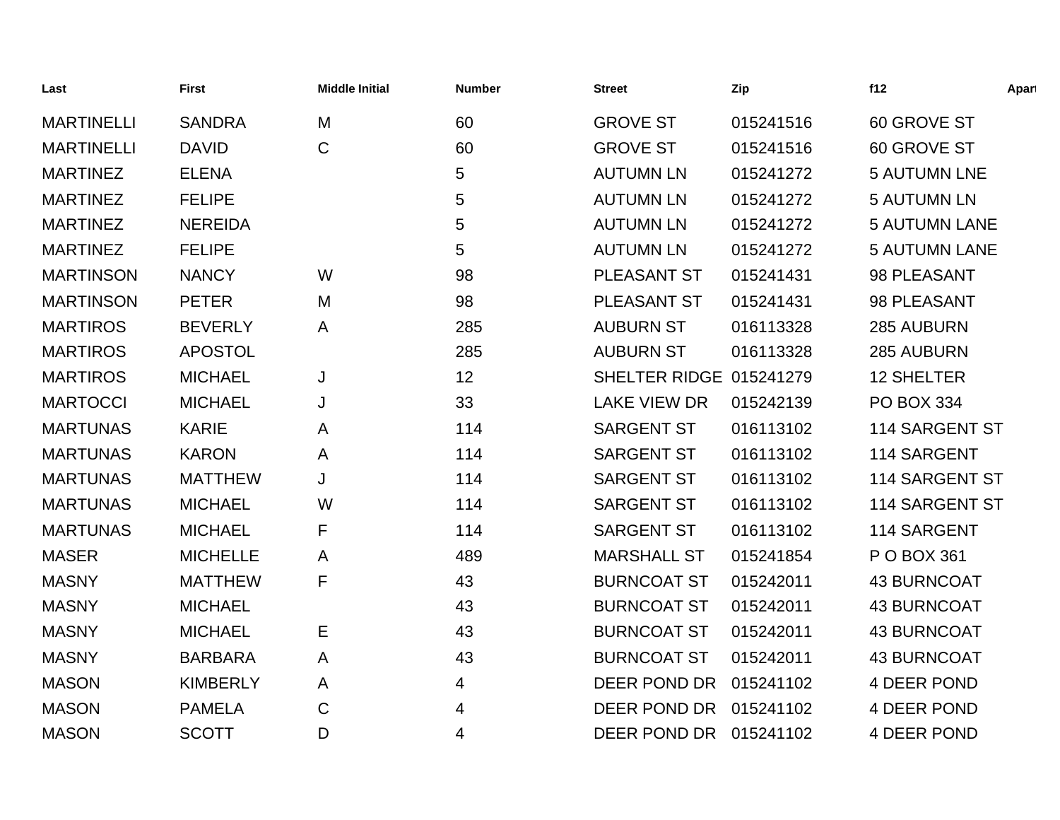| Last | First | Middle Initial | Number | Street | Zip | f12 | Apart |
|---|---|---|---|---|---|---|---|
| MARTINELLI | SANDRA | M | 60 | GROVE ST | 015241516 | 60 GROVE ST | |
| MARTINELLI | DAVID | C | 60 | GROVE ST | 015241516 | 60 GROVE ST | |
| MARTINEZ | ELENA | | 5 | AUTUMN LN | 015241272 | 5 AUTUMN LNE | |
| MARTINEZ | FELIPE | | 5 | AUTUMN LN | 015241272 | 5 AUTUMN LN | |
| MARTINEZ | NEREIDA | | 5 | AUTUMN LN | 015241272 | 5 AUTUMN LANE | |
| MARTINEZ | FELIPE | | 5 | AUTUMN LN | 015241272 | 5 AUTUMN LANE | |
| MARTINSON | NANCY | W | 98 | PLEASANT ST | 015241431 | 98 PLEASANT | |
| MARTINSON | PETER | M | 98 | PLEASANT ST | 015241431 | 98 PLEASANT | |
| MARTIROS | BEVERLY | A | 285 | AUBURN ST | 016113328 | 285 AUBURN | |
| MARTIROS | APOSTOL | | 285 | AUBURN ST | 016113328 | 285 AUBURN | |
| MARTIROS | MICHAEL | J | 12 | SHELTER RIDGE | 015241279 | 12 SHELTER | |
| MARTOCCI | MICHAEL | J | 33 | LAKE VIEW DR | 015242139 | PO BOX 334 | |
| MARTUNAS | KARIE | A | 114 | SARGENT ST | 016113102 | 114 SARGENT ST | |
| MARTUNAS | KARON | A | 114 | SARGENT ST | 016113102 | 114 SARGENT | |
| MARTUNAS | MATTHEW | J | 114 | SARGENT ST | 016113102 | 114 SARGENT ST | |
| MARTUNAS | MICHAEL | W | 114 | SARGENT ST | 016113102 | 114 SARGENT ST | |
| MARTUNAS | MICHAEL | F | 114 | SARGENT ST | 016113102 | 114 SARGENT | |
| MASER | MICHELLE | A | 489 | MARSHALL ST | 015241854 | P O BOX 361 | |
| MASNY | MATTHEW | F | 43 | BURNCOAT ST | 015242011 | 43 BURNCOAT | |
| MASNY | MICHAEL | | 43 | BURNCOAT ST | 015242011 | 43 BURNCOAT | |
| MASNY | MICHAEL | E | 43 | BURNCOAT ST | 015242011 | 43 BURNCOAT | |
| MASNY | BARBARA | A | 43 | BURNCOAT ST | 015242011 | 43 BURNCOAT | |
| MASON | KIMBERLY | A | 4 | DEER POND DR | 015241102 | 4 DEER POND | |
| MASON | PAMELA | C | 4 | DEER POND DR | 015241102 | 4 DEER POND | |
| MASON | SCOTT | D | 4 | DEER POND DR | 015241102 | 4 DEER POND | |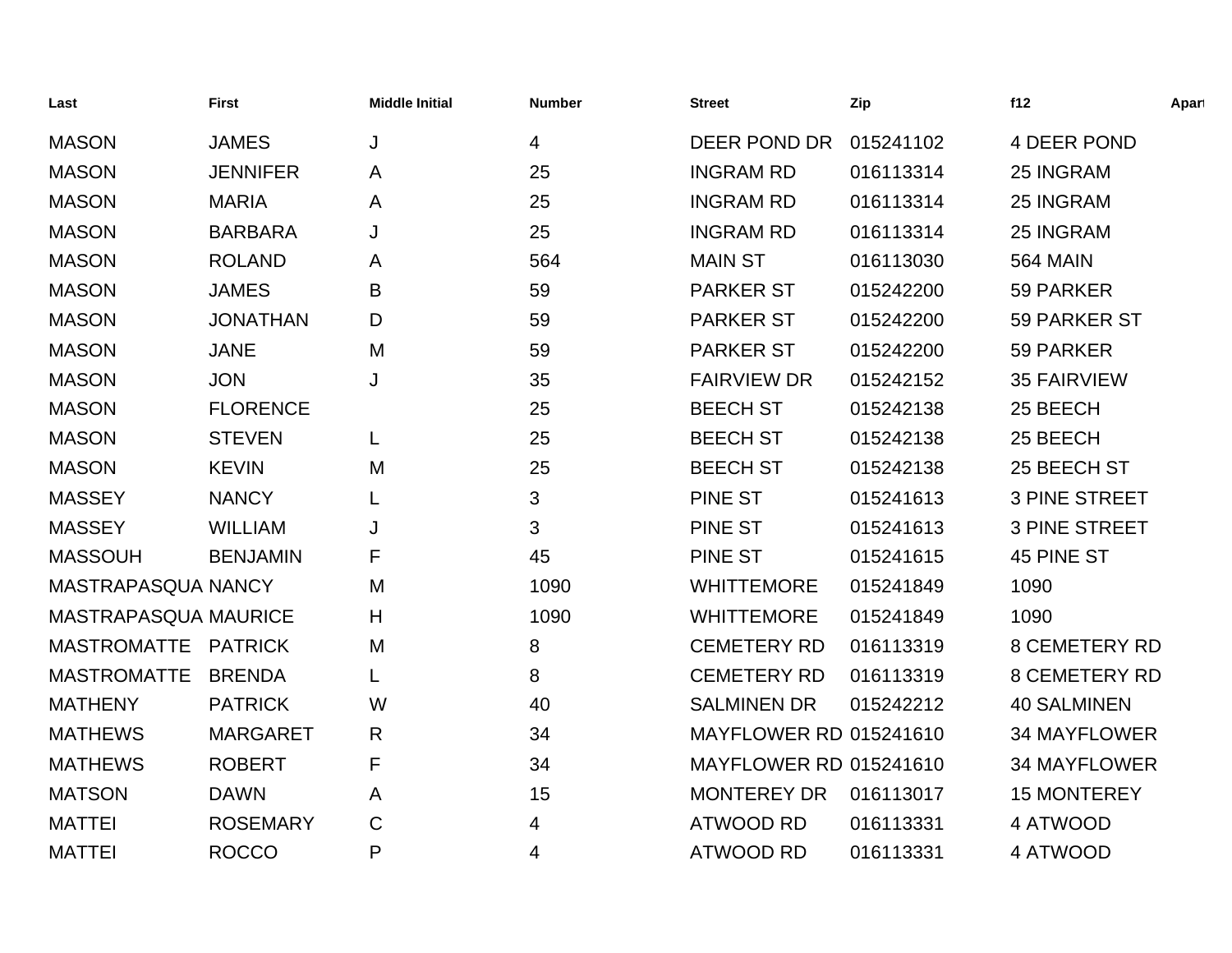| Last | First | Middle Initial | Number | Street | Zip | f12 | Apart |
|---|---|---|---|---|---|---|---|
| MASON | JAMES | J | 4 | DEER POND DR | 015241102 | 4 DEER POND | |
| MASON | JENNIFER | A | 25 | INGRAM RD | 016113314 | 25 INGRAM | |
| MASON | MARIA | A | 25 | INGRAM RD | 016113314 | 25 INGRAM | |
| MASON | BARBARA | J | 25 | INGRAM RD | 016113314 | 25 INGRAM | |
| MASON | ROLAND | A | 564 | MAIN ST | 016113030 | 564 MAIN | |
| MASON | JAMES | B | 59 | PARKER ST | 015242200 | 59 PARKER | |
| MASON | JONATHAN | D | 59 | PARKER ST | 015242200 | 59 PARKER ST | |
| MASON | JANE | M | 59 | PARKER ST | 015242200 | 59 PARKER | |
| MASON | JON | J | 35 | FAIRVIEW DR | 015242152 | 35 FAIRVIEW | |
| MASON | FLORENCE | | 25 | BEECH ST | 015242138 | 25 BEECH | |
| MASON | STEVEN | L | 25 | BEECH ST | 015242138 | 25 BEECH | |
| MASON | KEVIN | M | 25 | BEECH ST | 015242138 | 25 BEECH ST | |
| MASSEY | NANCY | L | 3 | PINE ST | 015241613 | 3 PINE STREET | |
| MASSEY | WILLIAM | J | 3 | PINE ST | 015241613 | 3 PINE STREET | |
| MASSOUH | BENJAMIN | F | 45 | PINE ST | 015241615 | 45 PINE ST | |
| MASTRAPASQUA | NANCY | M | 1090 | WHITTEMORE | 015241849 | 1090 | |
| MASTRAPASQUA | MAURICE | H | 1090 | WHITTEMORE | 015241849 | 1090 | |
| MASTROMATTE | PATRICK | M | 8 | CEMETERY RD | 016113319 | 8 CEMETERY RD | |
| MASTROMATTE | BRENDA | L | 8 | CEMETERY RD | 016113319 | 8 CEMETERY RD | |
| MATHENY | PATRICK | W | 40 | SALMINEN DR | 015242212 | 40 SALMINEN | |
| MATHEWS | MARGARET | R | 34 | MAYFLOWER RD | 015241610 | 34 MAYFLOWER | |
| MATHEWS | ROBERT | F | 34 | MAYFLOWER RD | 015241610 | 34 MAYFLOWER | |
| MATSON | DAWN | A | 15 | MONTEREY DR | 016113017 | 15 MONTEREY | |
| MATTEI | ROSEMARY | C | 4 | ATWOOD RD | 016113331 | 4 ATWOOD | |
| MATTEI | ROCCO | P | 4 | ATWOOD RD | 016113331 | 4 ATWOOD | |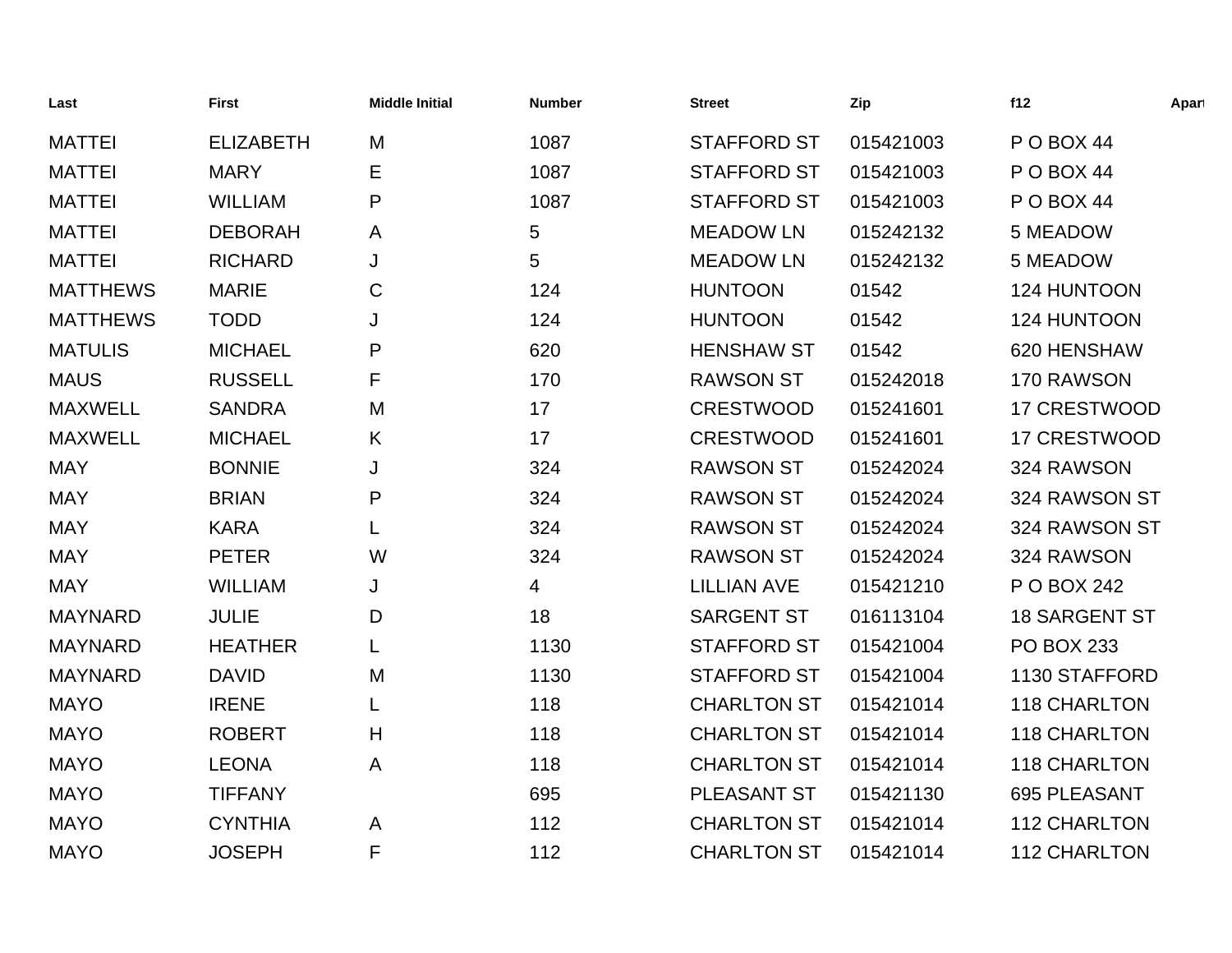| Last | First | Middle Initial | Number | Street | Zip | f12 | Apart |
|---|---|---|---|---|---|---|---|
| MATTEI | ELIZABETH | M | 1087 | STAFFORD ST | 015421003 | P O BOX 44 | |
| MATTEI | MARY | E | 1087 | STAFFORD ST | 015421003 | P O BOX 44 | |
| MATTEI | WILLIAM | P | 1087 | STAFFORD ST | 015421003 | P O BOX 44 | |
| MATTEI | DEBORAH | A | 5 | MEADOW LN | 015242132 | 5 MEADOW | |
| MATTEI | RICHARD | J | 5 | MEADOW LN | 015242132 | 5 MEADOW | |
| MATTHEWS | MARIE | C | 124 | HUNTOON | 01542 | 124 HUNTOON | |
| MATTHEWS | TODD | J | 124 | HUNTOON | 01542 | 124 HUNTOON | |
| MATULIS | MICHAEL | P | 620 | HENSHAW ST | 01542 | 620 HENSHAW | |
| MAUS | RUSSELL | F | 170 | RAWSON ST | 015242018 | 170 RAWSON | |
| MAXWELL | SANDRA | M | 17 | CRESTWOOD | 015241601 | 17 CRESTWOOD | |
| MAXWELL | MICHAEL | K | 17 | CRESTWOOD | 015241601 | 17 CRESTWOOD | |
| MAY | BONNIE | J | 324 | RAWSON ST | 015242024 | 324 RAWSON | |
| MAY | BRIAN | P | 324 | RAWSON ST | 015242024 | 324 RAWSON ST | |
| MAY | KARA | L | 324 | RAWSON ST | 015242024 | 324 RAWSON ST | |
| MAY | PETER | W | 324 | RAWSON ST | 015242024 | 324 RAWSON | |
| MAY | WILLIAM | J | 4 | LILLIAN AVE | 015421210 | P O BOX 242 | |
| MAYNARD | JULIE | D | 18 | SARGENT ST | 016113104 | 18 SARGENT ST | |
| MAYNARD | HEATHER | L | 1130 | STAFFORD ST | 015421004 | PO BOX 233 | |
| MAYNARD | DAVID | M | 1130 | STAFFORD ST | 015421004 | 1130 STAFFORD | |
| MAYO | IRENE | L | 118 | CHARLTON ST | 015421014 | 118 CHARLTON | |
| MAYO | ROBERT | H | 118 | CHARLTON ST | 015421014 | 118 CHARLTON | |
| MAYO | LEONA | A | 118 | CHARLTON ST | 015421014 | 118 CHARLTON | |
| MAYO | TIFFANY | | 695 | PLEASANT ST | 015421130 | 695 PLEASANT | |
| MAYO | CYNTHIA | A | 112 | CHARLTON ST | 015421014 | 112 CHARLTON | |
| MAYO | JOSEPH | F | 112 | CHARLTON ST | 015421014 | 112 CHARLTON | |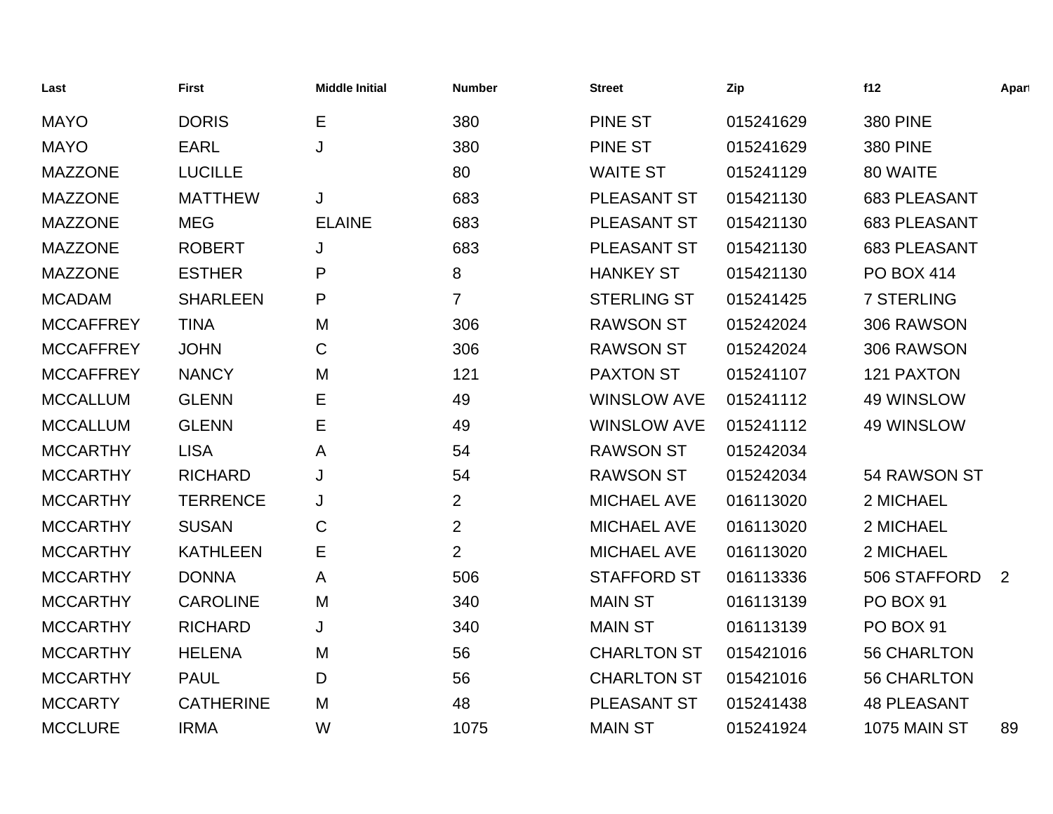| Last | First | Middle Initial | Number | Street | Zip | f12 | Apart |
| --- | --- | --- | --- | --- | --- | --- | --- |
| MAYO | DORIS | E | 380 | PINE ST | 015241629 | 380 PINE | |
| MAYO | EARL | J | 380 | PINE ST | 015241629 | 380 PINE | |
| MAZZONE | LUCILLE | | 80 | WAITE ST | 015241129 | 80 WAITE | |
| MAZZONE | MATTHEW | J | 683 | PLEASANT ST | 015421130 | 683 PLEASANT | |
| MAZZONE | MEG | ELAINE | 683 | PLEASANT ST | 015421130 | 683 PLEASANT | |
| MAZZONE | ROBERT | J | 683 | PLEASANT ST | 015421130 | 683 PLEASANT | |
| MAZZONE | ESTHER | P | 8 | HANKEY ST | 015421130 | PO BOX 414 | |
| MCADAM | SHARLEEN | P | 7 | STERLING ST | 015241425 | 7 STERLING | |
| MCCAFFREY | TINA | M | 306 | RAWSON ST | 015242024 | 306 RAWSON | |
| MCCAFFREY | JOHN | C | 306 | RAWSON ST | 015242024 | 306 RAWSON | |
| MCCAFFREY | NANCY | M | 121 | PAXTON ST | 015241107 | 121 PAXTON | |
| MCCALLUM | GLENN | E | 49 | WINSLOW AVE | 015241112 | 49 WINSLOW | |
| MCCALLUM | GLENN | E | 49 | WINSLOW AVE | 015241112 | 49 WINSLOW | |
| MCCARTHY | LISA | A | 54 | RAWSON ST | 015242034 | | |
| MCCARTHY | RICHARD | J | 54 | RAWSON ST | 015242034 | 54 RAWSON ST | |
| MCCARTHY | TERRENCE | J | 2 | MICHAEL AVE | 016113020 | 2 MICHAEL | |
| MCCARTHY | SUSAN | C | 2 | MICHAEL AVE | 016113020 | 2 MICHAEL | |
| MCCARTHY | KATHLEEN | E | 2 | MICHAEL AVE | 016113020 | 2 MICHAEL | |
| MCCARTHY | DONNA | A | 506 | STAFFORD ST | 016113336 | 506 STAFFORD | 2 |
| MCCARTHY | CAROLINE | M | 340 | MAIN ST | 016113139 | PO BOX 91 | |
| MCCARTHY | RICHARD | J | 340 | MAIN ST | 016113139 | PO BOX 91 | |
| MCCARTHY | HELENA | M | 56 | CHARLTON ST | 015421016 | 56 CHARLTON | |
| MCCARTHY | PAUL | D | 56 | CHARLTON ST | 015421016 | 56 CHARLTON | |
| MCCARTY | CATHERINE | M | 48 | PLEASANT ST | 015241438 | 48 PLEASANT | |
| MCCLURE | IRMA | W | 1075 | MAIN ST | 015241924 | 1075 MAIN ST | 89 |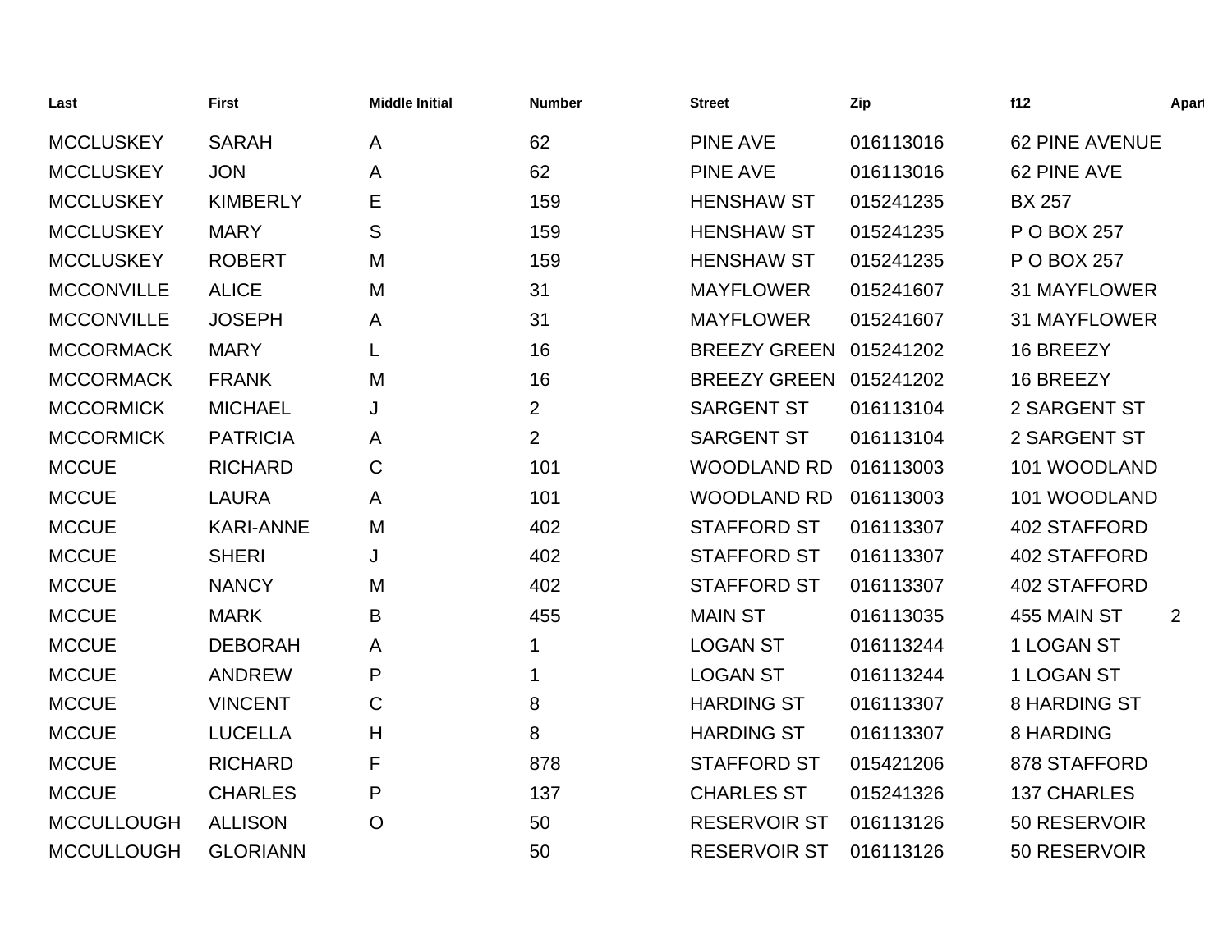| Last | First | Middle Initial | Number | Street | Zip | f12 | Apart |
|---|---|---|---|---|---|---|---|
| MCCLUSKEY | SARAH | A | 62 | PINE AVE | 016113016 | 62 PINE AVENUE | |
| MCCLUSKEY | JON | A | 62 | PINE AVE | 016113016 | 62 PINE AVE | |
| MCCLUSKEY | KIMBERLY | E | 159 | HENSHAW ST | 015241235 | BX 257 | |
| MCCLUSKEY | MARY | S | 159 | HENSHAW ST | 015241235 | P O BOX 257 | |
| MCCLUSKEY | ROBERT | M | 159 | HENSHAW ST | 015241235 | P O BOX 257 | |
| MCCONVILLE | ALICE | M | 31 | MAYFLOWER | 015241607 | 31 MAYFLOWER | |
| MCCONVILLE | JOSEPH | A | 31 | MAYFLOWER | 015241607 | 31 MAYFLOWER | |
| MCCORMACK | MARY | L | 16 | BREEZY GREEN | 015241202 | 16 BREEZY | |
| MCCORMACK | FRANK | M | 16 | BREEZY GREEN | 015241202 | 16 BREEZY | |
| MCCORMICK | MICHAEL | J | 2 | SARGENT ST | 016113104 | 2 SARGENT ST | |
| MCCORMICK | PATRICIA | A | 2 | SARGENT ST | 016113104 | 2 SARGENT ST | |
| MCCUE | RICHARD | C | 101 | WOODLAND RD | 016113003 | 101 WOODLAND | |
| MCCUE | LAURA | A | 101 | WOODLAND RD | 016113003 | 101 WOODLAND | |
| MCCUE | KARI-ANNE | M | 402 | STAFFORD ST | 016113307 | 402 STAFFORD | |
| MCCUE | SHERI | J | 402 | STAFFORD ST | 016113307 | 402 STAFFORD | |
| MCCUE | NANCY | M | 402 | STAFFORD ST | 016113307 | 402 STAFFORD | |
| MCCUE | MARK | B | 455 | MAIN ST | 016113035 | 455 MAIN ST | 2 |
| MCCUE | DEBORAH | A | 1 | LOGAN ST | 016113244 | 1 LOGAN ST | |
| MCCUE | ANDREW | P | 1 | LOGAN ST | 016113244 | 1 LOGAN ST | |
| MCCUE | VINCENT | C | 8 | HARDING ST | 016113307 | 8 HARDING ST | |
| MCCUE | LUCELLA | H | 8 | HARDING ST | 016113307 | 8 HARDING | |
| MCCUE | RICHARD | F | 878 | STAFFORD ST | 015421206 | 878 STAFFORD | |
| MCCUE | CHARLES | P | 137 | CHARLES ST | 015241326 | 137 CHARLES | |
| MCCULLOUGH | ALLISON | O | 50 | RESERVOIR ST | 016113126 | 50 RESERVOIR | |
| MCCULLOUGH | GLORIANN | | 50 | RESERVOIR ST | 016113126 | 50 RESERVOIR | |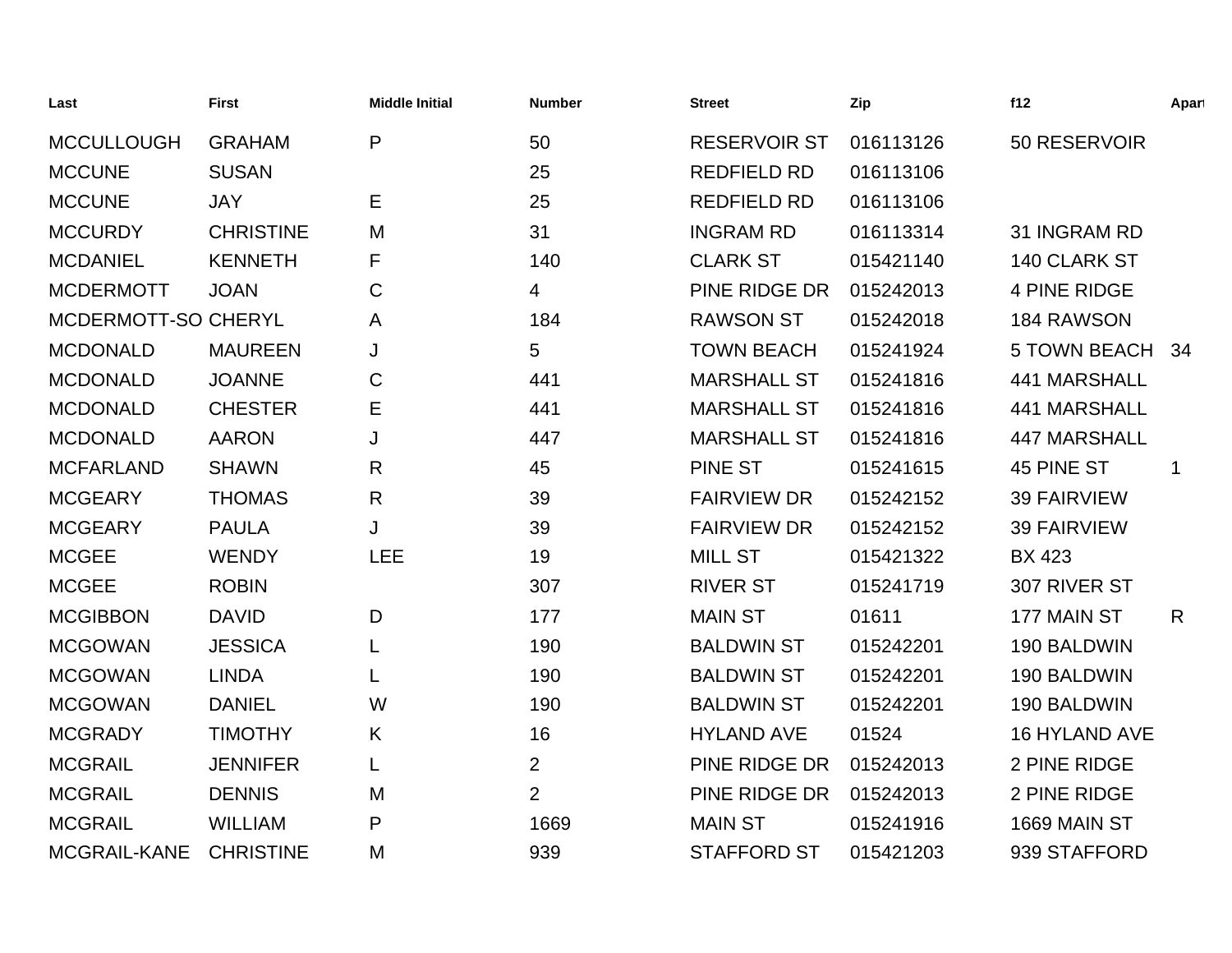| Last | First | Middle Initial | Number | Street | Zip | f12 | Apart |
|---|---|---|---|---|---|---|---|
| MCCULLOUGH | GRAHAM | P | 50 | RESERVOIR ST | 016113126 | 50 RESERVOIR | |
| MCCUNE | SUSAN | | 25 | REDFIELD RD | 016113106 | | |
| MCCUNE | JAY | E | 25 | REDFIELD RD | 016113106 | | |
| MCCURDY | CHRISTINE | M | 31 | INGRAM RD | 016113314 | 31 INGRAM RD | |
| MCDANIEL | KENNETH | F | 140 | CLARK ST | 015421140 | 140 CLARK ST | |
| MCDERMOTT | JOAN | C | 4 | PINE RIDGE DR | 015242013 | 4 PINE RIDGE | |
| MCDERMOTT-SO | CHERYL | A | 184 | RAWSON ST | 015242018 | 184 RAWSON | |
| MCDONALD | MAUREEN | J | 5 | TOWN BEACH | 015241924 | 5 TOWN BEACH | 34 |
| MCDONALD | JOANNE | C | 441 | MARSHALL ST | 015241816 | 441 MARSHALL | |
| MCDONALD | CHESTER | E | 441 | MARSHALL ST | 015241816 | 441 MARSHALL | |
| MCDONALD | AARON | J | 447 | MARSHALL ST | 015241816 | 447 MARSHALL | |
| MCFARLAND | SHAWN | R | 45 | PINE ST | 015241615 | 45 PINE ST | 1 |
| MCGEARY | THOMAS | R | 39 | FAIRVIEW DR | 015242152 | 39 FAIRVIEW | |
| MCGEARY | PAULA | J | 39 | FAIRVIEW DR | 015242152 | 39 FAIRVIEW | |
| MCGEE | WENDY | LEE | 19 | MILL ST | 015421322 | BX 423 | |
| MCGEE | ROBIN | | 307 | RIVER ST | 015241719 | 307 RIVER ST | |
| MCGIBBON | DAVID | D | 177 | MAIN ST | 01611 | 177 MAIN ST | R |
| MCGOWAN | JESSICA | L | 190 | BALDWIN ST | 015242201 | 190 BALDWIN | |
| MCGOWAN | LINDA | L | 190 | BALDWIN ST | 015242201 | 190 BALDWIN | |
| MCGOWAN | DANIEL | W | 190 | BALDWIN ST | 015242201 | 190 BALDWIN | |
| MCGRADY | TIMOTHY | K | 16 | HYLAND AVE | 01524 | 16 HYLAND AVE | |
| MCGRAIL | JENNIFER | L | 2 | PINE RIDGE DR | 015242013 | 2 PINE RIDGE | |
| MCGRAIL | DENNIS | M | 2 | PINE RIDGE DR | 015242013 | 2 PINE RIDGE | |
| MCGRAIL | WILLIAM | P | 1669 | MAIN ST | 015241916 | 1669 MAIN ST | |
| MCGRAIL-KANE | CHRISTINE | M | 939 | STAFFORD ST | 015421203 | 939 STAFFORD | |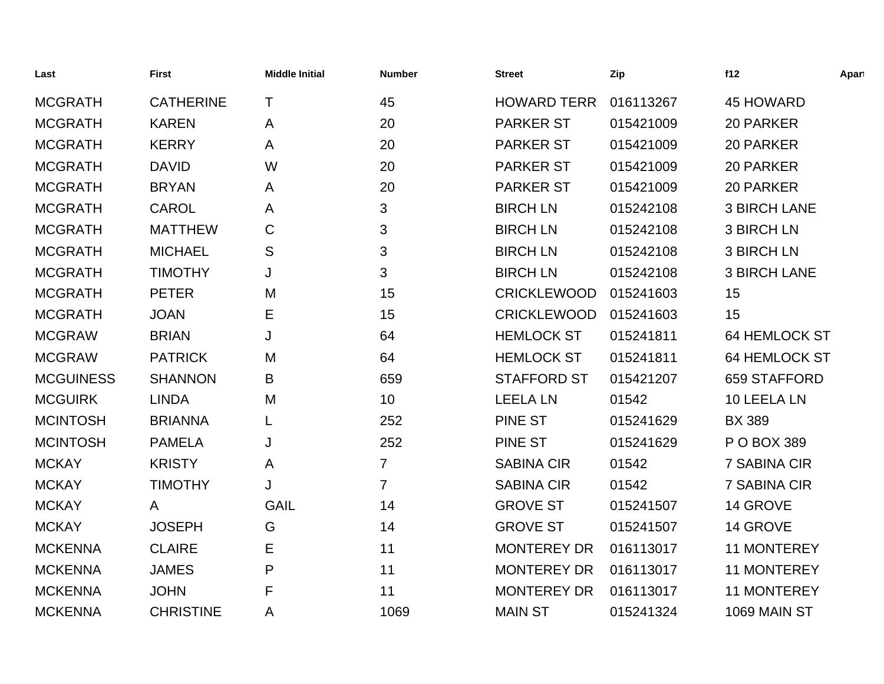| Last | First | Middle Initial | Number | Street | Zip | f12 | Apart |
|---|---|---|---|---|---|---|---|
| MCGRATH | CATHERINE | T | 45 | HOWARD TERR | 016113267 | 45 HOWARD | |
| MCGRATH | KAREN | A | 20 | PARKER ST | 015421009 | 20 PARKER | |
| MCGRATH | KERRY | A | 20 | PARKER ST | 015421009 | 20 PARKER | |
| MCGRATH | DAVID | W | 20 | PARKER ST | 015421009 | 20 PARKER | |
| MCGRATH | BRYAN | A | 20 | PARKER ST | 015421009 | 20 PARKER | |
| MCGRATH | CAROL | A | 3 | BIRCH LN | 015242108 | 3 BIRCH LANE | |
| MCGRATH | MATTHEW | C | 3 | BIRCH LN | 015242108 | 3 BIRCH LN | |
| MCGRATH | MICHAEL | S | 3 | BIRCH LN | 015242108 | 3 BIRCH LN | |
| MCGRATH | TIMOTHY | J | 3 | BIRCH LN | 015242108 | 3 BIRCH LANE | |
| MCGRATH | PETER | M | 15 | CRICKLEWOOD | 015241603 | 15 | |
| MCGRATH | JOAN | E | 15 | CRICKLEWOOD | 015241603 | 15 | |
| MCGRAW | BRIAN | J | 64 | HEMLOCK ST | 015241811 | 64 HEMLOCK ST | |
| MCGRAW | PATRICK | M | 64 | HEMLOCK ST | 015241811 | 64 HEMLOCK ST | |
| MCGUINESS | SHANNON | B | 659 | STAFFORD ST | 015421207 | 659 STAFFORD | |
| MCGUIRK | LINDA | M | 10 | LEELA LN | 01542 | 10 LEELA LN | |
| MCINTOSH | BRIANNA | L | 252 | PINE ST | 015241629 | BX 389 | |
| MCINTOSH | PAMELA | J | 252 | PINE ST | 015241629 | P O BOX 389 | |
| MCKAY | KRISTY | A | 7 | SABINA CIR | 01542 | 7 SABINA CIR | |
| MCKAY | TIMOTHY | J | 7 | SABINA CIR | 01542 | 7 SABINA CIR | |
| MCKAY | A | GAIL | 14 | GROVE ST | 015241507 | 14 GROVE | |
| MCKAY | JOSEPH | G | 14 | GROVE ST | 015241507 | 14 GROVE | |
| MCKENNA | CLAIRE | E | 11 | MONTEREY DR | 016113017 | 11 MONTEREY | |
| MCKENNA | JAMES | P | 11 | MONTEREY DR | 016113017 | 11 MONTEREY | |
| MCKENNA | JOHN | F | 11 | MONTEREY DR | 016113017 | 11 MONTEREY | |
| MCKENNA | CHRISTINE | A | 1069 | MAIN ST | 015241324 | 1069 MAIN ST | |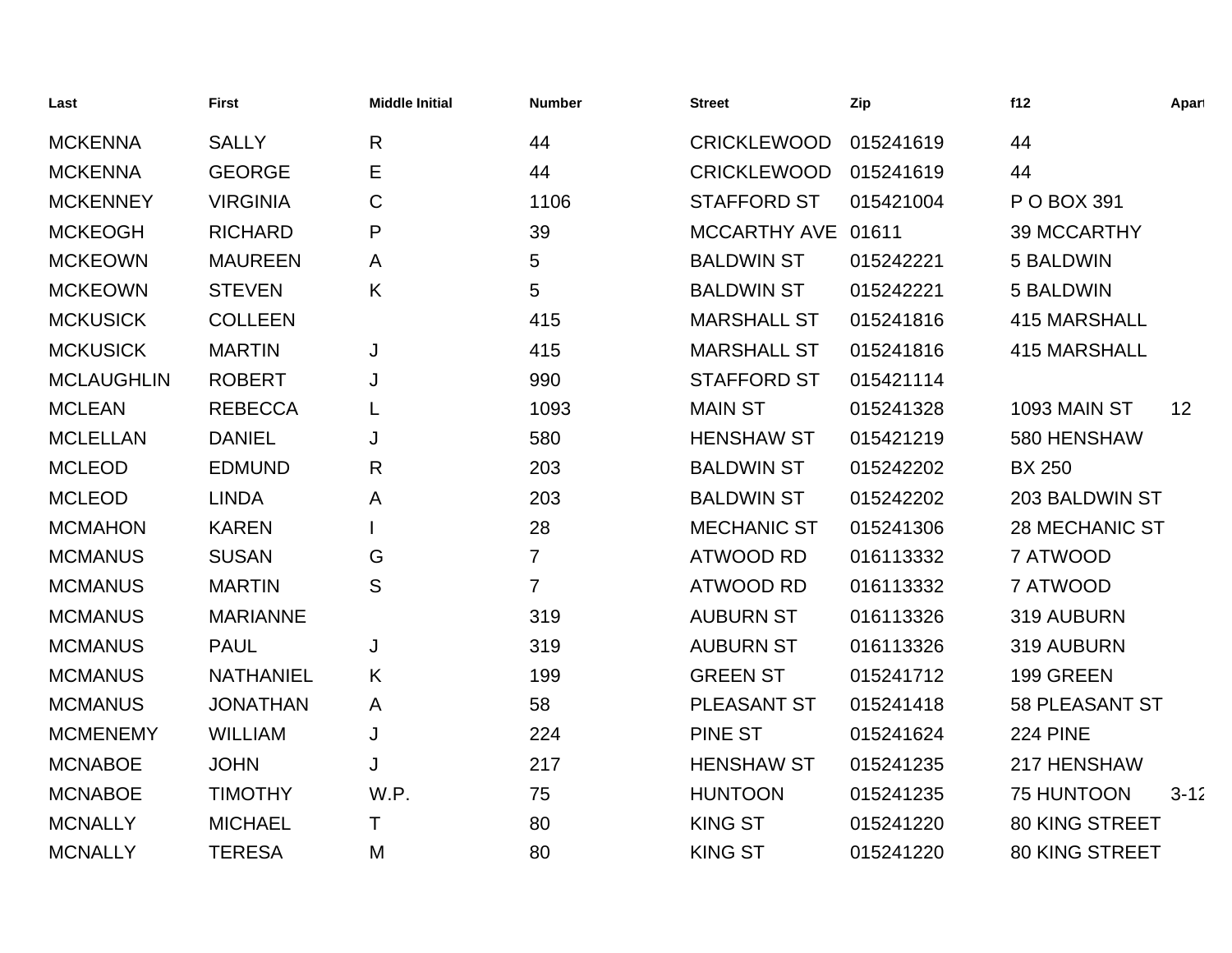| Last | First | Middle Initial | Number | Street | Zip | f12 | Apart |
|---|---|---|---|---|---|---|---|
| MCKENNA | SALLY | R | 44 | CRICKLEWOOD | 015241619 | 44 | |
| MCKENNA | GEORGE | E | 44 | CRICKLEWOOD | 015241619 | 44 | |
| MCKENNEY | VIRGINIA | C | 1106 | STAFFORD ST | 015421004 | P O BOX 391 | |
| MCKEOGH | RICHARD | P | 39 | MCCARTHY AVE | 01611 | 39 MCCARTHY | |
| MCKEOWN | MAUREEN | A | 5 | BALDWIN ST | 015242221 | 5 BALDWIN | |
| MCKEOWN | STEVEN | K | 5 | BALDWIN ST | 015242221 | 5 BALDWIN | |
| MCKUSICK | COLLEEN | | 415 | MARSHALL ST | 015241816 | 415 MARSHALL | |
| MCKUSICK | MARTIN | J | 415 | MARSHALL ST | 015241816 | 415 MARSHALL | |
| MCLAUGHLIN | ROBERT | J | 990 | STAFFORD ST | 015421114 | | |
| MCLEAN | REBECCA | L | 1093 | MAIN ST | 015241328 | 1093 MAIN ST | 12 |
| MCLELLAN | DANIEL | J | 580 | HENSHAW ST | 015421219 | 580 HENSHAW | |
| MCLEOD | EDMUND | R | 203 | BALDWIN ST | 015242202 | BX 250 | |
| MCLEOD | LINDA | A | 203 | BALDWIN ST | 015242202 | 203 BALDWIN ST | |
| MCMAHON | KAREN | I | 28 | MECHANIC ST | 015241306 | 28 MECHANIC ST | |
| MCMANUS | SUSAN | G | 7 | ATWOOD RD | 016113332 | 7 ATWOOD | |
| MCMANUS | MARTIN | S | 7 | ATWOOD RD | 016113332 | 7 ATWOOD | |
| MCMANUS | MARIANNE | | 319 | AUBURN ST | 016113326 | 319 AUBURN | |
| MCMANUS | PAUL | J | 319 | AUBURN ST | 016113326 | 319 AUBURN | |
| MCMANUS | NATHANIEL | K | 199 | GREEN ST | 015241712 | 199 GREEN | |
| MCMANUS | JONATHAN | A | 58 | PLEASANT ST | 015241418 | 58 PLEASANT ST | |
| MCMENEMY | WILLIAM | J | 224 | PINE ST | 015241624 | 224 PINE | |
| MCNABOE | JOHN | J | 217 | HENSHAW ST | 015241235 | 217 HENSHAW | |
| MCNABOE | TIMOTHY | W.P. | 75 | HUNTOON | 015241235 | 75 HUNTOON | 3-12 |
| MCNALLY | MICHAEL | T | 80 | KING ST | 015241220 | 80 KING STREET | |
| MCNALLY | TERESA | M | 80 | KING ST | 015241220 | 80 KING STREET | |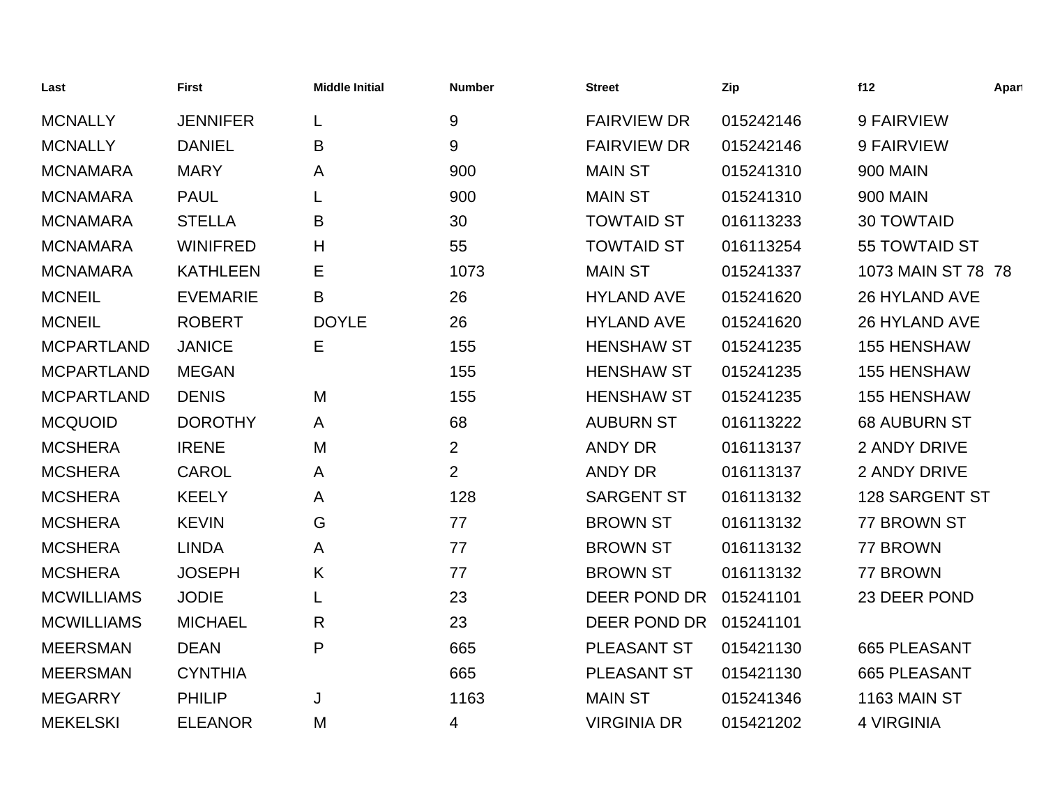| Last | First | Middle Initial | Number | Street | Zip | f12 | Apart |
|---|---|---|---|---|---|---|---|
| MCNALLY | JENNIFER | L | 9 | FAIRVIEW DR | 015242146 | 9 FAIRVIEW | |
| MCNALLY | DANIEL | B | 9 | FAIRVIEW DR | 015242146 | 9 FAIRVIEW | |
| MCNAMARA | MARY | A | 900 | MAIN ST | 015241310 | 900 MAIN | |
| MCNAMARA | PAUL | L | 900 | MAIN ST | 015241310 | 900 MAIN | |
| MCNAMARA | STELLA | B | 30 | TOWTAID ST | 016113233 | 30 TOWTAID | |
| MCNAMARA | WINIFRED | H | 55 | TOWTAID ST | 016113254 | 55 TOWTAID ST | |
| MCNAMARA | KATHLEEN | E | 1073 | MAIN ST | 015241337 | 1073 MAIN ST 78 | 78 |
| MCNEIL | EVEMARIE | B | 26 | HYLAND AVE | 015241620 | 26 HYLAND AVE | |
| MCNEIL | ROBERT | DOYLE | 26 | HYLAND AVE | 015241620 | 26 HYLAND AVE | |
| MCPARTLAND | JANICE | E | 155 | HENSHAW ST | 015241235 | 155 HENSHAW | |
| MCPARTLAND | MEGAN | | 155 | HENSHAW ST | 015241235 | 155 HENSHAW | |
| MCPARTLAND | DENIS | M | 155 | HENSHAW ST | 015241235 | 155 HENSHAW | |
| MCQUOID | DOROTHY | A | 68 | AUBURN ST | 016113222 | 68 AUBURN ST | |
| MCSHERA | IRENE | M | 2 | ANDY DR | 016113137 | 2 ANDY DRIVE | |
| MCSHERA | CAROL | A | 2 | ANDY DR | 016113137 | 2 ANDY DRIVE | |
| MCSHERA | KEELY | A | 128 | SARGENT ST | 016113132 | 128 SARGENT ST | |
| MCSHERA | KEVIN | G | 77 | BROWN ST | 016113132 | 77 BROWN ST | |
| MCSHERA | LINDA | A | 77 | BROWN ST | 016113132 | 77 BROWN | |
| MCSHERA | JOSEPH | K | 77 | BROWN ST | 016113132 | 77 BROWN | |
| MCWILLIAMS | JODIE | L | 23 | DEER POND DR | 015241101 | 23 DEER POND | |
| MCWILLIAMS | MICHAEL | R | 23 | DEER POND DR | 015241101 | | |
| MEERSMAN | DEAN | P | 665 | PLEASANT ST | 015421130 | 665 PLEASANT | |
| MEERSMAN | CYNTHIA | | 665 | PLEASANT ST | 015421130 | 665 PLEASANT | |
| MEGARRY | PHILIP | J | 1163 | MAIN ST | 015241346 | 1163 MAIN ST | |
| MEKELSKI | ELEANOR | M | 4 | VIRGINIA DR | 015421202 | 4 VIRGINIA | |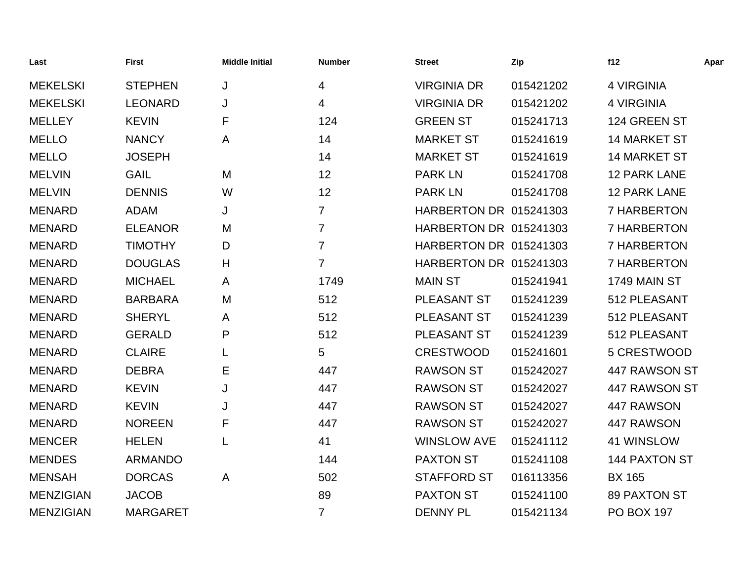| Last | First | Middle Initial | Number | Street | Zip | f12 | Apart |
|---|---|---|---|---|---|---|---|
| MEKELSKI | STEPHEN | J | 4 | VIRGINIA DR | 015421202 | 4 VIRGINIA | |
| MEKELSKI | LEONARD | J | 4 | VIRGINIA DR | 015421202 | 4 VIRGINIA | |
| MELLEY | KEVIN | F | 124 | GREEN ST | 015241713 | 124 GREEN ST | |
| MELLO | NANCY | A | 14 | MARKET ST | 015241619 | 14 MARKET ST | |
| MELLO | JOSEPH | | 14 | MARKET ST | 015241619 | 14 MARKET ST | |
| MELVIN | GAIL | M | 12 | PARK LN | 015241708 | 12 PARK LANE | |
| MELVIN | DENNIS | W | 12 | PARK LN | 015241708 | 12 PARK LANE | |
| MENARD | ADAM | J | 7 | HARBERTON DR | 015241303 | 7 HARBERTON | |
| MENARD | ELEANOR | M | 7 | HARBERTON DR | 015241303 | 7 HARBERTON | |
| MENARD | TIMOTHY | D | 7 | HARBERTON DR | 015241303 | 7 HARBERTON | |
| MENARD | DOUGLAS | H | 7 | HARBERTON DR | 015241303 | 7 HARBERTON | |
| MENARD | MICHAEL | A | 1749 | MAIN ST | 015241941 | 1749 MAIN ST | |
| MENARD | BARBARA | M | 512 | PLEASANT ST | 015241239 | 512 PLEASANT | |
| MENARD | SHERYL | A | 512 | PLEASANT ST | 015241239 | 512 PLEASANT | |
| MENARD | GERALD | P | 512 | PLEASANT ST | 015241239 | 512 PLEASANT | |
| MENARD | CLAIRE | L | 5 | CRESTWOOD | 015241601 | 5 CRESTWOOD | |
| MENARD | DEBRA | E | 447 | RAWSON ST | 015242027 | 447 RAWSON ST | |
| MENARD | KEVIN | J | 447 | RAWSON ST | 015242027 | 447 RAWSON ST | |
| MENARD | KEVIN | J | 447 | RAWSON ST | 015242027 | 447 RAWSON | |
| MENARD | NOREEN | F | 447 | RAWSON ST | 015242027 | 447 RAWSON | |
| MENCER | HELEN | L | 41 | WINSLOW AVE | 015241112 | 41 WINSLOW | |
| MENDES | ARMANDO | | 144 | PAXTON ST | 015241108 | 144 PAXTON ST | |
| MENSAH | DORCAS | A | 502 | STAFFORD ST | 016113356 | BX 165 | |
| MENZIGIAN | JACOB | | 89 | PAXTON ST | 015241100 | 89 PAXTON ST | |
| MENZIGIAN | MARGARET | | 7 | DENNY PL | 015421134 | PO BOX 197 | |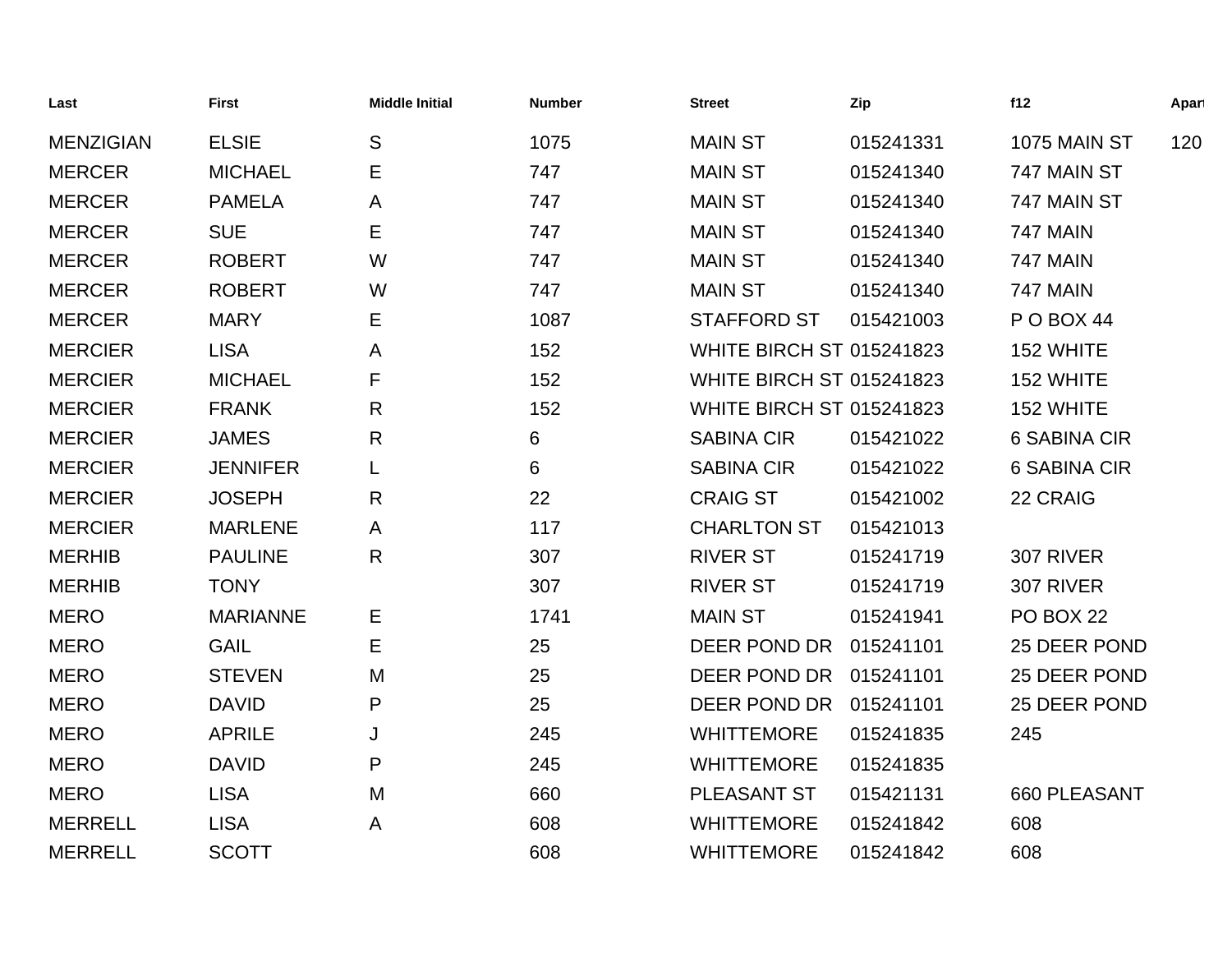| Last | First | Middle Initial | Number | Street | Zip | f12 | Apart |
|---|---|---|---|---|---|---|---|
| MENZIGIAN | ELSIE | S | 1075 | MAIN ST | 015241331 | 1075 MAIN ST | 120 |
| MERCER | MICHAEL | E | 747 | MAIN ST | 015241340 | 747 MAIN ST | |
| MERCER | PAMELA | A | 747 | MAIN ST | 015241340 | 747 MAIN ST | |
| MERCER | SUE | E | 747 | MAIN ST | 015241340 | 747 MAIN | |
| MERCER | ROBERT | W | 747 | MAIN ST | 015241340 | 747 MAIN | |
| MERCER | ROBERT | W | 747 | MAIN ST | 015241340 | 747 MAIN | |
| MERCER | MARY | E | 1087 | STAFFORD ST | 015421003 | P O BOX 44 | |
| MERCIER | LISA | A | 152 | WHITE BIRCH ST | 015241823 | 152 WHITE | |
| MERCIER | MICHAEL | F | 152 | WHITE BIRCH ST | 015241823 | 152 WHITE | |
| MERCIER | FRANK | R | 152 | WHITE BIRCH ST | 015241823 | 152 WHITE | |
| MERCIER | JAMES | R | 6 | SABINA CIR | 015421022 | 6 SABINA CIR | |
| MERCIER | JENNIFER | L | 6 | SABINA CIR | 015421022 | 6 SABINA CIR | |
| MERCIER | JOSEPH | R | 22 | CRAIG ST | 015421002 | 22 CRAIG | |
| MERCIER | MARLENE | A | 117 | CHARLTON ST | 015421013 | | |
| MERHIB | PAULINE | R | 307 | RIVER ST | 015241719 | 307 RIVER | |
| MERHIB | TONY | | 307 | RIVER ST | 015241719 | 307 RIVER | |
| MERO | MARIANNE | E | 1741 | MAIN ST | 015241941 | PO BOX 22 | |
| MERO | GAIL | E | 25 | DEER POND DR | 015241101 | 25 DEER POND | |
| MERO | STEVEN | M | 25 | DEER POND DR | 015241101 | 25 DEER POND | |
| MERO | DAVID | P | 25 | DEER POND DR | 015241101 | 25 DEER POND | |
| MERO | APRILE | J | 245 | WHITTEMORE | 015241835 | 245 | |
| MERO | DAVID | P | 245 | WHITTEMORE | 015241835 | | |
| MERO | LISA | M | 660 | PLEASANT ST | 015421131 | 660 PLEASANT | |
| MERRELL | LISA | A | 608 | WHITTEMORE | 015241842 | 608 | |
| MERRELL | SCOTT | | 608 | WHITTEMORE | 015241842 | 608 | |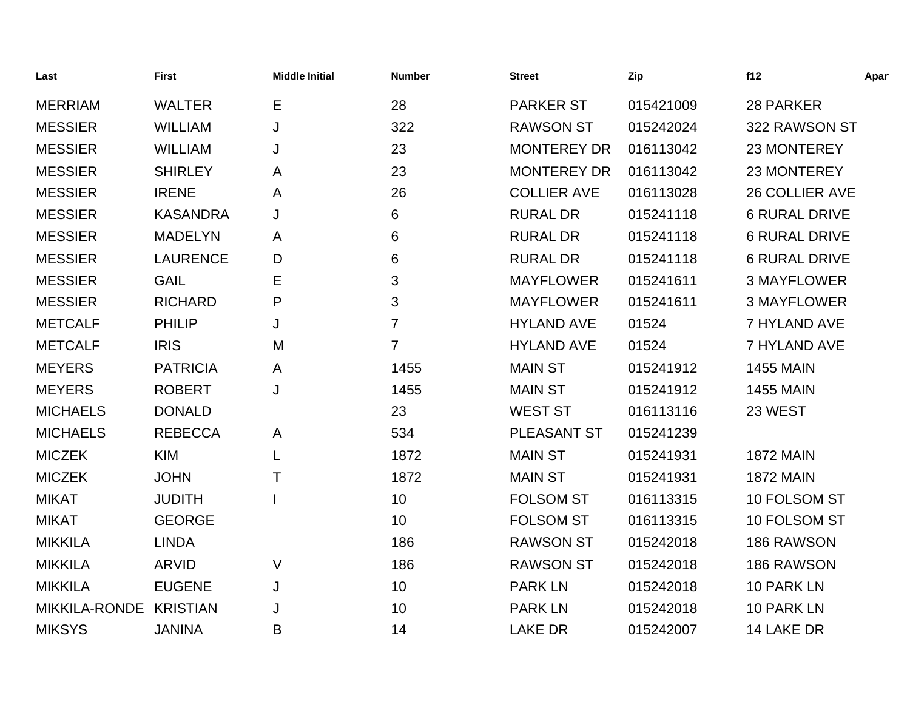| Last | First | Middle Initial | Number | Street | Zip | f12 | Apart |
|---|---|---|---|---|---|---|---|
| MERRIAM | WALTER | E | 28 | PARKER ST | 015421009 | 28 PARKER | |
| MESSIER | WILLIAM | J | 322 | RAWSON ST | 015242024 | 322 RAWSON ST | |
| MESSIER | WILLIAM | J | 23 | MONTEREY DR | 016113042 | 23 MONTEREY | |
| MESSIER | SHIRLEY | A | 23 | MONTEREY DR | 016113042 | 23 MONTEREY | |
| MESSIER | IRENE | A | 26 | COLLIER AVE | 016113028 | 26 COLLIER AVE | |
| MESSIER | KASANDRA | J | 6 | RURAL DR | 015241118 | 6 RURAL DRIVE | |
| MESSIER | MADELYN | A | 6 | RURAL DR | 015241118 | 6 RURAL DRIVE | |
| MESSIER | LAURENCE | D | 6 | RURAL DR | 015241118 | 6 RURAL DRIVE | |
| MESSIER | GAIL | E | 3 | MAYFLOWER | 015241611 | 3 MAYFLOWER | |
| MESSIER | RICHARD | P | 3 | MAYFLOWER | 015241611 | 3 MAYFLOWER | |
| METCALF | PHILIP | J | 7 | HYLAND AVE | 01524 | 7 HYLAND AVE | |
| METCALF | IRIS | M | 7 | HYLAND AVE | 01524 | 7 HYLAND AVE | |
| MEYERS | PATRICIA | A | 1455 | MAIN ST | 015241912 | 1455 MAIN | |
| MEYERS | ROBERT | J | 1455 | MAIN ST | 015241912 | 1455 MAIN | |
| MICHAELS | DONALD | | 23 | WEST ST | 016113116 | 23 WEST | |
| MICHAELS | REBECCA | A | 534 | PLEASANT ST | 015241239 | | |
| MICZEK | KIM | L | 1872 | MAIN ST | 015241931 | 1872 MAIN | |
| MICZEK | JOHN | T | 1872 | MAIN ST | 015241931 | 1872 MAIN | |
| MIKAT | JUDITH | I | 10 | FOLSOM ST | 016113315 | 10 FOLSOM ST | |
| MIKAT | GEORGE | | 10 | FOLSOM ST | 016113315 | 10 FOLSOM ST | |
| MIKKILA | LINDA | | 186 | RAWSON ST | 015242018 | 186 RAWSON | |
| MIKKILA | ARVID | V | 186 | RAWSON ST | 015242018 | 186 RAWSON | |
| MIKKILA | EUGENE | J | 10 | PARK LN | 015242018 | 10 PARK LN | |
| MIKKILA-RONDE | KRISTIAN | J | 10 | PARK LN | 015242018 | 10 PARK LN | |
| MIKSYS | JANINA | B | 14 | LAKE DR | 015242007 | 14 LAKE DR | |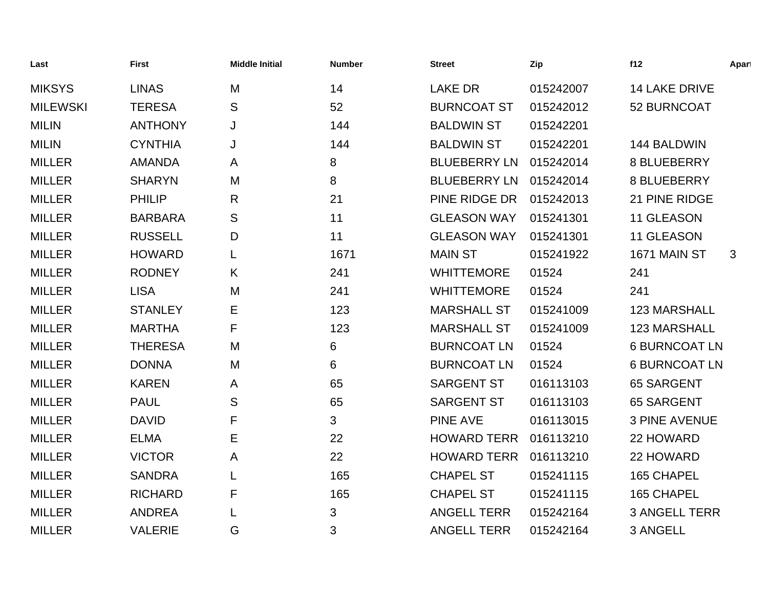| Last | First | Middle Initial | Number | Street | Zip | f12 | Apart |
|---|---|---|---|---|---|---|---|
| MIKSYS | LINAS | M | 14 | LAKE DR | 015242007 | 14 LAKE DRIVE | |
| MILEWSKI | TERESA | S | 52 | BURNCOAT ST | 015242012 | 52 BURNCOAT | |
| MILIN | ANTHONY | J | 144 | BALDWIN ST | 015242201 | | |
| MILIN | CYNTHIA | J | 144 | BALDWIN ST | 015242201 | 144 BALDWIN | |
| MILLER | AMANDA | A | 8 | BLUEBERRY LN | 015242014 | 8 BLUEBERRY | |
| MILLER | SHARYN | M | 8 | BLUEBERRY LN | 015242014 | 8 BLUEBERRY | |
| MILLER | PHILIP | R | 21 | PINE RIDGE DR | 015242013 | 21 PINE RIDGE | |
| MILLER | BARBARA | S | 11 | GLEASON WAY | 015241301 | 11 GLEASON | |
| MILLER | RUSSELL | D | 11 | GLEASON WAY | 015241301 | 11 GLEASON | |
| MILLER | HOWARD | L | 1671 | MAIN ST | 015241922 | 1671 MAIN ST | 3 |
| MILLER | RODNEY | K | 241 | WHITTEMORE | 01524 | 241 | |
| MILLER | LISA | M | 241 | WHITTEMORE | 01524 | 241 | |
| MILLER | STANLEY | E | 123 | MARSHALL ST | 015241009 | 123 MARSHALL | |
| MILLER | MARTHA | F | 123 | MARSHALL ST | 015241009 | 123 MARSHALL | |
| MILLER | THERESA | M | 6 | BURNCOAT LN | 01524 | 6 BURNCOAT LN | |
| MILLER | DONNA | M | 6 | BURNCOAT LN | 01524 | 6 BURNCOAT LN | |
| MILLER | KAREN | A | 65 | SARGENT ST | 016113103 | 65 SARGENT | |
| MILLER | PAUL | S | 65 | SARGENT ST | 016113103 | 65 SARGENT | |
| MILLER | DAVID | F | 3 | PINE AVE | 016113015 | 3 PINE AVENUE | |
| MILLER | ELMA | E | 22 | HOWARD TERR | 016113210 | 22 HOWARD | |
| MILLER | VICTOR | A | 22 | HOWARD TERR | 016113210 | 22 HOWARD | |
| MILLER | SANDRA | L | 165 | CHAPEL ST | 015241115 | 165 CHAPEL | |
| MILLER | RICHARD | F | 165 | CHAPEL ST | 015241115 | 165 CHAPEL | |
| MILLER | ANDREA | L | 3 | ANGELL TERR | 015242164 | 3 ANGELL TERR | |
| MILLER | VALERIE | G | 3 | ANGELL TERR | 015242164 | 3 ANGELL | |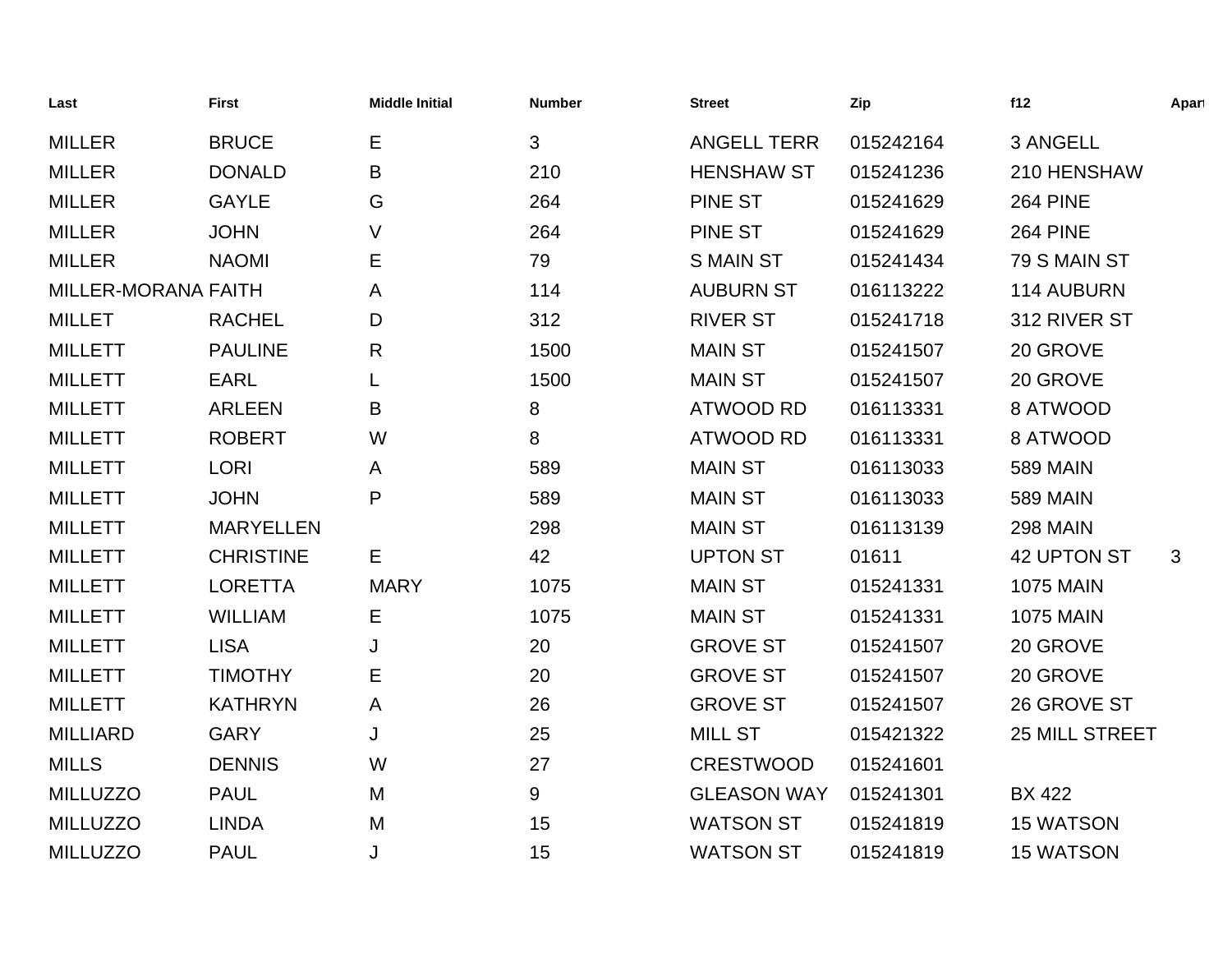| Last | First | Middle Initial | Number | Street | Zip | f12 | Apart |
|---|---|---|---|---|---|---|---|
| MILLER | BRUCE | E | 3 | ANGELL TERR | 015242164 | 3 ANGELL | |
| MILLER | DONALD | B | 210 | HENSHAW ST | 015241236 | 210 HENSHAW | |
| MILLER | GAYLE | G | 264 | PINE ST | 015241629 | 264 PINE | |
| MILLER | JOHN | V | 264 | PINE ST | 015241629 | 264 PINE | |
| MILLER | NAOMI | E | 79 | S MAIN ST | 015241434 | 79 S MAIN ST | |
| MILLER-MORANA | FAITH | A | 114 | AUBURN ST | 016113222 | 114 AUBURN | |
| MILLET | RACHEL | D | 312 | RIVER ST | 015241718 | 312 RIVER ST | |
| MILLETT | PAULINE | R | 1500 | MAIN ST | 015241507 | 20 GROVE | |
| MILLETT | EARL | L | 1500 | MAIN ST | 015241507 | 20 GROVE | |
| MILLETT | ARLEEN | B | 8 | ATWOOD RD | 016113331 | 8 ATWOOD | |
| MILLETT | ROBERT | W | 8 | ATWOOD RD | 016113331 | 8 ATWOOD | |
| MILLETT | LORI | A | 589 | MAIN ST | 016113033 | 589 MAIN | |
| MILLETT | JOHN | P | 589 | MAIN ST | 016113033 | 589 MAIN | |
| MILLETT | MARYELLEN | | 298 | MAIN ST | 016113139 | 298 MAIN | |
| MILLETT | CHRISTINE | E | 42 | UPTON ST | 01611 | 42 UPTON ST | 3 |
| MILLETT | LORETTA | MARY | 1075 | MAIN ST | 015241331 | 1075 MAIN | |
| MILLETT | WILLIAM | E | 1075 | MAIN ST | 015241331 | 1075 MAIN | |
| MILLETT | LISA | J | 20 | GROVE ST | 015241507 | 20 GROVE | |
| MILLETT | TIMOTHY | E | 20 | GROVE ST | 015241507 | 20 GROVE | |
| MILLETT | KATHRYN | A | 26 | GROVE ST | 015241507 | 26 GROVE ST | |
| MILLIARD | GARY | J | 25 | MILL ST | 015421322 | 25 MILL STREET | |
| MILLS | DENNIS | W | 27 | CRESTWOOD | 015241601 | | |
| MILLUZZO | PAUL | M | 9 | GLEASON WAY | 015241301 | BX 422 | |
| MILLUZZO | LINDA | M | 15 | WATSON ST | 015241819 | 15 WATSON | |
| MILLUZZO | PAUL | J | 15 | WATSON ST | 015241819 | 15 WATSON | |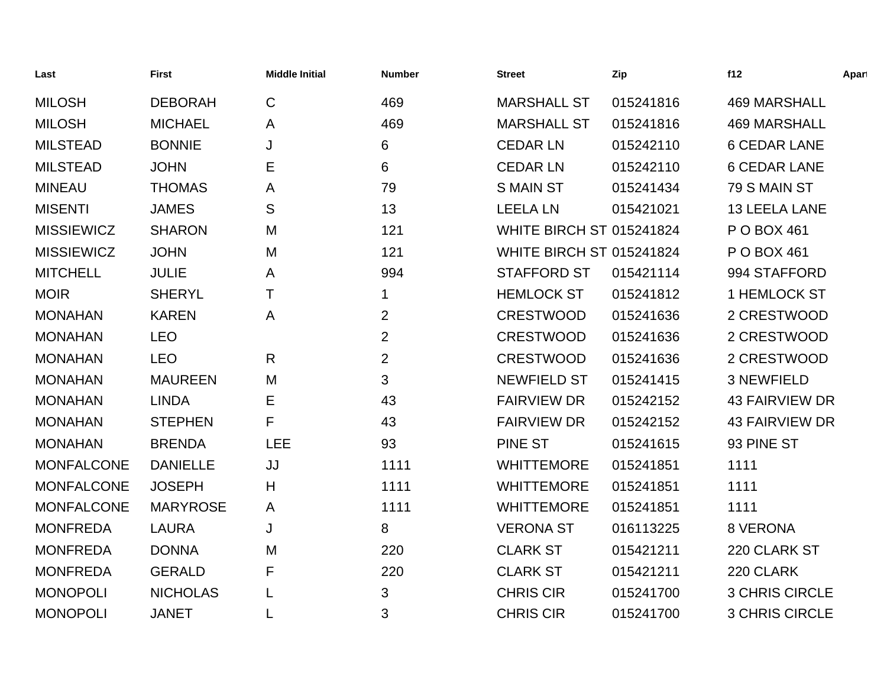| Last | First | Middle Initial | Number | Street | Zip | f12 | Apart |
| --- | --- | --- | --- | --- | --- | --- | --- |
| MILOSH | DEBORAH | C | 469 | MARSHALL ST | 015241816 | 469 MARSHALL | |
| MILOSH | MICHAEL | A | 469 | MARSHALL ST | 015241816 | 469 MARSHALL | |
| MILSTEAD | BONNIE | J | 6 | CEDAR LN | 015242110 | 6 CEDAR LANE | |
| MILSTEAD | JOHN | E | 6 | CEDAR LN | 015242110 | 6 CEDAR LANE | |
| MINEAU | THOMAS | A | 79 | S MAIN ST | 015241434 | 79 S MAIN ST | |
| MISENTI | JAMES | S | 13 | LEELA LN | 015421021 | 13 LEELA LANE | |
| MISSIEWICZ | SHARON | M | 121 | WHITE BIRCH ST | 015241824 | P O BOX 461 | |
| MISSIEWICZ | JOHN | M | 121 | WHITE BIRCH ST | 015241824 | P O BOX 461 | |
| MITCHELL | JULIE | A | 994 | STAFFORD ST | 015421114 | 994 STAFFORD | |
| MOIR | SHERYL | T | 1 | HEMLOCK ST | 015241812 | 1 HEMLOCK ST | |
| MONAHAN | KAREN | A | 2 | CRESTWOOD | 015241636 | 2 CRESTWOOD | |
| MONAHAN | LEO | | 2 | CRESTWOOD | 015241636 | 2 CRESTWOOD | |
| MONAHAN | LEO | R | 2 | CRESTWOOD | 015241636 | 2 CRESTWOOD | |
| MONAHAN | MAUREEN | M | 3 | NEWFIELD ST | 015241415 | 3 NEWFIELD | |
| MONAHAN | LINDA | E | 43 | FAIRVIEW DR | 015242152 | 43 FAIRVIEW DR | |
| MONAHAN | STEPHEN | F | 43 | FAIRVIEW DR | 015242152 | 43 FAIRVIEW DR | |
| MONAHAN | BRENDA | LEE | 93 | PINE ST | 015241615 | 93 PINE ST | |
| MONFALCONE | DANIELLE | JJ | 1111 | WHITTEMORE | 015241851 | 1111 | |
| MONFALCONE | JOSEPH | H | 1111 | WHITTEMORE | 015241851 | 1111 | |
| MONFALCONE | MARYROSE | A | 1111 | WHITTEMORE | 015241851 | 1111 | |
| MONFREDA | LAURA | J | 8 | VERONA ST | 016113225 | 8 VERONA | |
| MONFREDA | DONNA | M | 220 | CLARK ST | 015421211 | 220 CLARK ST | |
| MONFREDA | GERALD | F | 220 | CLARK ST | 015421211 | 220 CLARK | |
| MONOPOLI | NICHOLAS | L | 3 | CHRIS CIR | 015241700 | 3 CHRIS CIRCLE | |
| MONOPOLI | JANET | L | 3 | CHRIS CIR | 015241700 | 3 CHRIS CIRCLE | |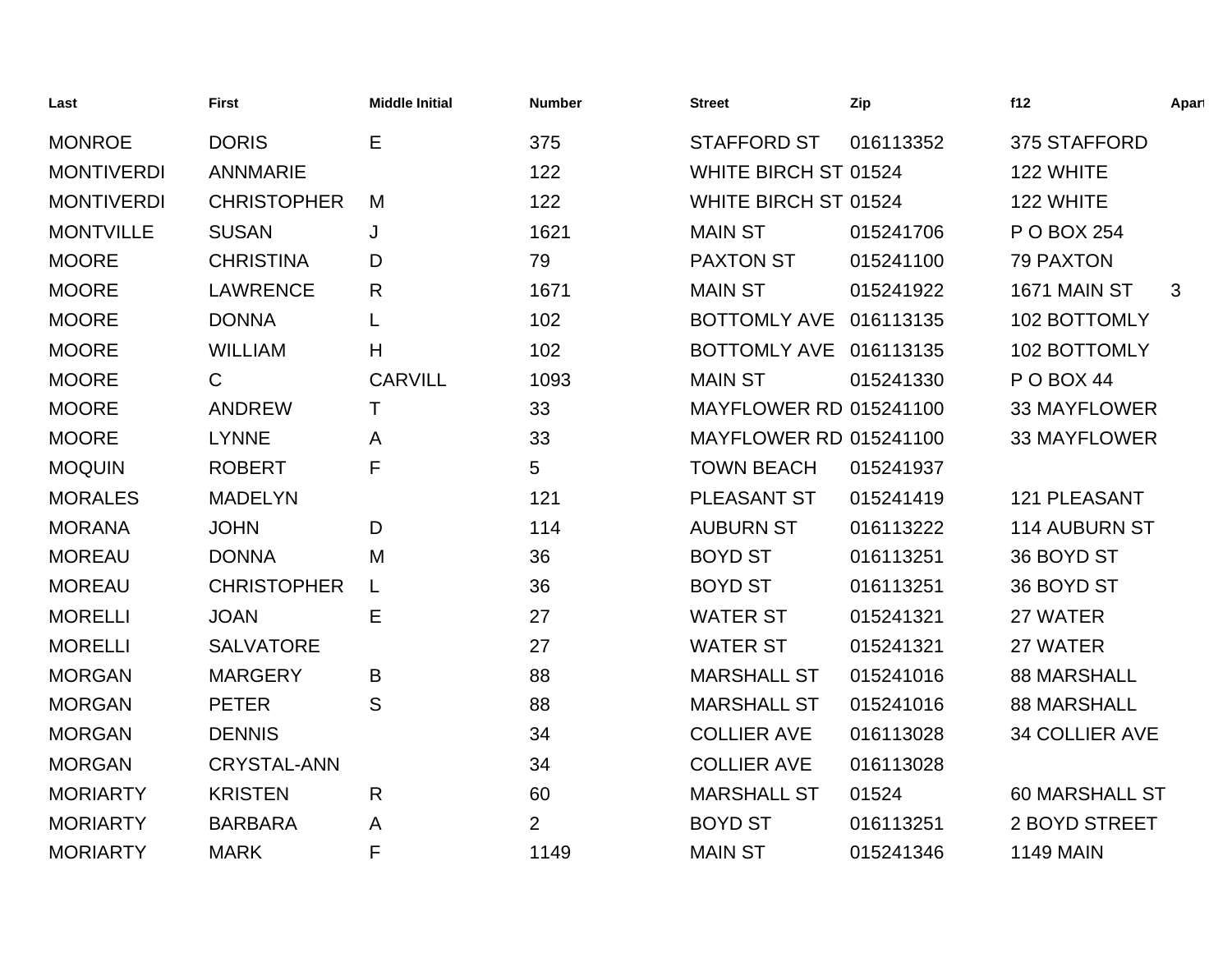| Last | First | Middle Initial | Number | Street | Zip | f12 | Apart |
|---|---|---|---|---|---|---|---|
| MONROE | DORIS | E | 375 | STAFFORD ST | 016113352 | 375 STAFFORD | |
| MONTIVERDI | ANNMARIE | | 122 | WHITE BIRCH ST | 01524 | 122 WHITE | |
| MONTIVERDI | CHRISTOPHER | M | 122 | WHITE BIRCH ST | 01524 | 122 WHITE | |
| MONTVILLE | SUSAN | J | 1621 | MAIN ST | 015241706 | P O BOX 254 | |
| MOORE | CHRISTINA | D | 79 | PAXTON ST | 015241100 | 79 PAXTON | |
| MOORE | LAWRENCE | R | 1671 | MAIN ST | 015241922 | 1671 MAIN ST | 3 |
| MOORE | DONNA | L | 102 | BOTTOMLY AVE | 016113135 | 102 BOTTOMLY | |
| MOORE | WILLIAM | H | 102 | BOTTOMLY AVE | 016113135 | 102 BOTTOMLY | |
| MOORE | C | CARVILL | 1093 | MAIN ST | 015241330 | P O BOX 44 | |
| MOORE | ANDREW | T | 33 | MAYFLOWER RD | 015241100 | 33 MAYFLOWER | |
| MOORE | LYNNE | A | 33 | MAYFLOWER RD | 015241100 | 33 MAYFLOWER | |
| MOQUIN | ROBERT | F | 5 | TOWN BEACH | 015241937 | | |
| MORALES | MADELYN | | 121 | PLEASANT ST | 015241419 | 121 PLEASANT | |
| MORANA | JOHN | D | 114 | AUBURN ST | 016113222 | 114 AUBURN ST | |
| MOREAU | DONNA | M | 36 | BOYD ST | 016113251 | 36 BOYD ST | |
| MOREAU | CHRISTOPHER | L | 36 | BOYD ST | 016113251 | 36 BOYD ST | |
| MORELLI | JOAN | E | 27 | WATER ST | 015241321 | 27 WATER | |
| MORELLI | SALVATORE | | 27 | WATER ST | 015241321 | 27 WATER | |
| MORGAN | MARGERY | B | 88 | MARSHALL ST | 015241016 | 88 MARSHALL | |
| MORGAN | PETER | S | 88 | MARSHALL ST | 015241016 | 88 MARSHALL | |
| MORGAN | DENNIS | | 34 | COLLIER AVE | 016113028 | 34 COLLIER AVE | |
| MORGAN | CRYSTAL-ANN | | 34 | COLLIER AVE | 016113028 | | |
| MORIARTY | KRISTEN | R | 60 | MARSHALL ST | 01524 | 60 MARSHALL ST | |
| MORIARTY | BARBARA | A | 2 | BOYD ST | 016113251 | 2 BOYD STREET | |
| MORIARTY | MARK | F | 1149 | MAIN ST | 015241346 | 1149 MAIN | |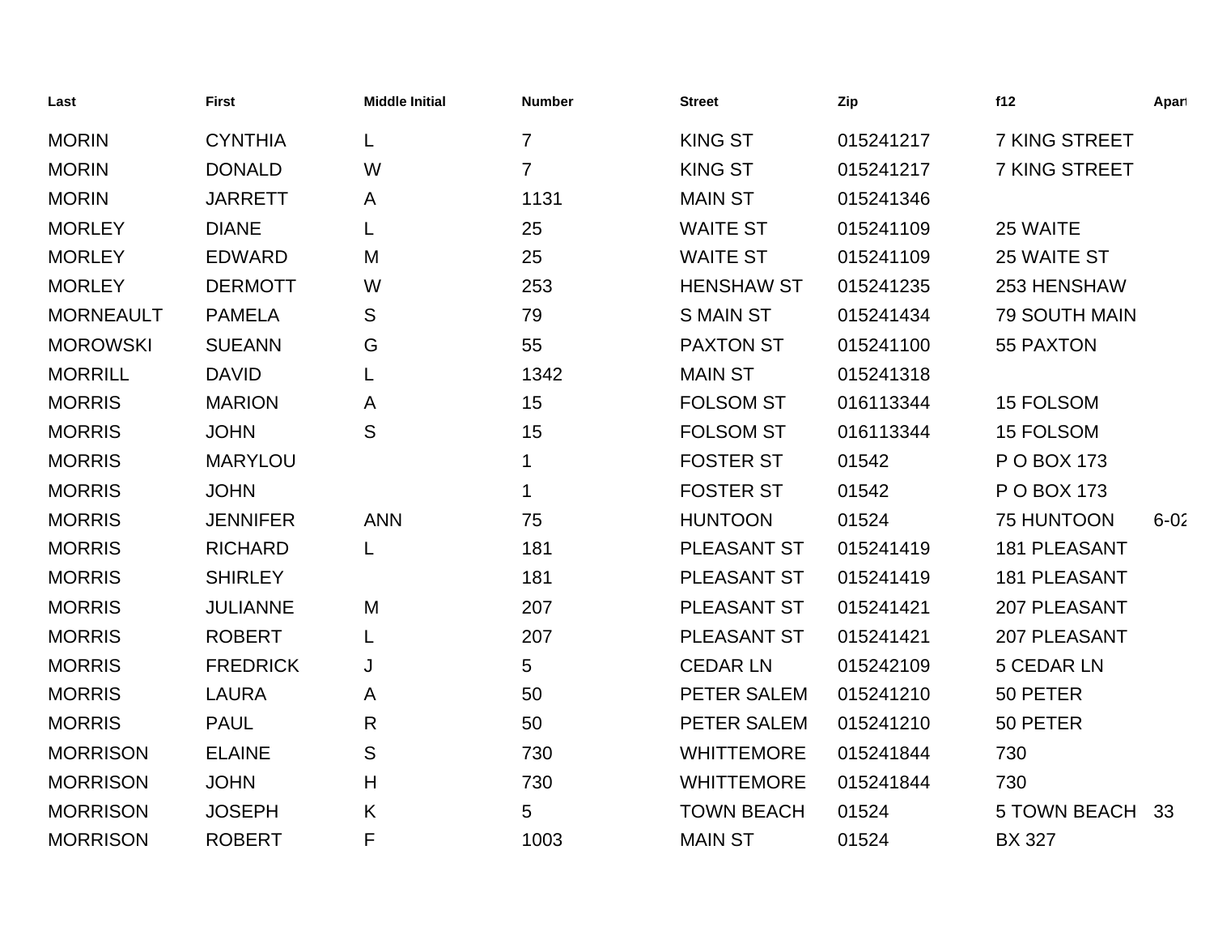| Last | First | Middle Initial | Number | Street | Zip | f12 | Apart |
|---|---|---|---|---|---|---|---|
| MORIN | CYNTHIA | L | 7 | KING ST | 015241217 | 7 KING STREET | |
| MORIN | DONALD | W | 7 | KING ST | 015241217 | 7 KING STREET | |
| MORIN | JARRETT | A | 1131 | MAIN ST | 015241346 | | |
| MORLEY | DIANE | L | 25 | WAITE ST | 015241109 | 25 WAITE | |
| MORLEY | EDWARD | M | 25 | WAITE ST | 015241109 | 25 WAITE ST | |
| MORLEY | DERMOTT | W | 253 | HENSHAW ST | 015241235 | 253 HENSHAW | |
| MORNEAULT | PAMELA | S | 79 | S MAIN ST | 015241434 | 79 SOUTH MAIN | |
| MOROWSKI | SUEANN | G | 55 | PAXTON ST | 015241100 | 55 PAXTON | |
| MORRILL | DAVID | L | 1342 | MAIN ST | 015241318 | | |
| MORRIS | MARION | A | 15 | FOLSOM ST | 016113344 | 15 FOLSOM | |
| MORRIS | JOHN | S | 15 | FOLSOM ST | 016113344 | 15 FOLSOM | |
| MORRIS | MARYLOU | | 1 | FOSTER ST | 01542 | P O BOX 173 | |
| MORRIS | JOHN | | 1 | FOSTER ST | 01542 | P O BOX 173 | |
| MORRIS | JENNIFER | ANN | 75 | HUNTOON | 01524 | 75 HUNTOON | 6-02 |
| MORRIS | RICHARD | L | 181 | PLEASANT ST | 015241419 | 181 PLEASANT | |
| MORRIS | SHIRLEY | | 181 | PLEASANT ST | 015241419 | 181 PLEASANT | |
| MORRIS | JULIANNE | M | 207 | PLEASANT ST | 015241421 | 207 PLEASANT | |
| MORRIS | ROBERT | L | 207 | PLEASANT ST | 015241421 | 207 PLEASANT | |
| MORRIS | FREDRICK | J | 5 | CEDAR LN | 015242109 | 5 CEDAR LN | |
| MORRIS | LAURA | A | 50 | PETER SALEM | 015241210 | 50 PETER | |
| MORRIS | PAUL | R | 50 | PETER SALEM | 015241210 | 50 PETER | |
| MORRISON | ELAINE | S | 730 | WHITTEMORE | 015241844 | 730 | |
| MORRISON | JOHN | H | 730 | WHITTEMORE | 015241844 | 730 | |
| MORRISON | JOSEPH | K | 5 | TOWN BEACH | 01524 | 5 TOWN BEACH | 33 |
| MORRISON | ROBERT | F | 1003 | MAIN ST | 01524 | BX 327 | |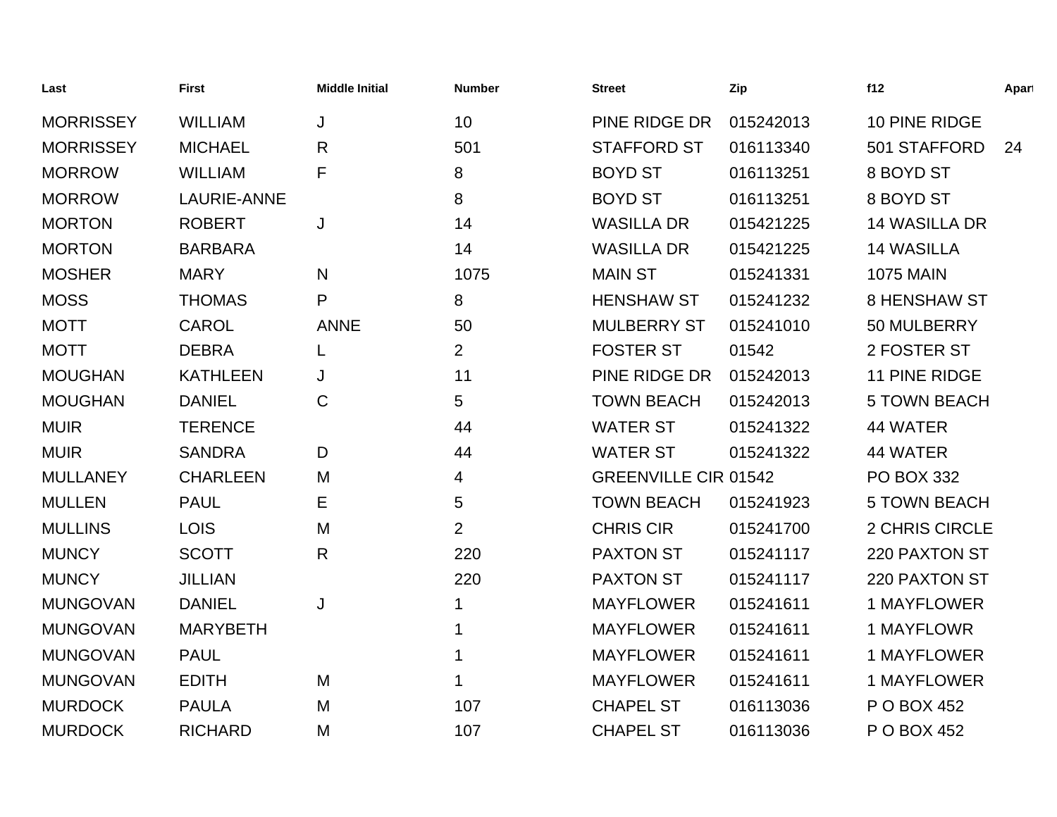| Last | First | Middle Initial | Number | Street | Zip | f12 | Apart |
|---|---|---|---|---|---|---|---|
| MORRISSEY | WILLIAM | J | 10 | PINE RIDGE DR | 015242013 | 10 PINE RIDGE | |
| MORRISSEY | MICHAEL | R | 501 | STAFFORD ST | 016113340 | 501 STAFFORD | 24 |
| MORROW | WILLIAM | F | 8 | BOYD ST | 016113251 | 8 BOYD ST | |
| MORROW | LAURIE-ANNE | | 8 | BOYD ST | 016113251 | 8 BOYD ST | |
| MORTON | ROBERT | J | 14 | WASILLA DR | 015421225 | 14 WASILLA DR | |
| MORTON | BARBARA | | 14 | WASILLA DR | 015421225 | 14 WASILLA | |
| MOSHER | MARY | N | 1075 | MAIN ST | 015241331 | 1075 MAIN | |
| MOSS | THOMAS | P | 8 | HENSHAW ST | 015241232 | 8 HENSHAW ST | |
| MOTT | CAROL | ANNE | 50 | MULBERRY ST | 015241010 | 50 MULBERRY | |
| MOTT | DEBRA | L | 2 | FOSTER ST | 01542 | 2 FOSTER ST | |
| MOUGHAN | KATHLEEN | J | 11 | PINE RIDGE DR | 015242013 | 11 PINE RIDGE | |
| MOUGHAN | DANIEL | C | 5 | TOWN BEACH | 015242013 | 5 TOWN BEACH | |
| MUIR | TERENCE | | 44 | WATER ST | 015241322 | 44 WATER | |
| MUIR | SANDRA | D | 44 | WATER ST | 015241322 | 44 WATER | |
| MULLANEY | CHARLEEN | M | 4 | GREENVILLE CIR | 01542 | PO BOX 332 | |
| MULLEN | PAUL | E | 5 | TOWN BEACH | 015241923 | 5 TOWN BEACH | |
| MULLINS | LOIS | M | 2 | CHRIS CIR | 015241700 | 2 CHRIS CIRCLE | |
| MUNCY | SCOTT | R | 220 | PAXTON ST | 015241117 | 220 PAXTON ST | |
| MUNCY | JILLIAN | | 220 | PAXTON ST | 015241117 | 220 PAXTON ST | |
| MUNGOVAN | DANIEL | J | 1 | MAYFLOWER | 015241611 | 1 MAYFLOWER | |
| MUNGOVAN | MARYBETH | | 1 | MAYFLOWER | 015241611 | 1 MAYFLOWR | |
| MUNGOVAN | PAUL | | 1 | MAYFLOWER | 015241611 | 1 MAYFLOWER | |
| MUNGOVAN | EDITH | M | 1 | MAYFLOWER | 015241611 | 1 MAYFLOWER | |
| MURDOCK | PAULA | M | 107 | CHAPEL ST | 016113036 | P O BOX 452 | |
| MURDOCK | RICHARD | M | 107 | CHAPEL ST | 016113036 | P O BOX 452 | |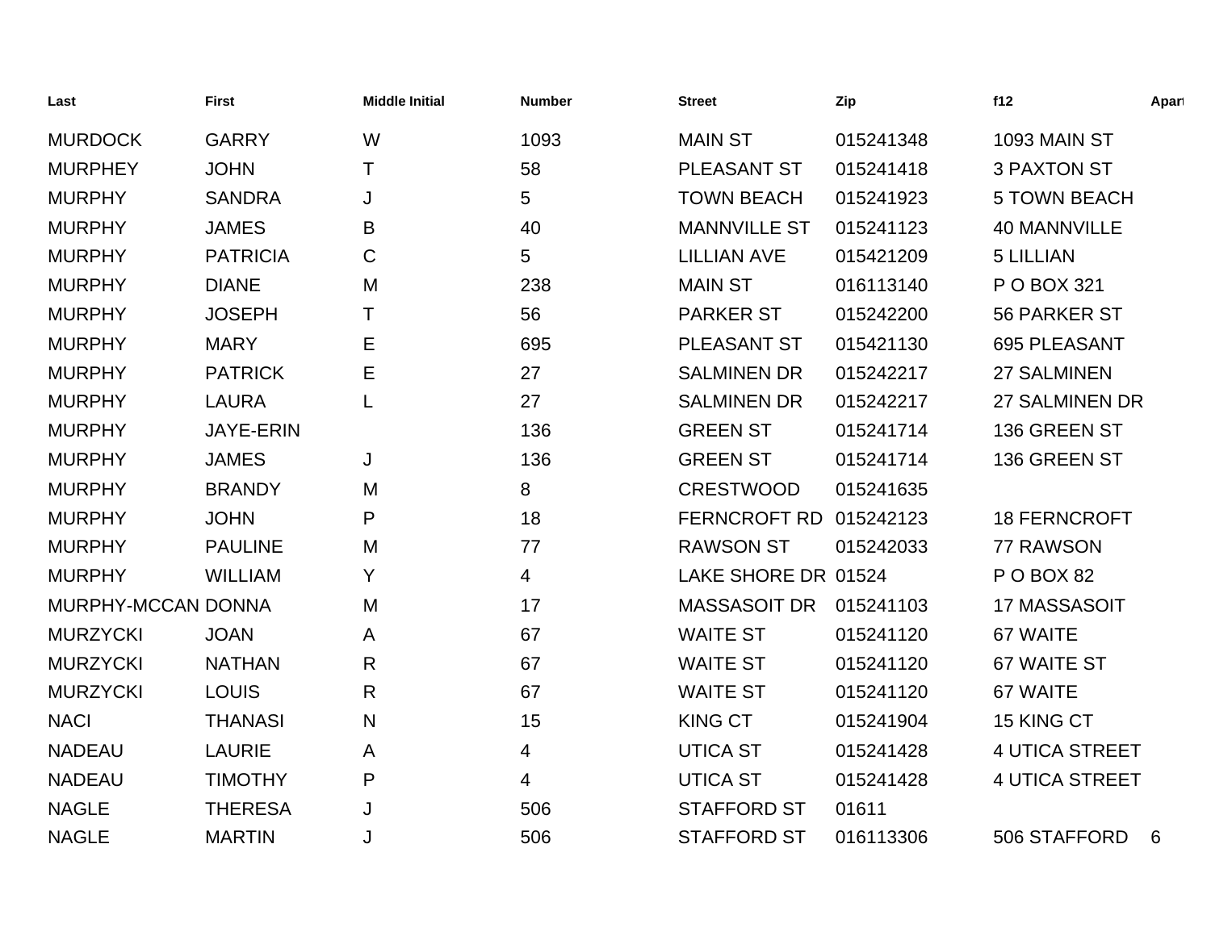| Last | First | Middle Initial | Number | Street | Zip | f12 | Apart |
|---|---|---|---|---|---|---|---|
| MURDOCK | GARRY | W | 1093 | MAIN ST | 015241348 | 1093 MAIN ST | |
| MURPHEY | JOHN | T | 58 | PLEASANT ST | 015241418 | 3 PAXTON ST | |
| MURPHY | SANDRA | J | 5 | TOWN BEACH | 015241923 | 5 TOWN BEACH | |
| MURPHY | JAMES | B | 40 | MANNVILLE ST | 015241123 | 40 MANNVILLE | |
| MURPHY | PATRICIA | C | 5 | LILLIAN AVE | 015421209 | 5 LILLIAN | |
| MURPHY | DIANE | M | 238 | MAIN ST | 016113140 | P O BOX 321 | |
| MURPHY | JOSEPH | T | 56 | PARKER ST | 015242200 | 56 PARKER ST | |
| MURPHY | MARY | E | 695 | PLEASANT ST | 015421130 | 695 PLEASANT | |
| MURPHY | PATRICK | E | 27 | SALMINEN DR | 015242217 | 27 SALMINEN | |
| MURPHY | LAURA | L | 27 | SALMINEN DR | 015242217 | 27 SALMINEN DR | |
| MURPHY | JAYE-ERIN | | 136 | GREEN ST | 015241714 | 136 GREEN ST | |
| MURPHY | JAMES | J | 136 | GREEN ST | 015241714 | 136 GREEN ST | |
| MURPHY | BRANDY | M | 8 | CRESTWOOD | 015241635 | | |
| MURPHY | JOHN | P | 18 | FERNCROFT RD | 015242123 | 18 FERNCROFT | |
| MURPHY | PAULINE | M | 77 | RAWSON ST | 015242033 | 77 RAWSON | |
| MURPHY | WILLIAM | Y | 4 | LAKE SHORE DR | 01524 | P O BOX 82 | |
| MURPHY-MCCAN | DONNA | M | 17 | MASSASOIT DR | 015241103 | 17 MASSASOIT | |
| MURZYCKI | JOAN | A | 67 | WAITE ST | 015241120 | 67 WAITE | |
| MURZYCKI | NATHAN | R | 67 | WAITE ST | 015241120 | 67 WAITE ST | |
| MURZYCKI | LOUIS | R | 67 | WAITE ST | 015241120 | 67 WAITE | |
| NACI | THANASI | N | 15 | KING CT | 015241904 | 15 KING CT | |
| NADEAU | LAURIE | A | 4 | UTICA ST | 015241428 | 4 UTICA STREET | |
| NADEAU | TIMOTHY | P | 4 | UTICA ST | 015241428 | 4 UTICA STREET | |
| NAGLE | THERESA | J | 506 | STAFFORD ST | 01611 | | |
| NAGLE | MARTIN | J | 506 | STAFFORD ST | 016113306 | 506 STAFFORD | 6 |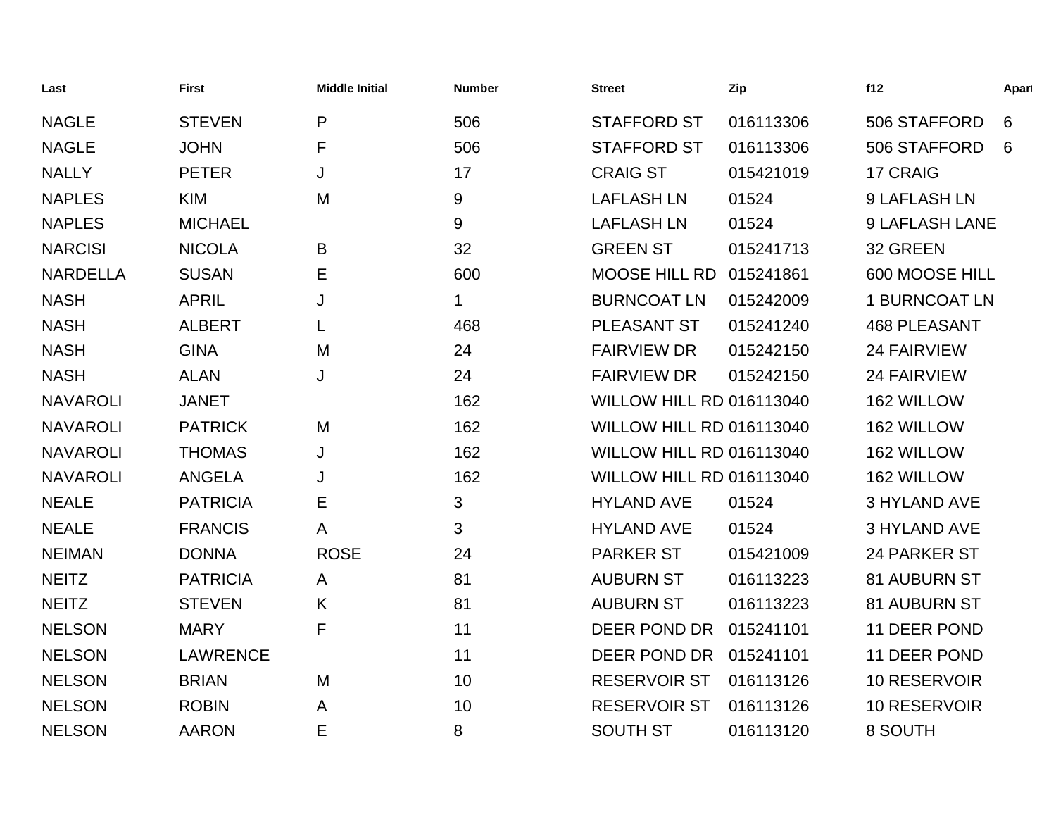| Last | First | Middle Initial | Number | Street | Zip | f12 | Apart |
|---|---|---|---|---|---|---|---|
| NAGLE | STEVEN | P | 506 | STAFFORD ST | 016113306 | 506 STAFFORD | 6 |
| NAGLE | JOHN | F | 506 | STAFFORD ST | 016113306 | 506 STAFFORD | 6 |
| NALLY | PETER | J | 17 | CRAIG ST | 015421019 | 17 CRAIG | |
| NAPLES | KIM | M | 9 | LAFLASH LN | 01524 | 9 LAFLASH LN | |
| NAPLES | MICHAEL | | 9 | LAFLASH LN | 01524 | 9 LAFLASH LANE | |
| NARCISI | NICOLA | B | 32 | GREEN ST | 015241713 | 32 GREEN | |
| NARDELLA | SUSAN | E | 600 | MOOSE HILL RD | 015241861 | 600 MOOSE HILL | |
| NASH | APRIL | J | 1 | BURNCOAT LN | 015242009 | 1 BURNCOAT LN | |
| NASH | ALBERT | L | 468 | PLEASANT ST | 015241240 | 468 PLEASANT | |
| NASH | GINA | M | 24 | FAIRVIEW DR | 015242150 | 24 FAIRVIEW | |
| NASH | ALAN | J | 24 | FAIRVIEW DR | 015242150 | 24 FAIRVIEW | |
| NAVAROLI | JANET | | 162 | WILLOW HILL RD | 016113040 | 162 WILLOW | |
| NAVAROLI | PATRICK | M | 162 | WILLOW HILL RD | 016113040 | 162 WILLOW | |
| NAVAROLI | THOMAS | J | 162 | WILLOW HILL RD | 016113040 | 162 WILLOW | |
| NAVAROLI | ANGELA | J | 162 | WILLOW HILL RD | 016113040 | 162 WILLOW | |
| NEALE | PATRICIA | E | 3 | HYLAND AVE | 01524 | 3 HYLAND AVE | |
| NEALE | FRANCIS | A | 3 | HYLAND AVE | 01524 | 3 HYLAND AVE | |
| NEIMAN | DONNA | ROSE | 24 | PARKER ST | 015421009 | 24 PARKER ST | |
| NEITZ | PATRICIA | A | 81 | AUBURN ST | 016113223 | 81 AUBURN ST | |
| NEITZ | STEVEN | K | 81 | AUBURN ST | 016113223 | 81 AUBURN ST | |
| NELSON | MARY | F | 11 | DEER POND DR | 015241101 | 11 DEER POND | |
| NELSON | LAWRENCE | | 11 | DEER POND DR | 015241101 | 11 DEER POND | |
| NELSON | BRIAN | M | 10 | RESERVOIR ST | 016113126 | 10 RESERVOIR | |
| NELSON | ROBIN | A | 10 | RESERVOIR ST | 016113126 | 10 RESERVOIR | |
| NELSON | AARON | E | 8 | SOUTH ST | 016113120 | 8 SOUTH | |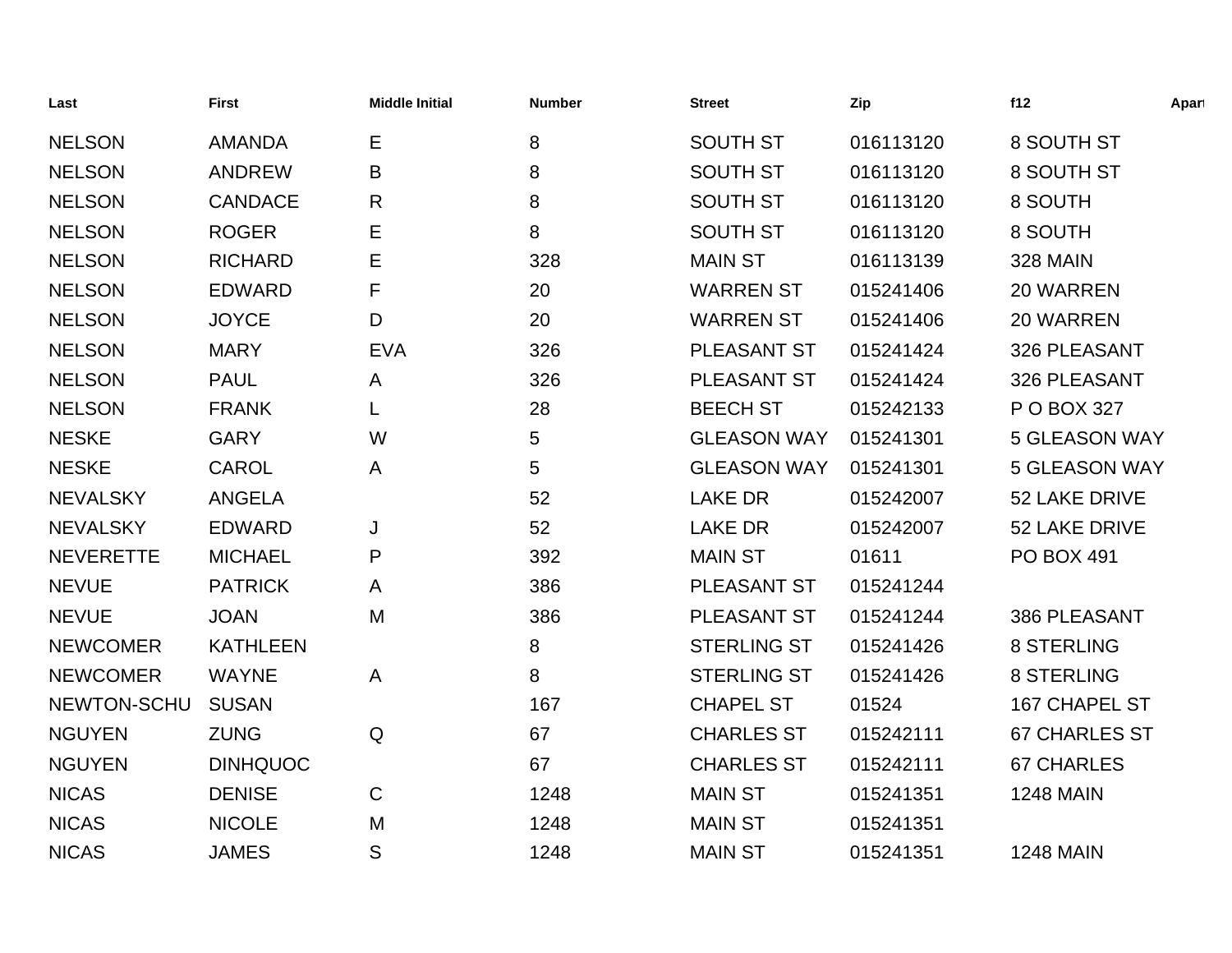| Last | First | Middle Initial | Number | Street | Zip | f12 | Apart |
|---|---|---|---|---|---|---|---|
| NELSON | AMANDA | E | 8 | SOUTH ST | 016113120 | 8 SOUTH ST | |
| NELSON | ANDREW | B | 8 | SOUTH ST | 016113120 | 8 SOUTH ST | |
| NELSON | CANDACE | R | 8 | SOUTH ST | 016113120 | 8 SOUTH | |
| NELSON | ROGER | E | 8 | SOUTH ST | 016113120 | 8 SOUTH | |
| NELSON | RICHARD | E | 328 | MAIN ST | 016113139 | 328 MAIN | |
| NELSON | EDWARD | F | 20 | WARREN ST | 015241406 | 20 WARREN | |
| NELSON | JOYCE | D | 20 | WARREN ST | 015241406 | 20 WARREN | |
| NELSON | MARY | EVA | 326 | PLEASANT ST | 015241424 | 326 PLEASANT | |
| NELSON | PAUL | A | 326 | PLEASANT ST | 015241424 | 326 PLEASANT | |
| NELSON | FRANK | L | 28 | BEECH ST | 015242133 | P O BOX 327 | |
| NESKE | GARY | W | 5 | GLEASON WAY | 015241301 | 5 GLEASON WAY | |
| NESKE | CAROL | A | 5 | GLEASON WAY | 015241301 | 5 GLEASON WAY | |
| NEVALSKY | ANGELA | | 52 | LAKE DR | 015242007 | 52 LAKE DRIVE | |
| NEVALSKY | EDWARD | J | 52 | LAKE DR | 015242007 | 52 LAKE DRIVE | |
| NEVERETTE | MICHAEL | P | 392 | MAIN ST | 01611 | PO BOX 491 | |
| NEVUE | PATRICK | A | 386 | PLEASANT ST | 015241244 | | |
| NEVUE | JOAN | M | 386 | PLEASANT ST | 015241244 | 386 PLEASANT | |
| NEWCOMER | KATHLEEN | | 8 | STERLING ST | 015241426 | 8 STERLING | |
| NEWCOMER | WAYNE | A | 8 | STERLING ST | 015241426 | 8 STERLING | |
| NEWTON-SCHU | SUSAN | | 167 | CHAPEL ST | 01524 | 167 CHAPEL ST | |
| NGUYEN | ZUNG | Q | 67 | CHARLES ST | 015242111 | 67 CHARLES ST | |
| NGUYEN | DINHQUOC | | 67 | CHARLES ST | 015242111 | 67 CHARLES | |
| NICAS | DENISE | C | 1248 | MAIN ST | 015241351 | 1248 MAIN | |
| NICAS | NICOLE | M | 1248 | MAIN ST | 015241351 | | |
| NICAS | JAMES | S | 1248 | MAIN ST | 015241351 | 1248 MAIN | |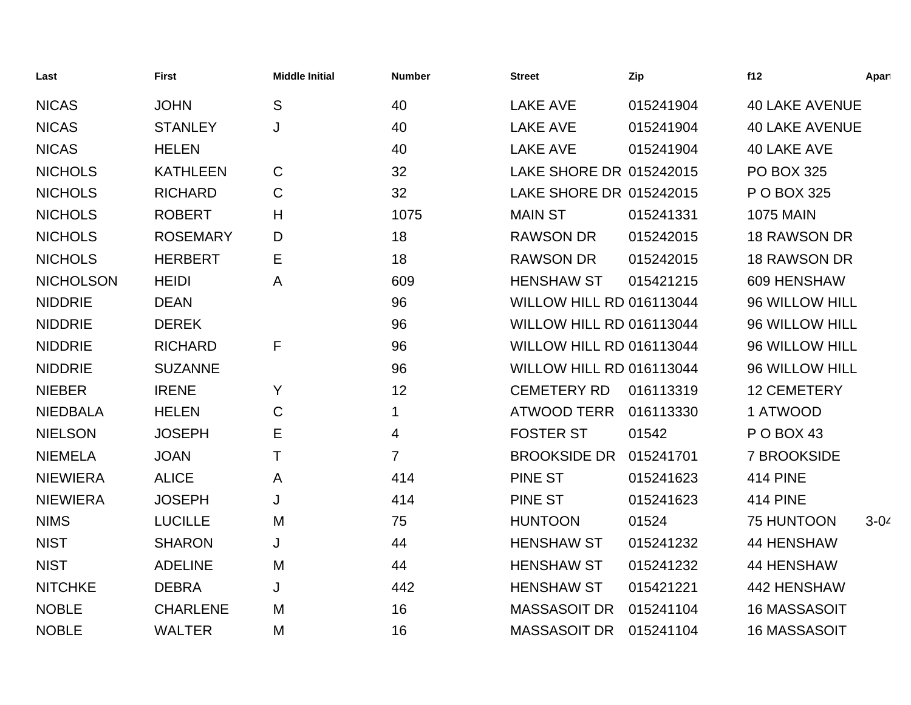| Last | First | Middle Initial | Number | Street | Zip | f12 | Apart |
|---|---|---|---|---|---|---|---|
| NICAS | JOHN | S | 40 | LAKE AVE | 015241904 | 40 LAKE AVENUE | |
| NICAS | STANLEY | J | 40 | LAKE AVE | 015241904 | 40 LAKE AVENUE | |
| NICAS | HELEN | | 40 | LAKE AVE | 015241904 | 40 LAKE AVE | |
| NICHOLS | KATHLEEN | C | 32 | LAKE SHORE DR | 015242015 | PO BOX 325 | |
| NICHOLS | RICHARD | C | 32 | LAKE SHORE DR | 015242015 | P O BOX 325 | |
| NICHOLS | ROBERT | H | 1075 | MAIN ST | 015241331 | 1075 MAIN | |
| NICHOLS | ROSEMARY | D | 18 | RAWSON DR | 015242015 | 18 RAWSON DR | |
| NICHOLS | HERBERT | E | 18 | RAWSON DR | 015242015 | 18 RAWSON DR | |
| NICHOLSON | HEIDI | A | 609 | HENSHAW ST | 015421215 | 609 HENSHAW | |
| NIDDRIE | DEAN | | 96 | WILLOW HILL RD | 016113044 | 96 WILLOW HILL | |
| NIDDRIE | DEREK | | 96 | WILLOW HILL RD | 016113044 | 96 WILLOW HILL | |
| NIDDRIE | RICHARD | F | 96 | WILLOW HILL RD | 016113044 | 96 WILLOW HILL | |
| NIDDRIE | SUZANNE | | 96 | WILLOW HILL RD | 016113044 | 96 WILLOW HILL | |
| NIEBER | IRENE | Y | 12 | CEMETERY RD | 016113319 | 12 CEMETERY | |
| NIEDBALA | HELEN | C | 1 | ATWOOD TERR | 016113330 | 1 ATWOOD | |
| NIELSON | JOSEPH | E | 4 | FOSTER ST | 01542 | P O BOX 43 | |
| NIEMELA | JOAN | T | 7 | BROOKSIDE DR | 015241701 | 7 BROOKSIDE | |
| NIEWIERA | ALICE | A | 414 | PINE ST | 015241623 | 414 PINE | |
| NIEWIERA | JOSEPH | J | 414 | PINE ST | 015241623 | 414 PINE | |
| NIMS | LUCILLE | M | 75 | HUNTOON | 01524 | 75 HUNTOON | 3-04 |
| NIST | SHARON | J | 44 | HENSHAW ST | 015241232 | 44 HENSHAW | |
| NIST | ADELINE | M | 44 | HENSHAW ST | 015241232 | 44 HENSHAW | |
| NITCHKE | DEBRA | J | 442 | HENSHAW ST | 015421221 | 442 HENSHAW | |
| NOBLE | CHARLENE | M | 16 | MASSASOIT DR | 015241104 | 16 MASSASOIT | |
| NOBLE | WALTER | M | 16 | MASSASOIT DR | 015241104 | 16 MASSASOIT | |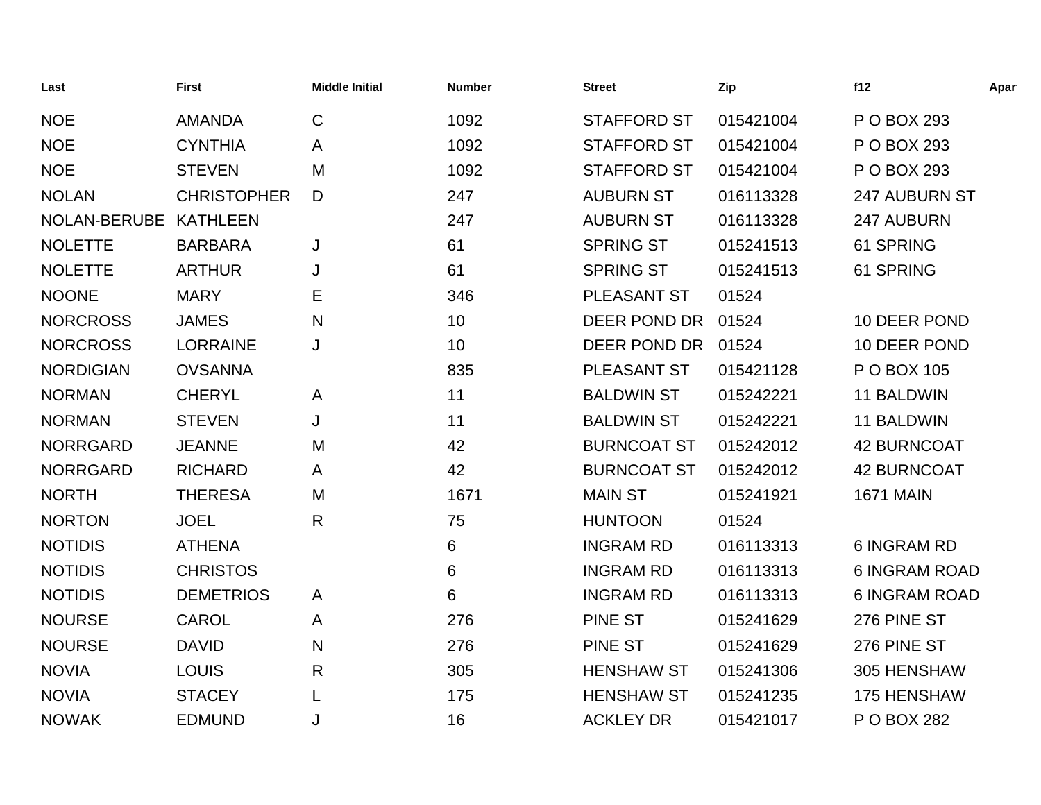| Last | First | Middle Initial | Number | Street | Zip | f12 | Apart |
|---|---|---|---|---|---|---|---|
| NOE | AMANDA | C | 1092 | STAFFORD ST | 015421004 | P O BOX 293 | |
| NOE | CYNTHIA | A | 1092 | STAFFORD ST | 015421004 | P O BOX 293 | |
| NOE | STEVEN | M | 1092 | STAFFORD ST | 015421004 | P O BOX 293 | |
| NOLAN | CHRISTOPHER | D | 247 | AUBURN ST | 016113328 | 247 AUBURN ST | |
| NOLAN-BERUBE | KATHLEEN | | 247 | AUBURN ST | 016113328 | 247 AUBURN | |
| NOLETTE | BARBARA | J | 61 | SPRING ST | 015241513 | 61 SPRING | |
| NOLETTE | ARTHUR | J | 61 | SPRING ST | 015241513 | 61 SPRING | |
| NOONE | MARY | E | 346 | PLEASANT ST | 01524 | | |
| NORCROSS | JAMES | N | 10 | DEER POND DR | 01524 | 10 DEER POND | |
| NORCROSS | LORRAINE | J | 10 | DEER POND DR | 01524 | 10 DEER POND | |
| NORDIGIAN | OVSANNA | | 835 | PLEASANT ST | 015421128 | P O BOX 105 | |
| NORMAN | CHERYL | A | 11 | BALDWIN ST | 015242221 | 11 BALDWIN | |
| NORMAN | STEVEN | J | 11 | BALDWIN ST | 015242221 | 11 BALDWIN | |
| NORRGARD | JEANNE | M | 42 | BURNCOAT ST | 015242012 | 42 BURNCOAT | |
| NORRGARD | RICHARD | A | 42 | BURNCOAT ST | 015242012 | 42 BURNCOAT | |
| NORTH | THERESA | M | 1671 | MAIN ST | 015241921 | 1671 MAIN | |
| NORTON | JOEL | R | 75 | HUNTOON | 01524 | | |
| NOTIDIS | ATHENA | | 6 | INGRAM RD | 016113313 | 6 INGRAM RD | |
| NOTIDIS | CHRISTOS | | 6 | INGRAM RD | 016113313 | 6 INGRAM ROAD | |
| NOTIDIS | DEMETRIOS | A | 6 | INGRAM RD | 016113313 | 6 INGRAM ROAD | |
| NOURSE | CAROL | A | 276 | PINE ST | 015241629 | 276 PINE ST | |
| NOURSE | DAVID | N | 276 | PINE ST | 015241629 | 276 PINE ST | |
| NOVIA | LOUIS | R | 305 | HENSHAW ST | 015241306 | 305 HENSHAW | |
| NOVIA | STACEY | L | 175 | HENSHAW ST | 015241235 | 175 HENSHAW | |
| NOWAK | EDMUND | J | 16 | ACKLEY DR | 015421017 | P O BOX 282 | |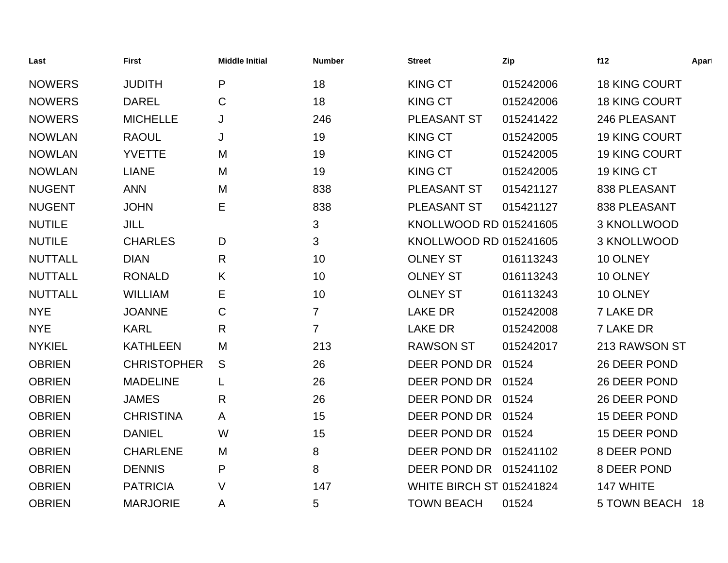| Last | First | Middle Initial | Number | Street | Zip | f12 | Apart |
|---|---|---|---|---|---|---|---|
| NOWERS | JUDITH | P | 18 | KING CT | 015242006 | 18 KING COURT | |
| NOWERS | DAREL | C | 18 | KING CT | 015242006 | 18 KING COURT | |
| NOWERS | MICHELLE | J | 246 | PLEASANT ST | 015241422 | 246 PLEASANT | |
| NOWLAN | RAOUL | J | 19 | KING CT | 015242005 | 19 KING COURT | |
| NOWLAN | YVETTE | M | 19 | KING CT | 015242005 | 19 KING COURT | |
| NOWLAN | LIANE | M | 19 | KING CT | 015242005 | 19 KING CT | |
| NUGENT | ANN | M | 838 | PLEASANT ST | 015421127 | 838 PLEASANT | |
| NUGENT | JOHN | E | 838 | PLEASANT ST | 015421127 | 838 PLEASANT | |
| NUTILE | JILL | | 3 | KNOLLWOOD RD | 015241605 | 3 KNOLLWOOD | |
| NUTILE | CHARLES | D | 3 | KNOLLWOOD RD | 015241605 | 3 KNOLLWOOD | |
| NUTTALL | DIAN | R | 10 | OLNEY ST | 016113243 | 10 OLNEY | |
| NUTTALL | RONALD | K | 10 | OLNEY ST | 016113243 | 10 OLNEY | |
| NUTTALL | WILLIAM | E | 10 | OLNEY ST | 016113243 | 10 OLNEY | |
| NYE | JOANNE | C | 7 | LAKE DR | 015242008 | 7 LAKE DR | |
| NYE | KARL | R | 7 | LAKE DR | 015242008 | 7 LAKE DR | |
| NYKIEL | KATHLEEN | M | 213 | RAWSON ST | 015242017 | 213 RAWSON ST | |
| OBRIEN | CHRISTOPHER | S | 26 | DEER POND DR | 01524 | 26 DEER POND | |
| OBRIEN | MADELINE | L | 26 | DEER POND DR | 01524 | 26 DEER POND | |
| OBRIEN | JAMES | R | 26 | DEER POND DR | 01524 | 26 DEER POND | |
| OBRIEN | CHRISTINA | A | 15 | DEER POND DR | 01524 | 15 DEER POND | |
| OBRIEN | DANIEL | W | 15 | DEER POND DR | 01524 | 15 DEER POND | |
| OBRIEN | CHARLENE | M | 8 | DEER POND DR | 015241102 | 8 DEER POND | |
| OBRIEN | DENNIS | P | 8 | DEER POND DR | 015241102 | 8 DEER POND | |
| OBRIEN | PATRICIA | V | 147 | WHITE BIRCH ST | 015241824 | 147 WHITE | |
| OBRIEN | MARJORIE | A | 5 | TOWN BEACH | 01524 | 5 TOWN BEACH | 18 |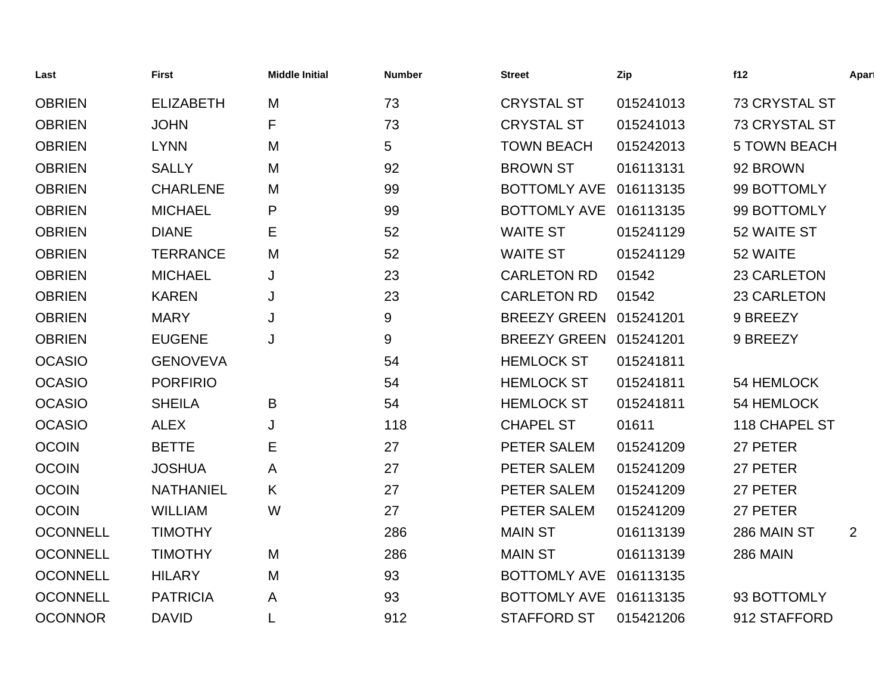| Last | First | Middle Initial | Number | Street | Zip | f12 | Apart |
|---|---|---|---|---|---|---|---|
| OBRIEN | ELIZABETH | M | 73 | CRYSTAL ST | 015241013 | 73 CRYSTAL ST | |
| OBRIEN | JOHN | F | 73 | CRYSTAL ST | 015241013 | 73 CRYSTAL ST | |
| OBRIEN | LYNN | M | 5 | TOWN BEACH | 015242013 | 5 TOWN BEACH | |
| OBRIEN | SALLY | M | 92 | BROWN ST | 016113131 | 92 BROWN | |
| OBRIEN | CHARLENE | M | 99 | BOTTOMLY AVE | 016113135 | 99 BOTTOMLY | |
| OBRIEN | MICHAEL | P | 99 | BOTTOMLY AVE | 016113135 | 99 BOTTOMLY | |
| OBRIEN | DIANE | E | 52 | WAITE ST | 015241129 | 52 WAITE ST | |
| OBRIEN | TERRANCE | M | 52 | WAITE ST | 015241129 | 52 WAITE | |
| OBRIEN | MICHAEL | J | 23 | CARLETON RD | 01542 | 23 CARLETON | |
| OBRIEN | KAREN | J | 23 | CARLETON RD | 01542 | 23 CARLETON | |
| OBRIEN | MARY | J | 9 | BREEZY GREEN | 015241201 | 9 BREEZY | |
| OBRIEN | EUGENE | J | 9 | BREEZY GREEN | 015241201 | 9 BREEZY | |
| OCASIO | GENOVEVA | | 54 | HEMLOCK ST | 015241811 | | |
| OCASIO | PORFIRIO | | 54 | HEMLOCK ST | 015241811 | 54 HEMLOCK | |
| OCASIO | SHEILA | B | 54 | HEMLOCK ST | 015241811 | 54 HEMLOCK | |
| OCASIO | ALEX | J | 118 | CHAPEL ST | 01611 | 118 CHAPEL ST | |
| OCOIN | BETTE | E | 27 | PETER SALEM | 015241209 | 27 PETER | |
| OCOIN | JOSHUA | A | 27 | PETER SALEM | 015241209 | 27 PETER | |
| OCOIN | NATHANIEL | K | 27 | PETER SALEM | 015241209 | 27 PETER | |
| OCOIN | WILLIAM | W | 27 | PETER SALEM | 015241209 | 27 PETER | |
| OCONNELL | TIMOTHY | | 286 | MAIN ST | 016113139 | 286 MAIN ST | 2 |
| OCONNELL | TIMOTHY | M | 286 | MAIN ST | 016113139 | 286 MAIN | |
| OCONNELL | HILARY | M | 93 | BOTTOMLY AVE | 016113135 | | |
| OCONNELL | PATRICIA | A | 93 | BOTTOMLY AVE | 016113135 | 93 BOTTOMLY | |
| OCONNOR | DAVID | L | 912 | STAFFORD ST | 015421206 | 912 STAFFORD | |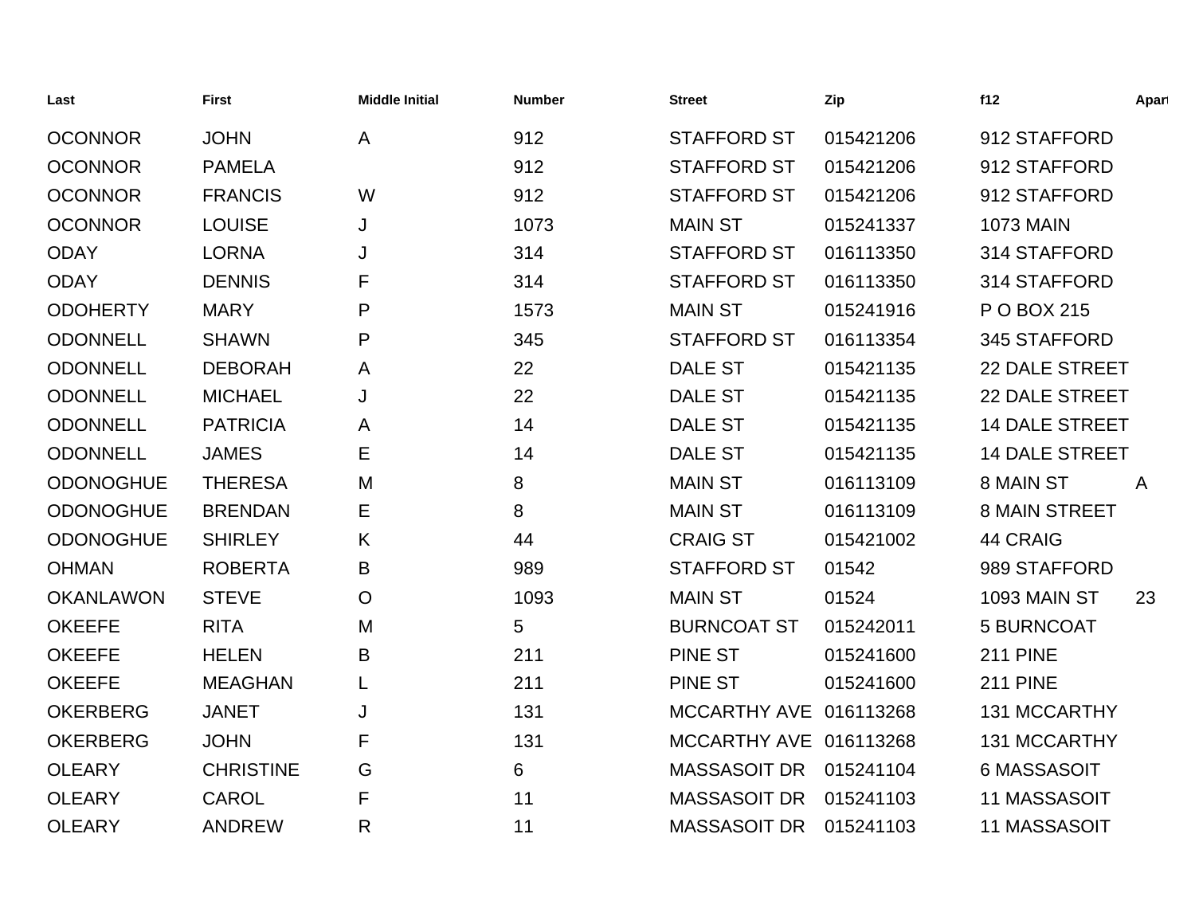| Last | First | Middle Initial | Number | Street | Zip | f12 | Apart |
|---|---|---|---|---|---|---|---|
| OCONNOR | JOHN | A | 912 | STAFFORD ST | 015421206 | 912 STAFFORD | |
| OCONNOR | PAMELA | | 912 | STAFFORD ST | 015421206 | 912 STAFFORD | |
| OCONNOR | FRANCIS | W | 912 | STAFFORD ST | 015421206 | 912 STAFFORD | |
| OCONNOR | LOUISE | J | 1073 | MAIN ST | 015241337 | 1073 MAIN | |
| ODAY | LORNA | J | 314 | STAFFORD ST | 016113350 | 314 STAFFORD | |
| ODAY | DENNIS | F | 314 | STAFFORD ST | 016113350 | 314 STAFFORD | |
| ODOHERTY | MARY | P | 1573 | MAIN ST | 015241916 | P O BOX 215 | |
| ODONNELL | SHAWN | P | 345 | STAFFORD ST | 016113354 | 345 STAFFORD | |
| ODONNELL | DEBORAH | A | 22 | DALE ST | 015421135 | 22 DALE STREET | |
| ODONNELL | MICHAEL | J | 22 | DALE ST | 015421135 | 22 DALE STREET | |
| ODONNELL | PATRICIA | A | 14 | DALE ST | 015421135 | 14 DALE STREET | |
| ODONNELL | JAMES | E | 14 | DALE ST | 015421135 | 14 DALE STREET | |
| ODONOGHUE | THERESA | M | 8 | MAIN ST | 016113109 | 8 MAIN ST | A |
| ODONOGHUE | BRENDAN | E | 8 | MAIN ST | 016113109 | 8 MAIN STREET | |
| ODONOGHUE | SHIRLEY | K | 44 | CRAIG ST | 015421002 | 44 CRAIG | |
| OHMAN | ROBERTA | B | 989 | STAFFORD ST | 01542 | 989 STAFFORD | |
| OKANLAWON | STEVE | O | 1093 | MAIN ST | 01524 | 1093 MAIN ST | 23 |
| OKEEFE | RITA | M | 5 | BURNCOAT ST | 015242011 | 5 BURNCOAT | |
| OKEEFE | HELEN | B | 211 | PINE ST | 015241600 | 211 PINE | |
| OKEEFE | MEAGHAN | L | 211 | PINE ST | 015241600 | 211 PINE | |
| OKERBERG | JANET | J | 131 | MCCARTHY AVE | 016113268 | 131 MCCARTHY | |
| OKERBERG | JOHN | F | 131 | MCCARTHY AVE | 016113268 | 131 MCCARTHY | |
| OLEARY | CHRISTINE | G | 6 | MASSASOIT DR | 015241104 | 6 MASSASOIT | |
| OLEARY | CAROL | F | 11 | MASSASOIT DR | 015241103 | 11 MASSASOIT | |
| OLEARY | ANDREW | R | 11 | MASSASOIT DR | 015241103 | 11 MASSASOIT | |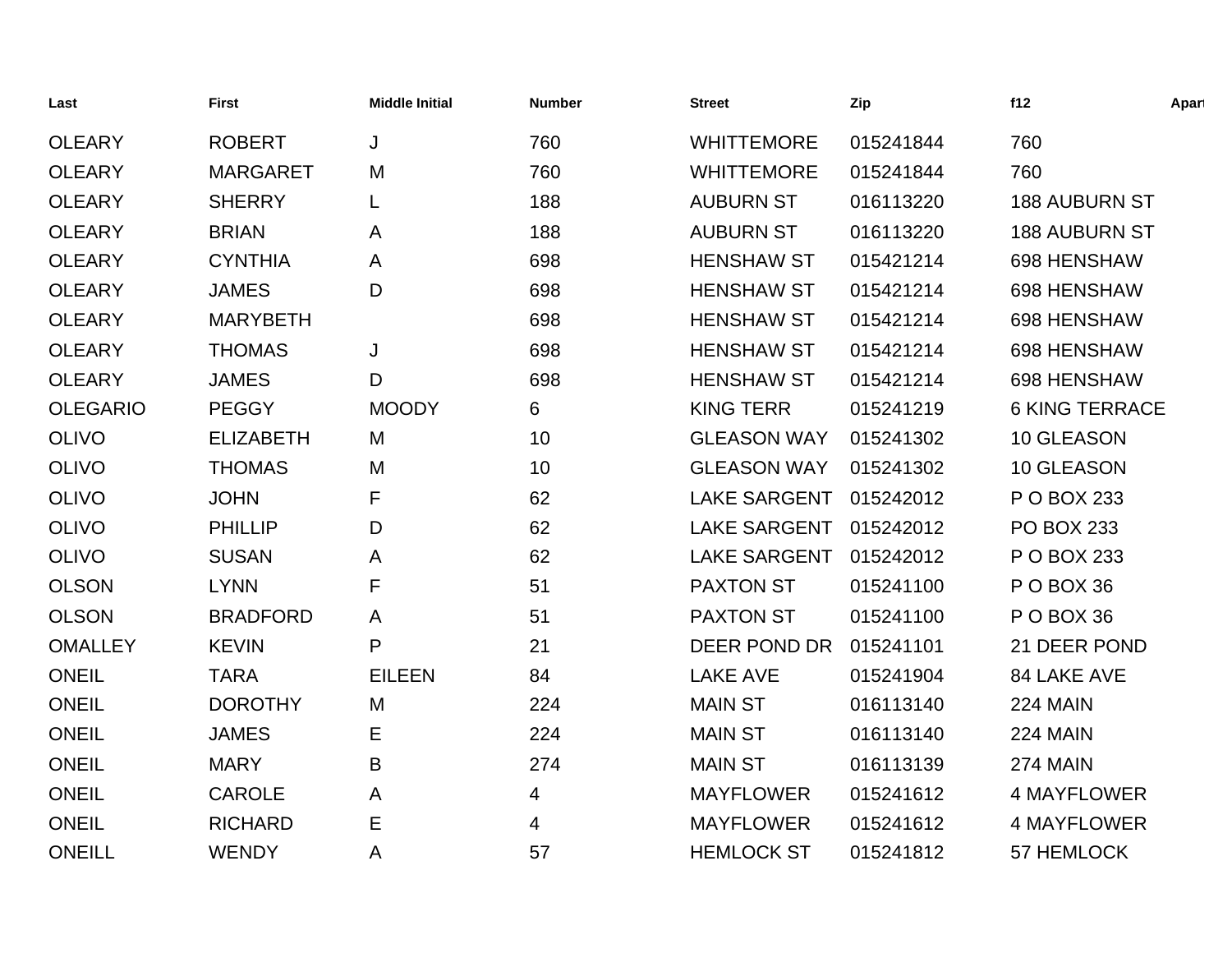| Last | First | Middle Initial | Number | Street | Zip | f12 | Apart |
|---|---|---|---|---|---|---|---|
| OLEARY | ROBERT | J | 760 | WHITTEMORE | 015241844 | 760 | |
| OLEARY | MARGARET | M | 760 | WHITTEMORE | 015241844 | 760 | |
| OLEARY | SHERRY | L | 188 | AUBURN ST | 016113220 | 188 AUBURN ST | |
| OLEARY | BRIAN | A | 188 | AUBURN ST | 016113220 | 188 AUBURN ST | |
| OLEARY | CYNTHIA | A | 698 | HENSHAW ST | 015421214 | 698 HENSHAW | |
| OLEARY | JAMES | D | 698 | HENSHAW ST | 015421214 | 698 HENSHAW | |
| OLEARY | MARYBETH | | 698 | HENSHAW ST | 015421214 | 698 HENSHAW | |
| OLEARY | THOMAS | J | 698 | HENSHAW ST | 015421214 | 698 HENSHAW | |
| OLEARY | JAMES | D | 698 | HENSHAW ST | 015421214 | 698 HENSHAW | |
| OLEGARIO | PEGGY | MOODY | 6 | KING TERR | 015241219 | 6 KING TERRACE | |
| OLIVO | ELIZABETH | M | 10 | GLEASON WAY | 015241302 | 10 GLEASON | |
| OLIVO | THOMAS | M | 10 | GLEASON WAY | 015241302 | 10 GLEASON | |
| OLIVO | JOHN | F | 62 | LAKE SARGENT | 015242012 | P O BOX 233 | |
| OLIVO | PHILLIP | D | 62 | LAKE SARGENT | 015242012 | PO BOX 233 | |
| OLIVO | SUSAN | A | 62 | LAKE SARGENT | 015242012 | P O BOX 233 | |
| OLSON | LYNN | F | 51 | PAXTON ST | 015241100 | P O BOX 36 | |
| OLSON | BRADFORD | A | 51 | PAXTON ST | 015241100 | P O BOX 36 | |
| OMALLEY | KEVIN | P | 21 | DEER POND DR | 015241101 | 21 DEER POND | |
| ONEIL | TARA | EILEEN | 84 | LAKE AVE | 015241904 | 84 LAKE AVE | |
| ONEIL | DOROTHY | M | 224 | MAIN ST | 016113140 | 224 MAIN | |
| ONEIL | JAMES | E | 224 | MAIN ST | 016113140 | 224 MAIN | |
| ONEIL | MARY | B | 274 | MAIN ST | 016113139 | 274 MAIN | |
| ONEIL | CAROLE | A | 4 | MAYFLOWER | 015241612 | 4 MAYFLOWER | |
| ONEIL | RICHARD | E | 4 | MAYFLOWER | 015241612 | 4 MAYFLOWER | |
| ONEILL | WENDY | A | 57 | HEMLOCK ST | 015241812 | 57 HEMLOCK | |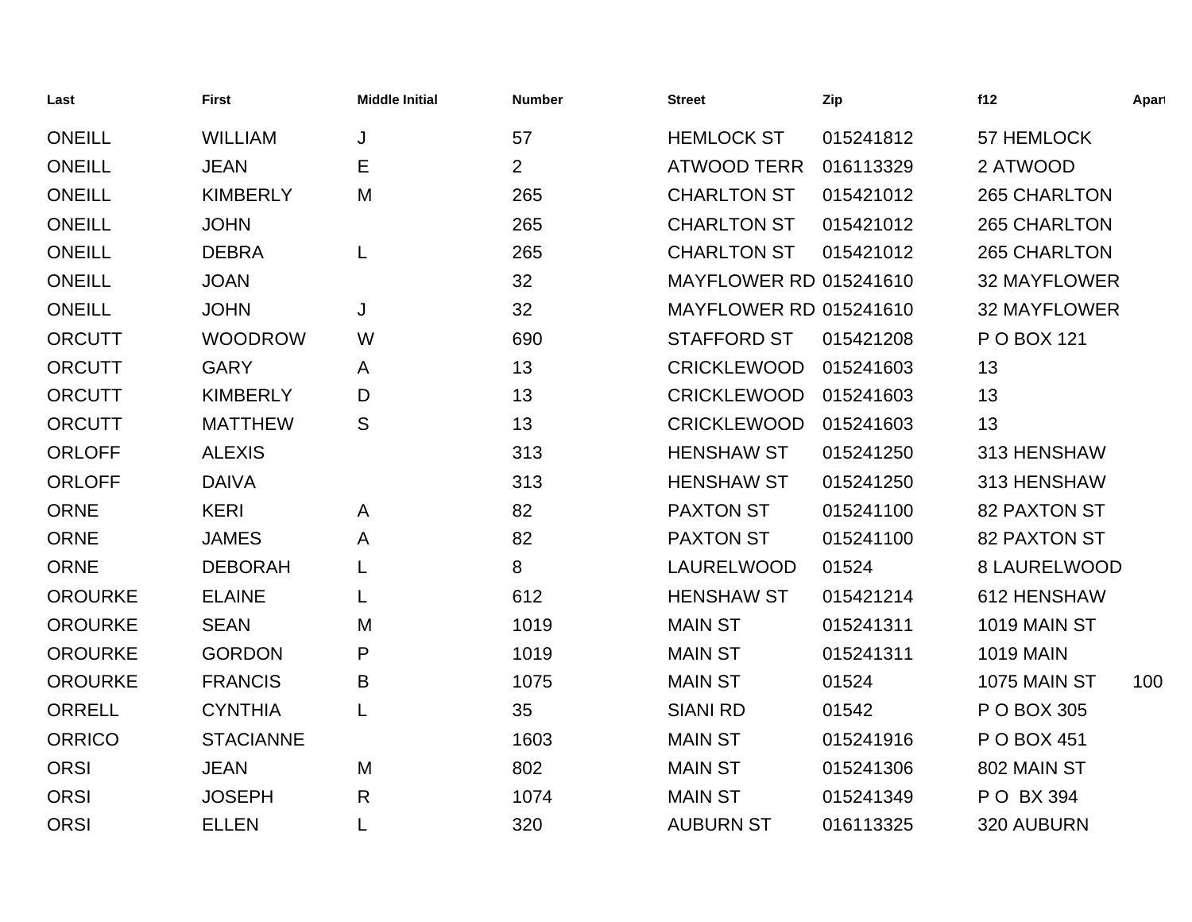| Last | First | Middle Initial | Number | Street | Zip | f12 | Apart |
|---|---|---|---|---|---|---|---|
| ONEILL | WILLIAM | J | 57 | HEMLOCK ST | 015241812 | 57 HEMLOCK | |
| ONEILL | JEAN | E | 2 | ATWOOD TERR | 016113329 | 2 ATWOOD | |
| ONEILL | KIMBERLY | M | 265 | CHARLTON ST | 015421012 | 265 CHARLTON | |
| ONEILL | JOHN | | 265 | CHARLTON ST | 015421012 | 265 CHARLTON | |
| ONEILL | DEBRA | L | 265 | CHARLTON ST | 015421012 | 265 CHARLTON | |
| ONEILL | JOAN | | 32 | MAYFLOWER RD | 015241610 | 32 MAYFLOWER | |
| ONEILL | JOHN | J | 32 | MAYFLOWER RD | 015241610 | 32 MAYFLOWER | |
| ORCUTT | WOODROW | W | 690 | STAFFORD ST | 015421208 | P O BOX 121 | |
| ORCUTT | GARY | A | 13 | CRICKLEWOOD | 015241603 | 13 | |
| ORCUTT | KIMBERLY | D | 13 | CRICKLEWOOD | 015241603 | 13 | |
| ORCUTT | MATTHEW | S | 13 | CRICKLEWOOD | 015241603 | 13 | |
| ORLOFF | ALEXIS | | 313 | HENSHAW ST | 015241250 | 313 HENSHAW | |
| ORLOFF | DAIVA | | 313 | HENSHAW ST | 015241250 | 313 HENSHAW | |
| ORNE | KERI | A | 82 | PAXTON ST | 015241100 | 82 PAXTON ST | |
| ORNE | JAMES | A | 82 | PAXTON ST | 015241100 | 82 PAXTON ST | |
| ORNE | DEBORAH | L | 8 | LAURELWOOD | 01524 | 8 LAURELWOOD | |
| OROURKE | ELAINE | L | 612 | HENSHAW ST | 015421214 | 612 HENSHAW | |
| OROURKE | SEAN | M | 1019 | MAIN ST | 015241311 | 1019 MAIN ST | |
| OROURKE | GORDON | P | 1019 | MAIN ST | 015241311 | 1019 MAIN | |
| OROURKE | FRANCIS | B | 1075 | MAIN ST | 01524 | 1075 MAIN ST | 100 |
| ORRELL | CYNTHIA | L | 35 | SIANI RD | 01542 | P O BOX 305 | |
| ORRICO | STACIANNE | | 1603 | MAIN ST | 015241916 | P O BOX 451 | |
| ORSI | JEAN | M | 802 | MAIN ST | 015241306 | 802 MAIN ST | |
| ORSI | JOSEPH | R | 1074 | MAIN ST | 015241349 | P O BX 394 | |
| ORSI | ELLEN | L | 320 | AUBURN ST | 016113325 | 320 AUBURN | |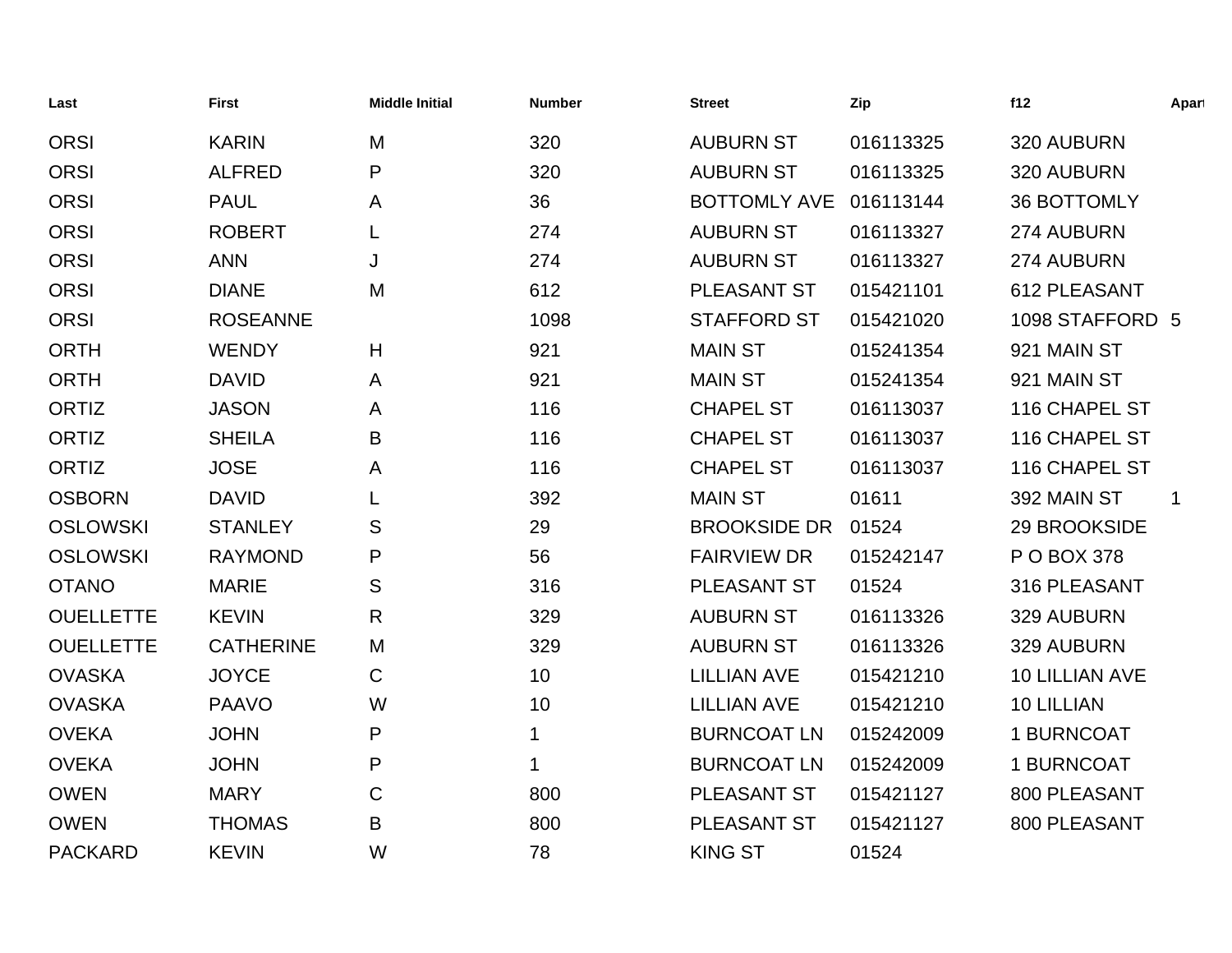| Last | First | Middle Initial | Number | Street | Zip | f12 | Apart |
|---|---|---|---|---|---|---|---|
| ORSI | KARIN | M | 320 | AUBURN ST | 016113325 | 320 AUBURN | |
| ORSI | ALFRED | P | 320 | AUBURN ST | 016113325 | 320 AUBURN | |
| ORSI | PAUL | A | 36 | BOTTOMLY AVE | 016113144 | 36 BOTTOMLY | |
| ORSI | ROBERT | L | 274 | AUBURN ST | 016113327 | 274 AUBURN | |
| ORSI | ANN | J | 274 | AUBURN ST | 016113327 | 274 AUBURN | |
| ORSI | DIANE | M | 612 | PLEASANT ST | 015421101 | 612 PLEASANT | |
| ORSI | ROSEANNE | | 1098 | STAFFORD ST | 015421020 | 1098 STAFFORD | 5 |
| ORTH | WENDY | H | 921 | MAIN ST | 015241354 | 921 MAIN ST | |
| ORTH | DAVID | A | 921 | MAIN ST | 015241354 | 921 MAIN ST | |
| ORTIZ | JASON | A | 116 | CHAPEL ST | 016113037 | 116 CHAPEL ST | |
| ORTIZ | SHEILA | B | 116 | CHAPEL ST | 016113037 | 116 CHAPEL ST | |
| ORTIZ | JOSE | A | 116 | CHAPEL ST | 016113037 | 116 CHAPEL ST | |
| OSBORN | DAVID | L | 392 | MAIN ST | 01611 | 392 MAIN ST | 1 |
| OSLOWSKI | STANLEY | S | 29 | BROOKSIDE DR | 01524 | 29 BROOKSIDE | |
| OSLOWSKI | RAYMOND | P | 56 | FAIRVIEW DR | 015242147 | P O BOX 378 | |
| OTANO | MARIE | S | 316 | PLEASANT ST | 01524 | 316 PLEASANT | |
| OUELLETTE | KEVIN | R | 329 | AUBURN ST | 016113326 | 329 AUBURN | |
| OUELLETTE | CATHERINE | M | 329 | AUBURN ST | 016113326 | 329 AUBURN | |
| OVASKA | JOYCE | C | 10 | LILLIAN AVE | 015421210 | 10 LILLIAN AVE | |
| OVASKA | PAAVO | W | 10 | LILLIAN AVE | 015421210 | 10 LILLIAN | |
| OVEKA | JOHN | P | 1 | BURNCOAT LN | 015242009 | 1 BURNCOAT | |
| OVEKA | JOHN | P | 1 | BURNCOAT LN | 015242009 | 1 BURNCOAT | |
| OWEN | MARY | C | 800 | PLEASANT ST | 015421127 | 800 PLEASANT | |
| OWEN | THOMAS | B | 800 | PLEASANT ST | 015421127 | 800 PLEASANT | |
| PACKARD | KEVIN | W | 78 | KING ST | 01524 | | |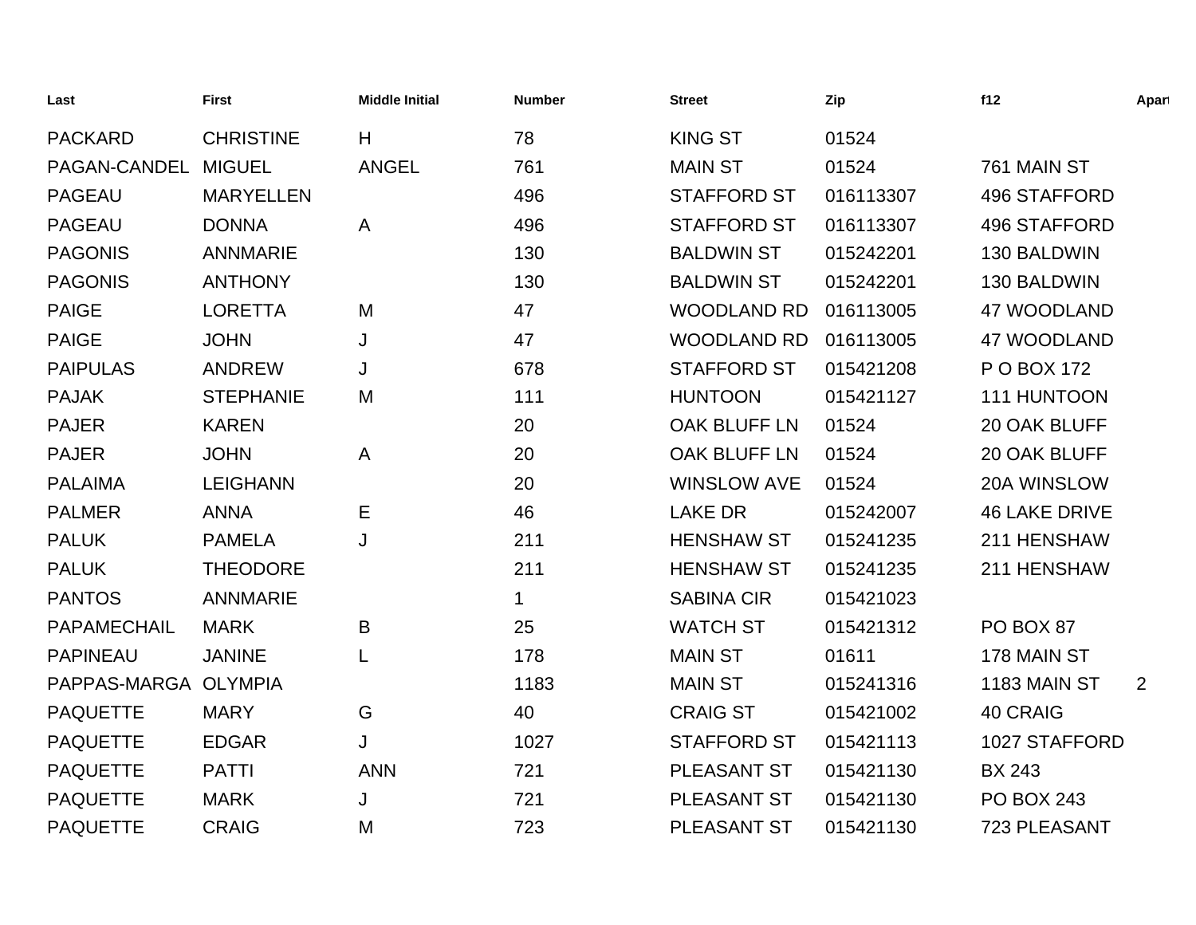| Last | First | Middle Initial | Number | Street | Zip | f12 | Apart |
|---|---|---|---|---|---|---|---|
| PACKARD | CHRISTINE | H | 78 | KING ST | 01524 | | |
| PAGAN-CANDEL | MIGUEL | ANGEL | 761 | MAIN ST | 01524 | 761 MAIN ST | |
| PAGEAU | MARYELLEN | | 496 | STAFFORD ST | 016113307 | 496 STAFFORD | |
| PAGEAU | DONNA | A | 496 | STAFFORD ST | 016113307 | 496 STAFFORD | |
| PAGONIS | ANNMARIE | | 130 | BALDWIN ST | 015242201 | 130 BALDWIN | |
| PAGONIS | ANTHONY | | 130 | BALDWIN ST | 015242201 | 130 BALDWIN | |
| PAIGE | LORETTA | M | 47 | WOODLAND RD | 016113005 | 47 WOODLAND | |
| PAIGE | JOHN | J | 47 | WOODLAND RD | 016113005 | 47 WOODLAND | |
| PAIPULAS | ANDREW | J | 678 | STAFFORD ST | 015421208 | P O BOX 172 | |
| PAJAK | STEPHANIE | M | 111 | HUNTOON | 015421127 | 111 HUNTOON | |
| PAJER | KAREN | | 20 | OAK BLUFF LN | 01524 | 20 OAK BLUFF | |
| PAJER | JOHN | A | 20 | OAK BLUFF LN | 01524 | 20 OAK BLUFF | |
| PALAIMA | LEIGHANN | | 20 | WINSLOW AVE | 01524 | 20A WINSLOW | |
| PALMER | ANNA | E | 46 | LAKE DR | 015242007 | 46 LAKE DRIVE | |
| PALUK | PAMELA | J | 211 | HENSHAW ST | 015241235 | 211 HENSHAW | |
| PALUK | THEODORE | | 211 | HENSHAW ST | 015241235 | 211 HENSHAW | |
| PANTOS | ANNMARIE | | 1 | SABINA CIR | 015421023 | | |
| PAPAMECHAIL | MARK | B | 25 | WATCH ST | 015421312 | PO BOX 87 | |
| PAPINEAU | JANINE | L | 178 | MAIN ST | 01611 | 178 MAIN ST | |
| PAPPAS-MARGA | OLYMPIA | | 1183 | MAIN ST | 015241316 | 1183 MAIN ST | 2 |
| PAQUETTE | MARY | G | 40 | CRAIG ST | 015421002 | 40 CRAIG | |
| PAQUETTE | EDGAR | J | 1027 | STAFFORD ST | 015421113 | 1027 STAFFORD | |
| PAQUETTE | PATTI | ANN | 721 | PLEASANT ST | 015421130 | BX 243 | |
| PAQUETTE | MARK | J | 721 | PLEASANT ST | 015421130 | PO BOX 243 | |
| PAQUETTE | CRAIG | M | 723 | PLEASANT ST | 015421130 | 723 PLEASANT | |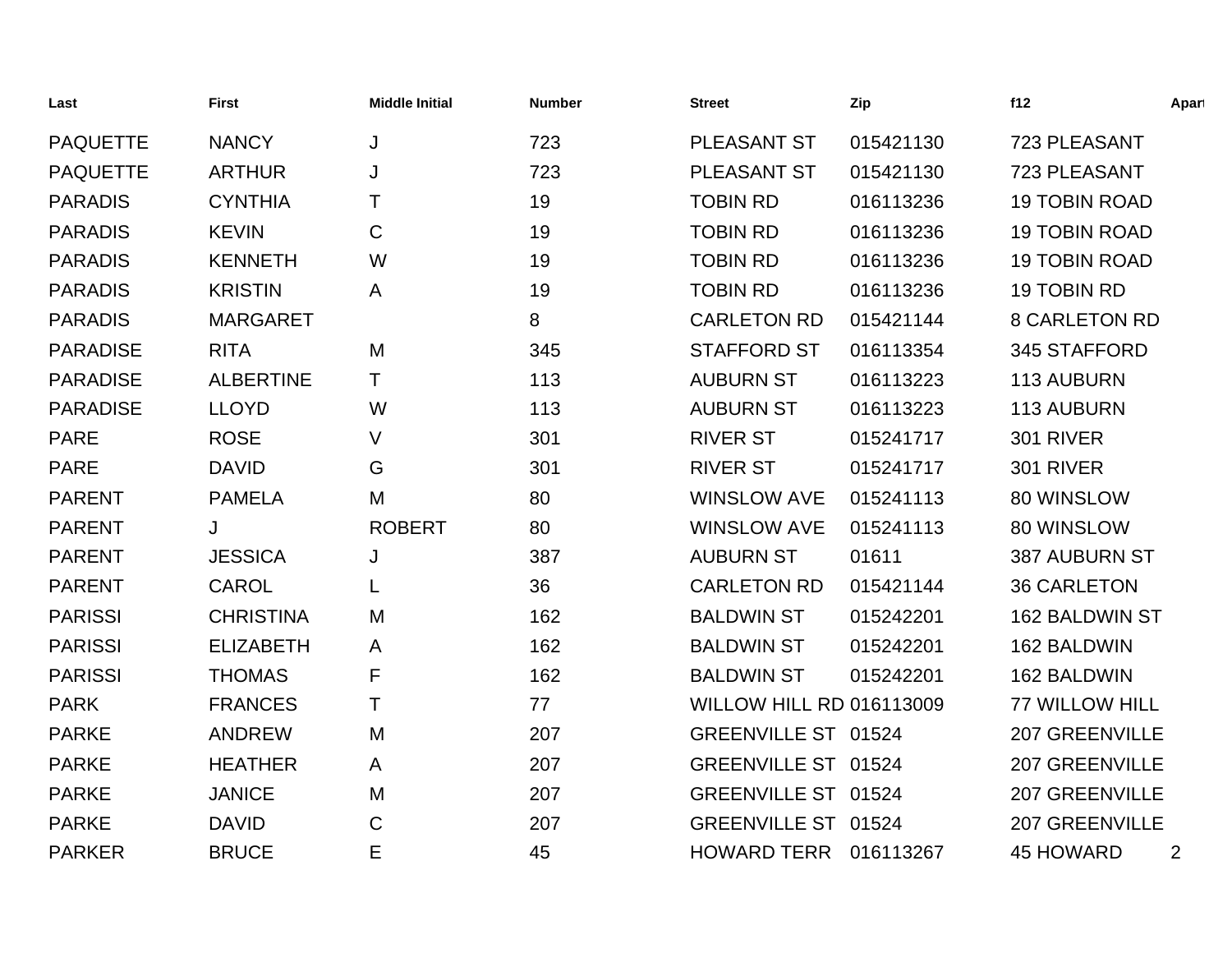| Last | First | Middle Initial | Number | Street | Zip | f12 | Apart |
|---|---|---|---|---|---|---|---|
| PAQUETTE | NANCY | J | 723 | PLEASANT ST | 015421130 | 723 PLEASANT | |
| PAQUETTE | ARTHUR | J | 723 | PLEASANT ST | 015421130 | 723 PLEASANT | |
| PARADIS | CYNTHIA | T | 19 | TOBIN RD | 016113236 | 19 TOBIN ROAD | |
| PARADIS | KEVIN | C | 19 | TOBIN RD | 016113236 | 19 TOBIN ROAD | |
| PARADIS | KENNETH | W | 19 | TOBIN RD | 016113236 | 19 TOBIN ROAD | |
| PARADIS | KRISTIN | A | 19 | TOBIN RD | 016113236 | 19 TOBIN RD | |
| PARADIS | MARGARET | | 8 | CARLETON RD | 015421144 | 8 CARLETON RD | |
| PARADISE | RITA | M | 345 | STAFFORD ST | 016113354 | 345 STAFFORD | |
| PARADISE | ALBERTINE | T | 113 | AUBURN ST | 016113223 | 113 AUBURN | |
| PARADISE | LLOYD | W | 113 | AUBURN ST | 016113223 | 113 AUBURN | |
| PARE | ROSE | V | 301 | RIVER ST | 015241717 | 301 RIVER | |
| PARE | DAVID | G | 301 | RIVER ST | 015241717 | 301 RIVER | |
| PARENT | PAMELA | M | 80 | WINSLOW AVE | 015241113 | 80 WINSLOW | |
| PARENT | J | ROBERT | 80 | WINSLOW AVE | 015241113 | 80 WINSLOW | |
| PARENT | JESSICA | J | 387 | AUBURN ST | 01611 | 387 AUBURN ST | |
| PARENT | CAROL | L | 36 | CARLETON RD | 015421144 | 36 CARLETON | |
| PARISSI | CHRISTINA | M | 162 | BALDWIN ST | 015242201 | 162 BALDWIN ST | |
| PARISSI | ELIZABETH | A | 162 | BALDWIN ST | 015242201 | 162 BALDWIN | |
| PARISSI | THOMAS | F | 162 | BALDWIN ST | 015242201 | 162 BALDWIN | |
| PARK | FRANCES | T | 77 | WILLOW HILL RD | 016113009 | 77 WILLOW HILL | |
| PARKE | ANDREW | M | 207 | GREENVILLE ST | 01524 | 207 GREENVILLE | |
| PARKE | HEATHER | A | 207 | GREENVILLE ST | 01524 | 207 GREENVILLE | |
| PARKE | JANICE | M | 207 | GREENVILLE ST | 01524 | 207 GREENVILLE | |
| PARKE | DAVID | C | 207 | GREENVILLE ST | 01524 | 207 GREENVILLE | |
| PARKER | BRUCE | E | 45 | HOWARD TERR | 016113267 | 45 HOWARD | 2 |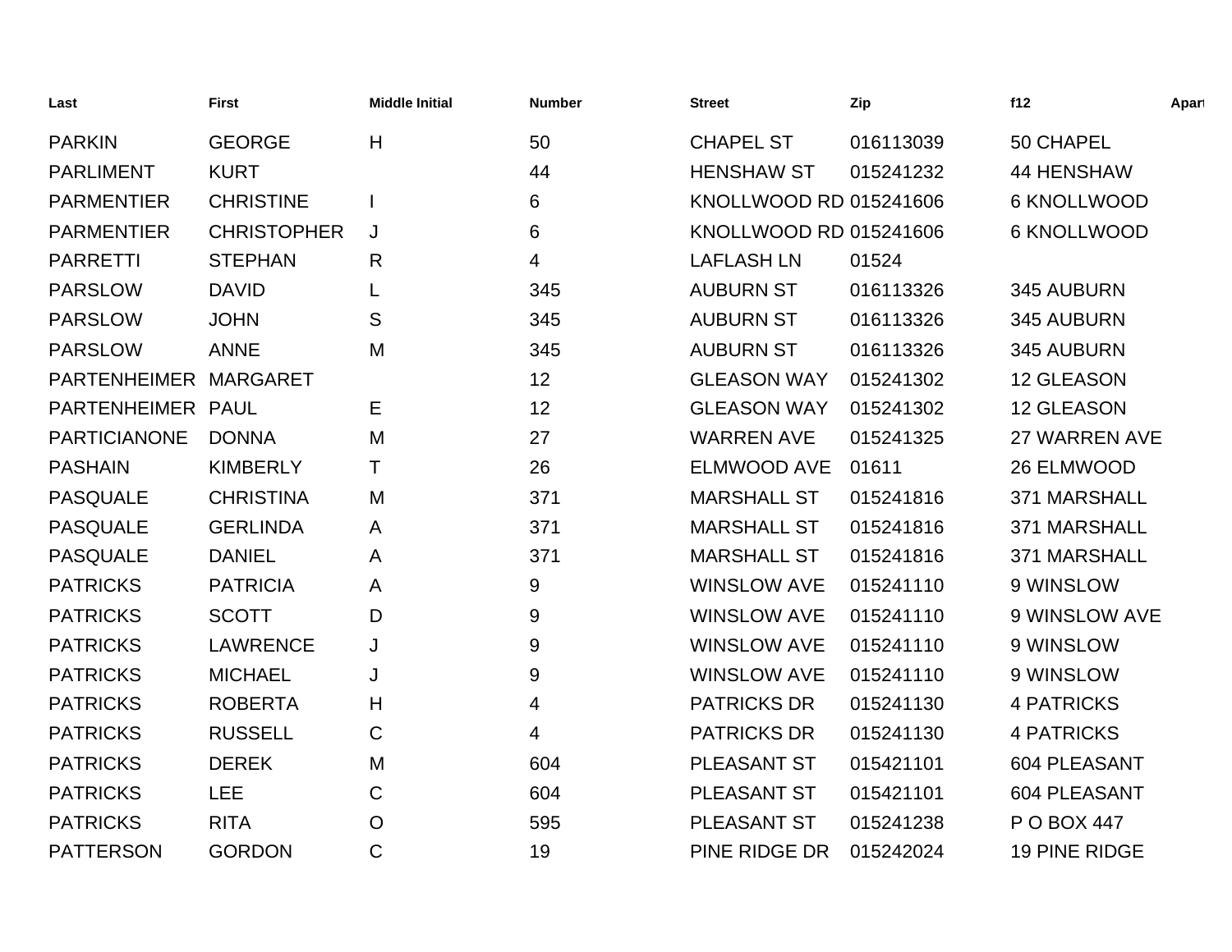| Last | First | Middle Initial | Number | Street | Zip | f12 | Apart |
|---|---|---|---|---|---|---|---|
| PARKIN | GEORGE | H | 50 | CHAPEL ST | 016113039 | 50 CHAPEL | |
| PARLIMENT | KURT | | 44 | HENSHAW ST | 015241232 | 44 HENSHAW | |
| PARMENTIER | CHRISTINE | I | 6 | KNOLLWOOD RD | 015241606 | 6 KNOLLWOOD | |
| PARMENTIER | CHRISTOPHER | J | 6 | KNOLLWOOD RD | 015241606 | 6 KNOLLWOOD | |
| PARRETTI | STEPHAN | R | 4 | LAFLASH LN | 01524 | | |
| PARSLOW | DAVID | L | 345 | AUBURN ST | 016113326 | 345 AUBURN | |
| PARSLOW | JOHN | S | 345 | AUBURN ST | 016113326 | 345 AUBURN | |
| PARSLOW | ANNE | M | 345 | AUBURN ST | 016113326 | 345 AUBURN | |
| PARTENHEIMER | MARGARET | | 12 | GLEASON WAY | 015241302 | 12 GLEASON | |
| PARTENHEIMER | PAUL | E | 12 | GLEASON WAY | 015241302 | 12 GLEASON | |
| PARTICIANONE | DONNA | M | 27 | WARREN AVE | 015241325 | 27 WARREN AVE | |
| PASHAIN | KIMBERLY | T | 26 | ELMWOOD AVE | 01611 | 26 ELMWOOD | |
| PASQUALE | CHRISTINA | M | 371 | MARSHALL ST | 015241816 | 371 MARSHALL | |
| PASQUALE | GERLINDA | A | 371 | MARSHALL ST | 015241816 | 371 MARSHALL | |
| PASQUALE | DANIEL | A | 371 | MARSHALL ST | 015241816 | 371 MARSHALL | |
| PATRICKS | PATRICIA | A | 9 | WINSLOW AVE | 015241110 | 9 WINSLOW | |
| PATRICKS | SCOTT | D | 9 | WINSLOW AVE | 015241110 | 9 WINSLOW AVE | |
| PATRICKS | LAWRENCE | J | 9 | WINSLOW AVE | 015241110 | 9 WINSLOW | |
| PATRICKS | MICHAEL | J | 9 | WINSLOW AVE | 015241110 | 9 WINSLOW | |
| PATRICKS | ROBERTA | H | 4 | PATRICKS DR | 015241130 | 4 PATRICKS | |
| PATRICKS | RUSSELL | C | 4 | PATRICKS DR | 015241130 | 4 PATRICKS | |
| PATRICKS | DEREK | M | 604 | PLEASANT ST | 015421101 | 604 PLEASANT | |
| PATRICKS | LEE | C | 604 | PLEASANT ST | 015421101 | 604 PLEASANT | |
| PATRICKS | RITA | O | 595 | PLEASANT ST | 015241238 | P O BOX 447 | |
| PATTERSON | GORDON | C | 19 | PINE RIDGE DR | 015242024 | 19 PINE RIDGE | |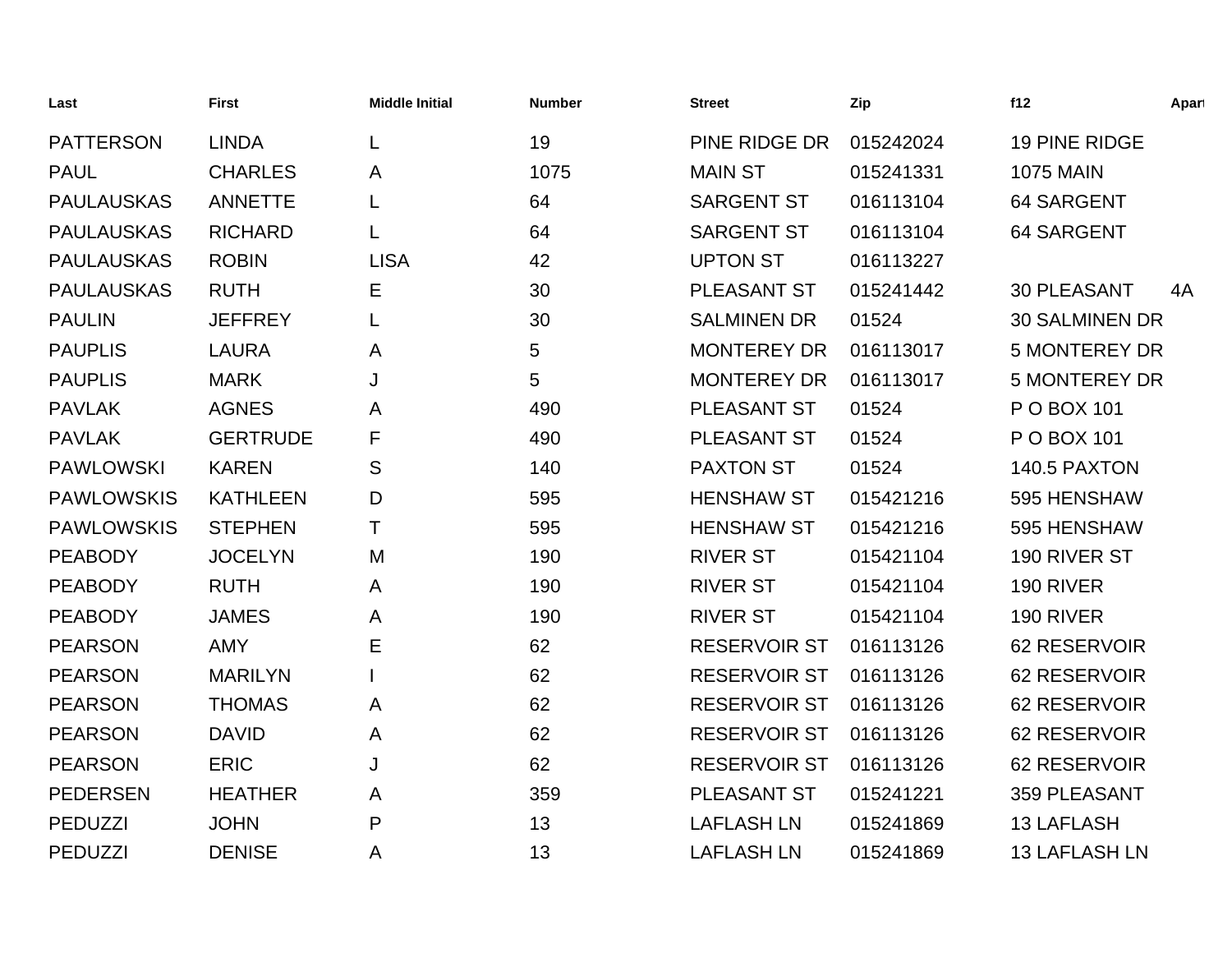| Last | First | Middle Initial | Number | Street | Zip | f12 | Apart |
|---|---|---|---|---|---|---|---|
| PATTERSON | LINDA | L | 19 | PINE RIDGE DR | 015242024 | 19 PINE RIDGE | |
| PAUL | CHARLES | A | 1075 | MAIN ST | 015241331 | 1075 MAIN | |
| PAULAUSKAS | ANNETTE | L | 64 | SARGENT ST | 016113104 | 64 SARGENT | |
| PAULAUSKAS | RICHARD | L | 64 | SARGENT ST | 016113104 | 64 SARGENT | |
| PAULAUSKAS | ROBIN | LISA | 42 | UPTON ST | 016113227 | | |
| PAULAUSKAS | RUTH | E | 30 | PLEASANT ST | 015241442 | 30 PLEASANT | 4A |
| PAULIN | JEFFREY | L | 30 | SALMINEN DR | 01524 | 30 SALMINEN DR | |
| PAUPLIS | LAURA | A | 5 | MONTEREY DR | 016113017 | 5 MONTEREY DR | |
| PAUPLIS | MARK | J | 5 | MONTEREY DR | 016113017 | 5 MONTEREY DR | |
| PAVLAK | AGNES | A | 490 | PLEASANT ST | 01524 | P O BOX 101 | |
| PAVLAK | GERTRUDE | F | 490 | PLEASANT ST | 01524 | P O BOX 101 | |
| PAWLOWSKI | KAREN | S | 140 | PAXTON ST | 01524 | 140.5 PAXTON | |
| PAWLOWSKIS | KATHLEEN | D | 595 | HENSHAW ST | 015421216 | 595 HENSHAW | |
| PAWLOWSKIS | STEPHEN | T | 595 | HENSHAW ST | 015421216 | 595 HENSHAW | |
| PEABODY | JOCELYN | M | 190 | RIVER ST | 015421104 | 190 RIVER ST | |
| PEABODY | RUTH | A | 190 | RIVER ST | 015421104 | 190 RIVER | |
| PEABODY | JAMES | A | 190 | RIVER ST | 015421104 | 190 RIVER | |
| PEARSON | AMY | E | 62 | RESERVOIR ST | 016113126 | 62 RESERVOIR | |
| PEARSON | MARILYN | I | 62 | RESERVOIR ST | 016113126 | 62 RESERVOIR | |
| PEARSON | THOMAS | A | 62 | RESERVOIR ST | 016113126 | 62 RESERVOIR | |
| PEARSON | DAVID | A | 62 | RESERVOIR ST | 016113126 | 62 RESERVOIR | |
| PEARSON | ERIC | J | 62 | RESERVOIR ST | 016113126 | 62 RESERVOIR | |
| PEDERSEN | HEATHER | A | 359 | PLEASANT ST | 015241221 | 359 PLEASANT | |
| PEDUZZI | JOHN | P | 13 | LAFLASH LN | 015241869 | 13 LAFLASH | |
| PEDUZZI | DENISE | A | 13 | LAFLASH LN | 015241869 | 13 LAFLASH LN | |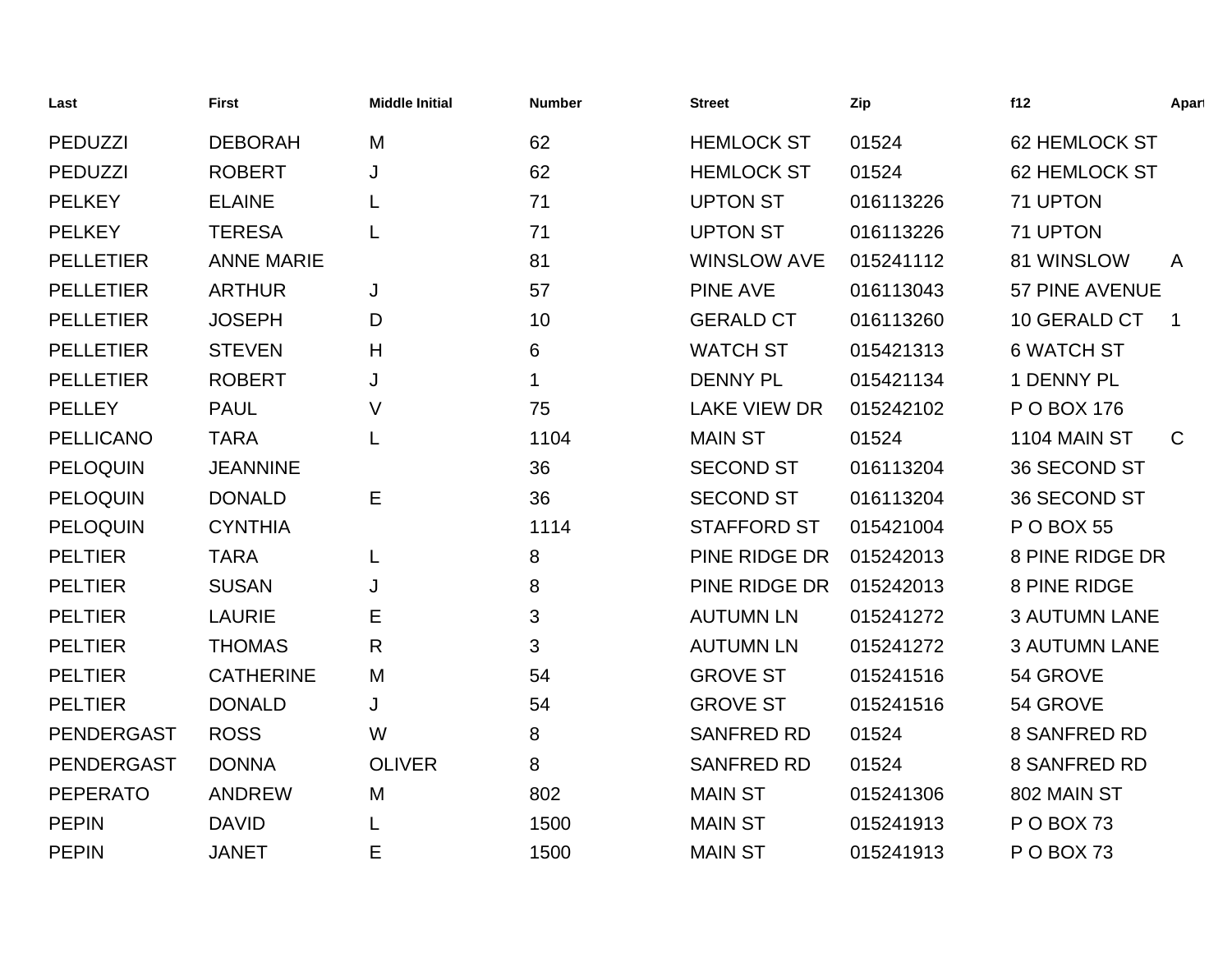| Last | First | Middle Initial | Number | Street | Zip | f12 | Apart |
|---|---|---|---|---|---|---|---|
| PEDUZZI | DEBORAH | M | 62 | HEMLOCK ST | 01524 | 62 HEMLOCK ST | |
| PEDUZZI | ROBERT | J | 62 | HEMLOCK ST | 01524 | 62 HEMLOCK ST | |
| PELKEY | ELAINE | L | 71 | UPTON ST | 016113226 | 71 UPTON | |
| PELKEY | TERESA | L | 71 | UPTON ST | 016113226 | 71 UPTON | |
| PELLETIER | ANNE MARIE | | 81 | WINSLOW AVE | 015241112 | 81 WINSLOW | A |
| PELLETIER | ARTHUR | J | 57 | PINE AVE | 016113043 | 57 PINE AVENUE | |
| PELLETIER | JOSEPH | D | 10 | GERALD CT | 016113260 | 10 GERALD CT | 1 |
| PELLETIER | STEVEN | H | 6 | WATCH ST | 015421313 | 6 WATCH ST | |
| PELLETIER | ROBERT | J | 1 | DENNY PL | 015421134 | 1 DENNY PL | |
| PELLEY | PAUL | V | 75 | LAKE VIEW DR | 015242102 | P O BOX 176 | |
| PELLICANO | TARA | L | 1104 | MAIN ST | 01524 | 1104 MAIN ST | C |
| PELOQUIN | JEANNINE | | 36 | SECOND ST | 016113204 | 36 SECOND ST | |
| PELOQUIN | DONALD | E | 36 | SECOND ST | 016113204 | 36 SECOND ST | |
| PELOQUIN | CYNTHIA | | 1114 | STAFFORD ST | 015421004 | P O BOX 55 | |
| PELTIER | TARA | L | 8 | PINE RIDGE DR | 015242013 | 8 PINE RIDGE DR | |
| PELTIER | SUSAN | J | 8 | PINE RIDGE DR | 015242013 | 8 PINE RIDGE | |
| PELTIER | LAURIE | E | 3 | AUTUMN LN | 015241272 | 3 AUTUMN LANE | |
| PELTIER | THOMAS | R | 3 | AUTUMN LN | 015241272 | 3 AUTUMN LANE | |
| PELTIER | CATHERINE | M | 54 | GROVE ST | 015241516 | 54 GROVE | |
| PELTIER | DONALD | J | 54 | GROVE ST | 015241516 | 54 GROVE | |
| PENDERGAST | ROSS | W | 8 | SANFRED RD | 01524 | 8 SANFRED RD | |
| PENDERGAST | DONNA | OLIVER | 8 | SANFRED RD | 01524 | 8 SANFRED RD | |
| PEPERATO | ANDREW | M | 802 | MAIN ST | 015241306 | 802 MAIN ST | |
| PEPIN | DAVID | L | 1500 | MAIN ST | 015241913 | P O BOX 73 | |
| PEPIN | JANET | E | 1500 | MAIN ST | 015241913 | P O BOX 73 | |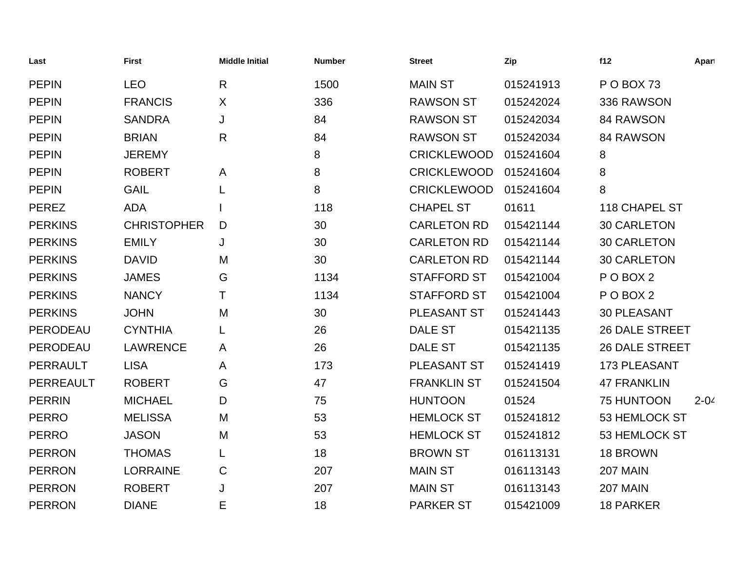| Last | First | Middle Initial | Number | Street | Zip | f12 | Apart |
|---|---|---|---|---|---|---|---|
| PEPIN | LEO | R | 1500 | MAIN ST | 015241913 | P O BOX 73 | |
| PEPIN | FRANCIS | X | 336 | RAWSON ST | 015242024 | 336 RAWSON | |
| PEPIN | SANDRA | J | 84 | RAWSON ST | 015242034 | 84 RAWSON | |
| PEPIN | BRIAN | R | 84 | RAWSON ST | 015242034 | 84 RAWSON | |
| PEPIN | JEREMY | | 8 | CRICKLEWOOD | 015241604 | 8 | |
| PEPIN | ROBERT | A | 8 | CRICKLEWOOD | 015241604 | 8 | |
| PEPIN | GAIL | L | 8 | CRICKLEWOOD | 015241604 | 8 | |
| PEREZ | ADA | I | 118 | CHAPEL ST | 01611 | 118 CHAPEL ST | |
| PERKINS | CHRISTOPHER | D | 30 | CARLETON RD | 015421144 | 30 CARLETON | |
| PERKINS | EMILY | J | 30 | CARLETON RD | 015421144 | 30 CARLETON | |
| PERKINS | DAVID | M | 30 | CARLETON RD | 015421144 | 30 CARLETON | |
| PERKINS | JAMES | G | 1134 | STAFFORD ST | 015421004 | P O BOX 2 | |
| PERKINS | NANCY | T | 1134 | STAFFORD ST | 015421004 | P O BOX 2 | |
| PERKINS | JOHN | M | 30 | PLEASANT ST | 015241443 | 30 PLEASANT | |
| PERODEAU | CYNTHIA | L | 26 | DALE ST | 015421135 | 26 DALE STREET | |
| PERODEAU | LAWRENCE | A | 26 | DALE ST | 015421135 | 26 DALE STREET | |
| PERRAULT | LISA | A | 173 | PLEASANT ST | 015241419 | 173 PLEASANT | |
| PERREAULT | ROBERT | G | 47 | FRANKLIN ST | 015241504 | 47 FRANKLIN | |
| PERRIN | MICHAEL | D | 75 | HUNTOON | 01524 | 75 HUNTOON | 2-04 |
| PERRO | MELISSA | M | 53 | HEMLOCK ST | 015241812 | 53 HEMLOCK ST | |
| PERRO | JASON | M | 53 | HEMLOCK ST | 015241812 | 53 HEMLOCK ST | |
| PERRON | THOMAS | L | 18 | BROWN ST | 016113131 | 18 BROWN | |
| PERRON | LORRAINE | C | 207 | MAIN ST | 016113143 | 207 MAIN | |
| PERRON | ROBERT | J | 207 | MAIN ST | 016113143 | 207 MAIN | |
| PERRON | DIANE | E | 18 | PARKER ST | 015421009 | 18 PARKER | |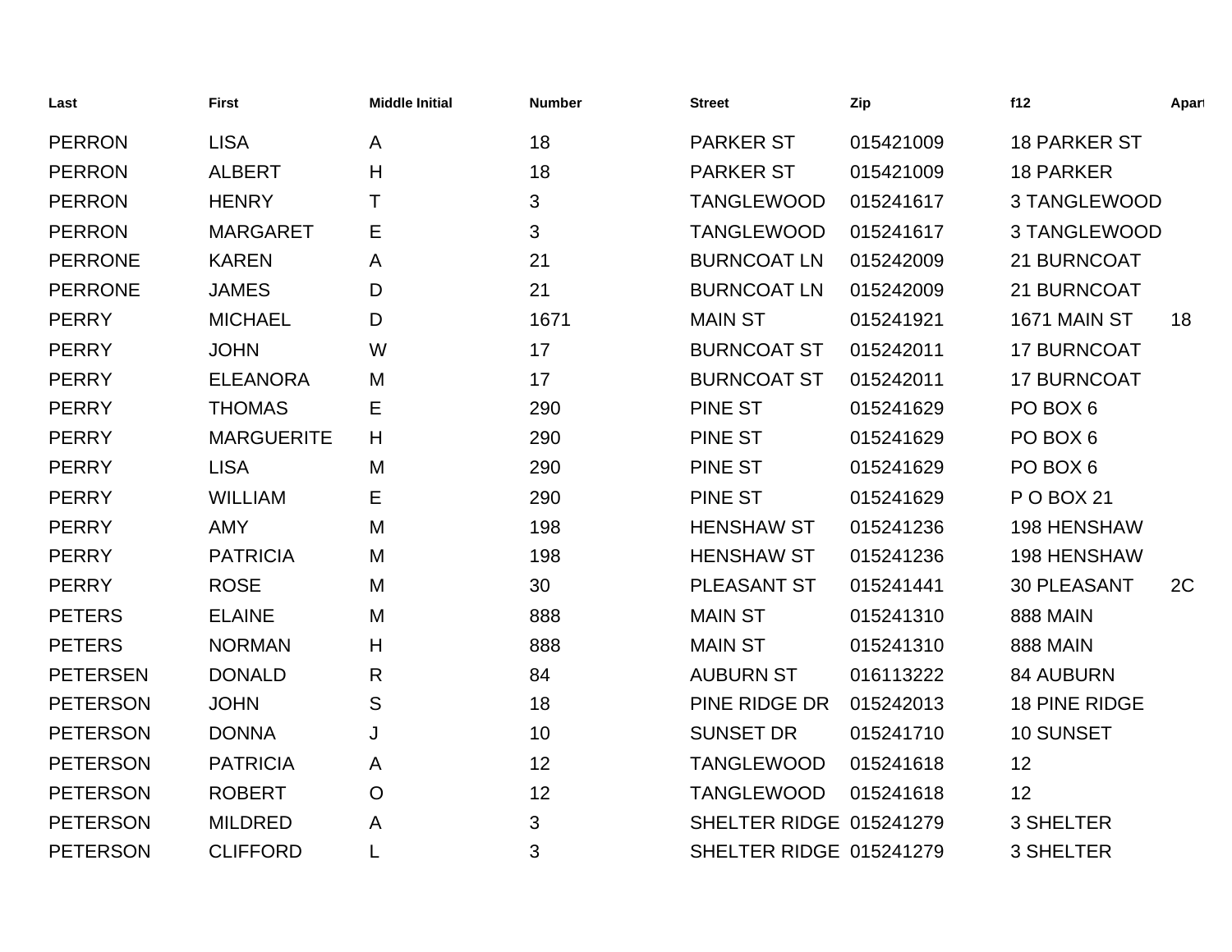| Last | First | Middle Initial | Number | Street | Zip | f12 | Apart |
|---|---|---|---|---|---|---|---|
| PERRON | LISA | A | 18 | PARKER ST | 015421009 | 18 PARKER ST | |
| PERRON | ALBERT | H | 18 | PARKER ST | 015421009 | 18 PARKER | |
| PERRON | HENRY | T | 3 | TANGLEWOOD | 015241617 | 3 TANGLEWOOD | |
| PERRON | MARGARET | E | 3 | TANGLEWOOD | 015241617 | 3 TANGLEWOOD | |
| PERRONE | KAREN | A | 21 | BURNCOAT LN | 015242009 | 21 BURNCOAT | |
| PERRONE | JAMES | D | 21 | BURNCOAT LN | 015242009 | 21 BURNCOAT | |
| PERRY | MICHAEL | D | 1671 | MAIN ST | 015241921 | 1671 MAIN ST | 18 |
| PERRY | JOHN | W | 17 | BURNCOAT ST | 015242011 | 17 BURNCOAT | |
| PERRY | ELEANORA | M | 17 | BURNCOAT ST | 015242011 | 17 BURNCOAT | |
| PERRY | THOMAS | E | 290 | PINE ST | 015241629 | PO BOX 6 | |
| PERRY | MARGUERITE | H | 290 | PINE ST | 015241629 | PO BOX 6 | |
| PERRY | LISA | M | 290 | PINE ST | 015241629 | PO BOX 6 | |
| PERRY | WILLIAM | E | 290 | PINE ST | 015241629 | P O BOX 21 | |
| PERRY | AMY | M | 198 | HENSHAW ST | 015241236 | 198 HENSHAW | |
| PERRY | PATRICIA | M | 198 | HENSHAW ST | 015241236 | 198 HENSHAW | |
| PERRY | ROSE | M | 30 | PLEASANT ST | 015241441 | 30 PLEASANT | 2C |
| PETERS | ELAINE | M | 888 | MAIN ST | 015241310 | 888 MAIN | |
| PETERS | NORMAN | H | 888 | MAIN ST | 015241310 | 888 MAIN | |
| PETERSEN | DONALD | R | 84 | AUBURN ST | 016113222 | 84 AUBURN | |
| PETERSON | JOHN | S | 18 | PINE RIDGE DR | 015242013 | 18 PINE RIDGE | |
| PETERSON | DONNA | J | 10 | SUNSET DR | 015241710 | 10 SUNSET | |
| PETERSON | PATRICIA | A | 12 | TANGLEWOOD | 015241618 | 12 | |
| PETERSON | ROBERT | O | 12 | TANGLEWOOD | 015241618 | 12 | |
| PETERSON | MILDRED | A | 3 | SHELTER RIDGE | 015241279 | 3 SHELTER | |
| PETERSON | CLIFFORD | L | 3 | SHELTER RIDGE | 015241279 | 3 SHELTER | |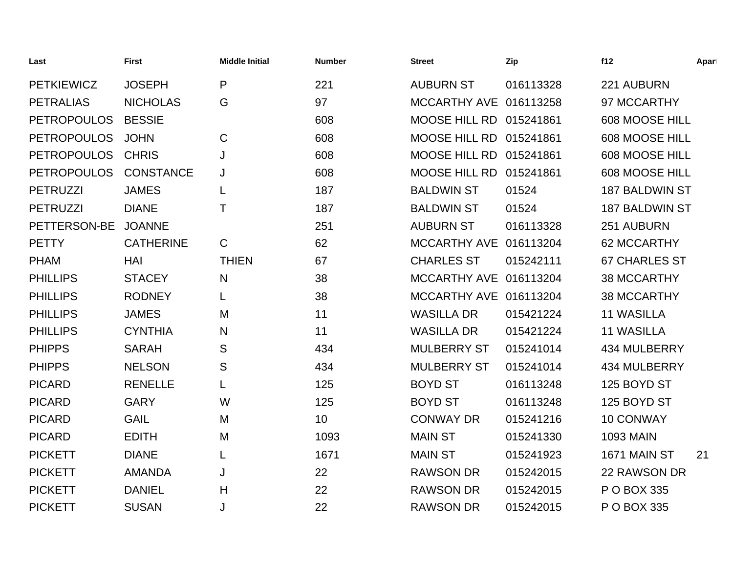| Last | First | Middle Initial | Number | Street | Zip | f12 | Apart |
|---|---|---|---|---|---|---|---|
| PETKIEWICZ | JOSEPH | P | 221 | AUBURN ST | 016113328 | 221 AUBURN | |
| PETRALIAS | NICHOLAS | G | 97 | MCCARTHY AVE | 016113258 | 97 MCCARTHY | |
| PETROPOULOS | BESSIE | | 608 | MOOSE HILL RD | 015241861 | 608 MOOSE HILL | |
| PETROPOULOS | JOHN | C | 608 | MOOSE HILL RD | 015241861 | 608 MOOSE HILL | |
| PETROPOULOS | CHRIS | J | 608 | MOOSE HILL RD | 015241861 | 608 MOOSE HILL | |
| PETROPOULOS | CONSTANCE | J | 608 | MOOSE HILL RD | 015241861 | 608 MOOSE HILL | |
| PETRUZZI | JAMES | L | 187 | BALDWIN ST | 01524 | 187 BALDWIN ST | |
| PETRUZZI | DIANE | T | 187 | BALDWIN ST | 01524 | 187 BALDWIN ST | |
| PETTERSON-BE | JOANNE | | 251 | AUBURN ST | 016113328 | 251 AUBURN | |
| PETTY | CATHERINE | C | 62 | MCCARTHY AVE | 016113204 | 62 MCCARTHY | |
| PHAM | HAI | THIEN | 67 | CHARLES ST | 015242111 | 67 CHARLES ST | |
| PHILLIPS | STACEY | N | 38 | MCCARTHY AVE | 016113204 | 38 MCCARTHY | |
| PHILLIPS | RODNEY | L | 38 | MCCARTHY AVE | 016113204 | 38 MCCARTHY | |
| PHILLIPS | JAMES | M | 11 | WASILLA DR | 015421224 | 11 WASILLA | |
| PHILLIPS | CYNTHIA | N | 11 | WASILLA DR | 015421224 | 11 WASILLA | |
| PHIPPS | SARAH | S | 434 | MULBERRY ST | 015241014 | 434 MULBERRY | |
| PHIPPS | NELSON | S | 434 | MULBERRY ST | 015241014 | 434 MULBERRY | |
| PICARD | RENELLE | L | 125 | BOYD ST | 016113248 | 125 BOYD ST | |
| PICARD | GARY | W | 125 | BOYD ST | 016113248 | 125 BOYD ST | |
| PICARD | GAIL | M | 10 | CONWAY DR | 015241216 | 10 CONWAY | |
| PICARD | EDITH | M | 1093 | MAIN ST | 015241330 | 1093 MAIN | |
| PICKETT | DIANE | L | 1671 | MAIN ST | 015241923 | 1671 MAIN ST | 21 |
| PICKETT | AMANDA | J | 22 | RAWSON DR | 015242015 | 22 RAWSON DR | |
| PICKETT | DANIEL | H | 22 | RAWSON DR | 015242015 | P O BOX 335 | |
| PICKETT | SUSAN | J | 22 | RAWSON DR | 015242015 | P O BOX 335 | |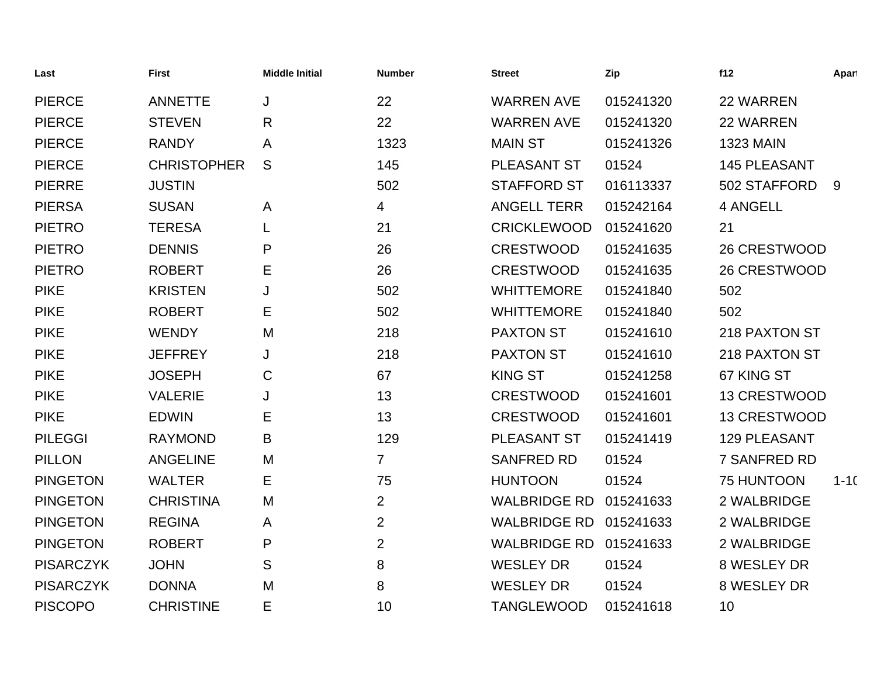| Last | First | Middle Initial | Number | Street | Zip | f12 | Apart |
|---|---|---|---|---|---|---|---|
| PIERCE | ANNETTE | J | 22 | WARREN AVE | 015241320 | 22 WARREN | |
| PIERCE | STEVEN | R | 22 | WARREN AVE | 015241320 | 22 WARREN | |
| PIERCE | RANDY | A | 1323 | MAIN ST | 015241326 | 1323 MAIN | |
| PIERCE | CHRISTOPHER | S | 145 | PLEASANT ST | 01524 | 145 PLEASANT | |
| PIERRE | JUSTIN | | 502 | STAFFORD ST | 016113337 | 502 STAFFORD | 9 |
| PIERSA | SUSAN | A | 4 | ANGELL TERR | 015242164 | 4 ANGELL | |
| PIETRO | TERESA | L | 21 | CRICKLEWOOD | 015241620 | 21 | |
| PIETRO | DENNIS | P | 26 | CRESTWOOD | 015241635 | 26 CRESTWOOD | |
| PIETRO | ROBERT | E | 26 | CRESTWOOD | 015241635 | 26 CRESTWOOD | |
| PIKE | KRISTEN | J | 502 | WHITTEMORE | 015241840 | 502 | |
| PIKE | ROBERT | E | 502 | WHITTEMORE | 015241840 | 502 | |
| PIKE | WENDY | M | 218 | PAXTON ST | 015241610 | 218 PAXTON ST | |
| PIKE | JEFFREY | J | 218 | PAXTON ST | 015241610 | 218 PAXTON ST | |
| PIKE | JOSEPH | C | 67 | KING ST | 015241258 | 67 KING ST | |
| PIKE | VALERIE | J | 13 | CRESTWOOD | 015241601 | 13 CRESTWOOD | |
| PIKE | EDWIN | E | 13 | CRESTWOOD | 015241601 | 13 CRESTWOOD | |
| PILEGGI | RAYMOND | B | 129 | PLEASANT ST | 015241419 | 129 PLEASANT | |
| PILLON | ANGELINE | M | 7 | SANFRED RD | 01524 | 7 SANFRED RD | |
| PINGETON | WALTER | E | 75 | HUNTOON | 01524 | 75 HUNTOON | 1-10 |
| PINGETON | CHRISTINA | M | 2 | WALBRIDGE RD | 015241633 | 2 WALBRIDGE | |
| PINGETON | REGINA | A | 2 | WALBRIDGE RD | 015241633 | 2 WALBRIDGE | |
| PINGETON | ROBERT | P | 2 | WALBRIDGE RD | 015241633 | 2 WALBRIDGE | |
| PISARCZYK | JOHN | S | 8 | WESLEY DR | 01524 | 8 WESLEY DR | |
| PISARCZYK | DONNA | M | 8 | WESLEY DR | 01524 | 8 WESLEY DR | |
| PISCOPO | CHRISTINE | E | 10 | TANGLEWOOD | 015241618 | 10 | |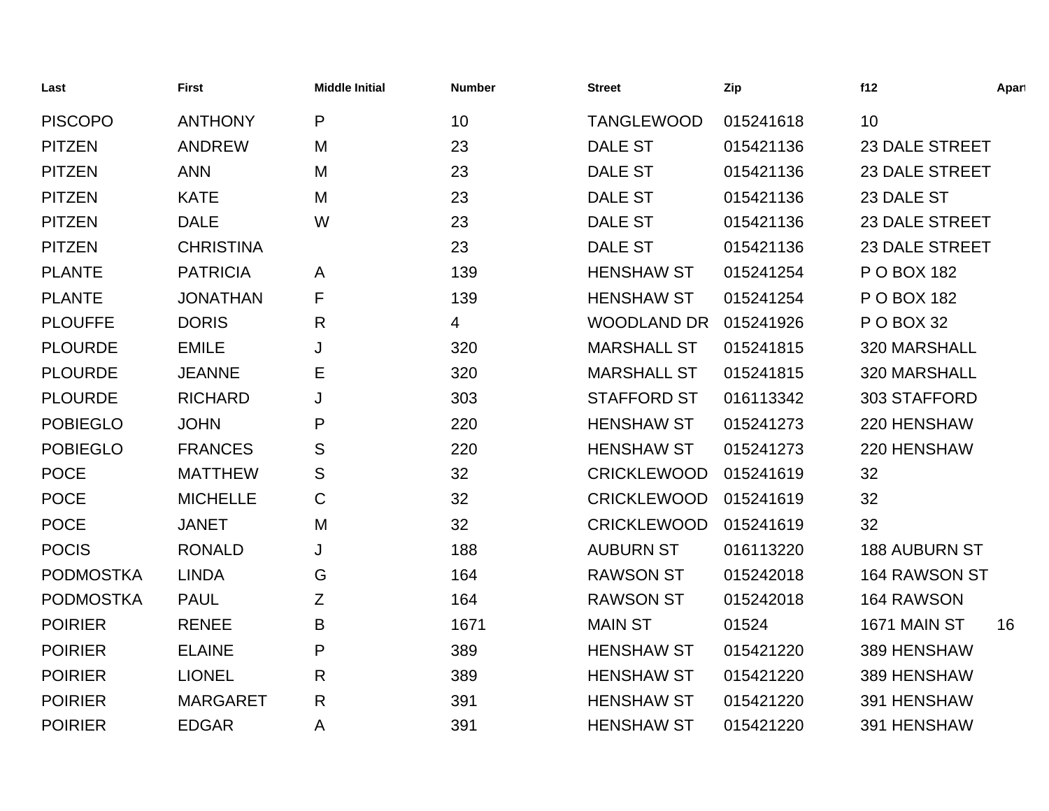| Last | First | Middle Initial | Number | Street | Zip | f12 | Apart |
|---|---|---|---|---|---|---|---|
| PISCOPO | ANTHONY | P | 10 | TANGLEWOOD | 015241618 | 10 | |
| PITZEN | ANDREW | M | 23 | DALE ST | 015421136 | 23 DALE STREET | |
| PITZEN | ANN | M | 23 | DALE ST | 015421136 | 23 DALE STREET | |
| PITZEN | KATE | M | 23 | DALE ST | 015421136 | 23 DALE ST | |
| PITZEN | DALE | W | 23 | DALE ST | 015421136 | 23 DALE STREET | |
| PITZEN | CHRISTINA | | 23 | DALE ST | 015421136 | 23 DALE STREET | |
| PLANTE | PATRICIA | A | 139 | HENSHAW ST | 015241254 | P O BOX 182 | |
| PLANTE | JONATHAN | F | 139 | HENSHAW ST | 015241254 | P O BOX 182 | |
| PLOUFFE | DORIS | R | 4 | WOODLAND DR | 015241926 | P O BOX 32 | |
| PLOURDE | EMILE | J | 320 | MARSHALL ST | 015241815 | 320 MARSHALL | |
| PLOURDE | JEANNE | E | 320 | MARSHALL ST | 015241815 | 320 MARSHALL | |
| PLOURDE | RICHARD | J | 303 | STAFFORD ST | 016113342 | 303 STAFFORD | |
| POBIEGLO | JOHN | P | 220 | HENSHAW ST | 015241273 | 220 HENSHAW | |
| POBIEGLO | FRANCES | S | 220 | HENSHAW ST | 015241273 | 220 HENSHAW | |
| POCE | MATTHEW | S | 32 | CRICKLEWOOD | 015241619 | 32 | |
| POCE | MICHELLE | C | 32 | CRICKLEWOOD | 015241619 | 32 | |
| POCE | JANET | M | 32 | CRICKLEWOOD | 015241619 | 32 | |
| POCIS | RONALD | J | 188 | AUBURN ST | 016113220 | 188 AUBURN ST | |
| PODMOSTKA | LINDA | G | 164 | RAWSON ST | 015242018 | 164 RAWSON ST | |
| PODMOSTKA | PAUL | Z | 164 | RAWSON ST | 015242018 | 164 RAWSON | |
| POIRIER | RENEE | B | 1671 | MAIN ST | 01524 | 1671 MAIN ST | 16 |
| POIRIER | ELAINE | P | 389 | HENSHAW ST | 015421220 | 389 HENSHAW | |
| POIRIER | LIONEL | R | 389 | HENSHAW ST | 015421220 | 389 HENSHAW | |
| POIRIER | MARGARET | R | 391 | HENSHAW ST | 015421220 | 391 HENSHAW | |
| POIRIER | EDGAR | A | 391 | HENSHAW ST | 015421220 | 391 HENSHAW | |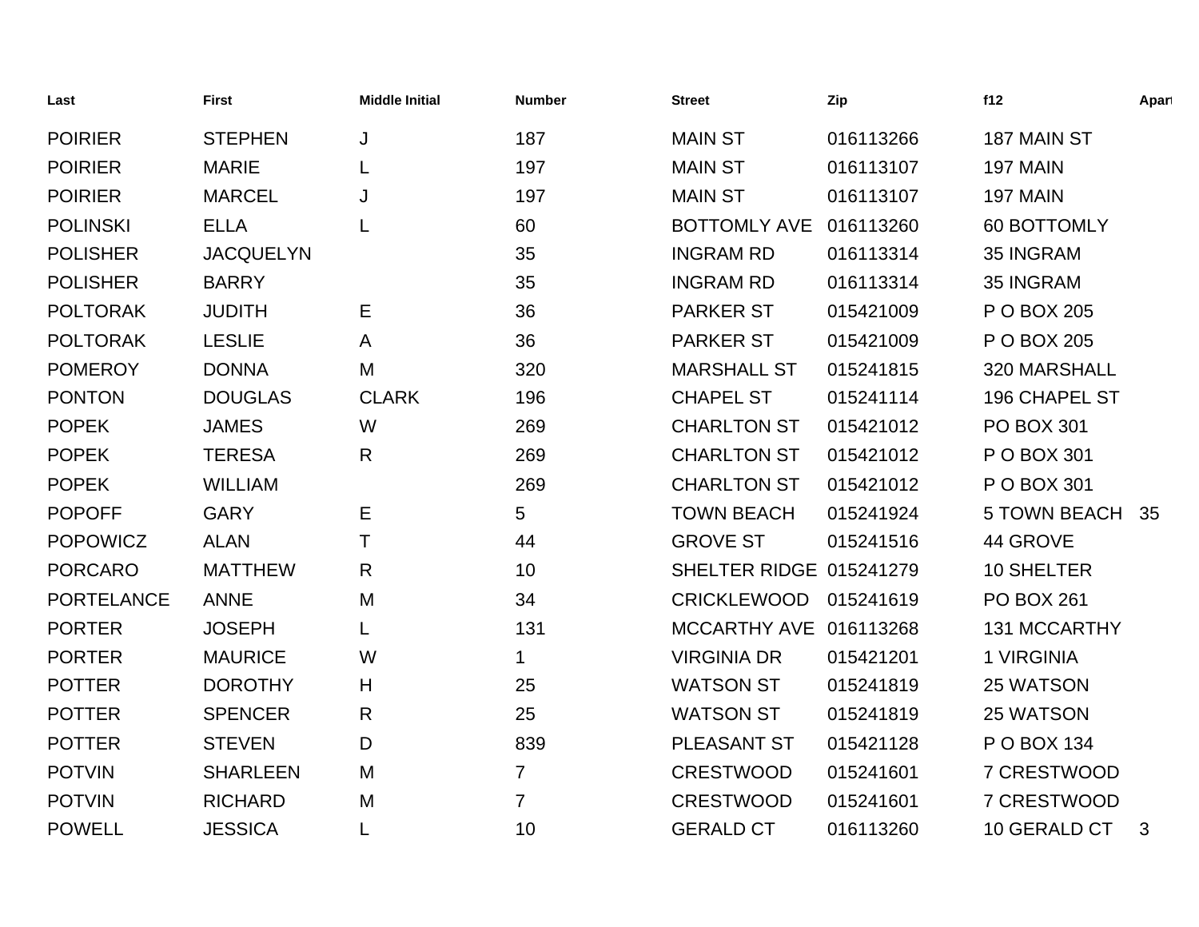| Last | First | Middle Initial | Number | Street | Zip | f12 | Apart |
|---|---|---|---|---|---|---|---|
| POIRIER | STEPHEN | J | 187 | MAIN ST | 016113266 | 187 MAIN ST | |
| POIRIER | MARIE | L | 197 | MAIN ST | 016113107 | 197 MAIN | |
| POIRIER | MARCEL | J | 197 | MAIN ST | 016113107 | 197 MAIN | |
| POLINSKI | ELLA | L | 60 | BOTTOMLY AVE | 016113260 | 60 BOTTOMLY | |
| POLISHER | JACQUELYN | | 35 | INGRAM RD | 016113314 | 35 INGRAM | |
| POLISHER | BARRY | | 35 | INGRAM RD | 016113314 | 35 INGRAM | |
| POLTORAK | JUDITH | E | 36 | PARKER ST | 015421009 | P O BOX 205 | |
| POLTORAK | LESLIE | A | 36 | PARKER ST | 015421009 | P O BOX 205 | |
| POMEROY | DONNA | M | 320 | MARSHALL ST | 015241815 | 320 MARSHALL | |
| PONTON | DOUGLAS | CLARK | 196 | CHAPEL ST | 015241114 | 196 CHAPEL ST | |
| POPEK | JAMES | W | 269 | CHARLTON ST | 015421012 | PO BOX 301 | |
| POPEK | TERESA | R | 269 | CHARLTON ST | 015421012 | P O BOX 301 | |
| POPEK | WILLIAM | | 269 | CHARLTON ST | 015421012 | P O BOX 301 | |
| POPOFF | GARY | E | 5 | TOWN BEACH | 015241924 | 5 TOWN BEACH | 35 |
| POPOWICZ | ALAN | T | 44 | GROVE ST | 015241516 | 44 GROVE | |
| PORCARO | MATTHEW | R | 10 | SHELTER RIDGE | 015241279 | 10 SHELTER | |
| PORTELANCE | ANNE | M | 34 | CRICKLEWOOD | 015241619 | PO BOX 261 | |
| PORTER | JOSEPH | L | 131 | MCCARTHY AVE | 016113268 | 131 MCCARTHY | |
| PORTER | MAURICE | W | 1 | VIRGINIA DR | 015421201 | 1 VIRGINIA | |
| POTTER | DOROTHY | H | 25 | WATSON ST | 015241819 | 25 WATSON | |
| POTTER | SPENCER | R | 25 | WATSON ST | 015241819 | 25 WATSON | |
| POTTER | STEVEN | D | 839 | PLEASANT ST | 015421128 | P O BOX 134 | |
| POTVIN | SHARLEEN | M | 7 | CRESTWOOD | 015241601 | 7 CRESTWOOD | |
| POTVIN | RICHARD | M | 7 | CRESTWOOD | 015241601 | 7 CRESTWOOD | |
| POWELL | JESSICA | L | 10 | GERALD CT | 016113260 | 10 GERALD CT | 3 |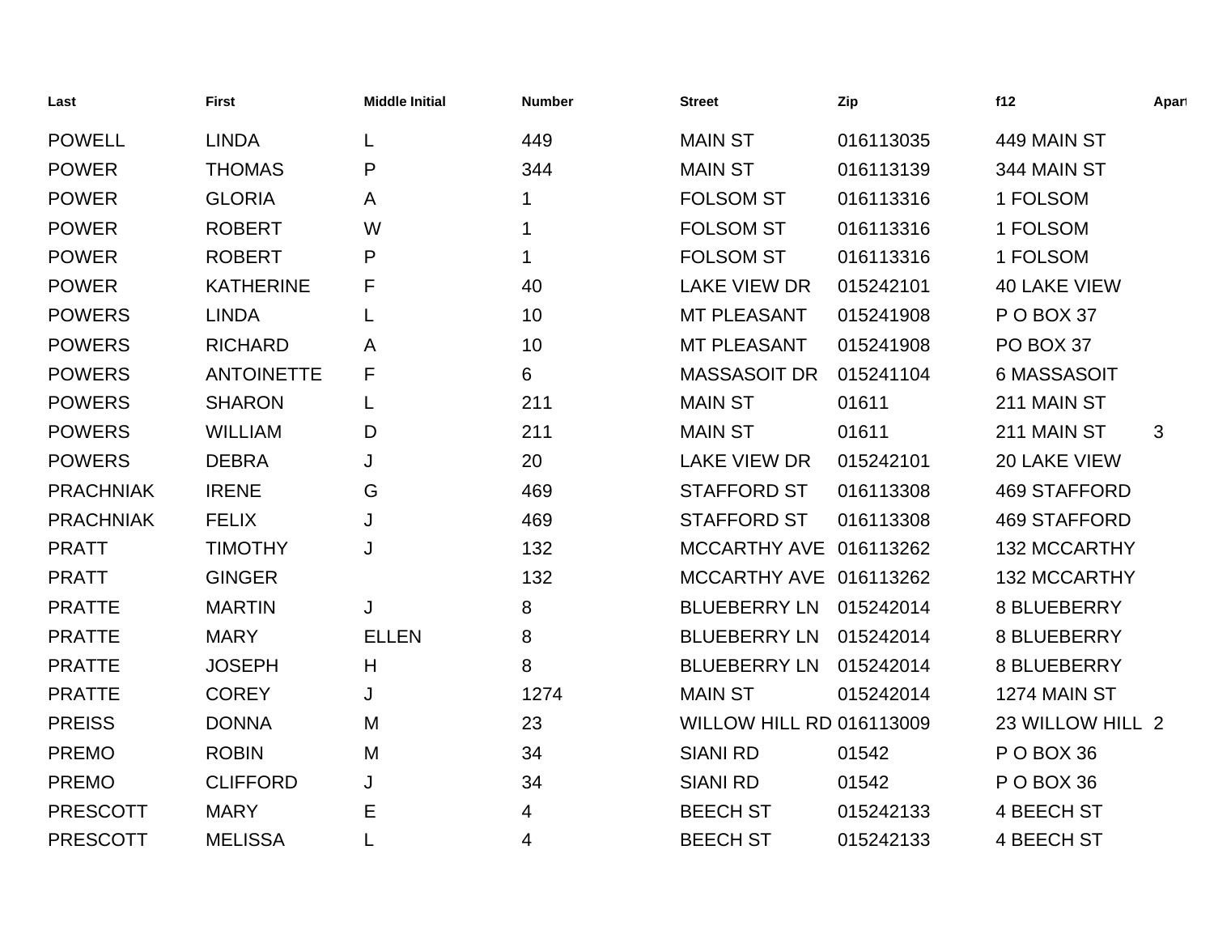| Last | First | Middle Initial | Number | Street | Zip | f12 | Apart |
|---|---|---|---|---|---|---|---|
| POWELL | LINDA | L | 449 | MAIN ST | 016113035 | 449 MAIN ST | |
| POWER | THOMAS | P | 344 | MAIN ST | 016113139 | 344 MAIN ST | |
| POWER | GLORIA | A | 1 | FOLSOM ST | 016113316 | 1 FOLSOM | |
| POWER | ROBERT | W | 1 | FOLSOM ST | 016113316 | 1 FOLSOM | |
| POWER | ROBERT | P | 1 | FOLSOM ST | 016113316 | 1 FOLSOM | |
| POWER | KATHERINE | F | 40 | LAKE VIEW DR | 015242101 | 40 LAKE VIEW | |
| POWERS | LINDA | L | 10 | MT PLEASANT | 015241908 | P O BOX 37 | |
| POWERS | RICHARD | A | 10 | MT PLEASANT | 015241908 | PO BOX 37 | |
| POWERS | ANTOINETTE | F | 6 | MASSASOIT DR | 015241104 | 6 MASSASOIT | |
| POWERS | SHARON | L | 211 | MAIN ST | 01611 | 211 MAIN ST | |
| POWERS | WILLIAM | D | 211 | MAIN ST | 01611 | 211 MAIN ST | 3 |
| POWERS | DEBRA | J | 20 | LAKE VIEW DR | 015242101 | 20 LAKE VIEW | |
| PRACHNIAK | IRENE | G | 469 | STAFFORD ST | 016113308 | 469 STAFFORD | |
| PRACHNIAK | FELIX | J | 469 | STAFFORD ST | 016113308 | 469 STAFFORD | |
| PRATT | TIMOTHY | J | 132 | MCCARTHY AVE | 016113262 | 132 MCCARTHY | |
| PRATT | GINGER | | 132 | MCCARTHY AVE | 016113262 | 132 MCCARTHY | |
| PRATTE | MARTIN | J | 8 | BLUEBERRY LN | 015242014 | 8 BLUEBERRY | |
| PRATTE | MARY | ELLEN | 8 | BLUEBERRY LN | 015242014 | 8 BLUEBERRY | |
| PRATTE | JOSEPH | H | 8 | BLUEBERRY LN | 015242014 | 8 BLUEBERRY | |
| PRATTE | COREY | J | 1274 | MAIN ST | 015242014 | 1274 MAIN ST | |
| PREISS | DONNA | M | 23 | WILLOW HILL RD | 016113009 | 23 WILLOW HILL | 2 |
| PREMO | ROBIN | M | 34 | SIANI RD | 01542 | P O BOX 36 | |
| PREMO | CLIFFORD | J | 34 | SIANI RD | 01542 | P O BOX 36 | |
| PRESCOTT | MARY | E | 4 | BEECH ST | 015242133 | 4 BEECH ST | |
| PRESCOTT | MELISSA | L | 4 | BEECH ST | 015242133 | 4 BEECH ST | |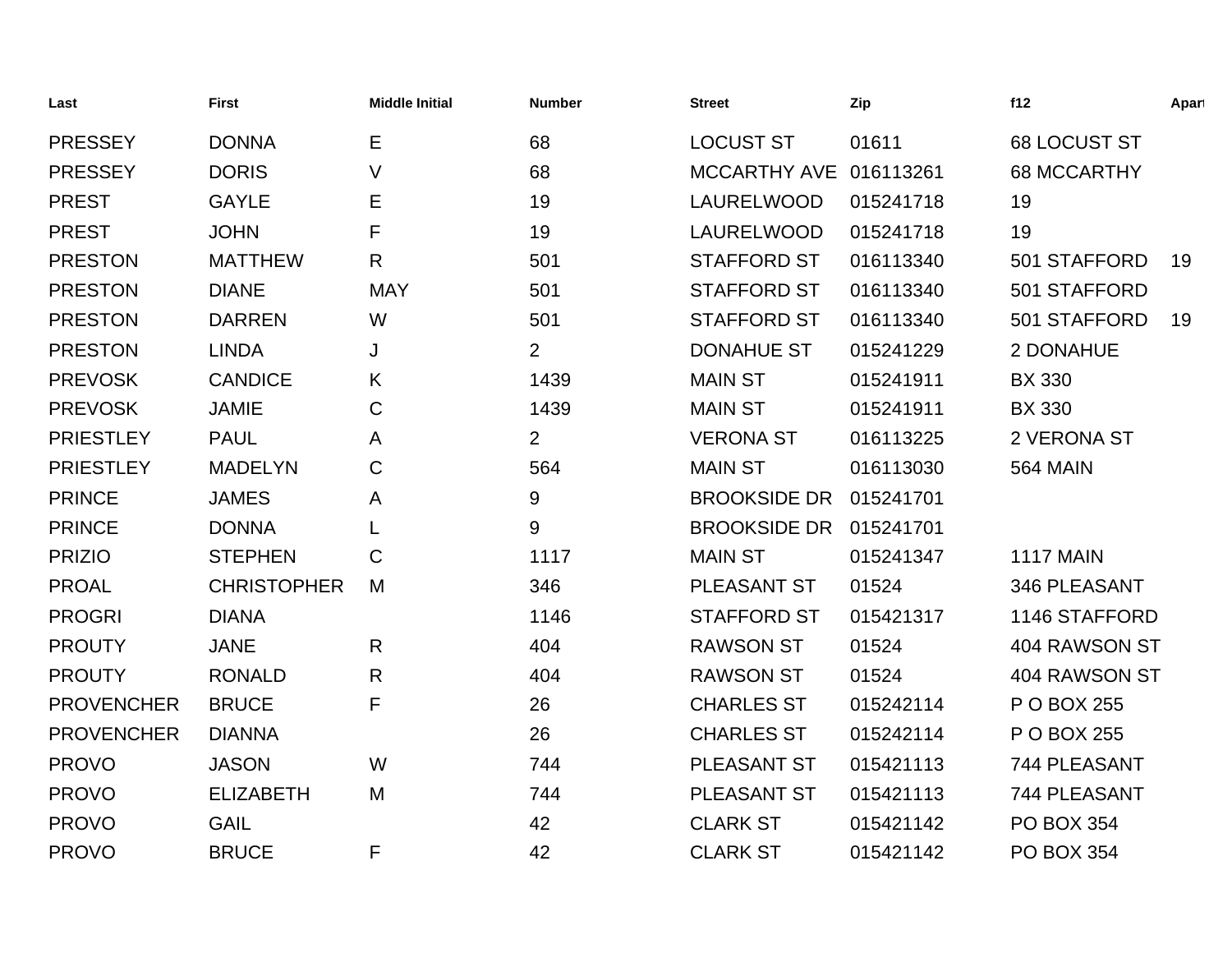| Last | First | Middle Initial | Number | Street | Zip | f12 | Apart |
|---|---|---|---|---|---|---|---|
| PRESSEY | DONNA | E | 68 | LOCUST ST | 01611 | 68 LOCUST ST | |
| PRESSEY | DORIS | V | 68 | MCCARTHY AVE | 016113261 | 68 MCCARTHY | |
| PREST | GAYLE | E | 19 | LAURELWOOD | 015241718 | 19 | |
| PREST | JOHN | F | 19 | LAURELWOOD | 015241718 | 19 | |
| PRESTON | MATTHEW | R | 501 | STAFFORD ST | 016113340 | 501 STAFFORD | 19 |
| PRESTON | DIANE | MAY | 501 | STAFFORD ST | 016113340 | 501 STAFFORD | |
| PRESTON | DARREN | W | 501 | STAFFORD ST | 016113340 | 501 STAFFORD | 19 |
| PRESTON | LINDA | J | 2 | DONAHUE ST | 015241229 | 2 DONAHUE | |
| PREVOSK | CANDICE | K | 1439 | MAIN ST | 015241911 | BX 330 | |
| PREVOSK | JAMIE | C | 1439 | MAIN ST | 015241911 | BX 330 | |
| PRIESTLEY | PAUL | A | 2 | VERONA ST | 016113225 | 2 VERONA ST | |
| PRIESTLEY | MADELYN | C | 564 | MAIN ST | 016113030 | 564 MAIN | |
| PRINCE | JAMES | A | 9 | BROOKSIDE DR | 015241701 | | |
| PRINCE | DONNA | L | 9 | BROOKSIDE DR | 015241701 | | |
| PRIZIO | STEPHEN | C | 1117 | MAIN ST | 015241347 | 1117 MAIN | |
| PROAL | CHRISTOPHER | M | 346 | PLEASANT ST | 01524 | 346 PLEASANT | |
| PROGRI | DIANA | | 1146 | STAFFORD ST | 015421317 | 1146 STAFFORD | |
| PROUTY | JANE | R | 404 | RAWSON ST | 01524 | 404 RAWSON ST | |
| PROUTY | RONALD | R | 404 | RAWSON ST | 01524 | 404 RAWSON ST | |
| PROVENCHER | BRUCE | F | 26 | CHARLES ST | 015242114 | P O BOX 255 | |
| PROVENCHER | DIANNA | | 26 | CHARLES ST | 015242114 | P O BOX 255 | |
| PROVO | JASON | W | 744 | PLEASANT ST | 015421113 | 744 PLEASANT | |
| PROVO | ELIZABETH | M | 744 | PLEASANT ST | 015421113 | 744 PLEASANT | |
| PROVO | GAIL | | 42 | CLARK ST | 015421142 | PO BOX 354 | |
| PROVO | BRUCE | F | 42 | CLARK ST | 015421142 | PO BOX 354 | |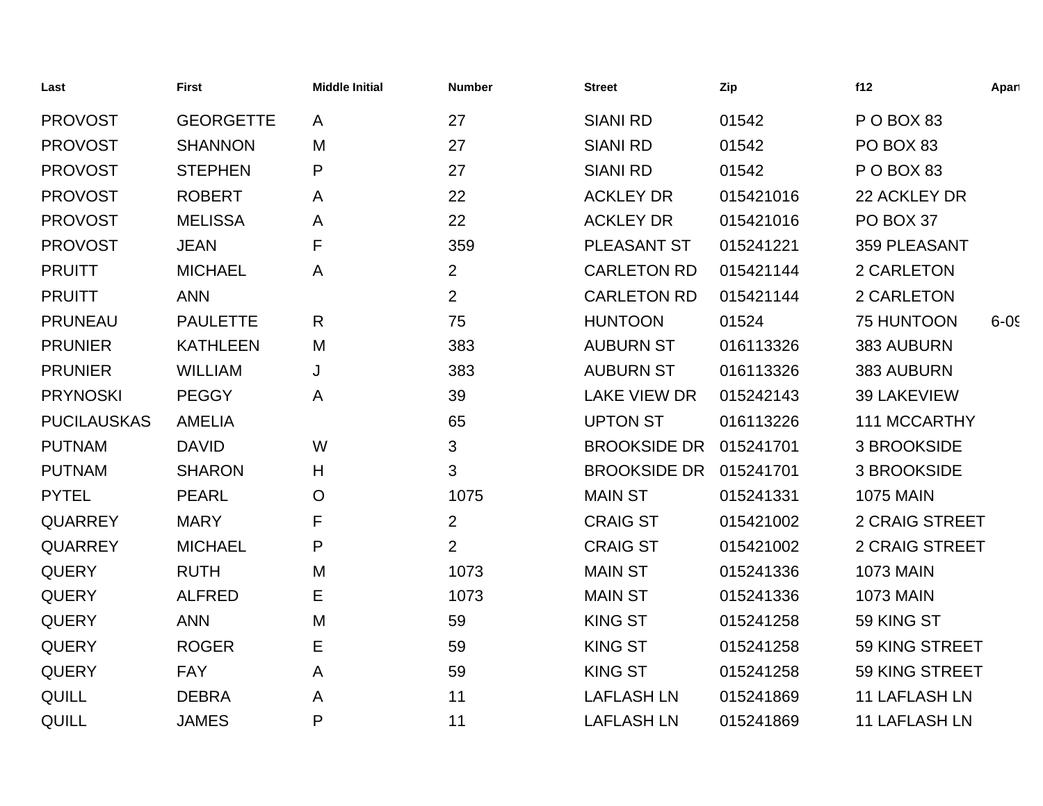| Last | First | Middle Initial | Number | Street | Zip | f12 | Apart |
|---|---|---|---|---|---|---|---|
| PROVOST | GEORGETTE | A | 27 | SIANI RD | 01542 | P O BOX 83 | |
| PROVOST | SHANNON | M | 27 | SIANI RD | 01542 | PO BOX 83 | |
| PROVOST | STEPHEN | P | 27 | SIANI RD | 01542 | P O BOX 83 | |
| PROVOST | ROBERT | A | 22 | ACKLEY DR | 015421016 | 22 ACKLEY DR | |
| PROVOST | MELISSA | A | 22 | ACKLEY DR | 015421016 | PO BOX 37 | |
| PROVOST | JEAN | F | 359 | PLEASANT ST | 015241221 | 359 PLEASANT | |
| PRUITT | MICHAEL | A | 2 | CARLETON RD | 015421144 | 2 CARLETON | |
| PRUITT | ANN | | 2 | CARLETON RD | 015421144 | 2 CARLETON | |
| PRUNEAU | PAULETTE | R | 75 | HUNTOON | 01524 | 75 HUNTOON | 6-09 |
| PRUNIER | KATHLEEN | M | 383 | AUBURN ST | 016113326 | 383 AUBURN | |
| PRUNIER | WILLIAM | J | 383 | AUBURN ST | 016113326 | 383 AUBURN | |
| PRYNOSKI | PEGGY | A | 39 | LAKE VIEW DR | 015242143 | 39 LAKEVIEW | |
| PUCILAUSKAS | AMELIA | | 65 | UPTON ST | 016113226 | 111 MCCARTHY | |
| PUTNAM | DAVID | W | 3 | BROOKSIDE DR | 015241701 | 3 BROOKSIDE | |
| PUTNAM | SHARON | H | 3 | BROOKSIDE DR | 015241701 | 3 BROOKSIDE | |
| PYTEL | PEARL | O | 1075 | MAIN ST | 015241331 | 1075 MAIN | |
| QUARREY | MARY | F | 2 | CRAIG ST | 015421002 | 2 CRAIG STREET | |
| QUARREY | MICHAEL | P | 2 | CRAIG ST | 015421002 | 2 CRAIG STREET | |
| QUERY | RUTH | M | 1073 | MAIN ST | 015241336 | 1073 MAIN | |
| QUERY | ALFRED | E | 1073 | MAIN ST | 015241336 | 1073 MAIN | |
| QUERY | ANN | M | 59 | KING ST | 015241258 | 59 KING ST | |
| QUERY | ROGER | E | 59 | KING ST | 015241258 | 59 KING STREET | |
| QUERY | FAY | A | 59 | KING ST | 015241258 | 59 KING STREET | |
| QUILL | DEBRA | A | 11 | LAFLASH LN | 015241869 | 11 LAFLASH LN | |
| QUILL | JAMES | P | 11 | LAFLASH LN | 015241869 | 11 LAFLASH LN | |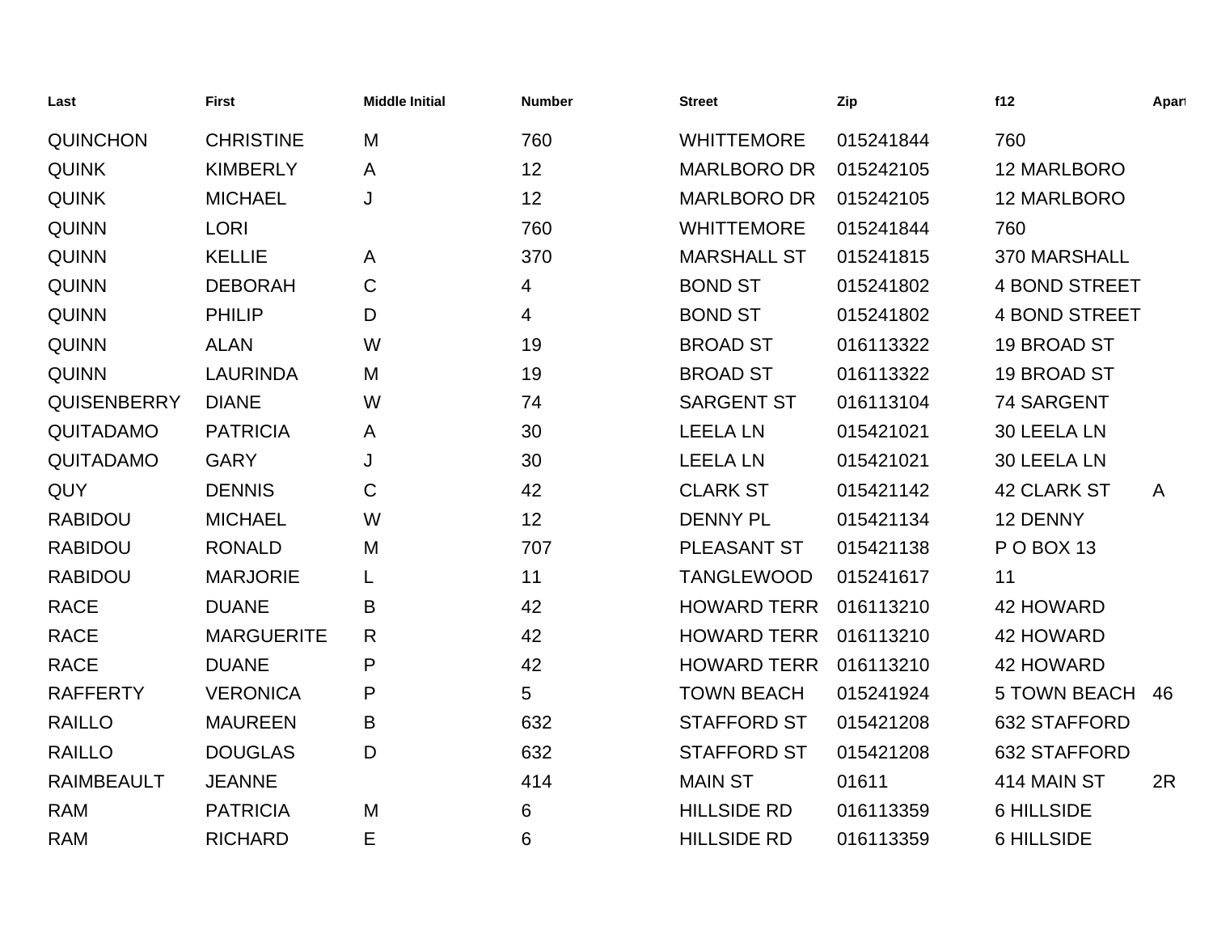| Last | First | Middle Initial | Number | Street | Zip | f12 | Apart |
|---|---|---|---|---|---|---|---|
| QUINCHON | CHRISTINE | M | 760 | WHITTEMORE | 015241844 | 760 | |
| QUINK | KIMBERLY | A | 12 | MARLBORO DR | 015242105 | 12 MARLBORO | |
| QUINK | MICHAEL | J | 12 | MARLBORO DR | 015242105 | 12 MARLBORO | |
| QUINN | LORI | | 760 | WHITTEMORE | 015241844 | 760 | |
| QUINN | KELLIE | A | 370 | MARSHALL ST | 015241815 | 370 MARSHALL | |
| QUINN | DEBORAH | C | 4 | BOND ST | 015241802 | 4 BOND STREET | |
| QUINN | PHILIP | D | 4 | BOND ST | 015241802 | 4 BOND STREET | |
| QUINN | ALAN | W | 19 | BROAD ST | 016113322 | 19 BROAD ST | |
| QUINN | LAURINDA | M | 19 | BROAD ST | 016113322 | 19 BROAD ST | |
| QUISENBERRY | DIANE | W | 74 | SARGENT ST | 016113104 | 74 SARGENT | |
| QUITADAMO | PATRICIA | A | 30 | LEELA LN | 015421021 | 30 LEELA LN | |
| QUITADAMO | GARY | J | 30 | LEELA LN | 015421021 | 30 LEELA LN | |
| QUY | DENNIS | C | 42 | CLARK ST | 015421142 | 42 CLARK ST | A |
| RABIDOU | MICHAEL | W | 12 | DENNY PL | 015421134 | 12 DENNY | |
| RABIDOU | RONALD | M | 707 | PLEASANT ST | 015421138 | P O BOX 13 | |
| RABIDOU | MARJORIE | L | 11 | TANGLEWOOD | 015241617 | 11 | |
| RACE | DUANE | B | 42 | HOWARD TERR | 016113210 | 42 HOWARD | |
| RACE | MARGUERITE | R | 42 | HOWARD TERR | 016113210 | 42 HOWARD | |
| RACE | DUANE | P | 42 | HOWARD TERR | 016113210 | 42 HOWARD | |
| RAFFERTY | VERONICA | P | 5 | TOWN BEACH | 015241924 | 5 TOWN BEACH | 46 |
| RAILLO | MAUREEN | B | 632 | STAFFORD ST | 015421208 | 632 STAFFORD | |
| RAILLO | DOUGLAS | D | 632 | STAFFORD ST | 015421208 | 632 STAFFORD | |
| RAIMBEAULT | JEANNE | | 414 | MAIN ST | 01611 | 414 MAIN ST | 2R |
| RAM | PATRICIA | M | 6 | HILLSIDE RD | 016113359 | 6 HILLSIDE | |
| RAM | RICHARD | E | 6 | HILLSIDE RD | 016113359 | 6 HILLSIDE | |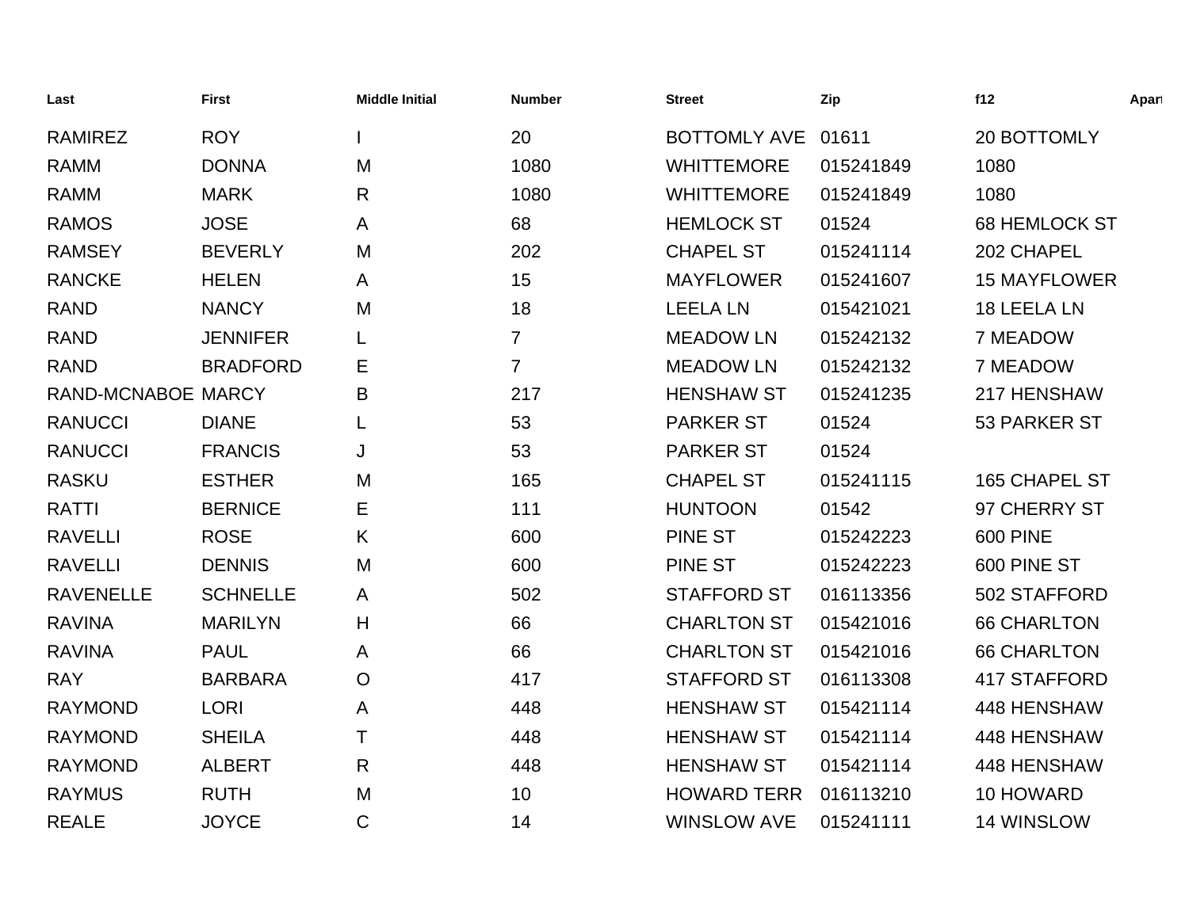| Last | First | Middle Initial | Number | Street | Zip | f12 | Apart |
|---|---|---|---|---|---|---|---|
| RAMIREZ | ROY | I | 20 | BOTTOMLY AVE | 01611 | 20 BOTTOMLY | |
| RAMM | DONNA | M | 1080 | WHITTEMORE | 015241849 | 1080 | |
| RAMM | MARK | R | 1080 | WHITTEMORE | 015241849 | 1080 | |
| RAMOS | JOSE | A | 68 | HEMLOCK ST | 01524 | 68 HEMLOCK ST | |
| RAMSEY | BEVERLY | M | 202 | CHAPEL ST | 015241114 | 202 CHAPEL | |
| RANCKE | HELEN | A | 15 | MAYFLOWER | 015241607 | 15 MAYFLOWER | |
| RAND | NANCY | M | 18 | LEELA LN | 015421021 | 18 LEELA LN | |
| RAND | JENNIFER | L | 7 | MEADOW LN | 015242132 | 7 MEADOW | |
| RAND | BRADFORD | E | 7 | MEADOW LN | 015242132 | 7 MEADOW | |
| RAND-MCNABOE | MARCY | B | 217 | HENSHAW ST | 015241235 | 217 HENSHAW | |
| RANUCCI | DIANE | L | 53 | PARKER ST | 01524 | 53 PARKER ST | |
| RANUCCI | FRANCIS | J | 53 | PARKER ST | 01524 | | |
| RASKU | ESTHER | M | 165 | CHAPEL ST | 015241115 | 165 CHAPEL ST | |
| RATTI | BERNICE | E | 111 | HUNTOON | 01542 | 97 CHERRY ST | |
| RAVELLI | ROSE | K | 600 | PINE ST | 015242223 | 600 PINE | |
| RAVELLI | DENNIS | M | 600 | PINE ST | 015242223 | 600 PINE ST | |
| RAVENELLE | SCHNELLE | A | 502 | STAFFORD ST | 016113356 | 502 STAFFORD | |
| RAVINA | MARILYN | H | 66 | CHARLTON ST | 015421016 | 66 CHARLTON | |
| RAVINA | PAUL | A | 66 | CHARLTON ST | 015421016 | 66 CHARLTON | |
| RAY | BARBARA | O | 417 | STAFFORD ST | 016113308 | 417 STAFFORD | |
| RAYMOND | LORI | A | 448 | HENSHAW ST | 015421114 | 448 HENSHAW | |
| RAYMOND | SHEILA | T | 448 | HENSHAW ST | 015421114 | 448 HENSHAW | |
| RAYMOND | ALBERT | R | 448 | HENSHAW ST | 015421114 | 448 HENSHAW | |
| RAYMUS | RUTH | M | 10 | HOWARD TERR | 016113210 | 10 HOWARD | |
| REALE | JOYCE | C | 14 | WINSLOW AVE | 015241111 | 14 WINSLOW | |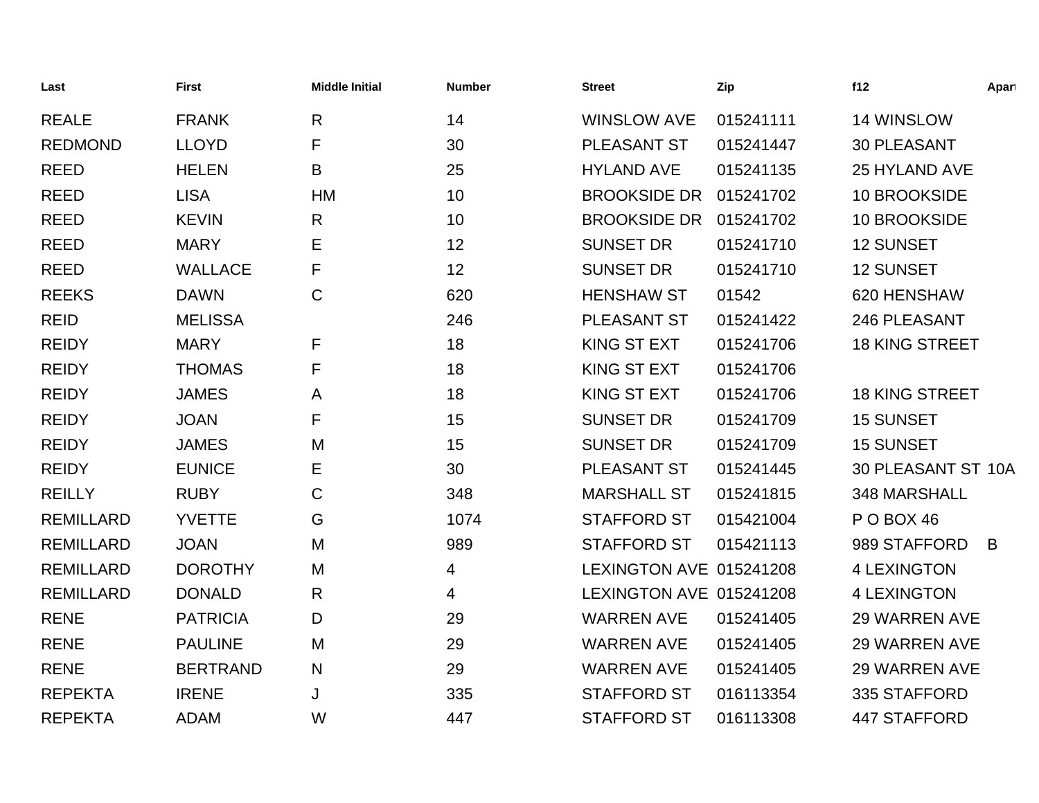| Last | First | Middle Initial | Number | Street | Zip | f12 | Apart |
|---|---|---|---|---|---|---|---|
| REALE | FRANK | R | 14 | WINSLOW AVE | 015241111 | 14 WINSLOW | |
| REDMOND | LLOYD | F | 30 | PLEASANT ST | 015241447 | 30 PLEASANT | |
| REED | HELEN | B | 25 | HYLAND AVE | 015241135 | 25 HYLAND AVE | |
| REED | LISA | HM | 10 | BROOKSIDE DR | 015241702 | 10 BROOKSIDE | |
| REED | KEVIN | R | 10 | BROOKSIDE DR | 015241702 | 10 BROOKSIDE | |
| REED | MARY | E | 12 | SUNSET DR | 015241710 | 12 SUNSET | |
| REED | WALLACE | F | 12 | SUNSET DR | 015241710 | 12 SUNSET | |
| REEKS | DAWN | C | 620 | HENSHAW ST | 01542 | 620 HENSHAW | |
| REID | MELISSA | | 246 | PLEASANT ST | 015241422 | 246 PLEASANT | |
| REIDY | MARY | F | 18 | KING ST EXT | 015241706 | 18 KING STREET | |
| REIDY | THOMAS | F | 18 | KING ST EXT | 015241706 | | |
| REIDY | JAMES | A | 18 | KING ST EXT | 015241706 | 18 KING STREET | |
| REIDY | JOAN | F | 15 | SUNSET DR | 015241709 | 15 SUNSET | |
| REIDY | JAMES | M | 15 | SUNSET DR | 015241709 | 15 SUNSET | |
| REIDY | EUNICE | E | 30 | PLEASANT ST | 015241445 | 30 PLEASANT ST | 10A |
| REILLY | RUBY | C | 348 | MARSHALL ST | 015241815 | 348 MARSHALL | |
| REMILLARD | YVETTE | G | 1074 | STAFFORD ST | 015421004 | P O BOX 46 | |
| REMILLARD | JOAN | M | 989 | STAFFORD ST | 015421113 | 989 STAFFORD | B |
| REMILLARD | DOROTHY | M | 4 | LEXINGTON AVE | 015241208 | 4 LEXINGTON | |
| REMILLARD | DONALD | R | 4 | LEXINGTON AVE | 015241208 | 4 LEXINGTON | |
| RENE | PATRICIA | D | 29 | WARREN AVE | 015241405 | 29 WARREN AVE | |
| RENE | PAULINE | M | 29 | WARREN AVE | 015241405 | 29 WARREN AVE | |
| RENE | BERTRAND | N | 29 | WARREN AVE | 015241405 | 29 WARREN AVE | |
| REPEKTA | IRENE | J | 335 | STAFFORD ST | 016113354 | 335 STAFFORD | |
| REPEKTA | ADAM | W | 447 | STAFFORD ST | 016113308 | 447 STAFFORD | |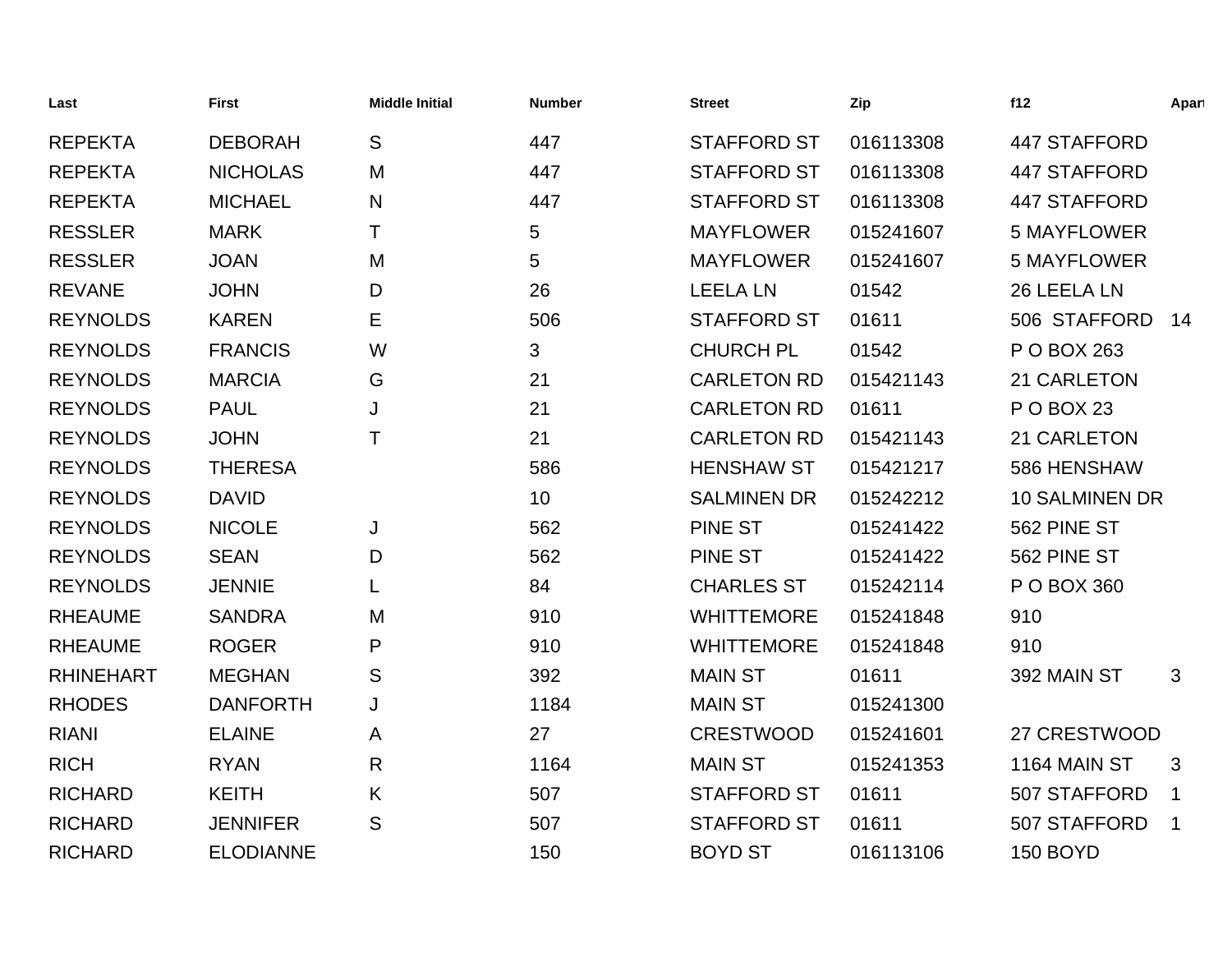| Last | First | Middle Initial | Number | Street | Zip | f12 | Apart |
|---|---|---|---|---|---|---|---|
| REPEKTA | DEBORAH | S | 447 | STAFFORD ST | 016113308 | 447 STAFFORD | |
| REPEKTA | NICHOLAS | M | 447 | STAFFORD ST | 016113308 | 447 STAFFORD | |
| REPEKTA | MICHAEL | N | 447 | STAFFORD ST | 016113308 | 447 STAFFORD | |
| RESSLER | MARK | T | 5 | MAYFLOWER | 015241607 | 5 MAYFLOWER | |
| RESSLER | JOAN | M | 5 | MAYFLOWER | 015241607 | 5 MAYFLOWER | |
| REVANE | JOHN | D | 26 | LEELA LN | 01542 | 26 LEELA LN | |
| REYNOLDS | KAREN | E | 506 | STAFFORD ST | 01611 | 506 STAFFORD | 14 |
| REYNOLDS | FRANCIS | W | 3 | CHURCH PL | 01542 | P O BOX 263 | |
| REYNOLDS | MARCIA | G | 21 | CARLETON RD | 015421143 | 21 CARLETON | |
| REYNOLDS | PAUL | J | 21 | CARLETON RD | 01611 | P O BOX 23 | |
| REYNOLDS | JOHN | T | 21 | CARLETON RD | 015421143 | 21 CARLETON | |
| REYNOLDS | THERESA | | 586 | HENSHAW ST | 015421217 | 586 HENSHAW | |
| REYNOLDS | DAVID | | 10 | SALMINEN DR | 015242212 | 10 SALMINEN DR | |
| REYNOLDS | NICOLE | J | 562 | PINE ST | 015241422 | 562 PINE ST | |
| REYNOLDS | SEAN | D | 562 | PINE ST | 015241422 | 562 PINE ST | |
| REYNOLDS | JENNIE | L | 84 | CHARLES ST | 015242114 | P O BOX 360 | |
| RHEAUME | SANDRA | M | 910 | WHITTEMORE | 015241848 | 910 | |
| RHEAUME | ROGER | P | 910 | WHITTEMORE | 015241848 | 910 | |
| RHINEHART | MEGHAN | S | 392 | MAIN ST | 01611 | 392 MAIN ST | 3 |
| RHODES | DANFORTH | J | 1184 | MAIN ST | 015241300 | | |
| RIANI | ELAINE | A | 27 | CRESTWOOD | 015241601 | 27 CRESTWOOD | |
| RICH | RYAN | R | 1164 | MAIN ST | 015241353 | 1164 MAIN ST | 3 |
| RICHARD | KEITH | K | 507 | STAFFORD ST | 01611 | 507 STAFFORD | 1 |
| RICHARD | JENNIFER | S | 507 | STAFFORD ST | 01611 | 507 STAFFORD | 1 |
| RICHARD | ELODIANNE | | 150 | BOYD ST | 016113106 | 150 BOYD | |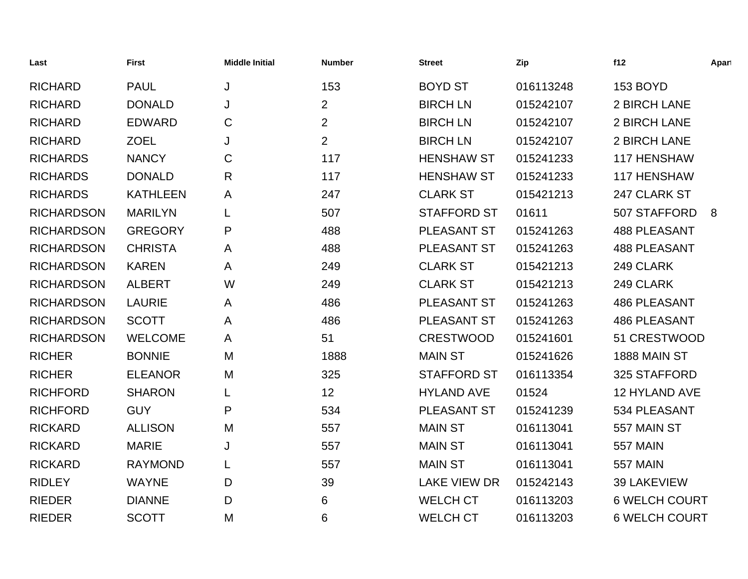| Last | First | Middle Initial | Number | Street | Zip | f12 | Apart |
|---|---|---|---|---|---|---|---|
| RICHARD | PAUL | J | 153 | BOYD ST | 016113248 | 153 BOYD | |
| RICHARD | DONALD | J | 2 | BIRCH LN | 015242107 | 2 BIRCH LANE | |
| RICHARD | EDWARD | C | 2 | BIRCH LN | 015242107 | 2 BIRCH LANE | |
| RICHARD | ZOEL | J | 2 | BIRCH LN | 015242107 | 2 BIRCH LANE | |
| RICHARDS | NANCY | C | 117 | HENSHAW ST | 015241233 | 117 HENSHAW | |
| RICHARDS | DONALD | R | 117 | HENSHAW ST | 015241233 | 117 HENSHAW | |
| RICHARDS | KATHLEEN | A | 247 | CLARK ST | 015421213 | 247 CLARK ST | |
| RICHARDSON | MARILYN | L | 507 | STAFFORD ST | 01611 | 507 STAFFORD | 8 |
| RICHARDSON | GREGORY | P | 488 | PLEASANT ST | 015241263 | 488 PLEASANT | |
| RICHARDSON | CHRISTA | A | 488 | PLEASANT ST | 015241263 | 488 PLEASANT | |
| RICHARDSON | KAREN | A | 249 | CLARK ST | 015421213 | 249 CLARK | |
| RICHARDSON | ALBERT | W | 249 | CLARK ST | 015421213 | 249 CLARK | |
| RICHARDSON | LAURIE | A | 486 | PLEASANT ST | 015241263 | 486 PLEASANT | |
| RICHARDSON | SCOTT | A | 486 | PLEASANT ST | 015241263 | 486 PLEASANT | |
| RICHARDSON | WELCOME | A | 51 | CRESTWOOD | 015241601 | 51 CRESTWOOD | |
| RICHER | BONNIE | M | 1888 | MAIN ST | 015241626 | 1888 MAIN ST | |
| RICHER | ELEANOR | M | 325 | STAFFORD ST | 016113354 | 325 STAFFORD | |
| RICHFORD | SHARON | L | 12 | HYLAND AVE | 01524 | 12 HYLAND AVE | |
| RICHFORD | GUY | P | 534 | PLEASANT ST | 015241239 | 534 PLEASANT | |
| RICKARD | ALLISON | M | 557 | MAIN ST | 016113041 | 557 MAIN ST | |
| RICKARD | MARIE | J | 557 | MAIN ST | 016113041 | 557 MAIN | |
| RICKARD | RAYMOND | L | 557 | MAIN ST | 016113041 | 557 MAIN | |
| RIDLEY | WAYNE | D | 39 | LAKE VIEW DR | 015242143 | 39 LAKEVIEW | |
| RIEDER | DIANNE | D | 6 | WELCH CT | 016113203 | 6 WELCH COURT | |
| RIEDER | SCOTT | M | 6 | WELCH CT | 016113203 | 6 WELCH COURT | |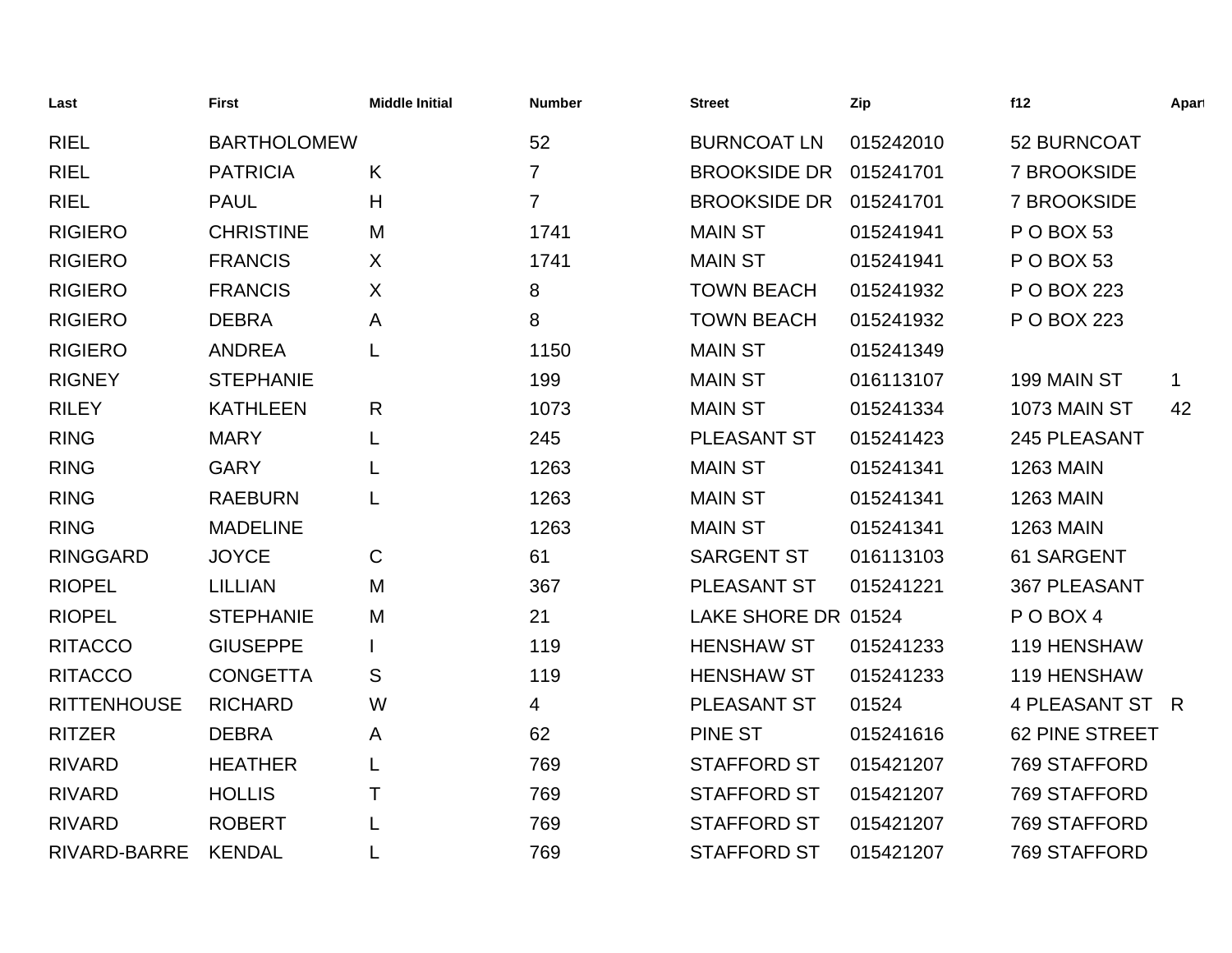| Last | First | Middle Initial | Number | Street | Zip | f12 | Apart |
| --- | --- | --- | --- | --- | --- | --- | --- |
| RIEL | BARTHOLOMEW | | 52 | BURNCOAT LN | 015242010 | 52 BURNCOAT | |
| RIEL | PATRICIA | K | 7 | BROOKSIDE DR | 015241701 | 7 BROOKSIDE | |
| RIEL | PAUL | H | 7 | BROOKSIDE DR | 015241701 | 7 BROOKSIDE | |
| RIGIERO | CHRISTINE | M | 1741 | MAIN ST | 015241941 | P O BOX 53 | |
| RIGIERO | FRANCIS | X | 1741 | MAIN ST | 015241941 | P O BOX 53 | |
| RIGIERO | FRANCIS | X | 8 | TOWN BEACH | 015241932 | P O BOX 223 | |
| RIGIERO | DEBRA | A | 8 | TOWN BEACH | 015241932 | P O BOX 223 | |
| RIGIERO | ANDREA | L | 1150 | MAIN ST | 015241349 | | |
| RIGNEY | STEPHANIE | | 199 | MAIN ST | 016113107 | 199 MAIN ST | 1 |
| RILEY | KATHLEEN | R | 1073 | MAIN ST | 015241334 | 1073 MAIN ST | 42 |
| RING | MARY | L | 245 | PLEASANT ST | 015241423 | 245 PLEASANT | |
| RING | GARY | L | 1263 | MAIN ST | 015241341 | 1263 MAIN | |
| RING | RAEBURN | L | 1263 | MAIN ST | 015241341 | 1263 MAIN | |
| RING | MADELINE | | 1263 | MAIN ST | 015241341 | 1263 MAIN | |
| RINGGARD | JOYCE | C | 61 | SARGENT ST | 016113103 | 61 SARGENT | |
| RIOPEL | LILLIAN | M | 367 | PLEASANT ST | 015241221 | 367 PLEASANT | |
| RIOPEL | STEPHANIE | M | 21 | LAKE SHORE DR | 01524 | P O BOX 4 | |
| RITACCO | GIUSEPPE | I | 119 | HENSHAW ST | 015241233 | 119 HENSHAW | |
| RITACCO | CONGETTA | S | 119 | HENSHAW ST | 015241233 | 119 HENSHAW | |
| RITTENHOUSE | RICHARD | W | 4 | PLEASANT ST | 01524 | 4 PLEASANT ST | R |
| RITZER | DEBRA | A | 62 | PINE ST | 015241616 | 62 PINE STREET | |
| RIVARD | HEATHER | L | 769 | STAFFORD ST | 015421207 | 769 STAFFORD | |
| RIVARD | HOLLIS | T | 769 | STAFFORD ST | 015421207 | 769 STAFFORD | |
| RIVARD | ROBERT | L | 769 | STAFFORD ST | 015421207 | 769 STAFFORD | |
| RIVARD-BARRE | KENDAL | L | 769 | STAFFORD ST | 015421207 | 769 STAFFORD | |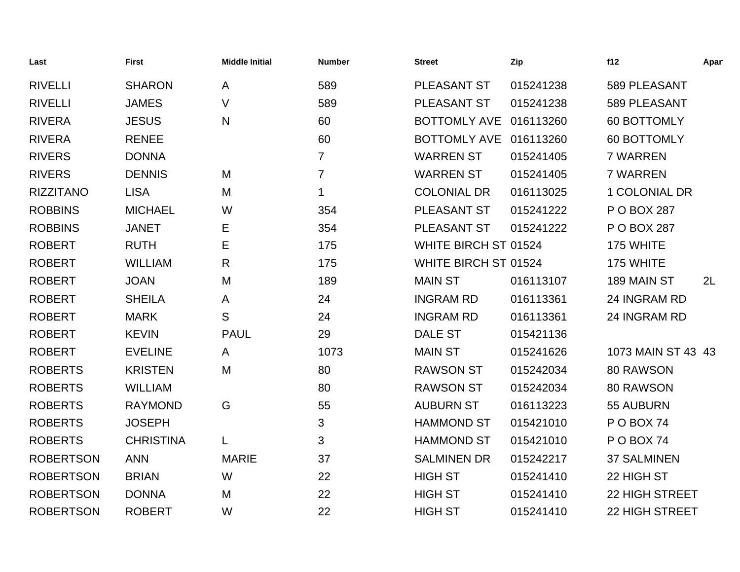| Last | First | Middle Initial | Number | Street | Zip | f12 | Apart |
|---|---|---|---|---|---|---|---|
| RIVELLI | SHARON | A | 589 | PLEASANT ST | 015241238 | 589 PLEASANT | |
| RIVELLI | JAMES | V | 589 | PLEASANT ST | 015241238 | 589 PLEASANT | |
| RIVERA | JESUS | N | 60 | BOTTOMLY AVE | 016113260 | 60 BOTTOMLY | |
| RIVERA | RENEE | | 60 | BOTTOMLY AVE | 016113260 | 60 BOTTOMLY | |
| RIVERS | DONNA | | 7 | WARREN ST | 015241405 | 7 WARREN | |
| RIVERS | DENNIS | M | 7 | WARREN ST | 015241405 | 7 WARREN | |
| RIZZITANO | LISA | M | 1 | COLONIAL DR | 016113025 | 1 COLONIAL DR | |
| ROBBINS | MICHAEL | W | 354 | PLEASANT ST | 015241222 | P O BOX 287 | |
| ROBBINS | JANET | E | 354 | PLEASANT ST | 015241222 | P O BOX 287 | |
| ROBERT | RUTH | E | 175 | WHITE BIRCH ST | 01524 | 175 WHITE | |
| ROBERT | WILLIAM | R | 175 | WHITE BIRCH ST | 01524 | 175 WHITE | |
| ROBERT | JOAN | M | 189 | MAIN ST | 016113107 | 189 MAIN ST | 2L |
| ROBERT | SHEILA | A | 24 | INGRAM RD | 016113361 | 24 INGRAM RD | |
| ROBERT | MARK | S | 24 | INGRAM RD | 016113361 | 24 INGRAM RD | |
| ROBERT | KEVIN | PAUL | 29 | DALE ST | 015421136 | | |
| ROBERT | EVELINE | A | 1073 | MAIN ST | 015241626 | 1073 MAIN ST 43 | 43 |
| ROBERTS | KRISTEN | M | 80 | RAWSON ST | 015242034 | 80 RAWSON | |
| ROBERTS | WILLIAM | | 80 | RAWSON ST | 015242034 | 80 RAWSON | |
| ROBERTS | RAYMOND | G | 55 | AUBURN ST | 016113223 | 55 AUBURN | |
| ROBERTS | JOSEPH | | 3 | HAMMOND ST | 015421010 | P O BOX 74 | |
| ROBERTS | CHRISTINA | L | 3 | HAMMOND ST | 015421010 | P O BOX 74 | |
| ROBERTSON | ANN | MARIE | 37 | SALMINEN DR | 015242217 | 37 SALMINEN | |
| ROBERTSON | BRIAN | W | 22 | HIGH ST | 015241410 | 22 HIGH ST | |
| ROBERTSON | DONNA | M | 22 | HIGH ST | 015241410 | 22 HIGH STREET | |
| ROBERTSON | ROBERT | W | 22 | HIGH ST | 015241410 | 22 HIGH STREET | |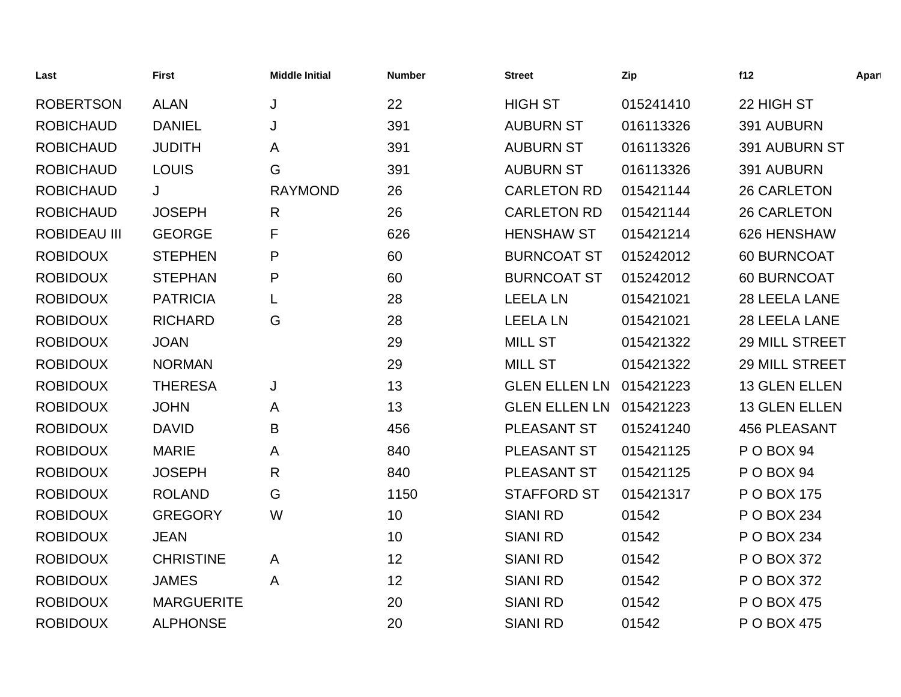| Last | First | Middle Initial | Number | Street | Zip | f12 | Apart |
|---|---|---|---|---|---|---|---|
| ROBERTSON | ALAN | J | 22 | HIGH ST | 015241410 | 22 HIGH ST | |
| ROBICHAUD | DANIEL | J | 391 | AUBURN ST | 016113326 | 391 AUBURN | |
| ROBICHAUD | JUDITH | A | 391 | AUBURN ST | 016113326 | 391 AUBURN ST | |
| ROBICHAUD | LOUIS | G | 391 | AUBURN ST | 016113326 | 391 AUBURN | |
| ROBICHAUD | J | RAYMOND | 26 | CARLETON RD | 015421144 | 26 CARLETON | |
| ROBICHAUD | JOSEPH | R | 26 | CARLETON RD | 015421144 | 26 CARLETON | |
| ROBIDEAU III | GEORGE | F | 626 | HENSHAW ST | 015421214 | 626 HENSHAW | |
| ROBIDOUX | STEPHEN | P | 60 | BURNCOAT ST | 015242012 | 60 BURNCOAT | |
| ROBIDOUX | STEPHAN | P | 60 | BURNCOAT ST | 015242012 | 60 BURNCOAT | |
| ROBIDOUX | PATRICIA | L | 28 | LEELA LN | 015421021 | 28 LEELA LANE | |
| ROBIDOUX | RICHARD | G | 28 | LEELA LN | 015421021 | 28 LEELA LANE | |
| ROBIDOUX | JOAN | | 29 | MILL ST | 015421322 | 29 MILL STREET | |
| ROBIDOUX | NORMAN | | 29 | MILL ST | 015421322 | 29 MILL STREET | |
| ROBIDOUX | THERESA | J | 13 | GLEN ELLEN LN | 015421223 | 13 GLEN ELLEN | |
| ROBIDOUX | JOHN | A | 13 | GLEN ELLEN LN | 015421223 | 13 GLEN ELLEN | |
| ROBIDOUX | DAVID | B | 456 | PLEASANT ST | 015241240 | 456 PLEASANT | |
| ROBIDOUX | MARIE | A | 840 | PLEASANT ST | 015421125 | P O BOX 94 | |
| ROBIDOUX | JOSEPH | R | 840 | PLEASANT ST | 015421125 | P O BOX 94 | |
| ROBIDOUX | ROLAND | G | 1150 | STAFFORD ST | 015421317 | P O BOX 175 | |
| ROBIDOUX | GREGORY | W | 10 | SIANI RD | 01542 | P O BOX 234 | |
| ROBIDOUX | JEAN | | 10 | SIANI RD | 01542 | P O BOX 234 | |
| ROBIDOUX | CHRISTINE | A | 12 | SIANI RD | 01542 | P O BOX 372 | |
| ROBIDOUX | JAMES | A | 12 | SIANI RD | 01542 | P O BOX 372 | |
| ROBIDOUX | MARGUERITE | | 20 | SIANI RD | 01542 | P O BOX 475 | |
| ROBIDOUX | ALPHONSE | | 20 | SIANI RD | 01542 | P O BOX 475 | |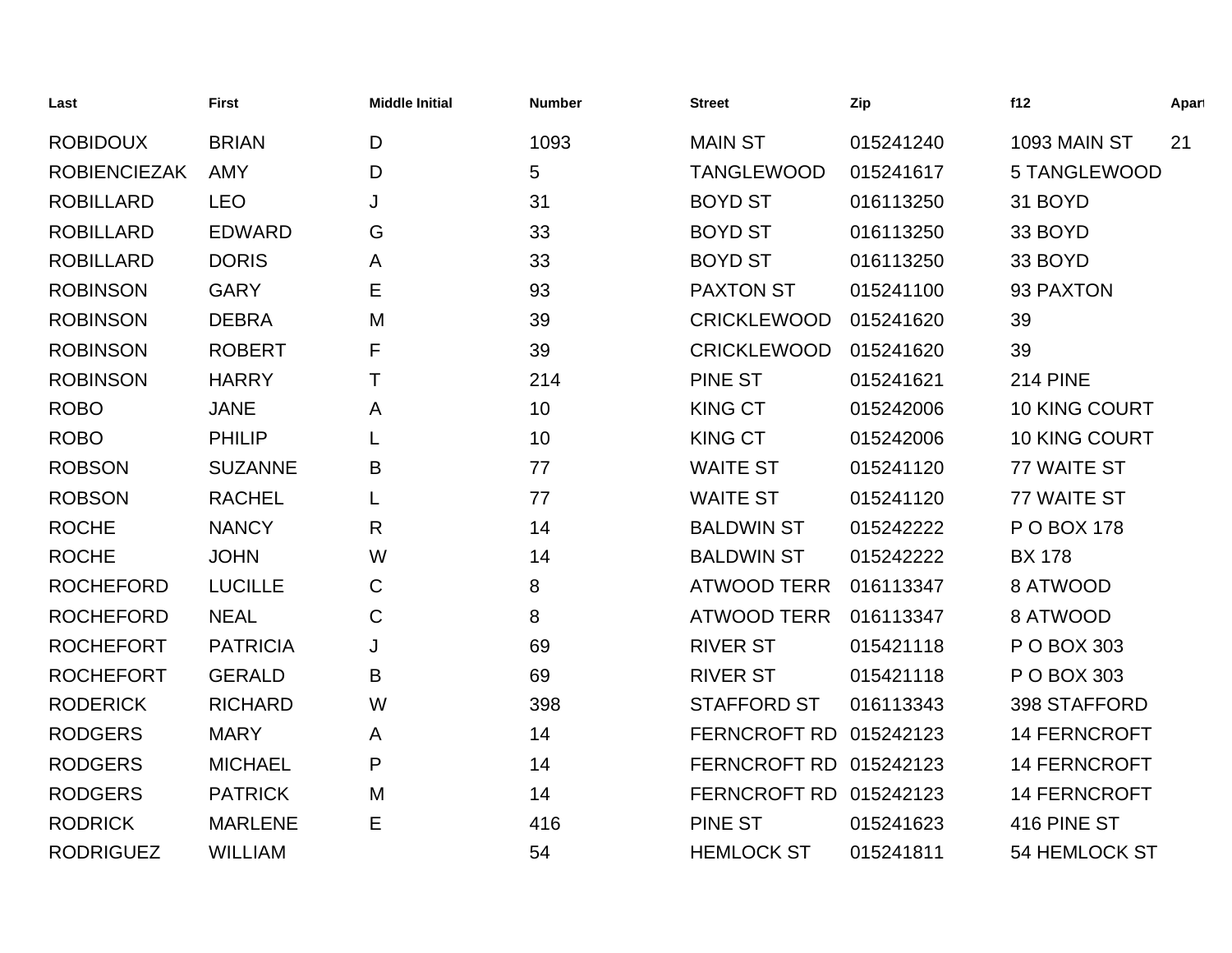| Last | First | Middle Initial | Number | Street | Zip | f12 | Apart |
|---|---|---|---|---|---|---|---|
| ROBIDOUX | BRIAN | D | 1093 | MAIN ST | 015241240 | 1093 MAIN ST | 21 |
| ROBIENCIEZAK | AMY | D | 5 | TANGLEWOOD | 015241617 | 5 TANGLEWOOD | |
| ROBILLARD | LEO | J | 31 | BOYD ST | 016113250 | 31 BOYD | |
| ROBILLARD | EDWARD | G | 33 | BOYD ST | 016113250 | 33 BOYD | |
| ROBILLARD | DORIS | A | 33 | BOYD ST | 016113250 | 33 BOYD | |
| ROBINSON | GARY | E | 93 | PAXTON ST | 015241100 | 93 PAXTON | |
| ROBINSON | DEBRA | M | 39 | CRICKLEWOOD | 015241620 | 39 | |
| ROBINSON | ROBERT | F | 39 | CRICKLEWOOD | 015241620 | 39 | |
| ROBINSON | HARRY | T | 214 | PINE ST | 015241621 | 214 PINE | |
| ROBO | JANE | A | 10 | KING CT | 015242006 | 10 KING COURT | |
| ROBO | PHILIP | L | 10 | KING CT | 015242006 | 10 KING COURT | |
| ROBSON | SUZANNE | B | 77 | WAITE ST | 015241120 | 77 WAITE ST | |
| ROBSON | RACHEL | L | 77 | WAITE ST | 015241120 | 77 WAITE ST | |
| ROCHE | NANCY | R | 14 | BALDWIN ST | 015242222 | P O BOX 178 | |
| ROCHE | JOHN | W | 14 | BALDWIN ST | 015242222 | BX 178 | |
| ROCHEFORD | LUCILLE | C | 8 | ATWOOD TERR | 016113347 | 8 ATWOOD | |
| ROCHEFORD | NEAL | C | 8 | ATWOOD TERR | 016113347 | 8 ATWOOD | |
| ROCHEFORT | PATRICIA | J | 69 | RIVER ST | 015421118 | P O BOX 303 | |
| ROCHEFORT | GERALD | B | 69 | RIVER ST | 015421118 | P O BOX 303 | |
| RODERICK | RICHARD | W | 398 | STAFFORD ST | 016113343 | 398 STAFFORD | |
| RODGERS | MARY | A | 14 | FERNCROFT RD | 015242123 | 14 FERNCROFT | |
| RODGERS | MICHAEL | P | 14 | FERNCROFT RD | 015242123 | 14 FERNCROFT | |
| RODGERS | PATRICK | M | 14 | FERNCROFT RD | 015242123 | 14 FERNCROFT | |
| RODRICK | MARLENE | E | 416 | PINE ST | 015241623 | 416 PINE ST | |
| RODRIGUEZ | WILLIAM | | 54 | HEMLOCK ST | 015241811 | 54 HEMLOCK ST | |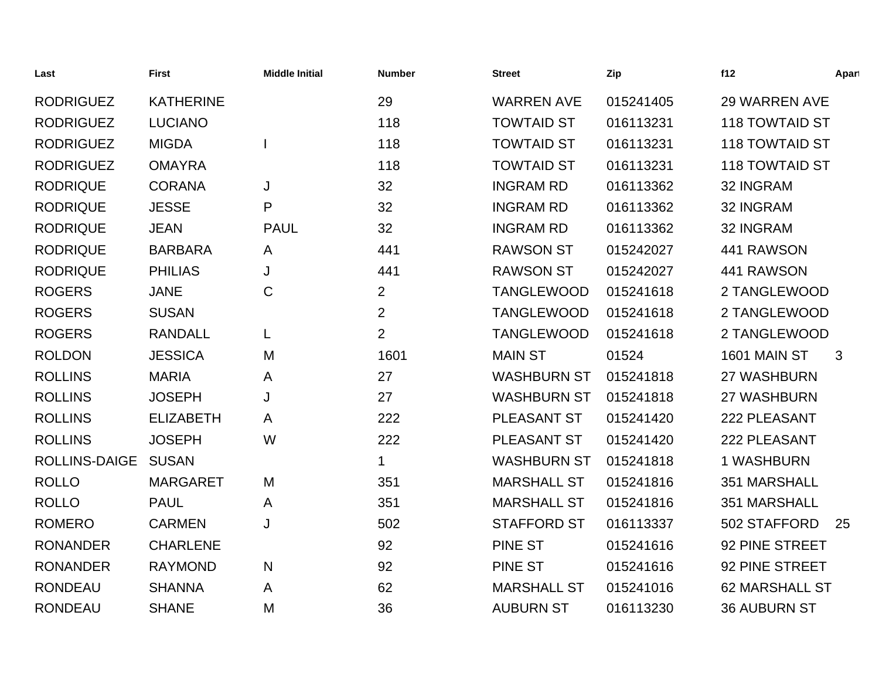| Last | First | Middle Initial | Number | Street | Zip | f12 | Apart |
|---|---|---|---|---|---|---|---|
| RODRIGUEZ | KATHERINE | | 29 | WARREN AVE | 015241405 | 29 WARREN AVE | |
| RODRIGUEZ | LUCIANO | | 118 | TOWTAID ST | 016113231 | 118 TOWTAID ST | |
| RODRIGUEZ | MIGDA | I | 118 | TOWTAID ST | 016113231 | 118 TOWTAID ST | |
| RODRIGUEZ | OMAYRA | | 118 | TOWTAID ST | 016113231 | 118 TOWTAID ST | |
| RODRIQUE | CORANA | J | 32 | INGRAM RD | 016113362 | 32 INGRAM | |
| RODRIQUE | JESSE | P | 32 | INGRAM RD | 016113362 | 32 INGRAM | |
| RODRIQUE | JEAN | PAUL | 32 | INGRAM RD | 016113362 | 32 INGRAM | |
| RODRIQUE | BARBARA | A | 441 | RAWSON ST | 015242027 | 441 RAWSON | |
| RODRIQUE | PHILIAS | J | 441 | RAWSON ST | 015242027 | 441 RAWSON | |
| ROGERS | JANE | C | 2 | TANGLEWOOD | 015241618 | 2 TANGLEWOOD | |
| ROGERS | SUSAN | | 2 | TANGLEWOOD | 015241618 | 2 TANGLEWOOD | |
| ROGERS | RANDALL | L | 2 | TANGLEWOOD | 015241618 | 2 TANGLEWOOD | |
| ROLDON | JESSICA | M | 1601 | MAIN ST | 01524 | 1601 MAIN ST | 3 |
| ROLLINS | MARIA | A | 27 | WASHBURN ST | 015241818 | 27 WASHBURN | |
| ROLLINS | JOSEPH | J | 27 | WASHBURN ST | 015241818 | 27 WASHBURN | |
| ROLLINS | ELIZABETH | A | 222 | PLEASANT ST | 015241420 | 222 PLEASANT | |
| ROLLINS | JOSEPH | W | 222 | PLEASANT ST | 015241420 | 222 PLEASANT | |
| ROLLINS-DAIGE | SUSAN | | 1 | WASHBURN ST | 015241818 | 1 WASHBURN | |
| ROLLO | MARGARET | M | 351 | MARSHALL ST | 015241816 | 351 MARSHALL | |
| ROLLO | PAUL | A | 351 | MARSHALL ST | 015241816 | 351 MARSHALL | |
| ROMERO | CARMEN | J | 502 | STAFFORD ST | 016113337 | 502 STAFFORD | 25 |
| RONANDER | CHARLENE | | 92 | PINE ST | 015241616 | 92 PINE STREET | |
| RONANDER | RAYMOND | N | 92 | PINE ST | 015241616 | 92 PINE STREET | |
| RONDEAU | SHANNA | A | 62 | MARSHALL ST | 015241016 | 62 MARSHALL ST | |
| RONDEAU | SHANE | M | 36 | AUBURN ST | 016113230 | 36 AUBURN ST | |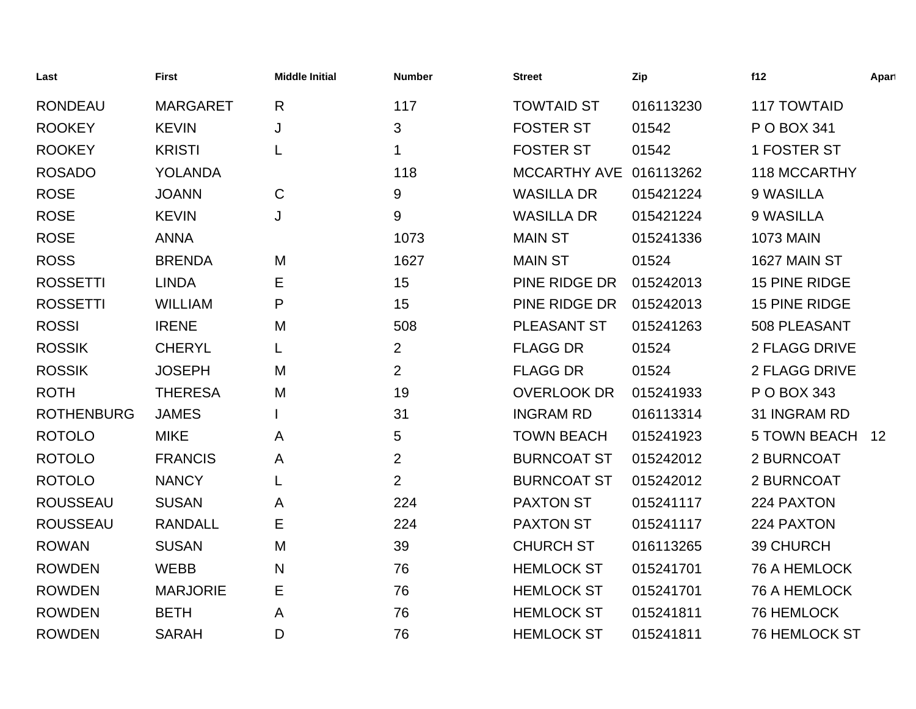| Last | First | Middle Initial | Number | Street | Zip | f12 | Apart |
|---|---|---|---|---|---|---|---|
| RONDEAU | MARGARET | R | 117 | TOWTAID ST | 016113230 | 117 TOWTAID | |
| ROOKEY | KEVIN | J | 3 | FOSTER ST | 01542 | P O BOX 341 | |
| ROOKEY | KRISTI | L | 1 | FOSTER ST | 01542 | 1 FOSTER ST | |
| ROSADO | YOLANDA | | 118 | MCCARTHY AVE | 016113262 | 118 MCCARTHY | |
| ROSE | JOANN | C | 9 | WASILLA DR | 015421224 | 9 WASILLA | |
| ROSE | KEVIN | J | 9 | WASILLA DR | 015421224 | 9 WASILLA | |
| ROSE | ANNA | | 1073 | MAIN ST | 015241336 | 1073 MAIN | |
| ROSS | BRENDA | M | 1627 | MAIN ST | 01524 | 1627 MAIN ST | |
| ROSSETTI | LINDA | E | 15 | PINE RIDGE DR | 015242013 | 15 PINE RIDGE | |
| ROSSETTI | WILLIAM | P | 15 | PINE RIDGE DR | 015242013 | 15 PINE RIDGE | |
| ROSSI | IRENE | M | 508 | PLEASANT ST | 015241263 | 508 PLEASANT | |
| ROSSIK | CHERYL | L | 2 | FLAGG DR | 01524 | 2 FLAGG DRIVE | |
| ROSSIK | JOSEPH | M | 2 | FLAGG DR | 01524 | 2 FLAGG DRIVE | |
| ROTH | THERESA | M | 19 | OVERLOOK DR | 015241933 | P O BOX 343 | |
| ROTHENBURG | JAMES | I | 31 | INGRAM RD | 016113314 | 31 INGRAM RD | |
| ROTOLO | MIKE | A | 5 | TOWN BEACH | 015241923 | 5 TOWN BEACH | 12 |
| ROTOLO | FRANCIS | A | 2 | BURNCOAT ST | 015242012 | 2 BURNCOAT | |
| ROTOLO | NANCY | L | 2 | BURNCOAT ST | 015242012 | 2 BURNCOAT | |
| ROUSSEAU | SUSAN | A | 224 | PAXTON ST | 015241117 | 224 PAXTON | |
| ROUSSEAU | RANDALL | E | 224 | PAXTON ST | 015241117 | 224 PAXTON | |
| ROWAN | SUSAN | M | 39 | CHURCH ST | 016113265 | 39 CHURCH | |
| ROWDEN | WEBB | N | 76 | HEMLOCK ST | 015241701 | 76 A HEMLOCK | |
| ROWDEN | MARJORIE | E | 76 | HEMLOCK ST | 015241701 | 76 A HEMLOCK | |
| ROWDEN | BETH | A | 76 | HEMLOCK ST | 015241811 | 76 HEMLOCK | |
| ROWDEN | SARAH | D | 76 | HEMLOCK ST | 015241811 | 76 HEMLOCK ST | |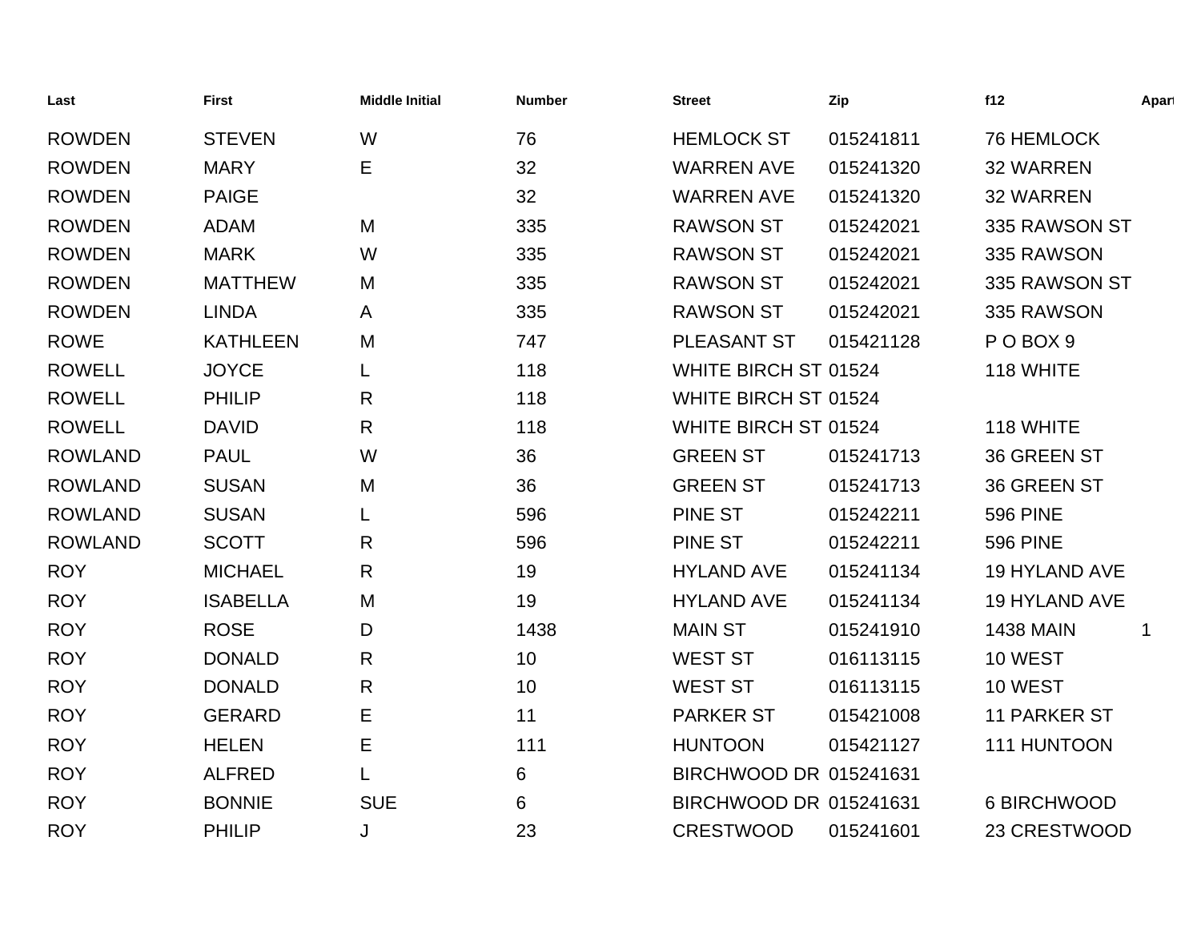| Last | First | Middle Initial | Number | Street | Zip | f12 | Apart |
|---|---|---|---|---|---|---|---|
| ROWDEN | STEVEN | W | 76 | HEMLOCK ST | 015241811 | 76 HEMLOCK | |
| ROWDEN | MARY | E | 32 | WARREN AVE | 015241320 | 32 WARREN | |
| ROWDEN | PAIGE | | 32 | WARREN AVE | 015241320 | 32 WARREN | |
| ROWDEN | ADAM | M | 335 | RAWSON ST | 015242021 | 335 RAWSON ST | |
| ROWDEN | MARK | W | 335 | RAWSON ST | 015242021 | 335 RAWSON | |
| ROWDEN | MATTHEW | M | 335 | RAWSON ST | 015242021 | 335 RAWSON ST | |
| ROWDEN | LINDA | A | 335 | RAWSON ST | 015242021 | 335 RAWSON | |
| ROWE | KATHLEEN | M | 747 | PLEASANT ST | 015421128 | P O BOX 9 | |
| ROWELL | JOYCE | L | 118 | WHITE BIRCH ST | 01524 | 118 WHITE | |
| ROWELL | PHILIP | R | 118 | WHITE BIRCH ST | 01524 | | |
| ROWELL | DAVID | R | 118 | WHITE BIRCH ST | 01524 | 118 WHITE | |
| ROWLAND | PAUL | W | 36 | GREEN ST | 015241713 | 36 GREEN ST | |
| ROWLAND | SUSAN | M | 36 | GREEN ST | 015241713 | 36 GREEN ST | |
| ROWLAND | SUSAN | L | 596 | PINE ST | 015242211 | 596 PINE | |
| ROWLAND | SCOTT | R | 596 | PINE ST | 015242211 | 596 PINE | |
| ROY | MICHAEL | R | 19 | HYLAND AVE | 015241134 | 19 HYLAND AVE | |
| ROY | ISABELLA | M | 19 | HYLAND AVE | 015241134 | 19 HYLAND AVE | |
| ROY | ROSE | D | 1438 | MAIN ST | 015241910 | 1438 MAIN | 1 |
| ROY | DONALD | R | 10 | WEST ST | 016113115 | 10 WEST | |
| ROY | DONALD | R | 10 | WEST ST | 016113115 | 10 WEST | |
| ROY | GERARD | E | 11 | PARKER ST | 015421008 | 11 PARKER ST | |
| ROY | HELEN | E | 111 | HUNTOON | 015421127 | 111 HUNTOON | |
| ROY | ALFRED | L | 6 | BIRCHWOOD DR | 015241631 | | |
| ROY | BONNIE | SUE | 6 | BIRCHWOOD DR | 015241631 | 6 BIRCHWOOD | |
| ROY | PHILIP | J | 23 | CRESTWOOD | 015241601 | 23 CRESTWOOD | |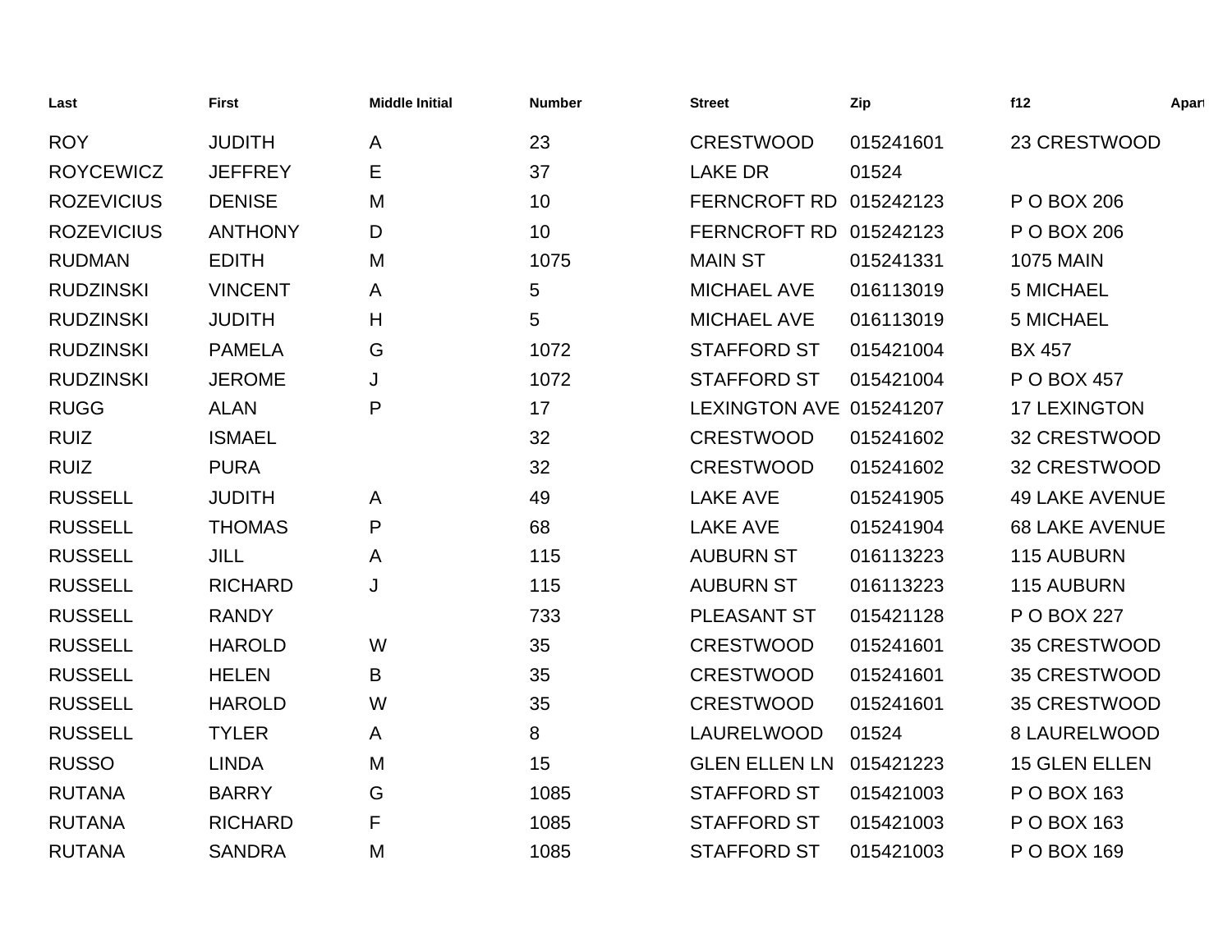| Last | First | Middle Initial | Number | Street | Zip | f12 | Apart |
|---|---|---|---|---|---|---|---|
| ROY | JUDITH | A | 23 | CRESTWOOD | 015241601 | 23 CRESTWOOD | |
| ROYCEWICZ | JEFFREY | E | 37 | LAKE DR | 01524 | | |
| ROZEVICIUS | DENISE | M | 10 | FERNCROFT RD | 015242123 | P O BOX 206 | |
| ROZEVICIUS | ANTHONY | D | 10 | FERNCROFT RD | 015242123 | P O BOX 206 | |
| RUDMAN | EDITH | M | 1075 | MAIN ST | 015241331 | 1075 MAIN | |
| RUDZINSKI | VINCENT | A | 5 | MICHAEL AVE | 016113019 | 5 MICHAEL | |
| RUDZINSKI | JUDITH | H | 5 | MICHAEL AVE | 016113019 | 5 MICHAEL | |
| RUDZINSKI | PAMELA | G | 1072 | STAFFORD ST | 015421004 | BX 457 | |
| RUDZINSKI | JEROME | J | 1072 | STAFFORD ST | 015421004 | P O BOX 457 | |
| RUGG | ALAN | P | 17 | LEXINGTON AVE | 015241207 | 17 LEXINGTON | |
| RUIZ | ISMAEL | | 32 | CRESTWOOD | 015241602 | 32 CRESTWOOD | |
| RUIZ | PURA | | 32 | CRESTWOOD | 015241602 | 32 CRESTWOOD | |
| RUSSELL | JUDITH | A | 49 | LAKE AVE | 015241905 | 49 LAKE AVENUE | |
| RUSSELL | THOMAS | P | 68 | LAKE AVE | 015241904 | 68 LAKE AVENUE | |
| RUSSELL | JILL | A | 115 | AUBURN ST | 016113223 | 115 AUBURN | |
| RUSSELL | RICHARD | J | 115 | AUBURN ST | 016113223 | 115 AUBURN | |
| RUSSELL | RANDY | | 733 | PLEASANT ST | 015421128 | P O BOX 227 | |
| RUSSELL | HAROLD | W | 35 | CRESTWOOD | 015241601 | 35 CRESTWOOD | |
| RUSSELL | HELEN | B | 35 | CRESTWOOD | 015241601 | 35 CRESTWOOD | |
| RUSSELL | HAROLD | W | 35 | CRESTWOOD | 015241601 | 35 CRESTWOOD | |
| RUSSELL | TYLER | A | 8 | LAURELWOOD | 01524 | 8 LAURELWOOD | |
| RUSSO | LINDA | M | 15 | GLEN ELLEN LN | 015421223 | 15 GLEN ELLEN | |
| RUTANA | BARRY | G | 1085 | STAFFORD ST | 015421003 | P O BOX 163 | |
| RUTANA | RICHARD | F | 1085 | STAFFORD ST | 015421003 | P O BOX 163 | |
| RUTANA | SANDRA | M | 1085 | STAFFORD ST | 015421003 | P O BOX 169 | |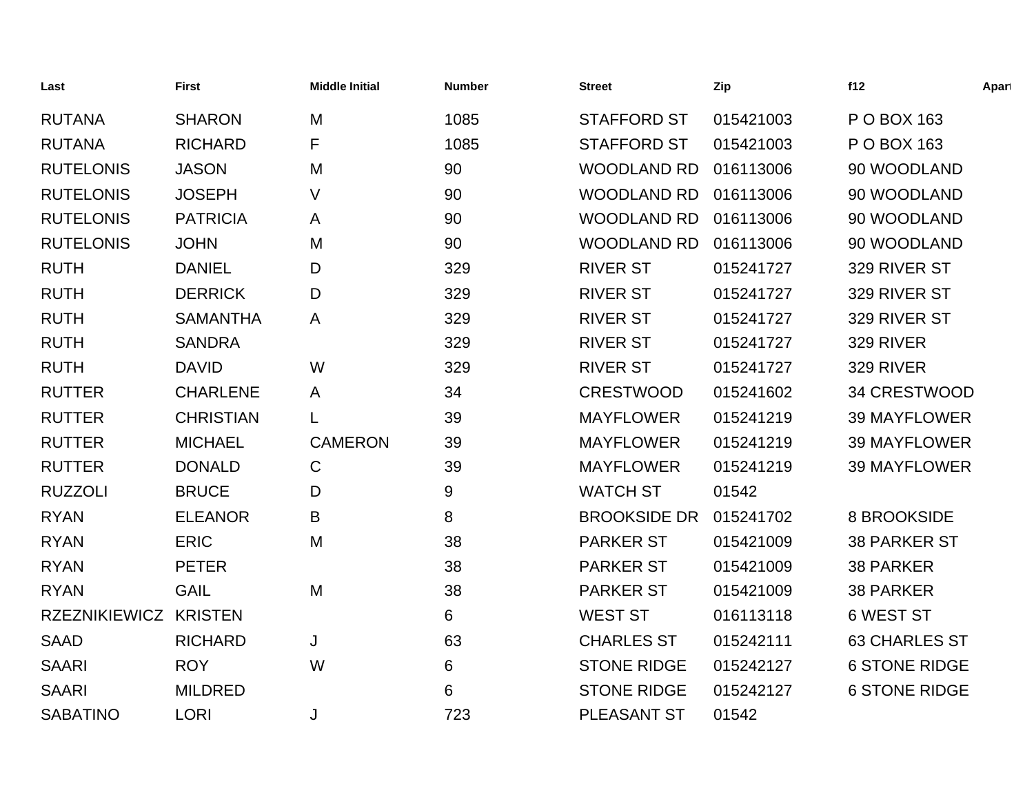| Last | First | Middle Initial | Number | Street | Zip | f12 | Apart |
|---|---|---|---|---|---|---|---|
| RUTANA | SHARON | M | 1085 | STAFFORD ST | 015421003 | P O BOX 163 | |
| RUTANA | RICHARD | F | 1085 | STAFFORD ST | 015421003 | P O BOX 163 | |
| RUTELONIS | JASON | M | 90 | WOODLAND RD | 016113006 | 90 WOODLAND | |
| RUTELONIS | JOSEPH | V | 90 | WOODLAND RD | 016113006 | 90 WOODLAND | |
| RUTELONIS | PATRICIA | A | 90 | WOODLAND RD | 016113006 | 90 WOODLAND | |
| RUTELONIS | JOHN | M | 90 | WOODLAND RD | 016113006 | 90 WOODLAND | |
| RUTH | DANIEL | D | 329 | RIVER ST | 015241727 | 329 RIVER ST | |
| RUTH | DERRICK | D | 329 | RIVER ST | 015241727 | 329 RIVER ST | |
| RUTH | SAMANTHA | A | 329 | RIVER ST | 015241727 | 329 RIVER ST | |
| RUTH | SANDRA | | 329 | RIVER ST | 015241727 | 329 RIVER | |
| RUTH | DAVID | W | 329 | RIVER ST | 015241727 | 329 RIVER | |
| RUTTER | CHARLENE | A | 34 | CRESTWOOD | 015241602 | 34 CRESTWOOD | |
| RUTTER | CHRISTIAN | L | 39 | MAYFLOWER | 015241219 | 39 MAYFLOWER | |
| RUTTER | MICHAEL | CAMERON | 39 | MAYFLOWER | 015241219 | 39 MAYFLOWER | |
| RUTTER | DONALD | C | 39 | MAYFLOWER | 015241219 | 39 MAYFLOWER | |
| RUZZOLI | BRUCE | D | 9 | WATCH ST | 01542 | | |
| RYAN | ELEANOR | B | 8 | BROOKSIDE DR | 015241702 | 8 BROOKSIDE | |
| RYAN | ERIC | M | 38 | PARKER ST | 015421009 | 38 PARKER ST | |
| RYAN | PETER | | 38 | PARKER ST | 015421009 | 38 PARKER | |
| RYAN | GAIL | M | 38 | PARKER ST | 015421009 | 38 PARKER | |
| RZEZNIKIEWICZ | KRISTEN | | 6 | WEST ST | 016113118 | 6 WEST ST | |
| SAAD | RICHARD | J | 63 | CHARLES ST | 015242111 | 63 CHARLES ST | |
| SAARI | ROY | W | 6 | STONE RIDGE | 015242127 | 6 STONE RIDGE | |
| SAARI | MILDRED | | 6 | STONE RIDGE | 015242127 | 6 STONE RIDGE | |
| SABATINO | LORI | J | 723 | PLEASANT ST | 01542 | | |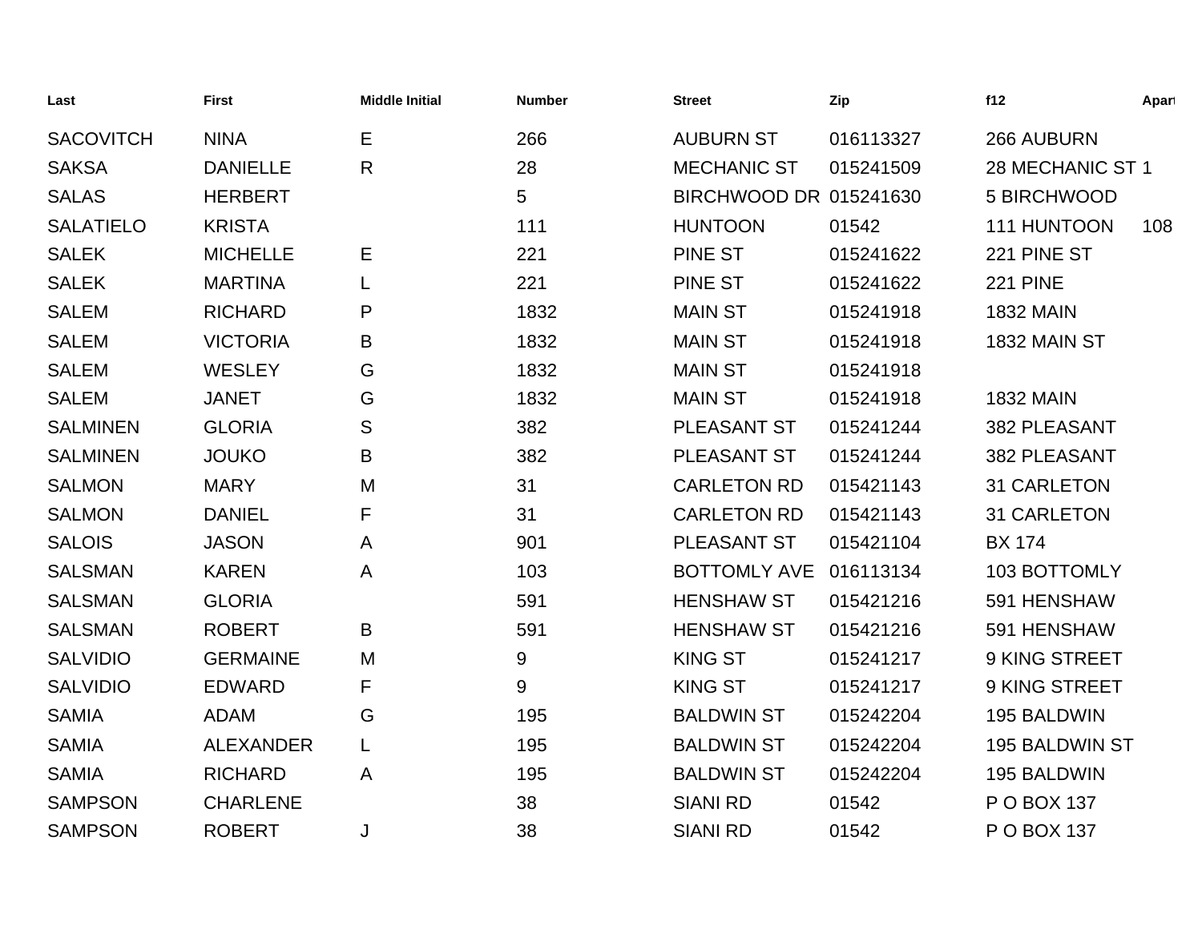| Last | First | Middle Initial | Number | Street | Zip | f12 | Apart |
|---|---|---|---|---|---|---|---|
| SACOVITCH | NINA | E | 266 | AUBURN ST | 016113327 | 266 AUBURN | |
| SAKSA | DANIELLE | R | 28 | MECHANIC ST | 015241509 | 28 MECHANIC ST | 1 |
| SALAS | HERBERT | | 5 | BIRCHWOOD DR | 015241630 | 5 BIRCHWOOD | |
| SALATIELO | KRISTA | | 111 | HUNTOON | 01542 | 111 HUNTOON | 108 |
| SALEK | MICHELLE | E | 221 | PINE ST | 015241622 | 221 PINE ST | |
| SALEK | MARTINA | L | 221 | PINE ST | 015241622 | 221 PINE | |
| SALEM | RICHARD | P | 1832 | MAIN ST | 015241918 | 1832 MAIN | |
| SALEM | VICTORIA | B | 1832 | MAIN ST | 015241918 | 1832 MAIN ST | |
| SALEM | WESLEY | G | 1832 | MAIN ST | 015241918 | | |
| SALEM | JANET | G | 1832 | MAIN ST | 015241918 | 1832 MAIN | |
| SALMINEN | GLORIA | S | 382 | PLEASANT ST | 015241244 | 382 PLEASANT | |
| SALMINEN | JOUKO | B | 382 | PLEASANT ST | 015241244 | 382 PLEASANT | |
| SALMON | MARY | M | 31 | CARLETON RD | 015421143 | 31 CARLETON | |
| SALMON | DANIEL | F | 31 | CARLETON RD | 015421143 | 31 CARLETON | |
| SALOIS | JASON | A | 901 | PLEASANT ST | 015421104 | BX 174 | |
| SALSMAN | KAREN | A | 103 | BOTTOMLY AVE | 016113134 | 103 BOTTOMLY | |
| SALSMAN | GLORIA | | 591 | HENSHAW ST | 015421216 | 591 HENSHAW | |
| SALSMAN | ROBERT | B | 591 | HENSHAW ST | 015421216 | 591 HENSHAW | |
| SALVIDIO | GERMAINE | M | 9 | KING ST | 015241217 | 9 KING STREET | |
| SALVIDIO | EDWARD | F | 9 | KING ST | 015241217 | 9 KING STREET | |
| SAMIA | ADAM | G | 195 | BALDWIN ST | 015242204 | 195 BALDWIN | |
| SAMIA | ALEXANDER | L | 195 | BALDWIN ST | 015242204 | 195 BALDWIN ST | |
| SAMIA | RICHARD | A | 195 | BALDWIN ST | 015242204 | 195 BALDWIN | |
| SAMPSON | CHARLENE | | 38 | SIANI RD | 01542 | P O BOX 137 | |
| SAMPSON | ROBERT | J | 38 | SIANI RD | 01542 | P O BOX 137 | |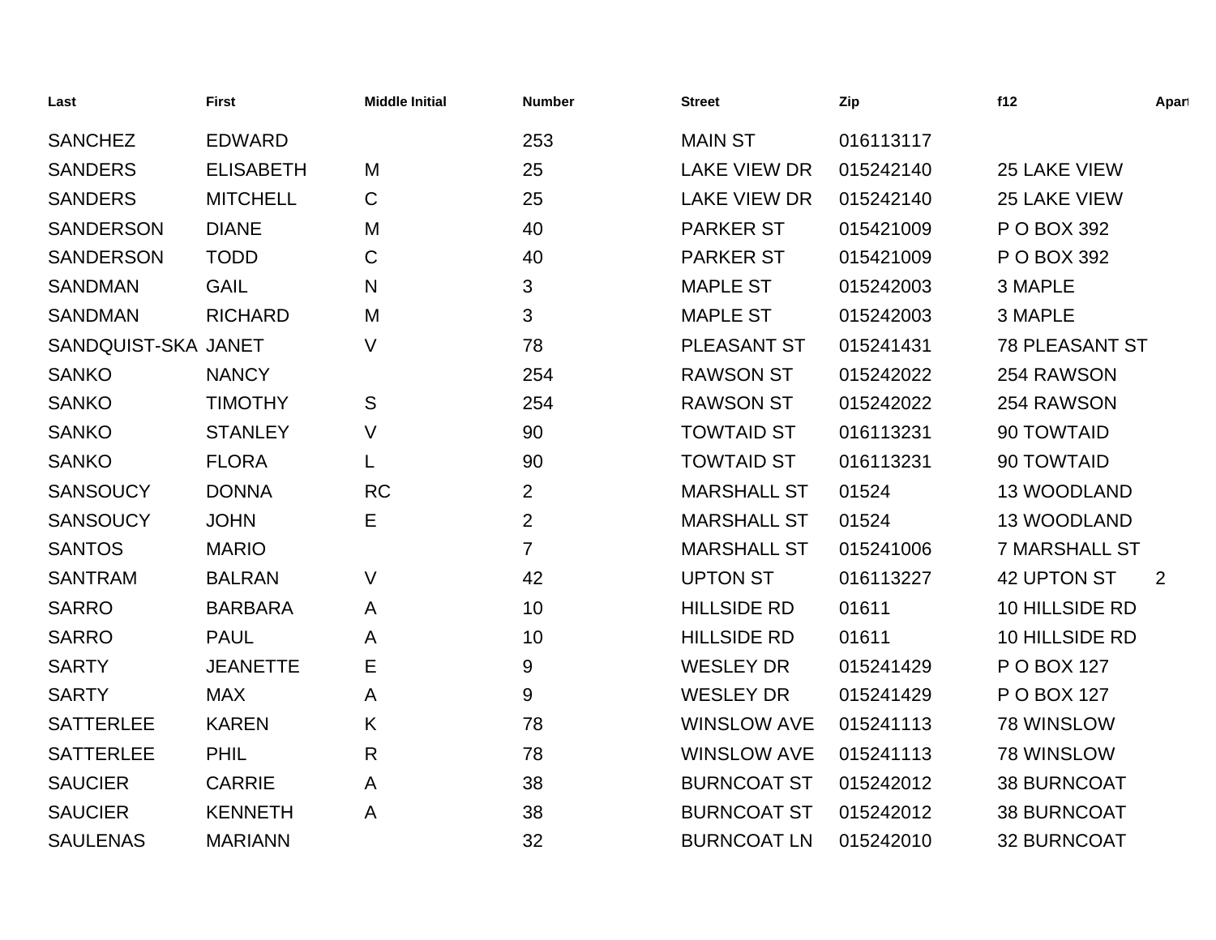| Last | First | Middle Initial | Number | Street | Zip | f12 | Apart |
|---|---|---|---|---|---|---|---|
| SANCHEZ | EDWARD | | 253 | MAIN ST | 016113117 | | |
| SANDERS | ELISABETH | M | 25 | LAKE VIEW DR | 015242140 | 25 LAKE VIEW | |
| SANDERS | MITCHELL | C | 25 | LAKE VIEW DR | 015242140 | 25 LAKE VIEW | |
| SANDERSON | DIANE | M | 40 | PARKER ST | 015421009 | P O BOX 392 | |
| SANDERSON | TODD | C | 40 | PARKER ST | 015421009 | P O BOX 392 | |
| SANDMAN | GAIL | N | 3 | MAPLE ST | 015242003 | 3 MAPLE | |
| SANDMAN | RICHARD | M | 3 | MAPLE ST | 015242003 | 3 MAPLE | |
| SANDQUIST-SKA | JANET | V | 78 | PLEASANT ST | 015241431 | 78 PLEASANT ST | |
| SANKO | NANCY | | 254 | RAWSON ST | 015242022 | 254 RAWSON | |
| SANKO | TIMOTHY | S | 254 | RAWSON ST | 015242022 | 254 RAWSON | |
| SANKO | STANLEY | V | 90 | TOWTAID ST | 016113231 | 90 TOWTAID | |
| SANKO | FLORA | L | 90 | TOWTAID ST | 016113231 | 90 TOWTAID | |
| SANSOUCY | DONNA | RC | 2 | MARSHALL ST | 01524 | 13 WOODLAND | |
| SANSOUCY | JOHN | E | 2 | MARSHALL ST | 01524 | 13 WOODLAND | |
| SANTOS | MARIO | | 7 | MARSHALL ST | 015241006 | 7 MARSHALL ST | |
| SANTRAM | BALRAN | V | 42 | UPTON ST | 016113227 | 42 UPTON ST | 2 |
| SARRO | BARBARA | A | 10 | HILLSIDE RD | 01611 | 10 HILLSIDE RD | |
| SARRO | PAUL | A | 10 | HILLSIDE RD | 01611 | 10 HILLSIDE RD | |
| SARTY | JEANETTE | E | 9 | WESLEY DR | 015241429 | P O BOX 127 | |
| SARTY | MAX | A | 9 | WESLEY DR | 015241429 | P O BOX 127 | |
| SATTERLEE | KAREN | K | 78 | WINSLOW AVE | 015241113 | 78 WINSLOW | |
| SATTERLEE | PHIL | R | 78 | WINSLOW AVE | 015241113 | 78 WINSLOW | |
| SAUCIER | CARRIE | A | 38 | BURNCOAT ST | 015242012 | 38 BURNCOAT | |
| SAUCIER | KENNETH | A | 38 | BURNCOAT ST | 015242012 | 38 BURNCOAT | |
| SAULENAS | MARIANN | | 32 | BURNCOAT LN | 015242010 | 32 BURNCOAT | |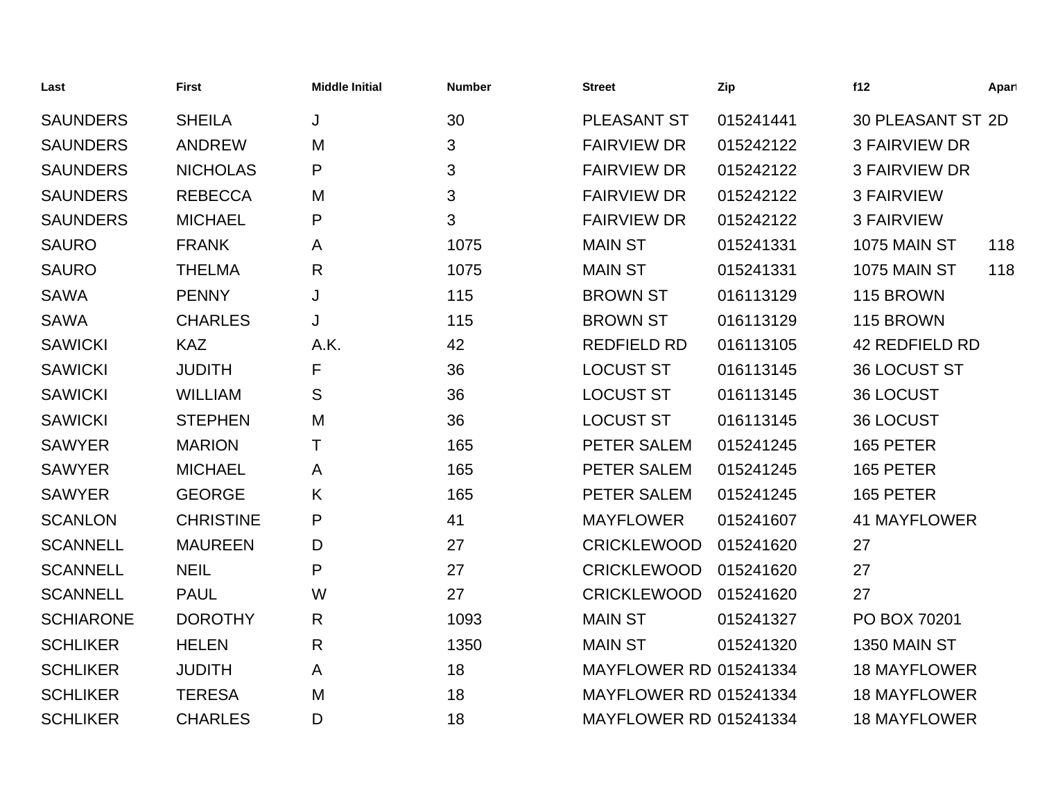| Last | First | Middle Initial | Number | Street | Zip | f12 | Apart |
|---|---|---|---|---|---|---|---|
| SAUNDERS | SHEILA | J | 30 | PLEASANT ST | 015241441 | 30 PLEASANT ST | 2D |
| SAUNDERS | ANDREW | M | 3 | FAIRVIEW DR | 015242122 | 3 FAIRVIEW DR | |
| SAUNDERS | NICHOLAS | P | 3 | FAIRVIEW DR | 015242122 | 3 FAIRVIEW DR | |
| SAUNDERS | REBECCA | M | 3 | FAIRVIEW DR | 015242122 | 3 FAIRVIEW | |
| SAUNDERS | MICHAEL | P | 3 | FAIRVIEW DR | 015242122 | 3 FAIRVIEW | |
| SAURO | FRANK | A | 1075 | MAIN ST | 015241331 | 1075 MAIN ST | 118 |
| SAURO | THELMA | R | 1075 | MAIN ST | 015241331 | 1075 MAIN ST | 118 |
| SAWA | PENNY | J | 115 | BROWN ST | 016113129 | 115 BROWN | |
| SAWA | CHARLES | J | 115 | BROWN ST | 016113129 | 115 BROWN | |
| SAWICKI | KAZ | A.K. | 42 | REDFIELD RD | 016113105 | 42 REDFIELD RD | |
| SAWICKI | JUDITH | F | 36 | LOCUST ST | 016113145 | 36 LOCUST ST | |
| SAWICKI | WILLIAM | S | 36 | LOCUST ST | 016113145 | 36 LOCUST | |
| SAWICKI | STEPHEN | M | 36 | LOCUST ST | 016113145 | 36 LOCUST | |
| SAWYER | MARION | T | 165 | PETER SALEM | 015241245 | 165 PETER | |
| SAWYER | MICHAEL | A | 165 | PETER SALEM | 015241245 | 165 PETER | |
| SAWYER | GEORGE | K | 165 | PETER SALEM | 015241245 | 165 PETER | |
| SCANLON | CHRISTINE | P | 41 | MAYFLOWER | 015241607 | 41 MAYFLOWER | |
| SCANNELL | MAUREEN | D | 27 | CRICKLEWOOD | 015241620 | 27 | |
| SCANNELL | NEIL | P | 27 | CRICKLEWOOD | 015241620 | 27 | |
| SCANNELL | PAUL | W | 27 | CRICKLEWOOD | 015241620 | 27 | |
| SCHIARONE | DOROTHY | R | 1093 | MAIN ST | 015241327 | PO BOX 70201 | |
| SCHLIKER | HELEN | R | 1350 | MAIN ST | 015241320 | 1350 MAIN ST | |
| SCHLIKER | JUDITH | A | 18 | MAYFLOWER RD | 015241334 | 18 MAYFLOWER | |
| SCHLIKER | TERESA | M | 18 | MAYFLOWER RD | 015241334 | 18 MAYFLOWER | |
| SCHLIKER | CHARLES | D | 18 | MAYFLOWER RD | 015241334 | 18 MAYFLOWER | |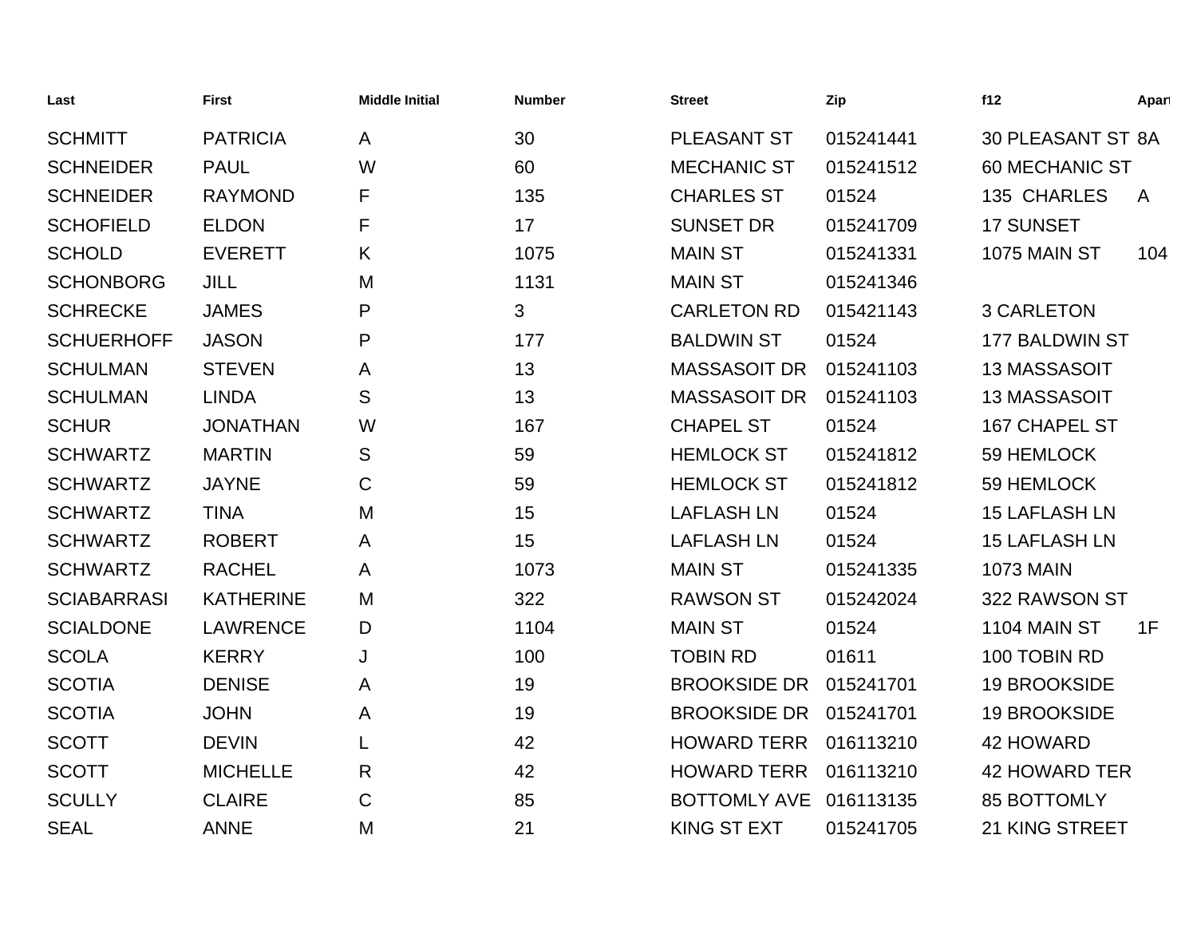| Last | First | Middle Initial | Number | Street | Zip | f12 | Apart |
|---|---|---|---|---|---|---|---|
| SCHMITT | PATRICIA | A | 30 | PLEASANT ST | 015241441 | 30 PLEASANT ST | 8A |
| SCHNEIDER | PAUL | W | 60 | MECHANIC ST | 015241512 | 60 MECHANIC ST | |
| SCHNEIDER | RAYMOND | F | 135 | CHARLES ST | 01524 | 135  CHARLES | A |
| SCHOFIELD | ELDON | F | 17 | SUNSET DR | 015241709 | 17 SUNSET | |
| SCHOLD | EVERETT | K | 1075 | MAIN ST | 015241331 | 1075 MAIN ST | 104 |
| SCHONBORG | JILL | M | 1131 | MAIN ST | 015241346 | | |
| SCHRECKE | JAMES | P | 3 | CARLETON RD | 015421143 | 3 CARLETON | |
| SCHUERHOFF | JASON | P | 177 | BALDWIN ST | 01524 | 177 BALDWIN ST | |
| SCHULMAN | STEVEN | A | 13 | MASSASOIT DR | 015241103 | 13 MASSASOIT | |
| SCHULMAN | LINDA | S | 13 | MASSASOIT DR | 015241103 | 13 MASSASOIT | |
| SCHUR | JONATHAN | W | 167 | CHAPEL ST | 01524 | 167 CHAPEL ST | |
| SCHWARTZ | MARTIN | S | 59 | HEMLOCK ST | 015241812 | 59 HEMLOCK | |
| SCHWARTZ | JAYNE | C | 59 | HEMLOCK ST | 015241812 | 59 HEMLOCK | |
| SCHWARTZ | TINA | M | 15 | LAFLASH LN | 01524 | 15 LAFLASH LN | |
| SCHWARTZ | ROBERT | A | 15 | LAFLASH LN | 01524 | 15 LAFLASH LN | |
| SCHWARTZ | RACHEL | A | 1073 | MAIN ST | 015241335 | 1073 MAIN | |
| SCIABARRASI | KATHERINE | M | 322 | RAWSON ST | 015242024 | 322 RAWSON ST | |
| SCIALDONE | LAWRENCE | D | 1104 | MAIN ST | 01524 | 1104 MAIN ST | 1F |
| SCOLA | KERRY | J | 100 | TOBIN RD | 01611 | 100 TOBIN RD | |
| SCOTIA | DENISE | A | 19 | BROOKSIDE DR | 015241701 | 19 BROOKSIDE | |
| SCOTIA | JOHN | A | 19 | BROOKSIDE DR | 015241701 | 19 BROOKSIDE | |
| SCOTT | DEVIN | L | 42 | HOWARD TERR | 016113210 | 42 HOWARD | |
| SCOTT | MICHELLE | R | 42 | HOWARD TERR | 016113210 | 42 HOWARD TER | |
| SCULLY | CLAIRE | C | 85 | BOTTOMLY AVE | 016113135 | 85 BOTTOMLY | |
| SEAL | ANNE | M | 21 | KING ST EXT | 015241705 | 21 KING STREET | |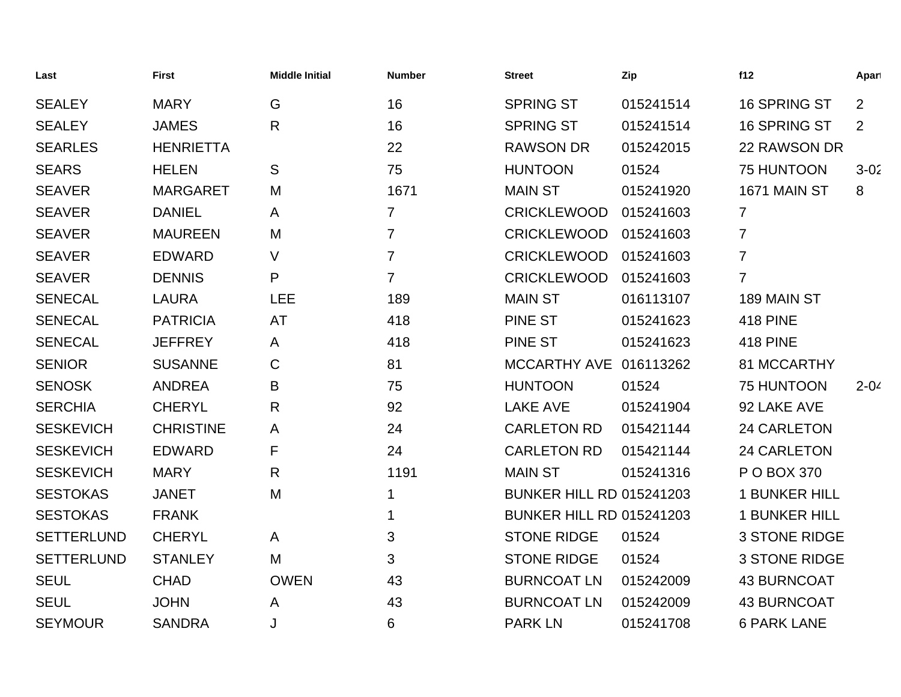| Last | First | Middle Initial | Number | Street | Zip | f12 | Apart |
|---|---|---|---|---|---|---|---|
| SEALEY | MARY | G | 16 | SPRING ST | 015241514 | 16 SPRING ST | 2 |
| SEALEY | JAMES | R | 16 | SPRING ST | 015241514 | 16 SPRING ST | 2 |
| SEARLES | HENRIETTA | | 22 | RAWSON DR | 015242015 | 22 RAWSON DR | |
| SEARS | HELEN | S | 75 | HUNTOON | 01524 | 75 HUNTOON | 3-02 |
| SEAVER | MARGARET | M | 1671 | MAIN ST | 015241920 | 1671 MAIN ST | 8 |
| SEAVER | DANIEL | A | 7 | CRICKLEWOOD | 015241603 | 7 | |
| SEAVER | MAUREEN | M | 7 | CRICKLEWOOD | 015241603 | 7 | |
| SEAVER | EDWARD | V | 7 | CRICKLEWOOD | 015241603 | 7 | |
| SEAVER | DENNIS | P | 7 | CRICKLEWOOD | 015241603 | 7 | |
| SENECAL | LAURA | LEE | 189 | MAIN ST | 016113107 | 189 MAIN ST | |
| SENECAL | PATRICIA | AT | 418 | PINE ST | 015241623 | 418 PINE | |
| SENECAL | JEFFREY | A | 418 | PINE ST | 015241623 | 418 PINE | |
| SENIOR | SUSANNE | C | 81 | MCCARTHY AVE | 016113262 | 81 MCCARTHY | |
| SENOSK | ANDREA | B | 75 | HUNTOON | 01524 | 75 HUNTOON | 2-04 |
| SERCHIA | CHERYL | R | 92 | LAKE AVE | 015241904 | 92 LAKE AVE | |
| SESKEVICH | CHRISTINE | A | 24 | CARLETON RD | 015421144 | 24 CARLETON | |
| SESKEVICH | EDWARD | F | 24 | CARLETON RD | 015421144 | 24 CARLETON | |
| SESKEVICH | MARY | R | 1191 | MAIN ST | 015241316 | P O BOX 370 | |
| SESTOKAS | JANET | M | 1 | BUNKER HILL RD | 015241203 | 1 BUNKER HILL | |
| SESTOKAS | FRANK | | 1 | BUNKER HILL RD | 015241203 | 1 BUNKER HILL | |
| SETTERLUND | CHERYL | A | 3 | STONE RIDGE | 01524 | 3 STONE RIDGE | |
| SETTERLUND | STANLEY | M | 3 | STONE RIDGE | 01524 | 3 STONE RIDGE | |
| SEUL | CHAD | OWEN | 43 | BURNCOAT LN | 015242009 | 43 BURNCOAT | |
| SEUL | JOHN | A | 43 | BURNCOAT LN | 015242009 | 43 BURNCOAT | |
| SEYMOUR | SANDRA | J | 6 | PARK LN | 015241708 | 6 PARK LANE | |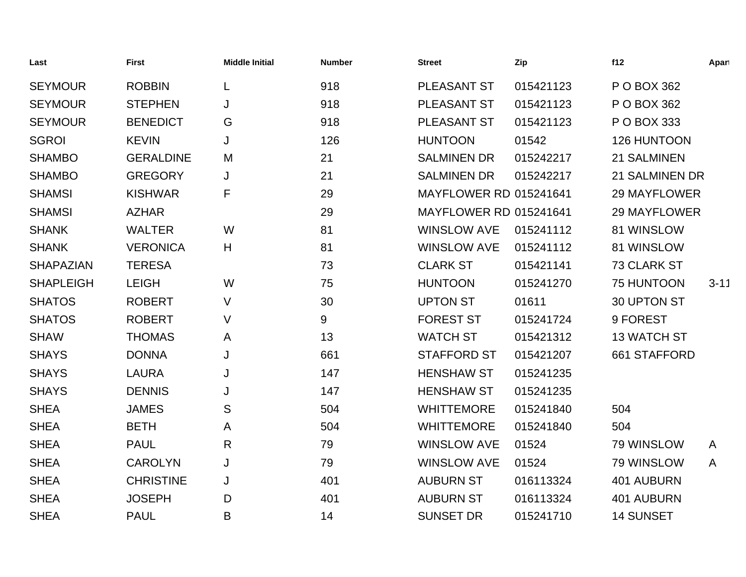| Last | First | Middle Initial | Number | Street | Zip | f12 | Apart |
|---|---|---|---|---|---|---|---|
| SEYMOUR | ROBBIN | L | 918 | PLEASANT ST | 015421123 | P O BOX 362 | |
| SEYMOUR | STEPHEN | J | 918 | PLEASANT ST | 015421123 | P O BOX 362 | |
| SEYMOUR | BENEDICT | G | 918 | PLEASANT ST | 015421123 | P O BOX 333 | |
| SGROI | KEVIN | J | 126 | HUNTOON | 01542 | 126 HUNTOON | |
| SHAMBO | GERALDINE | M | 21 | SALMINEN DR | 015242217 | 21 SALMINEN | |
| SHAMBO | GREGORY | J | 21 | SALMINEN DR | 015242217 | 21 SALMINEN DR | |
| SHAMSI | KISHWAR | F | 29 | MAYFLOWER RD | 015241641 | 29 MAYFLOWER | |
| SHAMSI | AZHAR | | 29 | MAYFLOWER RD | 015241641 | 29 MAYFLOWER | |
| SHANK | WALTER | W | 81 | WINSLOW AVE | 015241112 | 81 WINSLOW | |
| SHANK | VERONICA | H | 81 | WINSLOW AVE | 015241112 | 81 WINSLOW | |
| SHAPAZIAN | TERESA | | 73 | CLARK ST | 015421141 | 73 CLARK ST | |
| SHAPLEIGH | LEIGH | W | 75 | HUNTOON | 015241270 | 75 HUNTOON | 3-11 |
| SHATOS | ROBERT | V | 30 | UPTON ST | 01611 | 30 UPTON ST | |
| SHATOS | ROBERT | V | 9 | FOREST ST | 015241724 | 9 FOREST | |
| SHAW | THOMAS | A | 13 | WATCH ST | 015421312 | 13 WATCH ST | |
| SHAYS | DONNA | J | 661 | STAFFORD ST | 015421207 | 661 STAFFORD | |
| SHAYS | LAURA | J | 147 | HENSHAW ST | 015241235 | | |
| SHAYS | DENNIS | J | 147 | HENSHAW ST | 015241235 | | |
| SHEA | JAMES | S | 504 | WHITTEMORE | 015241840 | 504 | |
| SHEA | BETH | A | 504 | WHITTEMORE | 015241840 | 504 | |
| SHEA | PAUL | R | 79 | WINSLOW AVE | 01524 | 79 WINSLOW | A |
| SHEA | CAROLYN | J | 79 | WINSLOW AVE | 01524 | 79 WINSLOW | A |
| SHEA | CHRISTINE | J | 401 | AUBURN ST | 016113324 | 401 AUBURN | |
| SHEA | JOSEPH | D | 401 | AUBURN ST | 016113324 | 401 AUBURN | |
| SHEA | PAUL | B | 14 | SUNSET DR | 015241710 | 14 SUNSET | |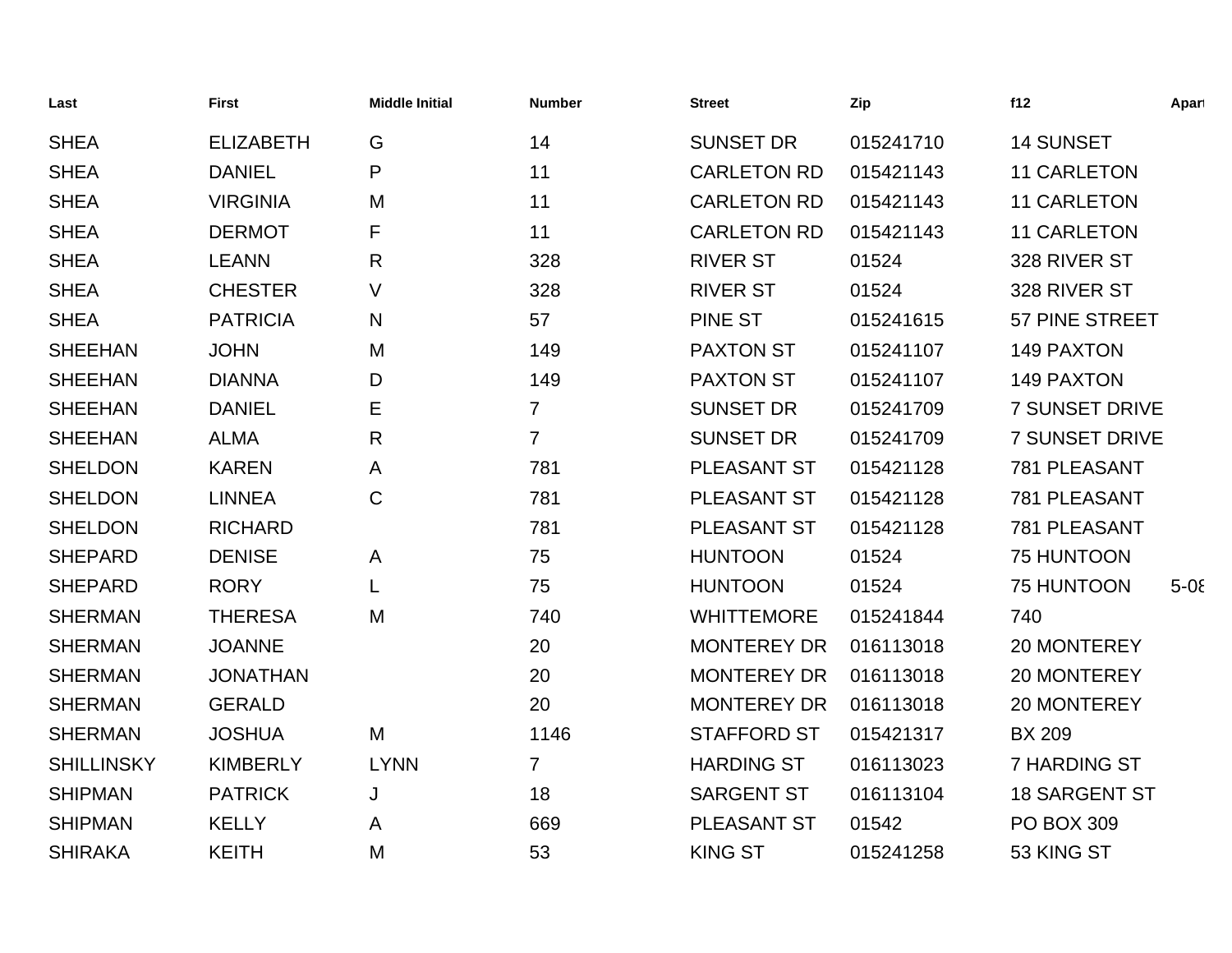| Last | First | Middle Initial | Number | Street | Zip | f12 | Apart |
|---|---|---|---|---|---|---|---|
| SHEA | ELIZABETH | G | 14 | SUNSET DR | 015241710 | 14 SUNSET | |
| SHEA | DANIEL | P | 11 | CARLETON RD | 015421143 | 11 CARLETON | |
| SHEA | VIRGINIA | M | 11 | CARLETON RD | 015421143 | 11 CARLETON | |
| SHEA | DERMOT | F | 11 | CARLETON RD | 015421143 | 11 CARLETON | |
| SHEA | LEANN | R | 328 | RIVER ST | 01524 | 328 RIVER ST | |
| SHEA | CHESTER | V | 328 | RIVER ST | 01524 | 328 RIVER ST | |
| SHEA | PATRICIA | N | 57 | PINE ST | 015241615 | 57 PINE STREET | |
| SHEEHAN | JOHN | M | 149 | PAXTON ST | 015241107 | 149 PAXTON | |
| SHEEHAN | DIANNA | D | 149 | PAXTON ST | 015241107 | 149 PAXTON | |
| SHEEHAN | DANIEL | E | 7 | SUNSET DR | 015241709 | 7 SUNSET DRIVE | |
| SHEEHAN | ALMA | R | 7 | SUNSET DR | 015241709 | 7 SUNSET DRIVE | |
| SHELDON | KAREN | A | 781 | PLEASANT ST | 015421128 | 781 PLEASANT | |
| SHELDON | LINNEA | C | 781 | PLEASANT ST | 015421128 | 781 PLEASANT | |
| SHELDON | RICHARD | | 781 | PLEASANT ST | 015421128 | 781 PLEASANT | |
| SHEPARD | DENISE | A | 75 | HUNTOON | 01524 | 75 HUNTOON | |
| SHEPARD | RORY | L | 75 | HUNTOON | 01524 | 75 HUNTOON | 5-08 |
| SHERMAN | THERESA | M | 740 | WHITTEMORE | 015241844 | 740 | |
| SHERMAN | JOANNE | | 20 | MONTEREY DR | 016113018 | 20 MONTEREY | |
| SHERMAN | JONATHAN | | 20 | MONTEREY DR | 016113018 | 20 MONTEREY | |
| SHERMAN | GERALD | | 20 | MONTEREY DR | 016113018 | 20 MONTEREY | |
| SHERMAN | JOSHUA | M | 1146 | STAFFORD ST | 015421317 | BX 209 | |
| SHILLINSKY | KIMBERLY | LYNN | 7 | HARDING ST | 016113023 | 7 HARDING ST | |
| SHIPMAN | PATRICK | J | 18 | SARGENT ST | 016113104 | 18 SARGENT ST | |
| SHIPMAN | KELLY | A | 669 | PLEASANT ST | 01542 | PO BOX 309 | |
| SHIRAKA | KEITH | M | 53 | KING ST | 015241258 | 53 KING ST | |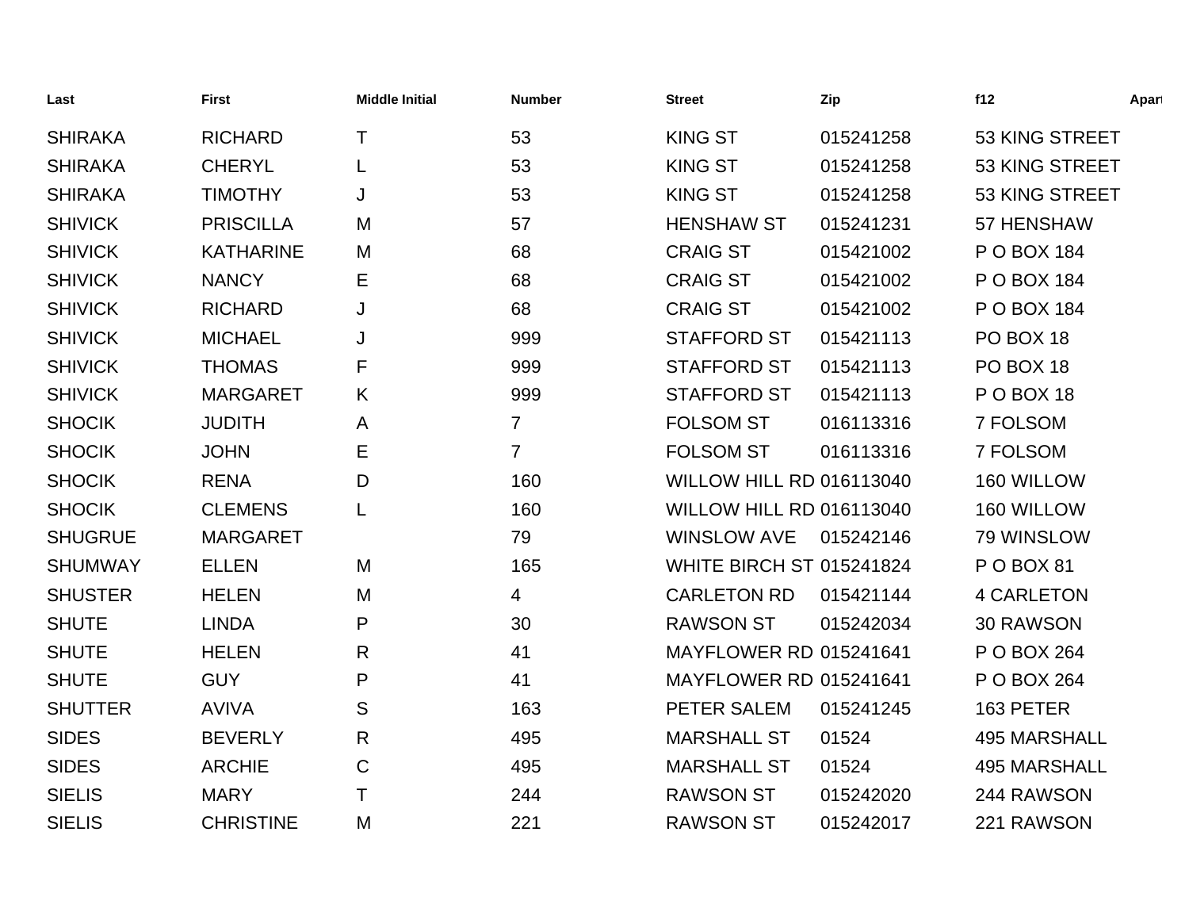| Last | First | Middle Initial | Number | Street | Zip | f12 | Apart |
|---|---|---|---|---|---|---|---|
| SHIRAKA | RICHARD | T | 53 | KING ST | 015241258 | 53 KING STREET | |
| SHIRAKA | CHERYL | L | 53 | KING ST | 015241258 | 53 KING STREET | |
| SHIRAKA | TIMOTHY | J | 53 | KING ST | 015241258 | 53 KING STREET | |
| SHIVICK | PRISCILLA | M | 57 | HENSHAW ST | 015241231 | 57 HENSHAW | |
| SHIVICK | KATHARINE | M | 68 | CRAIG ST | 015421002 | P O BOX 184 | |
| SHIVICK | NANCY | E | 68 | CRAIG ST | 015421002 | P O BOX 184 | |
| SHIVICK | RICHARD | J | 68 | CRAIG ST | 015421002 | P O BOX 184 | |
| SHIVICK | MICHAEL | J | 999 | STAFFORD ST | 015421113 | PO BOX 18 | |
| SHIVICK | THOMAS | F | 999 | STAFFORD ST | 015421113 | PO BOX 18 | |
| SHIVICK | MARGARET | K | 999 | STAFFORD ST | 015421113 | P O BOX 18 | |
| SHOCIK | JUDITH | A | 7 | FOLSOM ST | 016113316 | 7 FOLSOM | |
| SHOCIK | JOHN | E | 7 | FOLSOM ST | 016113316 | 7 FOLSOM | |
| SHOCIK | RENA | D | 160 | WILLOW HILL RD | 016113040 | 160 WILLOW | |
| SHOCIK | CLEMENS | L | 160 | WILLOW HILL RD | 016113040 | 160 WILLOW | |
| SHUGRUE | MARGARET | | 79 | WINSLOW AVE | 015242146 | 79 WINSLOW | |
| SHUMWAY | ELLEN | M | 165 | WHITE BIRCH ST | 015241824 | P O BOX 81 | |
| SHUSTER | HELEN | M | 4 | CARLETON RD | 015421144 | 4 CARLETON | |
| SHUTE | LINDA | P | 30 | RAWSON ST | 015242034 | 30 RAWSON | |
| SHUTE | HELEN | R | 41 | MAYFLOWER RD | 015241641 | P O BOX 264 | |
| SHUTE | GUY | P | 41 | MAYFLOWER RD | 015241641 | P O BOX 264 | |
| SHUTTER | AVIVA | S | 163 | PETER SALEM | 015241245 | 163 PETER | |
| SIDES | BEVERLY | R | 495 | MARSHALL ST | 01524 | 495 MARSHALL | |
| SIDES | ARCHIE | C | 495 | MARSHALL ST | 01524 | 495 MARSHALL | |
| SIELIS | MARY | T | 244 | RAWSON ST | 015242020 | 244 RAWSON | |
| SIELIS | CHRISTINE | M | 221 | RAWSON ST | 015242017 | 221 RAWSON | |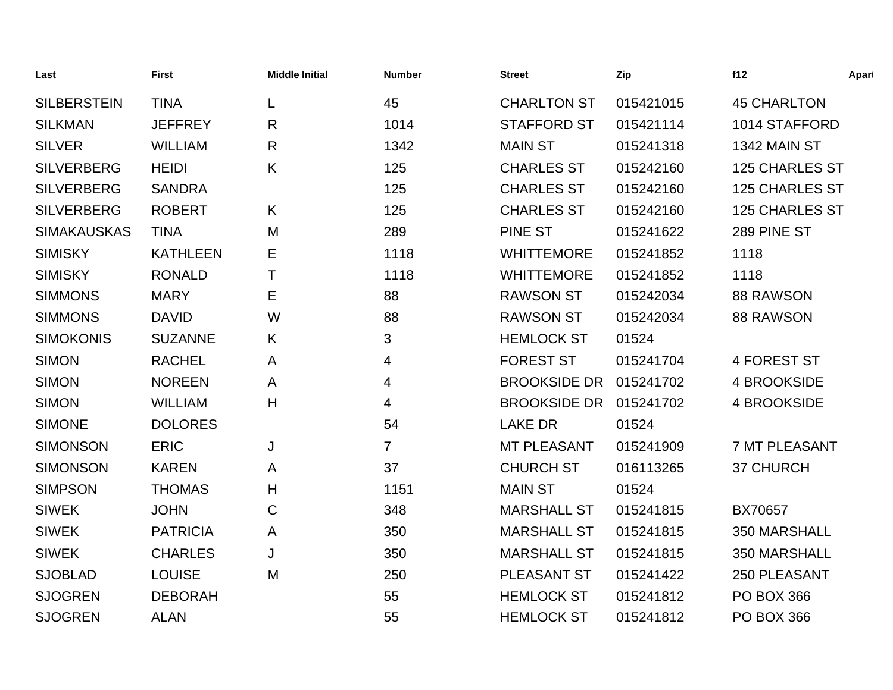| Last | First | Middle Initial | Number | Street | Zip | f12 | Apart |
|---|---|---|---|---|---|---|---|
| SILBERSTEIN | TINA | L | 45 | CHARLTON ST | 015421015 | 45 CHARLTON | |
| SILKMAN | JEFFREY | R | 1014 | STAFFORD ST | 015421114 | 1014 STAFFORD | |
| SILVER | WILLIAM | R | 1342 | MAIN ST | 015241318 | 1342 MAIN ST | |
| SILVERBERG | HEIDI | K | 125 | CHARLES ST | 015242160 | 125 CHARLES ST | |
| SILVERBERG | SANDRA | | 125 | CHARLES ST | 015242160 | 125 CHARLES ST | |
| SILVERBERG | ROBERT | K | 125 | CHARLES ST | 015242160 | 125 CHARLES ST | |
| SIMAKAUSKAS | TINA | M | 289 | PINE ST | 015241622 | 289 PINE ST | |
| SIMISKY | KATHLEEN | E | 1118 | WHITTEMORE | 015241852 | 1118 | |
| SIMISKY | RONALD | T | 1118 | WHITTEMORE | 015241852 | 1118 | |
| SIMMONS | MARY | E | 88 | RAWSON ST | 015242034 | 88 RAWSON | |
| SIMMONS | DAVID | W | 88 | RAWSON ST | 015242034 | 88 RAWSON | |
| SIMOKONIS | SUZANNE | K | 3 | HEMLOCK ST | 01524 | | |
| SIMON | RACHEL | A | 4 | FOREST ST | 015241704 | 4 FOREST ST | |
| SIMON | NOREEN | A | 4 | BROOKSIDE DR | 015241702 | 4 BROOKSIDE | |
| SIMON | WILLIAM | H | 4 | BROOKSIDE DR | 015241702 | 4 BROOKSIDE | |
| SIMONE | DOLORES | | 54 | LAKE DR | 01524 | | |
| SIMONSON | ERIC | J | 7 | MT PLEASANT | 015241909 | 7 MT PLEASANT | |
| SIMONSON | KAREN | A | 37 | CHURCH ST | 016113265 | 37 CHURCH | |
| SIMPSON | THOMAS | H | 1151 | MAIN ST | 01524 | | |
| SIWEK | JOHN | C | 348 | MARSHALL ST | 015241815 | BX70657 | |
| SIWEK | PATRICIA | A | 350 | MARSHALL ST | 015241815 | 350 MARSHALL | |
| SIWEK | CHARLES | J | 350 | MARSHALL ST | 015241815 | 350 MARSHALL | |
| SJOBLAD | LOUISE | M | 250 | PLEASANT ST | 015241422 | 250 PLEASANT | |
| SJOGREN | DEBORAH | | 55 | HEMLOCK ST | 015241812 | PO BOX 366 | |
| SJOGREN | ALAN | | 55 | HEMLOCK ST | 015241812 | PO BOX 366 | |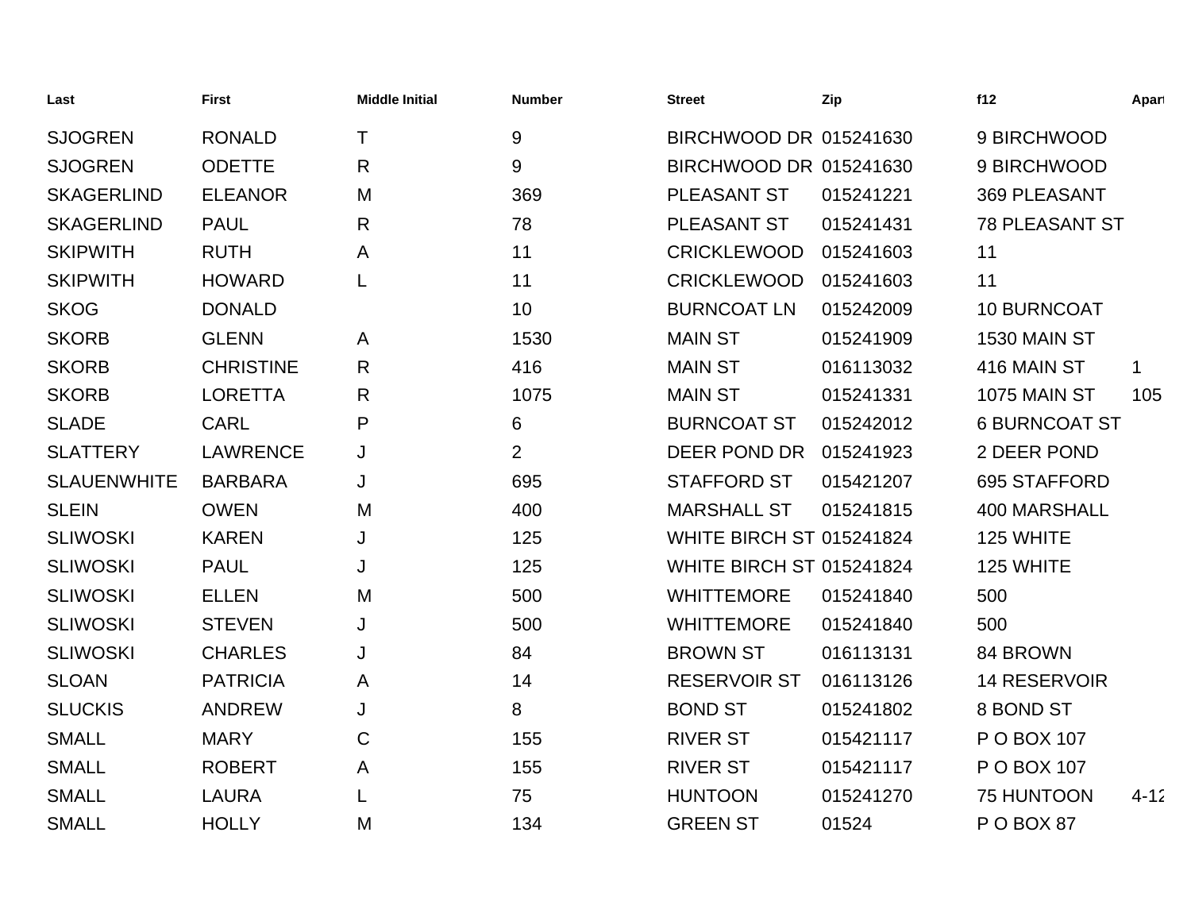| Last | First | Middle Initial | Number | Street | Zip | f12 | Apart |
|---|---|---|---|---|---|---|---|
| SJOGREN | RONALD | T | 9 | BIRCHWOOD DR | 015241630 | 9 BIRCHWOOD | |
| SJOGREN | ODETTE | R | 9 | BIRCHWOOD DR | 015241630 | 9 BIRCHWOOD | |
| SKAGERLIND | ELEANOR | M | 369 | PLEASANT ST | 015241221 | 369 PLEASANT | |
| SKAGERLIND | PAUL | R | 78 | PLEASANT ST | 015241431 | 78 PLEASANT ST | |
| SKIPWITH | RUTH | A | 11 | CRICKLEWOOD | 015241603 | 11 | |
| SKIPWITH | HOWARD | L | 11 | CRICKLEWOOD | 015241603 | 11 | |
| SKOG | DONALD | | 10 | BURNCOAT LN | 015242009 | 10 BURNCOAT | |
| SKORB | GLENN | A | 1530 | MAIN ST | 015241909 | 1530 MAIN ST | |
| SKORB | CHRISTINE | R | 416 | MAIN ST | 016113032 | 416 MAIN ST | 1 |
| SKORB | LORETTA | R | 1075 | MAIN ST | 015241331 | 1075 MAIN ST | 105 |
| SLADE | CARL | P | 6 | BURNCOAT ST | 015242012 | 6 BURNCOAT ST | |
| SLATTERY | LAWRENCE | J | 2 | DEER POND DR | 015241923 | 2 DEER POND | |
| SLAUENWHITE | BARBARA | J | 695 | STAFFORD ST | 015421207 | 695 STAFFORD | |
| SLEIN | OWEN | M | 400 | MARSHALL ST | 015241815 | 400 MARSHALL | |
| SLIWOSKI | KAREN | J | 125 | WHITE BIRCH ST | 015241824 | 125 WHITE | |
| SLIWOSKI | PAUL | J | 125 | WHITE BIRCH ST | 015241824 | 125 WHITE | |
| SLIWOSKI | ELLEN | M | 500 | WHITTEMORE | 015241840 | 500 | |
| SLIWOSKI | STEVEN | J | 500 | WHITTEMORE | 015241840 | 500 | |
| SLIWOSKI | CHARLES | J | 84 | BROWN ST | 016113131 | 84 BROWN | |
| SLOAN | PATRICIA | A | 14 | RESERVOIR ST | 016113126 | 14 RESERVOIR | |
| SLUCKIS | ANDREW | J | 8 | BOND ST | 015241802 | 8 BOND ST | |
| SMALL | MARY | C | 155 | RIVER ST | 015421117 | P O BOX 107 | |
| SMALL | ROBERT | A | 155 | RIVER ST | 015421117 | P O BOX 107 | |
| SMALL | LAURA | L | 75 | HUNTOON | 015241270 | 75 HUNTOON | 4-12 |
| SMALL | HOLLY | M | 134 | GREEN ST | 01524 | P O BOX 87 | |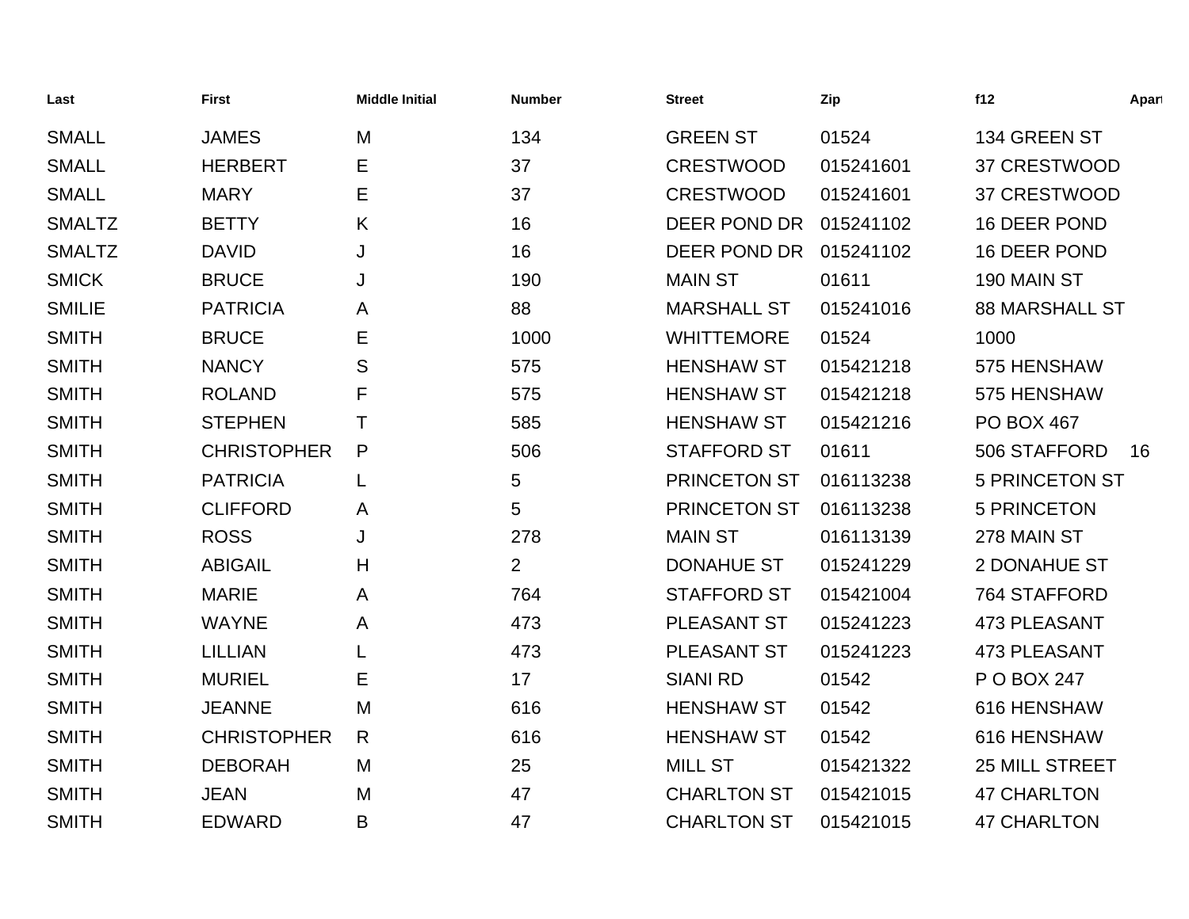| Last | First | Middle Initial | Number | Street | Zip | f12 | Apart |
|---|---|---|---|---|---|---|---|
| SMALL | JAMES | M | 134 | GREEN ST | 01524 | 134 GREEN ST | |
| SMALL | HERBERT | E | 37 | CRESTWOOD | 015241601 | 37 CRESTWOOD | |
| SMALL | MARY | E | 37 | CRESTWOOD | 015241601 | 37 CRESTWOOD | |
| SMALTZ | BETTY | K | 16 | DEER POND DR | 015241102 | 16 DEER POND | |
| SMALTZ | DAVID | J | 16 | DEER POND DR | 015241102 | 16 DEER POND | |
| SMICK | BRUCE | J | 190 | MAIN ST | 01611 | 190 MAIN ST | |
| SMILIE | PATRICIA | A | 88 | MARSHALL ST | 015241016 | 88 MARSHALL ST | |
| SMITH | BRUCE | E | 1000 | WHITTEMORE | 01524 | 1000 | |
| SMITH | NANCY | S | 575 | HENSHAW ST | 015421218 | 575 HENSHAW | |
| SMITH | ROLAND | F | 575 | HENSHAW ST | 015421218 | 575 HENSHAW | |
| SMITH | STEPHEN | T | 585 | HENSHAW ST | 015421216 | PO BOX 467 | |
| SMITH | CHRISTOPHER | P | 506 | STAFFORD ST | 01611 | 506 STAFFORD | 16 |
| SMITH | PATRICIA | L | 5 | PRINCETON ST | 016113238 | 5 PRINCETON ST | |
| SMITH | CLIFFORD | A | 5 | PRINCETON ST | 016113238 | 5 PRINCETON | |
| SMITH | ROSS | J | 278 | MAIN ST | 016113139 | 278 MAIN ST | |
| SMITH | ABIGAIL | H | 2 | DONAHUE ST | 015241229 | 2 DONAHUE ST | |
| SMITH | MARIE | A | 764 | STAFFORD ST | 015421004 | 764 STAFFORD | |
| SMITH | WAYNE | A | 473 | PLEASANT ST | 015241223 | 473 PLEASANT | |
| SMITH | LILLIAN | L | 473 | PLEASANT ST | 015241223 | 473 PLEASANT | |
| SMITH | MURIEL | E | 17 | SIANI RD | 01542 | P O BOX 247 | |
| SMITH | JEANNE | M | 616 | HENSHAW ST | 01542 | 616 HENSHAW | |
| SMITH | CHRISTOPHER | R | 616 | HENSHAW ST | 01542 | 616 HENSHAW | |
| SMITH | DEBORAH | M | 25 | MILL ST | 015421322 | 25 MILL STREET | |
| SMITH | JEAN | M | 47 | CHARLTON ST | 015421015 | 47 CHARLTON | |
| SMITH | EDWARD | B | 47 | CHARLTON ST | 015421015 | 47 CHARLTON | |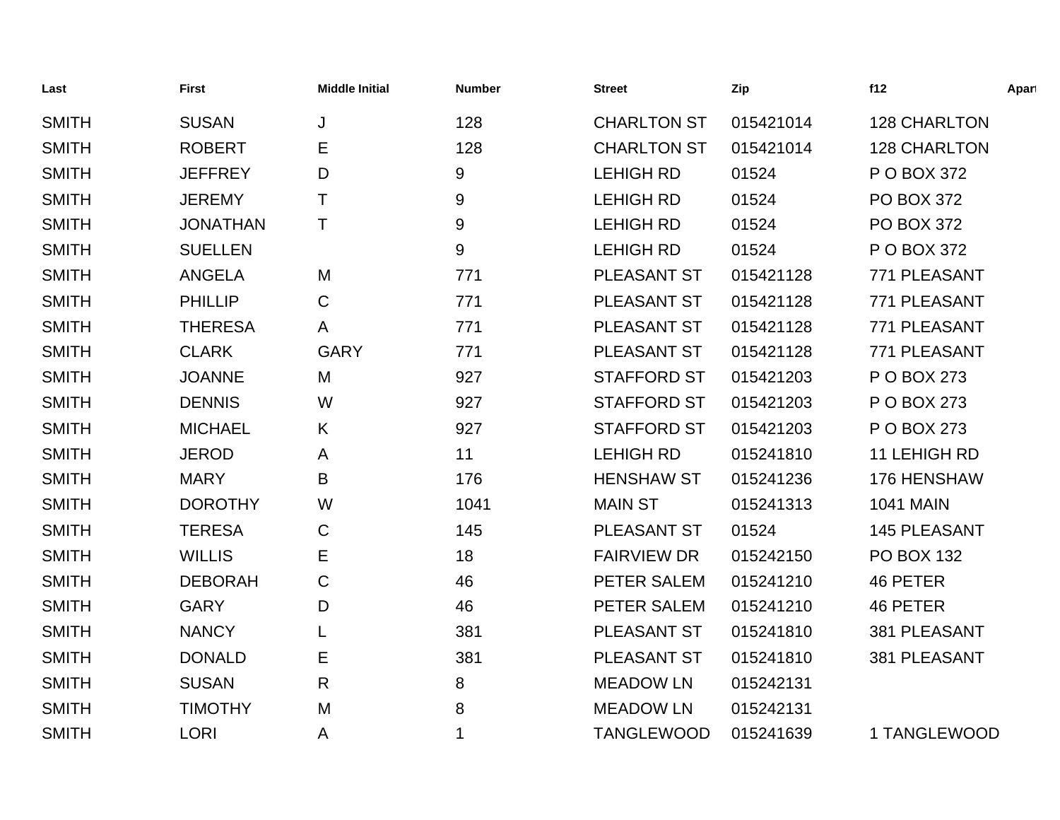| Last | First | Middle Initial | Number | Street | Zip | f12 | Apart |
|---|---|---|---|---|---|---|---|
| SMITH | SUSAN | J | 128 | CHARLTON ST | 015421014 | 128 CHARLTON | |
| SMITH | ROBERT | E | 128 | CHARLTON ST | 015421014 | 128 CHARLTON | |
| SMITH | JEFFREY | D | 9 | LEHIGH RD | 01524 | P O BOX 372 | |
| SMITH | JEREMY | T | 9 | LEHIGH RD | 01524 | PO BOX 372 | |
| SMITH | JONATHAN | T | 9 | LEHIGH RD | 01524 | PO BOX 372 | |
| SMITH | SUELLEN | | 9 | LEHIGH RD | 01524 | P O BOX 372 | |
| SMITH | ANGELA | M | 771 | PLEASANT ST | 015421128 | 771 PLEASANT | |
| SMITH | PHILLIP | C | 771 | PLEASANT ST | 015421128 | 771 PLEASANT | |
| SMITH | THERESA | A | 771 | PLEASANT ST | 015421128 | 771 PLEASANT | |
| SMITH | CLARK | GARY | 771 | PLEASANT ST | 015421128 | 771 PLEASANT | |
| SMITH | JOANNE | M | 927 | STAFFORD ST | 015421203 | P O BOX 273 | |
| SMITH | DENNIS | W | 927 | STAFFORD ST | 015421203 | P O BOX 273 | |
| SMITH | MICHAEL | K | 927 | STAFFORD ST | 015421203 | P O BOX 273 | |
| SMITH | JEROD | A | 11 | LEHIGH RD | 015241810 | 11 LEHIGH RD | |
| SMITH | MARY | B | 176 | HENSHAW ST | 015241236 | 176 HENSHAW | |
| SMITH | DOROTHY | W | 1041 | MAIN ST | 015241313 | 1041 MAIN | |
| SMITH | TERESA | C | 145 | PLEASANT ST | 01524 | 145 PLEASANT | |
| SMITH | WILLIS | E | 18 | FAIRVIEW DR | 015242150 | PO BOX 132 | |
| SMITH | DEBORAH | C | 46 | PETER SALEM | 015241210 | 46 PETER | |
| SMITH | GARY | D | 46 | PETER SALEM | 015241210 | 46 PETER | |
| SMITH | NANCY | L | 381 | PLEASANT ST | 015241810 | 381 PLEASANT | |
| SMITH | DONALD | E | 381 | PLEASANT ST | 015241810 | 381 PLEASANT | |
| SMITH | SUSAN | R | 8 | MEADOW LN | 015242131 | | |
| SMITH | TIMOTHY | M | 8 | MEADOW LN | 015242131 | | |
| SMITH | LORI | A | 1 | TANGLEWOOD | 015241639 | 1 TANGLEWOOD | |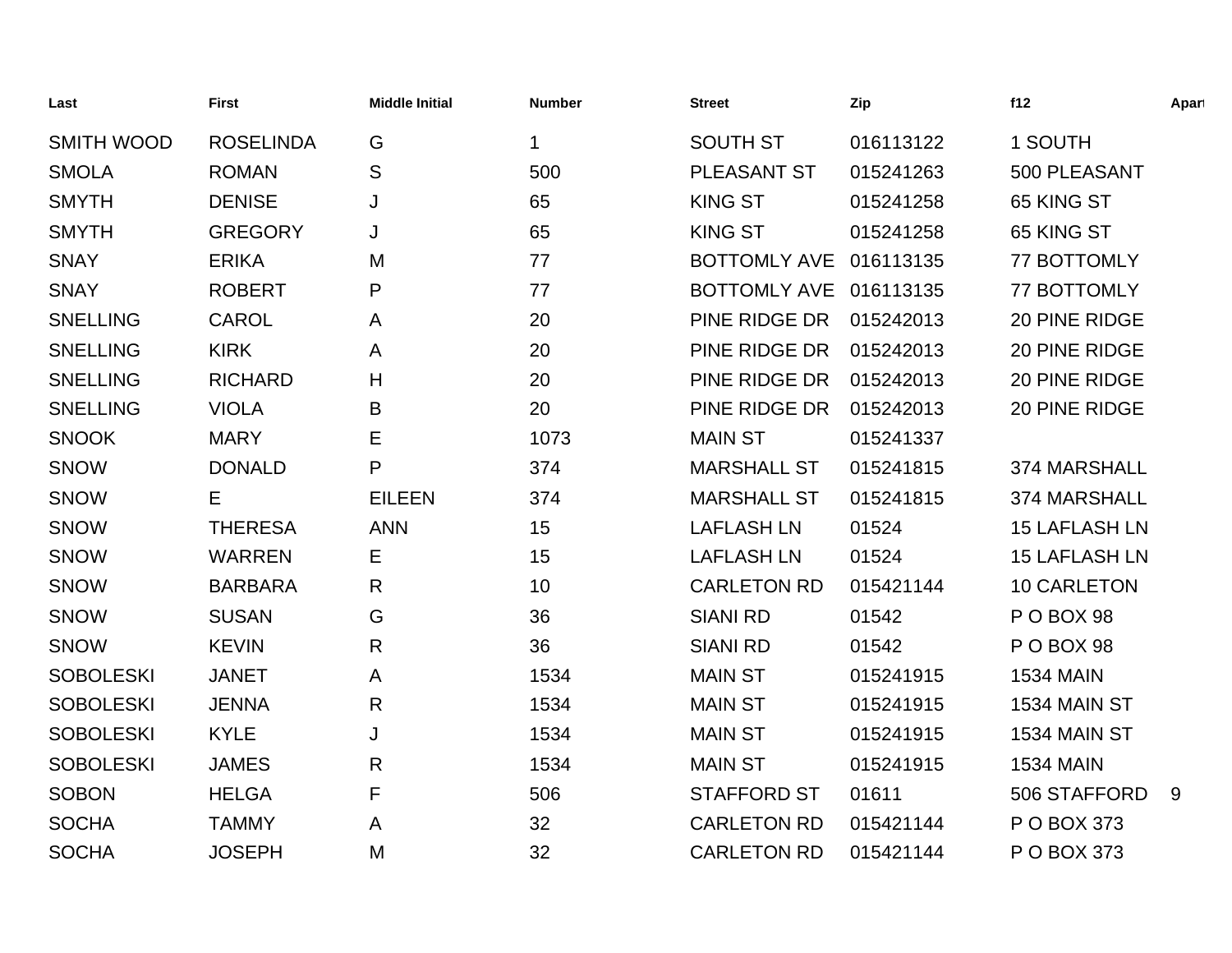| Last | First | Middle Initial | Number | Street | Zip | f12 | Apart |
|---|---|---|---|---|---|---|---|
| SMITH WOOD | ROSELINDA | G | 1 | SOUTH ST | 016113122 | 1 SOUTH | |
| SMOLA | ROMAN | S | 500 | PLEASANT ST | 015241263 | 500 PLEASANT | |
| SMYTH | DENISE | J | 65 | KING ST | 015241258 | 65 KING ST | |
| SMYTH | GREGORY | J | 65 | KING ST | 015241258 | 65 KING ST | |
| SNAY | ERIKA | M | 77 | BOTTOMLY AVE | 016113135 | 77 BOTTOMLY | |
| SNAY | ROBERT | P | 77 | BOTTOMLY AVE | 016113135 | 77 BOTTOMLY | |
| SNELLING | CAROL | A | 20 | PINE RIDGE DR | 015242013 | 20 PINE RIDGE | |
| SNELLING | KIRK | A | 20 | PINE RIDGE DR | 015242013 | 20 PINE RIDGE | |
| SNELLING | RICHARD | H | 20 | PINE RIDGE DR | 015242013 | 20 PINE RIDGE | |
| SNELLING | VIOLA | B | 20 | PINE RIDGE DR | 015242013 | 20 PINE RIDGE | |
| SNOOK | MARY | E | 1073 | MAIN ST | 015241337 | | |
| SNOW | DONALD | P | 374 | MARSHALL ST | 015241815 | 374 MARSHALL | |
| SNOW | E | EILEEN | 374 | MARSHALL ST | 015241815 | 374 MARSHALL | |
| SNOW | THERESA | ANN | 15 | LAFLASH LN | 01524 | 15 LAFLASH LN | |
| SNOW | WARREN | E | 15 | LAFLASH LN | 01524 | 15 LAFLASH LN | |
| SNOW | BARBARA | R | 10 | CARLETON RD | 015421144 | 10 CARLETON | |
| SNOW | SUSAN | G | 36 | SIANI RD | 01542 | P O BOX 98 | |
| SNOW | KEVIN | R | 36 | SIANI RD | 01542 | P O BOX 98 | |
| SOBOLESKI | JANET | A | 1534 | MAIN ST | 015241915 | 1534 MAIN | |
| SOBOLESKI | JENNA | R | 1534 | MAIN ST | 015241915 | 1534 MAIN ST | |
| SOBOLESKI | KYLE | J | 1534 | MAIN ST | 015241915 | 1534 MAIN ST | |
| SOBOLESKI | JAMES | R | 1534 | MAIN ST | 015241915 | 1534 MAIN | |
| SOBON | HELGA | F | 506 | STAFFORD ST | 01611 | 506 STAFFORD | 9 |
| SOCHA | TAMMY | A | 32 | CARLETON RD | 015421144 | P O BOX 373 | |
| SOCHA | JOSEPH | M | 32 | CARLETON RD | 015421144 | P O BOX 373 | |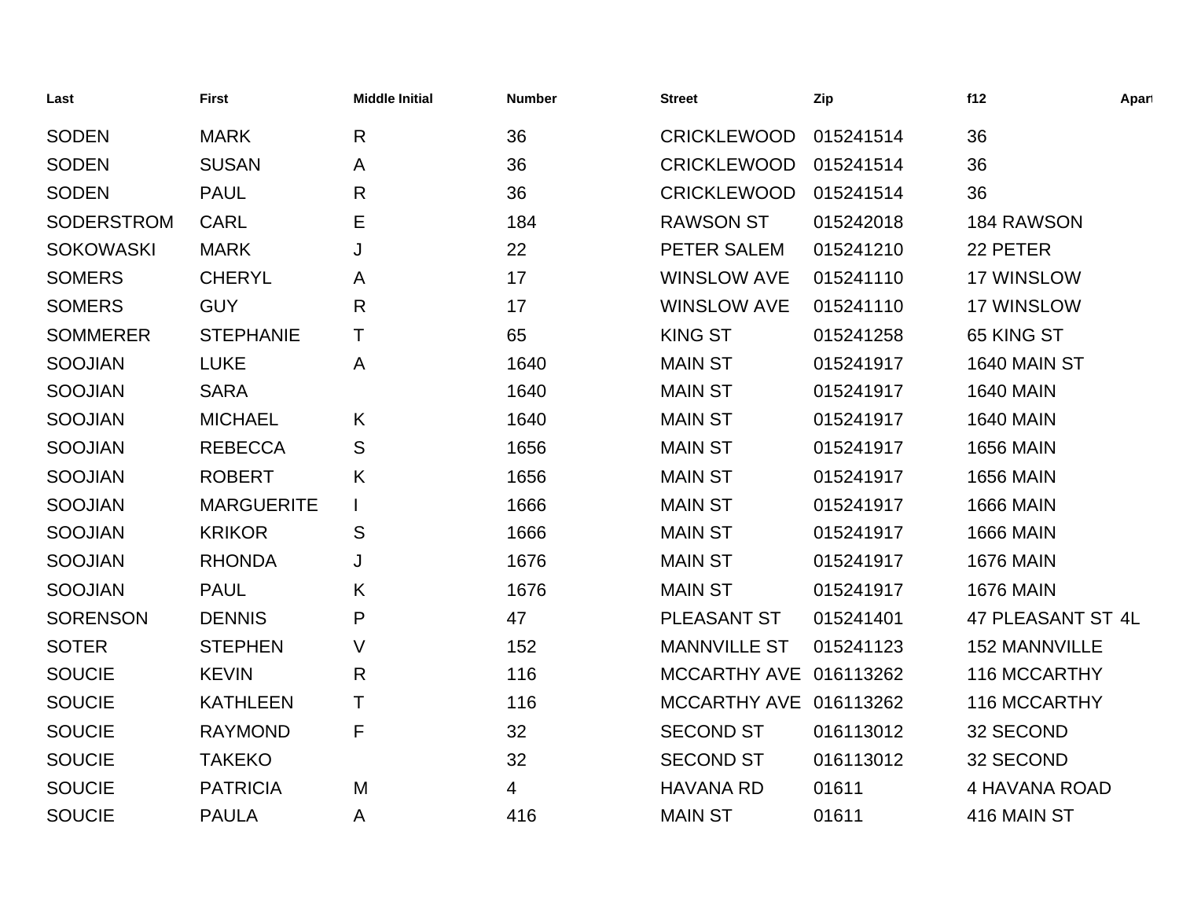| Last | First | Middle Initial | Number | Street | Zip | f12 | Apart |
|---|---|---|---|---|---|---|---|
| SODEN | MARK | R | 36 | CRICKLEWOOD | 015241514 | 36 | |
| SODEN | SUSAN | A | 36 | CRICKLEWOOD | 015241514 | 36 | |
| SODEN | PAUL | R | 36 | CRICKLEWOOD | 015241514 | 36 | |
| SODERSTROM | CARL | E | 184 | RAWSON ST | 015242018 | 184 RAWSON | |
| SOKOWASKI | MARK | J | 22 | PETER SALEM | 015241210 | 22 PETER | |
| SOMERS | CHERYL | A | 17 | WINSLOW AVE | 015241110 | 17 WINSLOW | |
| SOMERS | GUY | R | 17 | WINSLOW AVE | 015241110 | 17 WINSLOW | |
| SOMMERER | STEPHANIE | T | 65 | KING ST | 015241258 | 65 KING ST | |
| SOOJIAN | LUKE | A | 1640 | MAIN ST | 015241917 | 1640 MAIN ST | |
| SOOJIAN | SARA | | 1640 | MAIN ST | 015241917 | 1640 MAIN | |
| SOOJIAN | MICHAEL | K | 1640 | MAIN ST | 015241917 | 1640 MAIN | |
| SOOJIAN | REBECCA | S | 1656 | MAIN ST | 015241917 | 1656 MAIN | |
| SOOJIAN | ROBERT | K | 1656 | MAIN ST | 015241917 | 1656 MAIN | |
| SOOJIAN | MARGUERITE | I | 1666 | MAIN ST | 015241917 | 1666 MAIN | |
| SOOJIAN | KRIKOR | S | 1666 | MAIN ST | 015241917 | 1666 MAIN | |
| SOOJIAN | RHONDA | J | 1676 | MAIN ST | 015241917 | 1676 MAIN | |
| SOOJIAN | PAUL | K | 1676 | MAIN ST | 015241917 | 1676 MAIN | |
| SORENSON | DENNIS | P | 47 | PLEASANT ST | 015241401 | 47 PLEASANT ST | 4L |
| SOTER | STEPHEN | V | 152 | MANNVILLE ST | 015241123 | 152 MANNVILLE | |
| SOUCIE | KEVIN | R | 116 | MCCARTHY AVE | 016113262 | 116 MCCARTHY | |
| SOUCIE | KATHLEEN | T | 116 | MCCARTHY AVE | 016113262 | 116 MCCARTHY | |
| SOUCIE | RAYMOND | F | 32 | SECOND ST | 016113012 | 32 SECOND | |
| SOUCIE | TAKEKO | | 32 | SECOND ST | 016113012 | 32 SECOND | |
| SOUCIE | PATRICIA | M | 4 | HAVANA RD | 01611 | 4 HAVANA ROAD | |
| SOUCIE | PAULA | A | 416 | MAIN ST | 01611 | 416 MAIN ST | |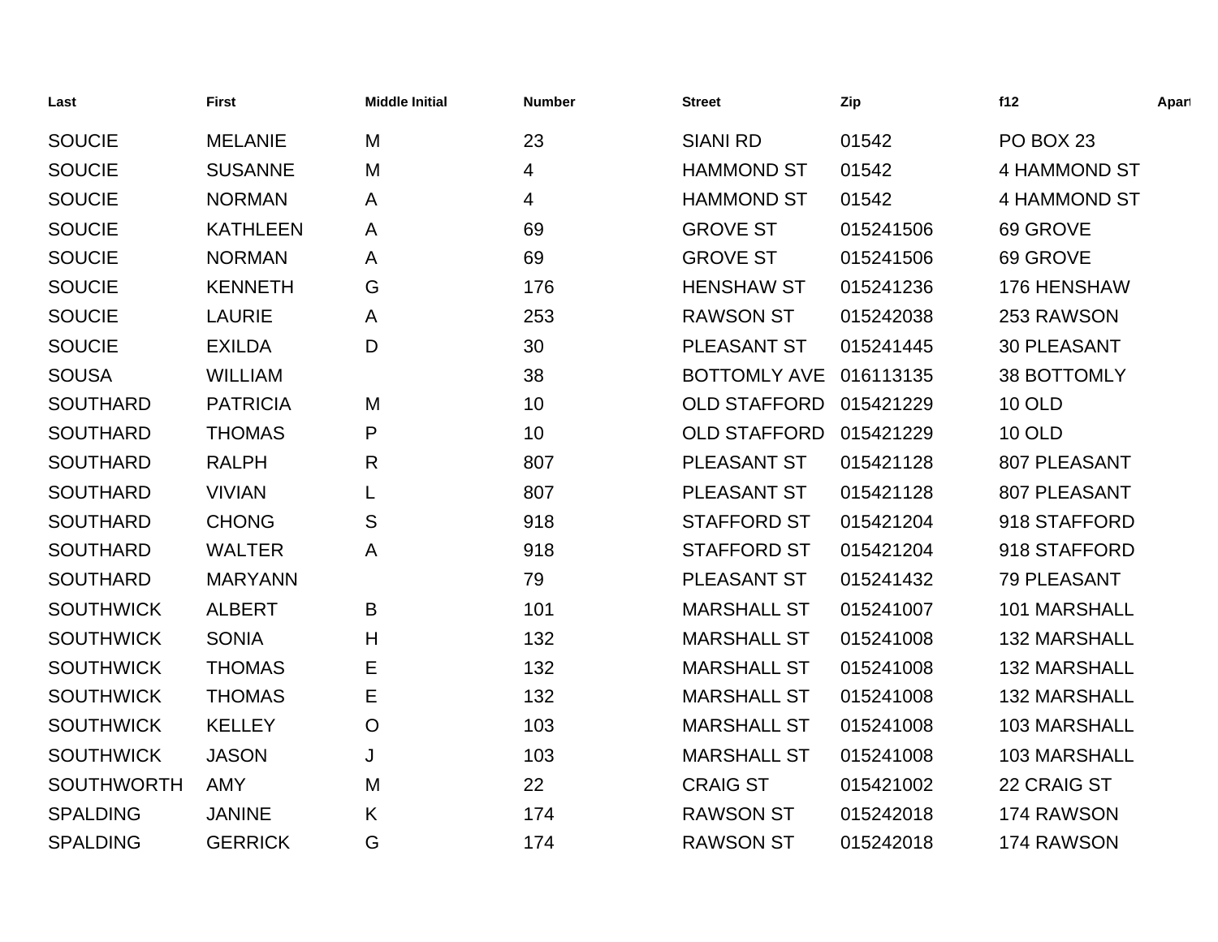| Last | First | Middle Initial | Number | Street | Zip | f12 | Apart |
|---|---|---|---|---|---|---|---|
| SOUCIE | MELANIE | M | 23 | SIANI RD | 01542 | PO BOX 23 | |
| SOUCIE | SUSANNE | M | 4 | HAMMOND ST | 01542 | 4 HAMMOND ST | |
| SOUCIE | NORMAN | A | 4 | HAMMOND ST | 01542 | 4 HAMMOND ST | |
| SOUCIE | KATHLEEN | A | 69 | GROVE ST | 015241506 | 69 GROVE | |
| SOUCIE | NORMAN | A | 69 | GROVE ST | 015241506 | 69 GROVE | |
| SOUCIE | KENNETH | G | 176 | HENSHAW ST | 015241236 | 176 HENSHAW | |
| SOUCIE | LAURIE | A | 253 | RAWSON ST | 015242038 | 253 RAWSON | |
| SOUCIE | EXILDA | D | 30 | PLEASANT ST | 015241445 | 30 PLEASANT | |
| SOUSA | WILLIAM | | 38 | BOTTOMLY AVE | 016113135 | 38 BOTTOMLY | |
| SOUTHARD | PATRICIA | M | 10 | OLD STAFFORD | 015421229 | 10 OLD | |
| SOUTHARD | THOMAS | P | 10 | OLD STAFFORD | 015421229 | 10 OLD | |
| SOUTHARD | RALPH | R | 807 | PLEASANT ST | 015421128 | 807 PLEASANT | |
| SOUTHARD | VIVIAN | L | 807 | PLEASANT ST | 015421128 | 807 PLEASANT | |
| SOUTHARD | CHONG | S | 918 | STAFFORD ST | 015421204 | 918 STAFFORD | |
| SOUTHARD | WALTER | A | 918 | STAFFORD ST | 015421204 | 918 STAFFORD | |
| SOUTHARD | MARYANN | | 79 | PLEASANT ST | 015241432 | 79 PLEASANT | |
| SOUTHWICK | ALBERT | B | 101 | MARSHALL ST | 015241007 | 101 MARSHALL | |
| SOUTHWICK | SONIA | H | 132 | MARSHALL ST | 015241008 | 132 MARSHALL | |
| SOUTHWICK | THOMAS | E | 132 | MARSHALL ST | 015241008 | 132 MARSHALL | |
| SOUTHWICK | THOMAS | E | 132 | MARSHALL ST | 015241008 | 132 MARSHALL | |
| SOUTHWICK | KELLEY | O | 103 | MARSHALL ST | 015241008 | 103 MARSHALL | |
| SOUTHWICK | JASON | J | 103 | MARSHALL ST | 015241008 | 103 MARSHALL | |
| SOUTHWORTH | AMY | M | 22 | CRAIG ST | 015421002 | 22 CRAIG ST | |
| SPALDING | JANINE | K | 174 | RAWSON ST | 015242018 | 174 RAWSON | |
| SPALDING | GERRICK | G | 174 | RAWSON ST | 015242018 | 174 RAWSON | |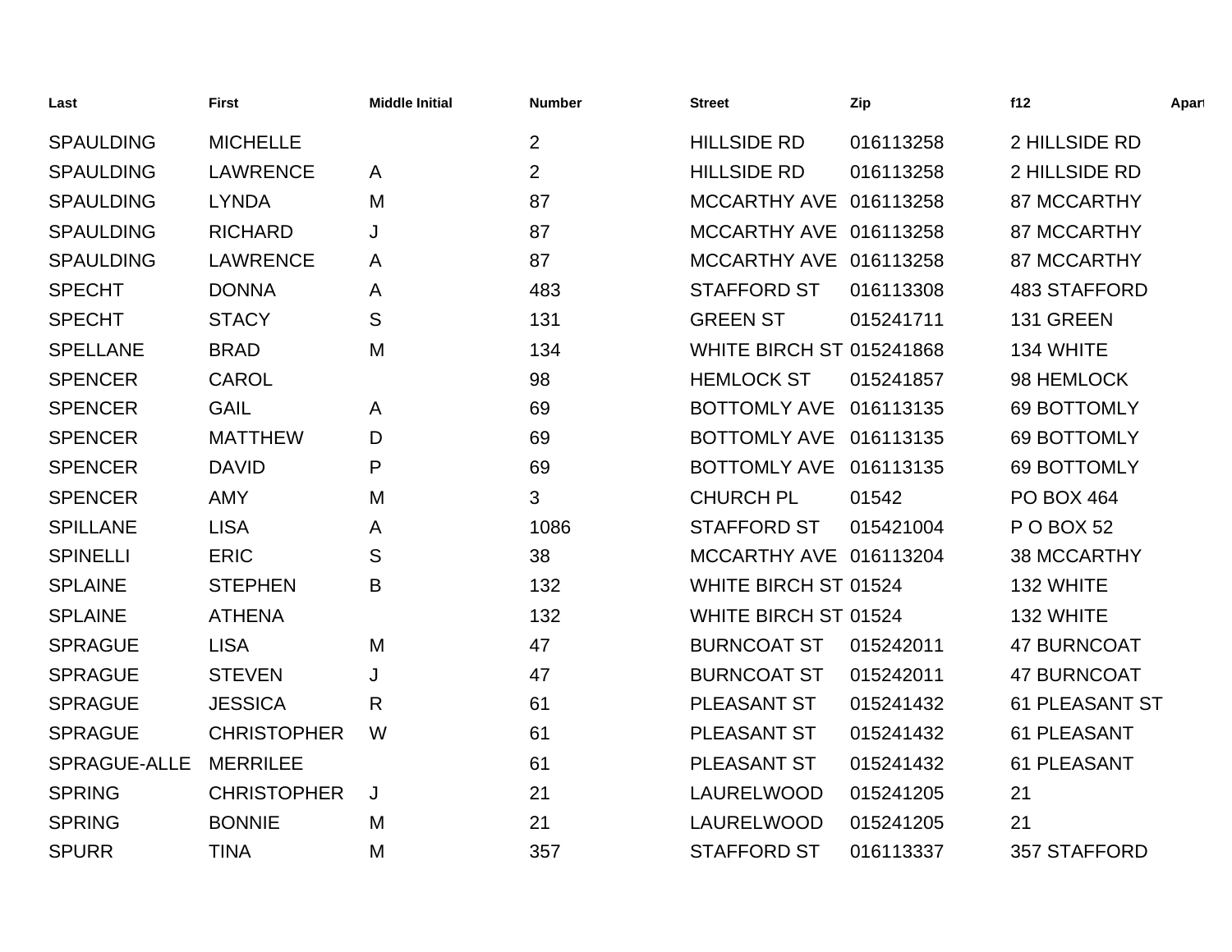| Last | First | Middle Initial | Number | Street | Zip | f12 | Apart |
|---|---|---|---|---|---|---|---|
| SPAULDING | MICHELLE | | 2 | HILLSIDE RD | 016113258 | 2 HILLSIDE RD | |
| SPAULDING | LAWRENCE | A | 2 | HILLSIDE RD | 016113258 | 2 HILLSIDE RD | |
| SPAULDING | LYNDA | M | 87 | MCCARTHY AVE | 016113258 | 87 MCCARTHY | |
| SPAULDING | RICHARD | J | 87 | MCCARTHY AVE | 016113258 | 87 MCCARTHY | |
| SPAULDING | LAWRENCE | A | 87 | MCCARTHY AVE | 016113258 | 87 MCCARTHY | |
| SPECHT | DONNA | A | 483 | STAFFORD ST | 016113308 | 483 STAFFORD | |
| SPECHT | STACY | S | 131 | GREEN ST | 015241711 | 131 GREEN | |
| SPELLANE | BRAD | M | 134 | WHITE BIRCH ST | 015241868 | 134 WHITE | |
| SPENCER | CAROL | | 98 | HEMLOCK ST | 015241857 | 98 HEMLOCK | |
| SPENCER | GAIL | A | 69 | BOTTOMLY AVE | 016113135 | 69 BOTTOMLY | |
| SPENCER | MATTHEW | D | 69 | BOTTOMLY AVE | 016113135 | 69 BOTTOMLY | |
| SPENCER | DAVID | P | 69 | BOTTOMLY AVE | 016113135 | 69 BOTTOMLY | |
| SPENCER | AMY | M | 3 | CHURCH PL | 01542 | PO BOX 464 | |
| SPILLANE | LISA | A | 1086 | STAFFORD ST | 015421004 | P O BOX 52 | |
| SPINELLI | ERIC | S | 38 | MCCARTHY AVE | 016113204 | 38 MCCARTHY | |
| SPLAINE | STEPHEN | B | 132 | WHITE BIRCH ST | 01524 | 132 WHITE | |
| SPLAINE | ATHENA | | 132 | WHITE BIRCH ST | 01524 | 132 WHITE | |
| SPRAGUE | LISA | M | 47 | BURNCOAT ST | 015242011 | 47 BURNCOAT | |
| SPRAGUE | STEVEN | J | 47 | BURNCOAT ST | 015242011 | 47 BURNCOAT | |
| SPRAGUE | JESSICA | R | 61 | PLEASANT ST | 015241432 | 61 PLEASANT ST | |
| SPRAGUE | CHRISTOPHER | W | 61 | PLEASANT ST | 015241432 | 61 PLEASANT | |
| SPRAGUE-ALLE | MERRILEE | | 61 | PLEASANT ST | 015241432 | 61 PLEASANT | |
| SPRING | CHRISTOPHER | J | 21 | LAURELWOOD | 015241205 | 21 | |
| SPRING | BONNIE | M | 21 | LAURELWOOD | 015241205 | 21 | |
| SPURR | TINA | M | 357 | STAFFORD ST | 016113337 | 357 STAFFORD | |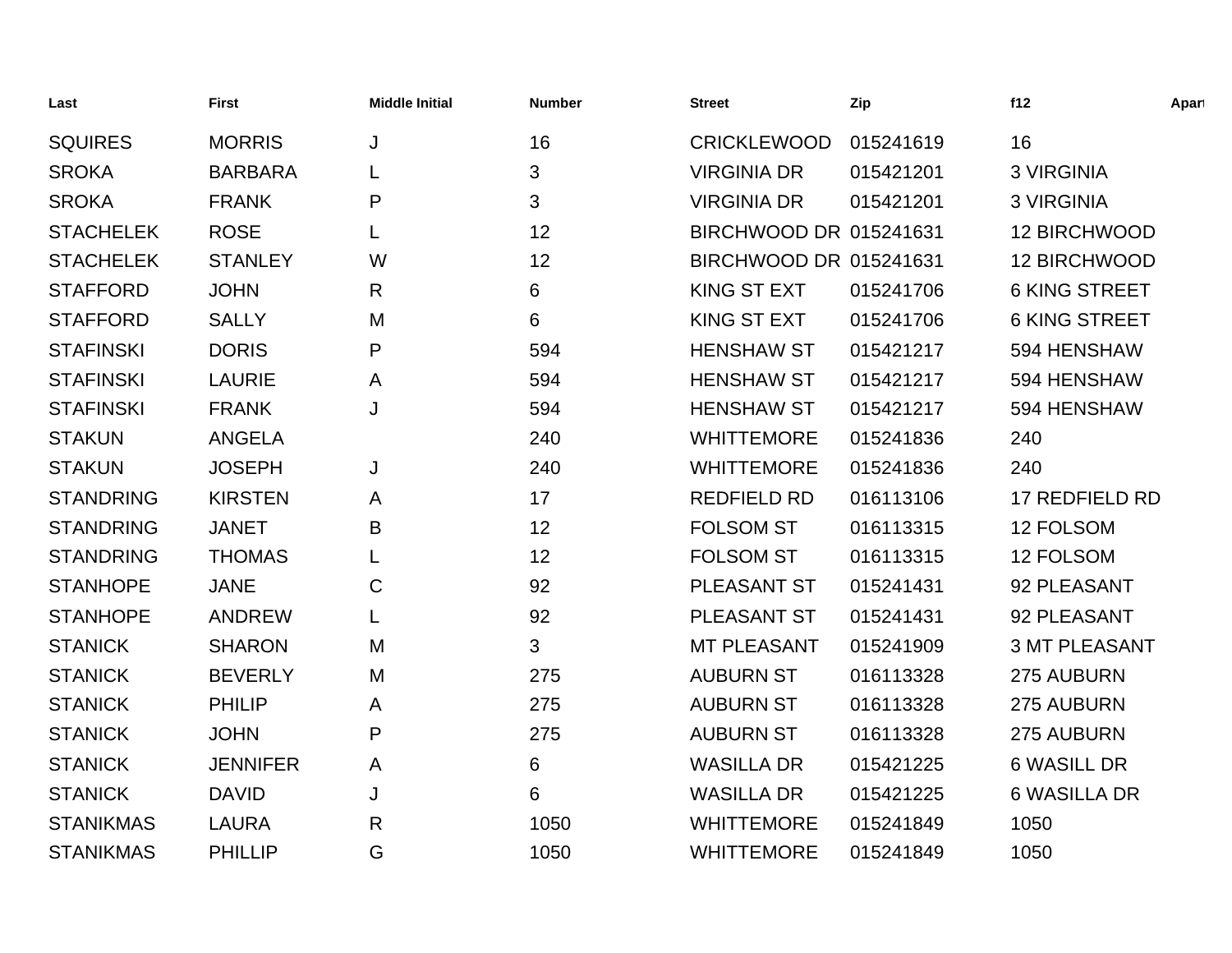| Last | First | Middle Initial | Number | Street | Zip | f12 | Apart |
|---|---|---|---|---|---|---|---|
| SQUIRES | MORRIS | J | 16 | CRICKLEWOOD | 015241619 | 16 | |
| SROKA | BARBARA | L | 3 | VIRGINIA DR | 015421201 | 3 VIRGINIA | |
| SROKA | FRANK | P | 3 | VIRGINIA DR | 015421201 | 3 VIRGINIA | |
| STACHELEK | ROSE | L | 12 | BIRCHWOOD DR | 015241631 | 12 BIRCHWOOD | |
| STACHELEK | STANLEY | W | 12 | BIRCHWOOD DR | 015241631 | 12 BIRCHWOOD | |
| STAFFORD | JOHN | R | 6 | KING ST EXT | 015241706 | 6 KING STREET | |
| STAFFORD | SALLY | M | 6 | KING ST EXT | 015241706 | 6 KING STREET | |
| STAFINSKI | DORIS | P | 594 | HENSHAW ST | 015421217 | 594 HENSHAW | |
| STAFINSKI | LAURIE | A | 594 | HENSHAW ST | 015421217 | 594 HENSHAW | |
| STAFINSKI | FRANK | J | 594 | HENSHAW ST | 015421217 | 594 HENSHAW | |
| STAKUN | ANGELA | | 240 | WHITTEMORE | 015241836 | 240 | |
| STAKUN | JOSEPH | J | 240 | WHITTEMORE | 015241836 | 240 | |
| STANDRING | KIRSTEN | A | 17 | REDFIELD RD | 016113106 | 17 REDFIELD RD | |
| STANDRING | JANET | B | 12 | FOLSOM ST | 016113315 | 12 FOLSOM | |
| STANDRING | THOMAS | L | 12 | FOLSOM ST | 016113315 | 12 FOLSOM | |
| STANHOPE | JANE | C | 92 | PLEASANT ST | 015241431 | 92 PLEASANT | |
| STANHOPE | ANDREW | L | 92 | PLEASANT ST | 015241431 | 92 PLEASANT | |
| STANICK | SHARON | M | 3 | MT PLEASANT | 015241909 | 3 MT PLEASANT | |
| STANICK | BEVERLY | M | 275 | AUBURN ST | 016113328 | 275 AUBURN | |
| STANICK | PHILIP | A | 275 | AUBURN ST | 016113328 | 275 AUBURN | |
| STANICK | JOHN | P | 275 | AUBURN ST | 016113328 | 275 AUBURN | |
| STANICK | JENNIFER | A | 6 | WASILLA DR | 015421225 | 6 WASILL DR | |
| STANICK | DAVID | J | 6 | WASILLA DR | 015421225 | 6 WASILLA DR | |
| STANIKMAS | LAURA | R | 1050 | WHITTEMORE | 015241849 | 1050 | |
| STANIKMAS | PHILLIP | G | 1050 | WHITTEMORE | 015241849 | 1050 | |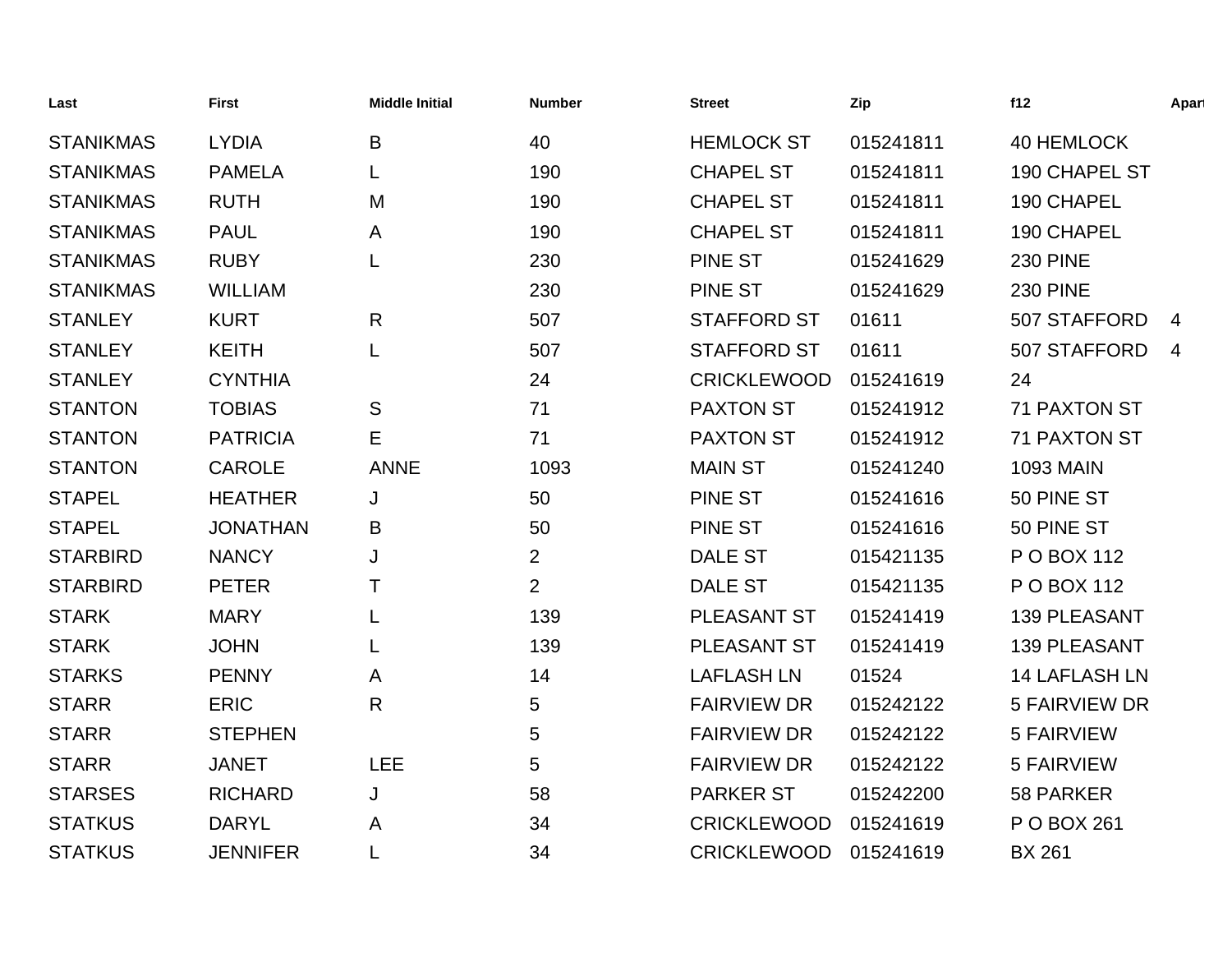| Last | First | Middle Initial | Number | Street | Zip | f12 | Apart |
|---|---|---|---|---|---|---|---|
| STANIKMAS | LYDIA | B | 40 | HEMLOCK ST | 015241811 | 40 HEMLOCK | |
| STANIKMAS | PAMELA | L | 190 | CHAPEL ST | 015241811 | 190 CHAPEL ST | |
| STANIKMAS | RUTH | M | 190 | CHAPEL ST | 015241811 | 190 CHAPEL | |
| STANIKMAS | PAUL | A | 190 | CHAPEL ST | 015241811 | 190 CHAPEL | |
| STANIKMAS | RUBY | L | 230 | PINE ST | 015241629 | 230 PINE | |
| STANIKMAS | WILLIAM | | 230 | PINE ST | 015241629 | 230 PINE | |
| STANLEY | KURT | R | 507 | STAFFORD ST | 01611 | 507 STAFFORD | 4 |
| STANLEY | KEITH | L | 507 | STAFFORD ST | 01611 | 507 STAFFORD | 4 |
| STANLEY | CYNTHIA | | 24 | CRICKLEWOOD | 015241619 | 24 | |
| STANTON | TOBIAS | S | 71 | PAXTON ST | 015241912 | 71 PAXTON ST | |
| STANTON | PATRICIA | E | 71 | PAXTON ST | 015241912 | 71 PAXTON ST | |
| STANTON | CAROLE | ANNE | 1093 | MAIN ST | 015241240 | 1093 MAIN | |
| STAPEL | HEATHER | J | 50 | PINE ST | 015241616 | 50 PINE ST | |
| STAPEL | JONATHAN | B | 50 | PINE ST | 015241616 | 50 PINE ST | |
| STARBIRD | NANCY | J | 2 | DALE ST | 015421135 | P O BOX 112 | |
| STARBIRD | PETER | T | 2 | DALE ST | 015421135 | P O BOX 112 | |
| STARK | MARY | L | 139 | PLEASANT ST | 015241419 | 139 PLEASANT | |
| STARK | JOHN | L | 139 | PLEASANT ST | 015241419 | 139 PLEASANT | |
| STARKS | PENNY | A | 14 | LAFLASH LN | 01524 | 14 LAFLASH LN | |
| STARR | ERIC | R | 5 | FAIRVIEW DR | 015242122 | 5 FAIRVIEW DR | |
| STARR | STEPHEN | | 5 | FAIRVIEW DR | 015242122 | 5 FAIRVIEW | |
| STARR | JANET | LEE | 5 | FAIRVIEW DR | 015242122 | 5 FAIRVIEW | |
| STARSES | RICHARD | J | 58 | PARKER ST | 015242200 | 58 PARKER | |
| STATKUS | DARYL | A | 34 | CRICKLEWOOD | 015241619 | P O BOX 261 | |
| STATKUS | JENNIFER | L | 34 | CRICKLEWOOD | 015241619 | BX 261 | |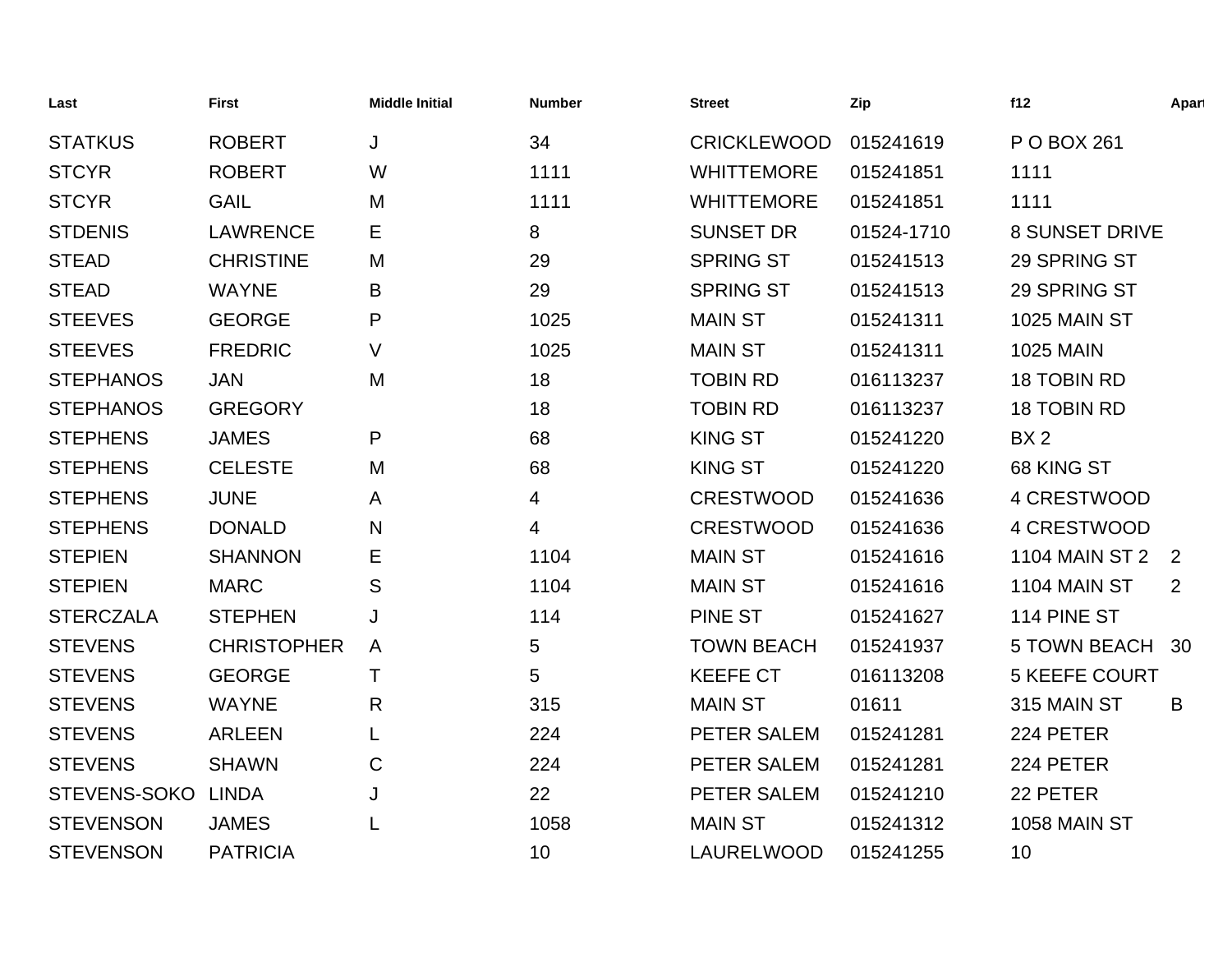| Last | First | Middle Initial | Number | Street | Zip | f12 | Apart |
|---|---|---|---|---|---|---|---|
| STATKUS | ROBERT | J | 34 | CRICKLEWOOD | 015241619 | P O BOX 261 | |
| STCYR | ROBERT | W | 1111 | WHITTEMORE | 015241851 | 1111 | |
| STCYR | GAIL | M | 1111 | WHITTEMORE | 015241851 | 1111 | |
| STDENIS | LAWRENCE | E | 8 | SUNSET DR | 01524-1710 | 8 SUNSET DRIVE | |
| STEAD | CHRISTINE | M | 29 | SPRING ST | 015241513 | 29 SPRING ST | |
| STEAD | WAYNE | B | 29 | SPRING ST | 015241513 | 29 SPRING ST | |
| STEEVES | GEORGE | P | 1025 | MAIN ST | 015241311 | 1025 MAIN ST | |
| STEEVES | FREDRIC | V | 1025 | MAIN ST | 015241311 | 1025 MAIN | |
| STEPHANOS | JAN | M | 18 | TOBIN RD | 016113237 | 18 TOBIN RD | |
| STEPHANOS | GREGORY | | 18 | TOBIN RD | 016113237 | 18 TOBIN RD | |
| STEPHENS | JAMES | P | 68 | KING ST | 015241220 | BX 2 | |
| STEPHENS | CELESTE | M | 68 | KING ST | 015241220 | 68 KING ST | |
| STEPHENS | JUNE | A | 4 | CRESTWOOD | 015241636 | 4 CRESTWOOD | |
| STEPHENS | DONALD | N | 4 | CRESTWOOD | 015241636 | 4 CRESTWOOD | |
| STEPIEN | SHANNON | E | 1104 | MAIN ST | 015241616 | 1104 MAIN ST 2 | 2 |
| STEPIEN | MARC | S | 1104 | MAIN ST | 015241616 | 1104 MAIN ST | 2 |
| STERCZALA | STEPHEN | J | 114 | PINE ST | 015241627 | 114 PINE ST | |
| STEVENS | CHRISTOPHER | A | 5 | TOWN BEACH | 015241937 | 5 TOWN BEACH | 30 |
| STEVENS | GEORGE | T | 5 | KEEFE CT | 016113208 | 5 KEEFE COURT | |
| STEVENS | WAYNE | R | 315 | MAIN ST | 01611 | 315 MAIN ST | B |
| STEVENS | ARLEEN | L | 224 | PETER SALEM | 015241281 | 224 PETER | |
| STEVENS | SHAWN | C | 224 | PETER SALEM | 015241281 | 224 PETER | |
| STEVENS-SOKO | LINDA | J | 22 | PETER SALEM | 015241210 | 22 PETER | |
| STEVENSON | JAMES | L | 1058 | MAIN ST | 015241312 | 1058 MAIN ST | |
| STEVENSON | PATRICIA | | 10 | LAURELWOOD | 015241255 | 10 | |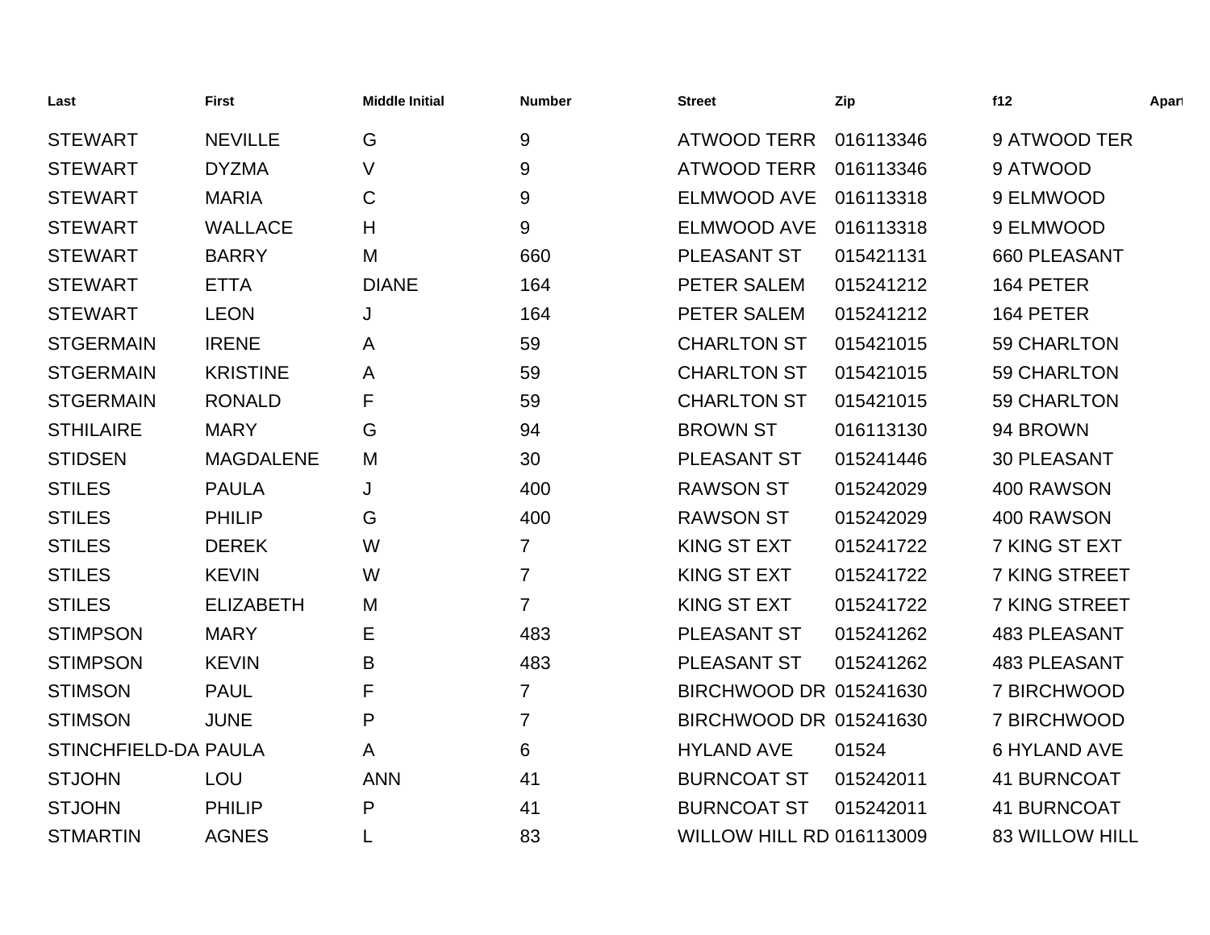| Last | First | Middle Initial | Number | Street | Zip | f12 | Apart |
| --- | --- | --- | --- | --- | --- | --- | --- |
| STEWART | NEVILLE | G | 9 | ATWOOD TERR | 016113346 | 9 ATWOOD TER | |
| STEWART | DYZMA | V | 9 | ATWOOD TERR | 016113346 | 9 ATWOOD | |
| STEWART | MARIA | C | 9 | ELMWOOD AVE | 016113318 | 9 ELMWOOD | |
| STEWART | WALLACE | H | 9 | ELMWOOD AVE | 016113318 | 9 ELMWOOD | |
| STEWART | BARRY | M | 660 | PLEASANT ST | 015421131 | 660 PLEASANT | |
| STEWART | ETTA | DIANE | 164 | PETER SALEM | 015241212 | 164 PETER | |
| STEWART | LEON | J | 164 | PETER SALEM | 015241212 | 164 PETER | |
| STGERMAIN | IRENE | A | 59 | CHARLTON ST | 015421015 | 59 CHARLTON | |
| STGERMAIN | KRISTINE | A | 59 | CHARLTON ST | 015421015 | 59 CHARLTON | |
| STGERMAIN | RONALD | F | 59 | CHARLTON ST | 015421015 | 59 CHARLTON | |
| STHILAIRE | MARY | G | 94 | BROWN ST | 016113130 | 94 BROWN | |
| STIDSEN | MAGDALENE | M | 30 | PLEASANT ST | 015241446 | 30 PLEASANT | |
| STILES | PAULA | J | 400 | RAWSON ST | 015242029 | 400 RAWSON | |
| STILES | PHILIP | G | 400 | RAWSON ST | 015242029 | 400 RAWSON | |
| STILES | DEREK | W | 7 | KING ST EXT | 015241722 | 7 KING ST EXT | |
| STILES | KEVIN | W | 7 | KING ST EXT | 015241722 | 7 KING STREET | |
| STILES | ELIZABETH | M | 7 | KING ST EXT | 015241722 | 7 KING STREET | |
| STIMPSON | MARY | E | 483 | PLEASANT ST | 015241262 | 483 PLEASANT | |
| STIMPSON | KEVIN | B | 483 | PLEASANT ST | 015241262 | 483 PLEASANT | |
| STIMSON | PAUL | F | 7 | BIRCHWOOD DR | 015241630 | 7 BIRCHWOOD | |
| STIMSON | JUNE | P | 7 | BIRCHWOOD DR | 015241630 | 7 BIRCHWOOD | |
| STINCHFIELD-DA | PAULA | A | 6 | HYLAND AVE | 01524 | 6 HYLAND AVE | |
| STJOHN | LOU | ANN | 41 | BURNCOAT ST | 015242011 | 41 BURNCOAT | |
| STJOHN | PHILIP | P | 41 | BURNCOAT ST | 015242011 | 41 BURNCOAT | |
| STMARTIN | AGNES | L | 83 | WILLOW HILL RD | 016113009 | 83 WILLOW HILL | |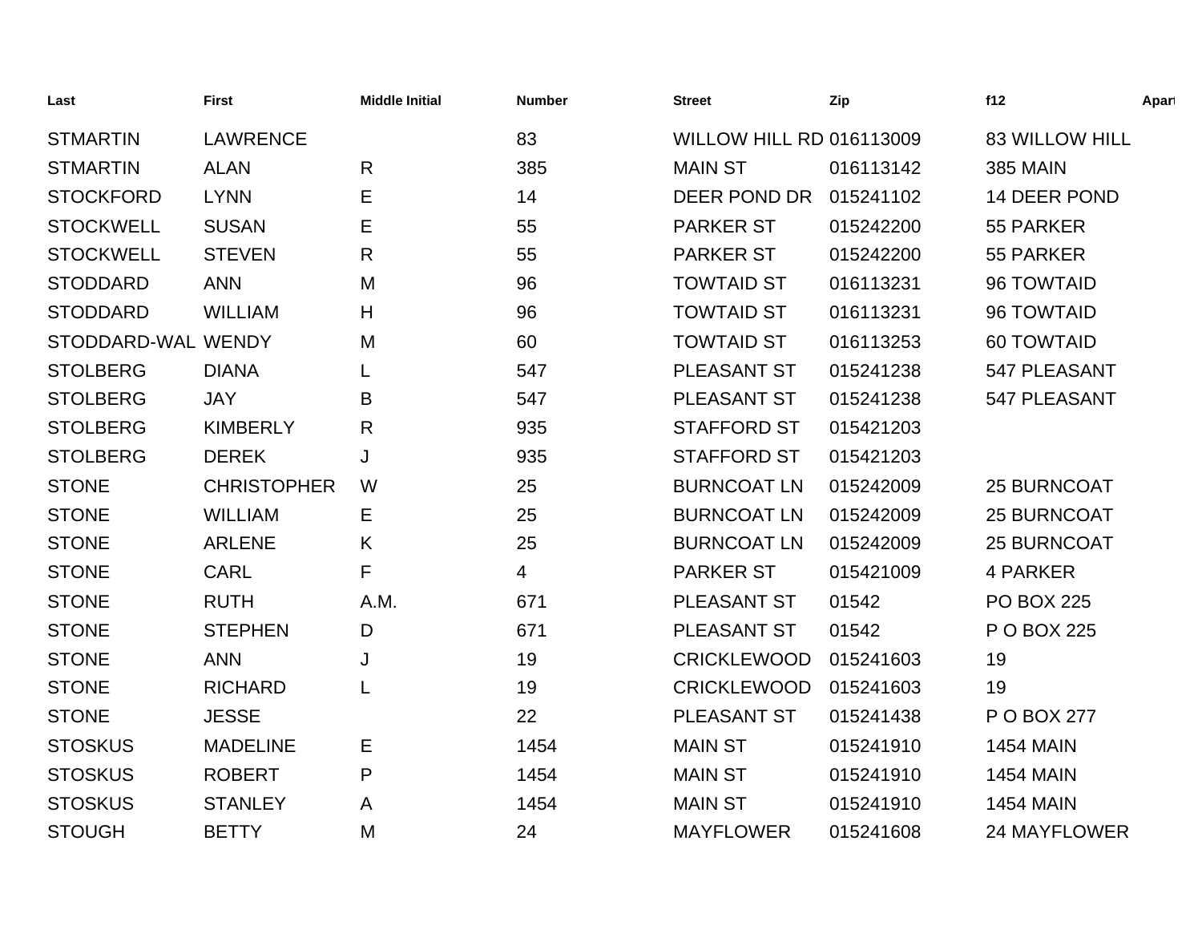| Last | First | Middle Initial | Number | Street | Zip | f12 | Apart |
|---|---|---|---|---|---|---|---|
| STMARTIN | LAWRENCE | | 83 | WILLOW HILL RD | 016113009 | 83 WILLOW HILL | |
| STMARTIN | ALAN | R | 385 | MAIN ST | 016113142 | 385 MAIN | |
| STOCKFORD | LYNN | E | 14 | DEER POND DR | 015241102 | 14 DEER POND | |
| STOCKWELL | SUSAN | E | 55 | PARKER ST | 015242200 | 55 PARKER | |
| STOCKWELL | STEVEN | R | 55 | PARKER ST | 015242200 | 55 PARKER | |
| STODDARD | ANN | M | 96 | TOWTAID ST | 016113231 | 96 TOWTAID | |
| STODDARD | WILLIAM | H | 96 | TOWTAID ST | 016113231 | 96 TOWTAID | |
| STODDARD-WAL | WENDY | M | 60 | TOWTAID ST | 016113253 | 60 TOWTAID | |
| STOLBERG | DIANA | L | 547 | PLEASANT ST | 015241238 | 547 PLEASANT | |
| STOLBERG | JAY | B | 547 | PLEASANT ST | 015241238 | 547 PLEASANT | |
| STOLBERG | KIMBERLY | R | 935 | STAFFORD ST | 015421203 | | |
| STOLBERG | DEREK | J | 935 | STAFFORD ST | 015421203 | | |
| STONE | CHRISTOPHER | W | 25 | BURNCOAT LN | 015242009 | 25 BURNCOAT | |
| STONE | WILLIAM | E | 25 | BURNCOAT LN | 015242009 | 25 BURNCOAT | |
| STONE | ARLENE | K | 25 | BURNCOAT LN | 015242009 | 25 BURNCOAT | |
| STONE | CARL | F | 4 | PARKER ST | 015421009 | 4 PARKER | |
| STONE | RUTH | A.M. | 671 | PLEASANT ST | 01542 | PO BOX 225 | |
| STONE | STEPHEN | D | 671 | PLEASANT ST | 01542 | P O BOX 225 | |
| STONE | ANN | J | 19 | CRICKLEWOOD | 015241603 | 19 | |
| STONE | RICHARD | L | 19 | CRICKLEWOOD | 015241603 | 19 | |
| STONE | JESSE | | 22 | PLEASANT ST | 015241438 | P O BOX 277 | |
| STOSKUS | MADELINE | E | 1454 | MAIN ST | 015241910 | 1454 MAIN | |
| STOSKUS | ROBERT | P | 1454 | MAIN ST | 015241910 | 1454 MAIN | |
| STOSKUS | STANLEY | A | 1454 | MAIN ST | 015241910 | 1454 MAIN | |
| STOUGH | BETTY | M | 24 | MAYFLOWER | 015241608 | 24 MAYFLOWER | |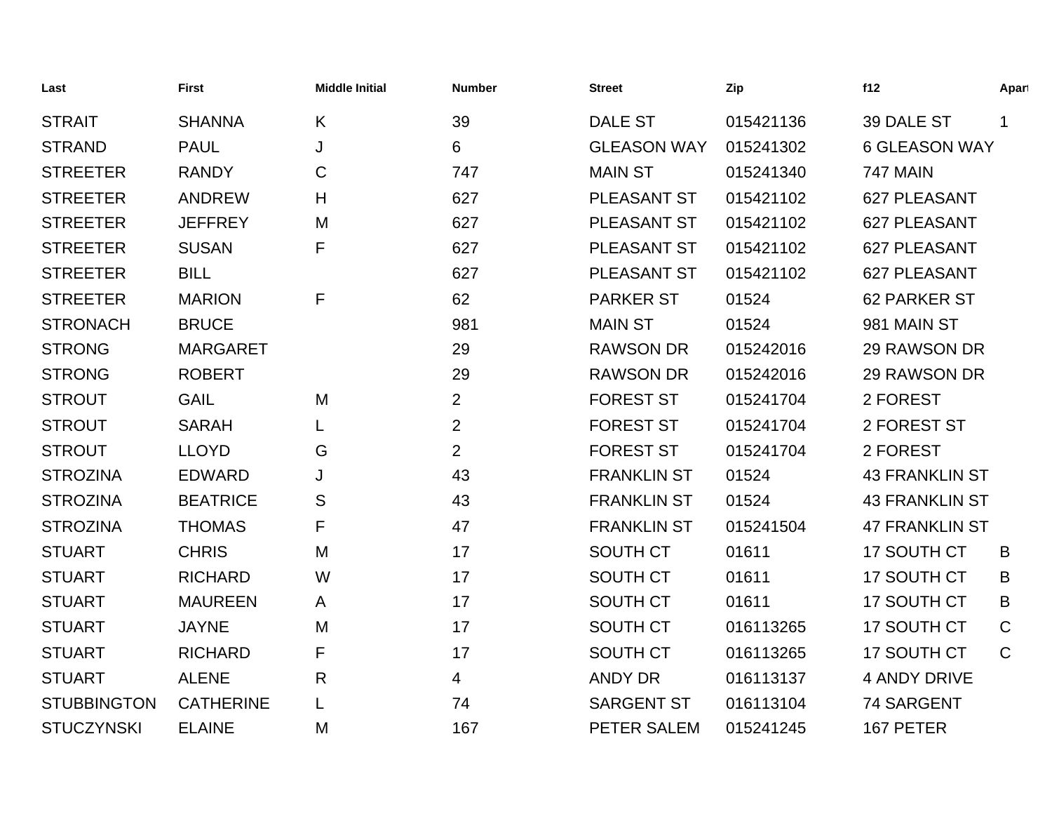| Last | First | Middle Initial | Number | Street | Zip | f12 | Apart |
|---|---|---|---|---|---|---|---|
| STRAIT | SHANNA | K | 39 | DALE ST | 015421136 | 39 DALE ST | 1 |
| STRAND | PAUL | J | 6 | GLEASON WAY | 015241302 | 6 GLEASON WAY | |
| STREETER | RANDY | C | 747 | MAIN ST | 015241340 | 747 MAIN | |
| STREETER | ANDREW | H | 627 | PLEASANT ST | 015421102 | 627 PLEASANT | |
| STREETER | JEFFREY | M | 627 | PLEASANT ST | 015421102 | 627 PLEASANT | |
| STREETER | SUSAN | F | 627 | PLEASANT ST | 015421102 | 627 PLEASANT | |
| STREETER | BILL | | 627 | PLEASANT ST | 015421102 | 627 PLEASANT | |
| STREETER | MARION | F | 62 | PARKER ST | 01524 | 62 PARKER ST | |
| STRONACH | BRUCE | | 981 | MAIN ST | 01524 | 981 MAIN ST | |
| STRONG | MARGARET | | 29 | RAWSON DR | 015242016 | 29 RAWSON DR | |
| STRONG | ROBERT | | 29 | RAWSON DR | 015242016 | 29 RAWSON DR | |
| STROUT | GAIL | M | 2 | FOREST ST | 015241704 | 2 FOREST | |
| STROUT | SARAH | L | 2 | FOREST ST | 015241704 | 2 FOREST ST | |
| STROUT | LLOYD | G | 2 | FOREST ST | 015241704 | 2 FOREST | |
| STROZINA | EDWARD | J | 43 | FRANKLIN ST | 01524 | 43 FRANKLIN ST | |
| STROZINA | BEATRICE | S | 43 | FRANKLIN ST | 01524 | 43 FRANKLIN ST | |
| STROZINA | THOMAS | F | 47 | FRANKLIN ST | 015241504 | 47 FRANKLIN ST | |
| STUART | CHRIS | M | 17 | SOUTH CT | 01611 | 17 SOUTH CT | B |
| STUART | RICHARD | W | 17 | SOUTH CT | 01611 | 17 SOUTH CT | B |
| STUART | MAUREEN | A | 17 | SOUTH CT | 01611 | 17 SOUTH CT | B |
| STUART | JAYNE | M | 17 | SOUTH CT | 016113265 | 17 SOUTH CT | C |
| STUART | RICHARD | F | 17 | SOUTH CT | 016113265 | 17 SOUTH CT | C |
| STUART | ALENE | R | 4 | ANDY DR | 016113137 | 4 ANDY DRIVE | |
| STUBBINGTON | CATHERINE | L | 74 | SARGENT ST | 016113104 | 74 SARGENT | |
| STUCZYNSKI | ELAINE | M | 167 | PETER SALEM | 015241245 | 167 PETER | |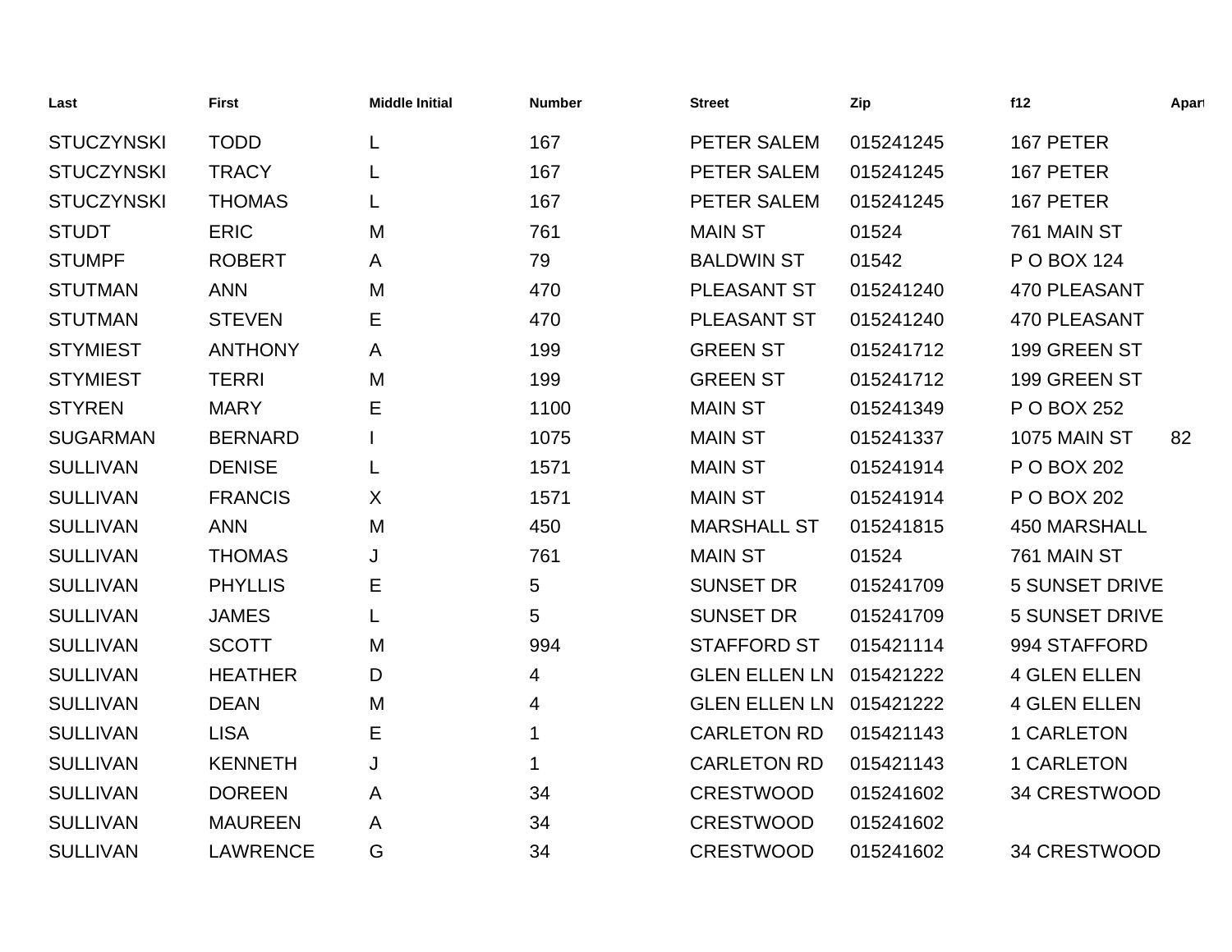| Last | First | Middle Initial | Number | Street | Zip | f12 | Apart |
|---|---|---|---|---|---|---|---|
| STUCZYNSKI | TODD | L | 167 | PETER SALEM | 015241245 | 167 PETER | |
| STUCZYNSKI | TRACY | L | 167 | PETER SALEM | 015241245 | 167 PETER | |
| STUCZYNSKI | THOMAS | L | 167 | PETER SALEM | 015241245 | 167 PETER | |
| STUDT | ERIC | M | 761 | MAIN ST | 01524 | 761 MAIN ST | |
| STUMPF | ROBERT | A | 79 | BALDWIN ST | 01542 | P O BOX 124 | |
| STUTMAN | ANN | M | 470 | PLEASANT ST | 015241240 | 470 PLEASANT | |
| STUTMAN | STEVEN | E | 470 | PLEASANT ST | 015241240 | 470 PLEASANT | |
| STYMIEST | ANTHONY | A | 199 | GREEN ST | 015241712 | 199 GREEN ST | |
| STYMIEST | TERRI | M | 199 | GREEN ST | 015241712 | 199 GREEN ST | |
| STYREN | MARY | E | 1100 | MAIN ST | 015241349 | P O BOX 252 | |
| SUGARMAN | BERNARD | I | 1075 | MAIN ST | 015241337 | 1075 MAIN ST | 82 |
| SULLIVAN | DENISE | L | 1571 | MAIN ST | 015241914 | P O BOX 202 | |
| SULLIVAN | FRANCIS | X | 1571 | MAIN ST | 015241914 | P O BOX 202 | |
| SULLIVAN | ANN | M | 450 | MARSHALL ST | 015241815 | 450 MARSHALL | |
| SULLIVAN | THOMAS | J | 761 | MAIN ST | 01524 | 761 MAIN ST | |
| SULLIVAN | PHYLLIS | E | 5 | SUNSET DR | 015241709 | 5 SUNSET DRIVE | |
| SULLIVAN | JAMES | L | 5 | SUNSET DR | 015241709 | 5 SUNSET DRIVE | |
| SULLIVAN | SCOTT | M | 994 | STAFFORD ST | 015421114 | 994 STAFFORD | |
| SULLIVAN | HEATHER | D | 4 | GLEN ELLEN LN | 015421222 | 4 GLEN ELLEN | |
| SULLIVAN | DEAN | M | 4 | GLEN ELLEN LN | 015421222 | 4 GLEN ELLEN | |
| SULLIVAN | LISA | E | 1 | CARLETON RD | 015421143 | 1 CARLETON | |
| SULLIVAN | KENNETH | J | 1 | CARLETON RD | 015421143 | 1 CARLETON | |
| SULLIVAN | DOREEN | A | 34 | CRESTWOOD | 015241602 | 34 CRESTWOOD | |
| SULLIVAN | MAUREEN | A | 34 | CRESTWOOD | 015241602 | | |
| SULLIVAN | LAWRENCE | G | 34 | CRESTWOOD | 015241602 | 34 CRESTWOOD | |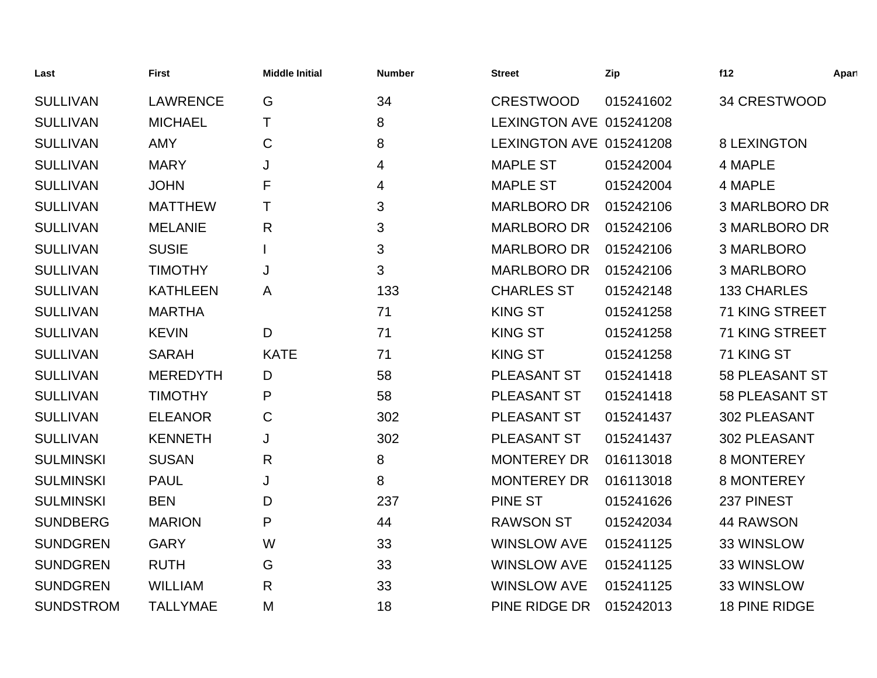| Last | First | Middle Initial | Number | Street | Zip | f12 | Apart |
|---|---|---|---|---|---|---|---|
| SULLIVAN | LAWRENCE | G | 34 | CRESTWOOD | 015241602 | 34 CRESTWOOD | |
| SULLIVAN | MICHAEL | T | 8 | LEXINGTON AVE | 015241208 | | |
| SULLIVAN | AMY | C | 8 | LEXINGTON AVE | 015241208 | 8 LEXINGTON | |
| SULLIVAN | MARY | J | 4 | MAPLE ST | 015242004 | 4 MAPLE | |
| SULLIVAN | JOHN | F | 4 | MAPLE ST | 015242004 | 4 MAPLE | |
| SULLIVAN | MATTHEW | T | 3 | MARLBORO DR | 015242106 | 3 MARLBORO DR | |
| SULLIVAN | MELANIE | R | 3 | MARLBORO DR | 015242106 | 3 MARLBORO DR | |
| SULLIVAN | SUSIE | I | 3 | MARLBORO DR | 015242106 | 3 MARLBORO | |
| SULLIVAN | TIMOTHY | J | 3 | MARLBORO DR | 015242106 | 3 MARLBORO | |
| SULLIVAN | KATHLEEN | A | 133 | CHARLES ST | 015242148 | 133 CHARLES | |
| SULLIVAN | MARTHA | | 71 | KING ST | 015241258 | 71 KING STREET | |
| SULLIVAN | KEVIN | D | 71 | KING ST | 015241258 | 71 KING STREET | |
| SULLIVAN | SARAH | KATE | 71 | KING ST | 015241258 | 71 KING ST | |
| SULLIVAN | MEREDYTH | D | 58 | PLEASANT ST | 015241418 | 58 PLEASANT ST | |
| SULLIVAN | TIMOTHY | P | 58 | PLEASANT ST | 015241418 | 58 PLEASANT ST | |
| SULLIVAN | ELEANOR | C | 302 | PLEASANT ST | 015241437 | 302 PLEASANT | |
| SULLIVAN | KENNETH | J | 302 | PLEASANT ST | 015241437 | 302 PLEASANT | |
| SULMINSKI | SUSAN | R | 8 | MONTEREY DR | 016113018 | 8 MONTEREY | |
| SULMINSKI | PAUL | J | 8 | MONTEREY DR | 016113018 | 8 MONTEREY | |
| SULMINSKI | BEN | D | 237 | PINE ST | 015241626 | 237 PINEST | |
| SUNDBERG | MARION | P | 44 | RAWSON ST | 015242034 | 44 RAWSON | |
| SUNDGREN | GARY | W | 33 | WINSLOW AVE | 015241125 | 33 WINSLOW | |
| SUNDGREN | RUTH | G | 33 | WINSLOW AVE | 015241125 | 33 WINSLOW | |
| SUNDGREN | WILLIAM | R | 33 | WINSLOW AVE | 015241125 | 33 WINSLOW | |
| SUNDSTROM | TALLYMAE | M | 18 | PINE RIDGE DR | 015242013 | 18 PINE RIDGE | |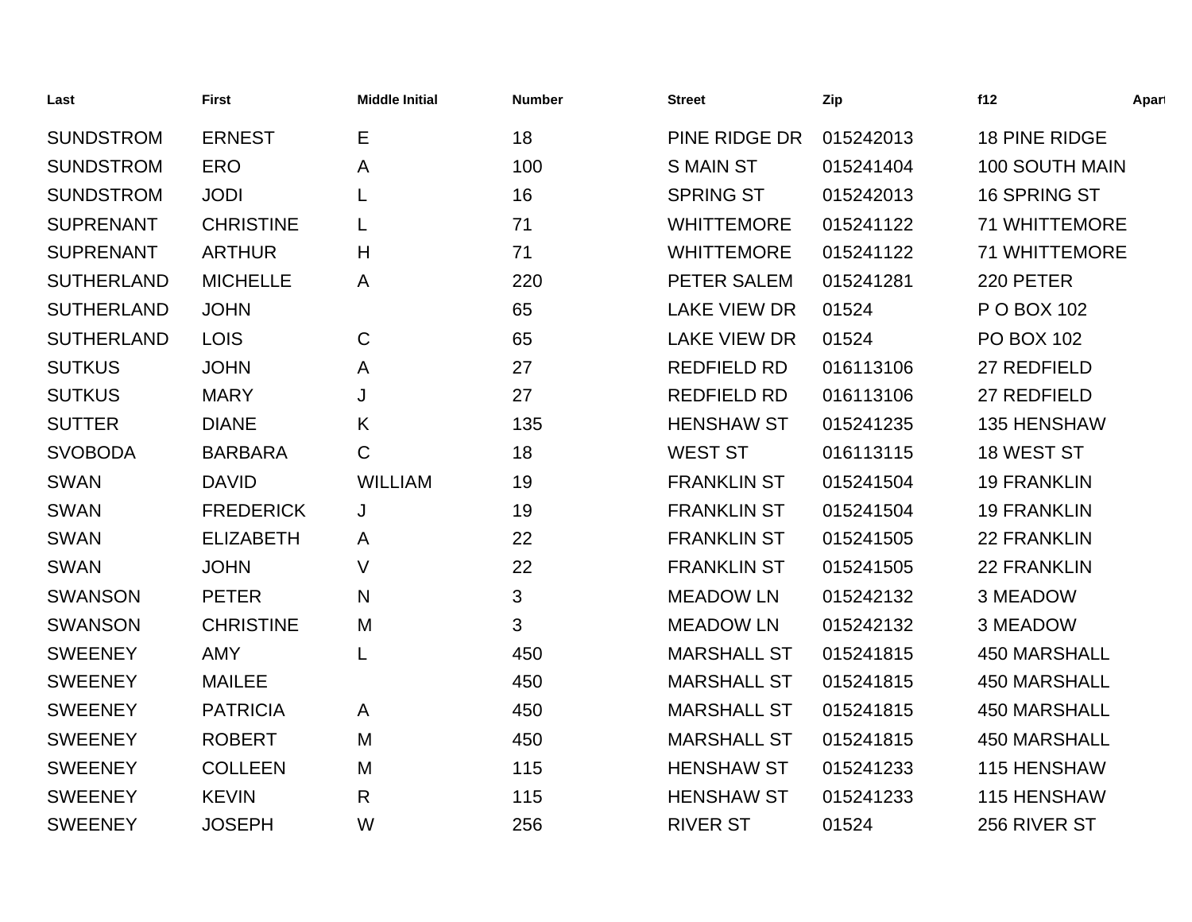| Last | First | Middle Initial | Number | Street | Zip | f12 | Apart |
|---|---|---|---|---|---|---|---|
| SUNDSTROM | ERNEST | E | 18 | PINE RIDGE DR | 015242013 | 18 PINE RIDGE | |
| SUNDSTROM | ERO | A | 100 | S MAIN ST | 015241404 | 100 SOUTH MAIN | |
| SUNDSTROM | JODI | L | 16 | SPRING ST | 015242013 | 16 SPRING ST | |
| SUPRENANT | CHRISTINE | L | 71 | WHITTEMORE | 015241122 | 71 WHITTEMORE | |
| SUPRENANT | ARTHUR | H | 71 | WHITTEMORE | 015241122 | 71 WHITTEMORE | |
| SUTHERLAND | MICHELLE | A | 220 | PETER SALEM | 015241281 | 220 PETER | |
| SUTHERLAND | JOHN | | 65 | LAKE VIEW DR | 01524 | P O BOX 102 | |
| SUTHERLAND | LOIS | C | 65 | LAKE VIEW DR | 01524 | PO BOX 102 | |
| SUTKUS | JOHN | A | 27 | REDFIELD RD | 016113106 | 27 REDFIELD | |
| SUTKUS | MARY | J | 27 | REDFIELD RD | 016113106 | 27 REDFIELD | |
| SUTTER | DIANE | K | 135 | HENSHAW ST | 015241235 | 135 HENSHAW | |
| SVOBODA | BARBARA | C | 18 | WEST ST | 016113115 | 18 WEST ST | |
| SWAN | DAVID | WILLIAM | 19 | FRANKLIN ST | 015241504 | 19 FRANKLIN | |
| SWAN | FREDERICK | J | 19 | FRANKLIN ST | 015241504 | 19 FRANKLIN | |
| SWAN | ELIZABETH | A | 22 | FRANKLIN ST | 015241505 | 22 FRANKLIN | |
| SWAN | JOHN | V | 22 | FRANKLIN ST | 015241505 | 22 FRANKLIN | |
| SWANSON | PETER | N | 3 | MEADOW LN | 015242132 | 3 MEADOW | |
| SWANSON | CHRISTINE | M | 3 | MEADOW LN | 015242132 | 3 MEADOW | |
| SWEENEY | AMY | L | 450 | MARSHALL ST | 015241815 | 450 MARSHALL | |
| SWEENEY | MAILEE | | 450 | MARSHALL ST | 015241815 | 450 MARSHALL | |
| SWEENEY | PATRICIA | A | 450 | MARSHALL ST | 015241815 | 450 MARSHALL | |
| SWEENEY | ROBERT | M | 450 | MARSHALL ST | 015241815 | 450 MARSHALL | |
| SWEENEY | COLLEEN | M | 115 | HENSHAW ST | 015241233 | 115 HENSHAW | |
| SWEENEY | KEVIN | R | 115 | HENSHAW ST | 015241233 | 115 HENSHAW | |
| SWEENEY | JOSEPH | W | 256 | RIVER ST | 01524 | 256 RIVER ST | |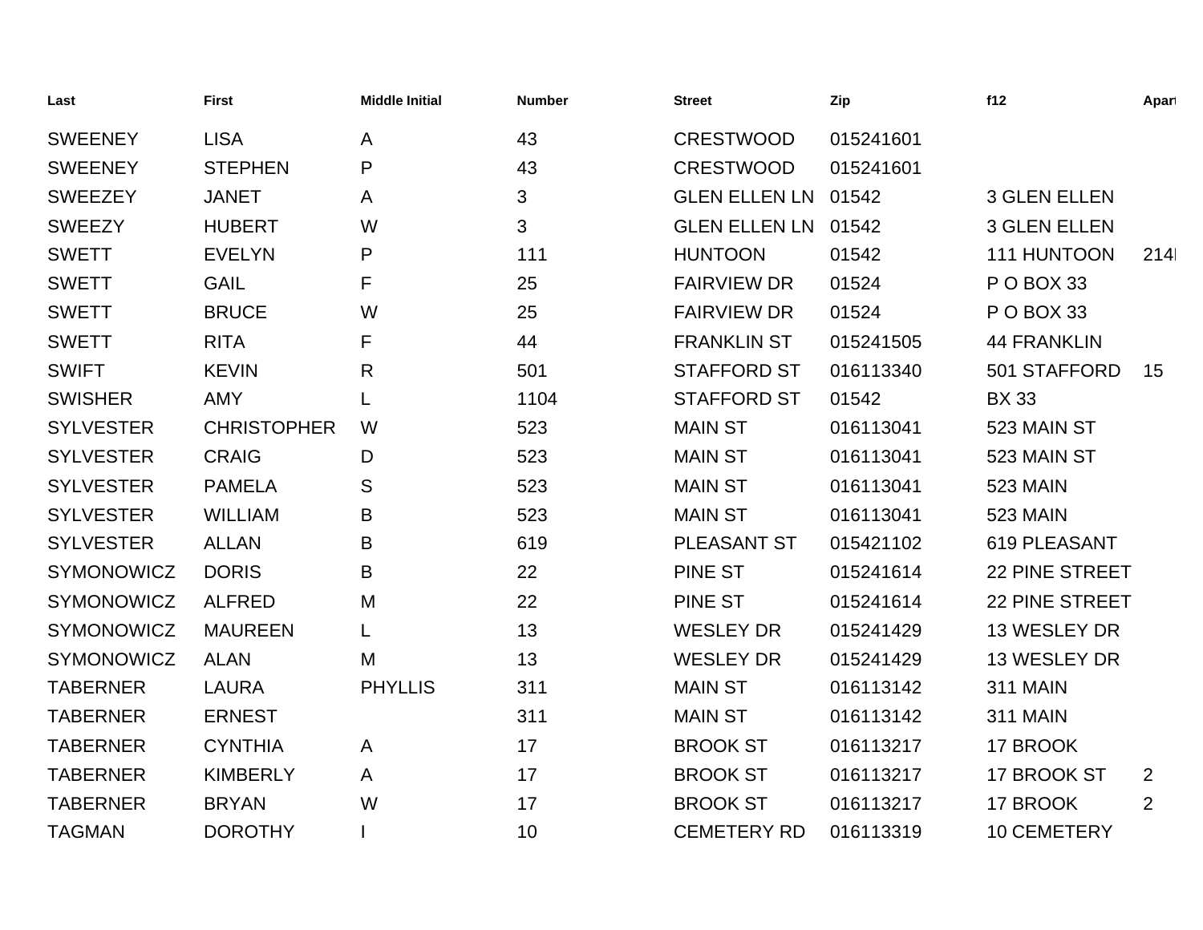| Last | First | Middle Initial | Number | Street | Zip | f12 | Apart |
|---|---|---|---|---|---|---|---|
| SWEENEY | LISA | A | 43 | CRESTWOOD | 015241601 | | |
| SWEENEY | STEPHEN | P | 43 | CRESTWOOD | 015241601 | | |
| SWEEZEY | JANET | A | 3 | GLEN ELLEN LN | 01542 | 3 GLEN ELLEN | |
| SWEEZY | HUBERT | W | 3 | GLEN ELLEN LN | 01542 | 3 GLEN ELLEN | |
| SWETT | EVELYN | P | 111 | HUNTOON | 01542 | 111 HUNTOON | 214I |
| SWETT | GAIL | F | 25 | FAIRVIEW DR | 01524 | P O BOX 33 | |
| SWETT | BRUCE | W | 25 | FAIRVIEW DR | 01524 | P O BOX 33 | |
| SWETT | RITA | F | 44 | FRANKLIN ST | 015241505 | 44 FRANKLIN | |
| SWIFT | KEVIN | R | 501 | STAFFORD ST | 016113340 | 501 STAFFORD | 15 |
| SWISHER | AMY | L | 1104 | STAFFORD ST | 01542 | BX 33 | |
| SYLVESTER | CHRISTOPHER | W | 523 | MAIN ST | 016113041 | 523 MAIN ST | |
| SYLVESTER | CRAIG | D | 523 | MAIN ST | 016113041 | 523 MAIN ST | |
| SYLVESTER | PAMELA | S | 523 | MAIN ST | 016113041 | 523 MAIN | |
| SYLVESTER | WILLIAM | B | 523 | MAIN ST | 016113041 | 523 MAIN | |
| SYLVESTER | ALLAN | B | 619 | PLEASANT ST | 015421102 | 619 PLEASANT | |
| SYMONOWICZ | DORIS | B | 22 | PINE ST | 015241614 | 22 PINE STREET | |
| SYMONOWICZ | ALFRED | M | 22 | PINE ST | 015241614 | 22 PINE STREET | |
| SYMONOWICZ | MAUREEN | L | 13 | WESLEY DR | 015241429 | 13 WESLEY DR | |
| SYMONOWICZ | ALAN | M | 13 | WESLEY DR | 015241429 | 13 WESLEY DR | |
| TABERNER | LAURA | PHYLLIS | 311 | MAIN ST | 016113142 | 311 MAIN | |
| TABERNER | ERNEST | | 311 | MAIN ST | 016113142 | 311 MAIN | |
| TABERNER | CYNTHIA | A | 17 | BROOK ST | 016113217 | 17 BROOK | |
| TABERNER | KIMBERLY | A | 17 | BROOK ST | 016113217 | 17 BROOK ST | 2 |
| TABERNER | BRYAN | W | 17 | BROOK ST | 016113217 | 17 BROOK | 2 |
| TAGMAN | DOROTHY | I | 10 | CEMETERY RD | 016113319 | 10 CEMETERY | |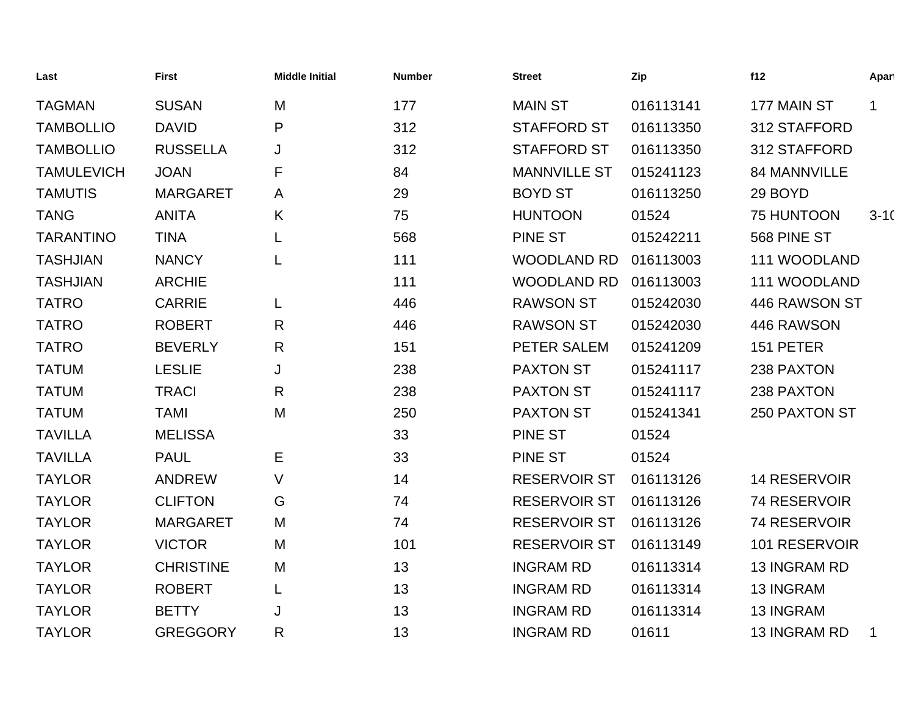| Last | First | Middle Initial | Number | Street | Zip | f12 | Apart |
|---|---|---|---|---|---|---|---|
| TAGMAN | SUSAN | M | 177 | MAIN ST | 016113141 | 177 MAIN ST | 1 |
| TAMBOLLIO | DAVID | P | 312 | STAFFORD ST | 016113350 | 312 STAFFORD | |
| TAMBOLLIO | RUSSELLA | J | 312 | STAFFORD ST | 016113350 | 312 STAFFORD | |
| TAMULEVICH | JOAN | F | 84 | MANNVILLE ST | 015241123 | 84 MANNVILLE | |
| TAMUTIS | MARGARET | A | 29 | BOYD ST | 016113250 | 29 BOYD | |
| TANG | ANITA | K | 75 | HUNTOON | 01524 | 75 HUNTOON | 3-10 |
| TARANTINO | TINA | L | 568 | PINE ST | 015242211 | 568 PINE ST | |
| TASHJIAN | NANCY | L | 111 | WOODLAND RD | 016113003 | 111 WOODLAND | |
| TASHJIAN | ARCHIE | | 111 | WOODLAND RD | 016113003 | 111 WOODLAND | |
| TATRO | CARRIE | L | 446 | RAWSON ST | 015242030 | 446 RAWSON ST | |
| TATRO | ROBERT | R | 446 | RAWSON ST | 015242030 | 446 RAWSON | |
| TATRO | BEVERLY | R | 151 | PETER SALEM | 015241209 | 151 PETER | |
| TATUM | LESLIE | J | 238 | PAXTON ST | 015241117 | 238 PAXTON | |
| TATUM | TRACI | R | 238 | PAXTON ST | 015241117 | 238 PAXTON | |
| TATUM | TAMI | M | 250 | PAXTON ST | 015241341 | 250 PAXTON ST | |
| TAVILLA | MELISSA | | 33 | PINE ST | 01524 | | |
| TAVILLA | PAUL | E | 33 | PINE ST | 01524 | | |
| TAYLOR | ANDREW | V | 14 | RESERVOIR ST | 016113126 | 14 RESERVOIR | |
| TAYLOR | CLIFTON | G | 74 | RESERVOIR ST | 016113126 | 74 RESERVOIR | |
| TAYLOR | MARGARET | M | 74 | RESERVOIR ST | 016113126 | 74 RESERVOIR | |
| TAYLOR | VICTOR | M | 101 | RESERVOIR ST | 016113149 | 101 RESERVOIR | |
| TAYLOR | CHRISTINE | M | 13 | INGRAM RD | 016113314 | 13 INGRAM RD | |
| TAYLOR | ROBERT | L | 13 | INGRAM RD | 016113314 | 13 INGRAM | |
| TAYLOR | BETTY | J | 13 | INGRAM RD | 016113314 | 13 INGRAM | |
| TAYLOR | GREGGORY | R | 13 | INGRAM RD | 01611 | 13 INGRAM RD | 1 |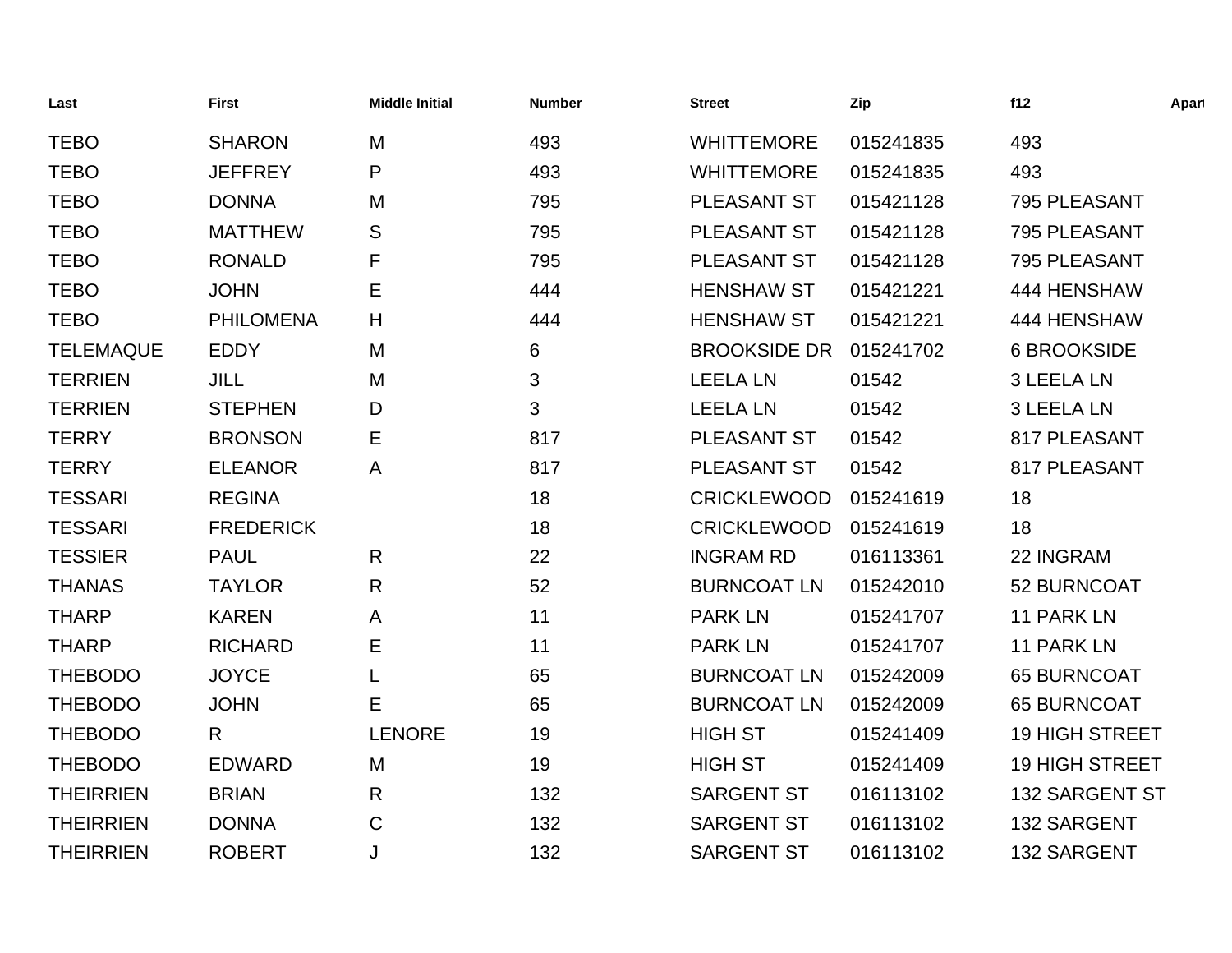| Last | First | Middle Initial | Number | Street | Zip | f12 | Apart |
|---|---|---|---|---|---|---|---|
| TEBO | SHARON | M | 493 | WHITTEMORE | 015241835 | 493 | |
| TEBO | JEFFREY | P | 493 | WHITTEMORE | 015241835 | 493 | |
| TEBO | DONNA | M | 795 | PLEASANT ST | 015421128 | 795 PLEASANT | |
| TEBO | MATTHEW | S | 795 | PLEASANT ST | 015421128 | 795 PLEASANT | |
| TEBO | RONALD | F | 795 | PLEASANT ST | 015421128 | 795 PLEASANT | |
| TEBO | JOHN | E | 444 | HENSHAW ST | 015421221 | 444 HENSHAW | |
| TEBO | PHILOMENA | H | 444 | HENSHAW ST | 015421221 | 444 HENSHAW | |
| TELEMAQUE | EDDY | M | 6 | BROOKSIDE DR | 015241702 | 6 BROOKSIDE | |
| TERRIEN | JILL | M | 3 | LEELA LN | 01542 | 3 LEELA LN | |
| TERRIEN | STEPHEN | D | 3 | LEELA LN | 01542 | 3 LEELA LN | |
| TERRY | BRONSON | E | 817 | PLEASANT ST | 01542 | 817 PLEASANT | |
| TERRY | ELEANOR | A | 817 | PLEASANT ST | 01542 | 817 PLEASANT | |
| TESSARI | REGINA | | 18 | CRICKLEWOOD | 015241619 | 18 | |
| TESSARI | FREDERICK | | 18 | CRICKLEWOOD | 015241619 | 18 | |
| TESSIER | PAUL | R | 22 | INGRAM RD | 016113361 | 22 INGRAM | |
| THANAS | TAYLOR | R | 52 | BURNCOAT LN | 015242010 | 52 BURNCOAT | |
| THARP | KAREN | A | 11 | PARK LN | 015241707 | 11 PARK LN | |
| THARP | RICHARD | E | 11 | PARK LN | 015241707 | 11 PARK LN | |
| THEBODO | JOYCE | L | 65 | BURNCOAT LN | 015242009 | 65 BURNCOAT | |
| THEBODO | JOHN | E | 65 | BURNCOAT LN | 015242009 | 65 BURNCOAT | |
| THEBODO | R | LENORE | 19 | HIGH ST | 015241409 | 19 HIGH STREET | |
| THEBODO | EDWARD | M | 19 | HIGH ST | 015241409 | 19 HIGH STREET | |
| THEIRRIEN | BRIAN | R | 132 | SARGENT ST | 016113102 | 132 SARGENT ST | |
| THEIRRIEN | DONNA | C | 132 | SARGENT ST | 016113102 | 132 SARGENT | |
| THEIRRIEN | ROBERT | J | 132 | SARGENT ST | 016113102 | 132 SARGENT | |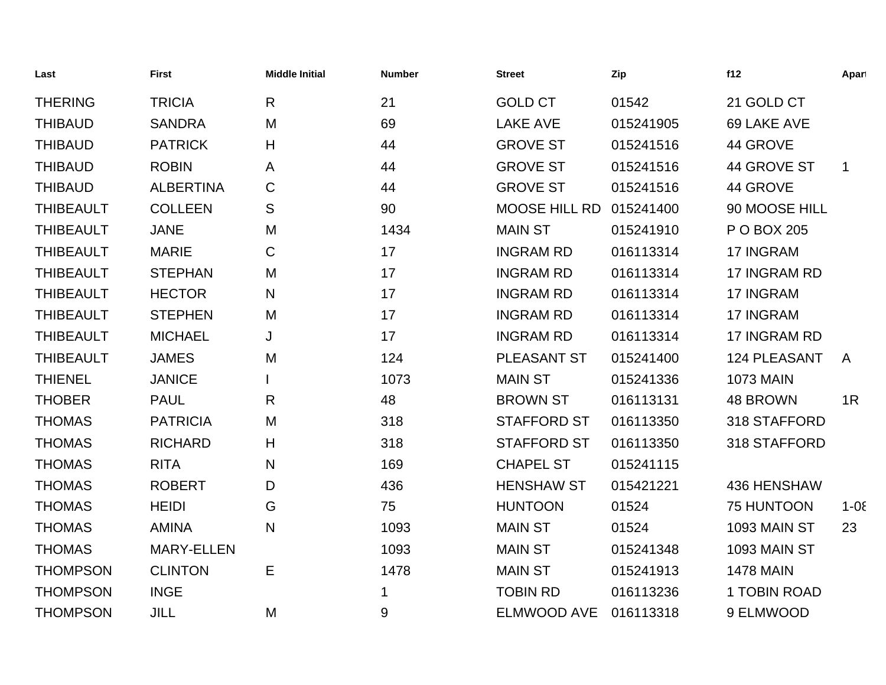| Last | First | Middle Initial | Number | Street | Zip | f12 | Apart |
|---|---|---|---|---|---|---|---|
| THERING | TRICIA | R | 21 | GOLD CT | 01542 | 21 GOLD CT | |
| THIBAUD | SANDRA | M | 69 | LAKE AVE | 015241905 | 69 LAKE AVE | |
| THIBAUD | PATRICK | H | 44 | GROVE ST | 015241516 | 44 GROVE | |
| THIBAUD | ROBIN | A | 44 | GROVE ST | 015241516 | 44 GROVE ST | 1 |
| THIBAUD | ALBERTINA | C | 44 | GROVE ST | 015241516 | 44 GROVE | |
| THIBEAULT | COLLEEN | S | 90 | MOOSE HILL RD | 015241400 | 90 MOOSE HILL | |
| THIBEAULT | JANE | M | 1434 | MAIN ST | 015241910 | P O BOX 205 | |
| THIBEAULT | MARIE | C | 17 | INGRAM RD | 016113314 | 17 INGRAM | |
| THIBEAULT | STEPHAN | M | 17 | INGRAM RD | 016113314 | 17 INGRAM RD | |
| THIBEAULT | HECTOR | N | 17 | INGRAM RD | 016113314 | 17 INGRAM | |
| THIBEAULT | STEPHEN | M | 17 | INGRAM RD | 016113314 | 17 INGRAM | |
| THIBEAULT | MICHAEL | J | 17 | INGRAM RD | 016113314 | 17 INGRAM RD | |
| THIBEAULT | JAMES | M | 124 | PLEASANT ST | 015241400 | 124 PLEASANT | A |
| THIENEL | JANICE | I | 1073 | MAIN ST | 015241336 | 1073 MAIN | |
| THOBER | PAUL | R | 48 | BROWN ST | 016113131 | 48 BROWN | 1R |
| THOMAS | PATRICIA | M | 318 | STAFFORD ST | 016113350 | 318 STAFFORD | |
| THOMAS | RICHARD | H | 318 | STAFFORD ST | 016113350 | 318 STAFFORD | |
| THOMAS | RITA | N | 169 | CHAPEL ST | 015241115 | | |
| THOMAS | ROBERT | D | 436 | HENSHAW ST | 015421221 | 436 HENSHAW | |
| THOMAS | HEIDI | G | 75 | HUNTOON | 01524 | 75 HUNTOON | 1-08 |
| THOMAS | AMINA | N | 1093 | MAIN ST | 01524 | 1093 MAIN ST | 23 |
| THOMAS | MARY-ELLEN | | 1093 | MAIN ST | 015241348 | 1093 MAIN ST | |
| THOMPSON | CLINTON | E | 1478 | MAIN ST | 015241913 | 1478 MAIN | |
| THOMPSON | INGE | | 1 | TOBIN RD | 016113236 | 1 TOBIN ROAD | |
| THOMPSON | JILL | M | 9 | ELMWOOD AVE | 016113318 | 9 ELMWOOD | |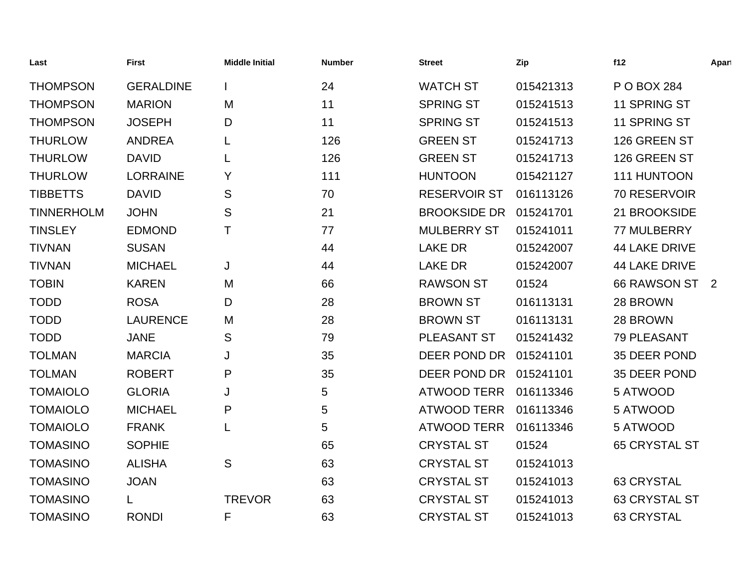| Last | First | Middle Initial | Number | Street | Zip | f12 | Apart |
| --- | --- | --- | --- | --- | --- | --- | --- |
| THOMPSON | GERALDINE | I | 24 | WATCH ST | 015421313 | P O BOX 284 | |
| THOMPSON | MARION | M | 11 | SPRING ST | 015241513 | 11 SPRING ST | |
| THOMPSON | JOSEPH | D | 11 | SPRING ST | 015241513 | 11 SPRING ST | |
| THURLOW | ANDREA | L | 126 | GREEN ST | 015241713 | 126 GREEN ST | |
| THURLOW | DAVID | L | 126 | GREEN ST | 015241713 | 126 GREEN ST | |
| THURLOW | LORRAINE | Y | 111 | HUNTOON | 015421127 | 111 HUNTOON | |
| TIBBETTS | DAVID | S | 70 | RESERVOIR ST | 016113126 | 70 RESERVOIR | |
| TINNERHOLM | JOHN | S | 21 | BROOKSIDE DR | 015241701 | 21 BROOKSIDE | |
| TINSLEY | EDMOND | T | 77 | MULBERRY ST | 015241011 | 77 MULBERRY | |
| TIVNAN | SUSAN | | 44 | LAKE DR | 015242007 | 44 LAKE DRIVE | |
| TIVNAN | MICHAEL | J | 44 | LAKE DR | 015242007 | 44 LAKE DRIVE | |
| TOBIN | KAREN | M | 66 | RAWSON ST | 01524 | 66 RAWSON ST | 2 |
| TODD | ROSA | D | 28 | BROWN ST | 016113131 | 28 BROWN | |
| TODD | LAURENCE | M | 28 | BROWN ST | 016113131 | 28 BROWN | |
| TODD | JANE | S | 79 | PLEASANT ST | 015241432 | 79 PLEASANT | |
| TOLMAN | MARCIA | J | 35 | DEER POND DR | 015241101 | 35 DEER POND | |
| TOLMAN | ROBERT | P | 35 | DEER POND DR | 015241101 | 35 DEER POND | |
| TOMAIOLO | GLORIA | J | 5 | ATWOOD TERR | 016113346 | 5 ATWOOD | |
| TOMAIOLO | MICHAEL | P | 5 | ATWOOD TERR | 016113346 | 5 ATWOOD | |
| TOMAIOLO | FRANK | L | 5 | ATWOOD TERR | 016113346 | 5 ATWOOD | |
| TOMASINO | SOPHIE | | 65 | CRYSTAL ST | 01524 | 65 CRYSTAL ST | |
| TOMASINO | ALISHA | S | 63 | CRYSTAL ST | 015241013 | | |
| TOMASINO | JOAN | | 63 | CRYSTAL ST | 015241013 | 63 CRYSTAL | |
| TOMASINO | L | TREVOR | 63 | CRYSTAL ST | 015241013 | 63 CRYSTAL ST | |
| TOMASINO | RONDI | F | 63 | CRYSTAL ST | 015241013 | 63 CRYSTAL | |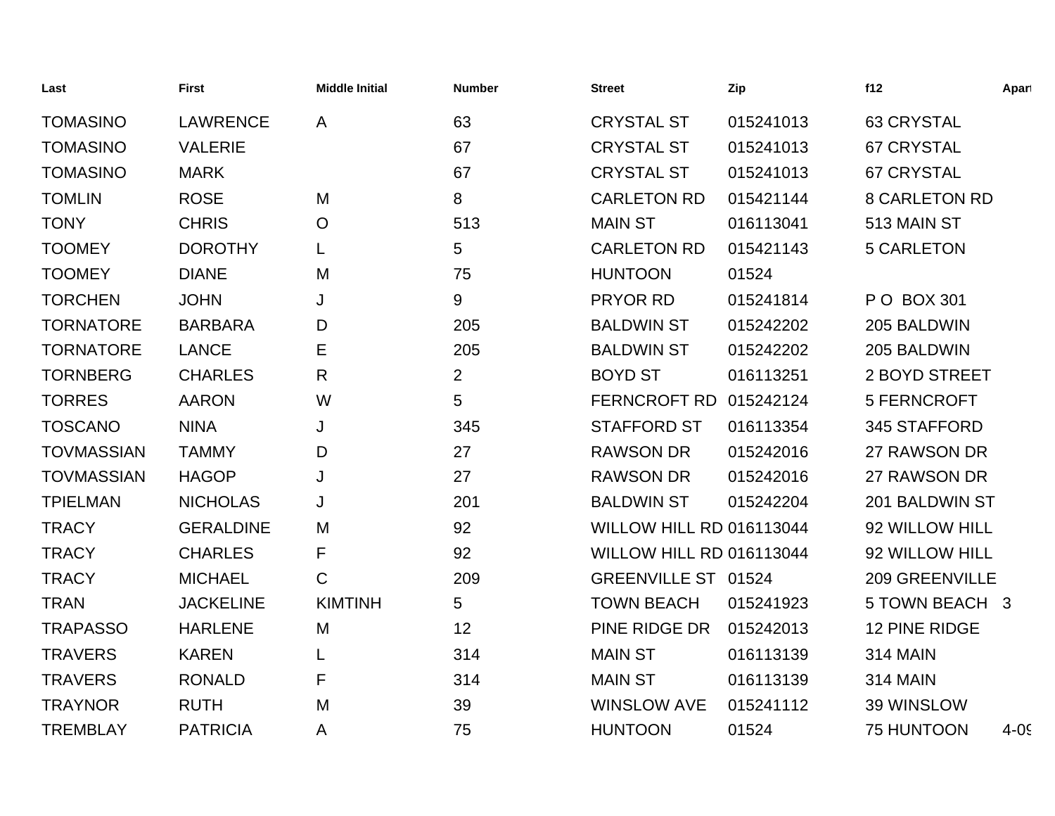| Last | First | Middle Initial | Number | Street | Zip | f12 | Apart |
|---|---|---|---|---|---|---|---|
| TOMASINO | LAWRENCE | A | 63 | CRYSTAL ST | 015241013 | 63 CRYSTAL | |
| TOMASINO | VALERIE | | 67 | CRYSTAL ST | 015241013 | 67 CRYSTAL | |
| TOMASINO | MARK | | 67 | CRYSTAL ST | 015241013 | 67 CRYSTAL | |
| TOMLIN | ROSE | M | 8 | CARLETON RD | 015421144 | 8 CARLETON RD | |
| TONY | CHRIS | O | 513 | MAIN ST | 016113041 | 513 MAIN ST | |
| TOOMEY | DOROTHY | L | 5 | CARLETON RD | 015421143 | 5 CARLETON | |
| TOOMEY | DIANE | M | 75 | HUNTOON | 01524 | | |
| TORCHEN | JOHN | J | 9 | PRYOR RD | 015241814 | P O BOX 301 | |
| TORNATORE | BARBARA | D | 205 | BALDWIN ST | 015242202 | 205 BALDWIN | |
| TORNATORE | LANCE | E | 205 | BALDWIN ST | 015242202 | 205 BALDWIN | |
| TORNBERG | CHARLES | R | 2 | BOYD ST | 016113251 | 2 BOYD STREET | |
| TORRES | AARON | W | 5 | FERNCROFT RD | 015242124 | 5 FERNCROFT | |
| TOSCANO | NINA | J | 345 | STAFFORD ST | 016113354 | 345 STAFFORD | |
| TOVMASSIAN | TAMMY | D | 27 | RAWSON DR | 015242016 | 27 RAWSON DR | |
| TOVMASSIAN | HAGOP | J | 27 | RAWSON DR | 015242016 | 27 RAWSON DR | |
| TPIELMAN | NICHOLAS | J | 201 | BALDWIN ST | 015242204 | 201 BALDWIN ST | |
| TRACY | GERALDINE | M | 92 | WILLOW HILL RD | 016113044 | 92 WILLOW HILL | |
| TRACY | CHARLES | F | 92 | WILLOW HILL RD | 016113044 | 92 WILLOW HILL | |
| TRACY | MICHAEL | C | 209 | GREENVILLE ST | 01524 | 209 GREENVILLE | |
| TRAN | JACKELINE | KIMTINH | 5 | TOWN BEACH | 015241923 | 5 TOWN BEACH | 3 |
| TRAPASSO | HARLENE | M | 12 | PINE RIDGE DR | 015242013 | 12 PINE RIDGE | |
| TRAVERS | KAREN | L | 314 | MAIN ST | 016113139 | 314 MAIN | |
| TRAVERS | RONALD | F | 314 | MAIN ST | 016113139 | 314 MAIN | |
| TRAYNOR | RUTH | M | 39 | WINSLOW AVE | 015241112 | 39 WINSLOW | |
| TREMBLAY | PATRICIA | A | 75 | HUNTOON | 01524 | 75 HUNTOON | 4-09 |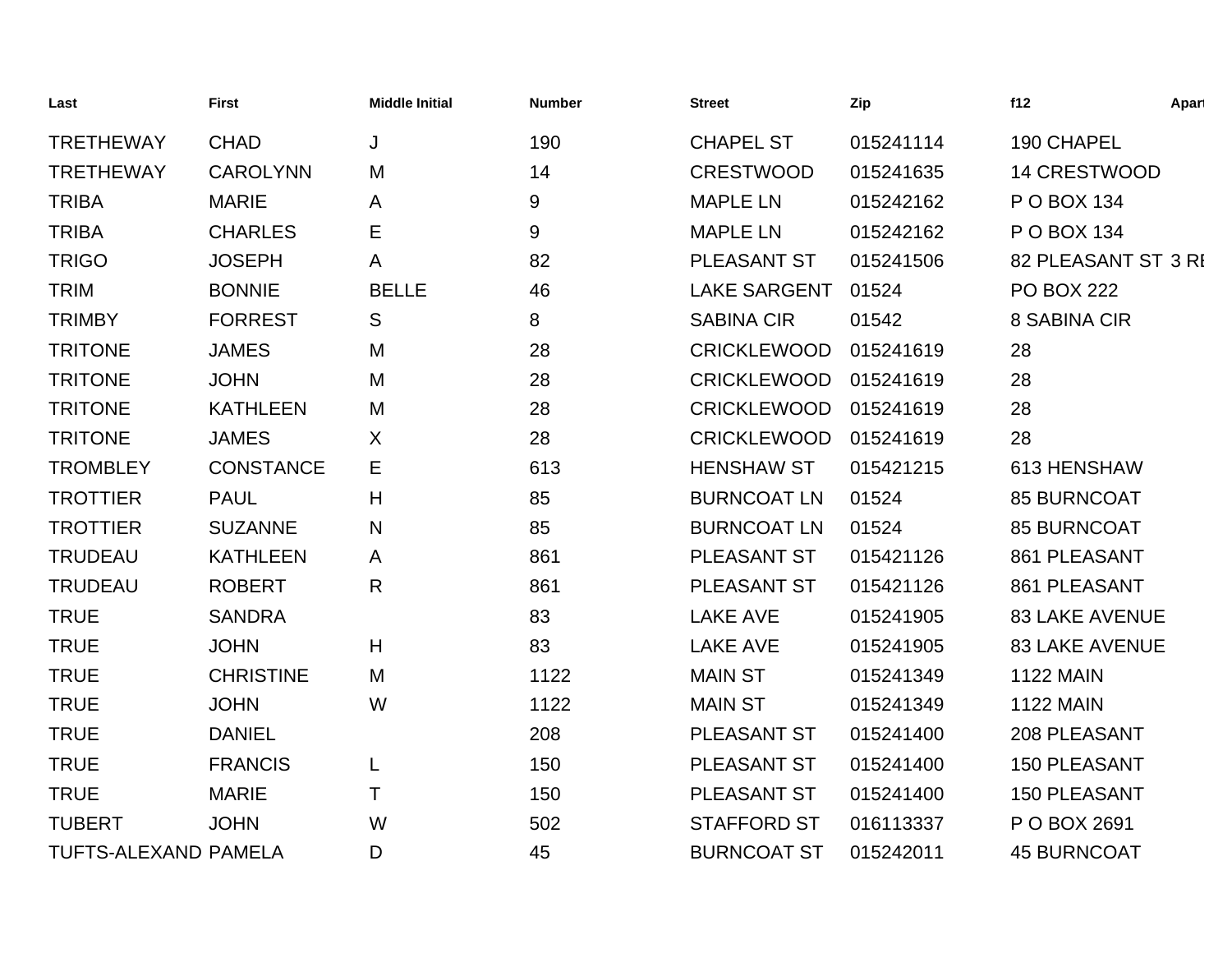| Last | First | Middle Initial | Number | Street | Zip | f12 | Apart |
|---|---|---|---|---|---|---|---|
| TRETHEWAY | CHAD | J | 190 | CHAPEL ST | 015241114 | 190 CHAPEL | |
| TRETHEWAY | CAROLYNN | M | 14 | CRESTWOOD | 015241635 | 14 CRESTWOOD | |
| TRIBA | MARIE | A | 9 | MAPLE LN | 015242162 | P O BOX 134 | |
| TRIBA | CHARLES | E | 9 | MAPLE LN | 015242162 | P O BOX 134 | |
| TRIGO | JOSEPH | A | 82 | PLEASANT ST | 015241506 | 82 PLEASANT ST | 3 RE |
| TRIM | BONNIE | BELLE | 46 | LAKE SARGENT | 01524 | PO BOX 222 | |
| TRIMBY | FORREST | S | 8 | SABINA CIR | 01542 | 8 SABINA CIR | |
| TRITONE | JAMES | M | 28 | CRICKLEWOOD | 015241619 | 28 | |
| TRITONE | JOHN | M | 28 | CRICKLEWOOD | 015241619 | 28 | |
| TRITONE | KATHLEEN | M | 28 | CRICKLEWOOD | 015241619 | 28 | |
| TRITONE | JAMES | X | 28 | CRICKLEWOOD | 015241619 | 28 | |
| TROMBLEY | CONSTANCE | E | 613 | HENSHAW ST | 015421215 | 613 HENSHAW | |
| TROTTIER | PAUL | H | 85 | BURNCOAT LN | 01524 | 85 BURNCOAT | |
| TROTTIER | SUZANNE | N | 85 | BURNCOAT LN | 01524 | 85 BURNCOAT | |
| TRUDEAU | KATHLEEN | A | 861 | PLEASANT ST | 015421126 | 861 PLEASANT | |
| TRUDEAU | ROBERT | R | 861 | PLEASANT ST | 015421126 | 861 PLEASANT | |
| TRUE | SANDRA | | 83 | LAKE AVE | 015241905 | 83 LAKE AVENUE | |
| TRUE | JOHN | H | 83 | LAKE AVE | 015241905 | 83 LAKE AVENUE | |
| TRUE | CHRISTINE | M | 1122 | MAIN ST | 015241349 | 1122 MAIN | |
| TRUE | JOHN | W | 1122 | MAIN ST | 015241349 | 1122 MAIN | |
| TRUE | DANIEL | | 208 | PLEASANT ST | 015241400 | 208 PLEASANT | |
| TRUE | FRANCIS | L | 150 | PLEASANT ST | 015241400 | 150 PLEASANT | |
| TRUE | MARIE | T | 150 | PLEASANT ST | 015241400 | 150 PLEASANT | |
| TUBERT | JOHN | W | 502 | STAFFORD ST | 016113337 | P O BOX 2691 | |
| TUFTS-ALEXAND | PAMELA | D | 45 | BURNCOAT ST | 015242011 | 45 BURNCOAT | |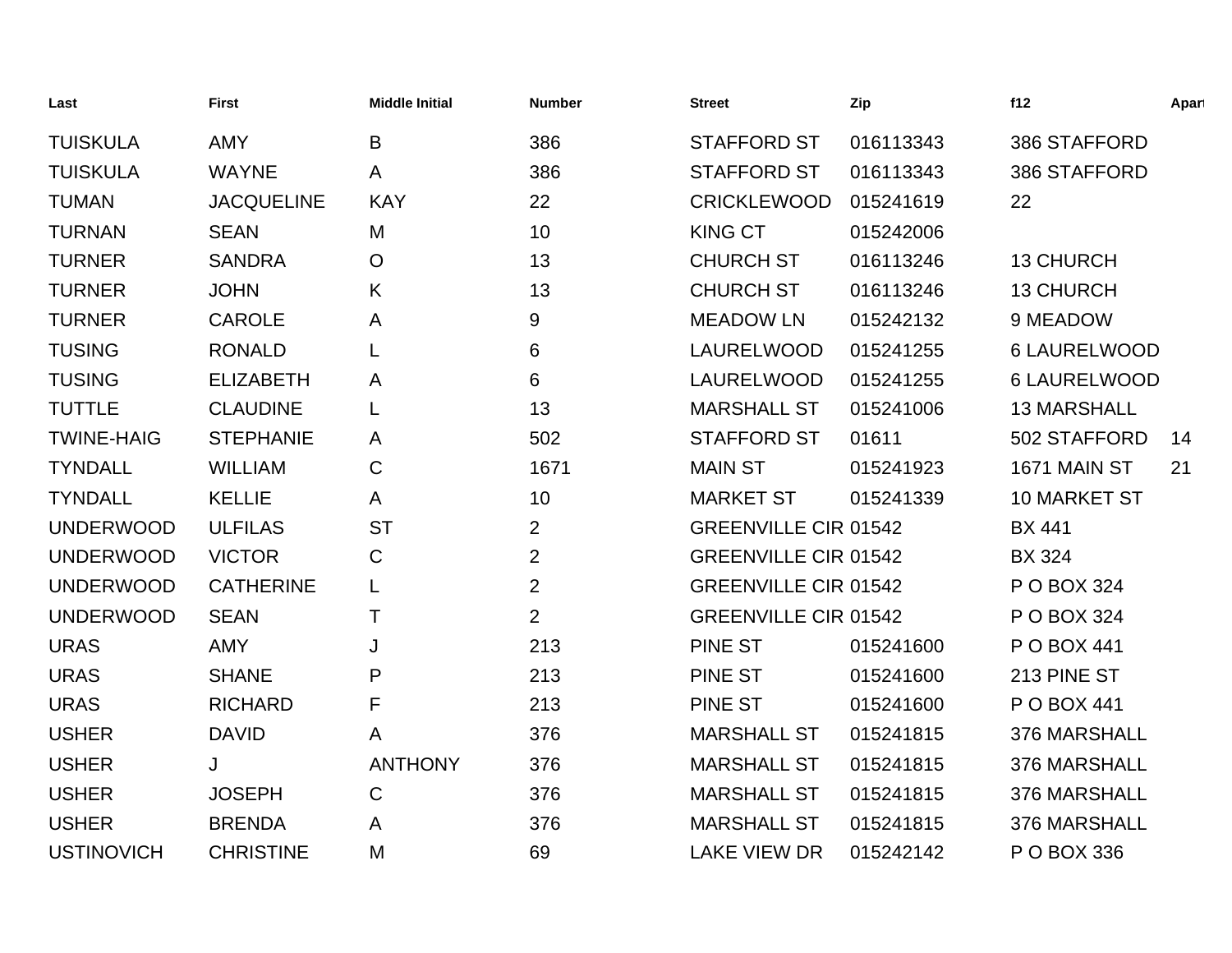| Last | First | Middle Initial | Number | Street | Zip | f12 | Apart |
|---|---|---|---|---|---|---|---|
| TUISKULA | AMY | B | 386 | STAFFORD ST | 016113343 | 386 STAFFORD | |
| TUISKULA | WAYNE | A | 386 | STAFFORD ST | 016113343 | 386 STAFFORD | |
| TUMAN | JACQUELINE | KAY | 22 | CRICKLEWOOD | 015241619 | 22 | |
| TURNAN | SEAN | M | 10 | KING CT | 015242006 | | |
| TURNER | SANDRA | O | 13 | CHURCH ST | 016113246 | 13 CHURCH | |
| TURNER | JOHN | K | 13 | CHURCH ST | 016113246 | 13 CHURCH | |
| TURNER | CAROLE | A | 9 | MEADOW LN | 015242132 | 9 MEADOW | |
| TUSING | RONALD | L | 6 | LAURELWOOD | 015241255 | 6 LAURELWOOD | |
| TUSING | ELIZABETH | A | 6 | LAURELWOOD | 015241255 | 6 LAURELWOOD | |
| TUTTLE | CLAUDINE | L | 13 | MARSHALL ST | 015241006 | 13 MARSHALL | |
| TWINE-HAIG | STEPHANIE | A | 502 | STAFFORD ST | 01611 | 502 STAFFORD | 14 |
| TYNDALL | WILLIAM | C | 1671 | MAIN ST | 015241923 | 1671 MAIN ST | 21 |
| TYNDALL | KELLIE | A | 10 | MARKET ST | 015241339 | 10 MARKET ST | |
| UNDERWOOD | ULFILAS | ST | 2 | GREENVILLE CIR | 01542 | BX 441 | |
| UNDERWOOD | VICTOR | C | 2 | GREENVILLE CIR | 01542 | BX 324 | |
| UNDERWOOD | CATHERINE | L | 2 | GREENVILLE CIR | 01542 | P O BOX 324 | |
| UNDERWOOD | SEAN | T | 2 | GREENVILLE CIR | 01542 | P O BOX 324 | |
| URAS | AMY | J | 213 | PINE ST | 015241600 | P O BOX 441 | |
| URAS | SHANE | P | 213 | PINE ST | 015241600 | 213 PINE ST | |
| URAS | RICHARD | F | 213 | PINE ST | 015241600 | P O BOX 441 | |
| USHER | DAVID | A | 376 | MARSHALL ST | 015241815 | 376 MARSHALL | |
| USHER | J | ANTHONY | 376 | MARSHALL ST | 015241815 | 376 MARSHALL | |
| USHER | JOSEPH | C | 376 | MARSHALL ST | 015241815 | 376 MARSHALL | |
| USHER | BRENDA | A | 376 | MARSHALL ST | 015241815 | 376 MARSHALL | |
| USTINOVICH | CHRISTINE | M | 69 | LAKE VIEW DR | 015242142 | P O BOX 336 | |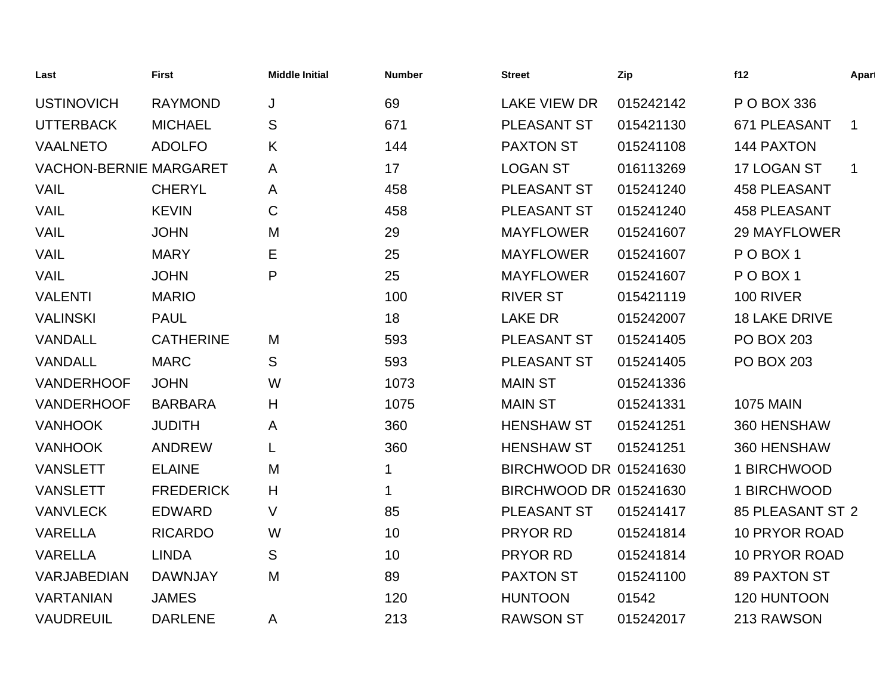| Last | First | Middle Initial | Number | Street | Zip | f12 | Apart |
|---|---|---|---|---|---|---|---|
| USTINOVICH | RAYMOND | J | 69 | LAKE VIEW DR | 015242142 | P O BOX 336 | |
| UTTERBACK | MICHAEL | S | 671 | PLEASANT ST | 015421130 | 671 PLEASANT | 1 |
| VAALNETO | ADOLFO | K | 144 | PAXTON ST | 015241108 | 144 PAXTON | |
| VACHON-BERNIE | MARGARET | A | 17 | LOGAN ST | 016113269 | 17 LOGAN ST | 1 |
| VAIL | CHERYL | A | 458 | PLEASANT ST | 015241240 | 458 PLEASANT | |
| VAIL | KEVIN | C | 458 | PLEASANT ST | 015241240 | 458 PLEASANT | |
| VAIL | JOHN | M | 29 | MAYFLOWER | 015241607 | 29 MAYFLOWER | |
| VAIL | MARY | E | 25 | MAYFLOWER | 015241607 | P O BOX 1 | |
| VAIL | JOHN | P | 25 | MAYFLOWER | 015241607 | P O BOX 1 | |
| VALENTI | MARIO | | 100 | RIVER ST | 015421119 | 100 RIVER | |
| VALINSKI | PAUL | | 18 | LAKE DR | 015242007 | 18 LAKE DRIVE | |
| VANDALL | CATHERINE | M | 593 | PLEASANT ST | 015241405 | PO BOX 203 | |
| VANDALL | MARC | S | 593 | PLEASANT ST | 015241405 | PO BOX 203 | |
| VANDERHOOF | JOHN | W | 1073 | MAIN ST | 015241336 | | |
| VANDERHOOF | BARBARA | H | 1075 | MAIN ST | 015241331 | 1075 MAIN | |
| VANHOOK | JUDITH | A | 360 | HENSHAW ST | 015241251 | 360 HENSHAW | |
| VANHOOK | ANDREW | L | 360 | HENSHAW ST | 015241251 | 360 HENSHAW | |
| VANSLETT | ELAINE | M | 1 | BIRCHWOOD DR | 015241630 | 1 BIRCHWOOD | |
| VANSLETT | FREDERICK | H | 1 | BIRCHWOOD DR | 015241630 | 1 BIRCHWOOD | |
| VANVLECK | EDWARD | V | 85 | PLEASANT ST | 015241417 | 85 PLEASANT ST | 2 |
| VARELLA | RICARDO | W | 10 | PRYOR RD | 015241814 | 10 PRYOR ROAD | |
| VARELLA | LINDA | S | 10 | PRYOR RD | 015241814 | 10 PRYOR ROAD | |
| VARJABEDIAN | DAWNJAY | M | 89 | PAXTON ST | 015241100 | 89 PAXTON ST | |
| VARTANIAN | JAMES | | 120 | HUNTOON | 01542 | 120 HUNTOON | |
| VAUDREUIL | DARLENE | A | 213 | RAWSON ST | 015242017 | 213 RAWSON | |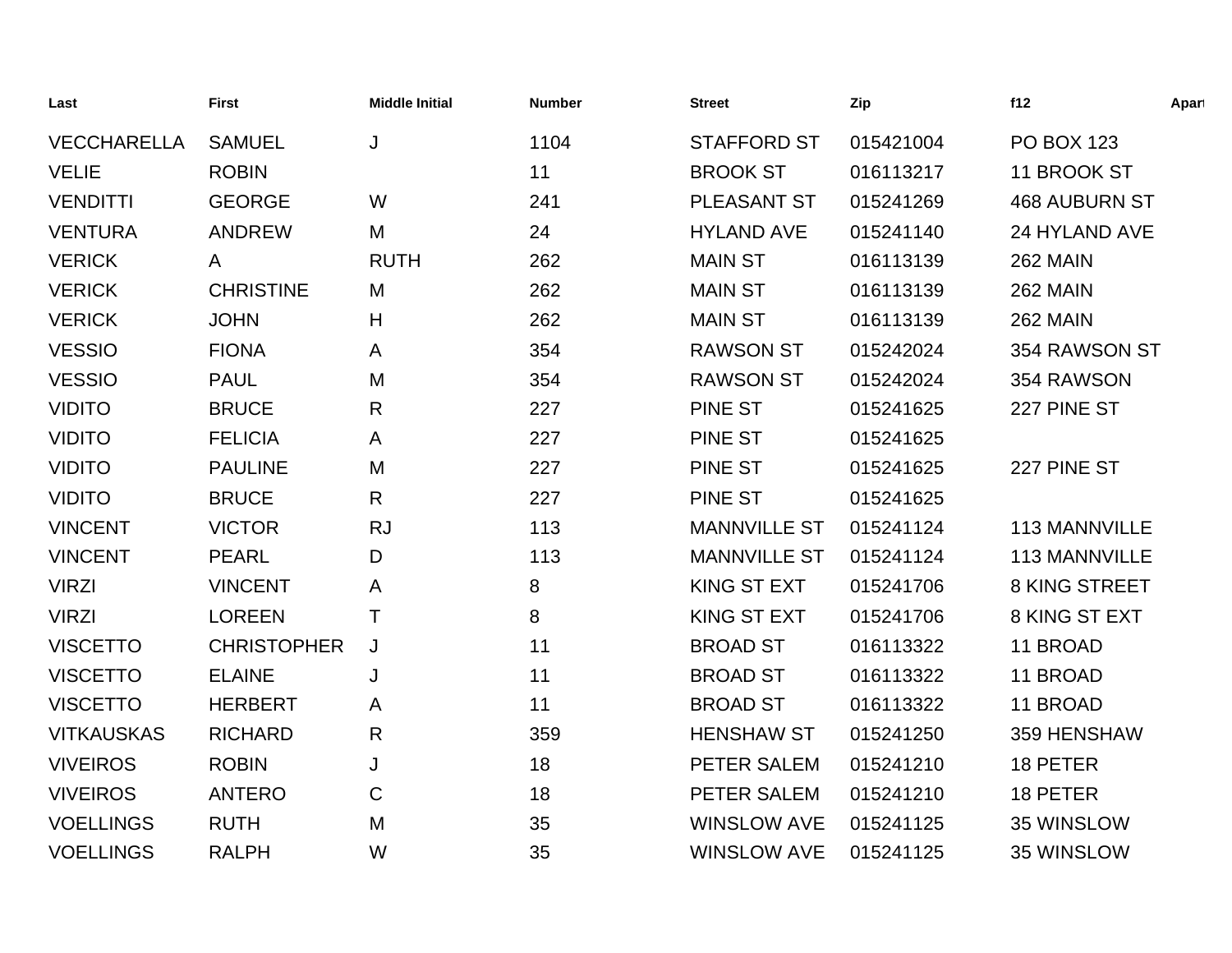| Last | First | Middle Initial | Number | Street | Zip | f12 | Apart |
|---|---|---|---|---|---|---|---|
| VECCHARELLA | SAMUEL | J | 1104 | STAFFORD ST | 015421004 | PO BOX 123 | |
| VELIE | ROBIN | | 11 | BROOK ST | 016113217 | 11 BROOK ST | |
| VENDITTI | GEORGE | W | 241 | PLEASANT ST | 015241269 | 468 AUBURN ST | |
| VENTURA | ANDREW | M | 24 | HYLAND AVE | 015241140 | 24 HYLAND AVE | |
| VERICK | A | RUTH | 262 | MAIN ST | 016113139 | 262 MAIN | |
| VERICK | CHRISTINE | M | 262 | MAIN ST | 016113139 | 262 MAIN | |
| VERICK | JOHN | H | 262 | MAIN ST | 016113139 | 262 MAIN | |
| VESSIO | FIONA | A | 354 | RAWSON ST | 015242024 | 354 RAWSON ST | |
| VESSIO | PAUL | M | 354 | RAWSON ST | 015242024 | 354 RAWSON | |
| VIDITO | BRUCE | R | 227 | PINE ST | 015241625 | 227 PINE ST | |
| VIDITO | FELICIA | A | 227 | PINE ST | 015241625 | | |
| VIDITO | PAULINE | M | 227 | PINE ST | 015241625 | 227 PINE ST | |
| VIDITO | BRUCE | R | 227 | PINE ST | 015241625 | | |
| VINCENT | VICTOR | RJ | 113 | MANNVILLE ST | 015241124 | 113 MANNVILLE | |
| VINCENT | PEARL | D | 113 | MANNVILLE ST | 015241124 | 113 MANNVILLE | |
| VIRZI | VINCENT | A | 8 | KING ST EXT | 015241706 | 8 KING STREET | |
| VIRZI | LOREEN | T | 8 | KING ST EXT | 015241706 | 8 KING ST EXT | |
| VISCETTO | CHRISTOPHER | J | 11 | BROAD ST | 016113322 | 11 BROAD | |
| VISCETTO | ELAINE | J | 11 | BROAD ST | 016113322 | 11 BROAD | |
| VISCETTO | HERBERT | A | 11 | BROAD ST | 016113322 | 11 BROAD | |
| VITKAUSKAS | RICHARD | R | 359 | HENSHAW ST | 015241250 | 359 HENSHAW | |
| VIVEIROS | ROBIN | J | 18 | PETER SALEM | 015241210 | 18 PETER | |
| VIVEIROS | ANTERO | C | 18 | PETER SALEM | 015241210 | 18 PETER | |
| VOELLINGS | RUTH | M | 35 | WINSLOW AVE | 015241125 | 35 WINSLOW | |
| VOELLINGS | RALPH | W | 35 | WINSLOW AVE | 015241125 | 35 WINSLOW | |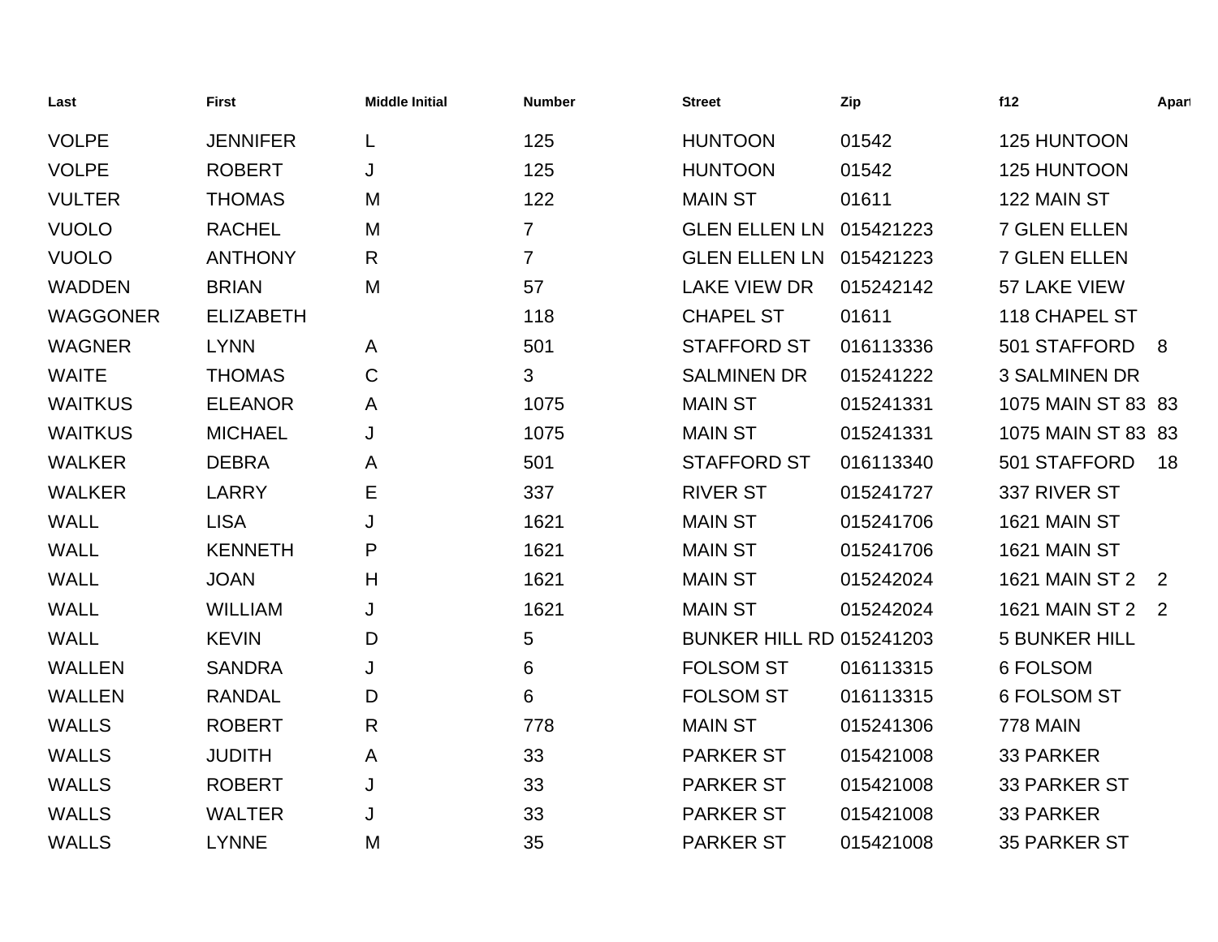| Last | First | Middle Initial | Number | Street | Zip | f12 | Apart |
|---|---|---|---|---|---|---|---|
| VOLPE | JENNIFER | L | 125 | HUNTOON | 01542 | 125 HUNTOON | |
| VOLPE | ROBERT | J | 125 | HUNTOON | 01542 | 125 HUNTOON | |
| VULTER | THOMAS | M | 122 | MAIN ST | 01611 | 122 MAIN ST | |
| VUOLO | RACHEL | M | 7 | GLEN ELLEN LN | 015421223 | 7 GLEN ELLEN | |
| VUOLO | ANTHONY | R | 7 | GLEN ELLEN LN | 015421223 | 7 GLEN ELLEN | |
| WADDEN | BRIAN | M | 57 | LAKE VIEW DR | 015242142 | 57 LAKE VIEW | |
| WAGGONER | ELIZABETH | | 118 | CHAPEL ST | 01611 | 118 CHAPEL ST | |
| WAGNER | LYNN | A | 501 | STAFFORD ST | 016113336 | 501 STAFFORD | 8 |
| WAITE | THOMAS | C | 3 | SALMINEN DR | 015241222 | 3 SALMINEN DR | |
| WAITKUS | ELEANOR | A | 1075 | MAIN ST | 015241331 | 1075 MAIN ST 83 | 83 |
| WAITKUS | MICHAEL | J | 1075 | MAIN ST | 015241331 | 1075 MAIN ST 83 | 83 |
| WALKER | DEBRA | A | 501 | STAFFORD ST | 016113340 | 501 STAFFORD | 18 |
| WALKER | LARRY | E | 337 | RIVER ST | 015241727 | 337 RIVER ST | |
| WALL | LISA | J | 1621 | MAIN ST | 015241706 | 1621 MAIN ST | |
| WALL | KENNETH | P | 1621 | MAIN ST | 015241706 | 1621 MAIN ST | |
| WALL | JOAN | H | 1621 | MAIN ST | 015242024 | 1621 MAIN ST 2 | 2 |
| WALL | WILLIAM | J | 1621 | MAIN ST | 015242024 | 1621 MAIN ST 2 | 2 |
| WALL | KEVIN | D | 5 | BUNKER HILL RD | 015241203 | 5 BUNKER HILL | |
| WALLEN | SANDRA | J | 6 | FOLSOM ST | 016113315 | 6 FOLSOM | |
| WALLEN | RANDAL | D | 6 | FOLSOM ST | 016113315 | 6 FOLSOM ST | |
| WALLS | ROBERT | R | 778 | MAIN ST | 015241306 | 778 MAIN | |
| WALLS | JUDITH | A | 33 | PARKER ST | 015421008 | 33 PARKER | |
| WALLS | ROBERT | J | 33 | PARKER ST | 015421008 | 33 PARKER ST | |
| WALLS | WALTER | J | 33 | PARKER ST | 015421008 | 33 PARKER | |
| WALLS | LYNNE | M | 35 | PARKER ST | 015421008 | 35 PARKER ST | |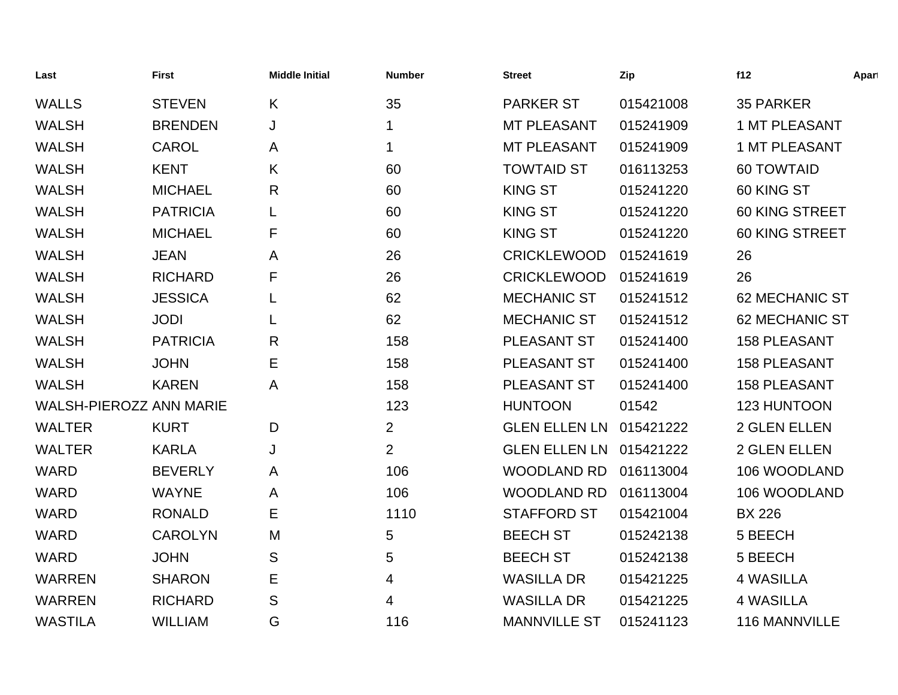| Last | First | Middle Initial | Number | Street | Zip | f12 | Apart |
|---|---|---|---|---|---|---|---|
| WALLS | STEVEN | K | 35 | PARKER ST | 015421008 | 35 PARKER | |
| WALSH | BRENDEN | J | 1 | MT PLEASANT | 015241909 | 1 MT PLEASANT | |
| WALSH | CAROL | A | 1 | MT PLEASANT | 015241909 | 1 MT PLEASANT | |
| WALSH | KENT | K | 60 | TOWTAID ST | 016113253 | 60 TOWTAID | |
| WALSH | MICHAEL | R | 60 | KING ST | 015241220 | 60 KING ST | |
| WALSH | PATRICIA | L | 60 | KING ST | 015241220 | 60 KING STREET | |
| WALSH | MICHAEL | F | 60 | KING ST | 015241220 | 60 KING STREET | |
| WALSH | JEAN | A | 26 | CRICKLEWOOD | 015241619 | 26 | |
| WALSH | RICHARD | F | 26 | CRICKLEWOOD | 015241619 | 26 | |
| WALSH | JESSICA | L | 62 | MECHANIC ST | 015241512 | 62 MECHANIC ST | |
| WALSH | JODI | L | 62 | MECHANIC ST | 015241512 | 62 MECHANIC ST | |
| WALSH | PATRICIA | R | 158 | PLEASANT ST | 015241400 | 158 PLEASANT | |
| WALSH | JOHN | E | 158 | PLEASANT ST | 015241400 | 158 PLEASANT | |
| WALSH | KAREN | A | 158 | PLEASANT ST | 015241400 | 158 PLEASANT | |
| WALSH-PIEROZZ | ANN MARIE | | 123 | HUNTOON | 01542 | 123 HUNTOON | |
| WALTER | KURT | D | 2 | GLEN ELLEN LN | 015421222 | 2 GLEN ELLEN | |
| WALTER | KARLA | J | 2 | GLEN ELLEN LN | 015421222 | 2 GLEN ELLEN | |
| WARD | BEVERLY | A | 106 | WOODLAND RD | 016113004 | 106 WOODLAND | |
| WARD | WAYNE | A | 106 | WOODLAND RD | 016113004 | 106 WOODLAND | |
| WARD | RONALD | E | 1110 | STAFFORD ST | 015421004 | BX 226 | |
| WARD | CAROLYN | M | 5 | BEECH ST | 015242138 | 5 BEECH | |
| WARD | JOHN | S | 5 | BEECH ST | 015242138 | 5 BEECH | |
| WARREN | SHARON | E | 4 | WASILLA DR | 015421225 | 4 WASILLA | |
| WARREN | RICHARD | S | 4 | WASILLA DR | 015421225 | 4 WASILLA | |
| WASTILA | WILLIAM | G | 116 | MANNVILLE ST | 015241123 | 116 MANNVILLE | |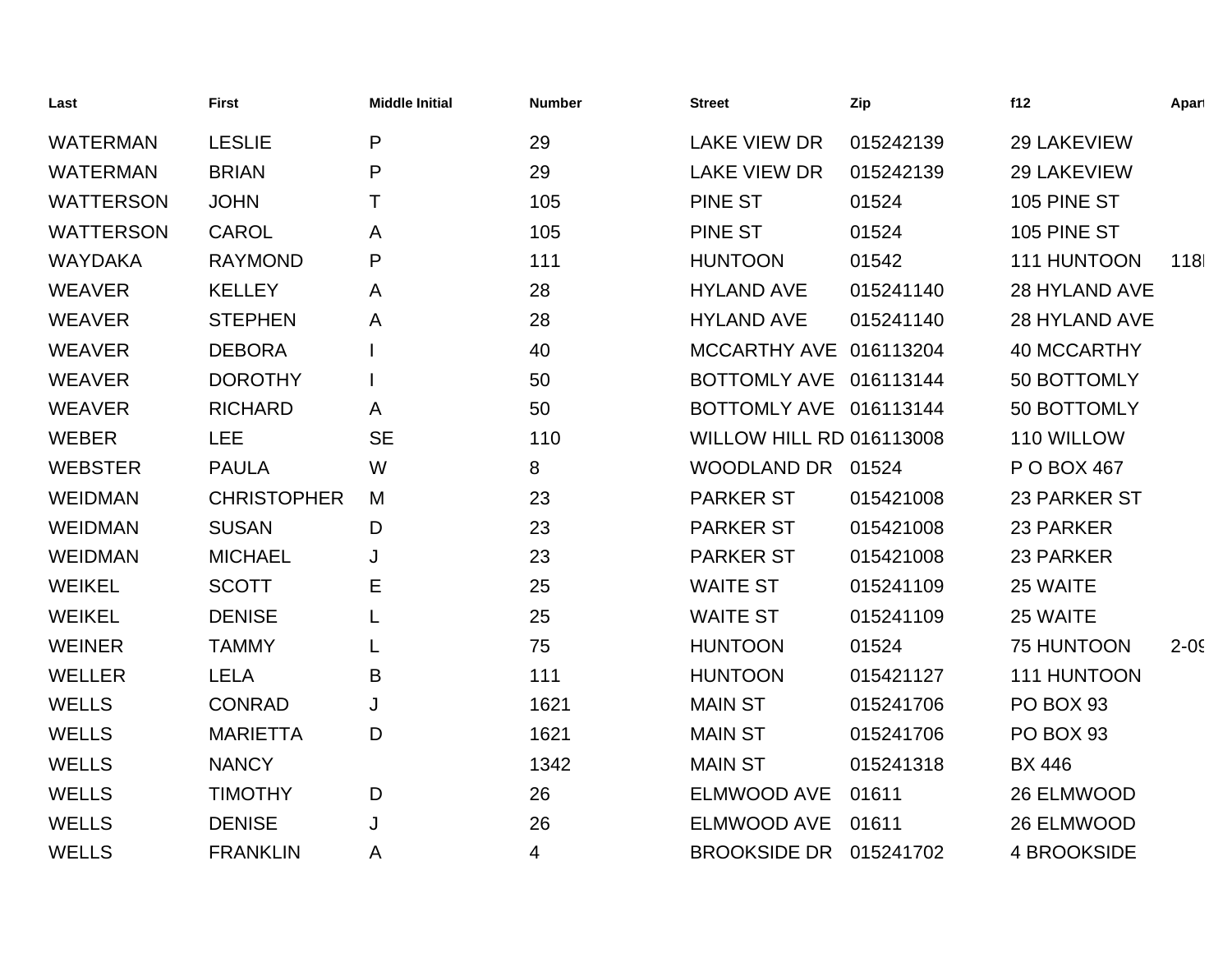| Last | First | Middle Initial | Number | Street | Zip | f12 | Apart |
|---|---|---|---|---|---|---|---|
| WATERMAN | LESLIE | P | 29 | LAKE VIEW DR | 015242139 | 29 LAKEVIEW | |
| WATERMAN | BRIAN | P | 29 | LAKE VIEW DR | 015242139 | 29 LAKEVIEW | |
| WATTERSON | JOHN | T | 105 | PINE ST | 01524 | 105 PINE ST | |
| WATTERSON | CAROL | A | 105 | PINE ST | 01524 | 105 PINE ST | |
| WAYDAKA | RAYMOND | P | 111 | HUNTOON | 01542 | 111 HUNTOON | 118I |
| WEAVER | KELLEY | A | 28 | HYLAND AVE | 015241140 | 28 HYLAND AVE | |
| WEAVER | STEPHEN | A | 28 | HYLAND AVE | 015241140 | 28 HYLAND AVE | |
| WEAVER | DEBORA | I | 40 | MCCARTHY AVE | 016113204 | 40 MCCARTHY | |
| WEAVER | DOROTHY | I | 50 | BOTTOMLY AVE | 016113144 | 50 BOTTOMLY | |
| WEAVER | RICHARD | A | 50 | BOTTOMLY AVE | 016113144 | 50 BOTTOMLY | |
| WEBER | LEE | SE | 110 | WILLOW HILL RD | 016113008 | 110 WILLOW | |
| WEBSTER | PAULA | W | 8 | WOODLAND DR | 01524 | P O BOX 467 | |
| WEIDMAN | CHRISTOPHER | M | 23 | PARKER ST | 015421008 | 23 PARKER ST | |
| WEIDMAN | SUSAN | D | 23 | PARKER ST | 015421008 | 23 PARKER | |
| WEIDMAN | MICHAEL | J | 23 | PARKER ST | 015421008 | 23 PARKER | |
| WEIKEL | SCOTT | E | 25 | WAITE ST | 015241109 | 25 WAITE | |
| WEIKEL | DENISE | L | 25 | WAITE ST | 015241109 | 25 WAITE | |
| WEINER | TAMMY | L | 75 | HUNTOON | 01524 | 75 HUNTOON | 2-0 |
| WELLER | LELA | B | 111 | HUNTOON | 015421127 | 111 HUNTOON | |
| WELLS | CONRAD | J | 1621 | MAIN ST | 015241706 | PO BOX 93 | |
| WELLS | MARIETTA | D | 1621 | MAIN ST | 015241706 | PO BOX 93 | |
| WELLS | NANCY | | 1342 | MAIN ST | 015241318 | BX 446 | |
| WELLS | TIMOTHY | D | 26 | ELMWOOD AVE | 01611 | 26 ELMWOOD | |
| WELLS | DENISE | J | 26 | ELMWOOD AVE | 01611 | 26 ELMWOOD | |
| WELLS | FRANKLIN | A | 4 | BROOKSIDE DR | 015241702 | 4 BROOKSIDE | |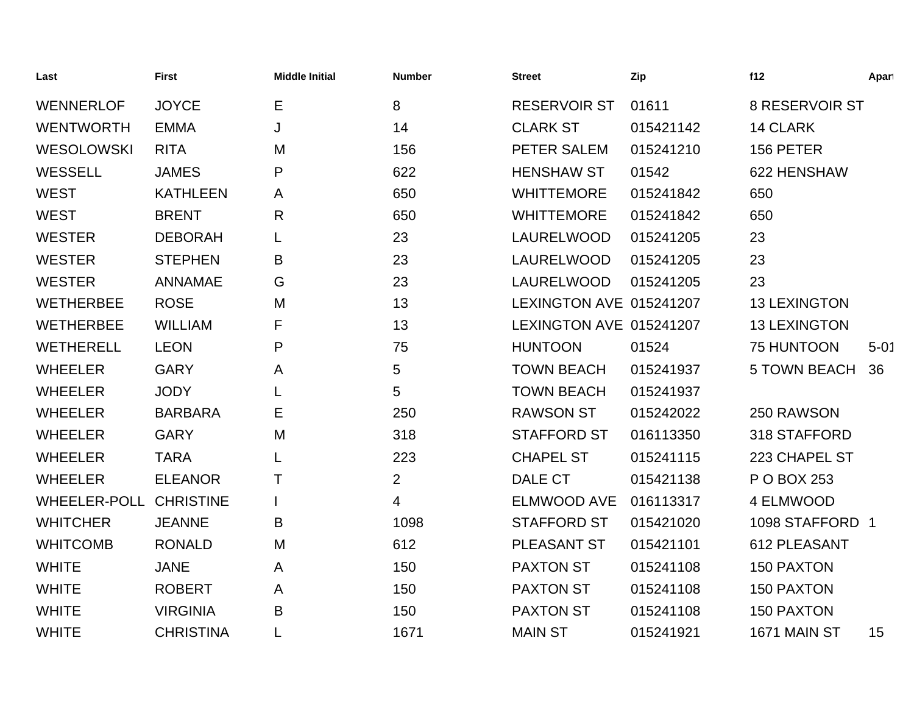| Last | First | Middle Initial | Number | Street | Zip | f12 | Apart |
|---|---|---|---|---|---|---|---|
| WENNERLOF | JOYCE | E | 8 | RESERVOIR ST | 01611 | 8 RESERVOIR ST | |
| WENTWORTH | EMMA | J | 14 | CLARK ST | 015421142 | 14 CLARK | |
| WESOLOWSKI | RITA | M | 156 | PETER SALEM | 015241210 | 156 PETER | |
| WESSELL | JAMES | P | 622 | HENSHAW ST | 01542 | 622 HENSHAW | |
| WEST | KATHLEEN | A | 650 | WHITTEMORE | 015241842 | 650 | |
| WEST | BRENT | R | 650 | WHITTEMORE | 015241842 | 650 | |
| WESTER | DEBORAH | L | 23 | LAURELWOOD | 015241205 | 23 | |
| WESTER | STEPHEN | B | 23 | LAURELWOOD | 015241205 | 23 | |
| WESTER | ANNAMAE | G | 23 | LAURELWOOD | 015241205 | 23 | |
| WETHERBEE | ROSE | M | 13 | LEXINGTON AVE | 015241207 | 13 LEXINGTON | |
| WETHERBEE | WILLIAM | F | 13 | LEXINGTON AVE | 015241207 | 13 LEXINGTON | |
| WETHERELL | LEON | P | 75 | HUNTOON | 01524 | 75 HUNTOON | 5-01 |
| WHEELER | GARY | A | 5 | TOWN BEACH | 015241937 | 5 TOWN BEACH | 36 |
| WHEELER | JODY | L | 5 | TOWN BEACH | 015241937 | | |
| WHEELER | BARBARA | E | 250 | RAWSON ST | 015242022 | 250 RAWSON | |
| WHEELER | GARY | M | 318 | STAFFORD ST | 016113350 | 318 STAFFORD | |
| WHEELER | TARA | L | 223 | CHAPEL ST | 015241115 | 223 CHAPEL ST | |
| WHEELER | ELEANOR | T | 2 | DALE CT | 015421138 | P O BOX 253 | |
| WHEELER-POLL | CHRISTINE | I | 4 | ELMWOOD AVE | 016113317 | 4 ELMWOOD | |
| WHITCHER | JEANNE | B | 1098 | STAFFORD ST | 015421020 | 1098 STAFFORD | 1 |
| WHITCOMB | RONALD | M | 612 | PLEASANT ST | 015421101 | 612 PLEASANT | |
| WHITE | JANE | A | 150 | PAXTON ST | 015241108 | 150 PAXTON | |
| WHITE | ROBERT | A | 150 | PAXTON ST | 015241108 | 150 PAXTON | |
| WHITE | VIRGINIA | B | 150 | PAXTON ST | 015241108 | 150 PAXTON | |
| WHITE | CHRISTINA | L | 1671 | MAIN ST | 015241921 | 1671 MAIN ST | 15 |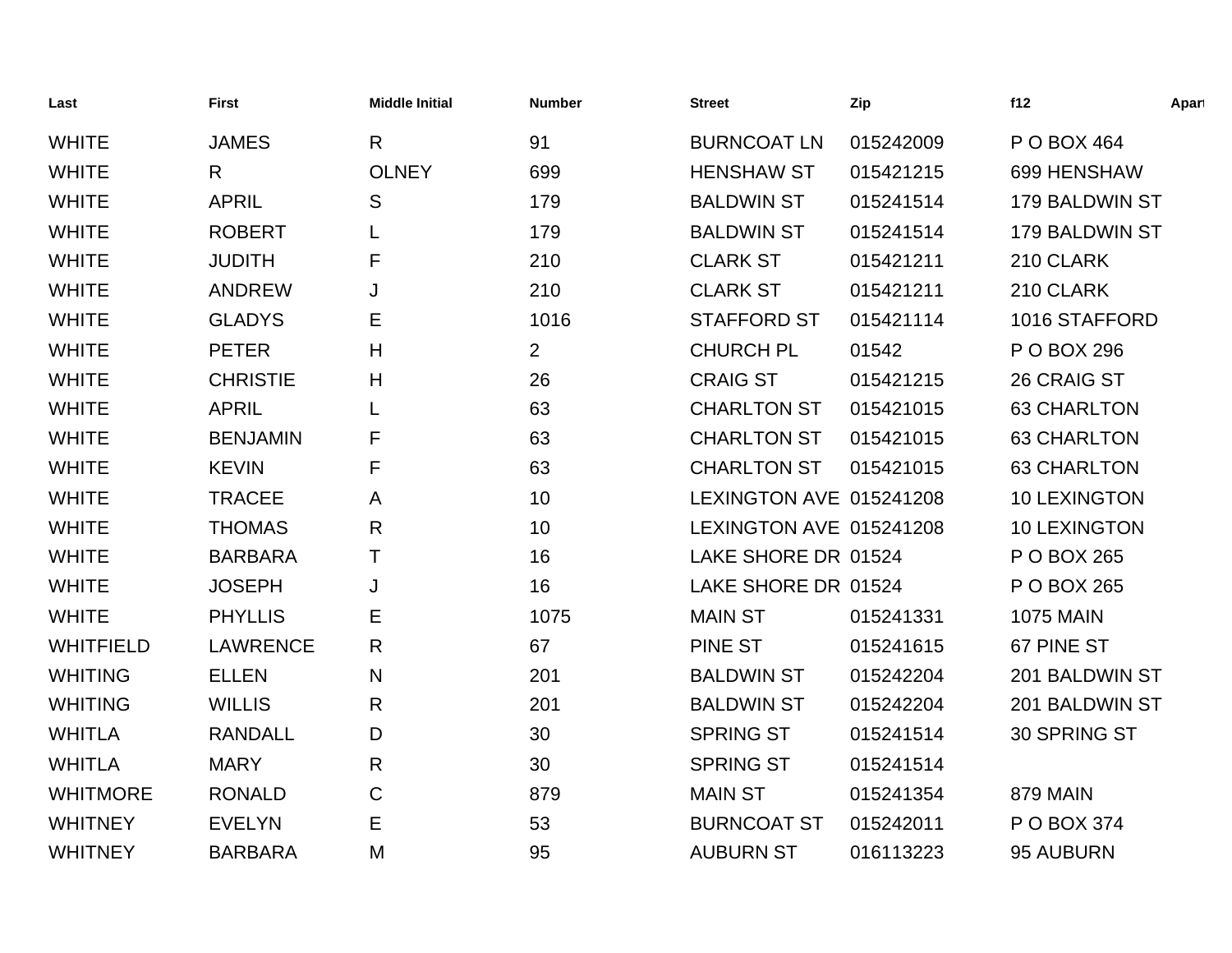| Last | First | Middle Initial | Number | Street | Zip | f12 | Apart |
|---|---|---|---|---|---|---|---|
| WHITE | JAMES | R | 91 | BURNCOAT LN | 015242009 | P O BOX 464 | |
| WHITE | R | OLNEY | 699 | HENSHAW ST | 015421215 | 699 HENSHAW | |
| WHITE | APRIL | S | 179 | BALDWIN ST | 015241514 | 179 BALDWIN ST | |
| WHITE | ROBERT | L | 179 | BALDWIN ST | 015241514 | 179 BALDWIN ST | |
| WHITE | JUDITH | F | 210 | CLARK ST | 015421211 | 210 CLARK | |
| WHITE | ANDREW | J | 210 | CLARK ST | 015421211 | 210 CLARK | |
| WHITE | GLADYS | E | 1016 | STAFFORD ST | 015421114 | 1016 STAFFORD | |
| WHITE | PETER | H | 2 | CHURCH PL | 01542 | P O BOX 296 | |
| WHITE | CHRISTIE | H | 26 | CRAIG ST | 015421215 | 26 CRAIG ST | |
| WHITE | APRIL | L | 63 | CHARLTON ST | 015421015 | 63 CHARLTON | |
| WHITE | BENJAMIN | F | 63 | CHARLTON ST | 015421015 | 63 CHARLTON | |
| WHITE | KEVIN | F | 63 | CHARLTON ST | 015421015 | 63 CHARLTON | |
| WHITE | TRACEE | A | 10 | LEXINGTON AVE | 015241208 | 10 LEXINGTON | |
| WHITE | THOMAS | R | 10 | LEXINGTON AVE | 015241208 | 10 LEXINGTON | |
| WHITE | BARBARA | T | 16 | LAKE SHORE DR | 01524 | P O BOX 265 | |
| WHITE | JOSEPH | J | 16 | LAKE SHORE DR | 01524 | P O BOX 265 | |
| WHITE | PHYLLIS | E | 1075 | MAIN ST | 015241331 | 1075 MAIN | |
| WHITFIELD | LAWRENCE | R | 67 | PINE ST | 015241615 | 67 PINE ST | |
| WHITING | ELLEN | N | 201 | BALDWIN ST | 015242204 | 201 BALDWIN ST | |
| WHITING | WILLIS | R | 201 | BALDWIN ST | 015242204 | 201 BALDWIN ST | |
| WHITLA | RANDALL | D | 30 | SPRING ST | 015241514 | 30 SPRING ST | |
| WHITLA | MARY | R | 30 | SPRING ST | 015241514 | | |
| WHITMORE | RONALD | C | 879 | MAIN ST | 015241354 | 879 MAIN | |
| WHITNEY | EVELYN | E | 53 | BURNCOAT ST | 015242011 | P O BOX 374 | |
| WHITNEY | BARBARA | M | 95 | AUBURN ST | 016113223 | 95 AUBURN | |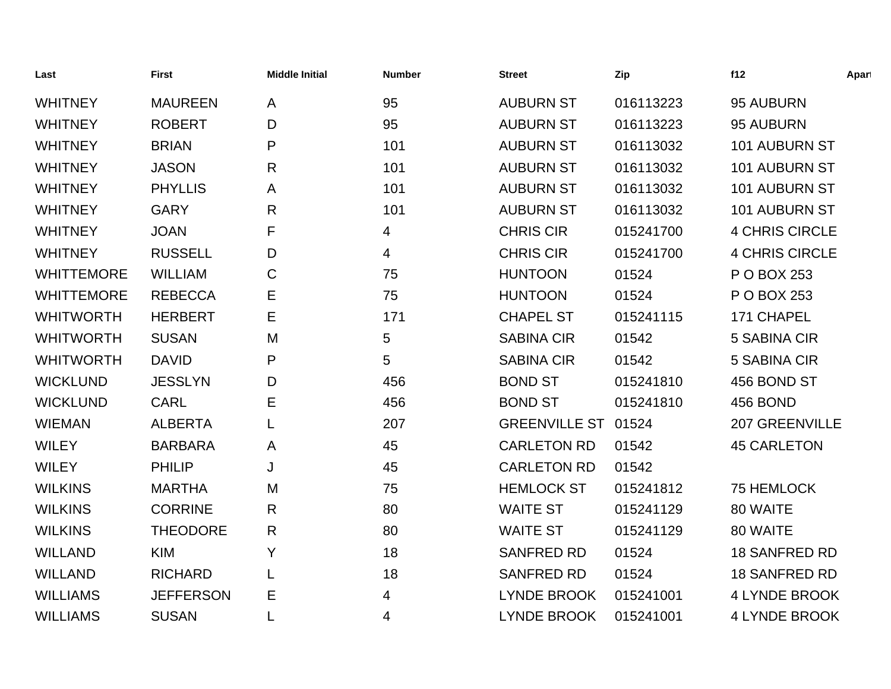| Last | First | Middle Initial | Number | Street | Zip | f12 | Apart |
|---|---|---|---|---|---|---|---|
| WHITNEY | MAUREEN | A | 95 | AUBURN ST | 016113223 | 95 AUBURN | |
| WHITNEY | ROBERT | D | 95 | AUBURN ST | 016113223 | 95 AUBURN | |
| WHITNEY | BRIAN | P | 101 | AUBURN ST | 016113032 | 101 AUBURN ST | |
| WHITNEY | JASON | R | 101 | AUBURN ST | 016113032 | 101 AUBURN ST | |
| WHITNEY | PHYLLIS | A | 101 | AUBURN ST | 016113032 | 101 AUBURN ST | |
| WHITNEY | GARY | R | 101 | AUBURN ST | 016113032 | 101 AUBURN ST | |
| WHITNEY | JOAN | F | 4 | CHRIS CIR | 015241700 | 4 CHRIS CIRCLE | |
| WHITNEY | RUSSELL | D | 4 | CHRIS CIR | 015241700 | 4 CHRIS CIRCLE | |
| WHITTEMORE | WILLIAM | C | 75 | HUNTOON | 01524 | P O BOX 253 | |
| WHITTEMORE | REBECCA | E | 75 | HUNTOON | 01524 | P O BOX 253 | |
| WHITWORTH | HERBERT | E | 171 | CHAPEL ST | 015241115 | 171 CHAPEL | |
| WHITWORTH | SUSAN | M | 5 | SABINA CIR | 01542 | 5 SABINA CIR | |
| WHITWORTH | DAVID | P | 5 | SABINA CIR | 01542 | 5 SABINA CIR | |
| WICKLUND | JESSLYN | D | 456 | BOND ST | 015241810 | 456 BOND ST | |
| WICKLUND | CARL | E | 456 | BOND ST | 015241810 | 456 BOND | |
| WIEMAN | ALBERTA | L | 207 | GREENVILLE ST | 01524 | 207 GREENVILLE | |
| WILEY | BARBARA | A | 45 | CARLETON RD | 01542 | 45 CARLETON | |
| WILEY | PHILIP | J | 45 | CARLETON RD | 01542 | | |
| WILKINS | MARTHA | M | 75 | HEMLOCK ST | 015241812 | 75 HEMLOCK | |
| WILKINS | CORRINE | R | 80 | WAITE ST | 015241129 | 80 WAITE | |
| WILKINS | THEODORE | R | 80 | WAITE ST | 015241129 | 80 WAITE | |
| WILLAND | KIM | Y | 18 | SANFRED RD | 01524 | 18 SANFRED RD | |
| WILLAND | RICHARD | L | 18 | SANFRED RD | 01524 | 18 SANFRED RD | |
| WILLIAMS | JEFFERSON | E | 4 | LYNDE BROOK | 015241001 | 4 LYNDE BROOK | |
| WILLIAMS | SUSAN | L | 4 | LYNDE BROOK | 015241001 | 4 LYNDE BROOK | |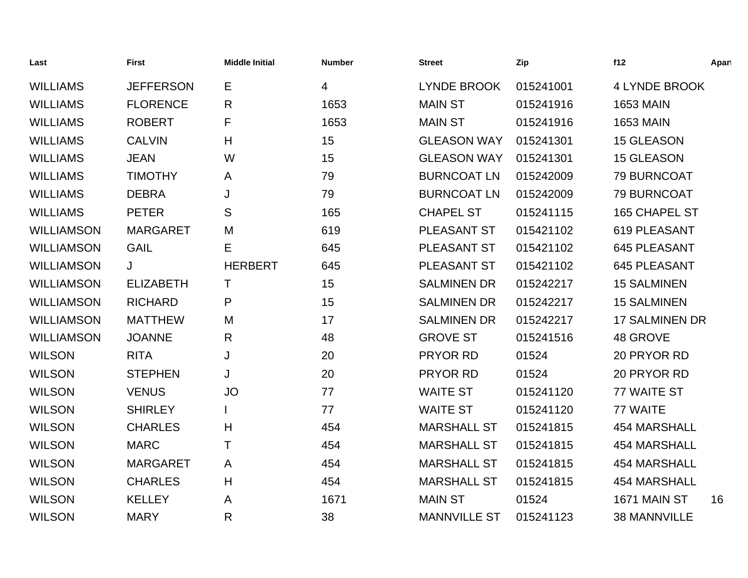| Last | First | Middle Initial | Number | Street | Zip | f12 | Apart |
|---|---|---|---|---|---|---|---|
| WILLIAMS | JEFFERSON | E | 4 | LYNDE BROOK | 015241001 | 4 LYNDE BROOK | |
| WILLIAMS | FLORENCE | R | 1653 | MAIN ST | 015241916 | 1653 MAIN | |
| WILLIAMS | ROBERT | F | 1653 | MAIN ST | 015241916 | 1653 MAIN | |
| WILLIAMS | CALVIN | H | 15 | GLEASON WAY | 015241301 | 15 GLEASON | |
| WILLIAMS | JEAN | W | 15 | GLEASON WAY | 015241301 | 15 GLEASON | |
| WILLIAMS | TIMOTHY | A | 79 | BURNCOAT LN | 015242009 | 79 BURNCOAT | |
| WILLIAMS | DEBRA | J | 79 | BURNCOAT LN | 015242009 | 79 BURNCOAT | |
| WILLIAMS | PETER | S | 165 | CHAPEL ST | 015241115 | 165 CHAPEL ST | |
| WILLIAMSON | MARGARET | M | 619 | PLEASANT ST | 015421102 | 619 PLEASANT | |
| WILLIAMSON | GAIL | E | 645 | PLEASANT ST | 015421102 | 645 PLEASANT | |
| WILLIAMSON | J | HERBERT | 645 | PLEASANT ST | 015421102 | 645 PLEASANT | |
| WILLIAMSON | ELIZABETH | T | 15 | SALMINEN DR | 015242217 | 15 SALMINEN | |
| WILLIAMSON | RICHARD | P | 15 | SALMINEN DR | 015242217 | 15 SALMINEN | |
| WILLIAMSON | MATTHEW | M | 17 | SALMINEN DR | 015242217 | 17 SALMINEN DR | |
| WILLIAMSON | JOANNE | R | 48 | GROVE ST | 015241516 | 48 GROVE | |
| WILSON | RITA | J | 20 | PRYOR RD | 01524 | 20 PRYOR RD | |
| WILSON | STEPHEN | J | 20 | PRYOR RD | 01524 | 20 PRYOR RD | |
| WILSON | VENUS | JO | 77 | WAITE ST | 015241120 | 77 WAITE ST | |
| WILSON | SHIRLEY | I | 77 | WAITE ST | 015241120 | 77 WAITE | |
| WILSON | CHARLES | H | 454 | MARSHALL ST | 015241815 | 454 MARSHALL | |
| WILSON | MARC | T | 454 | MARSHALL ST | 015241815 | 454 MARSHALL | |
| WILSON | MARGARET | A | 454 | MARSHALL ST | 015241815 | 454 MARSHALL | |
| WILSON | CHARLES | H | 454 | MARSHALL ST | 015241815 | 454 MARSHALL | |
| WILSON | KELLEY | A | 1671 | MAIN ST | 01524 | 1671 MAIN ST | 16 |
| WILSON | MARY | R | 38 | MANNVILLE ST | 015241123 | 38 MANNVILLE | |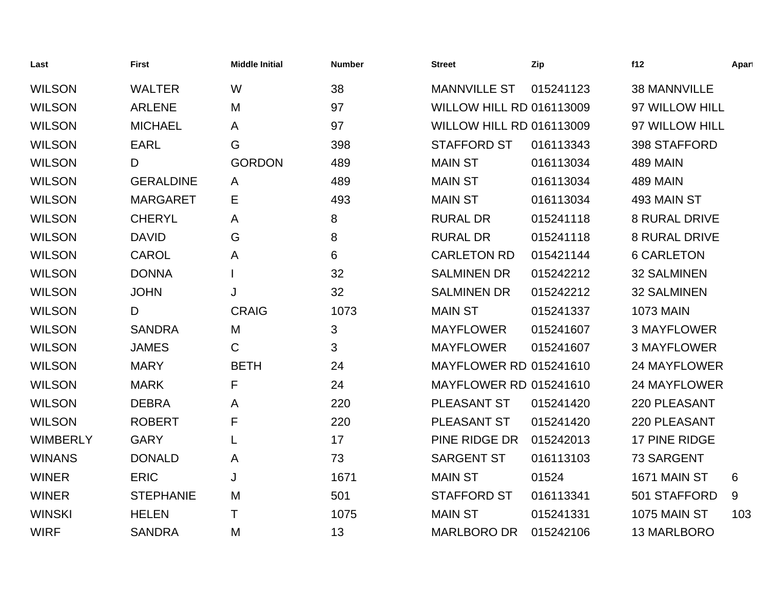| Last | First | Middle Initial | Number | Street | Zip | f12 | Apart |
|---|---|---|---|---|---|---|---|
| WILSON | WALTER | W | 38 | MANNVILLE ST | 015241123 | 38 MANNVILLE | |
| WILSON | ARLENE | M | 97 | WILLOW HILL RD | 016113009 | 97 WILLOW HILL | |
| WILSON | MICHAEL | A | 97 | WILLOW HILL RD | 016113009 | 97 WILLOW HILL | |
| WILSON | EARL | G | 398 | STAFFORD ST | 016113343 | 398 STAFFORD | |
| WILSON | D | GORDON | 489 | MAIN ST | 016113034 | 489 MAIN | |
| WILSON | GERALDINE | A | 489 | MAIN ST | 016113034 | 489 MAIN | |
| WILSON | MARGARET | E | 493 | MAIN ST | 016113034 | 493 MAIN ST | |
| WILSON | CHERYL | A | 8 | RURAL DR | 015241118 | 8 RURAL DRIVE | |
| WILSON | DAVID | G | 8 | RURAL DR | 015241118 | 8 RURAL DRIVE | |
| WILSON | CAROL | A | 6 | CARLETON RD | 015421144 | 6 CARLETON | |
| WILSON | DONNA | I | 32 | SALMINEN DR | 015242212 | 32 SALMINEN | |
| WILSON | JOHN | J | 32 | SALMINEN DR | 015242212 | 32 SALMINEN | |
| WILSON | D | CRAIG | 1073 | MAIN ST | 015241337 | 1073 MAIN | |
| WILSON | SANDRA | M | 3 | MAYFLOWER | 015241607 | 3 MAYFLOWER | |
| WILSON | JAMES | C | 3 | MAYFLOWER | 015241607 | 3 MAYFLOWER | |
| WILSON | MARY | BETH | 24 | MAYFLOWER RD | 015241610 | 24 MAYFLOWER | |
| WILSON | MARK | F | 24 | MAYFLOWER RD | 015241610 | 24 MAYFLOWER | |
| WILSON | DEBRA | A | 220 | PLEASANT ST | 015241420 | 220 PLEASANT | |
| WILSON | ROBERT | F | 220 | PLEASANT ST | 015241420 | 220 PLEASANT | |
| WIMBERLY | GARY | L | 17 | PINE RIDGE DR | 015242013 | 17 PINE RIDGE | |
| WINANS | DONALD | A | 73 | SARGENT ST | 016113103 | 73 SARGENT | |
| WINER | ERIC | J | 1671 | MAIN ST | 01524 | 1671 MAIN ST | 6 |
| WINER | STEPHANIE | M | 501 | STAFFORD ST | 016113341 | 501 STAFFORD | 9 |
| WINSKI | HELEN | T | 1075 | MAIN ST | 015241331 | 1075 MAIN ST | 103 |
| WIRF | SANDRA | M | 13 | MARLBORO DR | 015242106 | 13 MARLBORO | |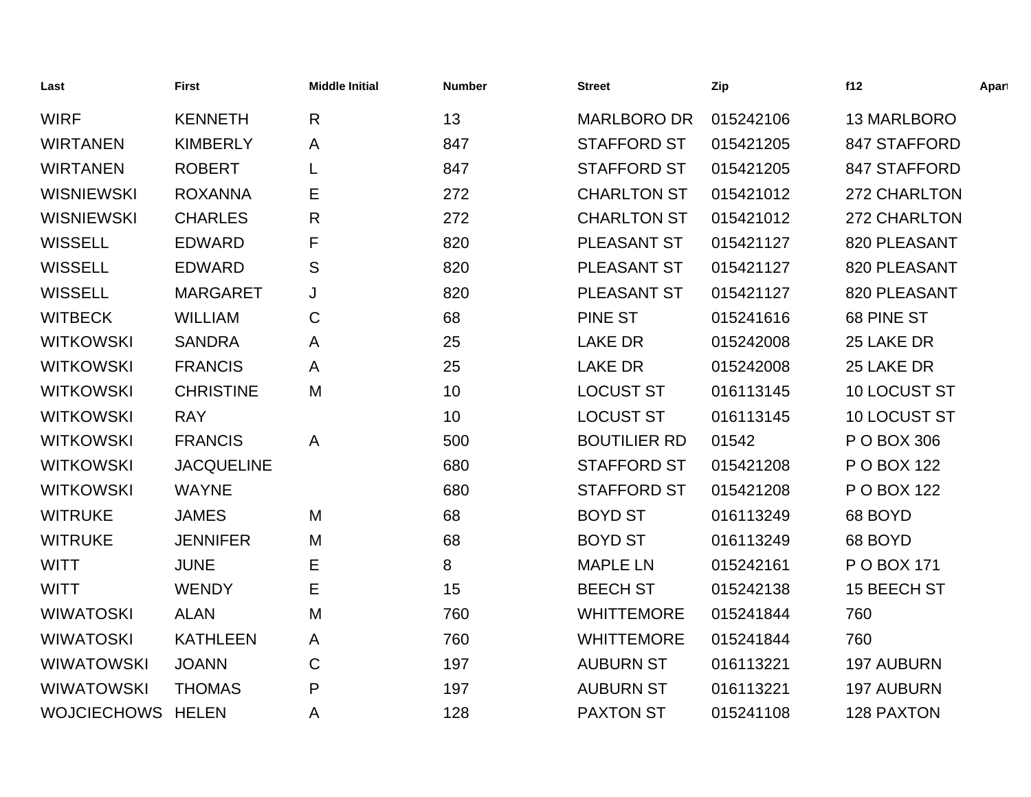| Last | First | Middle Initial | Number | Street | Zip | f12 | Apart |
| --- | --- | --- | --- | --- | --- | --- | --- |
| WIRF | KENNETH | R | 13 | MARLBORO DR | 015242106 | 13 MARLBORO | |
| WIRTANEN | KIMBERLY | A | 847 | STAFFORD ST | 015421205 | 847 STAFFORD | |
| WIRTANEN | ROBERT | L | 847 | STAFFORD ST | 015421205 | 847 STAFFORD | |
| WISNIEWSKI | ROXANNA | E | 272 | CHARLTON ST | 015421012 | 272 CHARLTON | |
| WISNIEWSKI | CHARLES | R | 272 | CHARLTON ST | 015421012 | 272 CHARLTON | |
| WISSELL | EDWARD | F | 820 | PLEASANT ST | 015421127 | 820 PLEASANT | |
| WISSELL | EDWARD | S | 820 | PLEASANT ST | 015421127 | 820 PLEASANT | |
| WISSELL | MARGARET | J | 820 | PLEASANT ST | 015421127 | 820 PLEASANT | |
| WITBECK | WILLIAM | C | 68 | PINE ST | 015241616 | 68 PINE ST | |
| WITKOWSKI | SANDRA | A | 25 | LAKE DR | 015242008 | 25 LAKE DR | |
| WITKOWSKI | FRANCIS | A | 25 | LAKE DR | 015242008 | 25 LAKE DR | |
| WITKOWSKI | CHRISTINE | M | 10 | LOCUST ST | 016113145 | 10 LOCUST ST | |
| WITKOWSKI | RAY | | 10 | LOCUST ST | 016113145 | 10 LOCUST ST | |
| WITKOWSKI | FRANCIS | A | 500 | BOUTILIER RD | 01542 | P O BOX 306 | |
| WITKOWSKI | JACQUELINE | | 680 | STAFFORD ST | 015421208 | P O BOX 122 | |
| WITKOWSKI | WAYNE | | 680 | STAFFORD ST | 015421208 | P O BOX 122 | |
| WITRUKE | JAMES | M | 68 | BOYD ST | 016113249 | 68 BOYD | |
| WITRUKE | JENNIFER | M | 68 | BOYD ST | 016113249 | 68 BOYD | |
| WITT | JUNE | E | 8 | MAPLE LN | 015242161 | P O BOX 171 | |
| WITT | WENDY | E | 15 | BEECH ST | 015242138 | 15 BEECH ST | |
| WIWATOSKI | ALAN | M | 760 | WHITTEMORE | 015241844 | 760 | |
| WIWATOSKI | KATHLEEN | A | 760 | WHITTEMORE | 015241844 | 760 | |
| WIWATOWSKI | JOANN | C | 197 | AUBURN ST | 016113221 | 197 AUBURN | |
| WIWATOWSKI | THOMAS | P | 197 | AUBURN ST | 016113221 | 197 AUBURN | |
| WOJCIECHOWS | HELEN | A | 128 | PAXTON ST | 015241108 | 128 PAXTON | |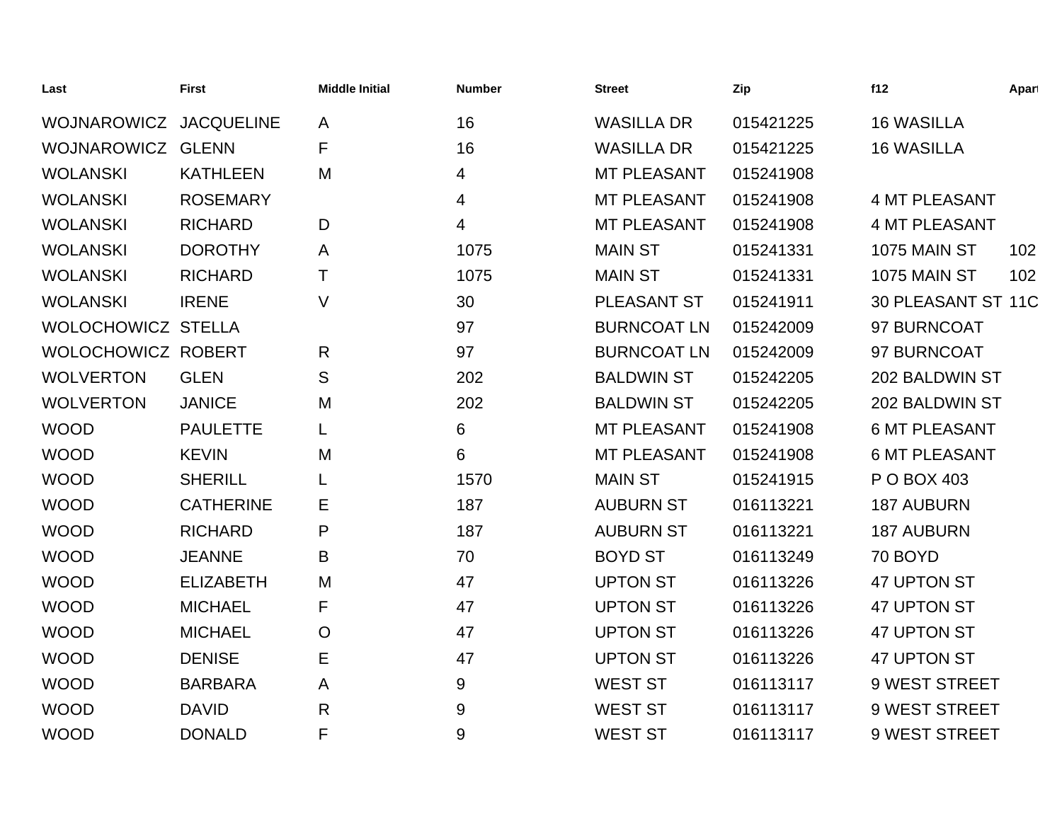| Last | First | Middle Initial | Number | Street | Zip | f12 | Apart |
|---|---|---|---|---|---|---|---|
| WOJNAROWICZ | JACQUELINE | A | 16 | WASILLA DR | 015421225 | 16 WASILLA | |
| WOJNAROWICZ | GLENN | F | 16 | WASILLA DR | 015421225 | 16 WASILLA | |
| WOLANSKI | KATHLEEN | M | 4 | MT PLEASANT | 015241908 | | |
| WOLANSKI | ROSEMARY | | 4 | MT PLEASANT | 015241908 | 4 MT PLEASANT | |
| WOLANSKI | RICHARD | D | 4 | MT PLEASANT | 015241908 | 4 MT PLEASANT | |
| WOLANSKI | DOROTHY | A | 1075 | MAIN ST | 015241331 | 1075 MAIN ST | 102 |
| WOLANSKI | RICHARD | T | 1075 | MAIN ST | 015241331 | 1075 MAIN ST | 102 |
| WOLANSKI | IRENE | V | 30 | PLEASANT ST | 015241911 | 30 PLEASANT ST | 11C |
| WOLOCHOWICZ | STELLA | | 97 | BURNCOAT LN | 015242009 | 97 BURNCOAT | |
| WOLOCHOWICZ | ROBERT | R | 97 | BURNCOAT LN | 015242009 | 97 BURNCOAT | |
| WOLVERTON | GLEN | S | 202 | BALDWIN ST | 015242205 | 202 BALDWIN ST | |
| WOLVERTON | JANICE | M | 202 | BALDWIN ST | 015242205 | 202 BALDWIN ST | |
| WOOD | PAULETTE | L | 6 | MT PLEASANT | 015241908 | 6 MT PLEASANT | |
| WOOD | KEVIN | M | 6 | MT PLEASANT | 015241908 | 6 MT PLEASANT | |
| WOOD | SHERILL | L | 1570 | MAIN ST | 015241915 | P O BOX 403 | |
| WOOD | CATHERINE | E | 187 | AUBURN ST | 016113221 | 187 AUBURN | |
| WOOD | RICHARD | P | 187 | AUBURN ST | 016113221 | 187 AUBURN | |
| WOOD | JEANNE | B | 70 | BOYD ST | 016113249 | 70 BOYD | |
| WOOD | ELIZABETH | M | 47 | UPTON ST | 016113226 | 47 UPTON ST | |
| WOOD | MICHAEL | F | 47 | UPTON ST | 016113226 | 47 UPTON ST | |
| WOOD | MICHAEL | O | 47 | UPTON ST | 016113226 | 47 UPTON ST | |
| WOOD | DENISE | E | 47 | UPTON ST | 016113226 | 47 UPTON ST | |
| WOOD | BARBARA | A | 9 | WEST ST | 016113117 | 9 WEST STREET | |
| WOOD | DAVID | R | 9 | WEST ST | 016113117 | 9 WEST STREET | |
| WOOD | DONALD | F | 9 | WEST ST | 016113117 | 9 WEST STREET | |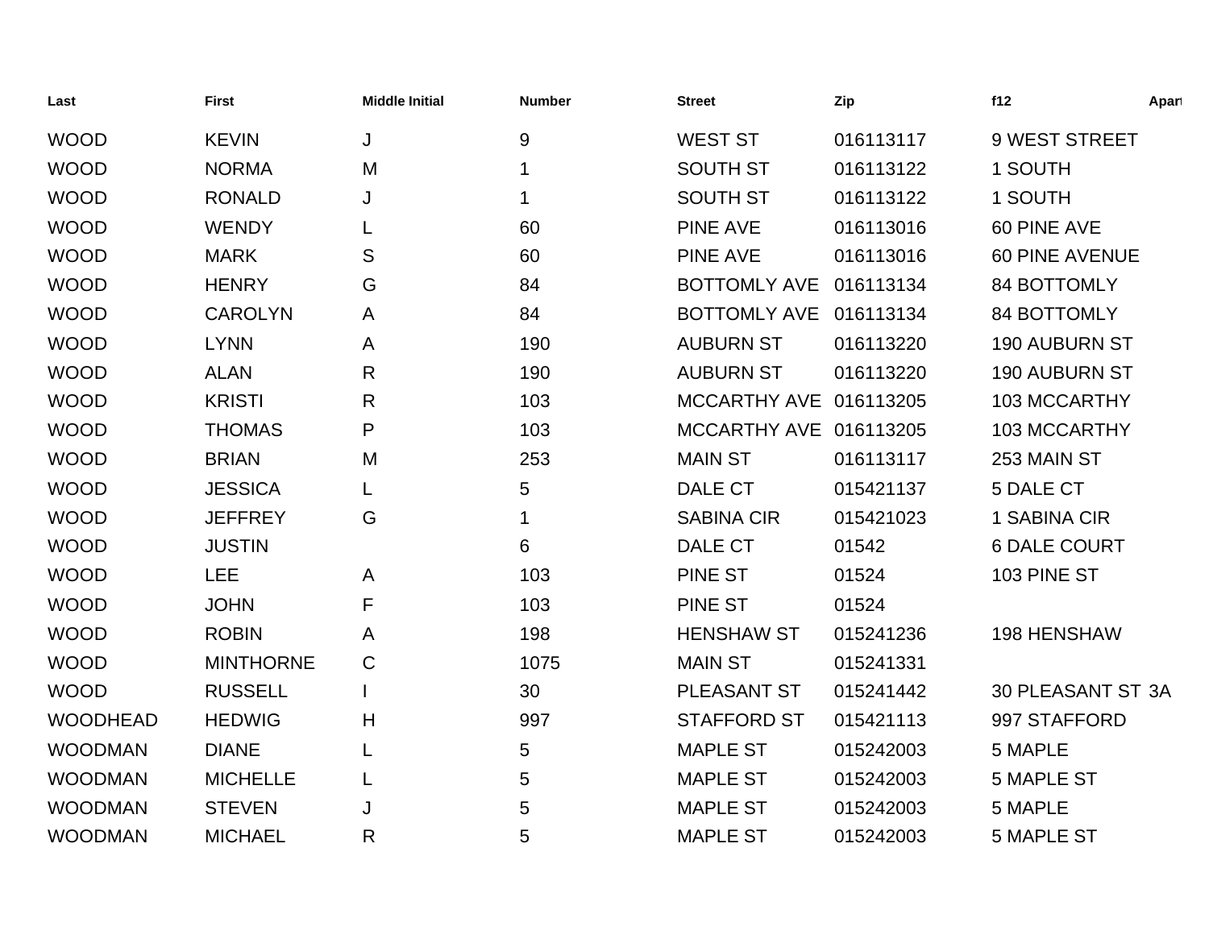| Last | First | Middle Initial | Number | Street | Zip | f12 | Apart |
|---|---|---|---|---|---|---|---|
| WOOD | KEVIN | J | 9 | WEST ST | 016113117 | 9 WEST STREET | |
| WOOD | NORMA | M | 1 | SOUTH ST | 016113122 | 1 SOUTH | |
| WOOD | RONALD | J | 1 | SOUTH ST | 016113122 | 1 SOUTH | |
| WOOD | WENDY | L | 60 | PINE AVE | 016113016 | 60 PINE AVE | |
| WOOD | MARK | S | 60 | PINE AVE | 016113016 | 60 PINE AVENUE | |
| WOOD | HENRY | G | 84 | BOTTOMLY AVE | 016113134 | 84 BOTTOMLY | |
| WOOD | CAROLYN | A | 84 | BOTTOMLY AVE | 016113134 | 84 BOTTOMLY | |
| WOOD | LYNN | A | 190 | AUBURN ST | 016113220 | 190 AUBURN ST | |
| WOOD | ALAN | R | 190 | AUBURN ST | 016113220 | 190 AUBURN ST | |
| WOOD | KRISTI | R | 103 | MCCARTHY AVE | 016113205 | 103 MCCARTHY | |
| WOOD | THOMAS | P | 103 | MCCARTHY AVE | 016113205 | 103 MCCARTHY | |
| WOOD | BRIAN | M | 253 | MAIN ST | 016113117 | 253 MAIN ST | |
| WOOD | JESSICA | L | 5 | DALE CT | 015421137 | 5 DALE CT | |
| WOOD | JEFFREY | G | 1 | SABINA CIR | 015421023 | 1 SABINA CIR | |
| WOOD | JUSTIN | | 6 | DALE CT | 01542 | 6 DALE COURT | |
| WOOD | LEE | A | 103 | PINE ST | 01524 | 103 PINE ST | |
| WOOD | JOHN | F | 103 | PINE ST | 01524 | | |
| WOOD | ROBIN | A | 198 | HENSHAW ST | 015241236 | 198 HENSHAW | |
| WOOD | MINTHORNE | C | 1075 | MAIN ST | 015241331 | | |
| WOOD | RUSSELL | I | 30 | PLEASANT ST | 015241442 | 30 PLEASANT ST | 3A |
| WOODHEAD | HEDWIG | H | 997 | STAFFORD ST | 015421113 | 997 STAFFORD | |
| WOODMAN | DIANE | L | 5 | MAPLE ST | 015242003 | 5 MAPLE | |
| WOODMAN | MICHELLE | L | 5 | MAPLE ST | 015242003 | 5 MAPLE ST | |
| WOODMAN | STEVEN | J | 5 | MAPLE ST | 015242003 | 5 MAPLE | |
| WOODMAN | MICHAEL | R | 5 | MAPLE ST | 015242003 | 5 MAPLE ST | |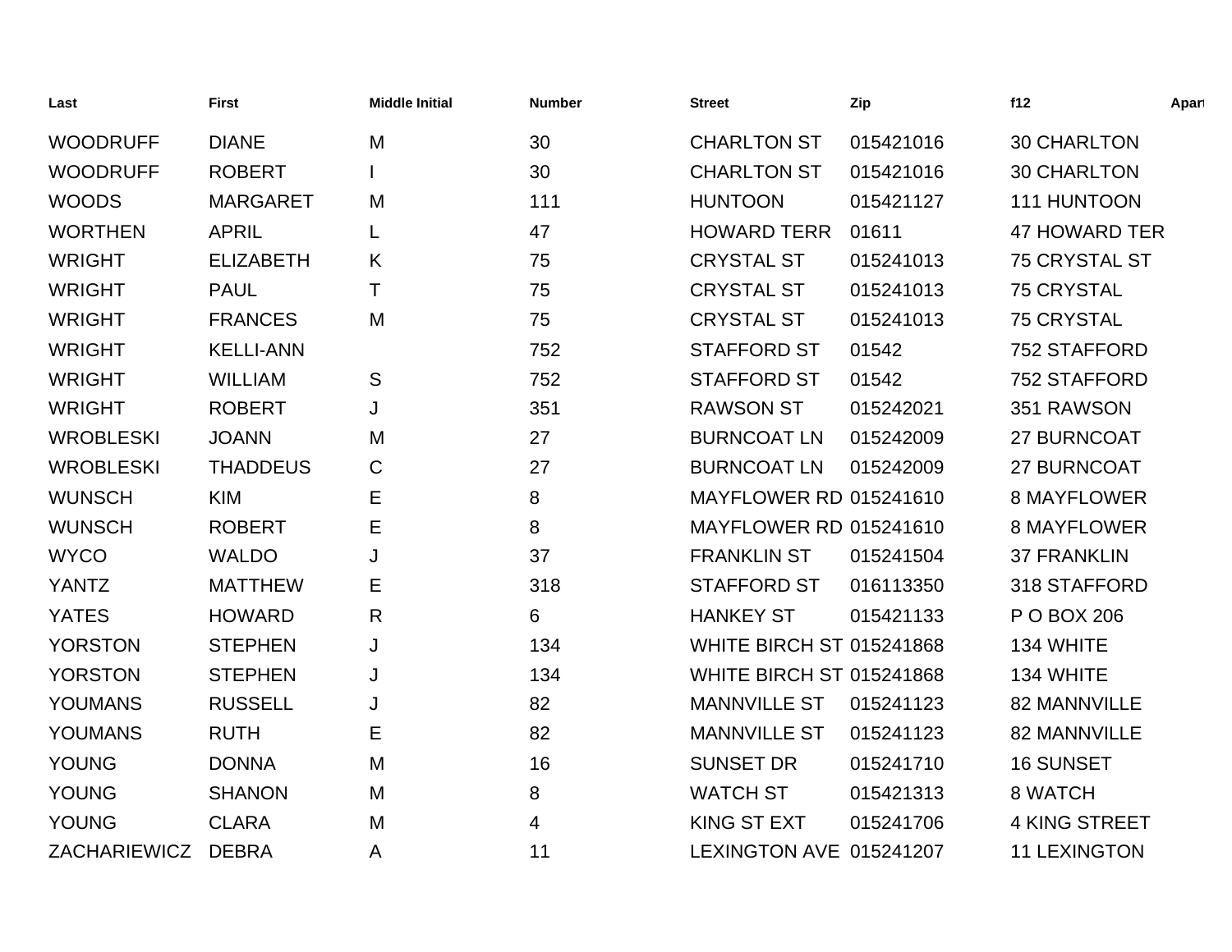| Last | First | Middle Initial | Number | Street | Zip | f12 | Apart |
|---|---|---|---|---|---|---|---|
| WOODRUFF | DIANE | M | 30 | CHARLTON ST | 015421016 | 30 CHARLTON | |
| WOODRUFF | ROBERT | I | 30 | CHARLTON ST | 015421016 | 30 CHARLTON | |
| WOODS | MARGARET | M | 111 | HUNTOON | 015421127 | 111 HUNTOON | |
| WORTHEN | APRIL | L | 47 | HOWARD TERR | 01611 | 47 HOWARD TER | |
| WRIGHT | ELIZABETH | K | 75 | CRYSTAL ST | 015241013 | 75 CRYSTAL ST | |
| WRIGHT | PAUL | T | 75 | CRYSTAL ST | 015241013 | 75 CRYSTAL | |
| WRIGHT | FRANCES | M | 75 | CRYSTAL ST | 015241013 | 75 CRYSTAL | |
| WRIGHT | KELLI-ANN | | 752 | STAFFORD ST | 01542 | 752 STAFFORD | |
| WRIGHT | WILLIAM | S | 752 | STAFFORD ST | 01542 | 752 STAFFORD | |
| WRIGHT | ROBERT | J | 351 | RAWSON ST | 015242021 | 351 RAWSON | |
| WROBLESKI | JOANN | M | 27 | BURNCOAT LN | 015242009 | 27 BURNCOAT | |
| WROBLESKI | THADDEUS | C | 27 | BURNCOAT LN | 015242009 | 27 BURNCOAT | |
| WUNSCH | KIM | E | 8 | MAYFLOWER RD | 015241610 | 8 MAYFLOWER | |
| WUNSCH | ROBERT | E | 8 | MAYFLOWER RD | 015241610 | 8 MAYFLOWER | |
| WYCO | WALDO | J | 37 | FRANKLIN ST | 015241504 | 37 FRANKLIN | |
| YANTZ | MATTHEW | E | 318 | STAFFORD ST | 016113350 | 318 STAFFORD | |
| YATES | HOWARD | R | 6 | HANKEY ST | 015421133 | P O BOX 206 | |
| YORSTON | STEPHEN | J | 134 | WHITE BIRCH ST | 015241868 | 134 WHITE | |
| YORSTON | STEPHEN | J | 134 | WHITE BIRCH ST | 015241868 | 134 WHITE | |
| YOUMANS | RUSSELL | J | 82 | MANNVILLE ST | 015241123 | 82 MANNVILLE | |
| YOUMANS | RUTH | E | 82 | MANNVILLE ST | 015241123 | 82 MANNVILLE | |
| YOUNG | DONNA | M | 16 | SUNSET DR | 015241710 | 16 SUNSET | |
| YOUNG | SHANON | M | 8 | WATCH ST | 015421313 | 8 WATCH | |
| YOUNG | CLARA | M | 4 | KING ST EXT | 015241706 | 4 KING STREET | |
| ZACHARIEWICZ | DEBRA | A | 11 | LEXINGTON AVE | 015241207 | 11 LEXINGTON | |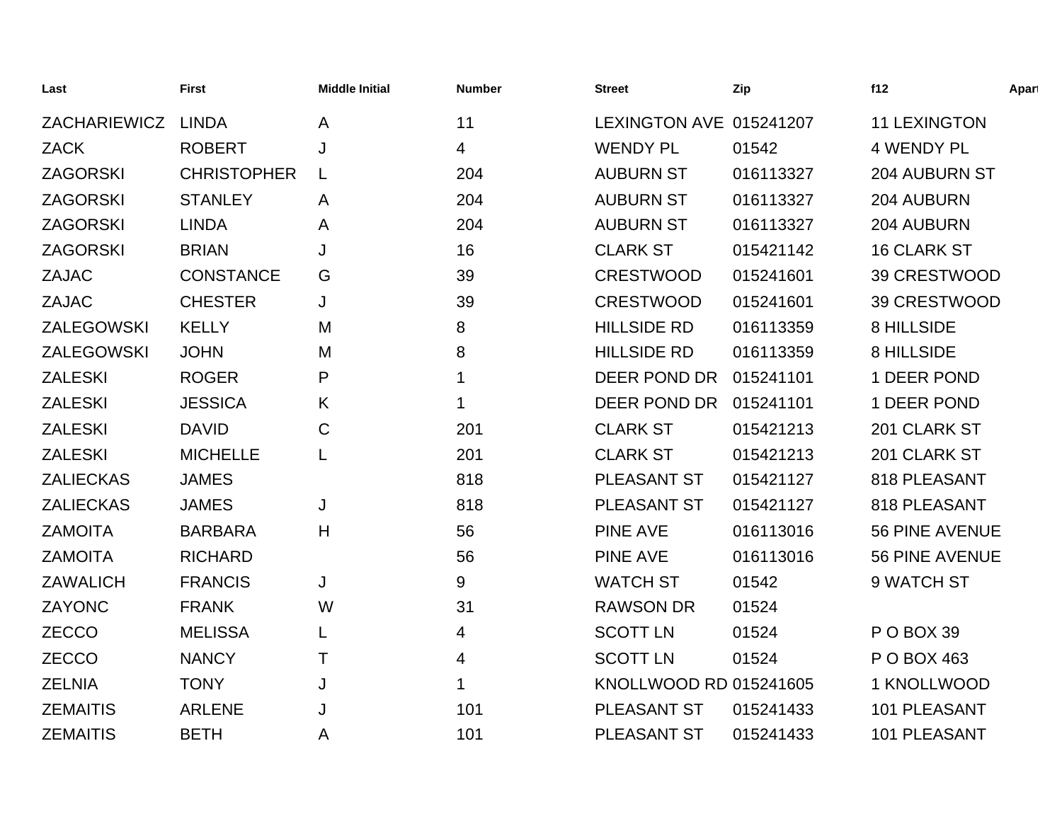| Last | First | Middle Initial | Number | Street | Zip | f12 | Apart |
|---|---|---|---|---|---|---|---|
| ZACHARIEWICZ | LINDA | A | 11 | LEXINGTON AVE | 015241207 | 11 LEXINGTON | |
| ZACK | ROBERT | J | 4 | WENDY PL | 01542 | 4 WENDY PL | |
| ZAGORSKI | CHRISTOPHER | L | 204 | AUBURN ST | 016113327 | 204 AUBURN ST | |
| ZAGORSKI | STANLEY | A | 204 | AUBURN ST | 016113327 | 204 AUBURN | |
| ZAGORSKI | LINDA | A | 204 | AUBURN ST | 016113327 | 204 AUBURN | |
| ZAGORSKI | BRIAN | J | 16 | CLARK ST | 015421142 | 16 CLARK ST | |
| ZAJAC | CONSTANCE | G | 39 | CRESTWOOD | 015241601 | 39 CRESTWOOD | |
| ZAJAC | CHESTER | J | 39 | CRESTWOOD | 015241601 | 39 CRESTWOOD | |
| ZALEGOWSKI | KELLY | M | 8 | HILLSIDE RD | 016113359 | 8 HILLSIDE | |
| ZALEGOWSKI | JOHN | M | 8 | HILLSIDE RD | 016113359 | 8 HILLSIDE | |
| ZALESKI | ROGER | P | 1 | DEER POND DR | 015241101 | 1 DEER POND | |
| ZALESKI | JESSICA | K | 1 | DEER POND DR | 015241101 | 1 DEER POND | |
| ZALESKI | DAVID | C | 201 | CLARK ST | 015421213 | 201 CLARK ST | |
| ZALESKI | MICHELLE | L | 201 | CLARK ST | 015421213 | 201 CLARK ST | |
| ZALIECKAS | JAMES | | 818 | PLEASANT ST | 015421127 | 818 PLEASANT | |
| ZALIECKAS | JAMES | J | 818 | PLEASANT ST | 015421127 | 818 PLEASANT | |
| ZAMOITA | BARBARA | H | 56 | PINE AVE | 016113016 | 56 PINE AVENUE | |
| ZAMOITA | RICHARD | | 56 | PINE AVE | 016113016 | 56 PINE AVENUE | |
| ZAWALICH | FRANCIS | J | 9 | WATCH ST | 01542 | 9 WATCH ST | |
| ZAYONC | FRANK | W | 31 | RAWSON DR | 01524 | | |
| ZECCO | MELISSA | L | 4 | SCOTT LN | 01524 | P O BOX 39 | |
| ZECCO | NANCY | T | 4 | SCOTT LN | 01524 | P O BOX 463 | |
| ZELNIA | TONY | J | 1 | KNOLLWOOD RD | 015241605 | 1 KNOLLWOOD | |
| ZEMAITIS | ARLENE | J | 101 | PLEASANT ST | 015241433 | 101 PLEASANT | |
| ZEMAITIS | BETH | A | 101 | PLEASANT ST | 015241433 | 101 PLEASANT | |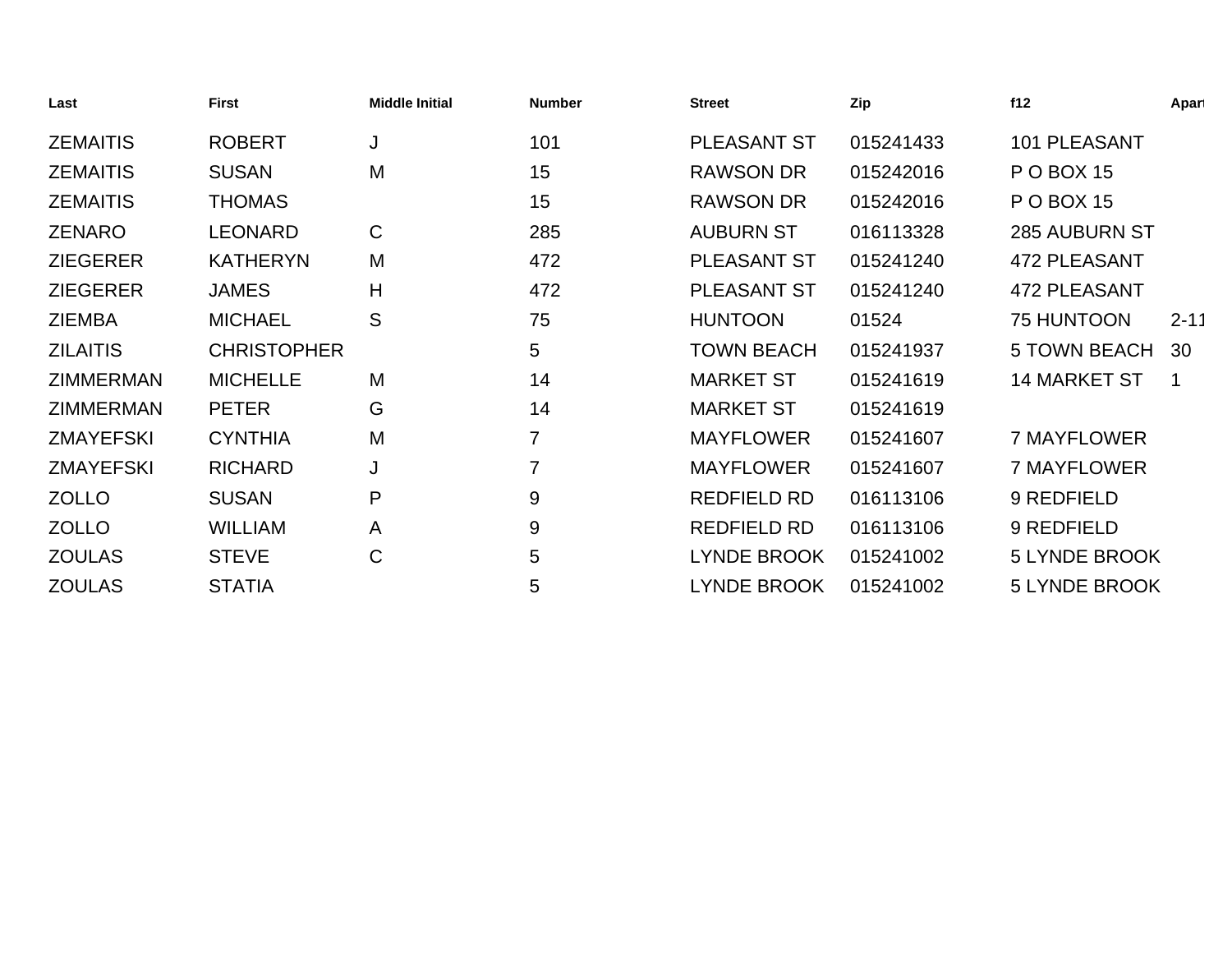| Last | First | Middle Initial | Number | Street | Zip | f12 | Apart |
|---|---|---|---|---|---|---|---|
| ZEMAITIS | ROBERT | J | 101 | PLEASANT ST | 015241433 | 101 PLEASANT | |
| ZEMAITIS | SUSAN | M | 15 | RAWSON DR | 015242016 | P O BOX 15 | |
| ZEMAITIS | THOMAS | | 15 | RAWSON DR | 015242016 | P O BOX 15 | |
| ZENARO | LEONARD | C | 285 | AUBURN ST | 016113328 | 285 AUBURN ST | |
| ZIEGERER | KATHERYN | M | 472 | PLEASANT ST | 015241240 | 472 PLEASANT | |
| ZIEGERER | JAMES | H | 472 | PLEASANT ST | 015241240 | 472 PLEASANT | |
| ZIEMBA | MICHAEL | S | 75 | HUNTOON | 01524 | 75 HUNTOON | 2-11 |
| ZILAITIS | CHRISTOPHER | | 5 | TOWN BEACH | 015241937 | 5 TOWN BEACH | 30 |
| ZIMMERMAN | MICHELLE | M | 14 | MARKET ST | 015241619 | 14 MARKET ST | 1 |
| ZIMMERMAN | PETER | G | 14 | MARKET ST | 015241619 | | |
| ZMAYEFSKI | CYNTHIA | M | 7 | MAYFLOWER | 015241607 | 7 MAYFLOWER | |
| ZMAYEFSKI | RICHARD | J | 7 | MAYFLOWER | 015241607 | 7 MAYFLOWER | |
| ZOLLO | SUSAN | P | 9 | REDFIELD RD | 016113106 | 9 REDFIELD | |
| ZOLLO | WILLIAM | A | 9 | REDFIELD RD | 016113106 | 9 REDFIELD | |
| ZOULAS | STEVE | C | 5 | LYNDE BROOK | 015241002 | 5 LYNDE BROOK | |
| ZOULAS | STATIA | | 5 | LYNDE BROOK | 015241002 | 5 LYNDE BROOK | |